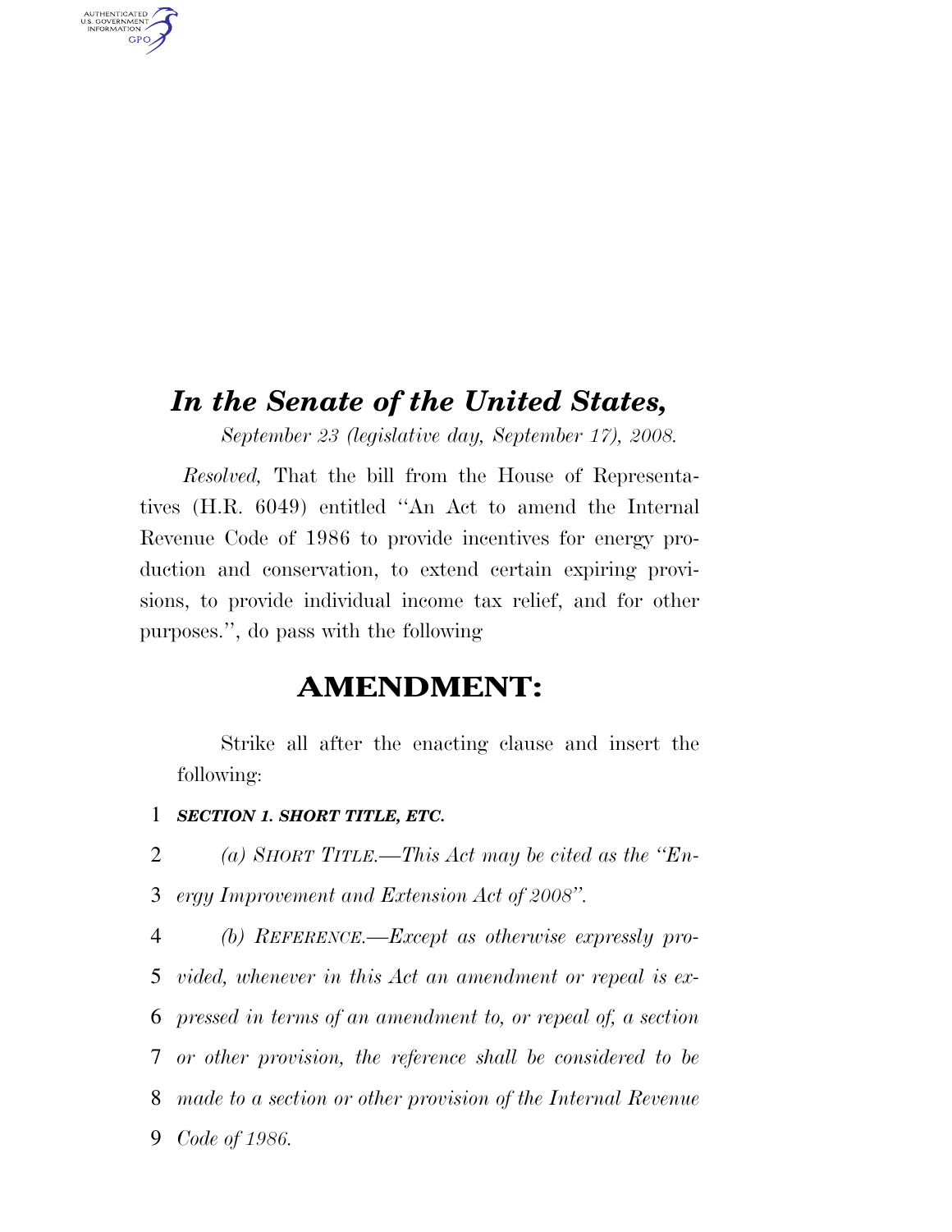# *In the Senate of the United States,*

*September 23 (legislative day, September 17), 2008.*

*Resolved,* That the bill from the House of Representatives (H.R. 6049) entitled "An Act to amend the Internal Revenue Code of 1986 to provide incentives for energy production and conservation, to extend certain expiring provisions, to provide individual income tax relief, and for other purposes.", do pass with the following

## AMENDMENT:

Strike all after the enacting clause and insert the following:

***SECTION 1. SHORT TITLE, ETC.***

*(a) SHORT TITLE.—This Act may be cited as the "Energy Improvement and Extension Act of 2008".*

*(b) REFERENCE.—Except as otherwise expressly provided, whenever in this Act an amendment or repeal is expressed in terms of an amendment to, or repeal of, a section or other provision, the reference shall be considered to be made to a section or other provision of the Internal Revenue Code of 1986.*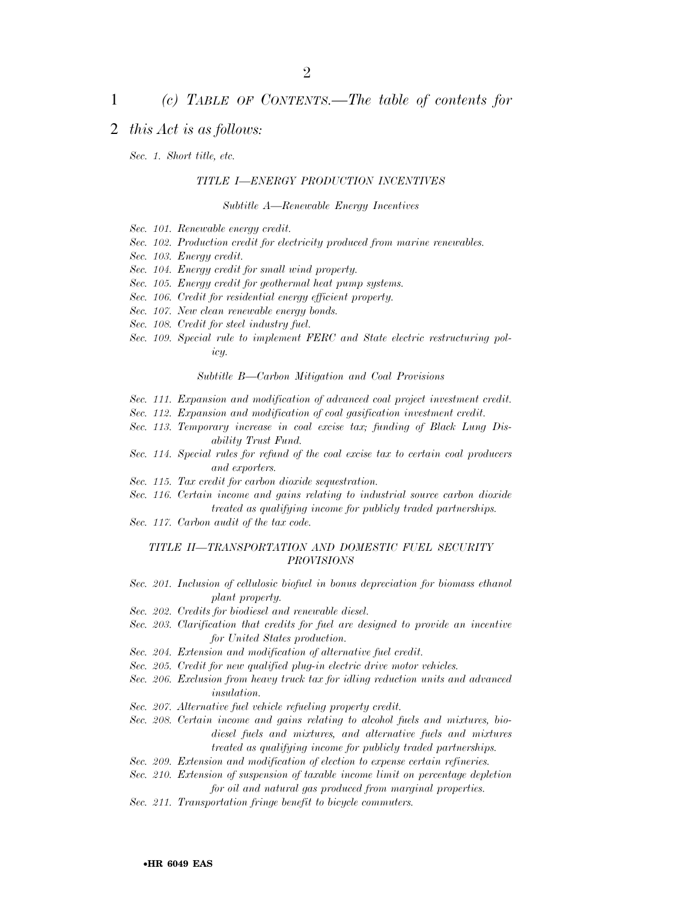(c) TABLE OF CONTENTS.—The table of contents for this Act is as follows:

Sec. 1. Short title, etc.

TITLE I—ENERGY PRODUCTION INCENTIVES

Subtitle A—Renewable Energy Incentives

Sec. 101. Renewable energy credit.
Sec. 102. Production credit for electricity produced from marine renewables.
Sec. 103. Energy credit.
Sec. 104. Energy credit for small wind property.
Sec. 105. Energy credit for geothermal heat pump systems.
Sec. 106. Credit for residential energy efficient property.
Sec. 107. New clean renewable energy bonds.
Sec. 108. Credit for steel industry fuel.
Sec. 109. Special rule to implement FERC and State electric restructuring policy.

Subtitle B—Carbon Mitigation and Coal Provisions

Sec. 111. Expansion and modification of advanced coal project investment credit.
Sec. 112. Expansion and modification of coal gasification investment credit.
Sec. 113. Temporary increase in coal excise tax; funding of Black Lung Disability Trust Fund.
Sec. 114. Special rules for refund of the coal excise tax to certain coal producers and exporters.
Sec. 115. Tax credit for carbon dioxide sequestration.
Sec. 116. Certain income and gains relating to industrial source carbon dioxide treated as qualifying income for publicly traded partnerships.
Sec. 117. Carbon audit of the tax code.

TITLE II—TRANSPORTATION AND DOMESTIC FUEL SECURITY PROVISIONS

Sec. 201. Inclusion of cellulosic biofuel in bonus depreciation for biomass ethanol plant property.
Sec. 202. Credits for biodiesel and renewable diesel.
Sec. 203. Clarification that credits for fuel are designed to provide an incentive for United States production.
Sec. 204. Extension and modification of alternative fuel credit.
Sec. 205. Credit for new qualified plug-in electric drive motor vehicles.
Sec. 206. Exclusion from heavy truck tax for idling reduction units and advanced insulation.
Sec. 207. Alternative fuel vehicle refueling property credit.
Sec. 208. Certain income and gains relating to alcohol fuels and mixtures, biodiesel fuels and mixtures, and alternative fuels and mixtures treated as qualifying income for publicly traded partnerships.
Sec. 209. Extension and modification of election to expense certain refineries.
Sec. 210. Extension of suspension of taxable income limit on percentage depletion for oil and natural gas produced from marginal properties.
Sec. 211. Transportation fringe benefit to bicycle commuters.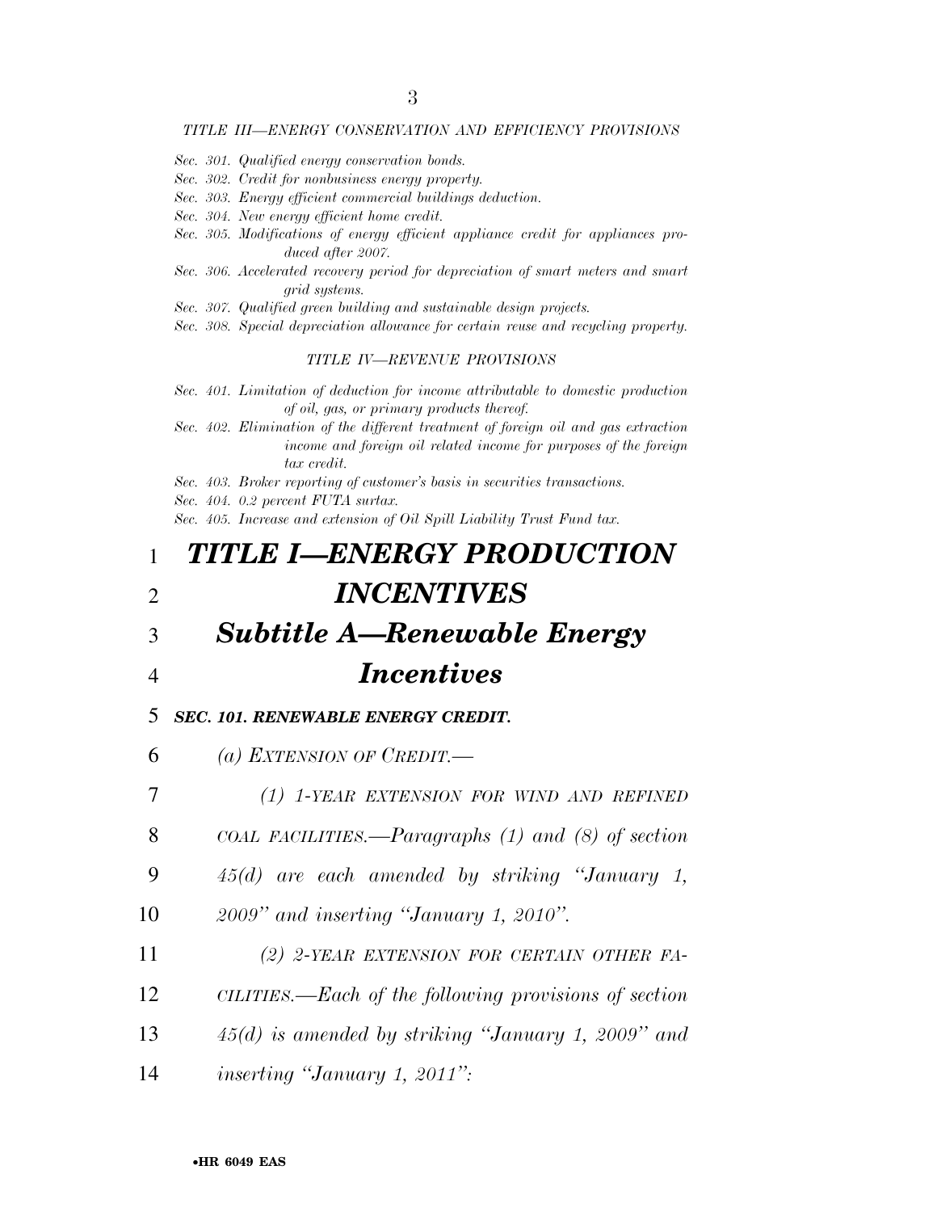*TITLE III—ENERGY CONSERVATION AND EFFICIENCY PROVISIONS*

*Sec. 301. Qualified energy conservation bonds.*
*Sec. 302. Credit for nonbusiness energy property.*
*Sec. 303. Energy efficient commercial buildings deduction.*
*Sec. 304. New energy efficient home credit.*
*Sec. 305. Modifications of energy efficient appliance credit for appliances produced after 2007.*
*Sec. 306. Accelerated recovery period for depreciation of smart meters and smart grid systems.*
*Sec. 307. Qualified green building and sustainable design projects.*
*Sec. 308. Special depreciation allowance for certain reuse and recycling property.*

*TITLE IV—REVENUE PROVISIONS*

*Sec. 401. Limitation of deduction for income attributable to domestic production of oil, gas, or primary products thereof.*
*Sec. 402. Elimination of the different treatment of foreign oil and gas extraction income and foreign oil related income for purposes of the foreign tax credit.*
*Sec. 403. Broker reporting of customer's basis in securities transactions.*
*Sec. 404. 0.2 percent FUTA surtax.*
*Sec. 405. Increase and extension of Oil Spill Liability Trust Fund tax.*

# *TITLE I—ENERGY PRODUCTION INCENTIVES*

## *Subtitle A—Renewable Energy Incentives*

### *SEC. 101. RENEWABLE ENERGY CREDIT.*

*(a) EXTENSION OF CREDIT.—*

*(1) 1-YEAR EXTENSION FOR WIND AND REFINED COAL FACILITIES.—Paragraphs (1) and (8) of section 45(d) are each amended by striking "January 1, 2009" and inserting "January 1, 2010".*

*(2) 2-YEAR EXTENSION FOR CERTAIN OTHER FACILITIES.—Each of the following provisions of section 45(d) is amended by striking "January 1, 2009" and inserting "January 1, 2011":*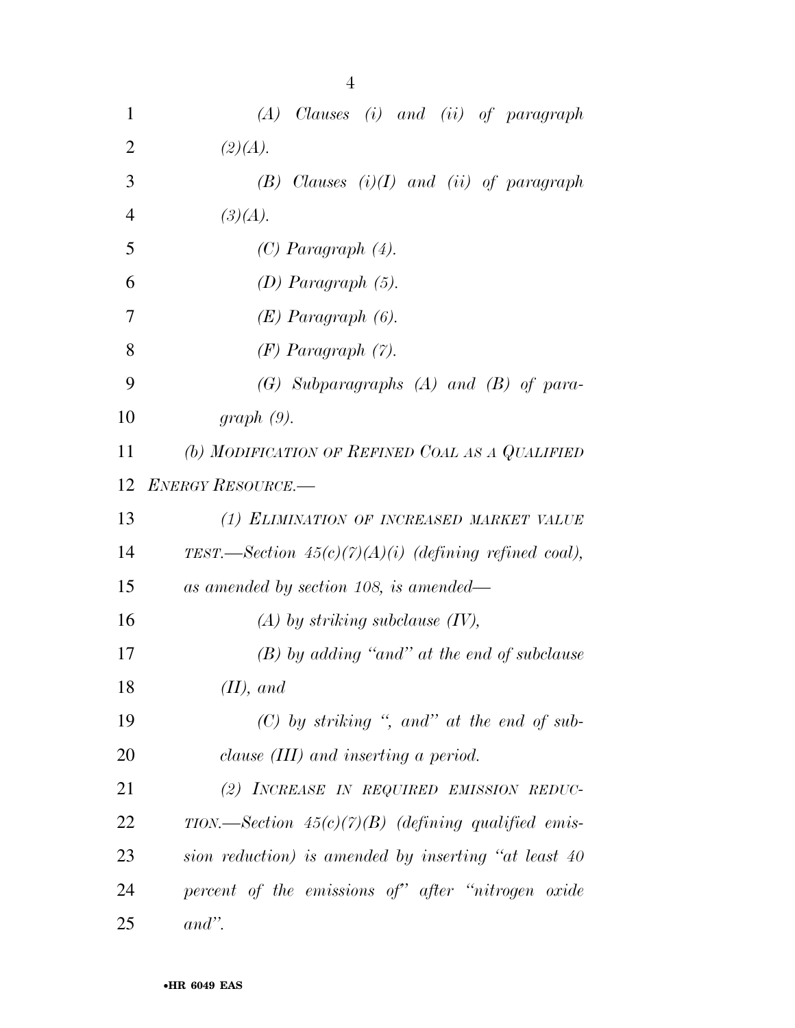*(A) Clauses (i) and (ii) of paragraph (2)(A).*

*(B) Clauses (i)(I) and (ii) of paragraph (3)(A).*

*(C) Paragraph (4).*

*(D) Paragraph (5).*

*(E) Paragraph (6).*

*(F) Paragraph (7).*

*(G) Subparagraphs (A) and (B) of paragraph (9).*

*(b) MODIFICATION OF REFINED COAL AS A QUALIFIED ENERGY RESOURCE.—*

*(1) ELIMINATION OF INCREASED MARKET VALUE TEST.—Section 45(c)(7)(A)(i) (defining refined coal), as amended by section 108, is amended—*

*(A) by striking subclause (IV),*

*(B) by adding "and" at the end of subclause (II), and*

*(C) by striking ", and" at the end of subclause (III) and inserting a period.*

*(2) INCREASE IN REQUIRED EMISSION REDUCTION.—Section 45(c)(7)(B) (defining qualified emission reduction) is amended by inserting "at least 40 percent of the emissions of" after "nitrogen oxide and".*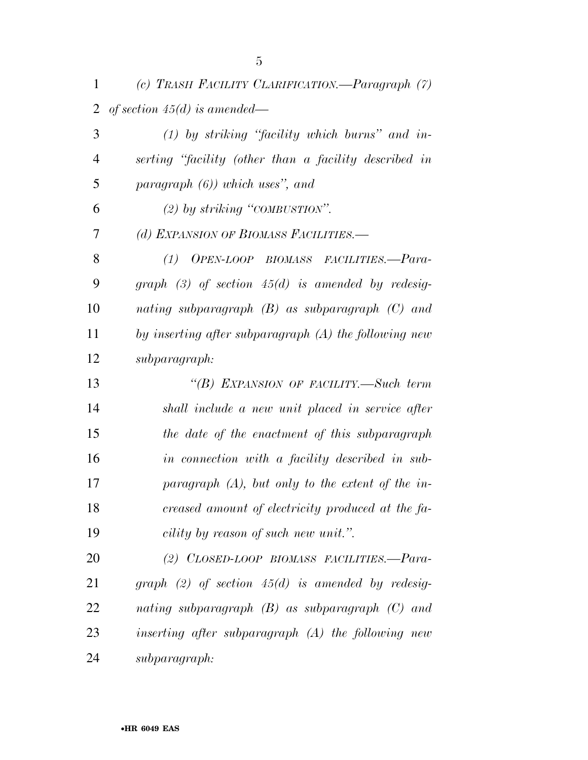*(c) TRASH FACILITY CLARIFICATION.—Paragraph (7) of section 45(d) is amended—*

*(1) by striking "facility which burns" and inserting "facility (other than a facility described in paragraph (6)) which uses", and*

*(2) by striking "COMBUSTION".*

*(d) EXPANSION OF BIOMASS FACILITIES.—*

*(1) OPEN-LOOP BIOMASS FACILITIES.—Paragraph (3) of section 45(d) is amended by redesignating subparagraph (B) as subparagraph (C) and by inserting after subparagraph (A) the following new subparagraph:*

*"(B) EXPANSION OF FACILITY.—Such term shall include a new unit placed in service after the date of the enactment of this subparagraph in connection with a facility described in subparagraph (A), but only to the extent of the increased amount of electricity produced at the facility by reason of such new unit.".*

*(2) CLOSED-LOOP BIOMASS FACILITIES.—Paragraph (2) of section 45(d) is amended by redesignating subparagraph (B) as subparagraph (C) and inserting after subparagraph (A) the following new subparagraph:*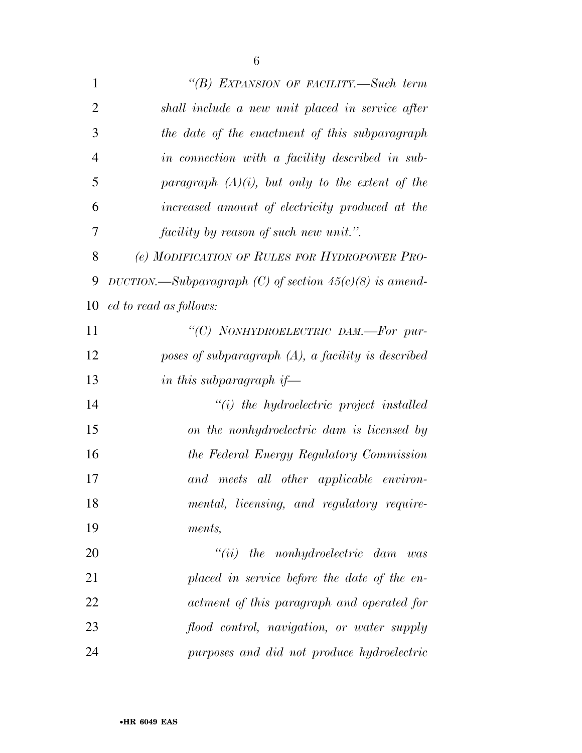*"(B) EXPANSION OF FACILITY.—Such term shall include a new unit placed in service after the date of the enactment of this subparagraph in connection with a facility described in subparagraph (A)(i), but only to the extent of the increased amount of electricity produced at the facility by reason of such new unit.".*

*(e) MODIFICATION OF RULES FOR HYDROPOWER PRODUCTION.—Subparagraph (C) of section 45(c)(8) is amended to read as follows:*

*"(C) NONHYDROELECTRIC DAM.—For purposes of subparagraph (A), a facility is described in this subparagraph if—*

*"(i) the hydroelectric project installed on the nonhydroelectric dam is licensed by the Federal Energy Regulatory Commission and meets all other applicable environmental, licensing, and regulatory requirements,*

*"(ii) the nonhydroelectric dam was placed in service before the date of the enactment of this paragraph and operated for flood control, navigation, or water supply purposes and did not produce hydroelectric*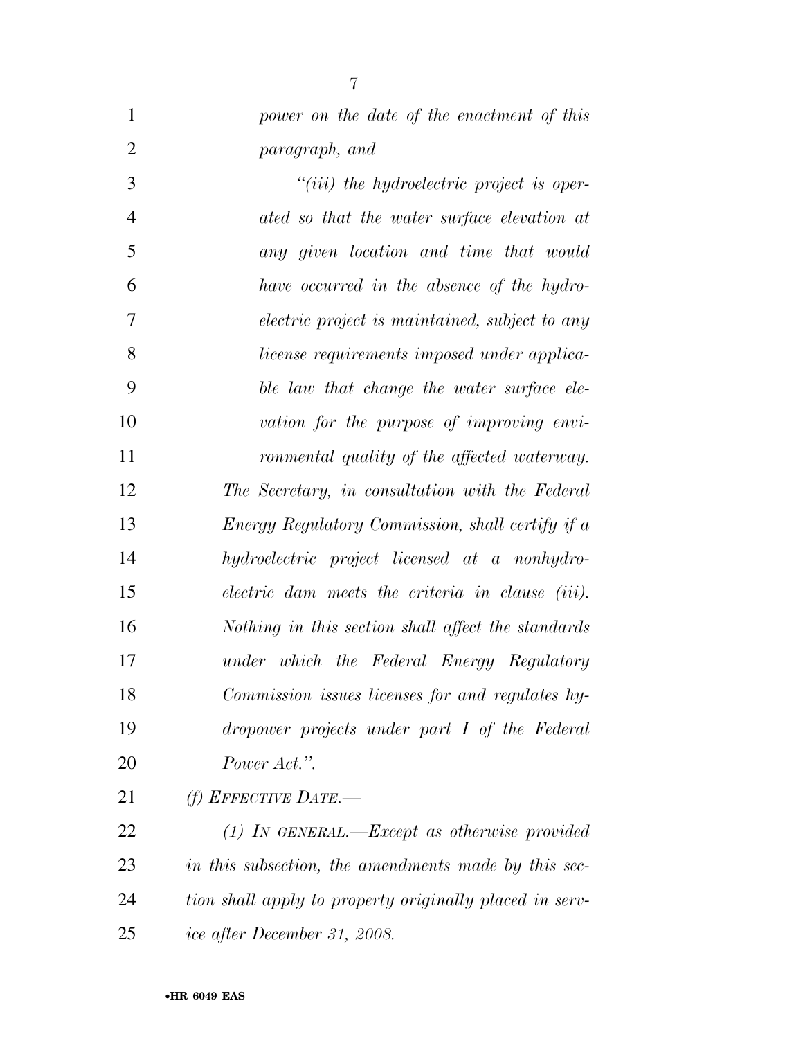*power on the date of the enactment of this paragraph, and*

*"(iii) the hydroelectric project is operated so that the water surface elevation at any given location and time that would have occurred in the absence of the hydroelectric project is maintained, subject to any license requirements imposed under applicable law that change the water surface elevation for the purpose of improving environmental quality of the affected waterway.*

*The Secretary, in consultation with the Federal Energy Regulatory Commission, shall certify if a hydroelectric project licensed at a nonhydroelectric dam meets the criteria in clause (iii). Nothing in this section shall affect the standards under which the Federal Energy Regulatory Commission issues licenses for and regulates hydropower projects under part I of the Federal Power Act.".*

*(f) EFFECTIVE DATE.—*

*(1) IN GENERAL.—Except as otherwise provided in this subsection, the amendments made by this section shall apply to property originally placed in service after December 31, 2008.*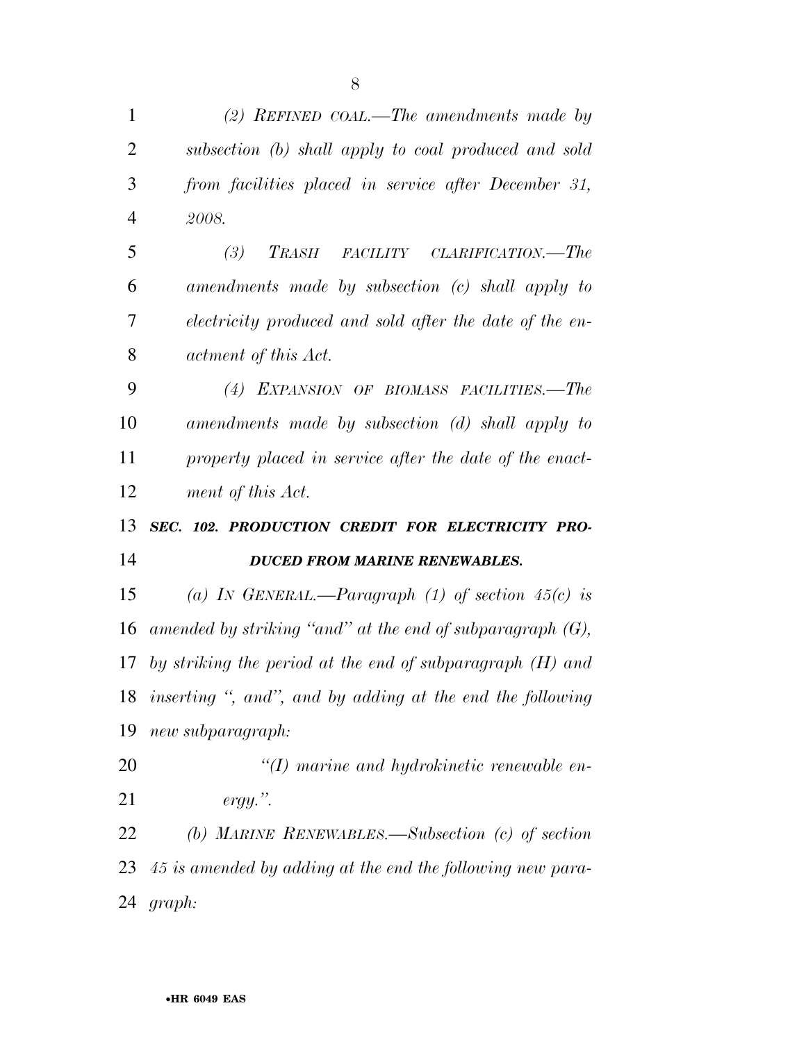*(2) REFINED COAL.—The amendments made by subsection (b) shall apply to coal produced and sold from facilities placed in service after December 31, 2008.*

*(3) TRASH FACILITY CLARIFICATION.—The amendments made by subsection (c) shall apply to electricity produced and sold after the date of the enactment of this Act.*

*(4) EXPANSION OF BIOMASS FACILITIES.—The amendments made by subsection (d) shall apply to property placed in service after the date of the enactment of this Act.*

***SEC. 102. PRODUCTION CREDIT FOR ELECTRICITY PRODUCED FROM MARINE RENEWABLES.***

*(a) IN GENERAL.—Paragraph (1) of section 45(c) is amended by striking "and" at the end of subparagraph (G), by striking the period at the end of subparagraph (H) and inserting ", and", and by adding at the end the following new subparagraph:*

*"(I) marine and hydrokinetic renewable energy.".*

*(b) MARINE RENEWABLES.—Subsection (c) of section 45 is amended by adding at the end the following new paragraph:*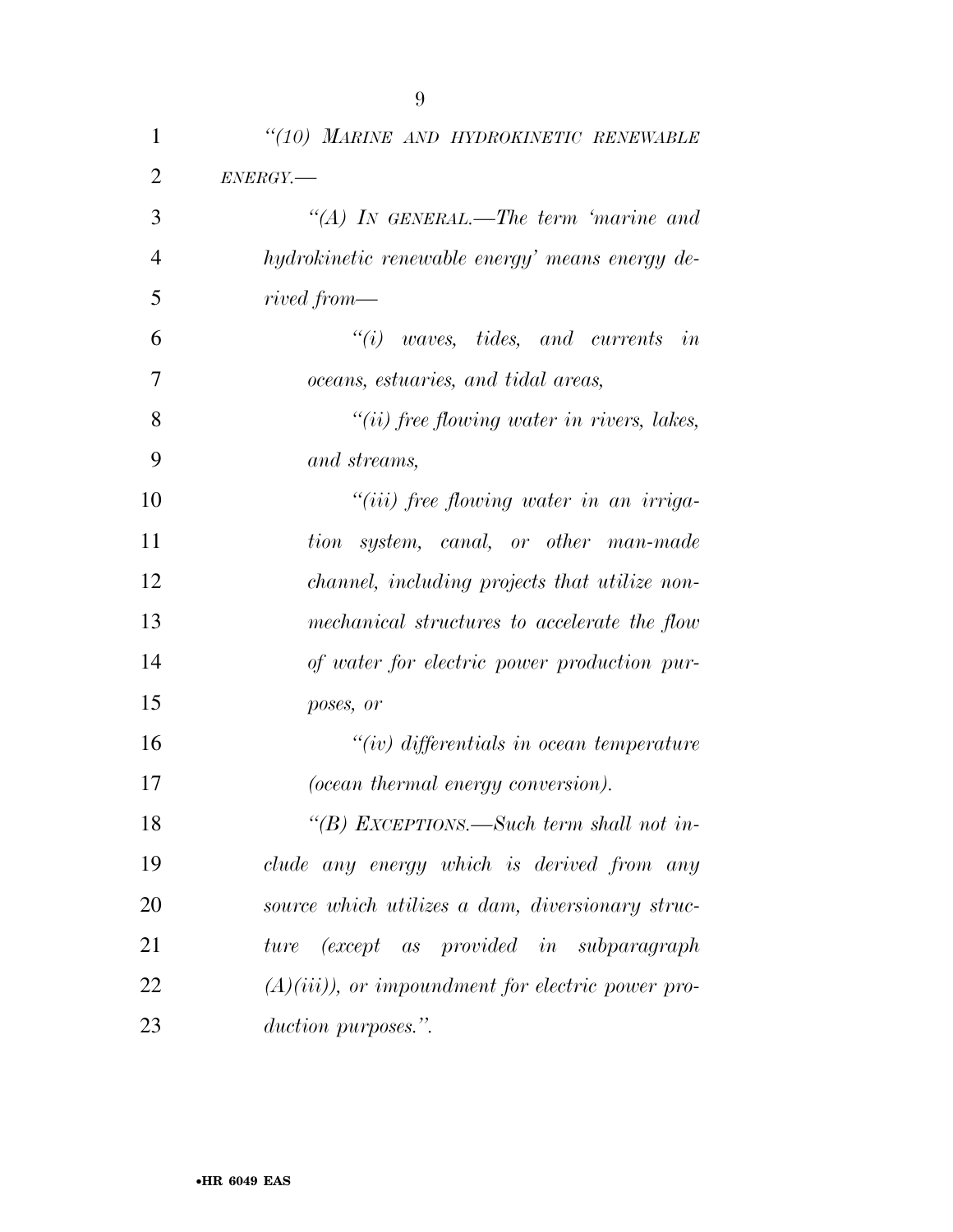*"(10) MARINE AND HYDROKINETIC RENEWABLE ENERGY.—*

*"(A) IN GENERAL.—The term 'marine and hydrokinetic renewable energy' means energy derived from—*

*"(i) waves, tides, and currents in oceans, estuaries, and tidal areas,*

*"(ii) free flowing water in rivers, lakes, and streams,*

*"(iii) free flowing water in an irrigation system, canal, or other man-made channel, including projects that utilize nonmechanical structures to accelerate the flow of water for electric power production purposes, or*

*"(iv) differentials in ocean temperature (ocean thermal energy conversion).*

*"(B) EXCEPTIONS.—Such term shall not include any energy which is derived from any source which utilizes a dam, diversionary structure (except as provided in subparagraph (A)(iii)), or impoundment for electric power production purposes.".*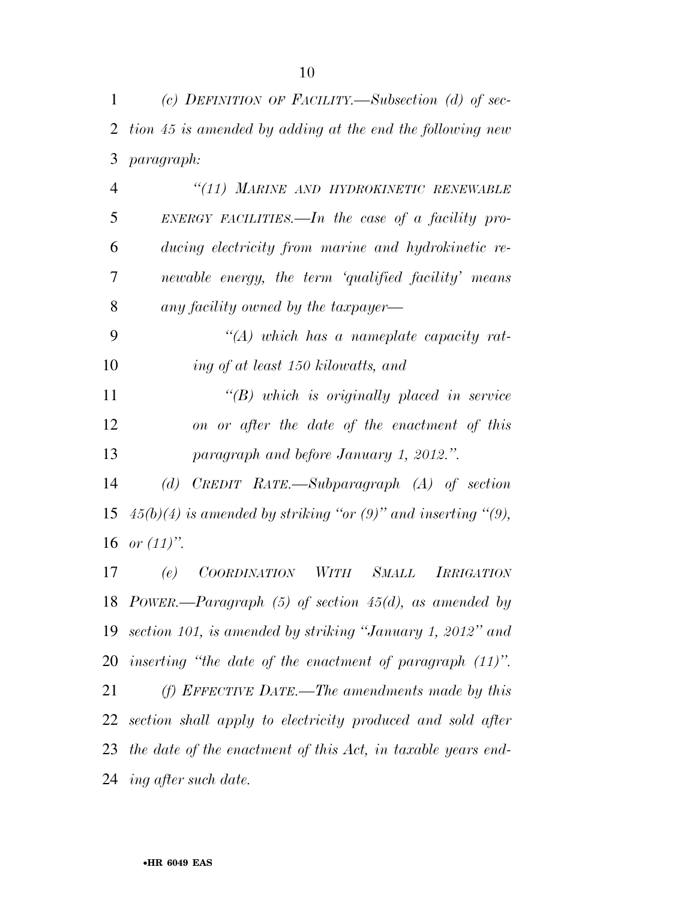*(c) DEFINITION OF FACILITY.—Subsection (d) of section 45 is amended by adding at the end the following new paragraph:*

*"(11) MARINE AND HYDROKINETIC RENEWABLE ENERGY FACILITIES.—In the case of a facility producing electricity from marine and hydrokinetic renewable energy, the term 'qualified facility' means any facility owned by the taxpayer—*

*"(A) which has a nameplate capacity rating of at least 150 kilowatts, and*

*"(B) which is originally placed in service on or after the date of the enactment of this paragraph and before January 1, 2012.".*

*(d) CREDIT RATE.—Subparagraph (A) of section 45(b)(4) is amended by striking "or (9)" and inserting "(9), or (11)".*

*(e) COORDINATION WITH SMALL IRRIGATION POWER.—Paragraph (5) of section 45(d), as amended by section 101, is amended by striking "January 1, 2012" and inserting "the date of the enactment of paragraph (11)".*

*(f) EFFECTIVE DATE.—The amendments made by this section shall apply to electricity produced and sold after the date of the enactment of this Act, in taxable years ending after such date.*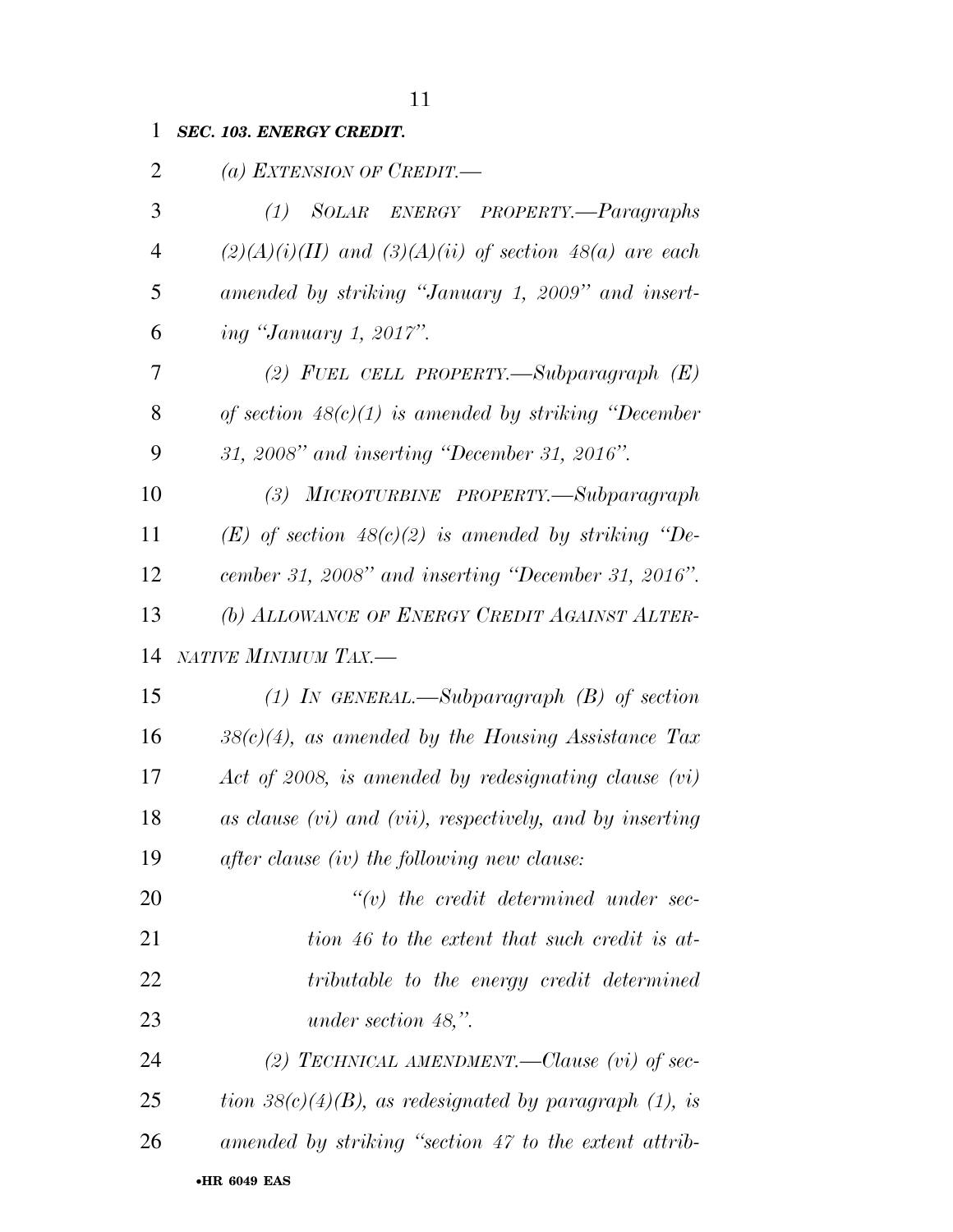***SEC. 103. ENERGY CREDIT.***

*(a) EXTENSION OF CREDIT.—*

*(1) SOLAR ENERGY PROPERTY.—Paragraphs (2)(A)(i)(II) and (3)(A)(ii) of section 48(a) are each amended by striking "January 1, 2009" and inserting "January 1, 2017".*

*(2) FUEL CELL PROPERTY.—Subparagraph (E) of section 48(c)(1) is amended by striking "December 31, 2008" and inserting "December 31, 2016".*

*(3) MICROTURBINE PROPERTY.—Subparagraph (E) of section 48(c)(2) is amended by striking "December 31, 2008" and inserting "December 31, 2016".*

*(b) ALLOWANCE OF ENERGY CREDIT AGAINST ALTERNATIVE MINIMUM TAX.—*

*(1) IN GENERAL.—Subparagraph (B) of section 38(c)(4), as amended by the Housing Assistance Tax Act of 2008, is amended by redesignating clause (vi) as clause (vi) and (vii), respectively, and by inserting after clause (iv) the following new clause:*

*"(v) the credit determined under section 46 to the extent that such credit is attributable to the energy credit determined under section 48,".*

*(2) TECHNICAL AMENDMENT.—Clause (vi) of section 38(c)(4)(B), as redesignated by paragraph (1), is amended by striking "section 47 to the extent attrib-*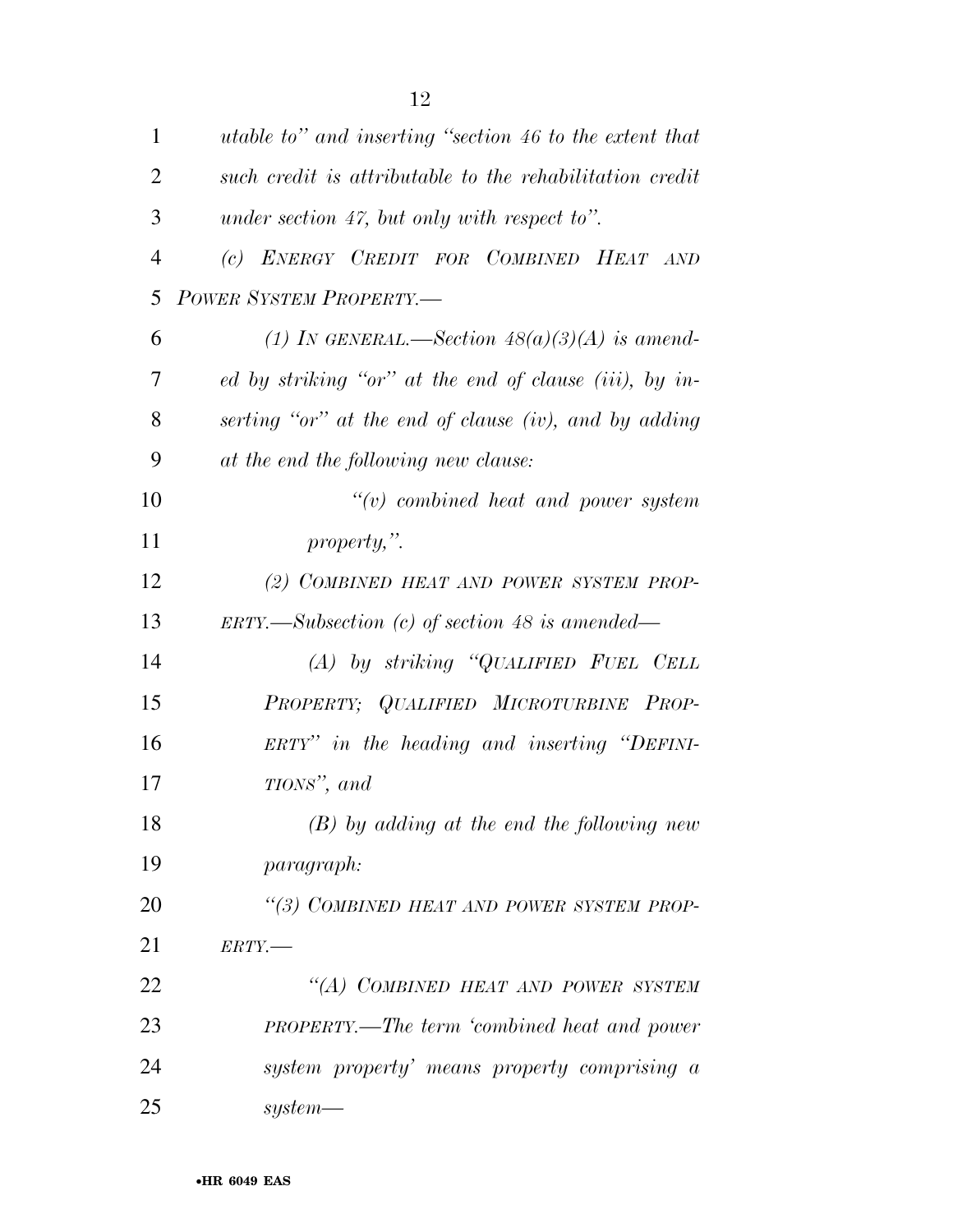*utable to" and inserting "section 46 to the extent that such credit is attributable to the rehabilitation credit under section 47, but only with respect to".*

*(c) ENERGY CREDIT FOR COMBINED HEAT AND POWER SYSTEM PROPERTY.—*

*(1) IN GENERAL.—Section 48(a)(3)(A) is amended by striking "or" at the end of clause (iii), by inserting "or" at the end of clause (iv), and by adding at the end the following new clause:*

*"(v) combined heat and power system property,".*

*(2) COMBINED HEAT AND POWER SYSTEM PROPERTY.—Subsection (c) of section 48 is amended—*

*(A) by striking "QUALIFIED FUEL CELL PROPERTY; QUALIFIED MICROTURBINE PROPERTY" in the heading and inserting "DEFINITIONS", and*

*(B) by adding at the end the following new paragraph:*

*"(3) COMBINED HEAT AND POWER SYSTEM PROPERTY.—*

*"(A) COMBINED HEAT AND POWER SYSTEM PROPERTY.—The term 'combined heat and power system property' means property comprising a system—*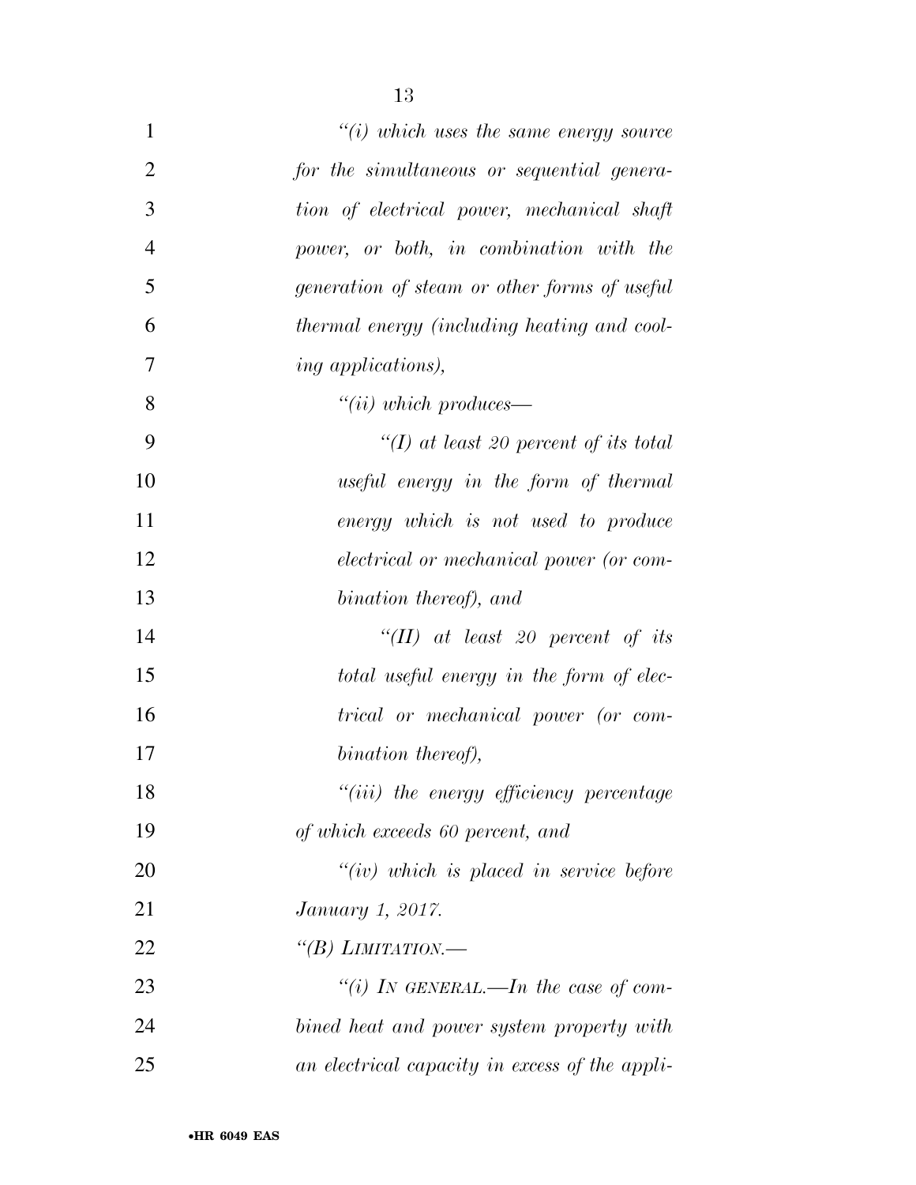*"(i) which uses the same energy source for the simultaneous or sequential generation of electrical power, mechanical shaft power, or both, in combination with the generation of steam or other forms of useful thermal energy (including heating and cooling applications),*

*"(ii) which produces—*

*"(I) at least 20 percent of its total useful energy in the form of thermal energy which is not used to produce electrical or mechanical power (or combination thereof), and*

*"(II) at least 20 percent of its total useful energy in the form of electrical or mechanical power (or combination thereof),*

*"(iii) the energy efficiency percentage of which exceeds 60 percent, and*

*"(iv) which is placed in service before January 1, 2017.*

*"(B) LIMITATION.—*

*"(i) IN GENERAL.—In the case of combined heat and power system property with an electrical capacity in excess of the appli-*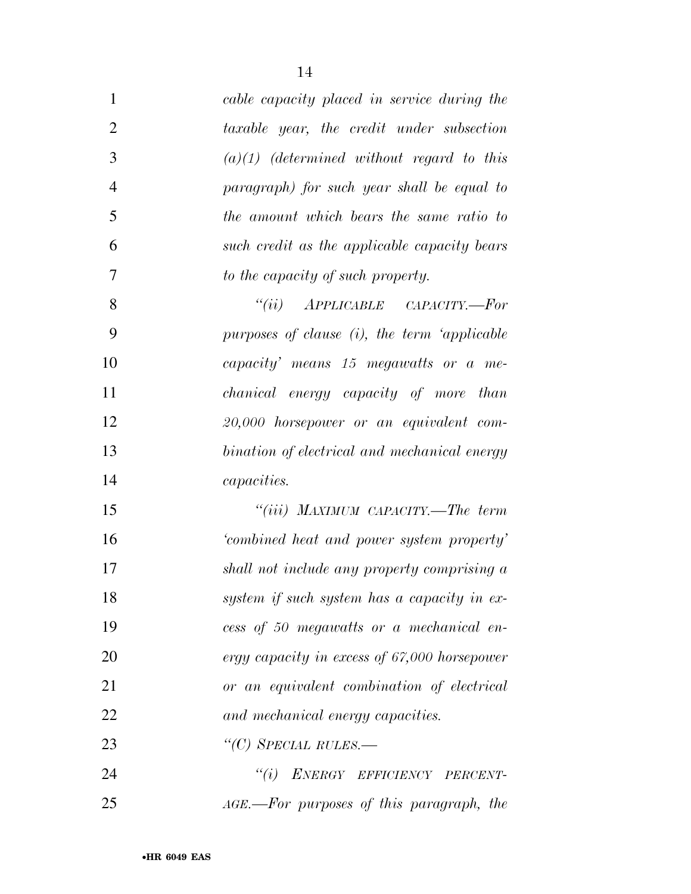*cable capacity placed in service during the taxable year, the credit under subsection (a)(1) (determined without regard to this paragraph) for such year shall be equal to the amount which bears the same ratio to such credit as the applicable capacity bears to the capacity of such property.*

*"(ii) APPLICABLE CAPACITY.—For purposes of clause (i), the term 'applicable capacity' means 15 megawatts or a mechanical energy capacity of more than 20,000 horsepower or an equivalent combination of electrical and mechanical energy capacities.*

*"(iii) MAXIMUM CAPACITY.—The term 'combined heat and power system property' shall not include any property comprising a system if such system has a capacity in excess of 50 megawatts or a mechanical energy capacity in excess of 67,000 horsepower or an equivalent combination of electrical and mechanical energy capacities.*

*"(C) SPECIAL RULES.—*

*"(i) ENERGY EFFICIENCY PERCENTAGE.—For purposes of this paragraph, the*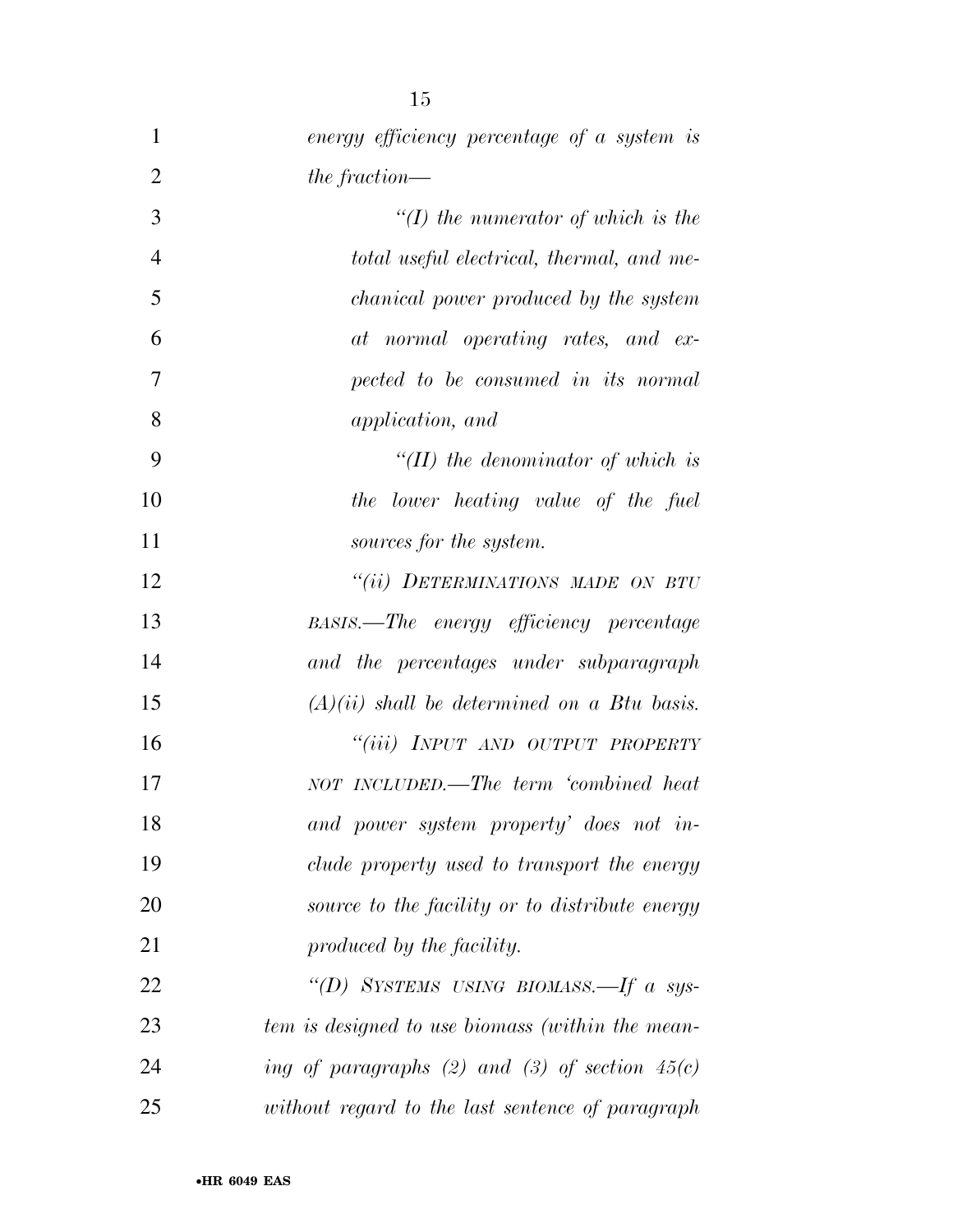*energy efficiency percentage of a system is the fraction—*

*"(I) the numerator of which is the total useful electrical, thermal, and mechanical power produced by the system at normal operating rates, and expected to be consumed in its normal application, and*

*"(II) the denominator of which is the lower heating value of the fuel sources for the system.*

*"(ii) DETERMINATIONS MADE ON BTU BASIS.—The energy efficiency percentage and the percentages under subparagraph (A)(ii) shall be determined on a Btu basis.*

*"(iii) INPUT AND OUTPUT PROPERTY NOT INCLUDED.—The term 'combined heat and power system property' does not include property used to transport the energy source to the facility or to distribute energy produced by the facility.*

*"(D) SYSTEMS USING BIOMASS.—If a system is designed to use biomass (within the meaning of paragraphs (2) and (3) of section 45(c) without regard to the last sentence of paragraph*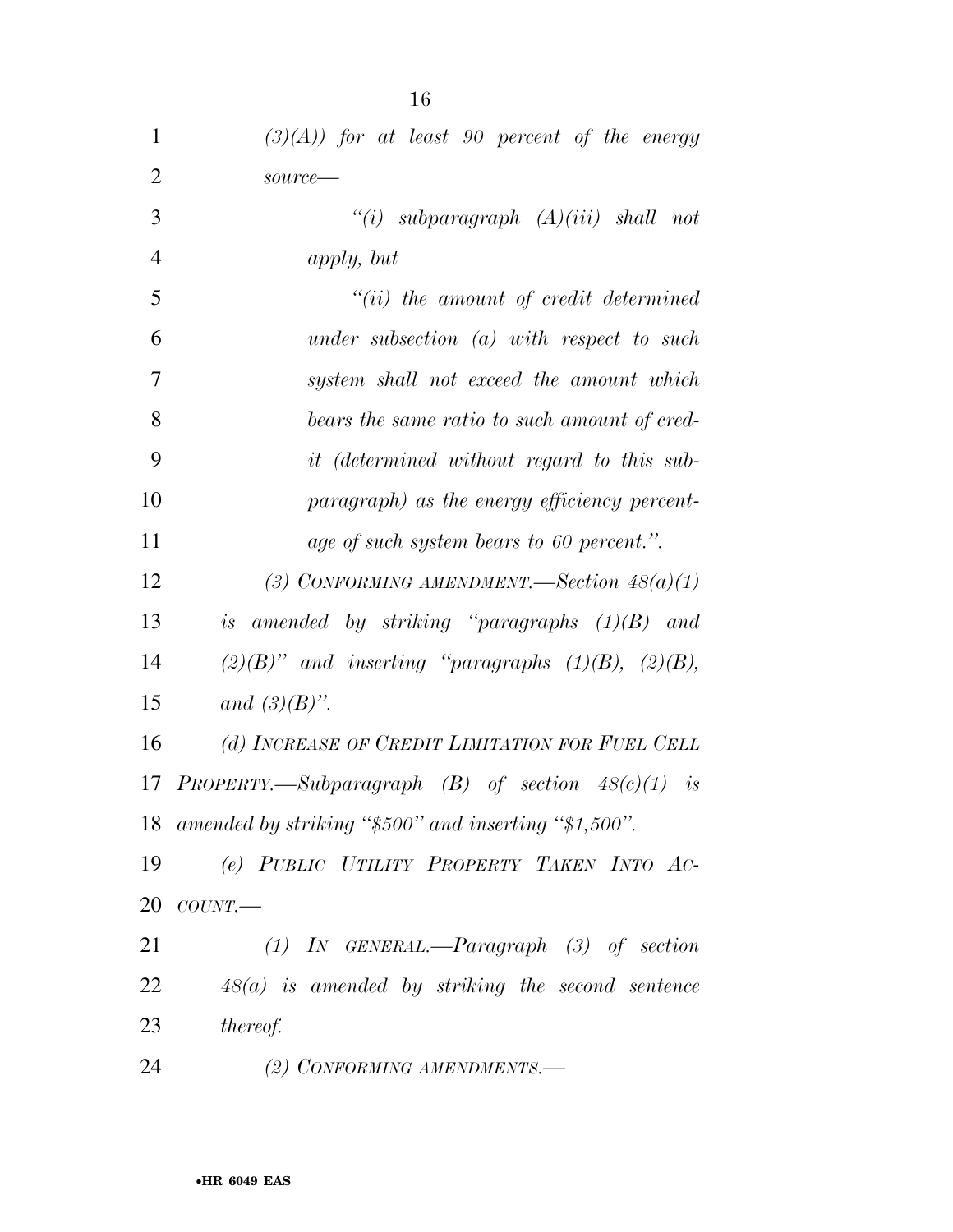*(3)(A)) for at least 90 percent of the energy source—*

*"(i) subparagraph (A)(iii) shall not apply, but*

*"(ii) the amount of credit determined under subsection (a) with respect to such system shall not exceed the amount which bears the same ratio to such amount of credit (determined without regard to this subparagraph) as the energy efficiency percentage of such system bears to 60 percent.".*

*(3) CONFORMING AMENDMENT.—Section 48(a)(1) is amended by striking "paragraphs (1)(B) and (2)(B)" and inserting "paragraphs (1)(B), (2)(B), and (3)(B)".*

*(d) INCREASE OF CREDIT LIMITATION FOR FUEL CELL PROPERTY.—Subparagraph (B) of section 48(c)(1) is amended by striking "$500" and inserting "$1,500".*

*(e) PUBLIC UTILITY PROPERTY TAKEN INTO ACCOUNT.—*

*(1) IN GENERAL.—Paragraph (3) of section 48(a) is amended by striking the second sentence thereof.*

*(2) CONFORMING AMENDMENTS.—*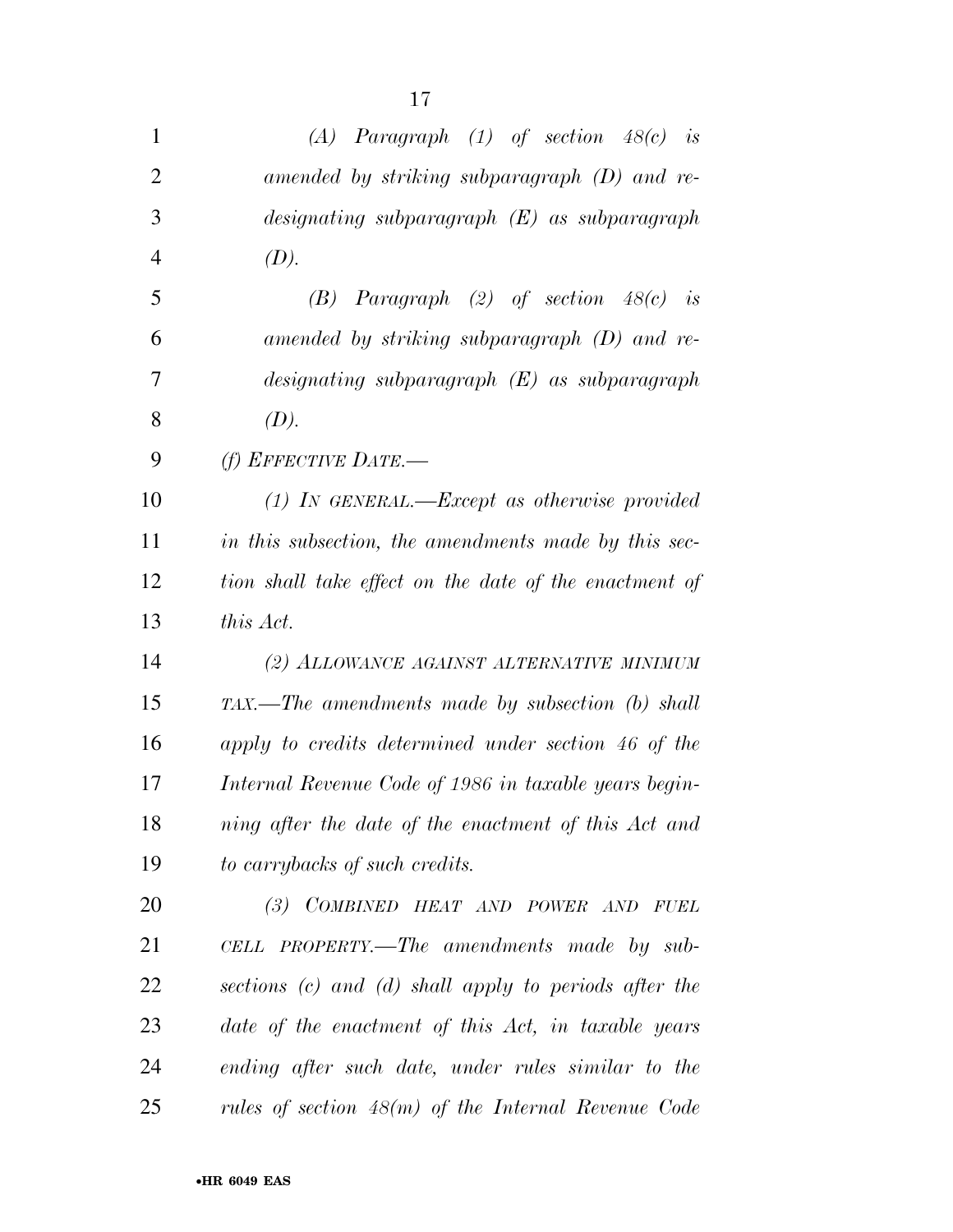*(A) Paragraph (1) of section 48(c) is amended by striking subparagraph (D) and redesignating subparagraph (E) as subparagraph (D).*

*(B) Paragraph (2) of section 48(c) is amended by striking subparagraph (D) and redesignating subparagraph (E) as subparagraph (D).*

*(f) EFFECTIVE DATE.—*

*(1) IN GENERAL.—Except as otherwise provided in this subsection, the amendments made by this section shall take effect on the date of the enactment of this Act.*

*(2) ALLOWANCE AGAINST ALTERNATIVE MINIMUM TAX.—The amendments made by subsection (b) shall apply to credits determined under section 46 of the Internal Revenue Code of 1986 in taxable years beginning after the date of the enactment of this Act and to carrybacks of such credits.*

*(3) COMBINED HEAT AND POWER AND FUEL CELL PROPERTY.—The amendments made by subsections (c) and (d) shall apply to periods after the date of the enactment of this Act, in taxable years ending after such date, under rules similar to the rules of section 48(m) of the Internal Revenue Code*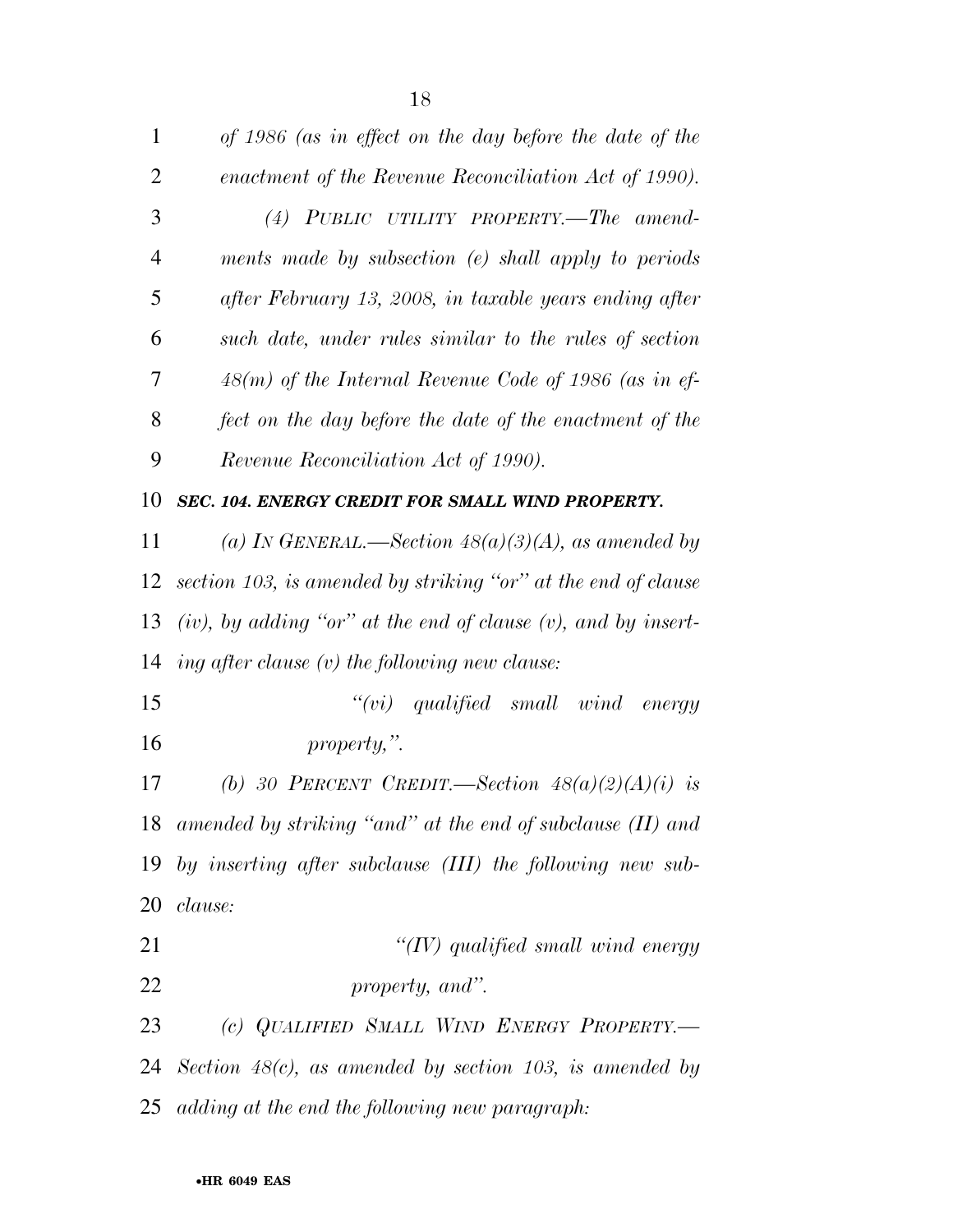*of 1986 (as in effect on the day before the date of the enactment of the Revenue Reconciliation Act of 1990).*

*(4) PUBLIC UTILITY PROPERTY.—The amendments made by subsection (e) shall apply to periods after February 13, 2008, in taxable years ending after such date, under rules similar to the rules of section 48(m) of the Internal Revenue Code of 1986 (as in effect on the day before the date of the enactment of the Revenue Reconciliation Act of 1990).*

***SEC. 104. ENERGY CREDIT FOR SMALL WIND PROPERTY.***

*(a) IN GENERAL.—Section 48(a)(3)(A), as amended by section 103, is amended by striking "or" at the end of clause (iv), by adding "or" at the end of clause (v), and by inserting after clause (v) the following new clause:*

*"(vi) qualified small wind energy property,".*

*(b) 30 PERCENT CREDIT.—Section 48(a)(2)(A)(i) is amended by striking "and" at the end of subclause (II) and by inserting after subclause (III) the following new subclause:*

*"(IV) qualified small wind energy property, and".*

*(c) QUALIFIED SMALL WIND ENERGY PROPERTY.—Section 48(c), as amended by section 103, is amended by adding at the end the following new paragraph:*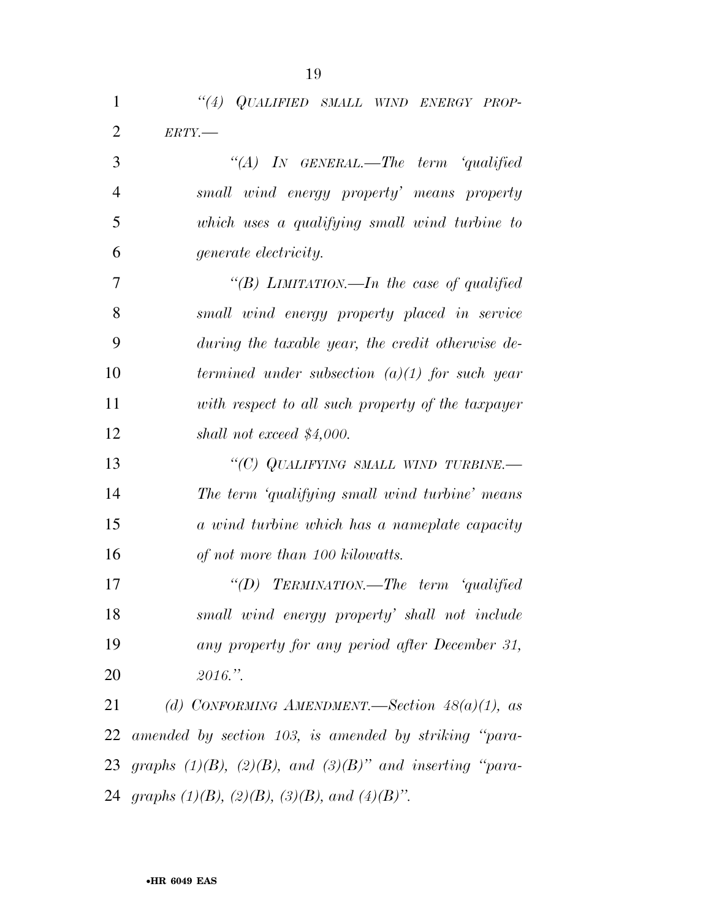*"(4) QUALIFIED SMALL WIND ENERGY PROPERTY.—*

*"(A) IN GENERAL.—The term 'qualified small wind energy property' means property which uses a qualifying small wind turbine to generate electricity.*

*"(B) LIMITATION.—In the case of qualified small wind energy property placed in service during the taxable year, the credit otherwise determined under subsection (a)(1) for such year with respect to all such property of the taxpayer shall not exceed $4,000.*

*"(C) QUALIFYING SMALL WIND TURBINE.—The term 'qualifying small wind turbine' means a wind turbine which has a nameplate capacity of not more than 100 kilowatts.*

*"(D) TERMINATION.—The term 'qualified small wind energy property' shall not include any property for any period after December 31, 2016.".*

*(d) CONFORMING AMENDMENT.—Section 48(a)(1), as amended by section 103, is amended by striking "paragraphs (1)(B), (2)(B), and (3)(B)" and inserting "paragraphs (1)(B), (2)(B), (3)(B), and (4)(B)".*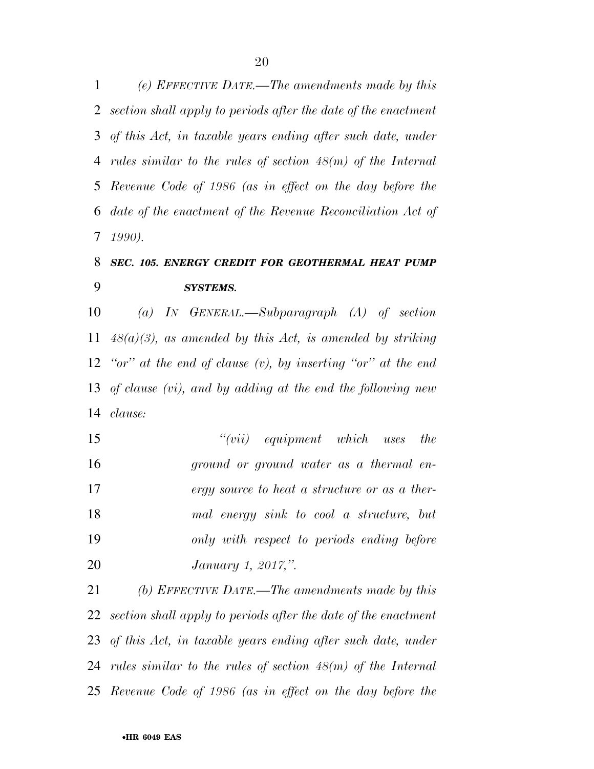*(e) EFFECTIVE DATE.—The amendments made by this section shall apply to periods after the date of the enactment of this Act, in taxable years ending after such date, under rules similar to the rules of section 48(m) of the Internal Revenue Code of 1986 (as in effect on the day before the date of the enactment of the Revenue Reconciliation Act of 1990).*

### *SEC. 105. ENERGY CREDIT FOR GEOTHERMAL HEAT PUMP SYSTEMS.*

*(a) IN GENERAL.—Subparagraph (A) of section 48(a)(3), as amended by this Act, is amended by striking "or" at the end of clause (v), by inserting "or" at the end of clause (vi), and by adding at the end the following new clause:*

> *"(vii) equipment which uses the ground or ground water as a thermal energy source to heat a structure or as a thermal energy sink to cool a structure, but only with respect to periods ending before January 1, 2017,".*

*(b) EFFECTIVE DATE.—The amendments made by this section shall apply to periods after the date of the enactment of this Act, in taxable years ending after such date, under rules similar to the rules of section 48(m) of the Internal Revenue Code of 1986 (as in effect on the day before the*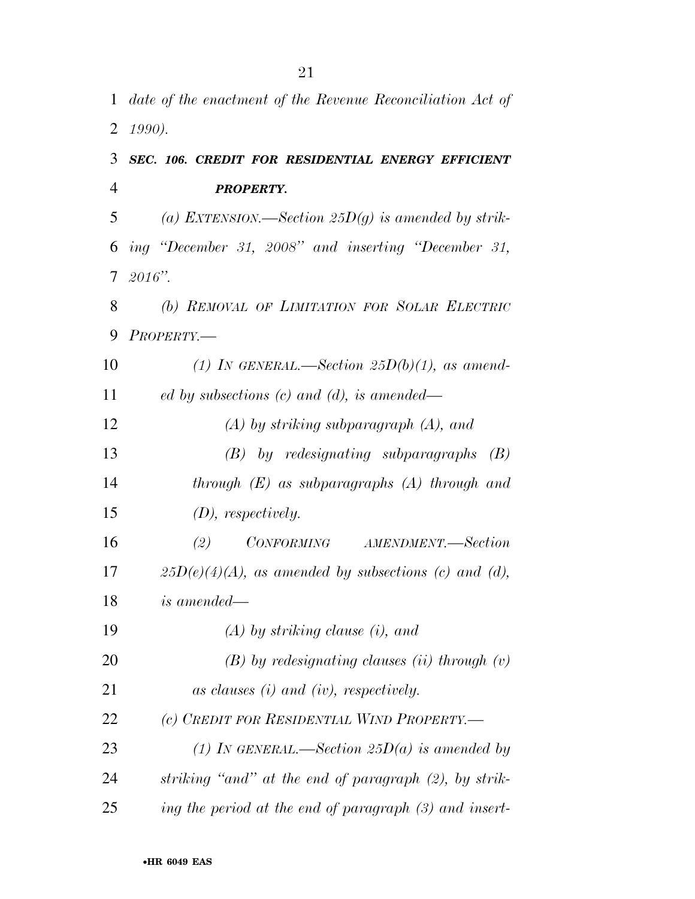*date of the enactment of the Revenue Reconciliation Act of 1990).*

### *SEC. 106. CREDIT FOR RESIDENTIAL ENERGY EFFICIENT PROPERTY.*

*(a) EXTENSION.—Section 25D(g) is amended by striking "December 31, 2008" and inserting "December 31, 2016".*

*(b) REMOVAL OF LIMITATION FOR SOLAR ELECTRIC PROPERTY.—*

*(1) IN GENERAL.—Section 25D(b)(1), as amended by subsections (c) and (d), is amended—*

*(A) by striking subparagraph (A), and*

*(B) by redesignating subparagraphs (B) through (E) as subparagraphs (A) through and (D), respectively.*

*(2) CONFORMING AMENDMENT.—Section 25D(e)(4)(A), as amended by subsections (c) and (d), is amended—*

*(A) by striking clause (i), and*

*(B) by redesignating clauses (ii) through (v) as clauses (i) and (iv), respectively.*

*(c) CREDIT FOR RESIDENTIAL WIND PROPERTY.—*

*(1) IN GENERAL.—Section 25D(a) is amended by striking "and" at the end of paragraph (2), by striking the period at the end of paragraph (3) and insert-*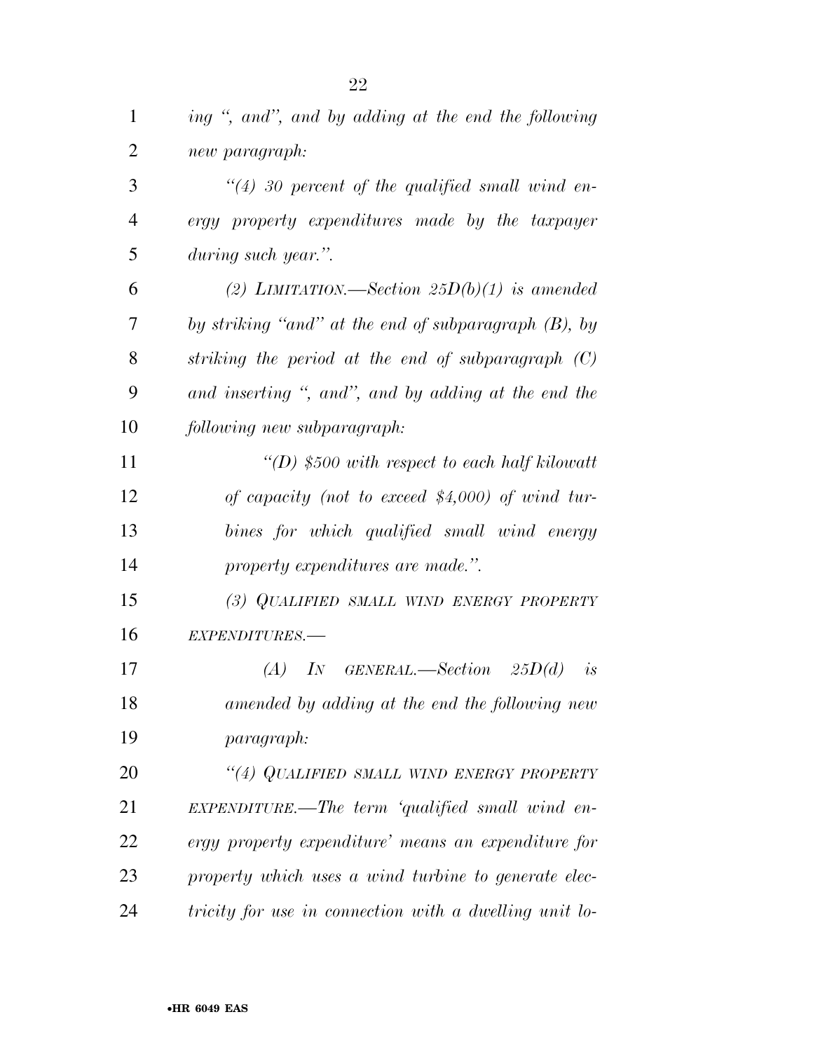*ing ", and", and by adding at the end the following new paragraph:*

*"(4) 30 percent of the qualified small wind energy property expenditures made by the taxpayer during such year.".*

*(2) LIMITATION.—Section 25D(b)(1) is amended by striking "and" at the end of subparagraph (B), by striking the period at the end of subparagraph (C) and inserting ", and", and by adding at the end the following new subparagraph:*

*"(D) $500 with respect to each half kilowatt of capacity (not to exceed $4,000) of wind turbines for which qualified small wind energy property expenditures are made.".*

*(3) QUALIFIED SMALL WIND ENERGY PROPERTY EXPENDITURES.—*

*(A) IN GENERAL.—Section 25D(d) is amended by adding at the end the following new paragraph:*

*"(4) QUALIFIED SMALL WIND ENERGY PROPERTY EXPENDITURE.—The term 'qualified small wind energy property expenditure' means an expenditure for property which uses a wind turbine to generate electricity for use in connection with a dwelling unit lo-*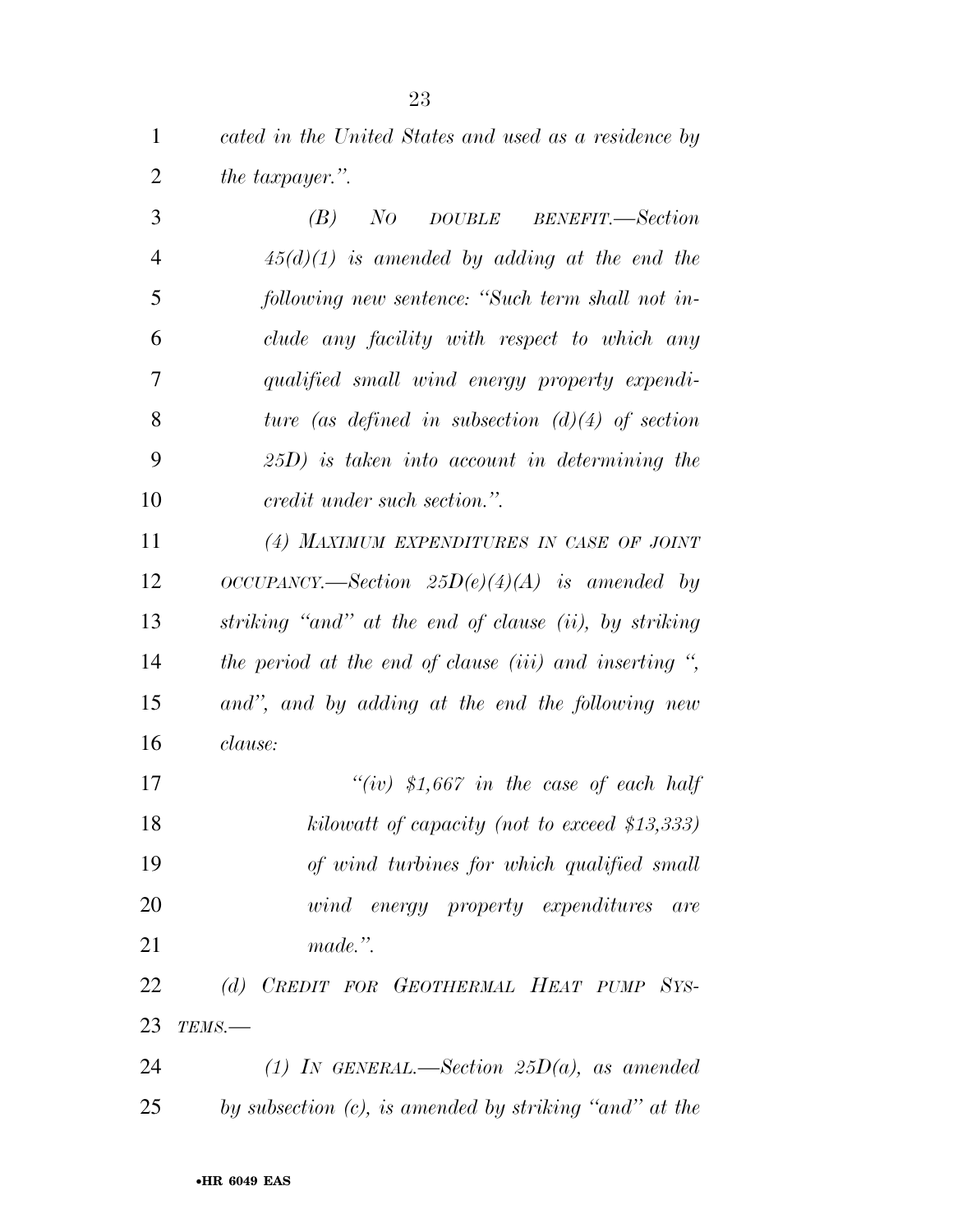*cated in the United States and used as a residence by the taxpayer.".*

*(B) NO DOUBLE BENEFIT.—Section 45(d)(1) is amended by adding at the end the following new sentence: "Such term shall not include any facility with respect to which any qualified small wind energy property expenditure (as defined in subsection (d)(4) of section 25D) is taken into account in determining the credit under such section.".*

*(4) MAXIMUM EXPENDITURES IN CASE OF JOINT OCCUPANCY.—Section 25D(e)(4)(A) is amended by striking "and" at the end of clause (ii), by striking the period at the end of clause (iii) and inserting ", and", and by adding at the end the following new clause:*

*"(iv) $1,667 in the case of each half kilowatt of capacity (not to exceed $13,333) of wind turbines for which qualified small wind energy property expenditures are made.".*

*(d) CREDIT FOR GEOTHERMAL HEAT PUMP SYSTEMS.—*

*(1) IN GENERAL.—Section 25D(a), as amended by subsection (c), is amended by striking "and" at the*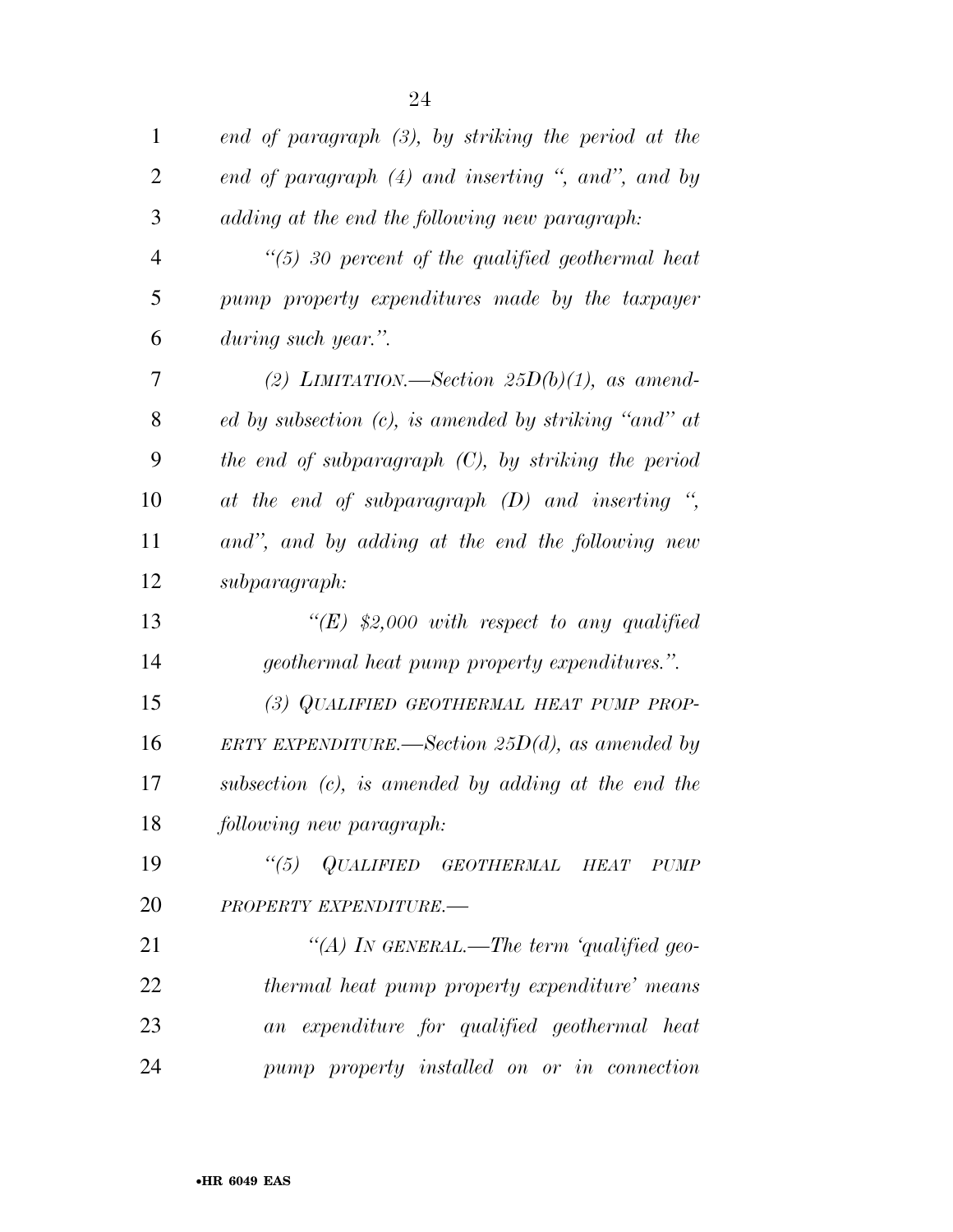*end of paragraph (3), by striking the period at the end of paragraph (4) and inserting ", and", and by adding at the end the following new paragraph:*

*"(5) 30 percent of the qualified geothermal heat pump property expenditures made by the taxpayer during such year.".*

*(2) LIMITATION.—Section 25D(b)(1), as amended by subsection (c), is amended by striking "and" at the end of subparagraph (C), by striking the period at the end of subparagraph (D) and inserting ", and", and by adding at the end the following new subparagraph:*

*"(E) $2,000 with respect to any qualified geothermal heat pump property expenditures.".*

*(3) QUALIFIED GEOTHERMAL HEAT PUMP PROPERTY EXPENDITURE.—Section 25D(d), as amended by subsection (c), is amended by adding at the end the following new paragraph:*

*"(5) QUALIFIED GEOTHERMAL HEAT PUMP PROPERTY EXPENDITURE.—*

*"(A) IN GENERAL.—The term 'qualified geothermal heat pump property expenditure' means an expenditure for qualified geothermal heat pump property installed on or in connection*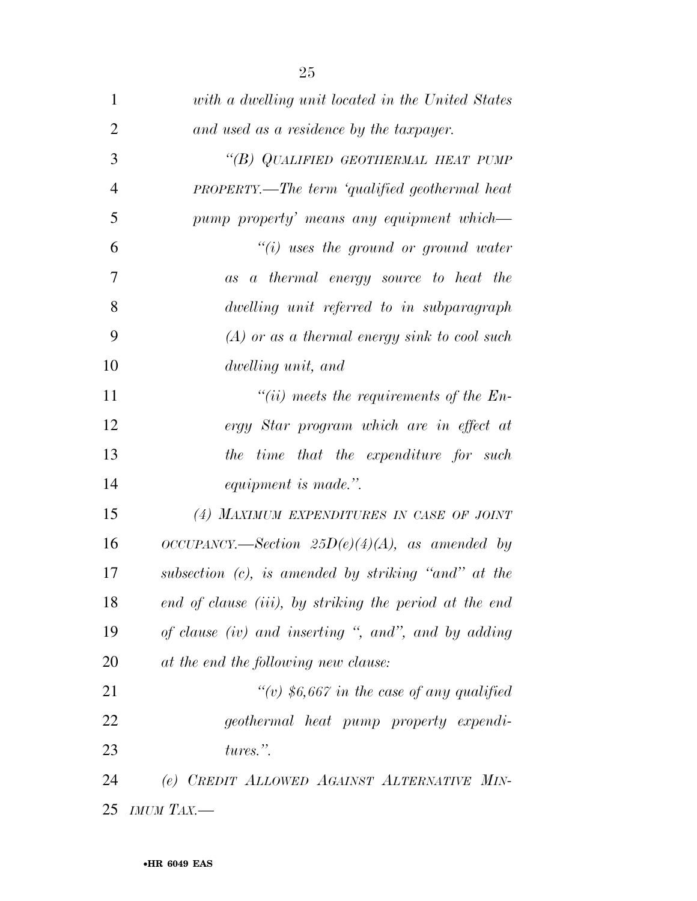*with a dwelling unit located in the United States and used as a residence by the taxpayer.*

*"(B) QUALIFIED GEOTHERMAL HEAT PUMP PROPERTY.—The term 'qualified geothermal heat pump property' means any equipment which—*

*"(i) uses the ground or ground water as a thermal energy source to heat the dwelling unit referred to in subparagraph (A) or as a thermal energy sink to cool such dwelling unit, and*

*"(ii) meets the requirements of the Energy Star program which are in effect at the time that the expenditure for such equipment is made.".*

*(4) MAXIMUM EXPENDITURES IN CASE OF JOINT OCCUPANCY.—Section 25D(e)(4)(A), as amended by subsection (c), is amended by striking "and" at the end of clause (iii), by striking the period at the end of clause (iv) and inserting ", and", and by adding at the end the following new clause:*

*"(v) $6,667 in the case of any qualified geothermal heat pump property expenditures.".*

*(e) CREDIT ALLOWED AGAINST ALTERNATIVE MINIMUM TAX.—*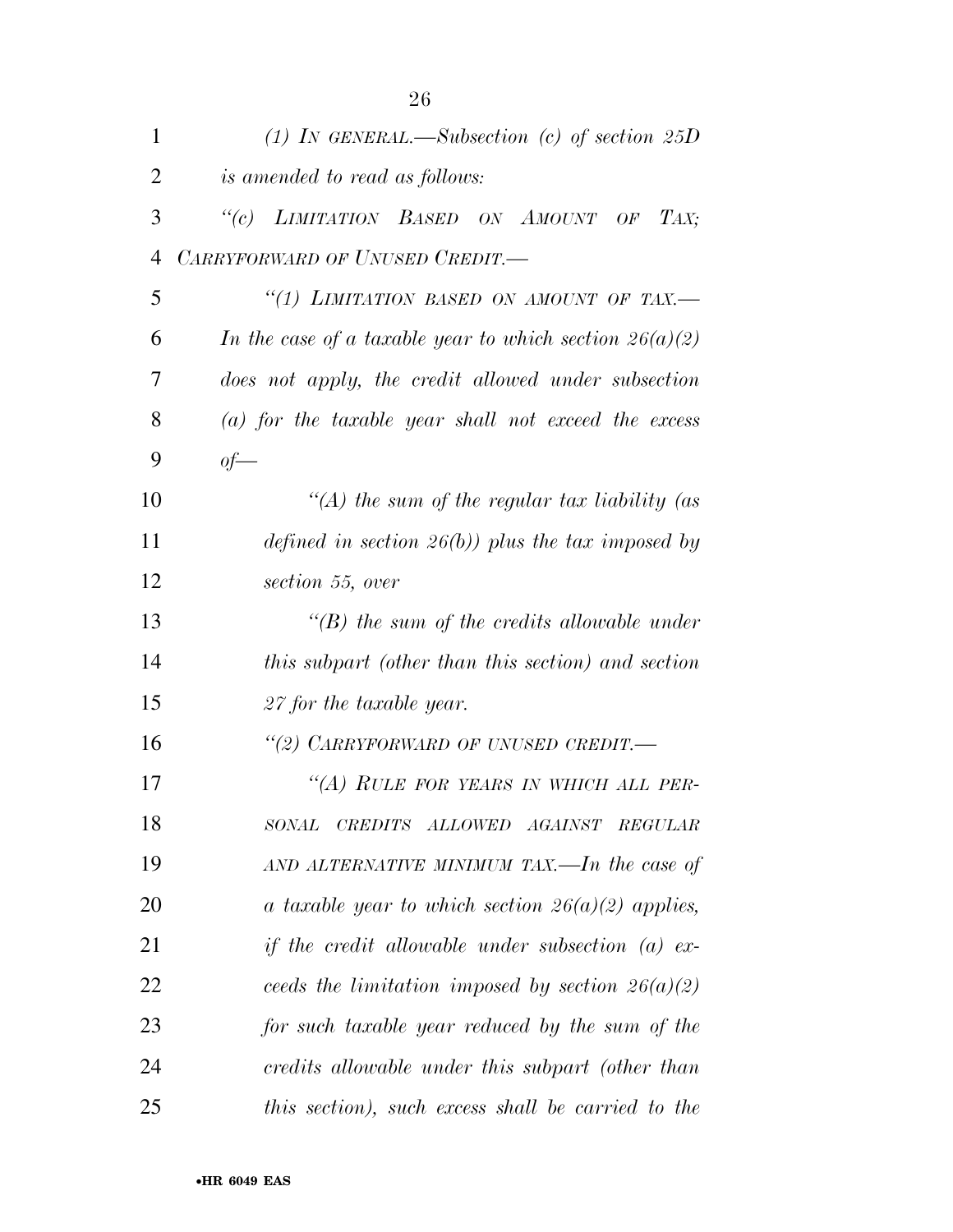*(1) IN GENERAL.—Subsection (c) of section 25D is amended to read as follows:*

*"(c) LIMITATION BASED ON AMOUNT OF TAX; CARRYFORWARD OF UNUSED CREDIT.—*

*"(1) LIMITATION BASED ON AMOUNT OF TAX.— In the case of a taxable year to which section 26(a)(2) does not apply, the credit allowed under subsection (a) for the taxable year shall not exceed the excess of—*

*"(A) the sum of the regular tax liability (as defined in section 26(b)) plus the tax imposed by section 55, over*

*"(B) the sum of the credits allowable under this subpart (other than this section) and section 27 for the taxable year.*

*"(2) CARRYFORWARD OF UNUSED CREDIT.—*

*"(A) RULE FOR YEARS IN WHICH ALL PERSONAL CREDITS ALLOWED AGAINST REGULAR AND ALTERNATIVE MINIMUM TAX.—In the case of a taxable year to which section 26(a)(2) applies, if the credit allowable under subsection (a) exceeds the limitation imposed by section 26(a)(2) for such taxable year reduced by the sum of the credits allowable under this subpart (other than this section), such excess shall be carried to the*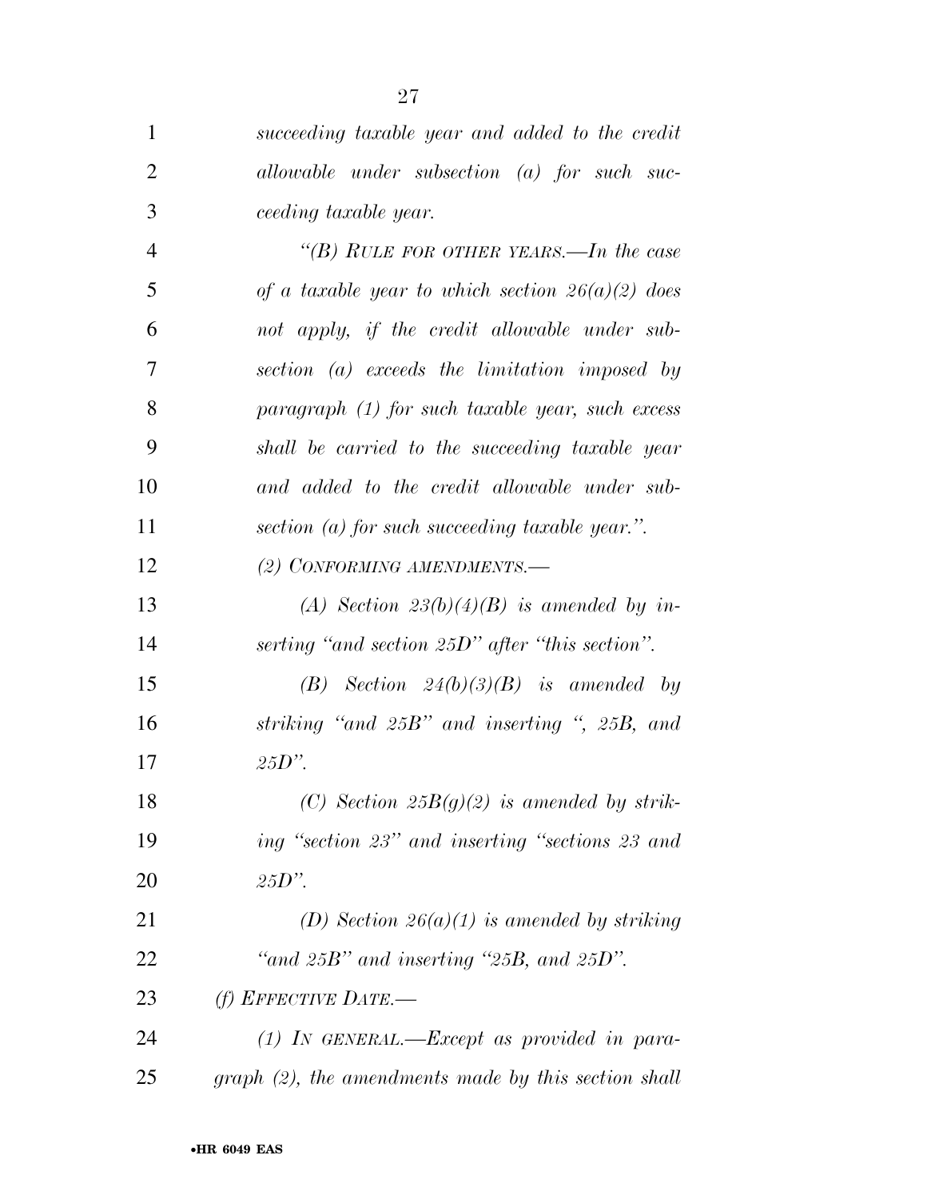*succeeding taxable year and added to the credit allowable under subsection (a) for such succeeding taxable year.*

*"(B) RULE FOR OTHER YEARS.—In the case of a taxable year to which section 26(a)(2) does not apply, if the credit allowable under subsection (a) exceeds the limitation imposed by paragraph (1) for such taxable year, such excess shall be carried to the succeeding taxable year and added to the credit allowable under subsection (a) for such succeeding taxable year.".*

*(2) CONFORMING AMENDMENTS.—*

*(A) Section 23(b)(4)(B) is amended by inserting "and section 25D" after "this section".*

*(B) Section 24(b)(3)(B) is amended by striking "and 25B" and inserting ", 25B, and 25D".*

*(C) Section 25B(g)(2) is amended by striking "section 23" and inserting "sections 23 and 25D".*

*(D) Section 26(a)(1) is amended by striking "and 25B" and inserting "25B, and 25D".*

*(f) EFFECTIVE DATE.—*

*(1) IN GENERAL.—Except as provided in paragraph (2), the amendments made by this section shall*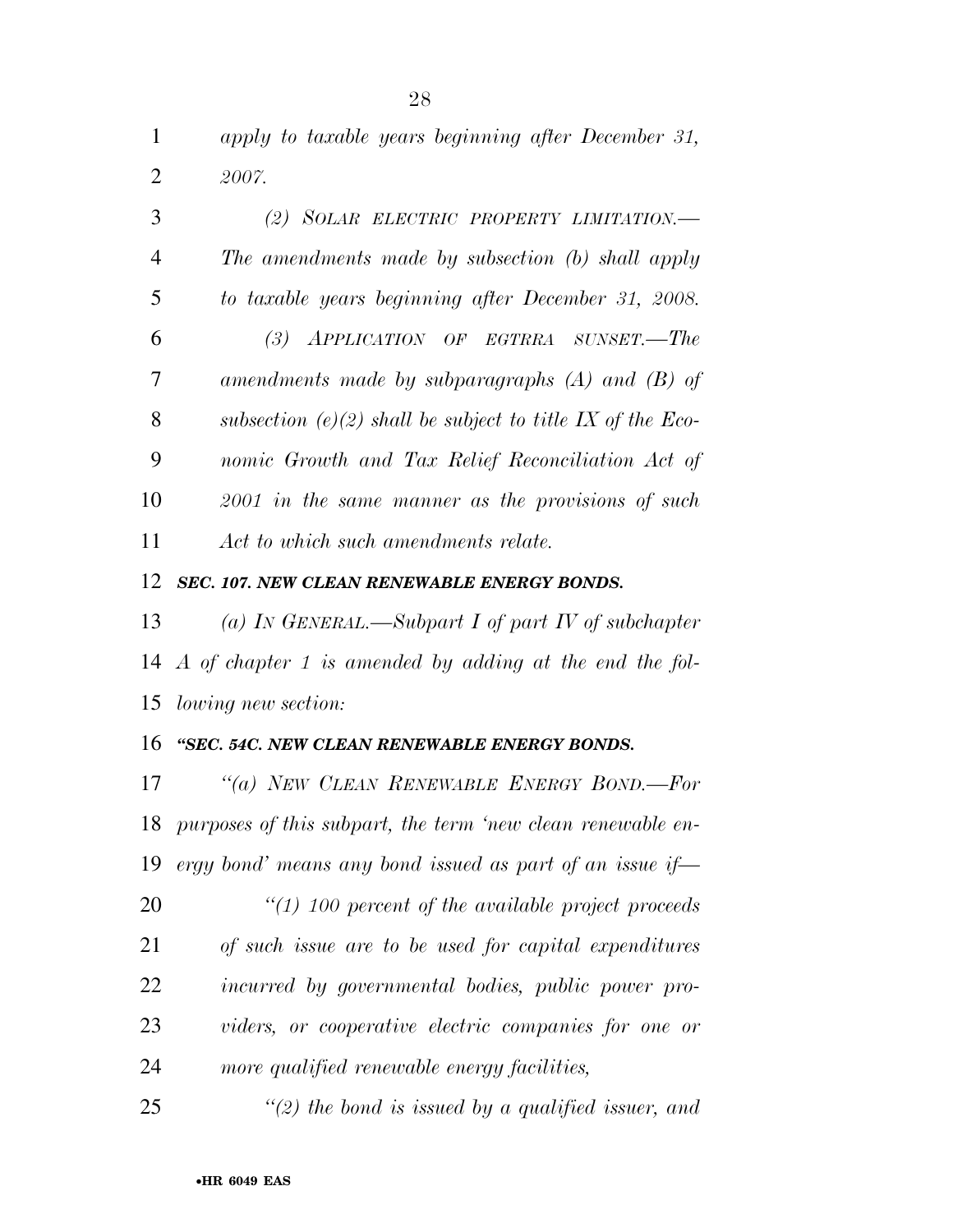*apply to taxable years beginning after December 31, 2007.*

*(2) SOLAR ELECTRIC PROPERTY LIMITATION.—The amendments made by subsection (b) shall apply to taxable years beginning after December 31, 2008.*

*(3) APPLICATION OF EGTRRA SUNSET.—The amendments made by subparagraphs (A) and (B) of subsection (e)(2) shall be subject to title IX of the Economic Growth and Tax Relief Reconciliation Act of 2001 in the same manner as the provisions of such Act to which such amendments relate.*

***SEC. 107. NEW CLEAN RENEWABLE ENERGY BONDS.***

*(a) IN GENERAL.—Subpart I of part IV of subchapter A of chapter 1 is amended by adding at the end the following new section:*

***"SEC. 54C. NEW CLEAN RENEWABLE ENERGY BONDS.***

*"(a) NEW CLEAN RENEWABLE ENERGY BOND.—For purposes of this subpart, the term 'new clean renewable energy bond' means any bond issued as part of an issue if—*

*"(1) 100 percent of the available project proceeds of such issue are to be used for capital expenditures incurred by governmental bodies, public power providers, or cooperative electric companies for one or more qualified renewable energy facilities,*

*"(2) the bond is issued by a qualified issuer, and*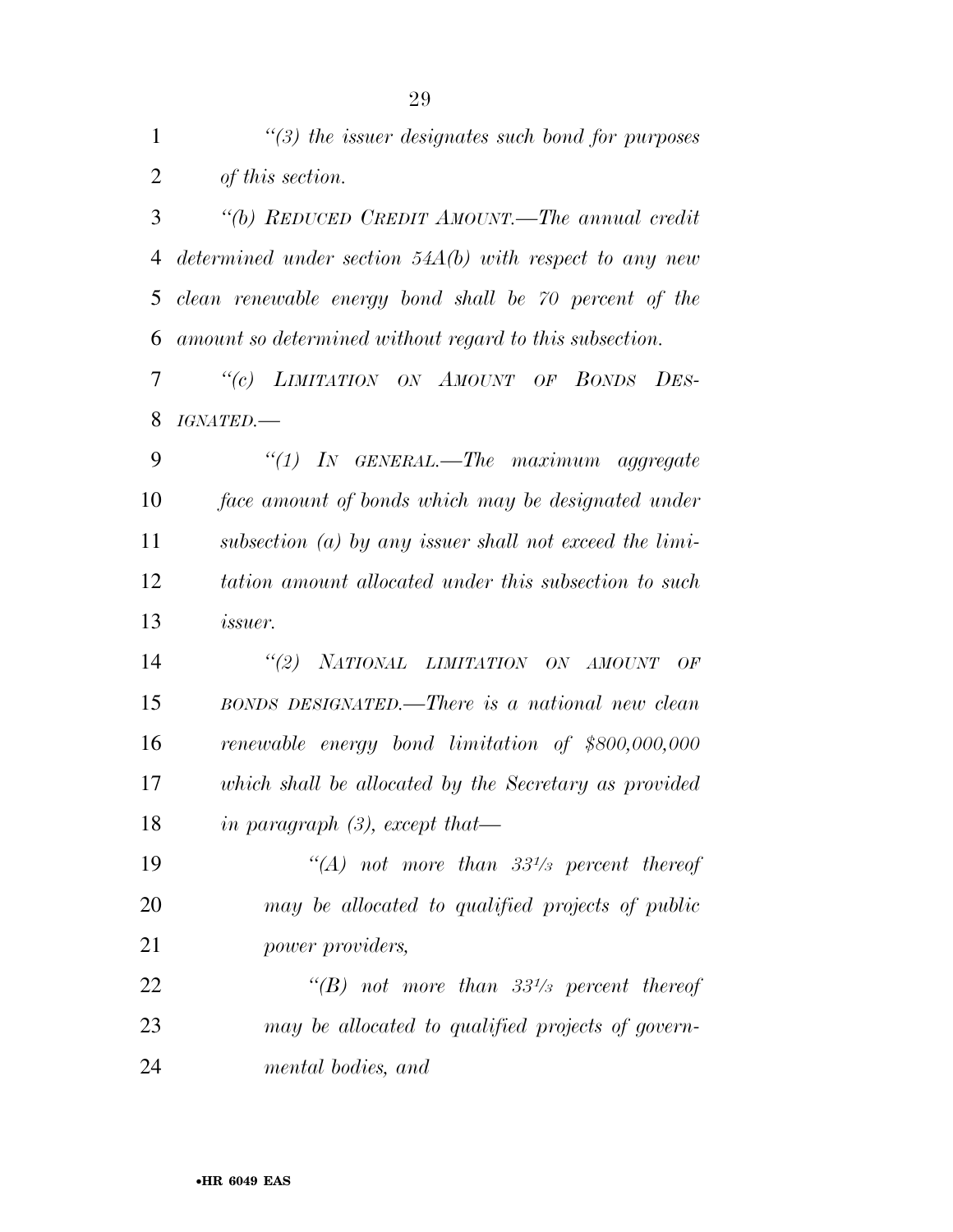*"(3) the issuer designates such bond for purposes of this section.*

*"(b) REDUCED CREDIT AMOUNT.—The annual credit determined under section 54A(b) with respect to any new clean renewable energy bond shall be 70 percent of the amount so determined without regard to this subsection.*

*"(c) LIMITATION ON AMOUNT OF BONDS DESIGNATED.—*

*"(1) IN GENERAL.—The maximum aggregate face amount of bonds which may be designated under subsection (a) by any issuer shall not exceed the limitation amount allocated under this subsection to such issuer.*

*"(2) NATIONAL LIMITATION ON AMOUNT OF BONDS DESIGNATED.—There is a national new clean renewable energy bond limitation of $800,000,000 which shall be allocated by the Secretary as provided in paragraph (3), except that—*

*"(A) not more than 33⅓ percent thereof may be allocated to qualified projects of public power providers,*

*"(B) not more than 33⅓ percent thereof may be allocated to qualified projects of governmental bodies, and*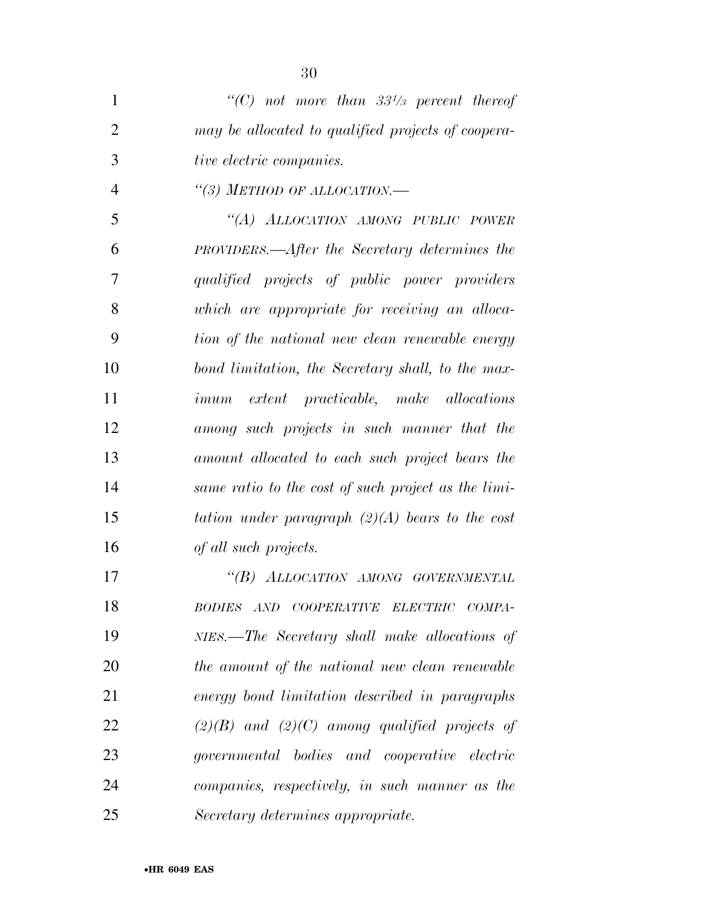*"(C) not more than 33⅓ percent thereof may be allocated to qualified projects of cooperative electric companies.*

*"(3) METHOD OF ALLOCATION.—*

*"(A) ALLOCATION AMONG PUBLIC POWER PROVIDERS.—After the Secretary determines the qualified projects of public power providers which are appropriate for receiving an allocation of the national new clean renewable energy bond limitation, the Secretary shall, to the maximum extent practicable, make allocations among such projects in such manner that the amount allocated to each such project bears the same ratio to the cost of such project as the limitation under paragraph (2)(A) bears to the cost of all such projects.*

*"(B) ALLOCATION AMONG GOVERNMENTAL BODIES AND COOPERATIVE ELECTRIC COMPANIES.—The Secretary shall make allocations of the amount of the national new clean renewable energy bond limitation described in paragraphs (2)(B) and (2)(C) among qualified projects of governmental bodies and cooperative electric companies, respectively, in such manner as the Secretary determines appropriate.*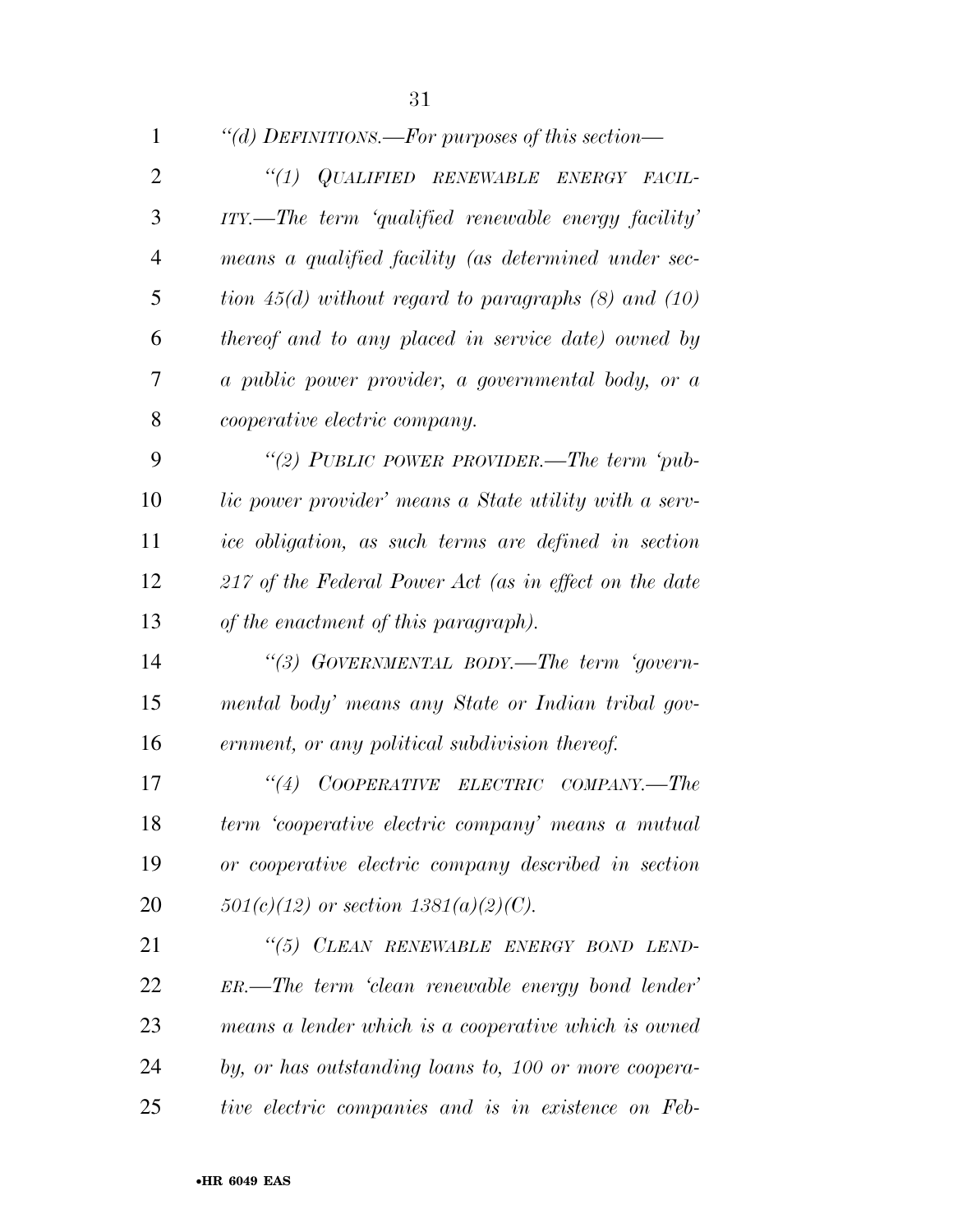*"(d) DEFINITIONS.—For purposes of this section—*

*"(1) QUALIFIED RENEWABLE ENERGY FACILITY.—The term 'qualified renewable energy facility' means a qualified facility (as determined under section 45(d) without regard to paragraphs (8) and (10) thereof and to any placed in service date) owned by a public power provider, a governmental body, or a cooperative electric company.*

*"(2) PUBLIC POWER PROVIDER.—The term 'public power provider' means a State utility with a service obligation, as such terms are defined in section 217 of the Federal Power Act (as in effect on the date of the enactment of this paragraph).*

*"(3) GOVERNMENTAL BODY.—The term 'governmental body' means any State or Indian tribal government, or any political subdivision thereof.*

*"(4) COOPERATIVE ELECTRIC COMPANY.—The term 'cooperative electric company' means a mutual or cooperative electric company described in section 501(c)(12) or section 1381(a)(2)(C).*

*"(5) CLEAN RENEWABLE ENERGY BOND LENDER.—The term 'clean renewable energy bond lender' means a lender which is a cooperative which is owned by, or has outstanding loans to, 100 or more cooperative electric companies and is in existence on Feb-*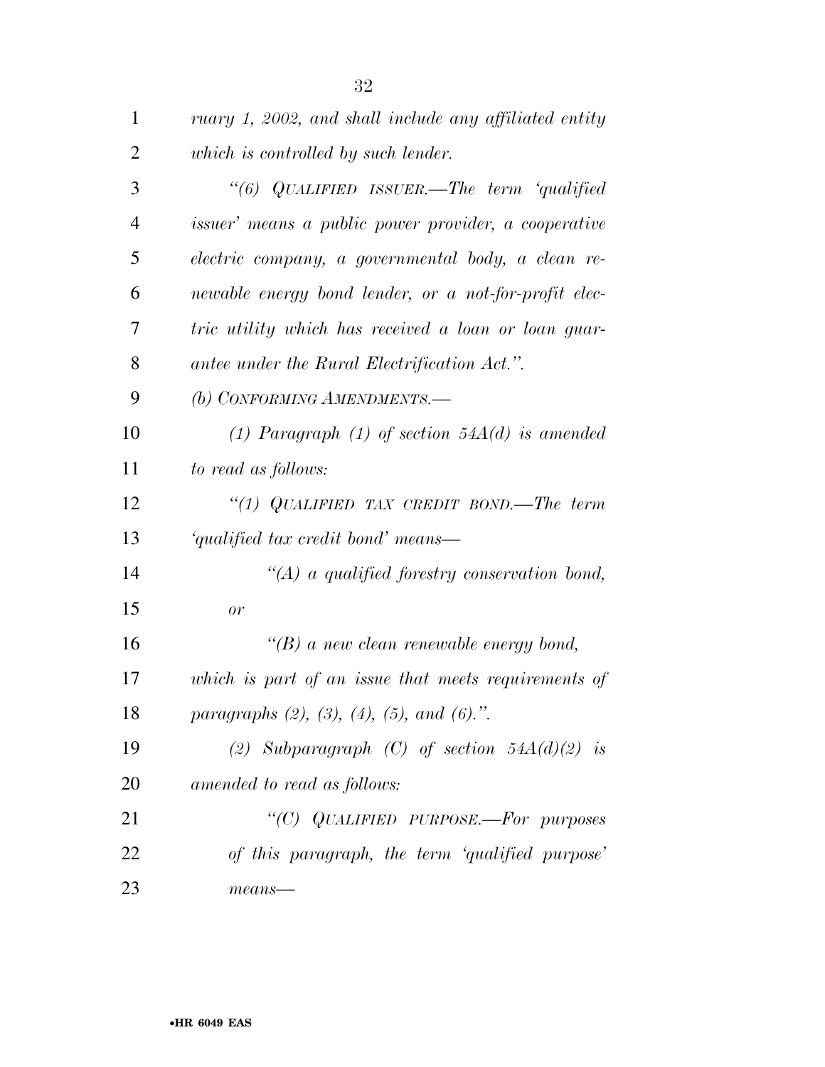*ruary 1, 2002, and shall include any affiliated entity which is controlled by such lender.*

*''(6) QUALIFIED ISSUER.—The term 'qualified issuer' means a public power provider, a cooperative electric company, a governmental body, a clean renewable energy bond lender, or a not-for-profit electric utility which has received a loan or loan guarantee under the Rural Electrification Act.''.*

*(b) CONFORMING AMENDMENTS.—*

*(1) Paragraph (1) of section 54A(d) is amended to read as follows:*

*''(1) QUALIFIED TAX CREDIT BOND.—The term 'qualified tax credit bond' means—*

*''(A) a qualified forestry conservation bond, or*

*''(B) a new clean renewable energy bond,*

*which is part of an issue that meets requirements of paragraphs (2), (3), (4), (5), and (6).''.*

*(2) Subparagraph (C) of section 54A(d)(2) is amended to read as follows:*

*''(C) QUALIFIED PURPOSE.—For purposes of this paragraph, the term 'qualified purpose' means—*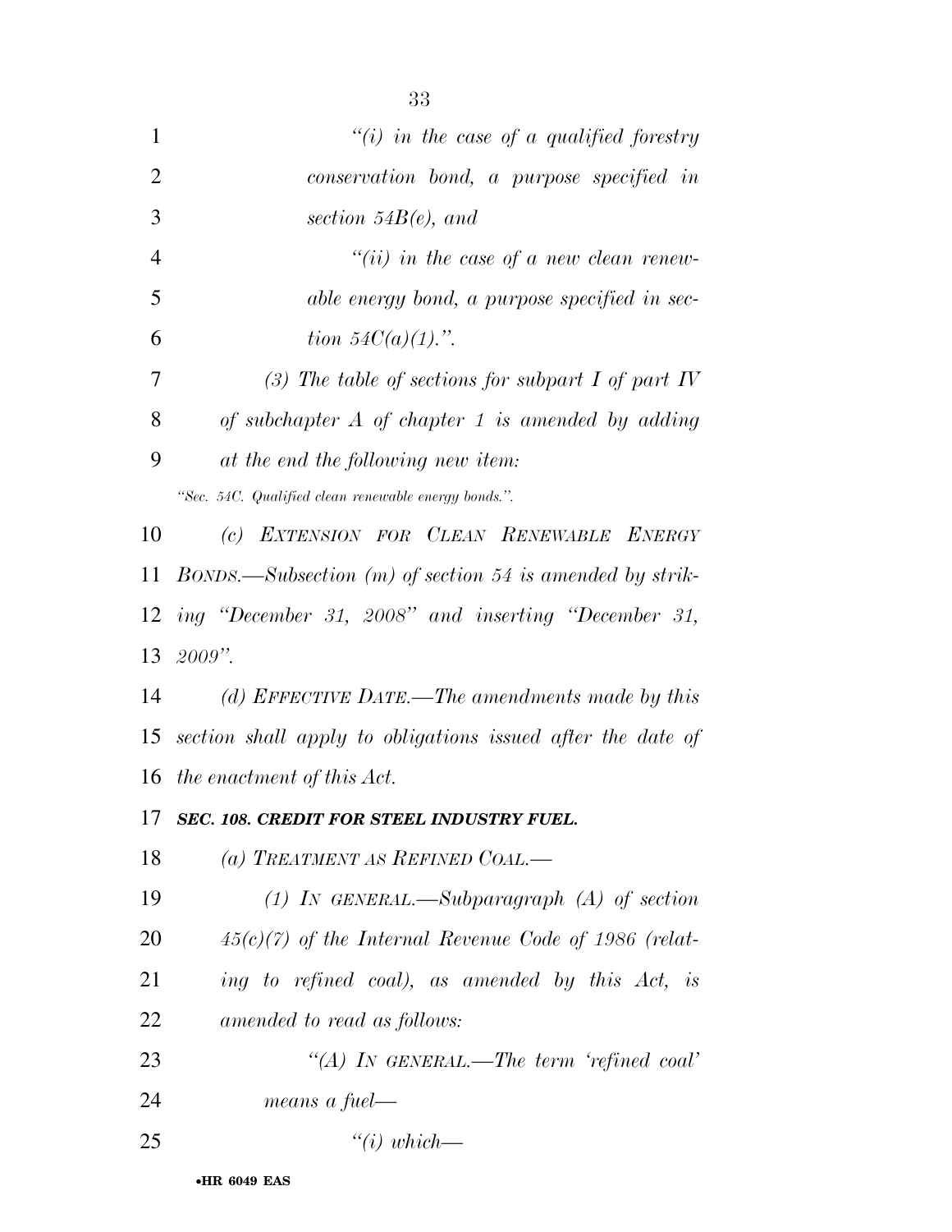*"(i) in the case of a qualified forestry conservation bond, a purpose specified in section 54B(e), and*

*"(ii) in the case of a new clean renewable energy bond, a purpose specified in section 54C(a)(1).".*

*(3) The table of sections for subpart I of part IV of subchapter A of chapter 1 is amended by adding at the end the following new item:*

*"Sec. 54C. Qualified clean renewable energy bonds.".*

*(c) EXTENSION FOR CLEAN RENEWABLE ENERGY BONDS.—Subsection (m) of section 54 is amended by striking "December 31, 2008" and inserting "December 31, 2009".*

*(d) EFFECTIVE DATE.—The amendments made by this section shall apply to obligations issued after the date of the enactment of this Act.*

***SEC. 108. CREDIT FOR STEEL INDUSTRY FUEL.***

*(a) TREATMENT AS REFINED COAL.—*

*(1) IN GENERAL.—Subparagraph (A) of section 45(c)(7) of the Internal Revenue Code of 1986 (relating to refined coal), as amended by this Act, is amended to read as follows:*

*"(A) IN GENERAL.—The term 'refined coal' means a fuel—*

*"(i) which—*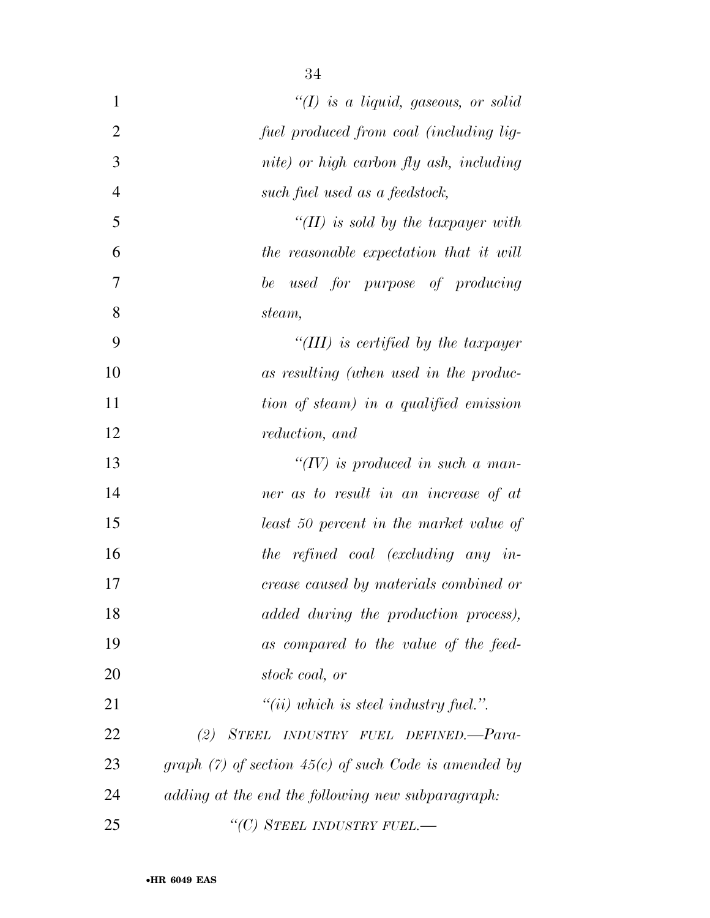*"(I) is a liquid, gaseous, or solid fuel produced from coal (including lignite) or high carbon fly ash, including such fuel used as a feedstock,*

*"(II) is sold by the taxpayer with the reasonable expectation that it will be used for purpose of producing steam,*

*"(III) is certified by the taxpayer as resulting (when used in the production of steam) in a qualified emission reduction, and*

*"(IV) is produced in such a manner as to result in an increase of at least 50 percent in the market value of the refined coal (excluding any increase caused by materials combined or added during the production process), as compared to the value of the feedstock coal, or*

*"(ii) which is steel industry fuel.".*

*(2) STEEL INDUSTRY FUEL DEFINED.—Paragraph (7) of section 45(c) of such Code is amended by adding at the end the following new subparagraph:*

*"(C) STEEL INDUSTRY FUEL.—*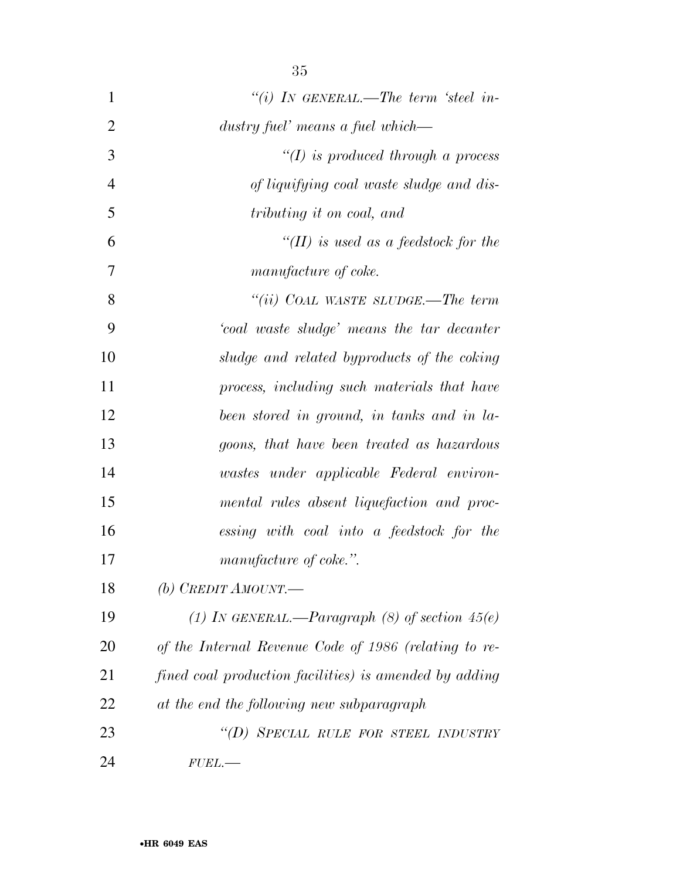*"(i) IN GENERAL.—The term 'steel industry fuel' means a fuel which—*

*"(I) is produced through a process of liquifying coal waste sludge and distributing it on coal, and*

*"(II) is used as a feedstock for the manufacture of coke.*

*"(ii) COAL WASTE SLUDGE.—The term 'coal waste sludge' means the tar decanter sludge and related byproducts of the coking process, including such materials that have been stored in ground, in tanks and in lagoons, that have been treated as hazardous wastes under applicable Federal environmental rules absent liquefaction and processing with coal into a feedstock for the manufacture of coke.".*

*(b) CREDIT AMOUNT.—*

*(1) IN GENERAL.—Paragraph (8) of section 45(e) of the Internal Revenue Code of 1986 (relating to refined coal production facilities) is amended by adding at the end the following new subparagraph*

*"(D) SPECIAL RULE FOR STEEL INDUSTRY FUEL.—*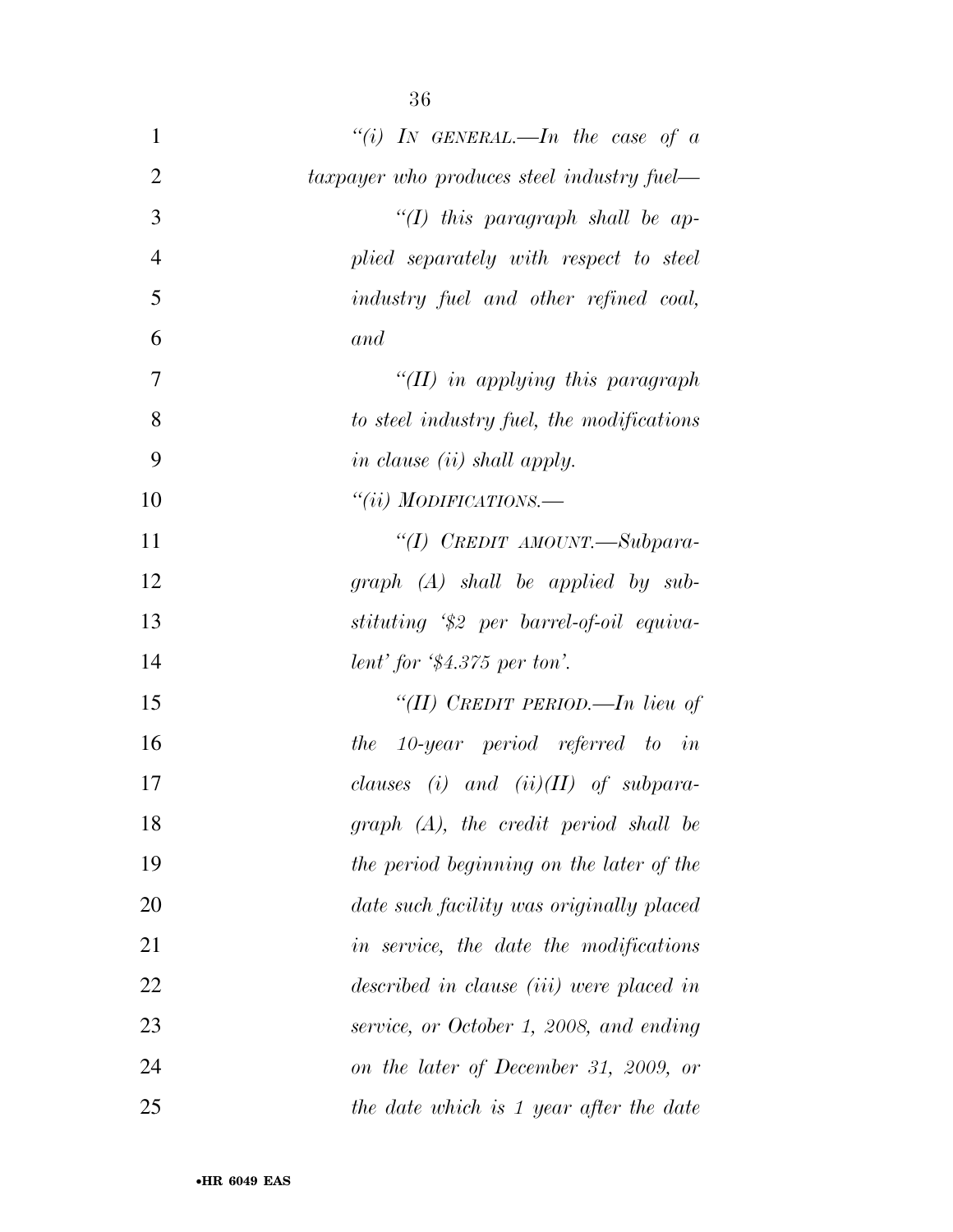"(i) IN GENERAL.—In the case of a taxpayer who produces steel industry fuel—

"(I) this paragraph shall be applied separately with respect to steel industry fuel and other refined coal, and

"(II) in applying this paragraph to steel industry fuel, the modifications in clause (ii) shall apply.

"(ii) MODIFICATIONS.—

"(I) CREDIT AMOUNT.—Subparagraph (A) shall be applied by substituting '$2 per barrel-of-oil equivalent' for '$4.375 per ton'.

"(II) CREDIT PERIOD.—In lieu of the 10-year period referred to in clauses (i) and (ii)(II) of subparagraph (A), the credit period shall be the period beginning on the later of the date such facility was originally placed in service, the date the modifications described in clause (iii) were placed in service, or October 1, 2008, and ending on the later of December 31, 2009, or the date which is 1 year after the date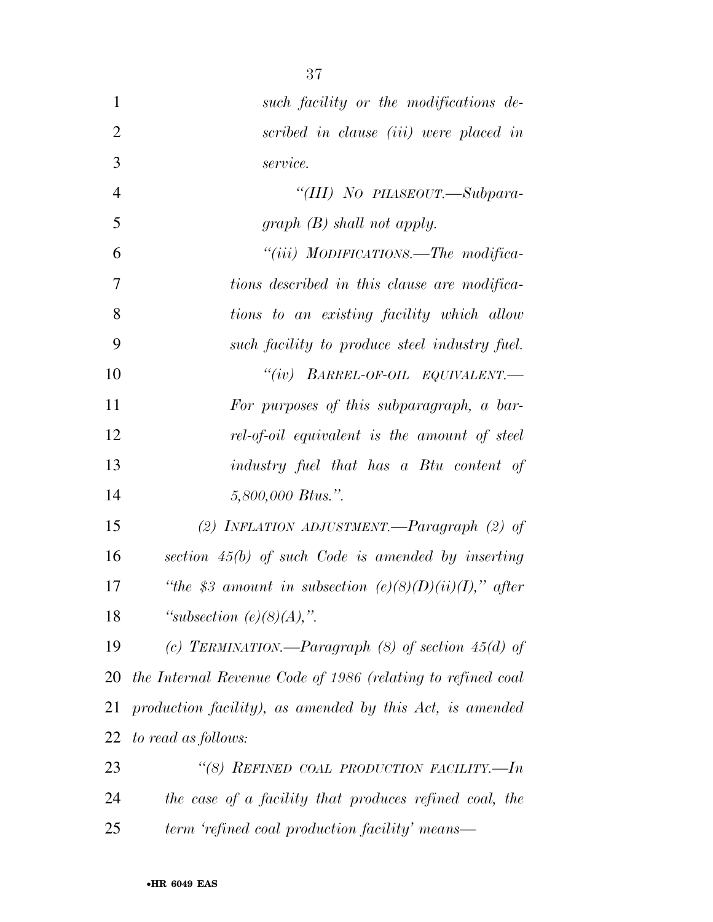*such facility or the modifications described in clause (iii) were placed in service.*

*"(III) NO PHASEOUT.—Subparagraph (B) shall not apply.*

*"(iii) MODIFICATIONS.—The modifications described in this clause are modifications to an existing facility which allow such facility to produce steel industry fuel.*

*"(iv) BARREL-OF-OIL EQUIVALENT.—For purposes of this subparagraph, a barrel-of-oil equivalent is the amount of steel industry fuel that has a Btu content of 5,800,000 Btus.".*

*(2) INFLATION ADJUSTMENT.—Paragraph (2) of section 45(b) of such Code is amended by inserting "the $3 amount in subsection (e)(8)(D)(ii)(I)," after "subsection (e)(8)(A),".*

*(c) TERMINATION.—Paragraph (8) of section 45(d) of the Internal Revenue Code of 1986 (relating to refined coal production facility), as amended by this Act, is amended to read as follows:*

*"(8) REFINED COAL PRODUCTION FACILITY.—In the case of a facility that produces refined coal, the term 'refined coal production facility' means—*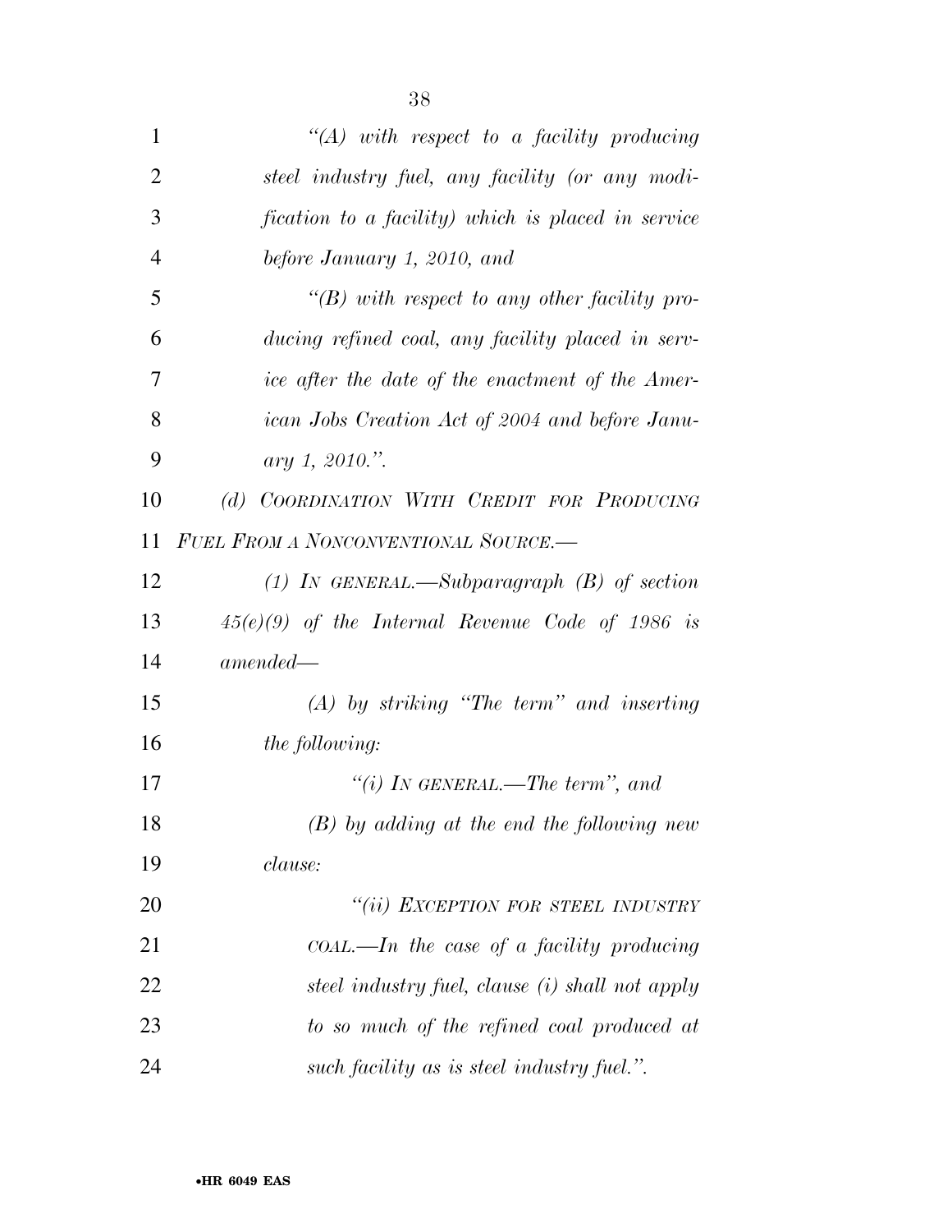*"(A) with respect to a facility producing steel industry fuel, any facility (or any modification to a facility) which is placed in service before January 1, 2010, and*

*"(B) with respect to any other facility producing refined coal, any facility placed in service after the date of the enactment of the American Jobs Creation Act of 2004 and before January 1, 2010.".*

*(d) COORDINATION WITH CREDIT FOR PRODUCING FUEL FROM A NONCONVENTIONAL SOURCE.—*

*(1) IN GENERAL.—Subparagraph (B) of section 45(e)(9) of the Internal Revenue Code of 1986 is amended—*

*(A) by striking "The term" and inserting the following:*

*"(i) IN GENERAL.—The term", and*

*(B) by adding at the end the following new clause:*

*"(ii) EXCEPTION FOR STEEL INDUSTRY COAL.—In the case of a facility producing steel industry fuel, clause (i) shall not apply to so much of the refined coal produced at such facility as is steel industry fuel.".*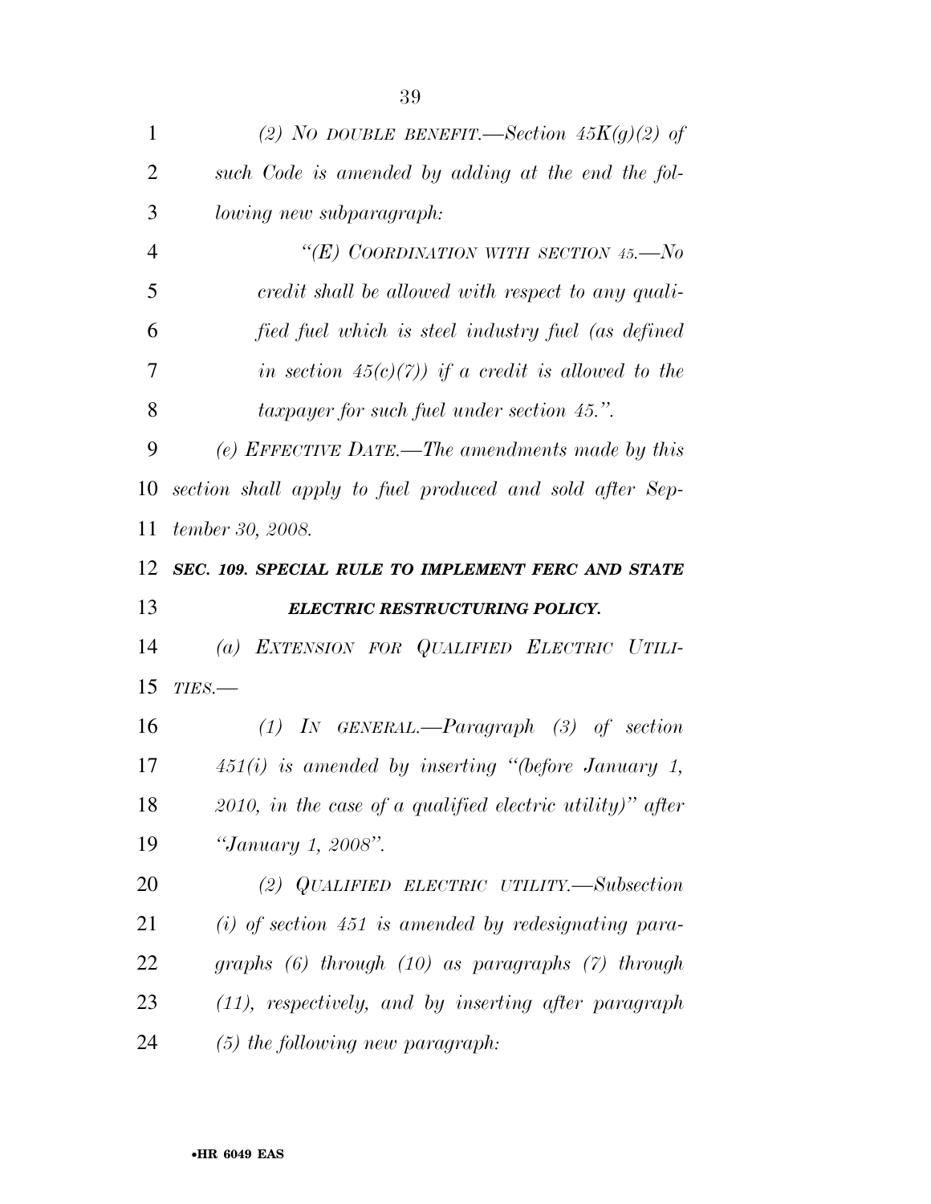*(2) NO DOUBLE BENEFIT.—Section 45K(g)(2) of such Code is amended by adding at the end the following new subparagraph:*

*"(E) COORDINATION WITH SECTION 45.—No credit shall be allowed with respect to any qualified fuel which is steel industry fuel (as defined in section 45(c)(7)) if a credit is allowed to the taxpayer for such fuel under section 45.".*

*(e) EFFECTIVE DATE.—The amendments made by this section shall apply to fuel produced and sold after September 30, 2008.*

***SEC. 109. SPECIAL RULE TO IMPLEMENT FERC AND STATE ELECTRIC RESTRUCTURING POLICY.***

*(a) EXTENSION FOR QUALIFIED ELECTRIC UTILITIES.—*

*(1) IN GENERAL.—Paragraph (3) of section 451(i) is amended by inserting "(before January 1, 2010, in the case of a qualified electric utility)" after "January 1, 2008".*

*(2) QUALIFIED ELECTRIC UTILITY.—Subsection (i) of section 451 is amended by redesignating paragraphs (6) through (10) as paragraphs (7) through (11), respectively, and by inserting after paragraph (5) the following new paragraph:*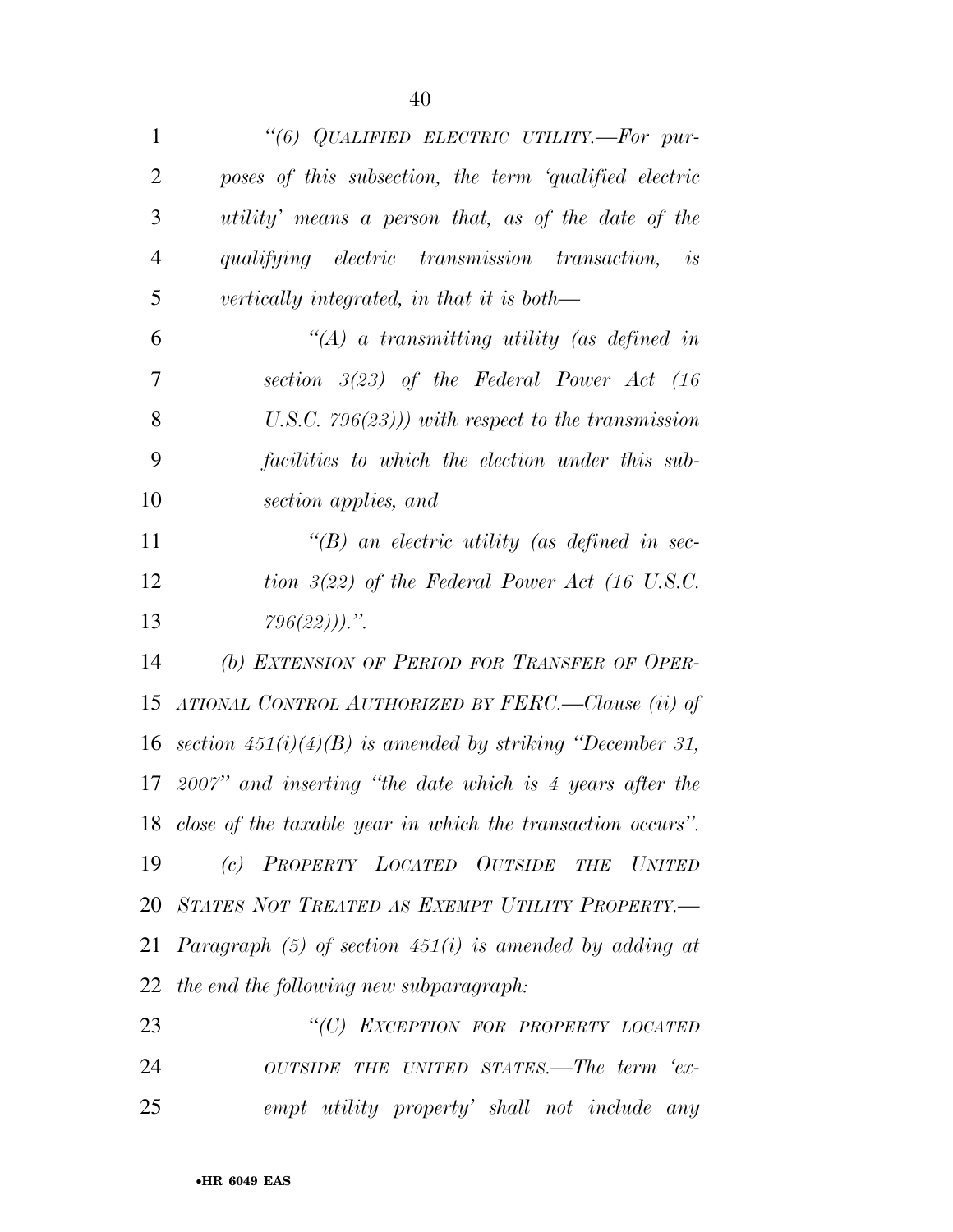*"(6) QUALIFIED ELECTRIC UTILITY.—For purposes of this subsection, the term 'qualified electric utility' means a person that, as of the date of the qualifying electric transmission transaction, is vertically integrated, in that it is both—*

*"(A) a transmitting utility (as defined in section 3(23) of the Federal Power Act (16 U.S.C. 796(23))) with respect to the transmission facilities to which the election under this subsection applies, and*

*"(B) an electric utility (as defined in section 3(22) of the Federal Power Act (16 U.S.C. 796(22)))."*.

*(b) EXTENSION OF PERIOD FOR TRANSFER OF OPERATIONAL CONTROL AUTHORIZED BY FERC.—Clause (ii) of section 451(i)(4)(B) is amended by striking "December 31, 2007" and inserting "the date which is 4 years after the close of the taxable year in which the transaction occurs".*

*(c) PROPERTY LOCATED OUTSIDE THE UNITED STATES NOT TREATED AS EXEMPT UTILITY PROPERTY.—Paragraph (5) of section 451(i) is amended by adding at the end the following new subparagraph:*

*"(C) EXCEPTION FOR PROPERTY LOCATED OUTSIDE THE UNITED STATES.—The term 'exempt utility property' shall not include any*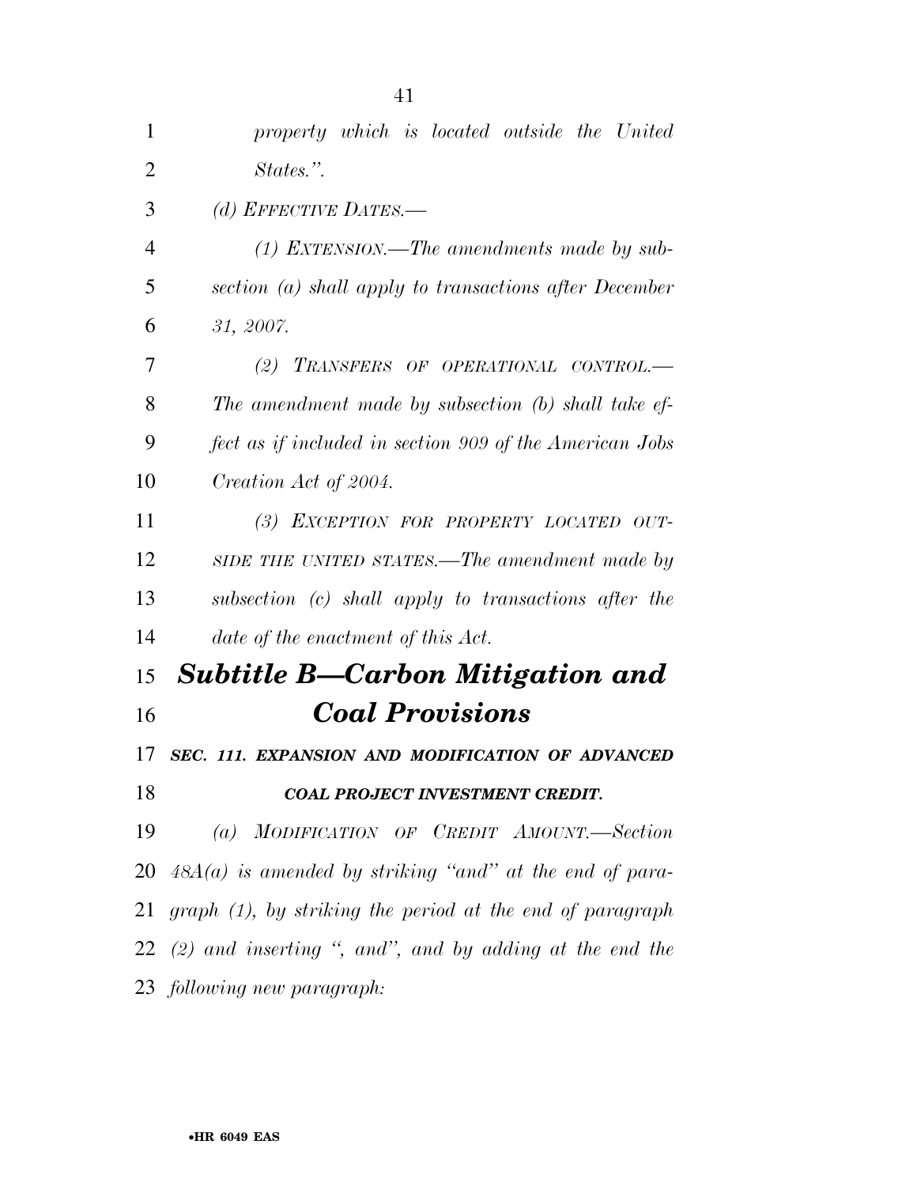*property which is located outside the United States.".*

*(d) EFFECTIVE DATES.—*

*(1) EXTENSION.—The amendments made by subsection (a) shall apply to transactions after December 31, 2007.*

*(2) TRANSFERS OF OPERATIONAL CONTROL.—The amendment made by subsection (b) shall take effect as if included in section 909 of the American Jobs Creation Act of 2004.*

*(3) EXCEPTION FOR PROPERTY LOCATED OUTSIDE THE UNITED STATES.—The amendment made by subsection (c) shall apply to transactions after the date of the enactment of this Act.*

## *Subtitle B—Carbon Mitigation and Coal Provisions*

### *SEC. 111. EXPANSION AND MODIFICATION OF ADVANCED COAL PROJECT INVESTMENT CREDIT.*

*(a) MODIFICATION OF CREDIT AMOUNT.—Section 48A(a) is amended by striking "and" at the end of paragraph (1), by striking the period at the end of paragraph (2) and inserting ", and", and by adding at the end the following new paragraph:*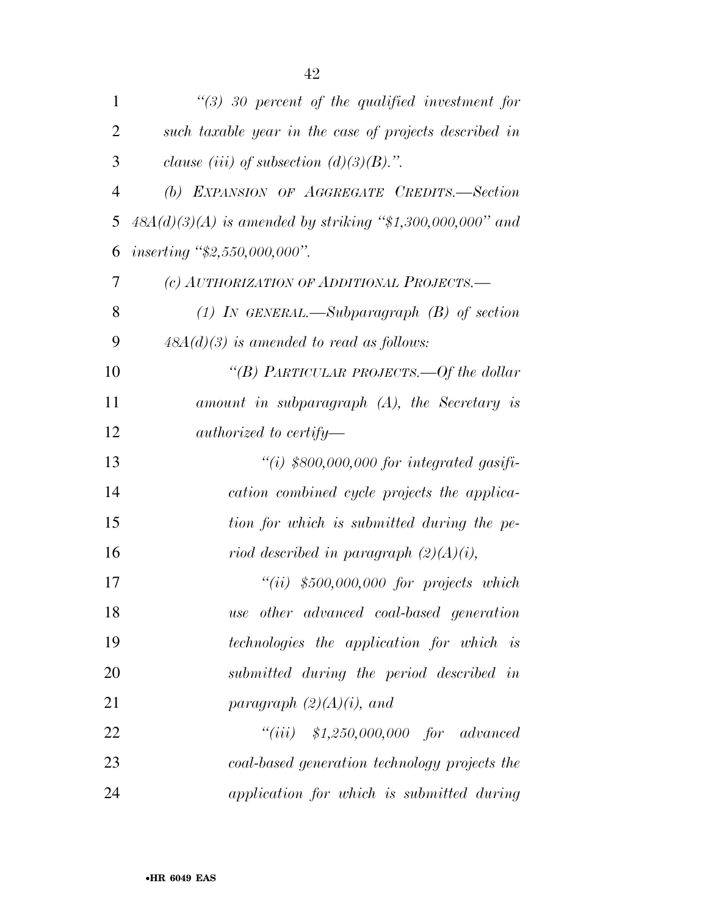*"(3) 30 percent of the qualified investment for such taxable year in the case of projects described in clause (iii) of subsection (d)(3)(B).".*

*(b) EXPANSION OF AGGREGATE CREDITS.—Section 48A(d)(3)(A) is amended by striking "$1,300,000,000" and inserting "$2,550,000,000".*

*(c) AUTHORIZATION OF ADDITIONAL PROJECTS.—*

*(1) IN GENERAL.—Subparagraph (B) of section 48A(d)(3) is amended to read as follows:*

*"(B) PARTICULAR PROJECTS.—Of the dollar amount in subparagraph (A), the Secretary is authorized to certify—*

*"(i) $800,000,000 for integrated gasification combined cycle projects the application for which is submitted during the period described in paragraph (2)(A)(i),*

*"(ii) $500,000,000 for projects which use other advanced coal-based generation technologies the application for which is submitted during the period described in paragraph (2)(A)(i), and*

*"(iii) $1,250,000,000 for advanced coal-based generation technology projects the application for which is submitted during*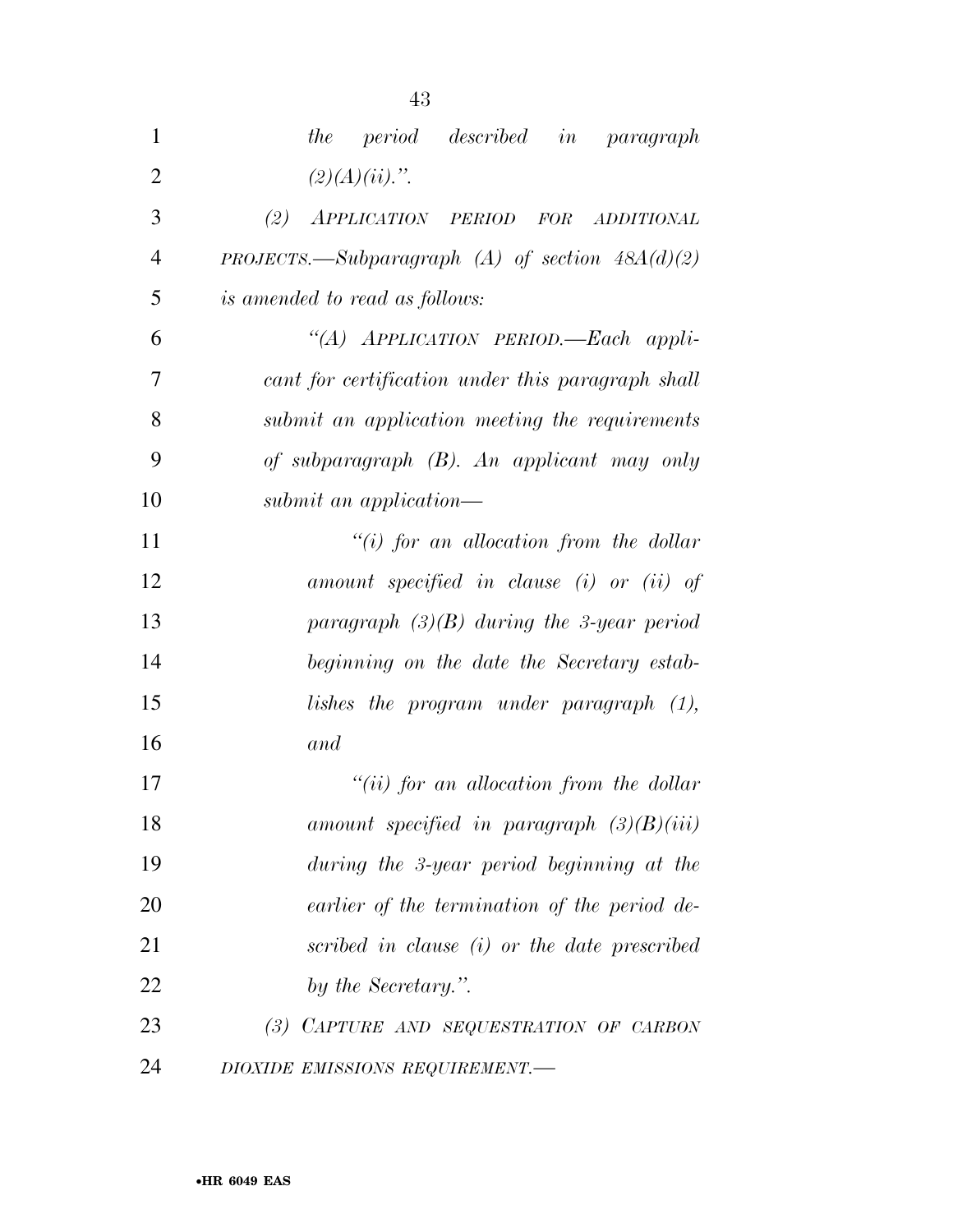*the period described in paragraph (2)(A)(ii).".*

*(2) APPLICATION PERIOD FOR ADDITIONAL PROJECTS.—Subparagraph (A) of section 48A(d)(2) is amended to read as follows:*

*"(A) APPLICATION PERIOD.—Each applicant for certification under this paragraph shall submit an application meeting the requirements of subparagraph (B). An applicant may only submit an application—*

*"(i) for an allocation from the dollar amount specified in clause (i) or (ii) of paragraph (3)(B) during the 3-year period beginning on the date the Secretary establishes the program under paragraph (1), and*

*"(ii) for an allocation from the dollar amount specified in paragraph (3)(B)(iii) during the 3-year period beginning at the earlier of the termination of the period described in clause (i) or the date prescribed by the Secretary.".*

*(3) CAPTURE AND SEQUESTRATION OF CARBON DIOXIDE EMISSIONS REQUIREMENT.—*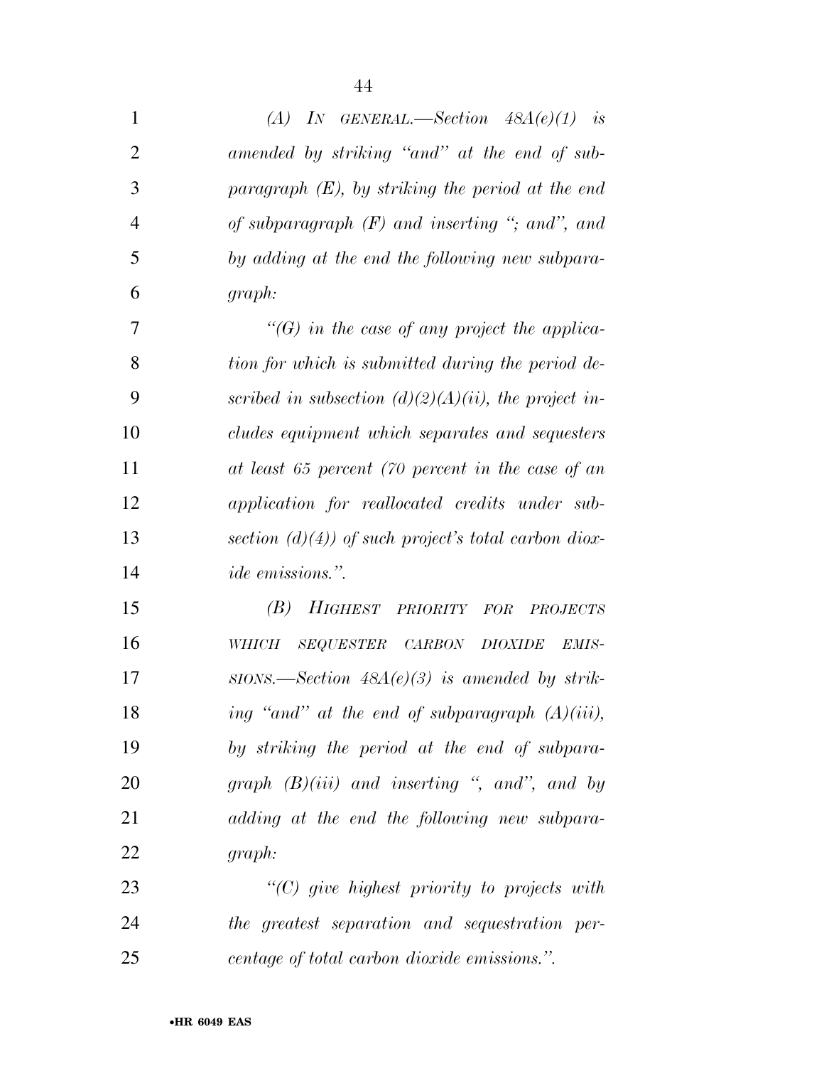*(A) IN GENERAL.—Section 48A(e)(1) is amended by striking "and" at the end of subparagraph (E), by striking the period at the end of subparagraph (F) and inserting "; and", and by adding at the end the following new subparagraph:*

*"(G) in the case of any project the application for which is submitted during the period described in subsection (d)(2)(A)(ii), the project includes equipment which separates and sequesters at least 65 percent (70 percent in the case of an application for reallocated credits under subsection (d)(4)) of such project's total carbon dioxide emissions.".*

*(B) HIGHEST PRIORITY FOR PROJECTS WHICH SEQUESTER CARBON DIOXIDE EMISSIONS.—Section 48A(e)(3) is amended by striking "and" at the end of subparagraph (A)(iii), by striking the period at the end of subparagraph (B)(iii) and inserting ", and", and by adding at the end the following new subparagraph:*

*"(C) give highest priority to projects with the greatest separation and sequestration percentage of total carbon dioxide emissions.".*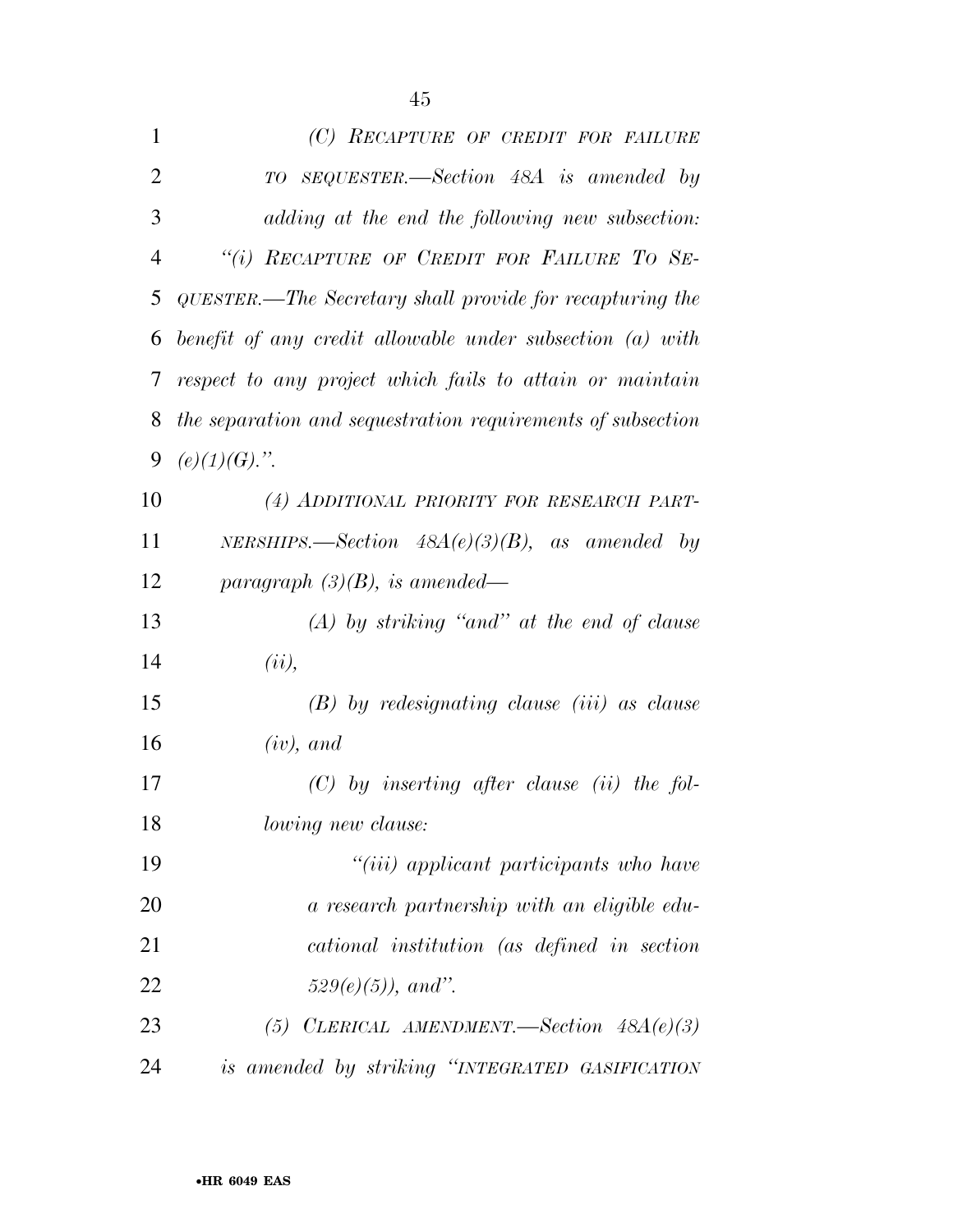*(C) RECAPTURE OF CREDIT FOR FAILURE TO SEQUESTER.—Section 48A is amended by adding at the end the following new subsection:*

*"(i) RECAPTURE OF CREDIT FOR FAILURE TO SEQUESTER.—The Secretary shall provide for recapturing the benefit of any credit allowable under subsection (a) with respect to any project which fails to attain or maintain the separation and sequestration requirements of subsection (e)(1)(G).".*

*(4) ADDITIONAL PRIORITY FOR RESEARCH PARTNERSHIPS.—Section 48A(e)(3)(B), as amended by paragraph (3)(B), is amended—*

*(A) by striking "and" at the end of clause (ii),*

*(B) by redesignating clause (iii) as clause (iv), and*

*(C) by inserting after clause (ii) the following new clause:*

*"(iii) applicant participants who have a research partnership with an eligible educational institution (as defined in section 529(e)(5)), and".*

*(5) CLERICAL AMENDMENT.—Section 48A(e)(3) is amended by striking "INTEGRATED GASIFICATION*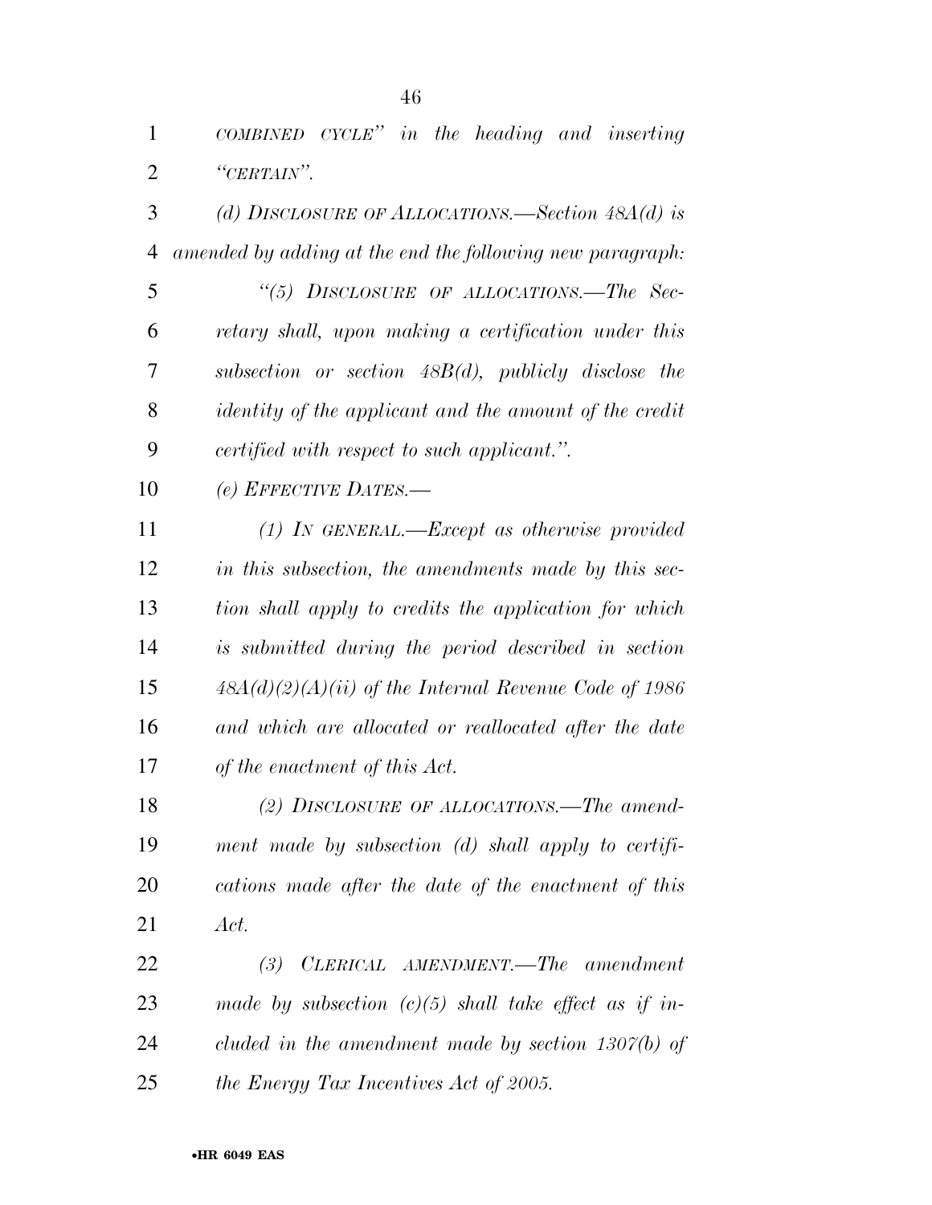*COMBINED CYCLE" in the heading and inserting "CERTAIN".*

*(d) DISCLOSURE OF ALLOCATIONS.—Section 48A(d) is amended by adding at the end the following new paragraph:*

*"(5) DISCLOSURE OF ALLOCATIONS.—The Secretary shall, upon making a certification under this subsection or section 48B(d), publicly disclose the identity of the applicant and the amount of the credit certified with respect to such applicant.".*

*(e) EFFECTIVE DATES.—*

*(1) IN GENERAL.—Except as otherwise provided in this subsection, the amendments made by this section shall apply to credits the application for which is submitted during the period described in section 48A(d)(2)(A)(ii) of the Internal Revenue Code of 1986 and which are allocated or reallocated after the date of the enactment of this Act.*

*(2) DISCLOSURE OF ALLOCATIONS.—The amendment made by subsection (d) shall apply to certifications made after the date of the enactment of this Act.*

*(3) CLERICAL AMENDMENT.—The amendment made by subsection (c)(5) shall take effect as if included in the amendment made by section 1307(b) of the Energy Tax Incentives Act of 2005.*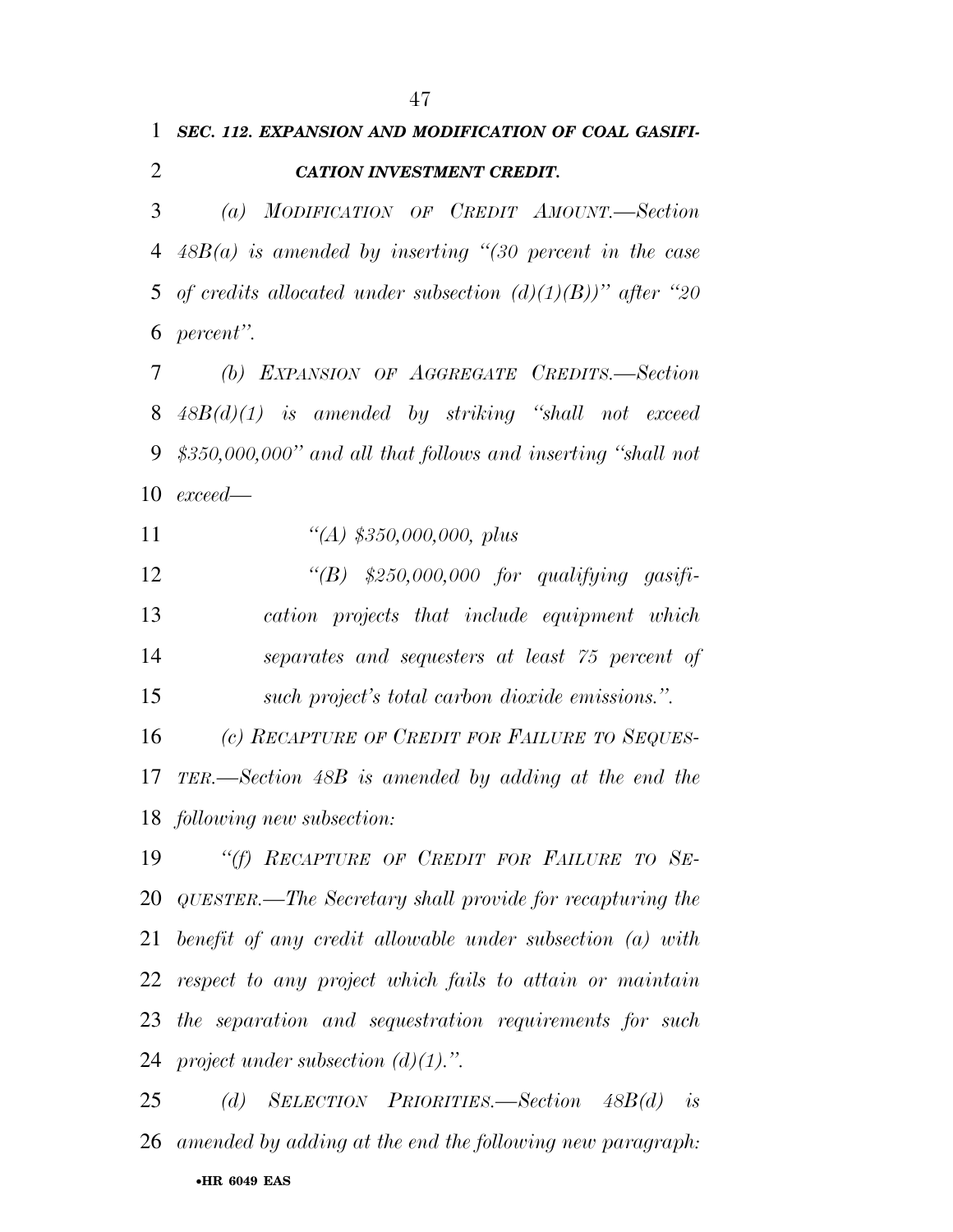***SEC. 112. EXPANSION AND MODIFICATION OF COAL GASIFICATION INVESTMENT CREDIT.***

*(a) MODIFICATION OF CREDIT AMOUNT.—Section 48B(a) is amended by inserting "(30 percent in the case of credits allocated under subsection (d)(1)(B))" after "20 percent".*

*(b) EXPANSION OF AGGREGATE CREDITS.—Section 48B(d)(1) is amended by striking "shall not exceed $350,000,000" and all that follows and inserting "shall not exceed—*

*"(A) $350,000,000, plus*

*"(B) $250,000,000 for qualifying gasification projects that include equipment which separates and sequesters at least 75 percent of such project's total carbon dioxide emissions.".*

*(c) RECAPTURE OF CREDIT FOR FAILURE TO SEQUESTER.—Section 48B is amended by adding at the end the following new subsection:*

*"(f) RECAPTURE OF CREDIT FOR FAILURE TO SEQUESTER.—The Secretary shall provide for recapturing the benefit of any credit allowable under subsection (a) with respect to any project which fails to attain or maintain the separation and sequestration requirements for such project under subsection (d)(1).".*

*(d) SELECTION PRIORITIES.—Section 48B(d) is amended by adding at the end the following new paragraph:*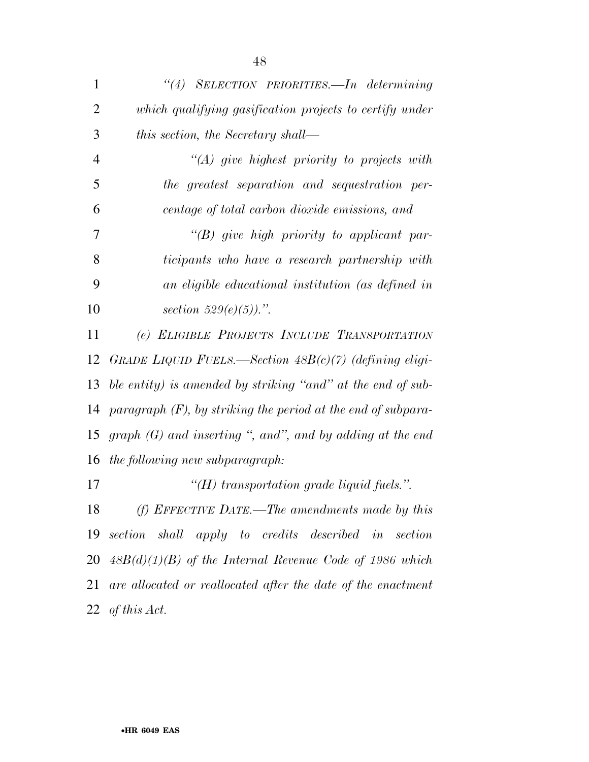*"(4) SELECTION PRIORITIES.—In determining which qualifying gasification projects to certify under this section, the Secretary shall—*

*"(A) give highest priority to projects with the greatest separation and sequestration percentage of total carbon dioxide emissions, and*

*"(B) give high priority to applicant participants who have a research partnership with an eligible educational institution (as defined in section 529(e)(5)).".*

*(e) ELIGIBLE PROJECTS INCLUDE TRANSPORTATION GRADE LIQUID FUELS.—Section 48B(c)(7) (defining eligible entity) is amended by striking "and" at the end of subparagraph (F), by striking the period at the end of subparagraph (G) and inserting ", and", and by adding at the end the following new subparagraph:*

*"(H) transportation grade liquid fuels.".*

*(f) EFFECTIVE DATE.—The amendments made by this section shall apply to credits described in section 48B(d)(1)(B) of the Internal Revenue Code of 1986 which are allocated or reallocated after the date of the enactment of this Act.*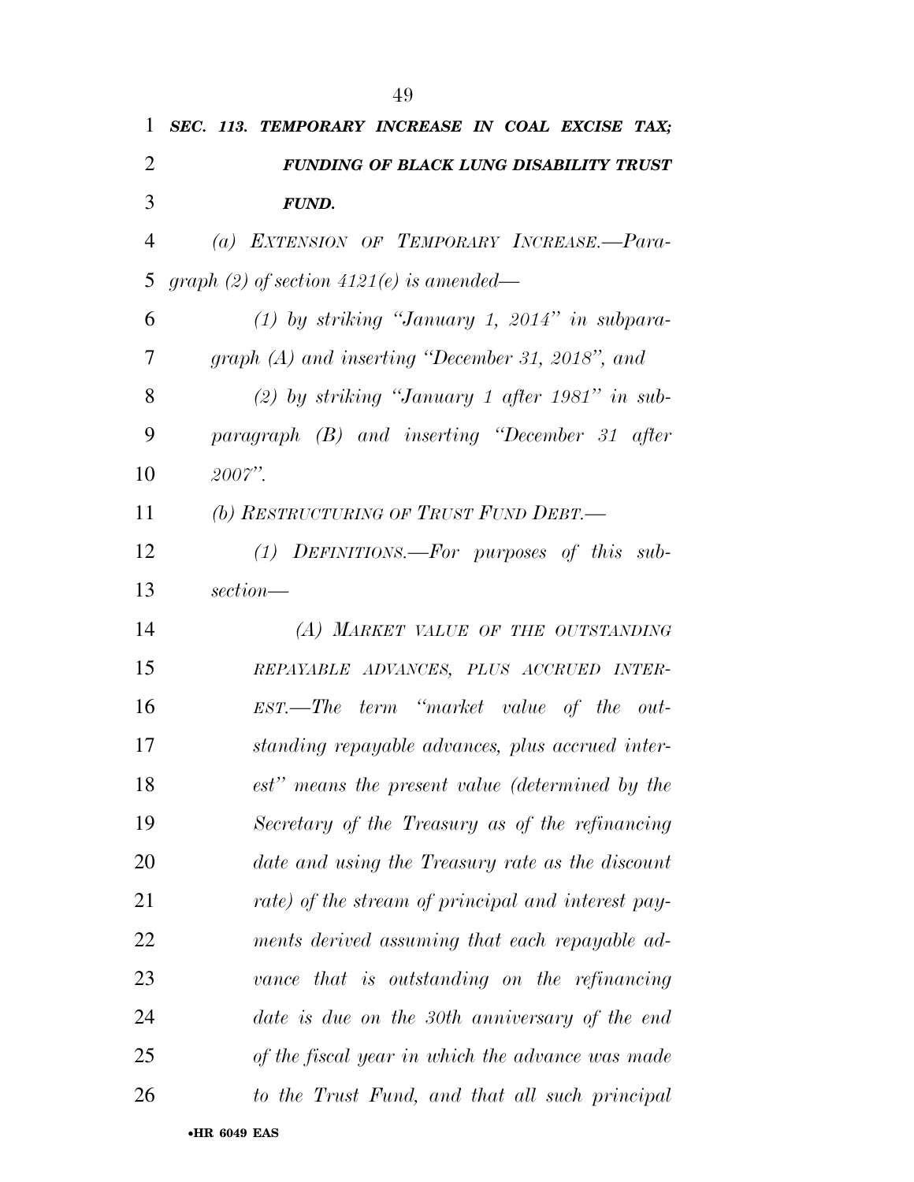***SEC. 113. TEMPORARY INCREASE IN COAL EXCISE TAX; FUNDING OF BLACK LUNG DISABILITY TRUST FUND.***

*(a) EXTENSION OF TEMPORARY INCREASE.—Paragraph (2) of section 4121(e) is amended—*

*(1) by striking "January 1, 2014" in subparagraph (A) and inserting "December 31, 2018", and*

*(2) by striking "January 1 after 1981" in subparagraph (B) and inserting "December 31 after 2007".*

*(b) RESTRUCTURING OF TRUST FUND DEBT.—*

*(1) DEFINITIONS.—For purposes of this subsection—*

*(A) MARKET VALUE OF THE OUTSTANDING REPAYABLE ADVANCES, PLUS ACCRUED INTEREST.—The term "market value of the outstanding repayable advances, plus accrued interest" means the present value (determined by the Secretary of the Treasury as of the refinancing date and using the Treasury rate as the discount rate) of the stream of principal and interest payments derived assuming that each repayable advance that is outstanding on the refinancing date is due on the 30th anniversary of the end of the fiscal year in which the advance was made to the Trust Fund, and that all such principal*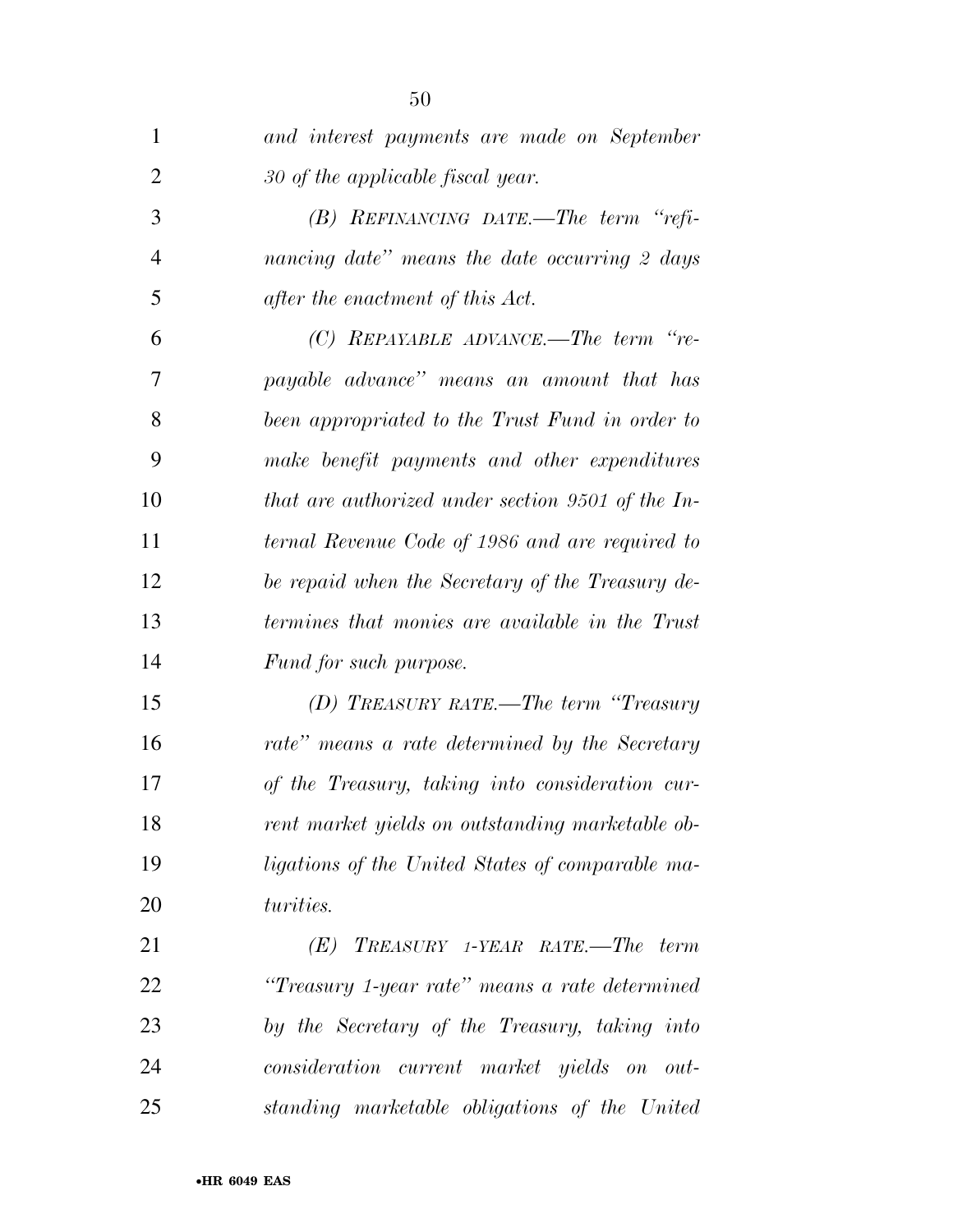*and interest payments are made on September 30 of the applicable fiscal year.*

*(B) REFINANCING DATE.—The term "refinancing date" means the date occurring 2 days after the enactment of this Act.*

*(C) REPAYABLE ADVANCE.—The term "repayable advance" means an amount that has been appropriated to the Trust Fund in order to make benefit payments and other expenditures that are authorized under section 9501 of the Internal Revenue Code of 1986 and are required to be repaid when the Secretary of the Treasury determines that monies are available in the Trust Fund for such purpose.*

*(D) TREASURY RATE.—The term "Treasury rate" means a rate determined by the Secretary of the Treasury, taking into consideration current market yields on outstanding marketable obligations of the United States of comparable maturities.*

*(E) TREASURY 1-YEAR RATE.—The term "Treasury 1-year rate" means a rate determined by the Secretary of the Treasury, taking into consideration current market yields on outstanding marketable obligations of the United*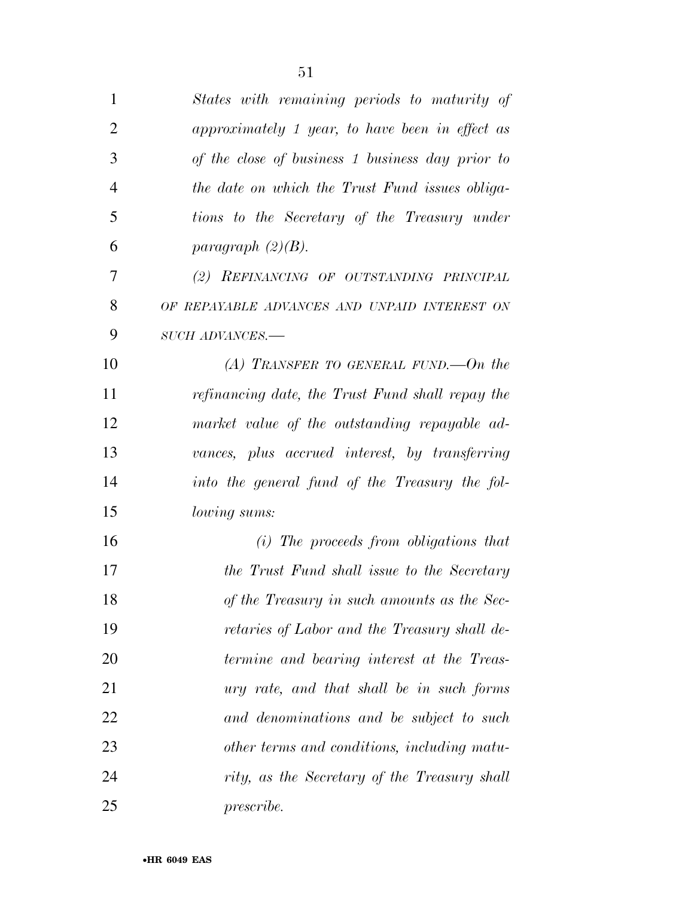*States with remaining periods to maturity of approximately 1 year, to have been in effect as of the close of business 1 business day prior to the date on which the Trust Fund issues obligations to the Secretary of the Treasury under paragraph (2)(B).*

*(2) REFINANCING OF OUTSTANDING PRINCIPAL OF REPAYABLE ADVANCES AND UNPAID INTEREST ON SUCH ADVANCES.—*

*(A) TRANSFER TO GENERAL FUND.—On the refinancing date, the Trust Fund shall repay the market value of the outstanding repayable advances, plus accrued interest, by transferring into the general fund of the Treasury the following sums:*

*(i) The proceeds from obligations that the Trust Fund shall issue to the Secretary of the Treasury in such amounts as the Secretaries of Labor and the Treasury shall determine and bearing interest at the Treasury rate, and that shall be in such forms and denominations and be subject to such other terms and conditions, including maturity, as the Secretary of the Treasury shall prescribe.*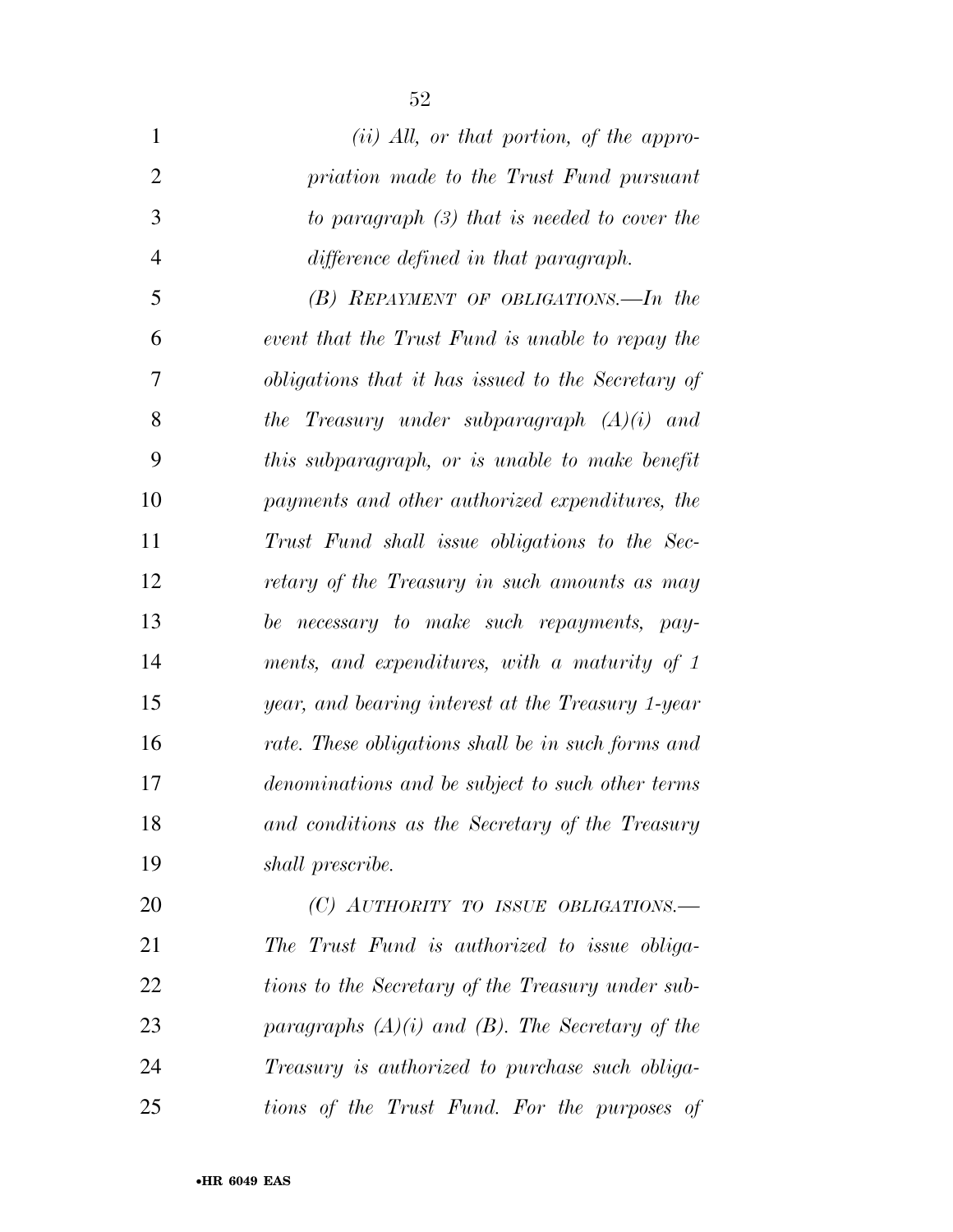*(ii) All, or that portion, of the appropriation made to the Trust Fund pursuant to paragraph (3) that is needed to cover the difference defined in that paragraph.*

*(B) REPAYMENT OF OBLIGATIONS.—In the event that the Trust Fund is unable to repay the obligations that it has issued to the Secretary of the Treasury under subparagraph (A)(i) and this subparagraph, or is unable to make benefit payments and other authorized expenditures, the Trust Fund shall issue obligations to the Secretary of the Treasury in such amounts as may be necessary to make such repayments, payments, and expenditures, with a maturity of 1 year, and bearing interest at the Treasury 1-year rate. These obligations shall be in such forms and denominations and be subject to such other terms and conditions as the Secretary of the Treasury shall prescribe.*

*(C) AUTHORITY TO ISSUE OBLIGATIONS.—The Trust Fund is authorized to issue obligations to the Secretary of the Treasury under subparagraphs (A)(i) and (B). The Secretary of the Treasury is authorized to purchase such obligations of the Trust Fund. For the purposes of*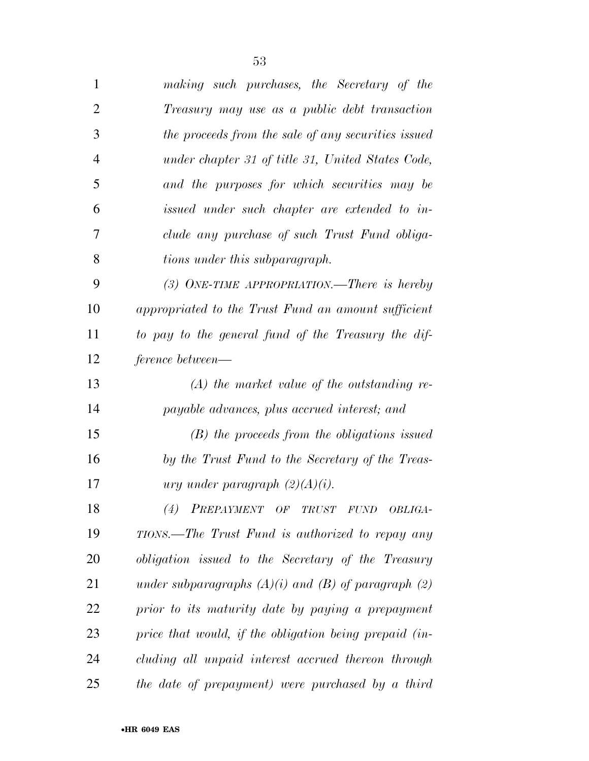*making such purchases, the Secretary of the Treasury may use as a public debt transaction the proceeds from the sale of any securities issued under chapter 31 of title 31, United States Code, and the purposes for which securities may be issued under such chapter are extended to include any purchase of such Trust Fund obligations under this subparagraph.*

*(3) ONE-TIME APPROPRIATION.—There is hereby appropriated to the Trust Fund an amount sufficient to pay to the general fund of the Treasury the difference between—*

*(A) the market value of the outstanding repayable advances, plus accrued interest; and*

*(B) the proceeds from the obligations issued by the Trust Fund to the Secretary of the Treasury under paragraph (2)(A)(i).*

*(4) PREPAYMENT OF TRUST FUND OBLIGATIONS.—The Trust Fund is authorized to repay any obligation issued to the Secretary of the Treasury under subparagraphs (A)(i) and (B) of paragraph (2) prior to its maturity date by paying a prepayment price that would, if the obligation being prepaid (including all unpaid interest accrued thereon through the date of prepayment) were purchased by a third*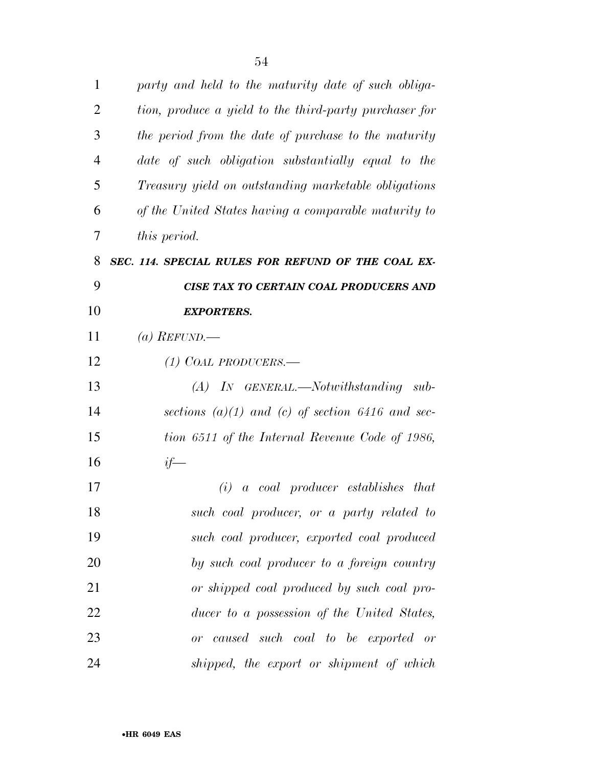*party and held to the maturity date of such obligation, produce a yield to the third-party purchaser for the period from the date of purchase to the maturity date of such obligation substantially equal to the Treasury yield on outstanding marketable obligations of the United States having a comparable maturity to this period.*

***SEC. 114. SPECIAL RULES FOR REFUND OF THE COAL EXCISE TAX TO CERTAIN COAL PRODUCERS AND EXPORTERS.***

*(a) REFUND.—*

*(1) COAL PRODUCERS.—*

*(A) IN GENERAL.—Notwithstanding subsections (a)(1) and (c) of section 6416 and section 6511 of the Internal Revenue Code of 1986, if—*

*(i) a coal producer establishes that such coal producer, or a party related to such coal producer, exported coal produced by such coal producer to a foreign country or shipped coal produced by such coal producer to a possession of the United States, or caused such coal to be exported or shipped, the export or shipment of which*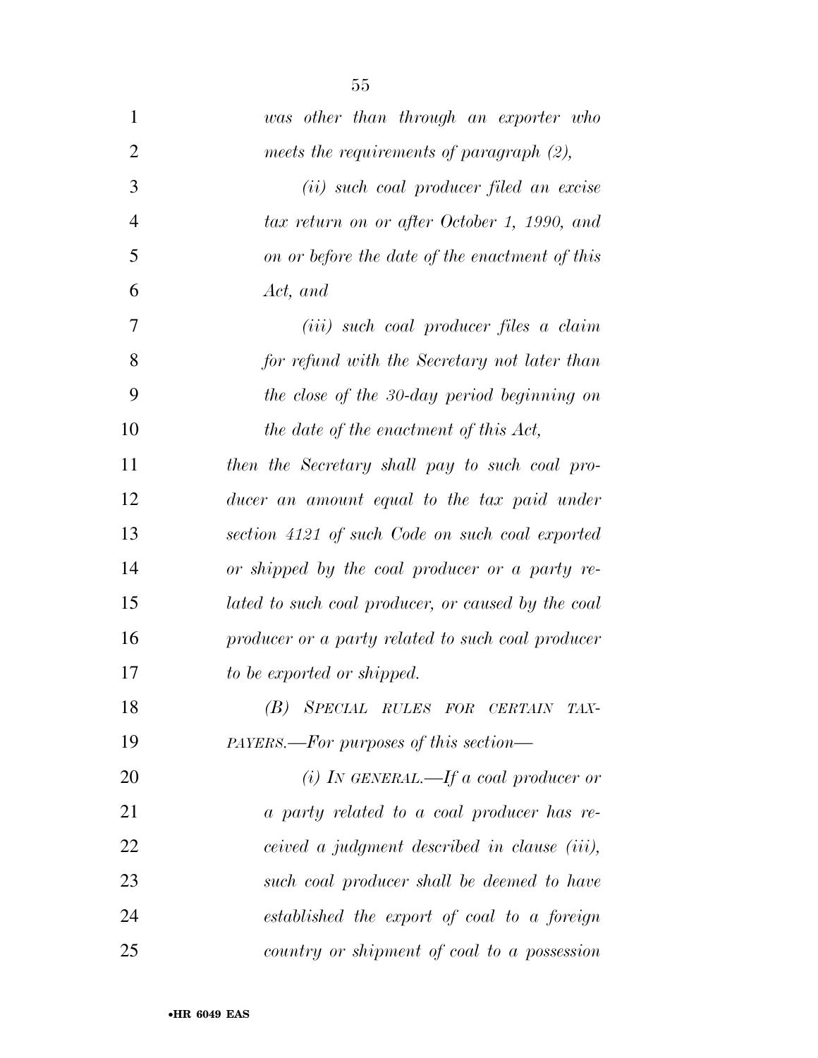*was other than through an exporter who meets the requirements of paragraph (2),*

*(ii) such coal producer filed an excise tax return on or after October 1, 1990, and on or before the date of the enactment of this Act, and*

*(iii) such coal producer files a claim for refund with the Secretary not later than the close of the 30-day period beginning on the date of the enactment of this Act,*

*then the Secretary shall pay to such coal producer an amount equal to the tax paid under section 4121 of such Code on such coal exported or shipped by the coal producer or a party related to such coal producer, or caused by the coal producer or a party related to such coal producer to be exported or shipped.*

*(B) SPECIAL RULES FOR CERTAIN TAXPAYERS.—For purposes of this section—*

*(i) IN GENERAL.—If a coal producer or a party related to a coal producer has received a judgment described in clause (iii), such coal producer shall be deemed to have established the export of coal to a foreign country or shipment of coal to a possession*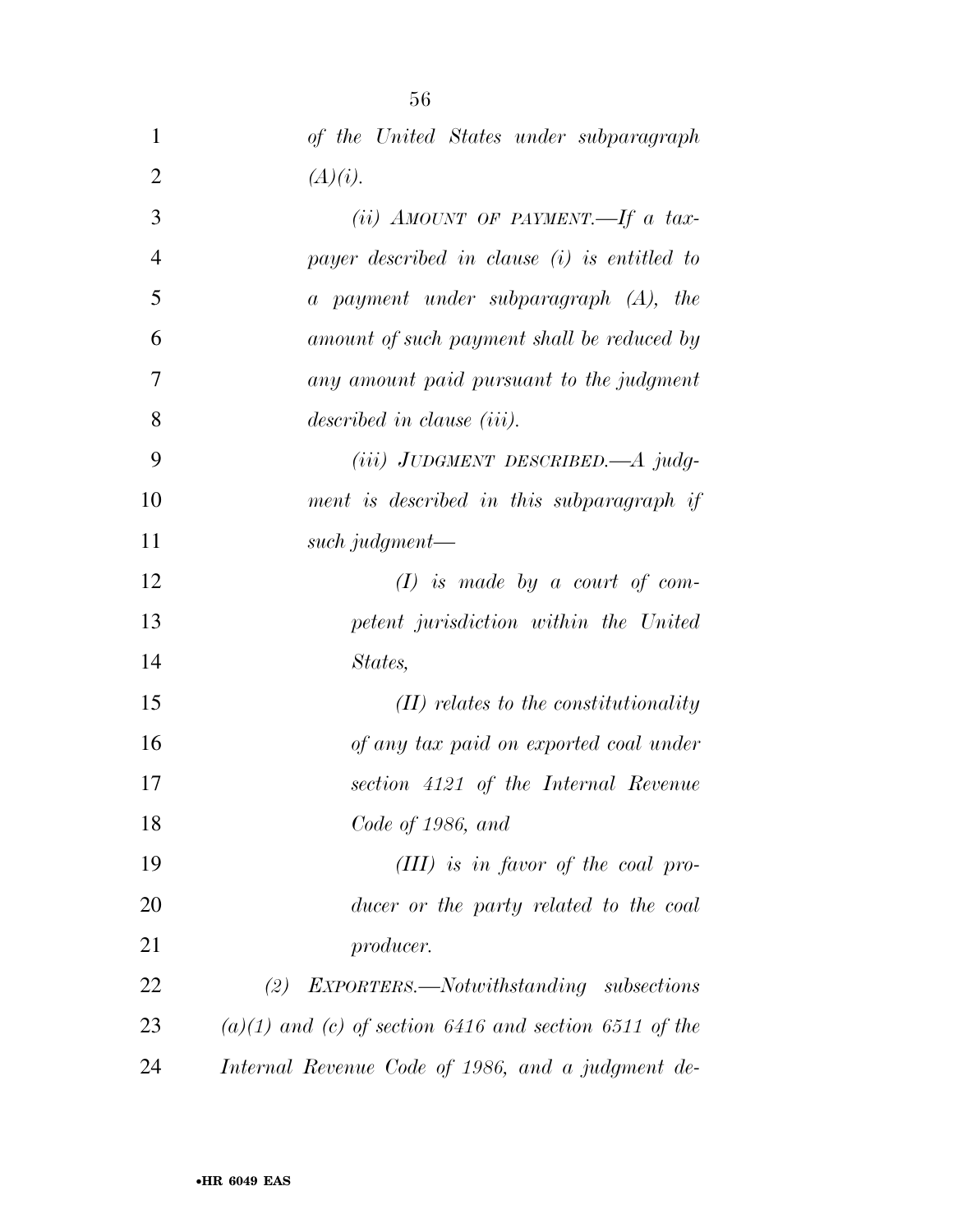*of the United States under subparagraph (A)(i).*

*(ii) AMOUNT OF PAYMENT.—If a taxpayer described in clause (i) is entitled to a payment under subparagraph (A), the amount of such payment shall be reduced by any amount paid pursuant to the judgment described in clause (iii).*

*(iii) JUDGMENT DESCRIBED.—A judgment is described in this subparagraph if such judgment—*

*(I) is made by a court of competent jurisdiction within the United States,*

*(II) relates to the constitutionality of any tax paid on exported coal under section 4121 of the Internal Revenue Code of 1986, and*

*(III) is in favor of the coal producer or the party related to the coal producer.*

*(2) EXPORTERS.—Notwithstanding subsections (a)(1) and (c) of section 6416 and section 6511 of the Internal Revenue Code of 1986, and a judgment de-*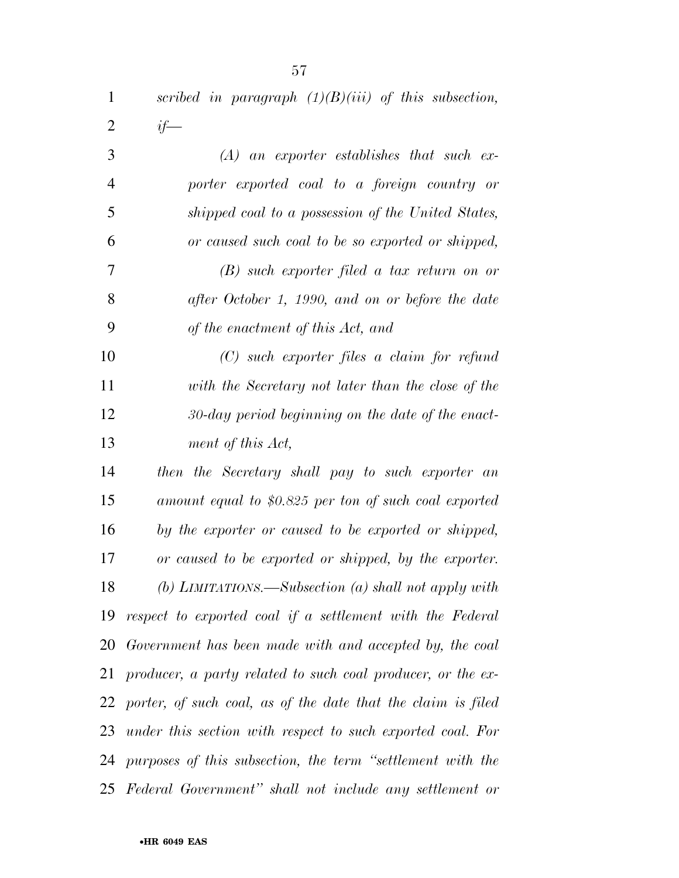*scribed in paragraph (1)(B)(iii) of this subsection, if—*

*(A) an exporter establishes that such exporter exported coal to a foreign country or shipped coal to a possession of the United States, or caused such coal to be so exported or shipped,*

*(B) such exporter filed a tax return on or after October 1, 1990, and on or before the date of the enactment of this Act, and*

*(C) such exporter files a claim for refund with the Secretary not later than the close of the 30-day period beginning on the date of the enactment of this Act,*

*then the Secretary shall pay to such exporter an amount equal to $0.825 per ton of such coal exported by the exporter or caused to be exported or shipped, or caused to be exported or shipped, by the exporter.*

*(b) LIMITATIONS.—Subsection (a) shall not apply with respect to exported coal if a settlement with the Federal Government has been made with and accepted by, the coal producer, a party related to such coal producer, or the exporter, of such coal, as of the date that the claim is filed under this section with respect to such exported coal. For purposes of this subsection, the term "settlement with the Federal Government" shall not include any settlement or*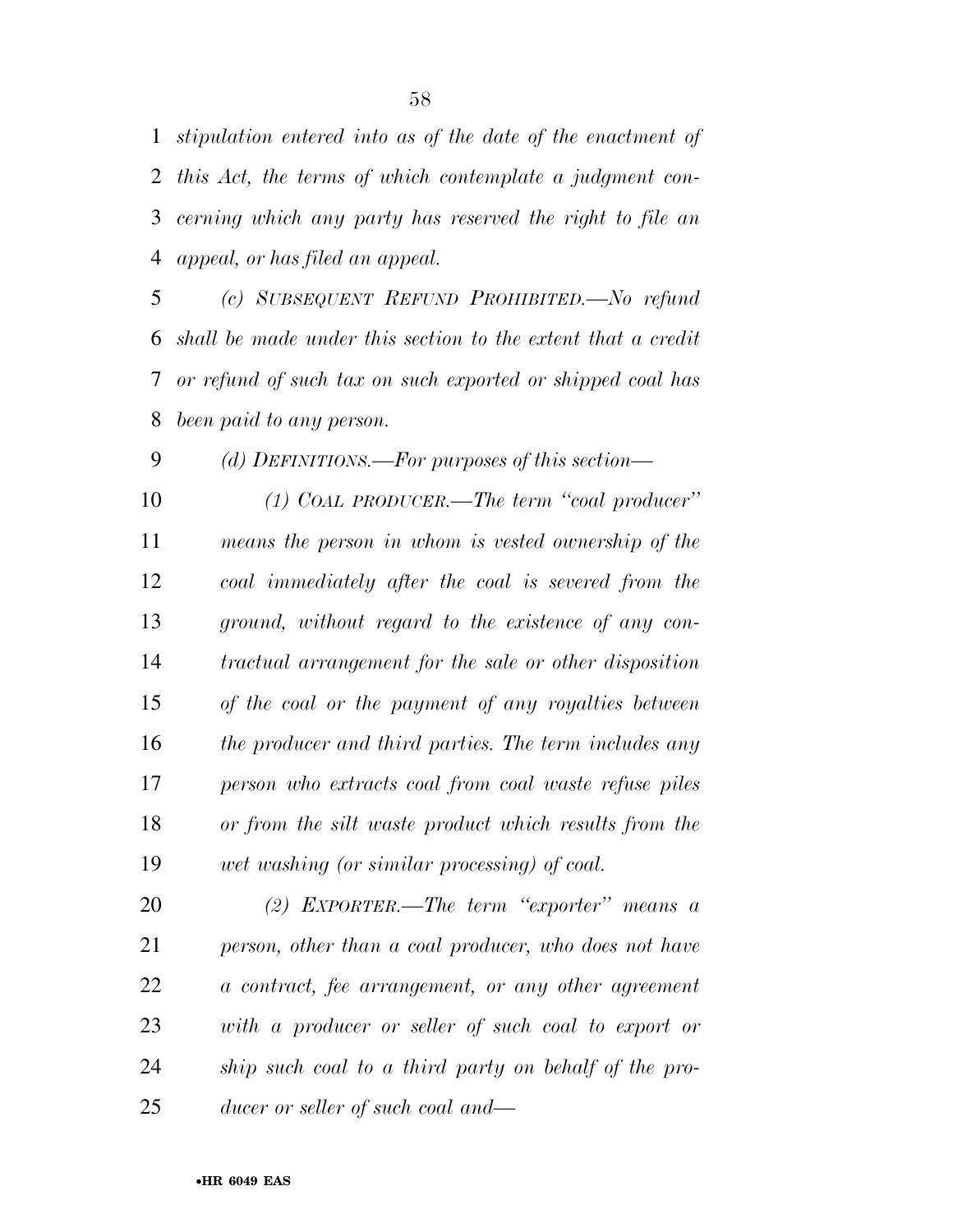*stipulation entered into as of the date of the enactment of this Act, the terms of which contemplate a judgment concerning which any party has reserved the right to file an appeal, or has filed an appeal.*

*(c) SUBSEQUENT REFUND PROHIBITED.—No refund shall be made under this section to the extent that a credit or refund of such tax on such exported or shipped coal has been paid to any person.*

*(d) DEFINITIONS.—For purposes of this section—*

*(1) COAL PRODUCER.—The term "coal producer" means the person in whom is vested ownership of the coal immediately after the coal is severed from the ground, without regard to the existence of any contractual arrangement for the sale or other disposition of the coal or the payment of any royalties between the producer and third parties. The term includes any person who extracts coal from coal waste refuse piles or from the silt waste product which results from the wet washing (or similar processing) of coal.*

*(2) EXPORTER.—The term "exporter" means a person, other than a coal producer, who does not have a contract, fee arrangement, or any other agreement with a producer or seller of such coal to export or ship such coal to a third party on behalf of the producer or seller of such coal and—*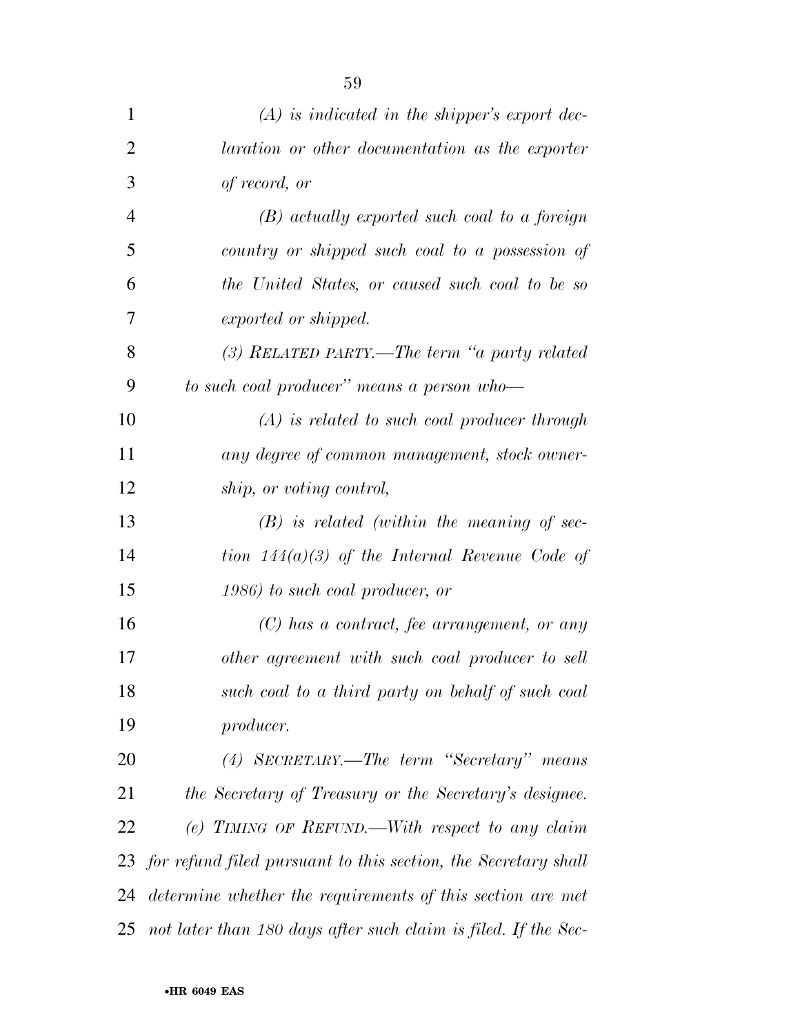*(A) is indicated in the shipper's export declaration or other documentation as the exporter of record, or*

*(B) actually exported such coal to a foreign country or shipped such coal to a possession of the United States, or caused such coal to be so exported or shipped.*

*(3) RELATED PARTY.—The term "a party related to such coal producer" means a person who—*

*(A) is related to such coal producer through any degree of common management, stock ownership, or voting control,*

*(B) is related (within the meaning of section 144(a)(3) of the Internal Revenue Code of 1986) to such coal producer, or*

*(C) has a contract, fee arrangement, or any other agreement with such coal producer to sell such coal to a third party on behalf of such coal producer.*

*(4) SECRETARY.—The term "Secretary" means the Secretary of Treasury or the Secretary's designee.*

*(e) TIMING OF REFUND.—With respect to any claim for refund filed pursuant to this section, the Secretary shall determine whether the requirements of this section are met not later than 180 days after such claim is filed. If the Sec-*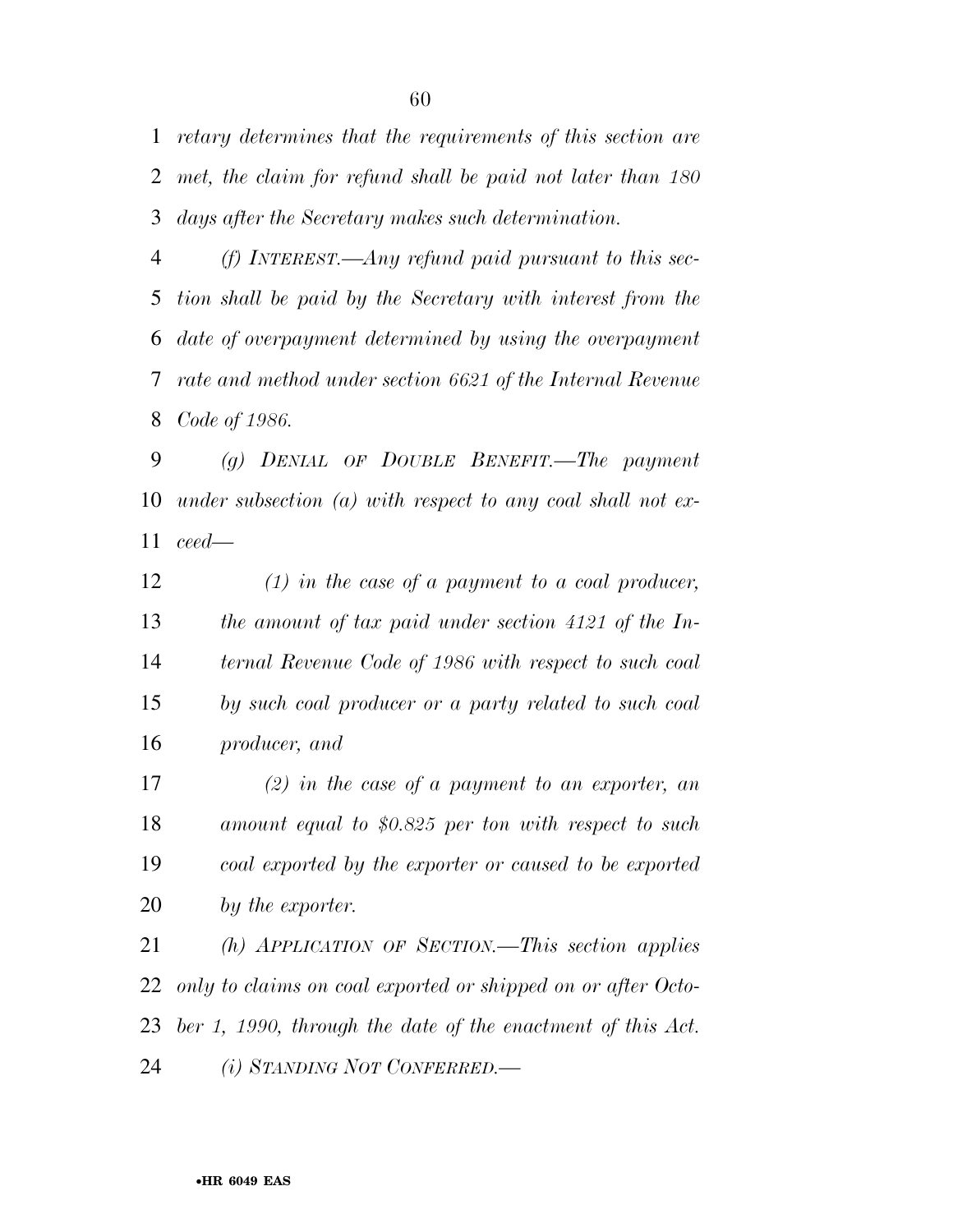*retary determines that the requirements of this section are met, the claim for refund shall be paid not later than 180 days after the Secretary makes such determination.*

*(f) INTEREST.—Any refund paid pursuant to this section shall be paid by the Secretary with interest from the date of overpayment determined by using the overpayment rate and method under section 6621 of the Internal Revenue Code of 1986.*

*(g) DENIAL OF DOUBLE BENEFIT.—The payment under subsection (a) with respect to any coal shall not exceed—*

*(1) in the case of a payment to a coal producer, the amount of tax paid under section 4121 of the Internal Revenue Code of 1986 with respect to such coal by such coal producer or a party related to such coal producer, and*

*(2) in the case of a payment to an exporter, an amount equal to $0.825 per ton with respect to such coal exported by the exporter or caused to be exported by the exporter.*

*(h) APPLICATION OF SECTION.—This section applies only to claims on coal exported or shipped on or after October 1, 1990, through the date of the enactment of this Act.*

*(i) STANDING NOT CONFERRED.—*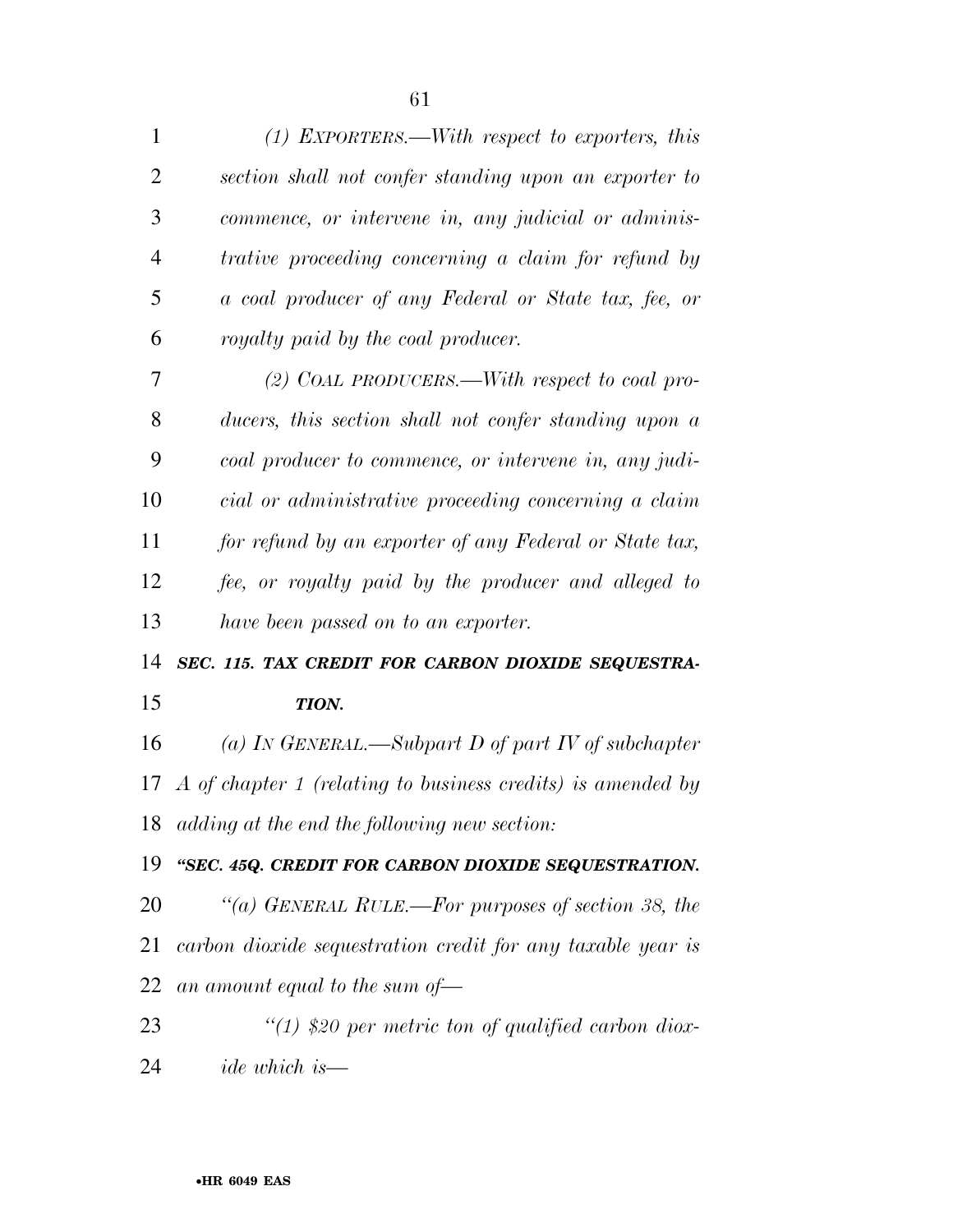*(1) EXPORTERS.—With respect to exporters, this section shall not confer standing upon an exporter to commence, or intervene in, any judicial or administrative proceeding concerning a claim for refund by a coal producer of any Federal or State tax, fee, or royalty paid by the coal producer.*

*(2) COAL PRODUCERS.—With respect to coal producers, this section shall not confer standing upon a coal producer to commence, or intervene in, any judicial or administrative proceeding concerning a claim for refund by an exporter of any Federal or State tax, fee, or royalty paid by the producer and alleged to have been passed on to an exporter.*

***SEC. 115. TAX CREDIT FOR CARBON DIOXIDE SEQUESTRATION.***

*(a) IN GENERAL.—Subpart D of part IV of subchapter A of chapter 1 (relating to business credits) is amended by adding at the end the following new section:*

***"SEC. 45Q. CREDIT FOR CARBON DIOXIDE SEQUESTRATION.***

*"(a) GENERAL RULE.—For purposes of section 38, the carbon dioxide sequestration credit for any taxable year is an amount equal to the sum of—*

*"(1) $20 per metric ton of qualified carbon dioxide which is—*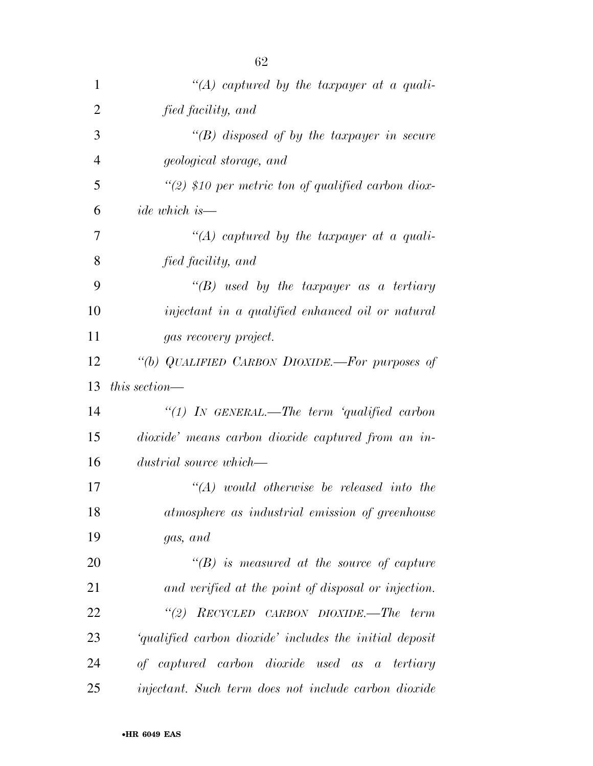*"(A) captured by the taxpayer at a qualified facility, and*

*"(B) disposed of by the taxpayer in secure geological storage, and*

*"(2) $10 per metric ton of qualified carbon dioxide which is—*

*"(A) captured by the taxpayer at a qualified facility, and*

*"(B) used by the taxpayer as a tertiary injectant in a qualified enhanced oil or natural gas recovery project.*

*"(b) QUALIFIED CARBON DIOXIDE.—For purposes of this section—*

*"(1) IN GENERAL.—The term 'qualified carbon dioxide' means carbon dioxide captured from an industrial source which—*

*"(A) would otherwise be released into the atmosphere as industrial emission of greenhouse gas, and*

*"(B) is measured at the source of capture and verified at the point of disposal or injection.*

*"(2) RECYCLED CARBON DIOXIDE.—The term 'qualified carbon dioxide' includes the initial deposit of captured carbon dioxide used as a tertiary injectant. Such term does not include carbon dioxide*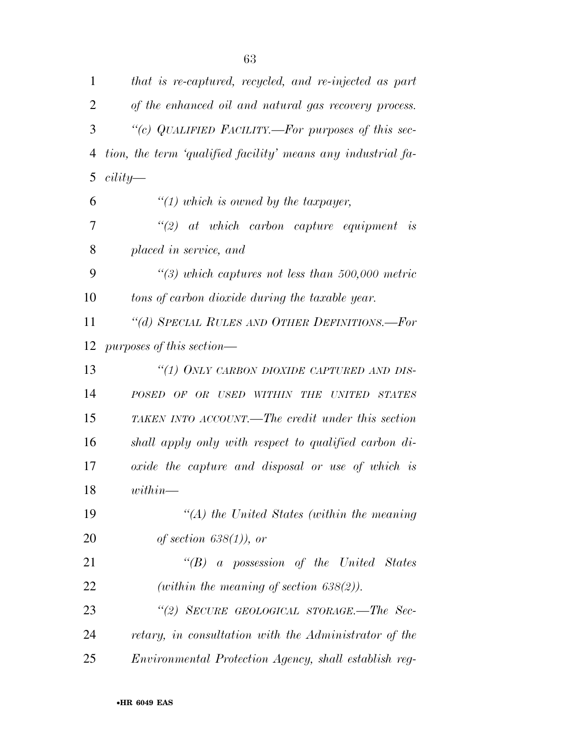*that is re-captured, recycled, and re-injected as part of the enhanced oil and natural gas recovery process.*

*"(c) QUALIFIED FACILITY.—For purposes of this section, the term 'qualified facility' means any industrial facility—*

*"(1) which is owned by the taxpayer,*

*"(2) at which carbon capture equipment is placed in service, and*

*"(3) which captures not less than 500,000 metric tons of carbon dioxide during the taxable year.*

*"(d) SPECIAL RULES AND OTHER DEFINITIONS.—For purposes of this section—*

*"(1) ONLY CARBON DIOXIDE CAPTURED AND DISPOSED OF OR USED WITHIN THE UNITED STATES TAKEN INTO ACCOUNT.—The credit under this section shall apply only with respect to qualified carbon dioxide the capture and disposal or use of which is within—*

*"(A) the United States (within the meaning of section 638(1)), or*

*"(B) a possession of the United States (within the meaning of section 638(2)).*

*"(2) SECURE GEOLOGICAL STORAGE.—The Secretary, in consultation with the Administrator of the Environmental Protection Agency, shall establish reg-*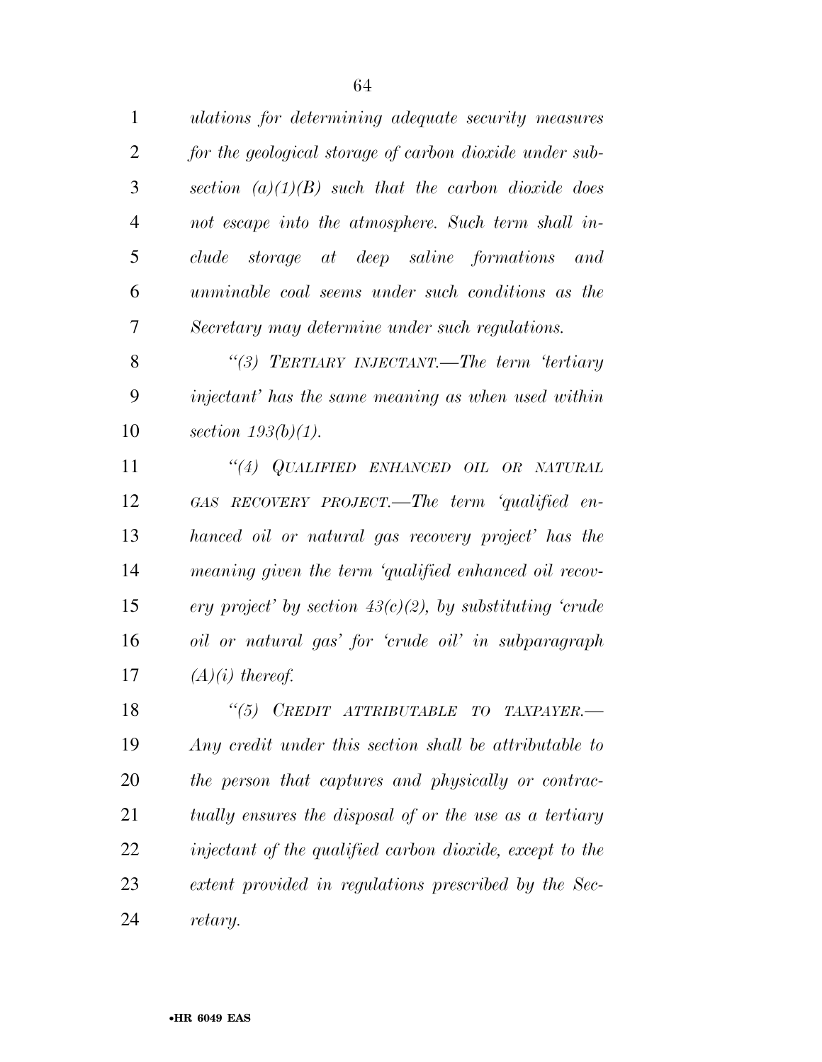*ulations for determining adequate security measures for the geological storage of carbon dioxide under subsection (a)(1)(B) such that the carbon dioxide does not escape into the atmosphere. Such term shall include storage at deep saline formations and unminable coal seems under such conditions as the Secretary may determine under such regulations.*

*"(3) TERTIARY INJECTANT.—The term 'tertiary injectant' has the same meaning as when used within section 193(b)(1).*

*"(4) QUALIFIED ENHANCED OIL OR NATURAL GAS RECOVERY PROJECT.—The term 'qualified enhanced oil or natural gas recovery project' has the meaning given the term 'qualified enhanced oil recovery project' by section 43(c)(2), by substituting 'crude oil or natural gas' for 'crude oil' in subparagraph (A)(i) thereof.*

*"(5) CREDIT ATTRIBUTABLE TO TAXPAYER.—Any credit under this section shall be attributable to the person that captures and physically or contractually ensures the disposal of or the use as a tertiary injectant of the qualified carbon dioxide, except to the extent provided in regulations prescribed by the Secretary.*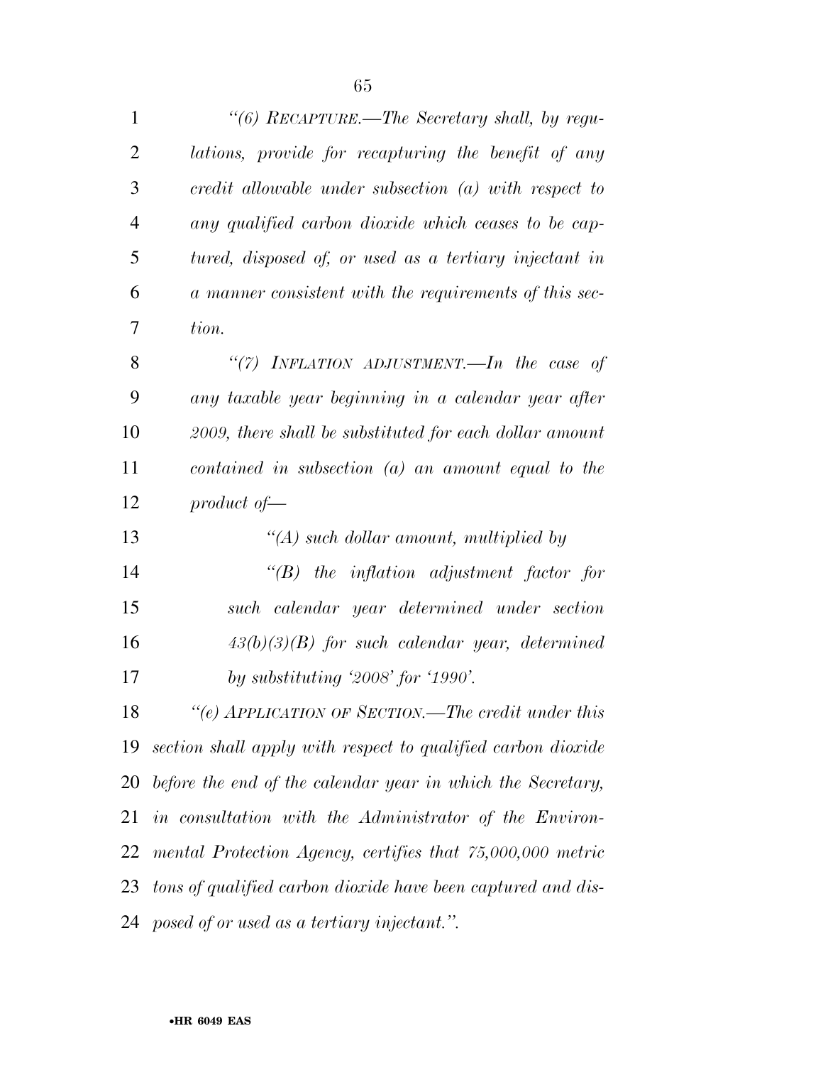*"(6) RECAPTURE.—The Secretary shall, by regulations, provide for recapturing the benefit of any credit allowable under subsection (a) with respect to any qualified carbon dioxide which ceases to be captured, disposed of, or used as a tertiary injectant in a manner consistent with the requirements of this section.*

*"(7) INFLATION ADJUSTMENT.—In the case of any taxable year beginning in a calendar year after 2009, there shall be substituted for each dollar amount contained in subsection (a) an amount equal to the product of—*

*"(A) such dollar amount, multiplied by*

*"(B) the inflation adjustment factor for such calendar year determined under section 43(b)(3)(B) for such calendar year, determined by substituting '2008' for '1990'.*

*"(e) APPLICATION OF SECTION.—The credit under this section shall apply with respect to qualified carbon dioxide before the end of the calendar year in which the Secretary, in consultation with the Administrator of the Environmental Protection Agency, certifies that 75,000,000 metric tons of qualified carbon dioxide have been captured and disposed of or used as a tertiary injectant.".*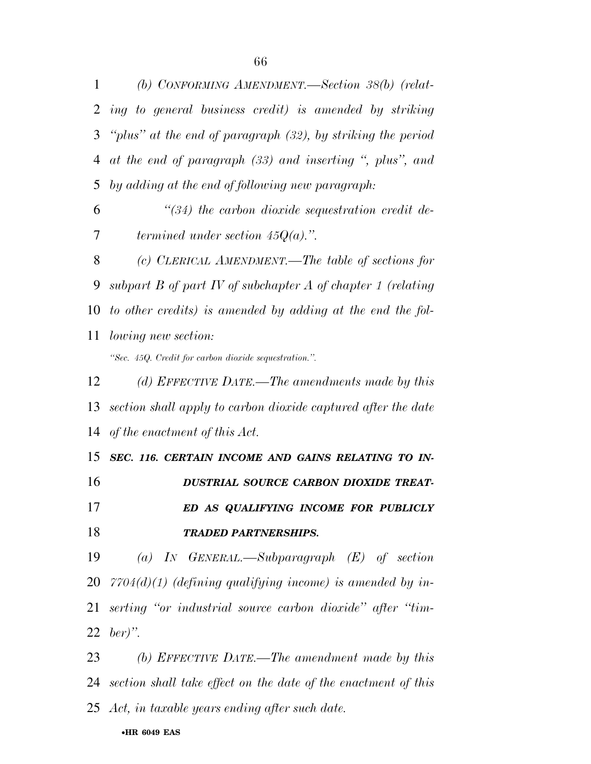*(b) CONFORMING AMENDMENT.—Section 38(b) (relating to general business credit) is amended by striking "plus" at the end of paragraph (32), by striking the period at the end of paragraph (33) and inserting ", plus", and by adding at the end of following new paragraph:*

*"(34) the carbon dioxide sequestration credit determined under section 45Q(a).".*

*(c) CLERICAL AMENDMENT.—The table of sections for subpart B of part IV of subchapter A of chapter 1 (relating to other credits) is amended by adding at the end the following new section:*

*"Sec. 45Q. Credit for carbon dioxide sequestration.".*

*(d) EFFECTIVE DATE.—The amendments made by this section shall apply to carbon dioxide captured after the date of the enactment of this Act.*

***SEC. 116. CERTAIN INCOME AND GAINS RELATING TO INDUSTRIAL SOURCE CARBON DIOXIDE TREATED AS QUALIFYING INCOME FOR PUBLICLY TRADED PARTNERSHIPS.***

*(a) IN GENERAL.—Subparagraph (E) of section 7704(d)(1) (defining qualifying income) is amended by inserting "or industrial source carbon dioxide" after "timber)".*

*(b) EFFECTIVE DATE.—The amendment made by this section shall take effect on the date of the enactment of this Act, in taxable years ending after such date.*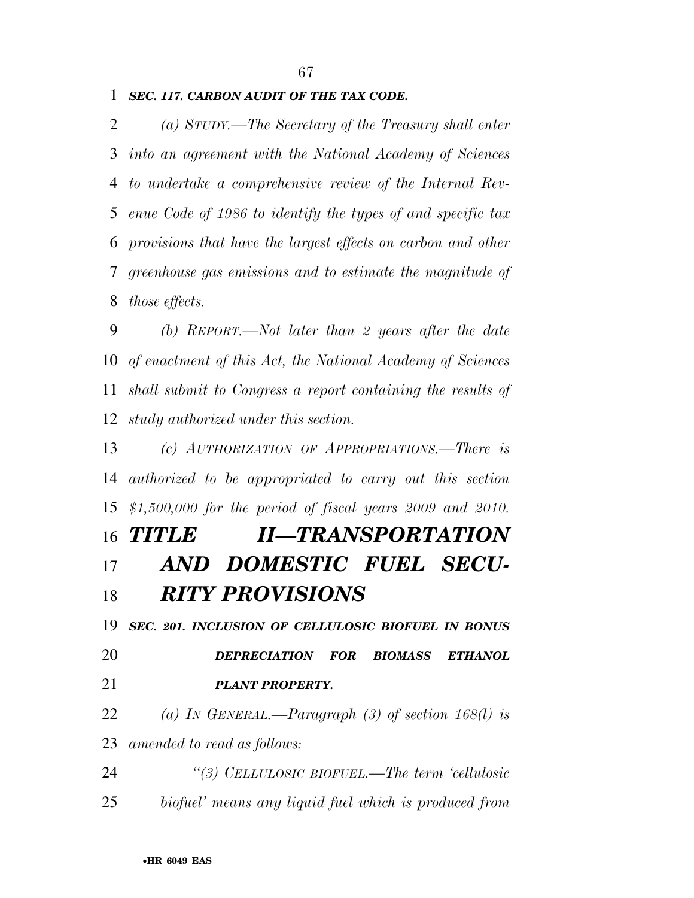***SEC. 117. CARBON AUDIT OF THE TAX CODE.***

*(a) STUDY.—The Secretary of the Treasury shall enter into an agreement with the National Academy of Sciences to undertake a comprehensive review of the Internal Revenue Code of 1986 to identify the types of and specific tax provisions that have the largest effects on carbon and other greenhouse gas emissions and to estimate the magnitude of those effects.*

*(b) REPORT.—Not later than 2 years after the date of enactment of this Act, the National Academy of Sciences shall submit to Congress a report containing the results of study authorized under this section.*

*(c) AUTHORIZATION OF APPROPRIATIONS.—There is authorized to be appropriated to carry out this section $1,500,000 for the period of fiscal years 2009 and 2010.*

# ***TITLE II—TRANSPORTATION AND DOMESTIC FUEL SECURITY PROVISIONS***

***SEC. 201. INCLUSION OF CELLULOSIC BIOFUEL IN BONUS DEPRECIATION FOR BIOMASS ETHANOL PLANT PROPERTY.***

*(a) IN GENERAL.—Paragraph (3) of section 168(l) is amended to read as follows:*

*"(3) CELLULOSIC BIOFUEL.—The term 'cellulosic biofuel' means any liquid fuel which is produced from*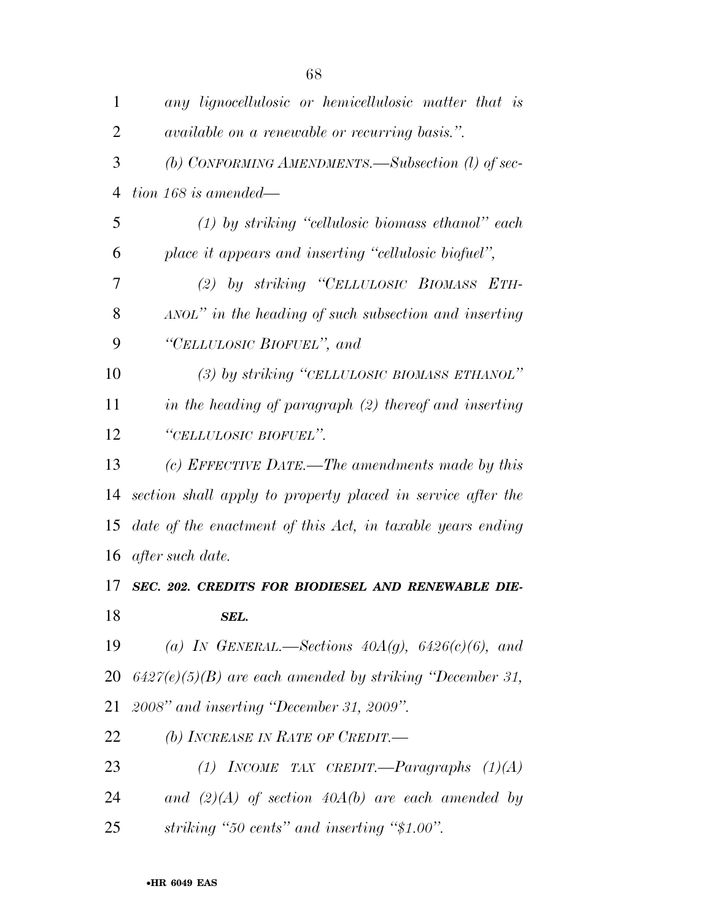*any lignocellulosic or hemicellulosic matter that is available on a renewable or recurring basis.''.*

*(b) CONFORMING AMENDMENTS.—Subsection (l) of section 168 is amended—*

*(1) by striking ''cellulosic biomass ethanol'' each place it appears and inserting ''cellulosic biofuel'',*

*(2) by striking ''CELLULOSIC BIOMASS ETHANOL'' in the heading of such subsection and inserting ''CELLULOSIC BIOFUEL'', and*

*(3) by striking ''CELLULOSIC BIOMASS ETHANOL'' in the heading of paragraph (2) thereof and inserting ''CELLULOSIC BIOFUEL''.*

*(c) EFFECTIVE DATE.—The amendments made by this section shall apply to property placed in service after the date of the enactment of this Act, in taxable years ending after such date.*

***SEC. 202. CREDITS FOR BIODIESEL AND RENEWABLE DIESEL.***

*(a) IN GENERAL.—Sections 40A(g), 6426(c)(6), and 6427(e)(5)(B) are each amended by striking ''December 31, 2008'' and inserting ''December 31, 2009''.*

*(b) INCREASE IN RATE OF CREDIT.—*

*(1) INCOME TAX CREDIT.—Paragraphs (1)(A) and (2)(A) of section 40A(b) are each amended by striking ''50 cents'' and inserting ''$1.00''.*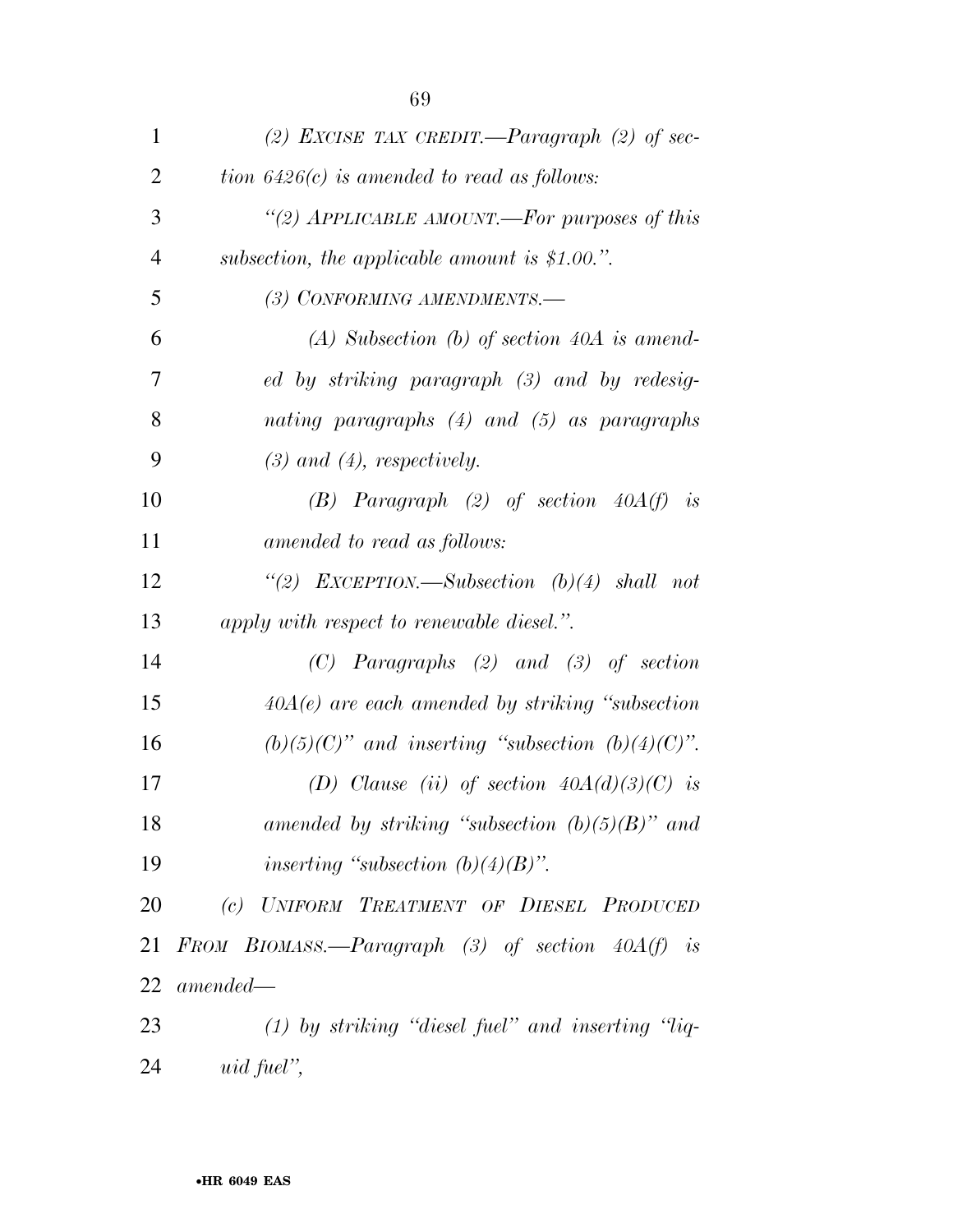*(2) EXCISE TAX CREDIT.—Paragraph (2) of section 6426(c) is amended to read as follows:*

*"(2) APPLICABLE AMOUNT.—For purposes of this subsection, the applicable amount is $1.00.".*

*(3) CONFORMING AMENDMENTS.—*

*(A) Subsection (b) of section 40A is amended by striking paragraph (3) and by redesignating paragraphs (4) and (5) as paragraphs (3) and (4), respectively.*

*(B) Paragraph (2) of section 40A(f) is amended to read as follows:*

*"(2) EXCEPTION.—Subsection (b)(4) shall not apply with respect to renewable diesel.".*

*(C) Paragraphs (2) and (3) of section 40A(e) are each amended by striking "subsection (b)(5)(C)" and inserting "subsection (b)(4)(C)".*

*(D) Clause (ii) of section 40A(d)(3)(C) is amended by striking "subsection (b)(5)(B)" and inserting "subsection (b)(4)(B)".*

*(c) UNIFORM TREATMENT OF DIESEL PRODUCED FROM BIOMASS.—Paragraph (3) of section 40A(f) is amended—*

*(1) by striking "diesel fuel" and inserting "liquid fuel",*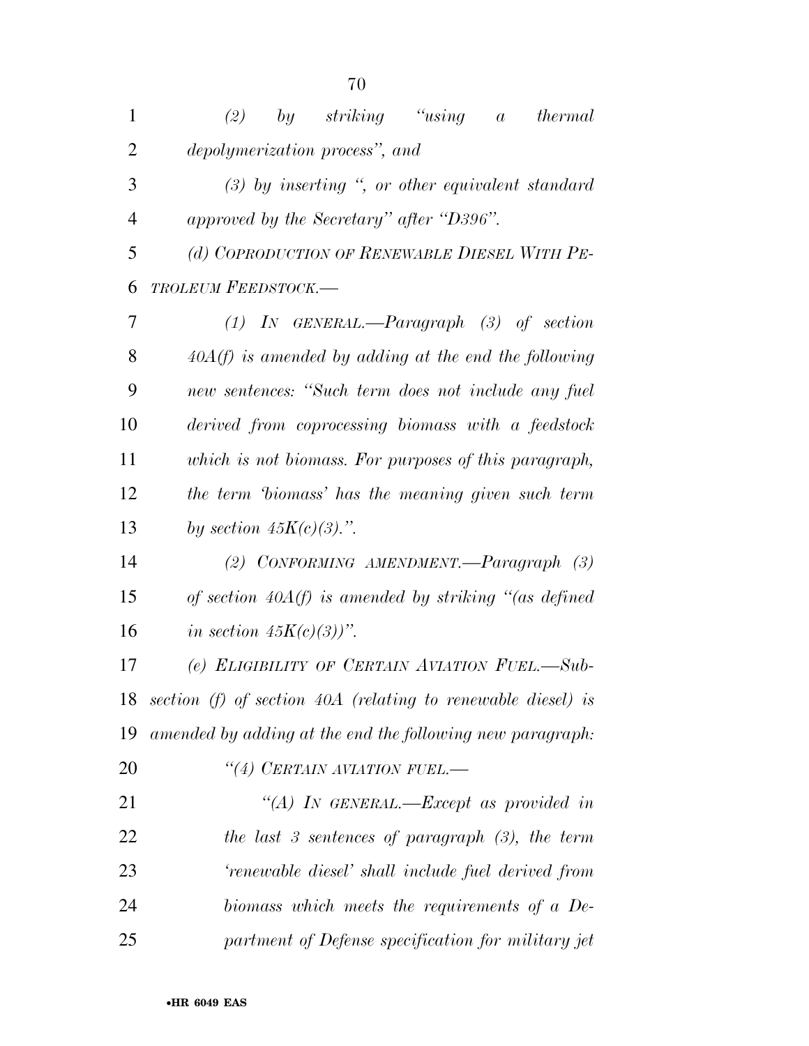*(2) by striking "using a thermal depolymerization process", and*

*(3) by inserting ", or other equivalent standard approved by the Secretary" after "D396".*

*(d) COPRODUCTION OF RENEWABLE DIESEL WITH PETROLEUM FEEDSTOCK.—*

*(1) IN GENERAL.—Paragraph (3) of section 40A(f) is amended by adding at the end the following new sentences: "Such term does not include any fuel derived from coprocessing biomass with a feedstock which is not biomass. For purposes of this paragraph, the term 'biomass' has the meaning given such term by section 45K(c)(3).".*

*(2) CONFORMING AMENDMENT.—Paragraph (3) of section 40A(f) is amended by striking "(as defined in section 45K(c)(3))".*

*(e) ELIGIBILITY OF CERTAIN AVIATION FUEL.—Subsection (f) of section 40A (relating to renewable diesel) is amended by adding at the end the following new paragraph:*

*"(4) CERTAIN AVIATION FUEL.—*

*"(A) IN GENERAL.—Except as provided in the last 3 sentences of paragraph (3), the term 'renewable diesel' shall include fuel derived from biomass which meets the requirements of a Department of Defense specification for military jet*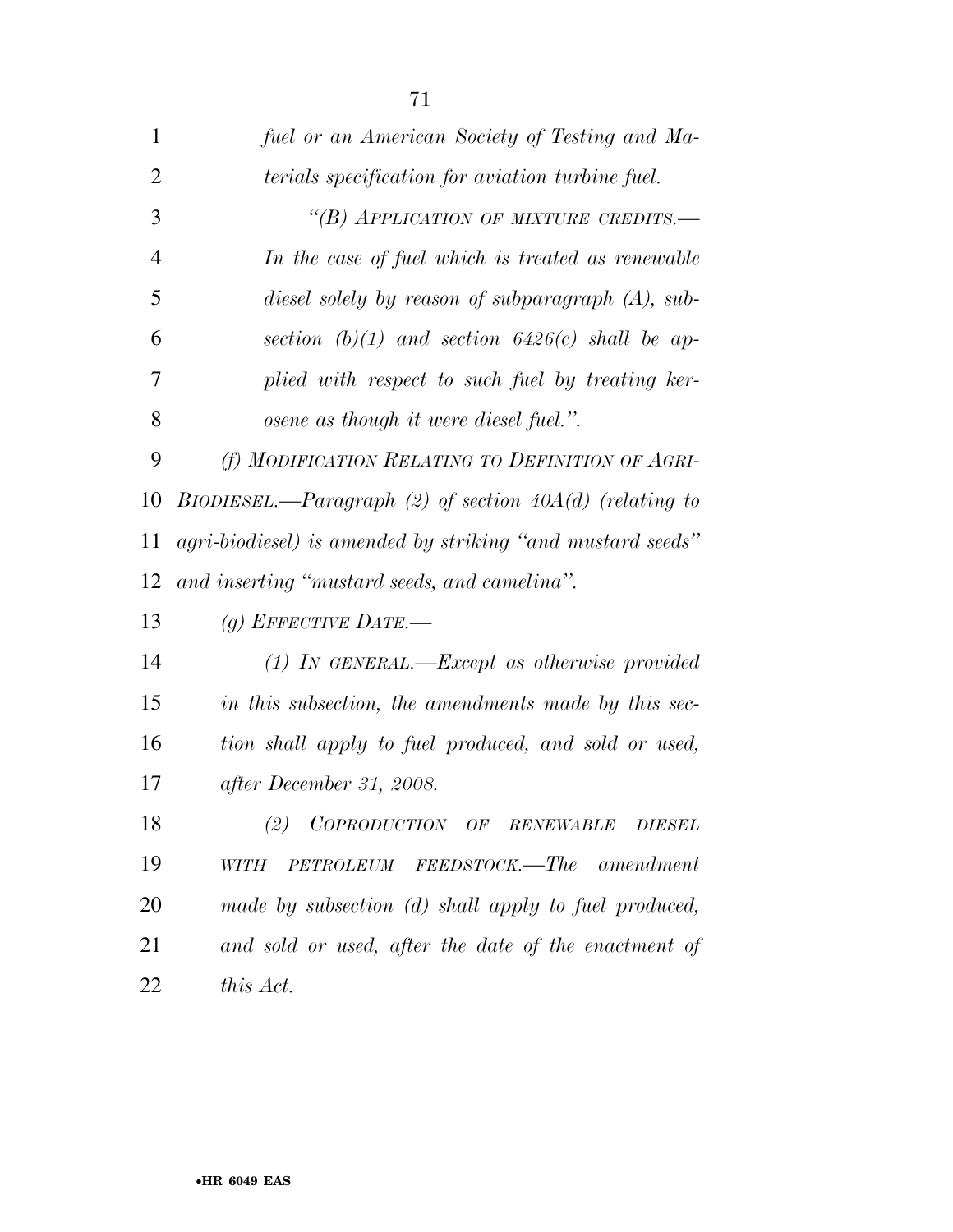*fuel or an American Society of Testing and Materials specification for aviation turbine fuel.*

*"(B) APPLICATION OF MIXTURE CREDITS.—In the case of fuel which is treated as renewable diesel solely by reason of subparagraph (A), subsection (b)(1) and section 6426(c) shall be applied with respect to such fuel by treating kerosene as though it were diesel fuel.".*

*(f) MODIFICATION RELATING TO DEFINITION OF AGRI-BIODIESEL.—Paragraph (2) of section 40A(d) (relating to agri-biodiesel) is amended by striking "and mustard seeds" and inserting "mustard seeds, and camelina".*

*(g) EFFECTIVE DATE.—*

*(1) IN GENERAL.—Except as otherwise provided in this subsection, the amendments made by this section shall apply to fuel produced, and sold or used, after December 31, 2008.*

*(2) COPRODUCTION OF RENEWABLE DIESEL WITH PETROLEUM FEEDSTOCK.—The amendment made by subsection (d) shall apply to fuel produced, and sold or used, after the date of the enactment of this Act.*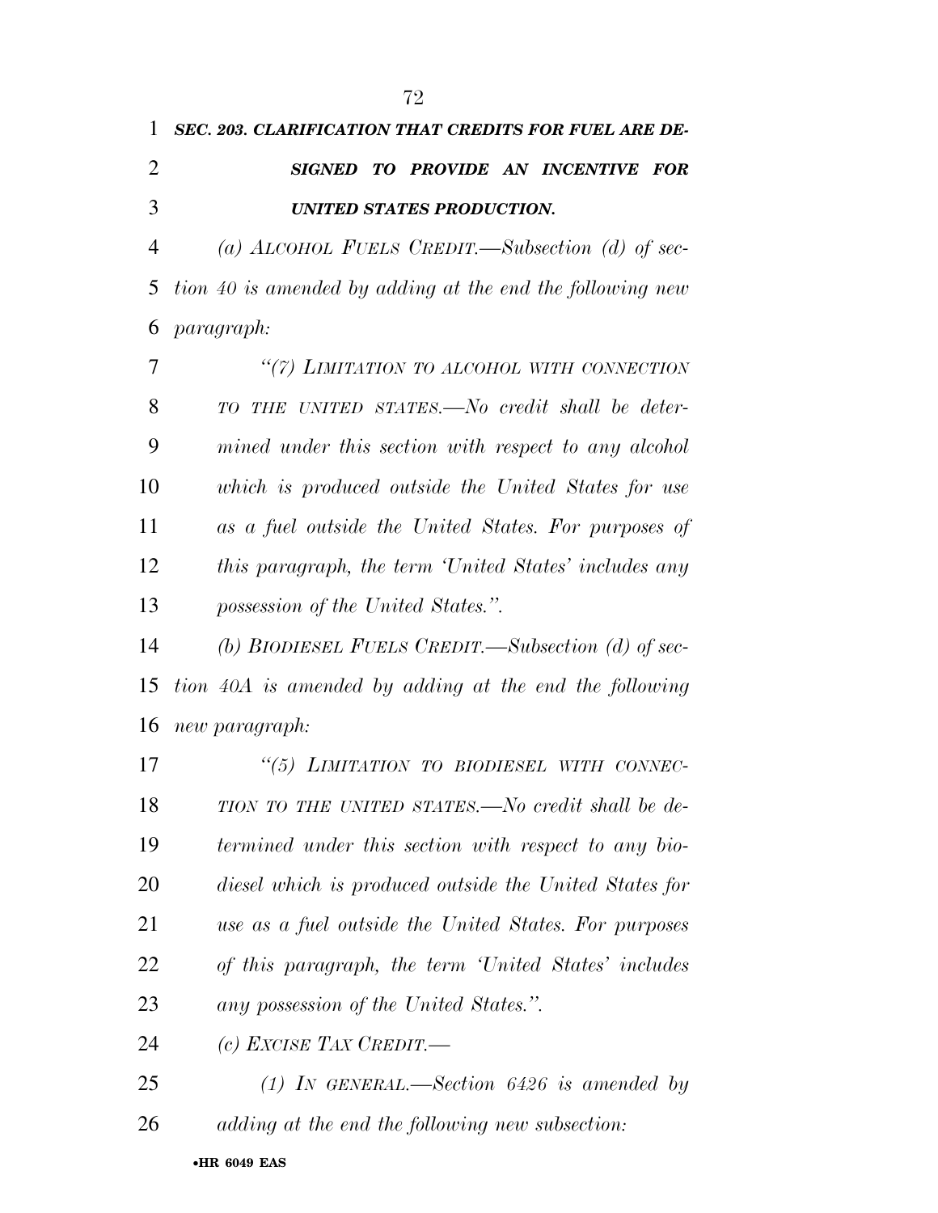***SEC. 203. CLARIFICATION THAT CREDITS FOR FUEL ARE DESIGNED TO PROVIDE AN INCENTIVE FOR UNITED STATES PRODUCTION.***

*(a) ALCOHOL FUELS CREDIT.—Subsection (d) of section 40 is amended by adding at the end the following new paragraph:*

*"(7) LIMITATION TO ALCOHOL WITH CONNECTION TO THE UNITED STATES.—No credit shall be determined under this section with respect to any alcohol which is produced outside the United States for use as a fuel outside the United States. For purposes of this paragraph, the term 'United States' includes any possession of the United States.".*

*(b) BIODIESEL FUELS CREDIT.—Subsection (d) of section 40A is amended by adding at the end the following new paragraph:*

*"(5) LIMITATION TO BIODIESEL WITH CONNECTION TO THE UNITED STATES.—No credit shall be determined under this section with respect to any biodiesel which is produced outside the United States for use as a fuel outside the United States. For purposes of this paragraph, the term 'United States' includes any possession of the United States.".*

*(c) EXCISE TAX CREDIT.—*

*(1) IN GENERAL.—Section 6426 is amended by adding at the end the following new subsection:*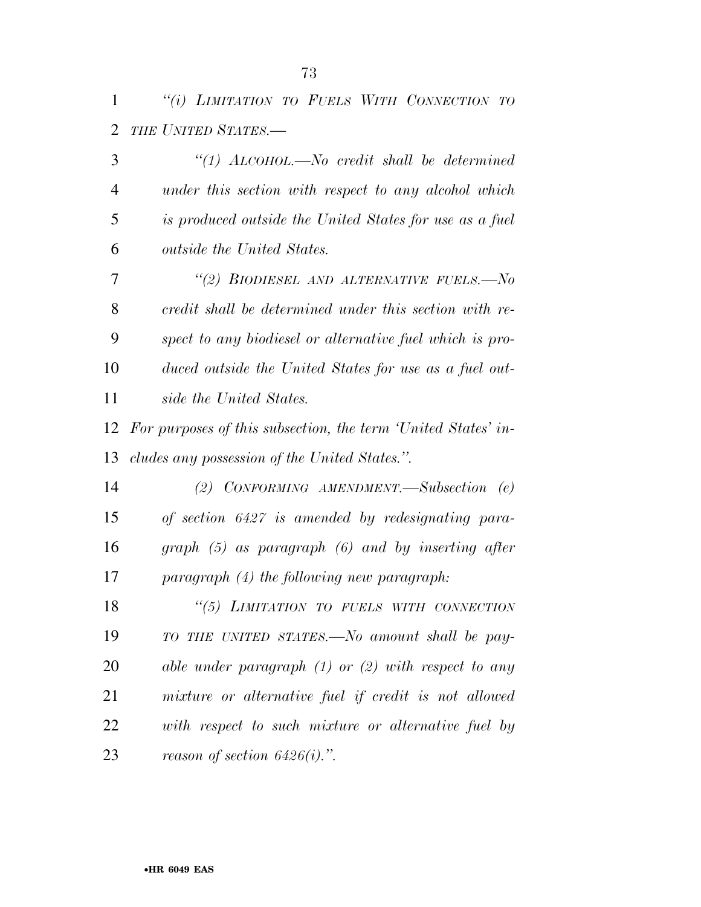*"(i) LIMITATION TO FUELS WITH CONNECTION TO THE UNITED STATES.—*

*"(1) ALCOHOL.—No credit shall be determined under this section with respect to any alcohol which is produced outside the United States for use as a fuel outside the United States.*

*"(2) BIODIESEL AND ALTERNATIVE FUELS.—No credit shall be determined under this section with respect to any biodiesel or alternative fuel which is produced outside the United States for use as a fuel outside the United States.*

*For purposes of this subsection, the term 'United States' includes any possession of the United States.".*

*(2) CONFORMING AMENDMENT.—Subsection (e) of section 6427 is amended by redesignating paragraph (5) as paragraph (6) and by inserting after paragraph (4) the following new paragraph:*

*"(5) LIMITATION TO FUELS WITH CONNECTION TO THE UNITED STATES.—No amount shall be payable under paragraph (1) or (2) with respect to any mixture or alternative fuel if credit is not allowed with respect to such mixture or alternative fuel by reason of section 6426(i).".*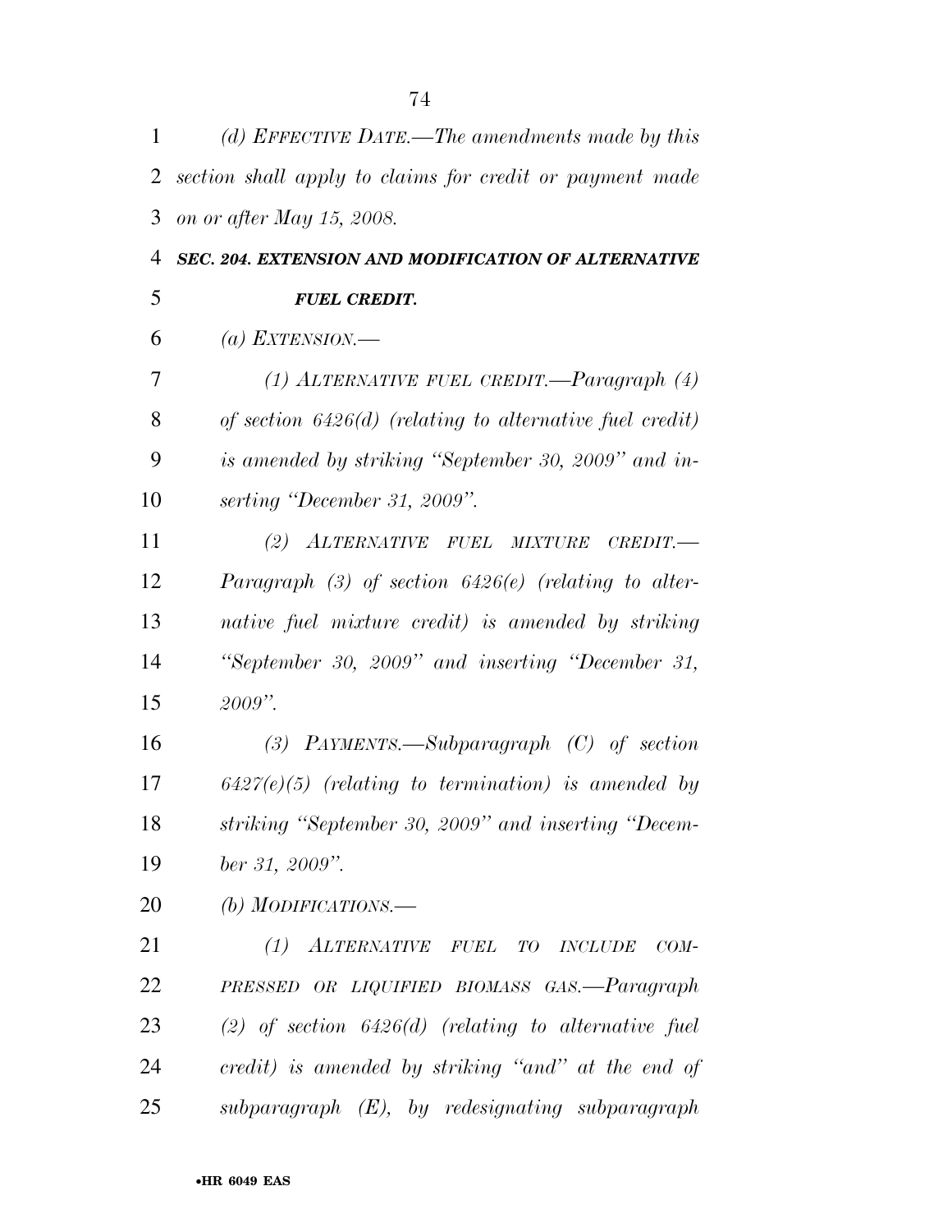*(d) EFFECTIVE DATE.—The amendments made by this section shall apply to claims for credit or payment made on or after May 15, 2008.*

### *SEC. 204. EXTENSION AND MODIFICATION OF ALTERNATIVE FUEL CREDIT.*

*(a) EXTENSION.—*

*(1) ALTERNATIVE FUEL CREDIT.—Paragraph (4) of section 6426(d) (relating to alternative fuel credit) is amended by striking "September 30, 2009" and inserting "December 31, 2009".*

*(2) ALTERNATIVE FUEL MIXTURE CREDIT.—Paragraph (3) of section 6426(e) (relating to alternative fuel mixture credit) is amended by striking "September 30, 2009" and inserting "December 31, 2009".*

*(3) PAYMENTS.—Subparagraph (C) of section 6427(e)(5) (relating to termination) is amended by striking "September 30, 2009" and inserting "December 31, 2009".*

*(b) MODIFICATIONS.—*

*(1) ALTERNATIVE FUEL TO INCLUDE COMPRESSED OR LIQUIFIED BIOMASS GAS.—Paragraph (2) of section 6426(d) (relating to alternative fuel credit) is amended by striking "and" at the end of subparagraph (E), by redesignating subparagraph*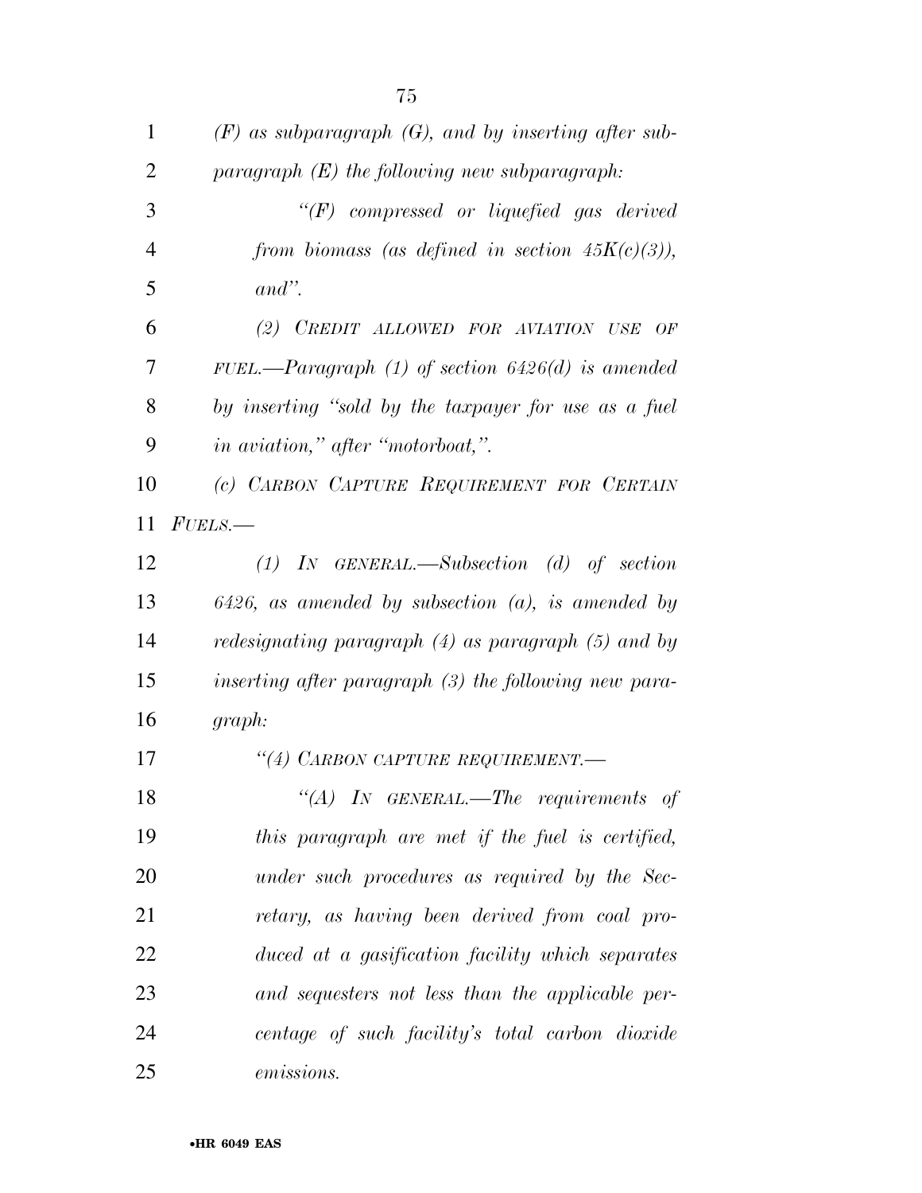*(F) as subparagraph (G), and by inserting after subparagraph (E) the following new subparagraph:*

*"(F) compressed or liquefied gas derived from biomass (as defined in section 45K(c)(3)), and".*

*(2) CREDIT ALLOWED FOR AVIATION USE OF FUEL.—Paragraph (1) of section 6426(d) is amended by inserting "sold by the taxpayer for use as a fuel in aviation," after "motorboat,".*

*(c) CARBON CAPTURE REQUIREMENT FOR CERTAIN FUELS.—*

*(1) IN GENERAL.—Subsection (d) of section 6426, as amended by subsection (a), is amended by redesignating paragraph (4) as paragraph (5) and by inserting after paragraph (3) the following new paragraph:*

*"(4) CARBON CAPTURE REQUIREMENT.—*

*"(A) IN GENERAL.—The requirements of this paragraph are met if the fuel is certified, under such procedures as required by the Secretary, as having been derived from coal produced at a gasification facility which separates and sequesters not less than the applicable percentage of such facility's total carbon dioxide emissions.*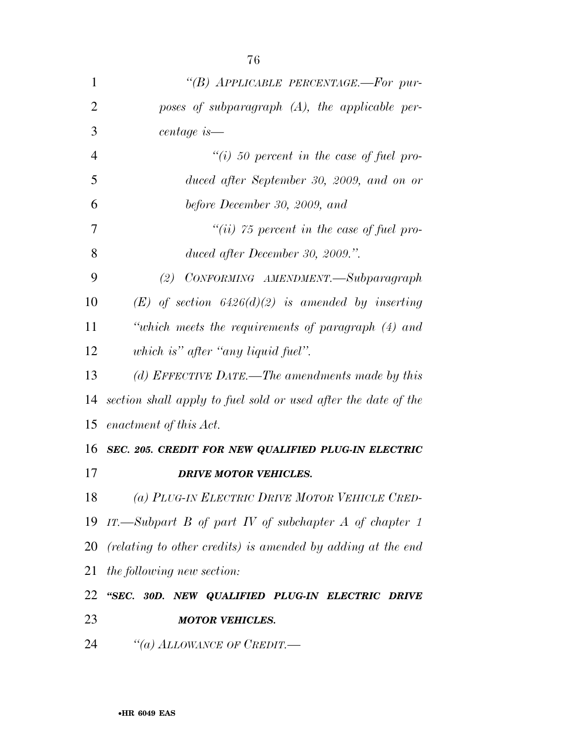*"(B) APPLICABLE PERCENTAGE.—For purposes of subparagraph (A), the applicable percentage is—*

*"(i) 50 percent in the case of fuel produced after September 30, 2009, and on or before December 30, 2009, and*

*"(ii) 75 percent in the case of fuel produced after December 30, 2009.".*

*(2) CONFORMING AMENDMENT.—Subparagraph (E) of section 6426(d)(2) is amended by inserting "which meets the requirements of paragraph (4) and which is" after "any liquid fuel".*

*(d) EFFECTIVE DATE.—The amendments made by this section shall apply to fuel sold or used after the date of the enactment of this Act.*

***SEC. 205. CREDIT FOR NEW QUALIFIED PLUG-IN ELECTRIC DRIVE MOTOR VEHICLES.***

*(a) PLUG-IN ELECTRIC DRIVE MOTOR VEHICLE CREDIT.—Subpart B of part IV of subchapter A of chapter 1 (relating to other credits) is amended by adding at the end the following new section:*

***"SEC. 30D. NEW QUALIFIED PLUG-IN ELECTRIC DRIVE MOTOR VEHICLES.***

*"(a) ALLOWANCE OF CREDIT.—*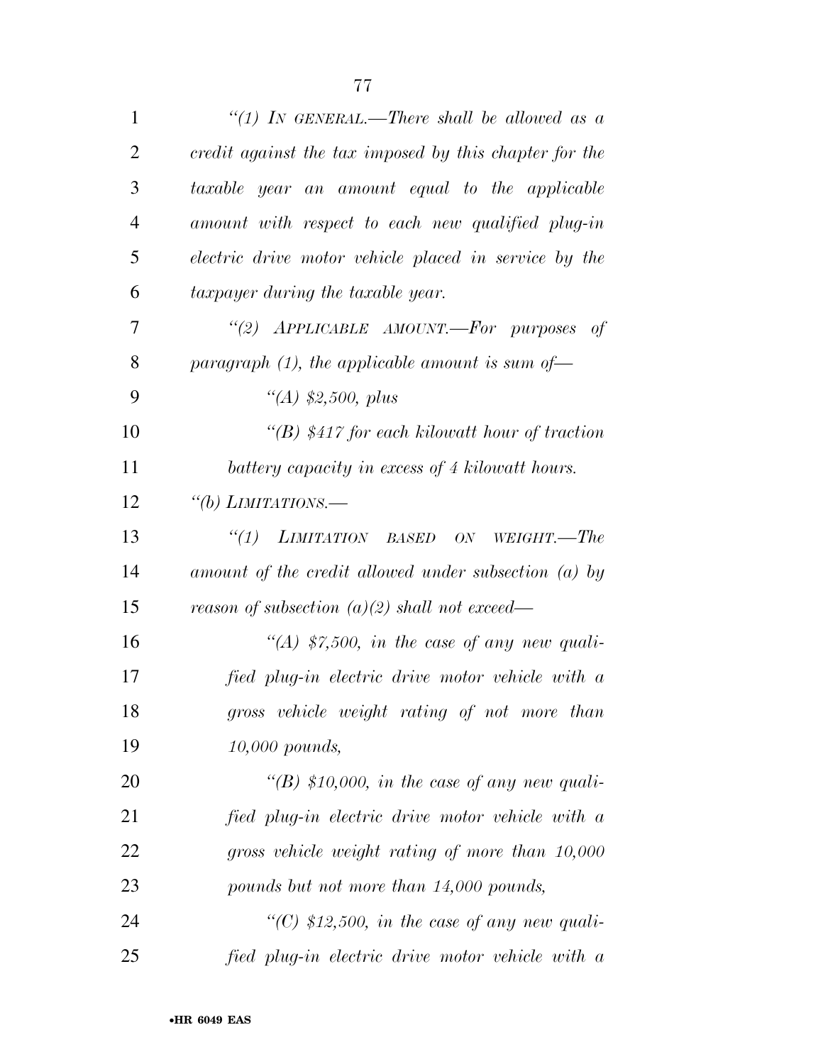*"(1) IN GENERAL.—There shall be allowed as a credit against the tax imposed by this chapter for the taxable year an amount equal to the applicable amount with respect to each new qualified plug-in electric drive motor vehicle placed in service by the taxpayer during the taxable year.*

*"(2) APPLICABLE AMOUNT.—For purposes of paragraph (1), the applicable amount is sum of—*

*"(A) $2,500, plus*

*"(B) $417 for each kilowatt hour of traction battery capacity in excess of 4 kilowatt hours.*

*"(b) LIMITATIONS.—*

*"(1) LIMITATION BASED ON WEIGHT.—The amount of the credit allowed under subsection (a) by reason of subsection (a)(2) shall not exceed—*

*"(A) $7,500, in the case of any new qualified plug-in electric drive motor vehicle with a gross vehicle weight rating of not more than 10,000 pounds,*

*"(B) $10,000, in the case of any new qualified plug-in electric drive motor vehicle with a gross vehicle weight rating of more than 10,000 pounds but not more than 14,000 pounds,*

*"(C) $12,500, in the case of any new qualified plug-in electric drive motor vehicle with a*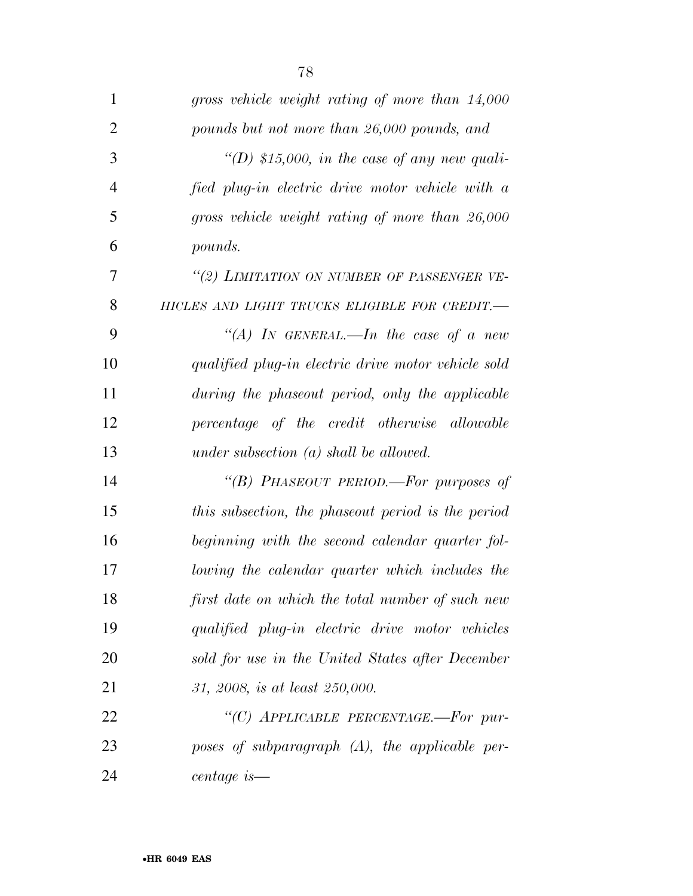*gross vehicle weight rating of more than 14,000 pounds but not more than 26,000 pounds, and*

*"(D) $15,000, in the case of any new qualified plug-in electric drive motor vehicle with a gross vehicle weight rating of more than 26,000 pounds.*

*"(2) LIMITATION ON NUMBER OF PASSENGER VEHICLES AND LIGHT TRUCKS ELIGIBLE FOR CREDIT.—*

*"(A) IN GENERAL.—In the case of a new qualified plug-in electric drive motor vehicle sold during the phaseout period, only the applicable percentage of the credit otherwise allowable under subsection (a) shall be allowed.*

*"(B) PHASEOUT PERIOD.—For purposes of this subsection, the phaseout period is the period beginning with the second calendar quarter following the calendar quarter which includes the first date on which the total number of such new qualified plug-in electric drive motor vehicles sold for use in the United States after December 31, 2008, is at least 250,000.*

*"(C) APPLICABLE PERCENTAGE.—For purposes of subparagraph (A), the applicable percentage is—*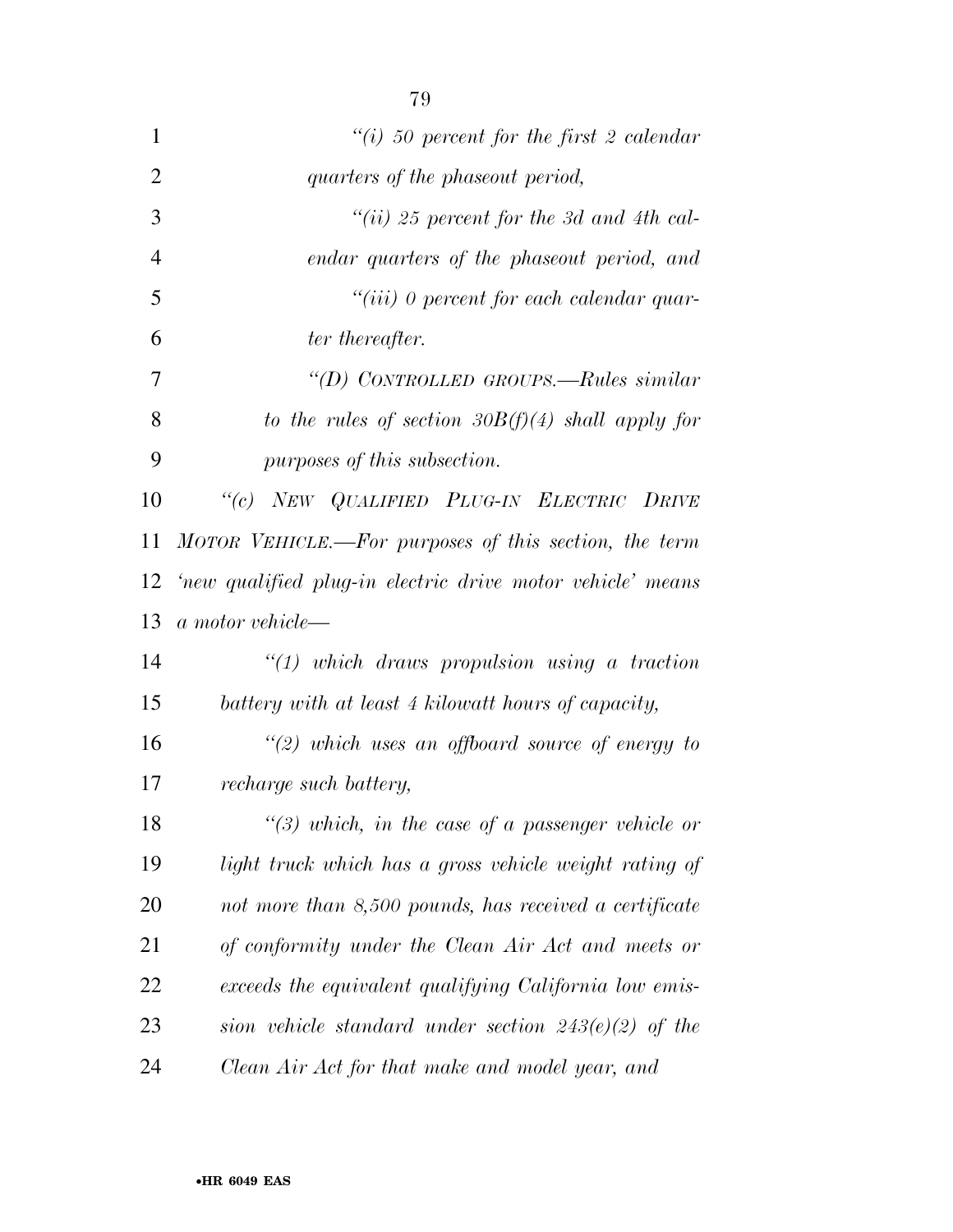*"(i) 50 percent for the first 2 calendar quarters of the phaseout period,*

*"(ii) 25 percent for the 3d and 4th calendar quarters of the phaseout period, and*

*"(iii) 0 percent for each calendar quarter thereafter.*

*"(D) CONTROLLED GROUPS.—Rules similar to the rules of section 30B(f)(4) shall apply for purposes of this subsection.*

*"(c) NEW QUALIFIED PLUG-IN ELECTRIC DRIVE MOTOR VEHICLE.—For purposes of this section, the term 'new qualified plug-in electric drive motor vehicle' means a motor vehicle—*

*"(1) which draws propulsion using a traction battery with at least 4 kilowatt hours of capacity,*

*"(2) which uses an offboard source of energy to recharge such battery,*

*"(3) which, in the case of a passenger vehicle or light truck which has a gross vehicle weight rating of not more than 8,500 pounds, has received a certificate of conformity under the Clean Air Act and meets or exceeds the equivalent qualifying California low emission vehicle standard under section 243(e)(2) of the Clean Air Act for that make and model year, and*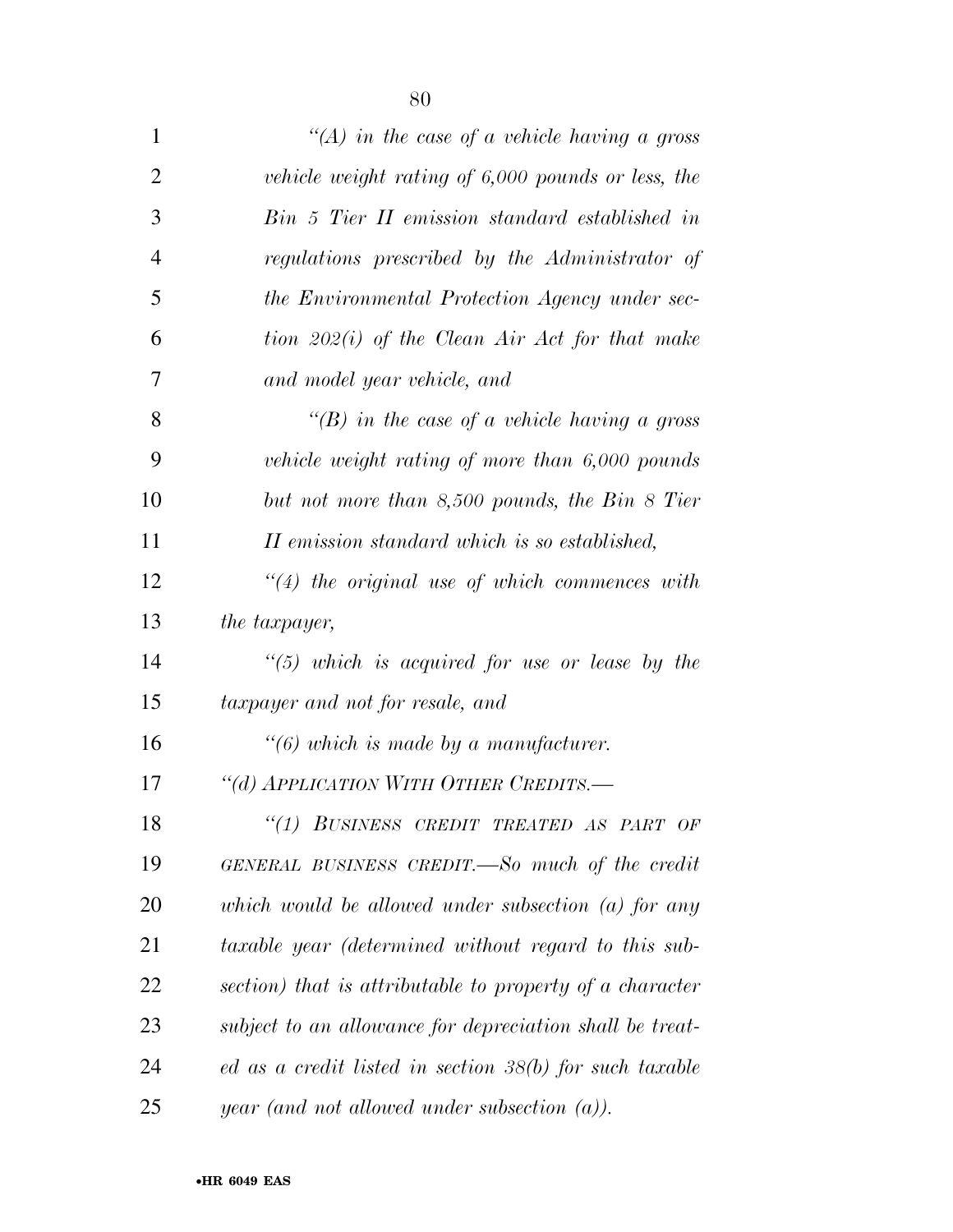*"(A) in the case of a vehicle having a gross vehicle weight rating of 6,000 pounds or less, the Bin 5 Tier II emission standard established in regulations prescribed by the Administrator of the Environmental Protection Agency under section 202(i) of the Clean Air Act for that make and model year vehicle, and*

*"(B) in the case of a vehicle having a gross vehicle weight rating of more than 6,000 pounds but not more than 8,500 pounds, the Bin 8 Tier II emission standard which is so established,*

*"(4) the original use of which commences with the taxpayer,*

*"(5) which is acquired for use or lease by the taxpayer and not for resale, and*

*"(6) which is made by a manufacturer.*

*"(d) APPLICATION WITH OTHER CREDITS.—*

*"(1) BUSINESS CREDIT TREATED AS PART OF GENERAL BUSINESS CREDIT.—So much of the credit which would be allowed under subsection (a) for any taxable year (determined without regard to this subsection) that is attributable to property of a character subject to an allowance for depreciation shall be treated as a credit listed in section 38(b) for such taxable year (and not allowed under subsection (a)).*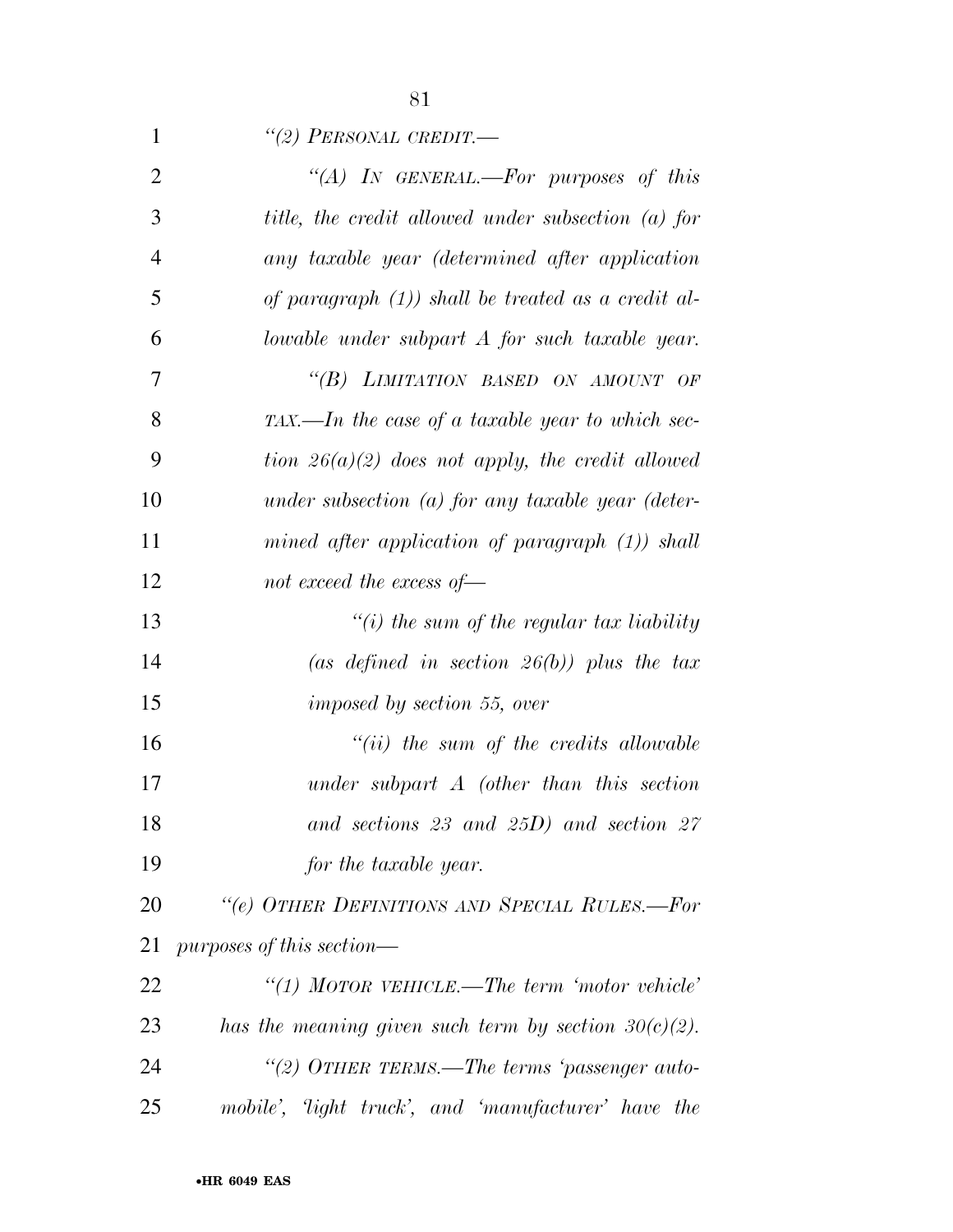*"(2) PERSONAL CREDIT.—*

*"(A) IN GENERAL.—For purposes of this title, the credit allowed under subsection (a) for any taxable year (determined after application of paragraph (1)) shall be treated as a credit allowable under subpart A for such taxable year.*

*"(B) LIMITATION BASED ON AMOUNT OF TAX.—In the case of a taxable year to which section 26(a)(2) does not apply, the credit allowed under subsection (a) for any taxable year (determined after application of paragraph (1)) shall not exceed the excess of—*

*"(i) the sum of the regular tax liability (as defined in section 26(b)) plus the tax imposed by section 55, over*

*"(ii) the sum of the credits allowable under subpart A (other than this section and sections 23 and 25D) and section 27 for the taxable year.*

*"(e) OTHER DEFINITIONS AND SPECIAL RULES.—For purposes of this section—*

*"(1) MOTOR VEHICLE.—The term 'motor vehicle' has the meaning given such term by section 30(c)(2).*

*"(2) OTHER TERMS.—The terms 'passenger automobile', 'light truck', and 'manufacturer' have the*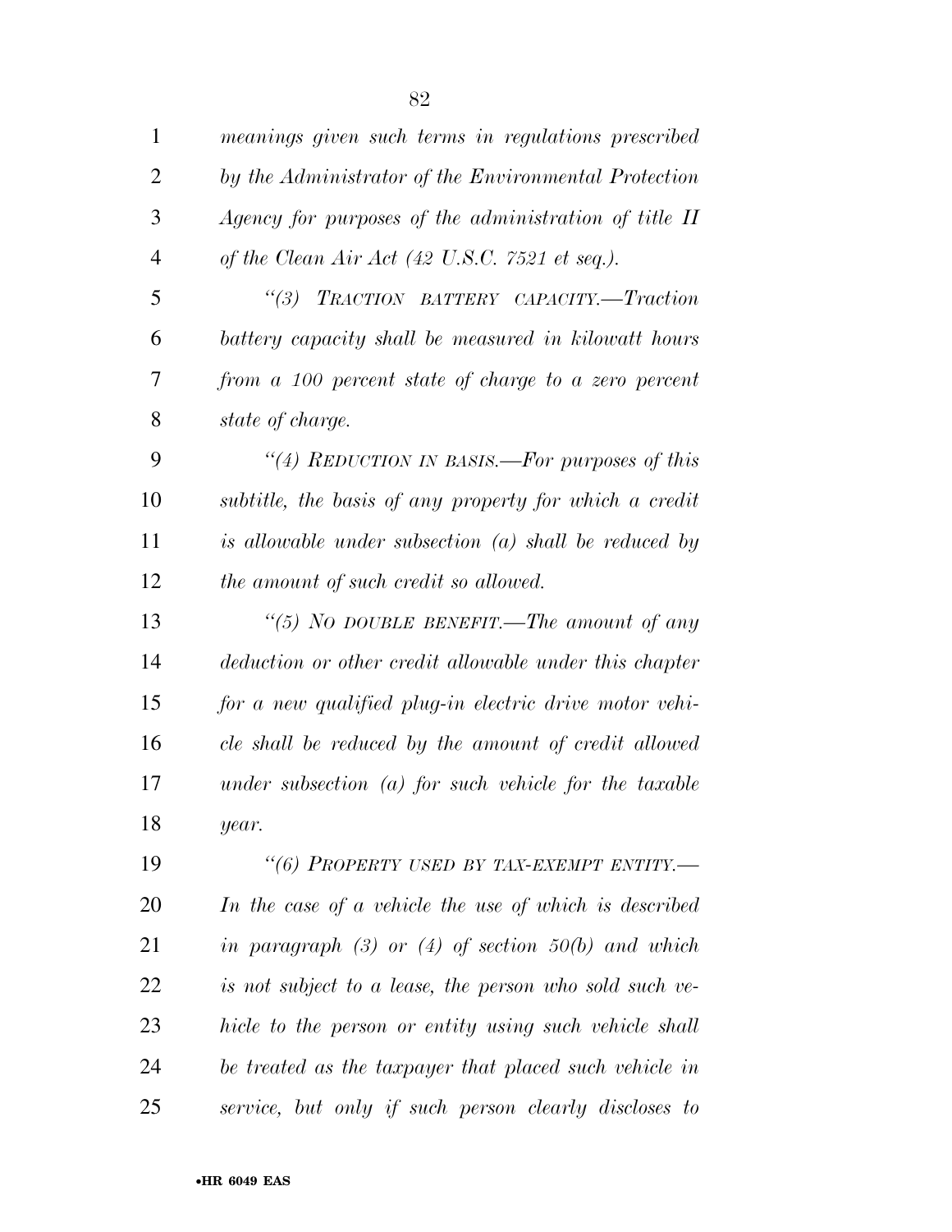*meanings given such terms in regulations prescribed by the Administrator of the Environmental Protection Agency for purposes of the administration of title II of the Clean Air Act (42 U.S.C. 7521 et seq.).*

*"(3) TRACTION BATTERY CAPACITY.—Traction battery capacity shall be measured in kilowatt hours from a 100 percent state of charge to a zero percent state of charge.*

*"(4) REDUCTION IN BASIS.—For purposes of this subtitle, the basis of any property for which a credit is allowable under subsection (a) shall be reduced by the amount of such credit so allowed.*

*"(5) NO DOUBLE BENEFIT.—The amount of any deduction or other credit allowable under this chapter for a new qualified plug-in electric drive motor vehicle shall be reduced by the amount of credit allowed under subsection (a) for such vehicle for the taxable year.*

*"(6) PROPERTY USED BY TAX-EXEMPT ENTITY.— In the case of a vehicle the use of which is described in paragraph (3) or (4) of section 50(b) and which is not subject to a lease, the person who sold such vehicle to the person or entity using such vehicle shall be treated as the taxpayer that placed such vehicle in service, but only if such person clearly discloses to*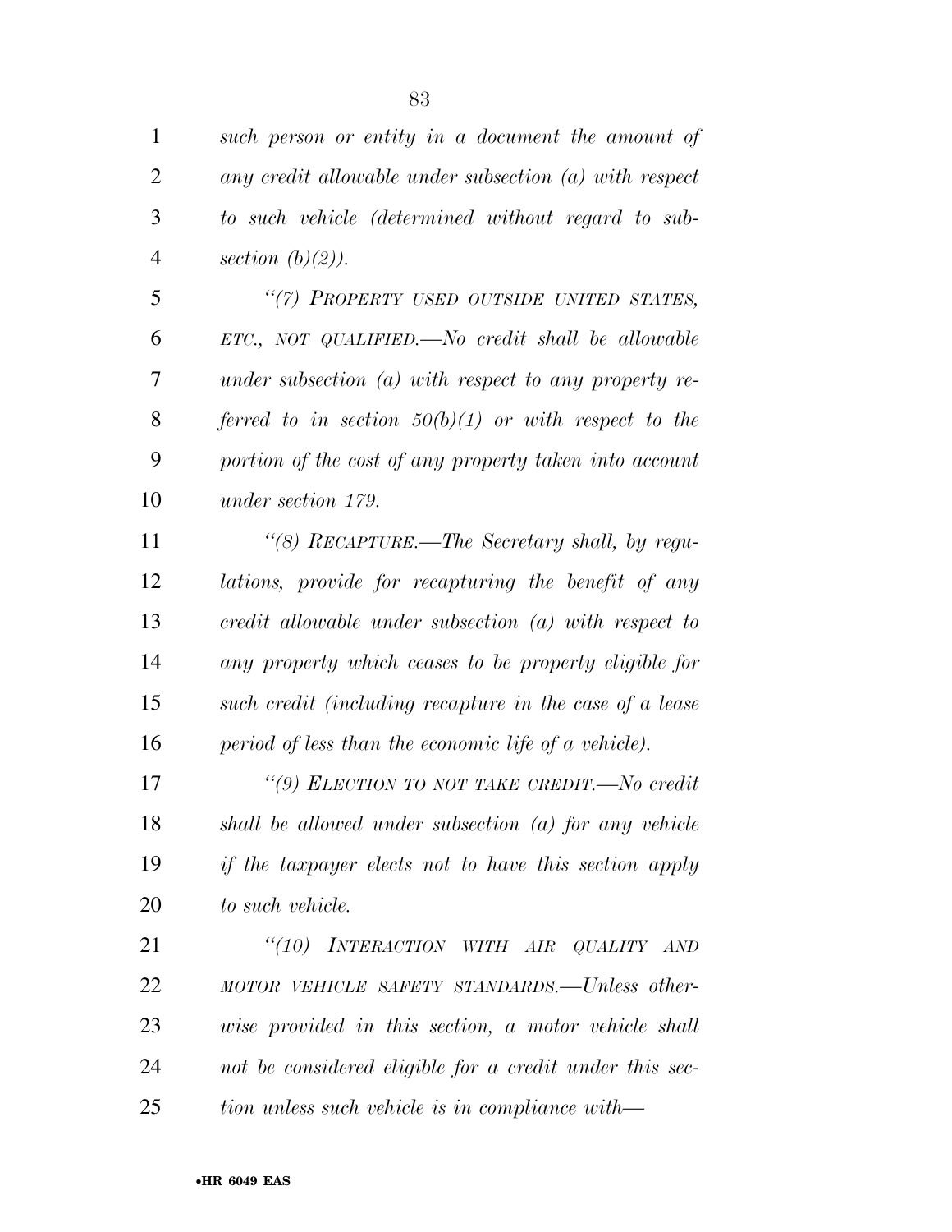*such person or entity in a document the amount of any credit allowable under subsection (a) with respect to such vehicle (determined without regard to subsection (b)(2)).*

*"(7) PROPERTY USED OUTSIDE UNITED STATES, ETC., NOT QUALIFIED.—No credit shall be allowable under subsection (a) with respect to any property referred to in section 50(b)(1) or with respect to the portion of the cost of any property taken into account under section 179.*

*"(8) RECAPTURE.—The Secretary shall, by regulations, provide for recapturing the benefit of any credit allowable under subsection (a) with respect to any property which ceases to be property eligible for such credit (including recapture in the case of a lease period of less than the economic life of a vehicle).*

*"(9) ELECTION TO NOT TAKE CREDIT.—No credit shall be allowed under subsection (a) for any vehicle if the taxpayer elects not to have this section apply to such vehicle.*

*"(10) INTERACTION WITH AIR QUALITY AND MOTOR VEHICLE SAFETY STANDARDS.—Unless otherwise provided in this section, a motor vehicle shall not be considered eligible for a credit under this section unless such vehicle is in compliance with—*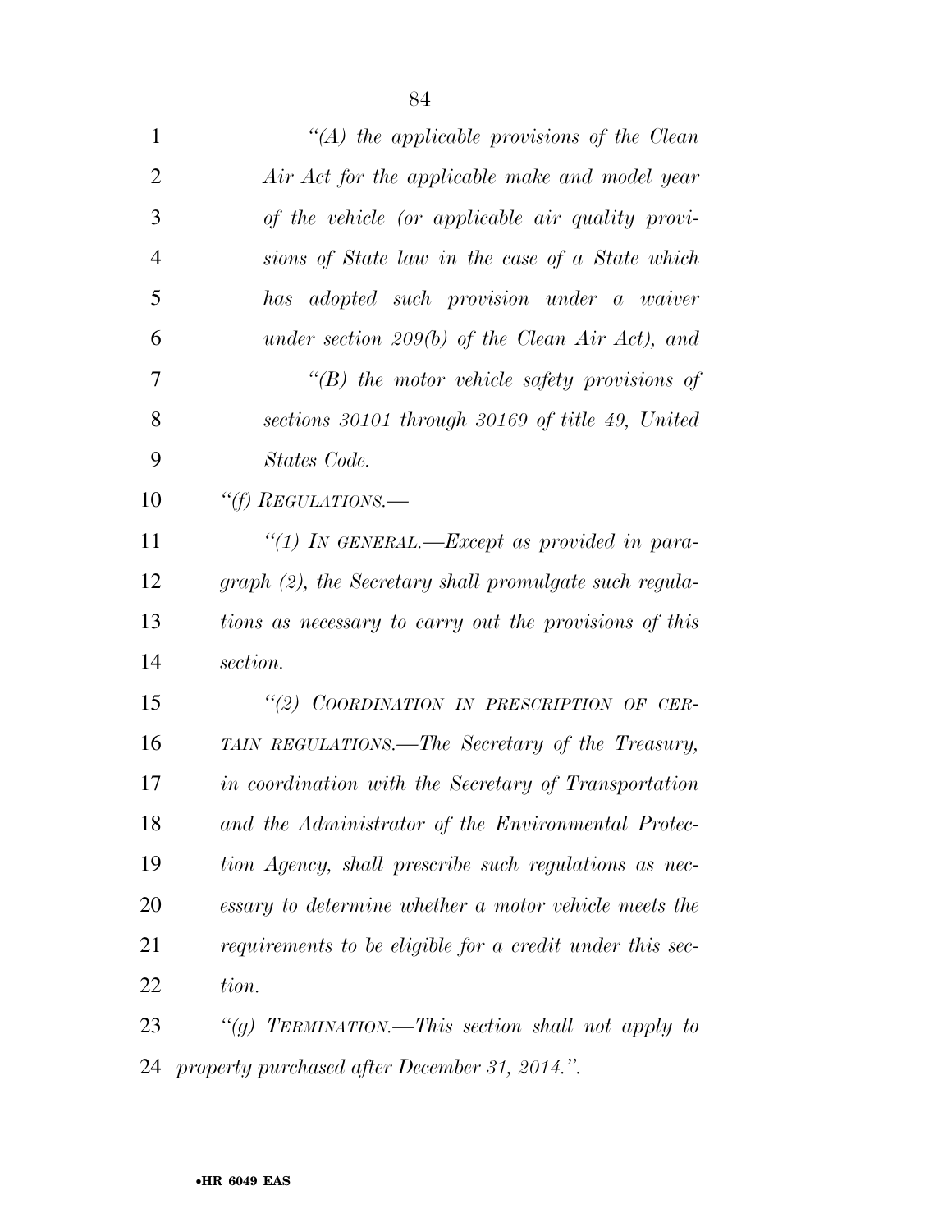*"(A) the applicable provisions of the Clean Air Act for the applicable make and model year of the vehicle (or applicable air quality provisions of State law in the case of a State which has adopted such provision under a waiver under section 209(b) of the Clean Air Act), and*

*"(B) the motor vehicle safety provisions of sections 30101 through 30169 of title 49, United States Code.*

*"(f) REGULATIONS.—*

*"(1) IN GENERAL.—Except as provided in paragraph (2), the Secretary shall promulgate such regulations as necessary to carry out the provisions of this section.*

*"(2) COORDINATION IN PRESCRIPTION OF CERTAIN REGULATIONS.—The Secretary of the Treasury, in coordination with the Secretary of Transportation and the Administrator of the Environmental Protection Agency, shall prescribe such regulations as necessary to determine whether a motor vehicle meets the requirements to be eligible for a credit under this section.*

*"(g) TERMINATION.—This section shall not apply to property purchased after December 31, 2014.".*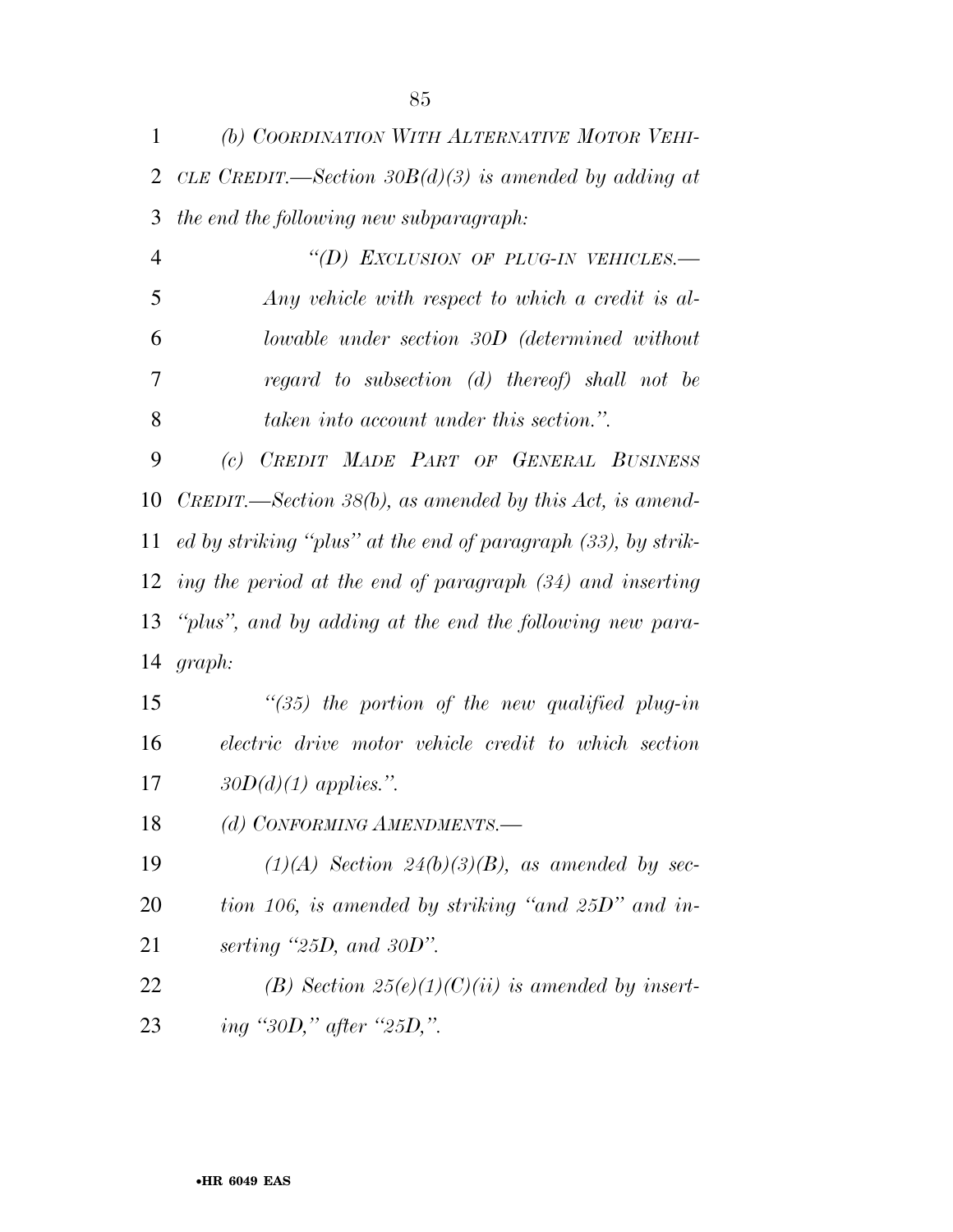*(b) COORDINATION WITH ALTERNATIVE MOTOR VEHICLE CREDIT.—Section 30B(d)(3) is amended by adding at the end the following new subparagraph:*

*"(D) EXCLUSION OF PLUG-IN VEHICLES.—Any vehicle with respect to which a credit is allowable under section 30D (determined without regard to subsection (d) thereof) shall not be taken into account under this section.".*

*(c) CREDIT MADE PART OF GENERAL BUSINESS CREDIT.—Section 38(b), as amended by this Act, is amended by striking "plus" at the end of paragraph (33), by striking the period at the end of paragraph (34) and inserting "plus", and by adding at the end the following new paragraph:*

*"(35) the portion of the new qualified plug-in electric drive motor vehicle credit to which section 30D(d)(1) applies.".*

*(d) CONFORMING AMENDMENTS.—*

*(1)(A) Section 24(b)(3)(B), as amended by section 106, is amended by striking "and 25D" and inserting "25D, and 30D".*

*(B) Section 25(e)(1)(C)(ii) is amended by inserting "30D," after "25D,".*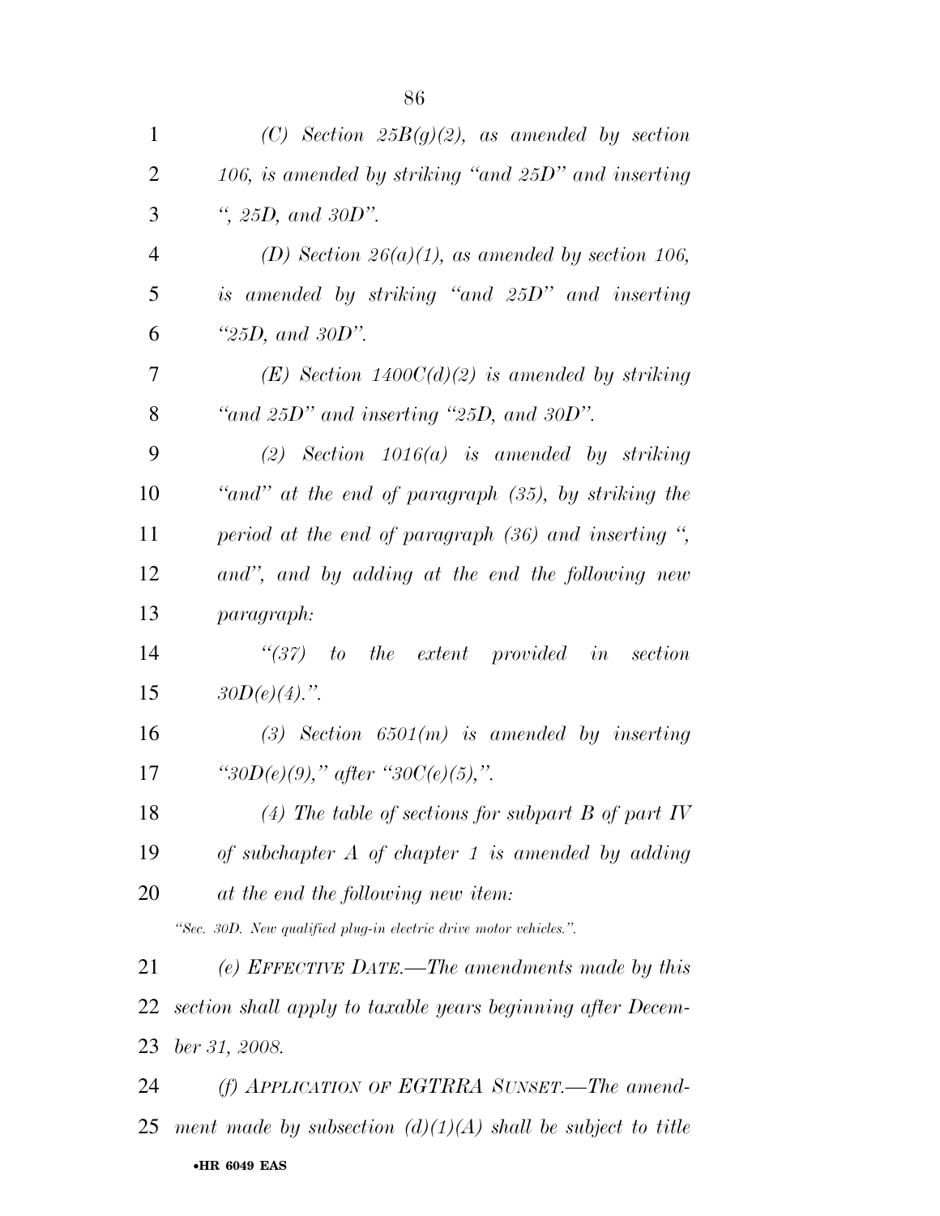*(C) Section 25B(g)(2), as amended by section 106, is amended by striking "and 25D" and inserting ", 25D, and 30D".*

*(D) Section 26(a)(1), as amended by section 106, is amended by striking "and 25D" and inserting "25D, and 30D".*

*(E) Section 1400C(d)(2) is amended by striking "and 25D" and inserting "25D, and 30D".*

*(2) Section 1016(a) is amended by striking "and" at the end of paragraph (35), by striking the period at the end of paragraph (36) and inserting ", and", and by adding at the end the following new paragraph:*

*"(37) to the extent provided in section 30D(e)(4).".*

*(3) Section 6501(m) is amended by inserting "30D(e)(9)," after "30C(e)(5),".*

*(4) The table of sections for subpart B of part IV of subchapter A of chapter 1 is amended by adding at the end the following new item:*

*"Sec. 30D. New qualified plug-in electric drive motor vehicles.".*

*(e) EFFECTIVE DATE.—The amendments made by this section shall apply to taxable years beginning after December 31, 2008.*

*(f) APPLICATION OF EGTRRA SUNSET.—The amendment made by subsection (d)(1)(A) shall be subject to title*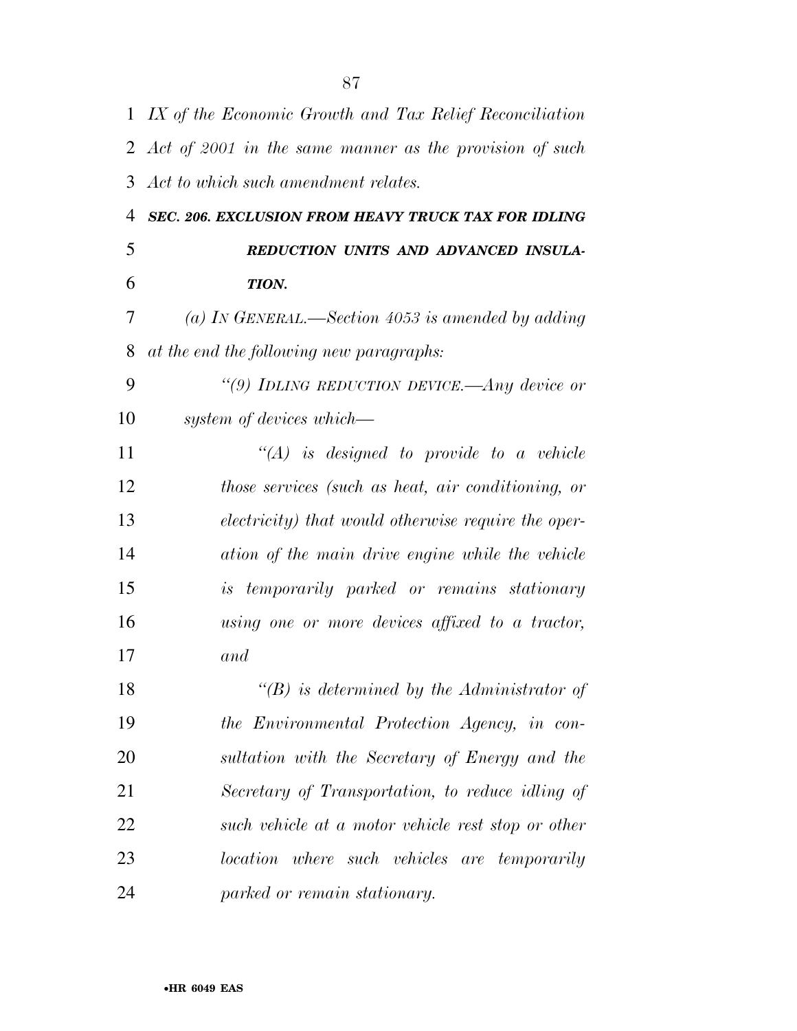*IX of the Economic Growth and Tax Relief Reconciliation Act of 2001 in the same manner as the provision of such Act to which such amendment relates.*

***SEC. 206. EXCLUSION FROM HEAVY TRUCK TAX FOR IDLING REDUCTION UNITS AND ADVANCED INSULATION.***

*(a) IN GENERAL.—Section 4053 is amended by adding at the end the following new paragraphs:*

*"(9) IDLING REDUCTION DEVICE.—Any device or system of devices which—*

*"(A) is designed to provide to a vehicle those services (such as heat, air conditioning, or electricity) that would otherwise require the operation of the main drive engine while the vehicle is temporarily parked or remains stationary using one or more devices affixed to a tractor, and*

*"(B) is determined by the Administrator of the Environmental Protection Agency, in consultation with the Secretary of Energy and the Secretary of Transportation, to reduce idling of such vehicle at a motor vehicle rest stop or other location where such vehicles are temporarily parked or remain stationary.*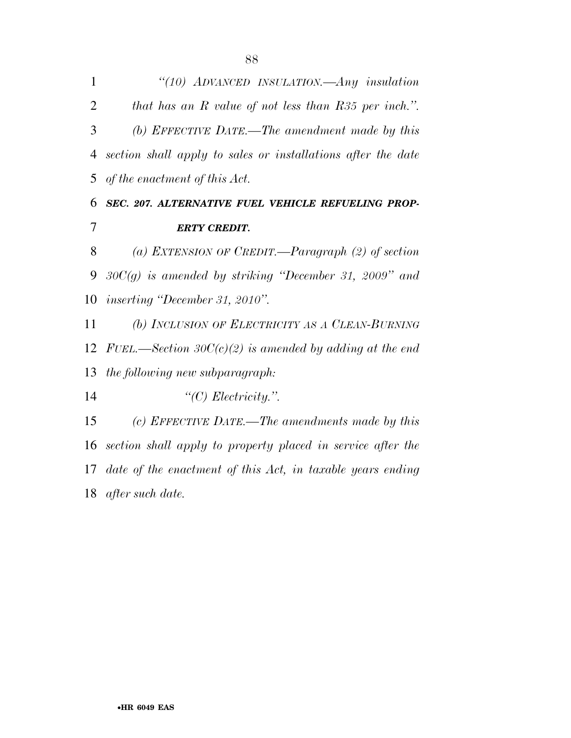*"(10) ADVANCED INSULATION.—Any insulation that has an R value of not less than R35 per inch.".*

*(b) EFFECTIVE DATE.—The amendment made by this section shall apply to sales or installations after the date of the enactment of this Act.*

***SEC. 207. ALTERNATIVE FUEL VEHICLE REFUELING PROPERTY CREDIT.***

*(a) EXTENSION OF CREDIT.—Paragraph (2) of section 30C(g) is amended by striking "December 31, 2009" and inserting "December 31, 2010".*

*(b) INCLUSION OF ELECTRICITY AS A CLEAN-BURNING FUEL.—Section 30C(c)(2) is amended by adding at the end the following new subparagraph:*

*"(C) Electricity.".*

*(c) EFFECTIVE DATE.—The amendments made by this section shall apply to property placed in service after the date of the enactment of this Act, in taxable years ending after such date.*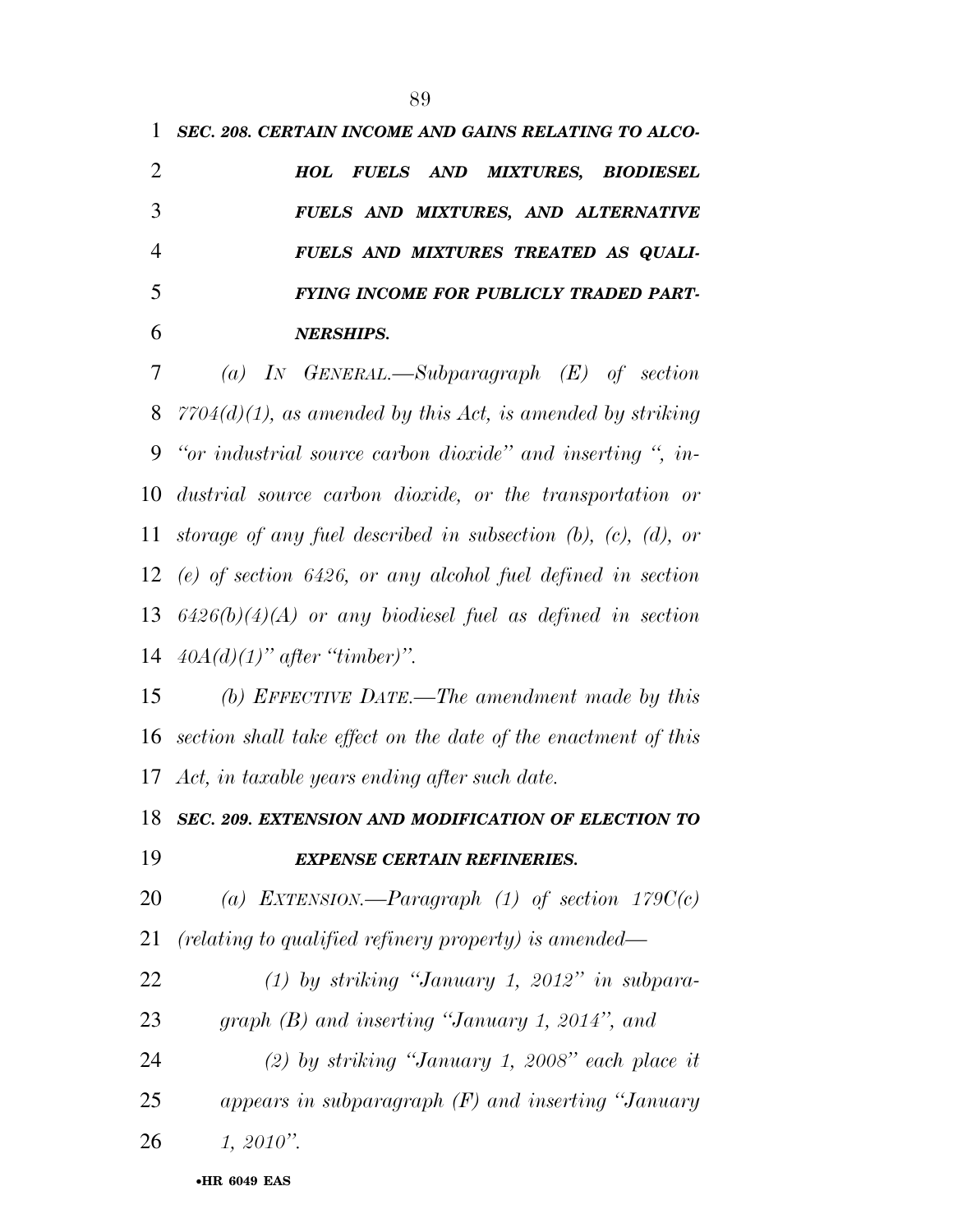***SEC. 208. CERTAIN INCOME AND GAINS RELATING TO ALCOHOL FUELS AND MIXTURES, BIODIESEL FUELS AND MIXTURES, AND ALTERNATIVE FUELS AND MIXTURES TREATED AS QUALIFYING INCOME FOR PUBLICLY TRADED PARTNERSHIPS.***

*(a) IN GENERAL.—Subparagraph (E) of section 7704(d)(1), as amended by this Act, is amended by striking "or industrial source carbon dioxide" and inserting ", industrial source carbon dioxide, or the transportation or storage of any fuel described in subsection (b), (c), (d), or (e) of section 6426, or any alcohol fuel defined in section 6426(b)(4)(A) or any biodiesel fuel as defined in section 40A(d)(1)" after "timber)".*

*(b) EFFECTIVE DATE.—The amendment made by this section shall take effect on the date of the enactment of this Act, in taxable years ending after such date.*

***SEC. 209. EXTENSION AND MODIFICATION OF ELECTION TO EXPENSE CERTAIN REFINERIES.***

*(a) EXTENSION.—Paragraph (1) of section 179C(c) (relating to qualified refinery property) is amended—*

*(1) by striking "January 1, 2012" in subparagraph (B) and inserting "January 1, 2014", and*

*(2) by striking "January 1, 2008" each place it appears in subparagraph (F) and inserting "January 1, 2010".*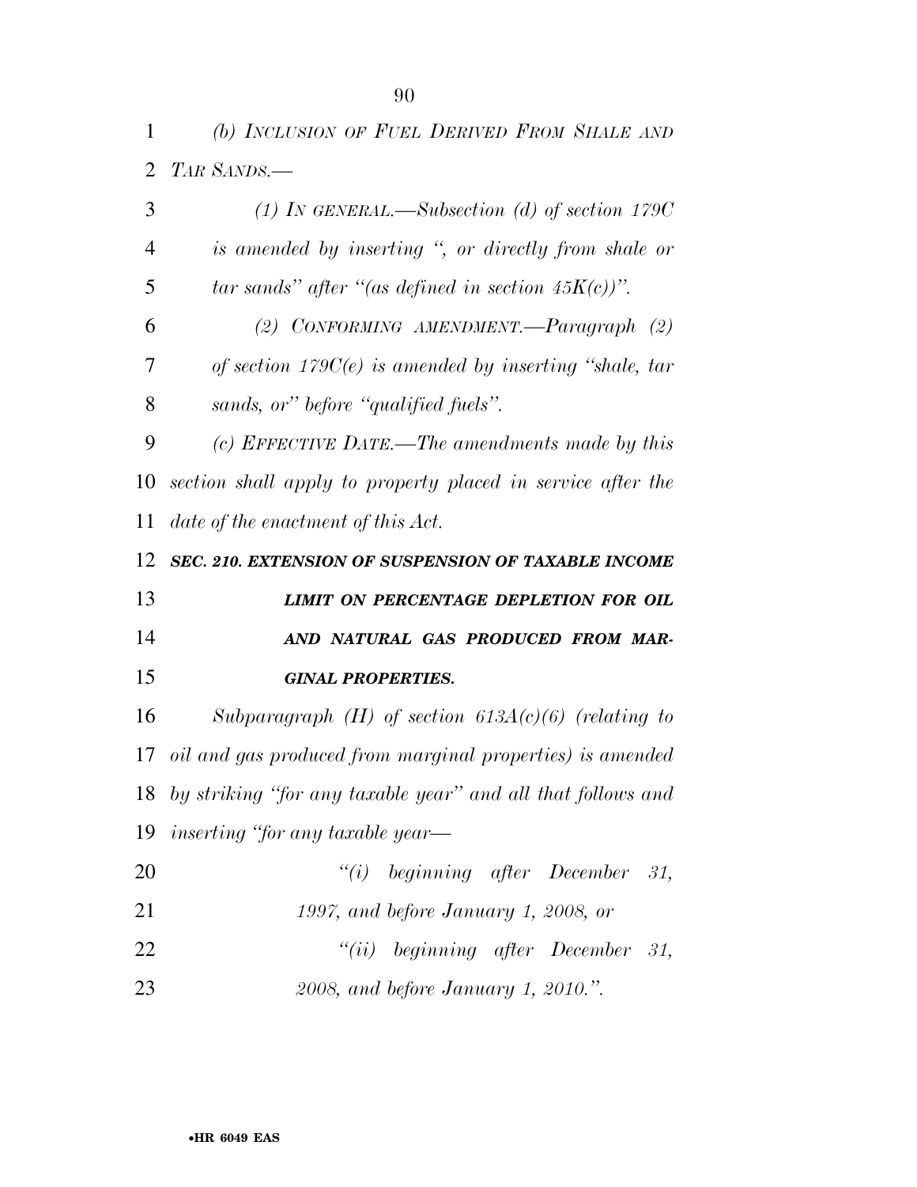*(b) Inclusion of Fuel Derived From Shale and Tar Sands.—*

*(1) In general.—Subsection (d) of section 179C is amended by inserting ", or directly from shale or tar sands" after "(as defined in section 45K(c))".*

*(2) Conforming amendment.—Paragraph (2) of section 179C(e) is amended by inserting "shale, tar sands, or" before "qualified fuels".*

*(c) Effective Date.—The amendments made by this section shall apply to property placed in service after the date of the enactment of this Act.*

***SEC. 210. EXTENSION OF SUSPENSION OF TAXABLE INCOME LIMIT ON PERCENTAGE DEPLETION FOR OIL AND NATURAL GAS PRODUCED FROM MARGINAL PROPERTIES.***

*Subparagraph (H) of section 613A(c)(6) (relating to oil and gas produced from marginal properties) is amended by striking "for any taxable year" and all that follows and inserting "for any taxable year—*

*"(i) beginning after December 31, 1997, and before January 1, 2008, or*

*"(ii) beginning after December 31, 2008, and before January 1, 2010.".*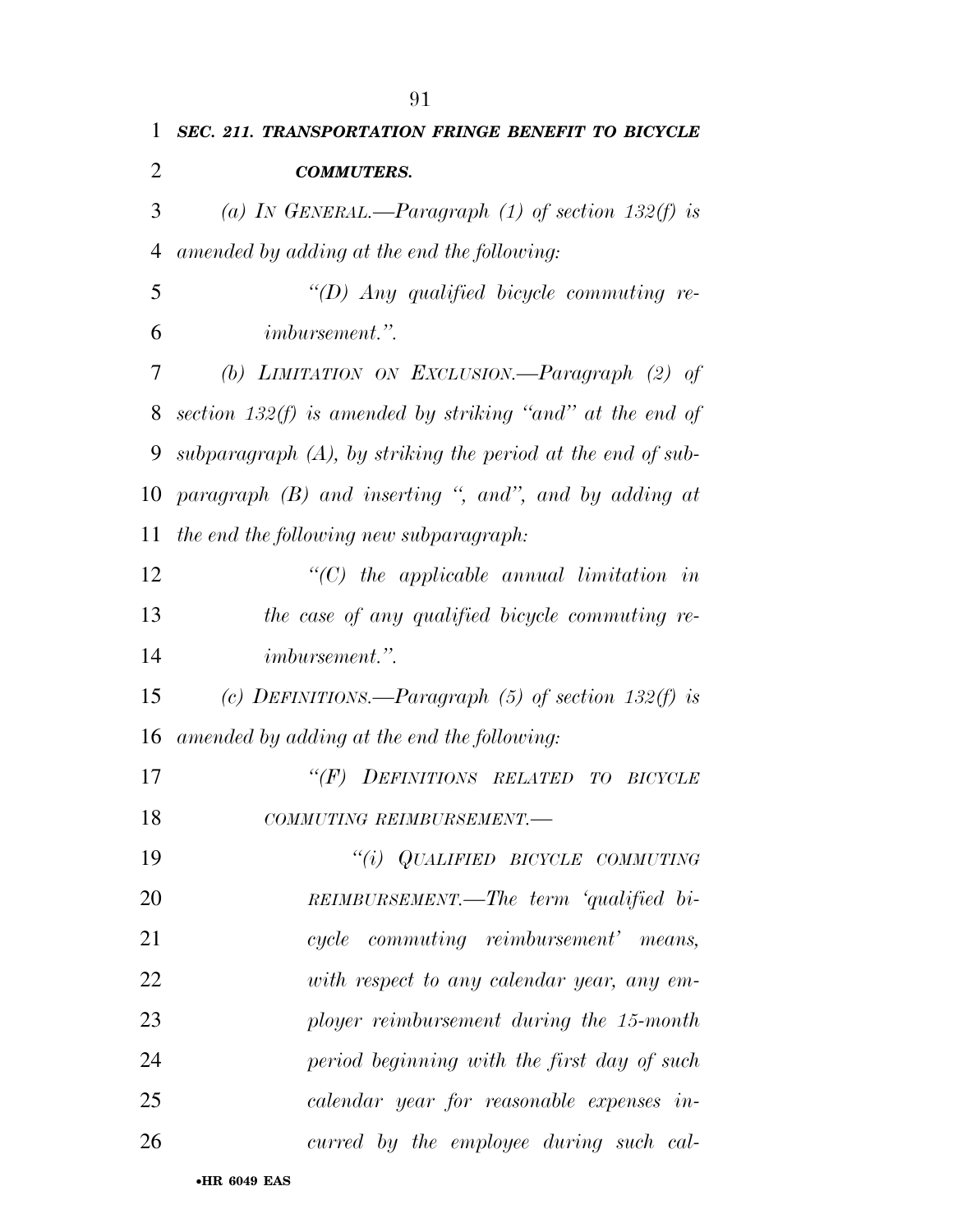***SEC. 211. TRANSPORTATION FRINGE BENEFIT TO BICYCLE COMMUTERS.***

*(a) IN GENERAL.—Paragraph (1) of section 132(f) is amended by adding at the end the following:*

> *"(D) Any qualified bicycle commuting reimbursement.".*

*(b) LIMITATION ON EXCLUSION.—Paragraph (2) of section 132(f) is amended by striking "and" at the end of subparagraph (A), by striking the period at the end of subparagraph (B) and inserting ", and", and by adding at the end the following new subparagraph:*

> *"(C) the applicable annual limitation in the case of any qualified bicycle commuting reimbursement.".*

*(c) DEFINITIONS.—Paragraph (5) of section 132(f) is amended by adding at the end the following:*

> *"(F) DEFINITIONS RELATED TO BICYCLE COMMUTING REIMBURSEMENT.—*
>
> > *"(i) QUALIFIED BICYCLE COMMUTING REIMBURSEMENT.—The term 'qualified bicycle commuting reimbursement' means, with respect to any calendar year, any employer reimbursement during the 15-month period beginning with the first day of such calendar year for reasonable expenses incurred by the employee during such cal-*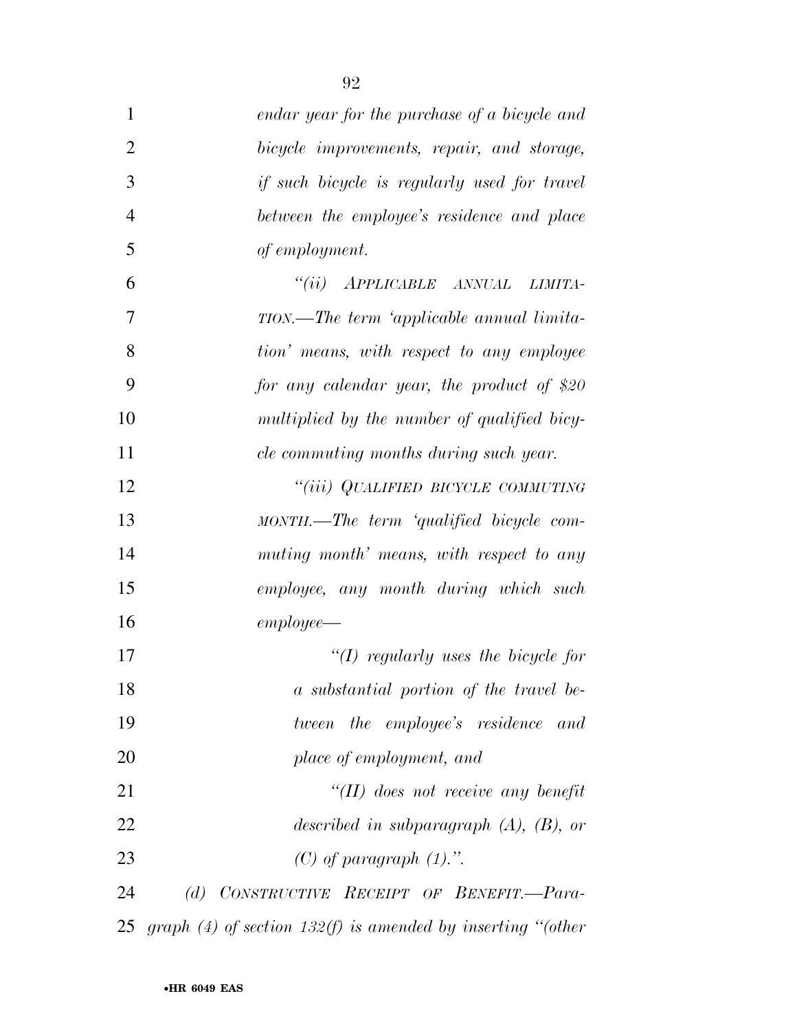*endar year for the purchase of a bicycle and bicycle improvements, repair, and storage, if such bicycle is regularly used for travel between the employee's residence and place of employment.*

*"(ii) APPLICABLE ANNUAL LIMITATION.—The term 'applicable annual limitation' means, with respect to any employee for any calendar year, the product of $20 multiplied by the number of qualified bicycle commuting months during such year.*

*"(iii) QUALIFIED BICYCLE COMMUTING MONTH.—The term 'qualified bicycle commuting month' means, with respect to any employee, any month during which such employee—*

*"(I) regularly uses the bicycle for a substantial portion of the travel between the employee's residence and place of employment, and*

*"(II) does not receive any benefit described in subparagraph (A), (B), or (C) of paragraph (1).".*

*(d) CONSTRUCTIVE RECEIPT OF BENEFIT.—Paragraph (4) of section 132(f) is amended by inserting "(other*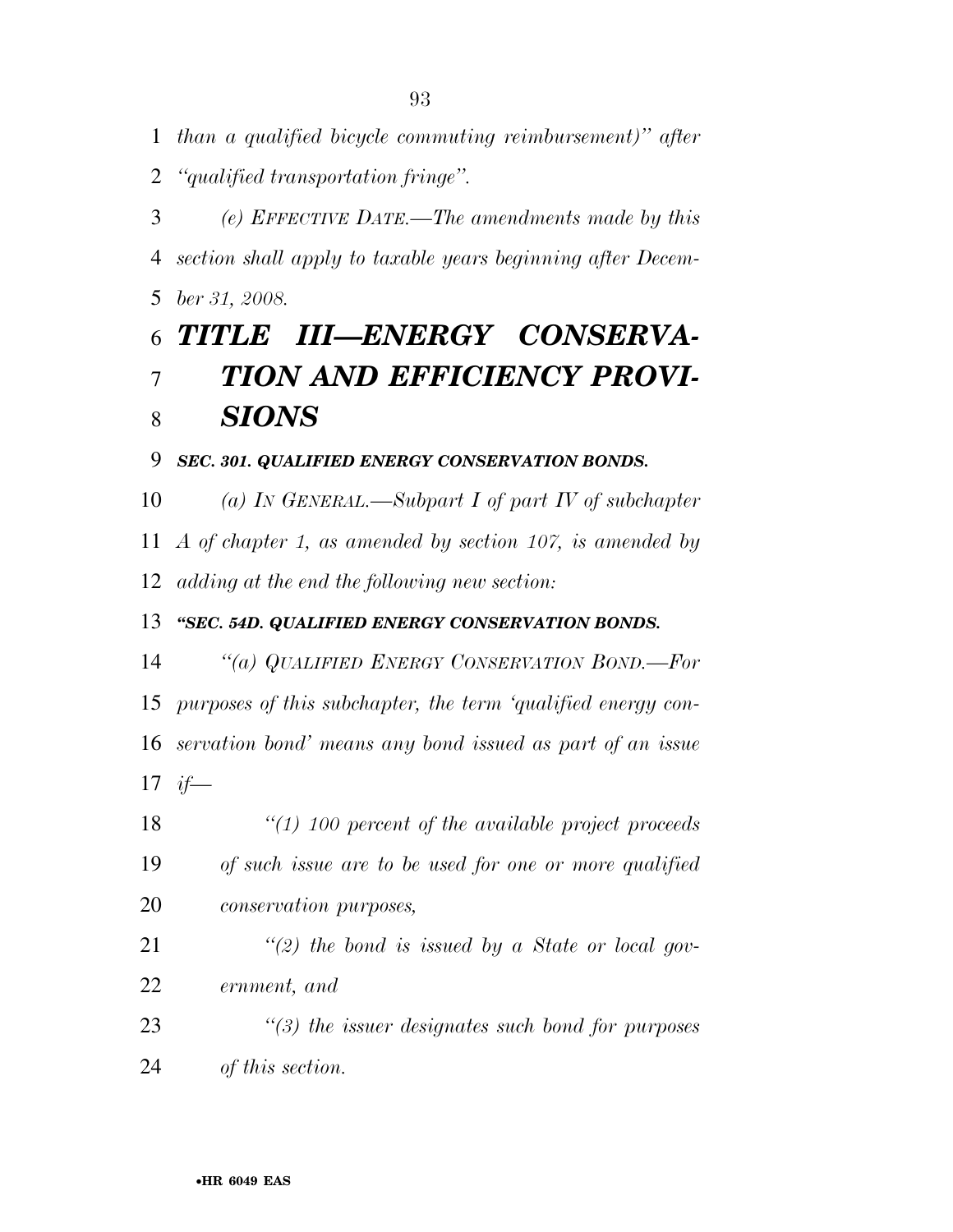*than a qualified bicycle commuting reimbursement)" after "qualified transportation fringe".*

*(e) EFFECTIVE DATE.—The amendments made by this section shall apply to taxable years beginning after December 31, 2008.*

# ***TITLE III—ENERGY CONSERVATION AND EFFICIENCY PROVISIONS***

***SEC. 301. QUALIFIED ENERGY CONSERVATION BONDS.***

*(a) IN GENERAL.—Subpart I of part IV of subchapter A of chapter 1, as amended by section 107, is amended by adding at the end the following new section:*

***"SEC. 54D. QUALIFIED ENERGY CONSERVATION BONDS.***

*"(a) QUALIFIED ENERGY CONSERVATION BOND.—For purposes of this subchapter, the term 'qualified energy conservation bond' means any bond issued as part of an issue if—*

*"(1) 100 percent of the available project proceeds of such issue are to be used for one or more qualified conservation purposes,*

*"(2) the bond is issued by a State or local government, and*

*"(3) the issuer designates such bond for purposes of this section.*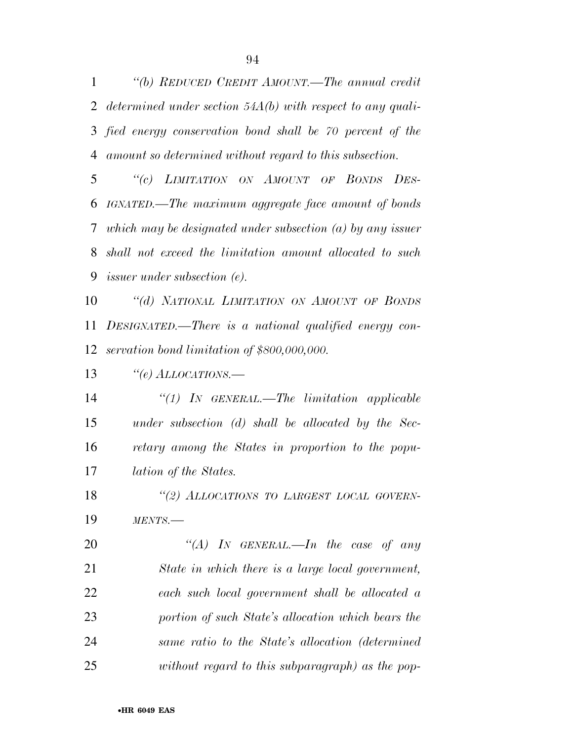*"(b) REDUCED CREDIT AMOUNT.—The annual credit determined under section 54A(b) with respect to any qualified energy conservation bond shall be 70 percent of the amount so determined without regard to this subsection.*

*"(c) LIMITATION ON AMOUNT OF BONDS DESIGNATED.—The maximum aggregate face amount of bonds which may be designated under subsection (a) by any issuer shall not exceed the limitation amount allocated to such issuer under subsection (e).*

*"(d) NATIONAL LIMITATION ON AMOUNT OF BONDS DESIGNATED.—There is a national qualified energy conservation bond limitation of $800,000,000.*

*"(e) ALLOCATIONS.—*

*"(1) IN GENERAL.—The limitation applicable under subsection (d) shall be allocated by the Secretary among the States in proportion to the population of the States.*

*"(2) ALLOCATIONS TO LARGEST LOCAL GOVERNMENTS.—*

*"(A) IN GENERAL.—In the case of any State in which there is a large local government, each such local government shall be allocated a portion of such State's allocation which bears the same ratio to the State's allocation (determined without regard to this subparagraph) as the pop-*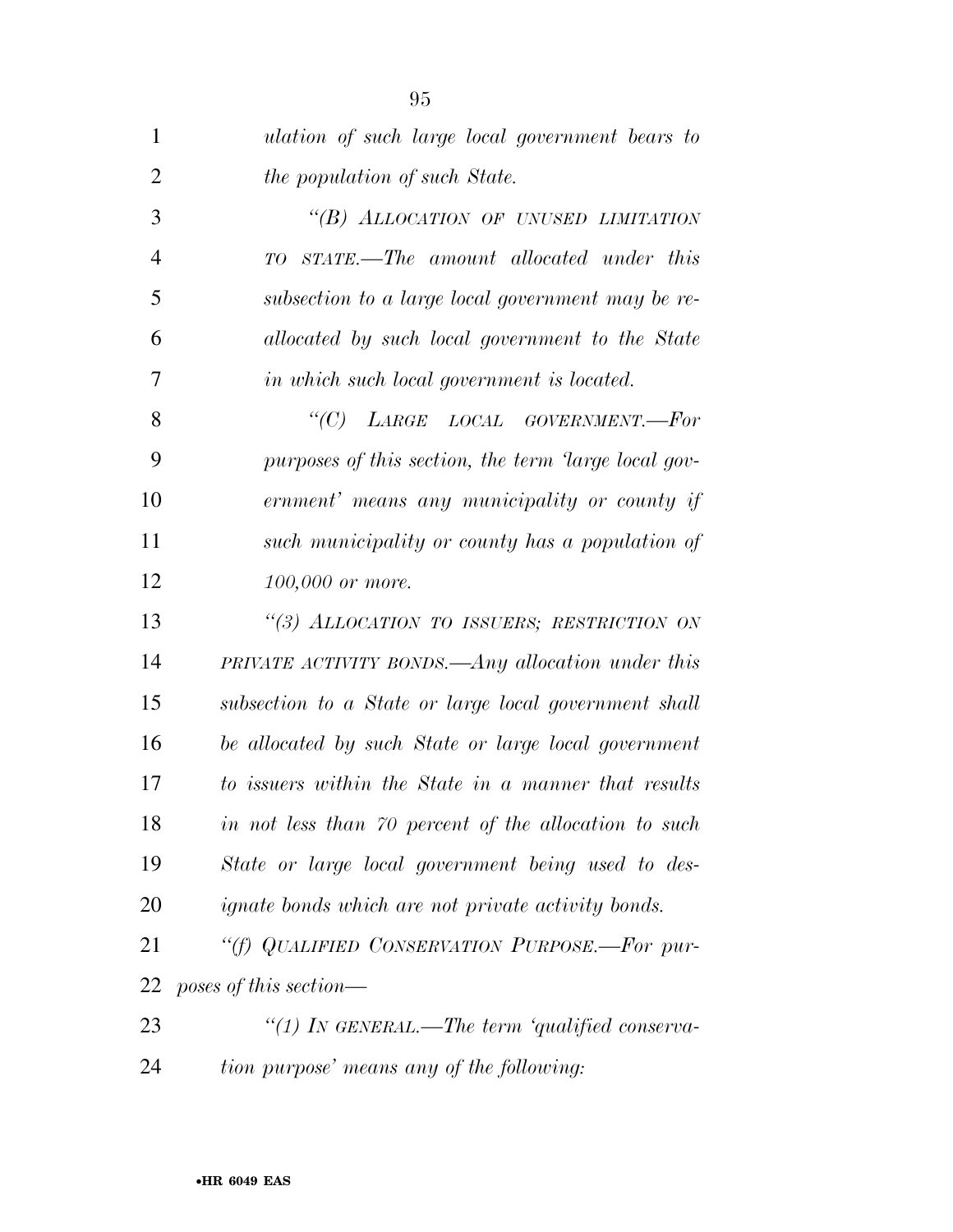*ulation of such large local government bears to the population of such State.*

*"(B) ALLOCATION OF UNUSED LIMITATION TO STATE.—The amount allocated under this subsection to a large local government may be reallocated by such local government to the State in which such local government is located.*

*"(C) LARGE LOCAL GOVERNMENT.—For purposes of this section, the term 'large local government' means any municipality or county if such municipality or county has a population of 100,000 or more.*

*"(3) ALLOCATION TO ISSUERS; RESTRICTION ON PRIVATE ACTIVITY BONDS.—Any allocation under this subsection to a State or large local government shall be allocated by such State or large local government to issuers within the State in a manner that results in not less than 70 percent of the allocation to such State or large local government being used to designate bonds which are not private activity bonds.*

*"(f) QUALIFIED CONSERVATION PURPOSE.—For purposes of this section—*

*"(1) IN GENERAL.—The term 'qualified conservation purpose' means any of the following:*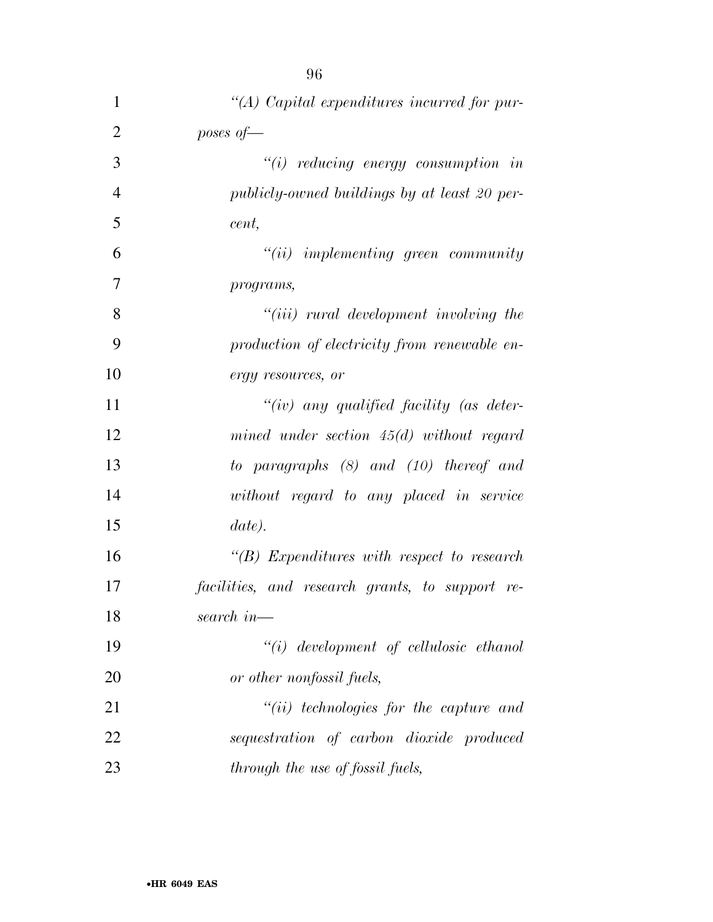*"(A) Capital expenditures incurred for purposes of—*

*"(i) reducing energy consumption in publicly-owned buildings by at least 20 percent,*

*"(ii) implementing green community programs,*

*"(iii) rural development involving the production of electricity from renewable energy resources, or*

*"(iv) any qualified facility (as determined under section 45(d) without regard to paragraphs (8) and (10) thereof and without regard to any placed in service date).*

*"(B) Expenditures with respect to research facilities, and research grants, to support research in—*

*"(i) development of cellulosic ethanol or other nonfossil fuels,*

*"(ii) technologies for the capture and sequestration of carbon dioxide produced through the use of fossil fuels,*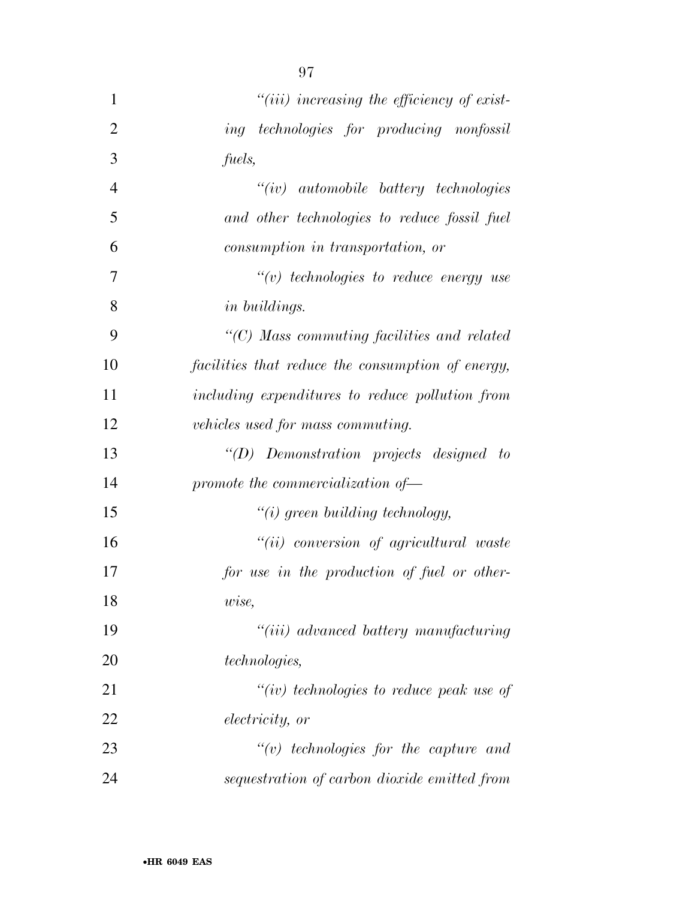*"(iii) increasing the efficiency of existing technologies for producing nonfossil fuels,*

*"(iv) automobile battery technologies and other technologies to reduce fossil fuel consumption in transportation, or*

*"(v) technologies to reduce energy use in buildings.*

*"(C) Mass commuting facilities and related facilities that reduce the consumption of energy, including expenditures to reduce pollution from vehicles used for mass commuting.*

*"(D) Demonstration projects designed to promote the commercialization of—*

*"(i) green building technology,*

*"(ii) conversion of agricultural waste for use in the production of fuel or otherwise,*

*"(iii) advanced battery manufacturing technologies,*

*"(iv) technologies to reduce peak use of electricity, or*

*"(v) technologies for the capture and sequestration of carbon dioxide emitted from*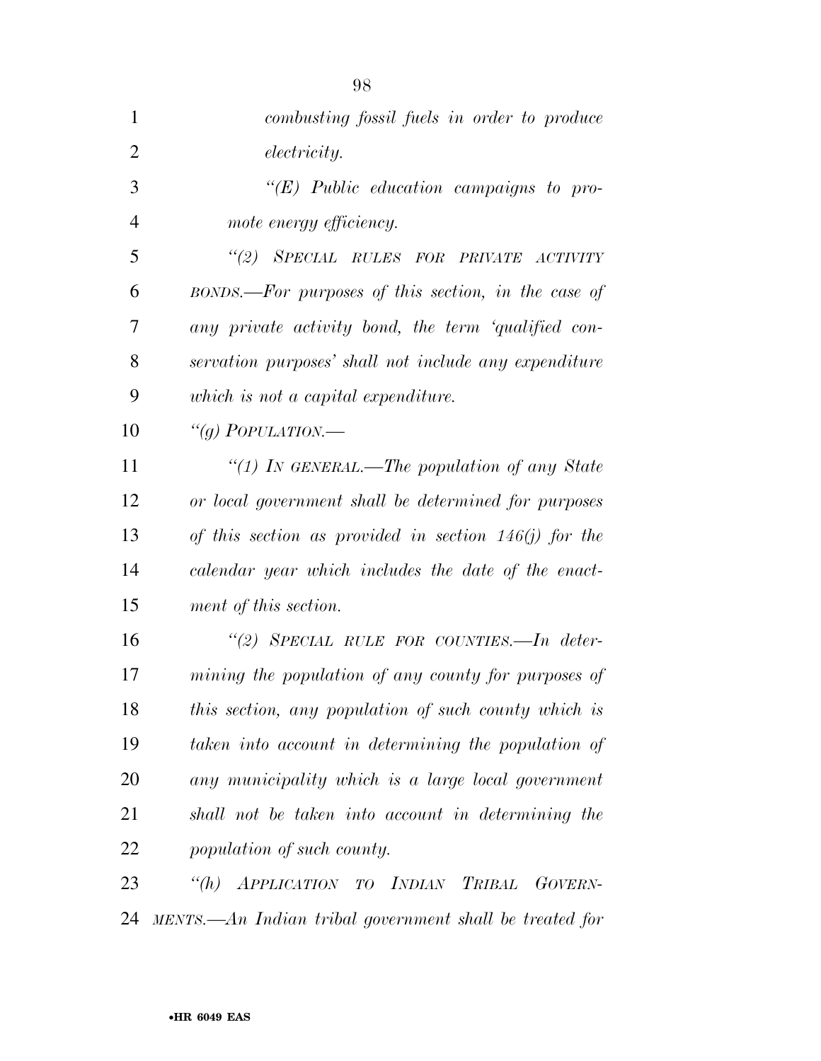*combusting fossil fuels in order to produce electricity.*

*"(E) Public education campaigns to promote energy efficiency.*

*"(2) SPECIAL RULES FOR PRIVATE ACTIVITY BONDS.—For purposes of this section, in the case of any private activity bond, the term 'qualified conservation purposes' shall not include any expenditure which is not a capital expenditure.*

*"(g) POPULATION.—*

*"(1) IN GENERAL.—The population of any State or local government shall be determined for purposes of this section as provided in section 146(j) for the calendar year which includes the date of the enactment of this section.*

*"(2) SPECIAL RULE FOR COUNTIES.—In determining the population of any county for purposes of this section, any population of such county which is taken into account in determining the population of any municipality which is a large local government shall not be taken into account in determining the population of such county.*

*"(h) APPLICATION TO INDIAN TRIBAL GOVERNMENTS.—An Indian tribal government shall be treated for*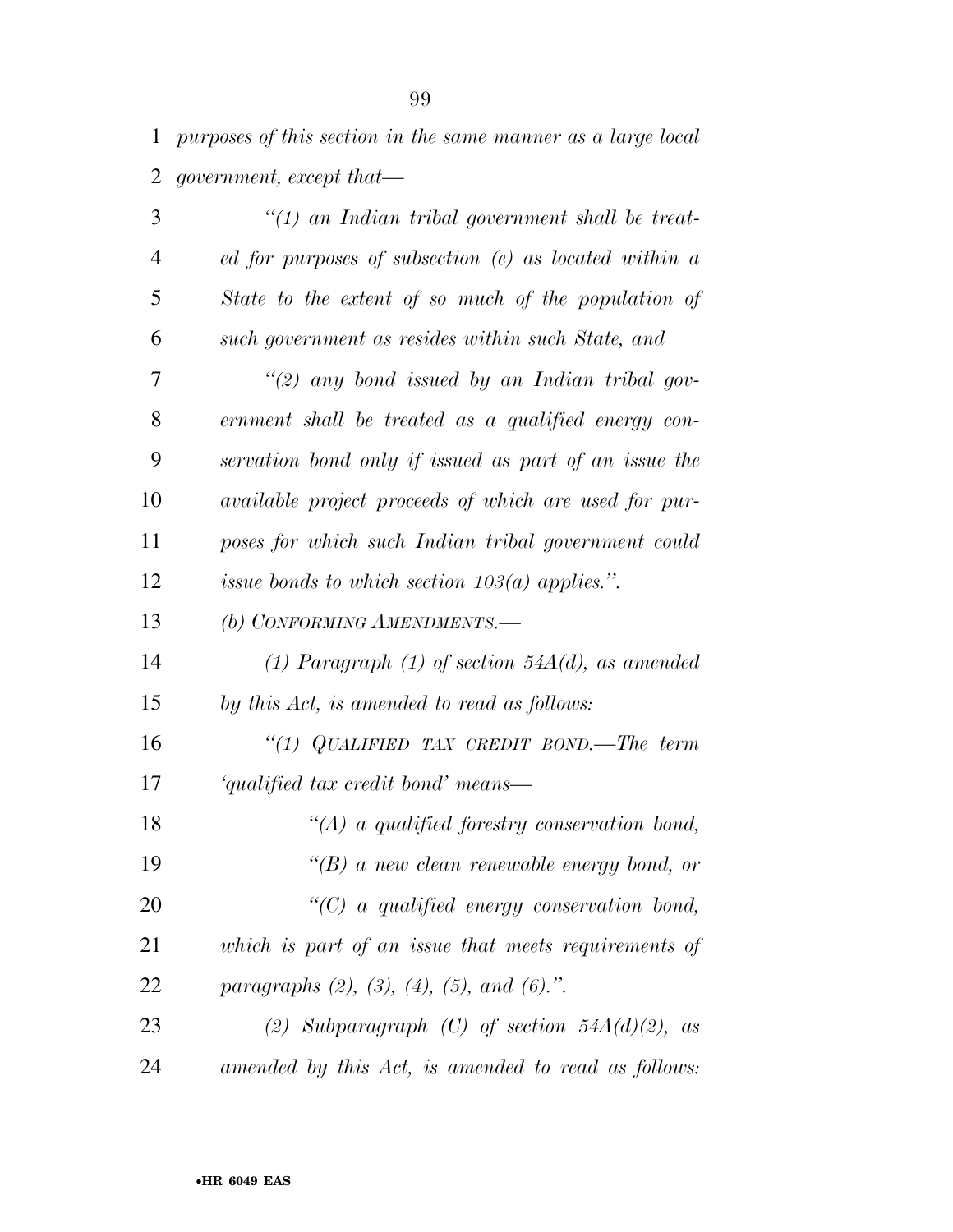*purposes of this section in the same manner as a large local government, except that—*

*"(1) an Indian tribal government shall be treated for purposes of subsection (e) as located within a State to the extent of so much of the population of such government as resides within such State, and*

*"(2) any bond issued by an Indian tribal government shall be treated as a qualified energy conservation bond only if issued as part of an issue the available project proceeds of which are used for purposes for which such Indian tribal government could issue bonds to which section 103(a) applies.".*

*(b) CONFORMING AMENDMENTS.—*

*(1) Paragraph (1) of section 54A(d), as amended by this Act, is amended to read as follows:*

*"(1) QUALIFIED TAX CREDIT BOND.—The term 'qualified tax credit bond' means—*

*"(A) a qualified forestry conservation bond,*

*"(B) a new clean renewable energy bond, or*

*"(C) a qualified energy conservation bond,*

*which is part of an issue that meets requirements of paragraphs (2), (3), (4), (5), and (6).".*

*(2) Subparagraph (C) of section 54A(d)(2), as amended by this Act, is amended to read as follows:*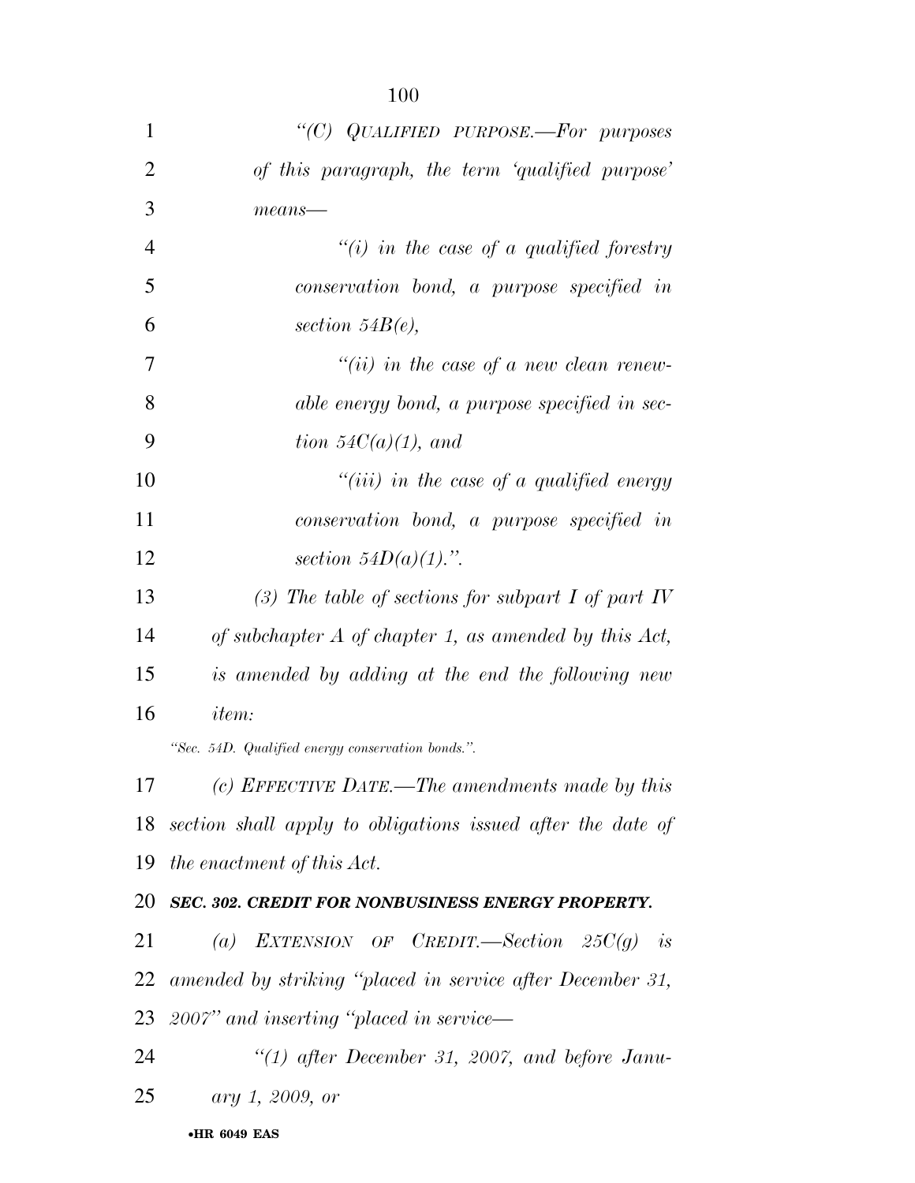*"(C) QUALIFIED PURPOSE.—For purposes of this paragraph, the term 'qualified purpose' means—*

*"(i) in the case of a qualified forestry conservation bond, a purpose specified in section 54B(e),*

*"(ii) in the case of a new clean renewable energy bond, a purpose specified in section 54C(a)(1), and*

*"(iii) in the case of a qualified energy conservation bond, a purpose specified in section 54D(a)(1).".*

*(3) The table of sections for subpart I of part IV of subchapter A of chapter 1, as amended by this Act, is amended by adding at the end the following new item:*

*"Sec. 54D. Qualified energy conservation bonds.".*

*(c) EFFECTIVE DATE.—The amendments made by this section shall apply to obligations issued after the date of the enactment of this Act.*

***SEC. 302. CREDIT FOR NONBUSINESS ENERGY PROPERTY.***

*(a) EXTENSION OF CREDIT.—Section 25C(g) is amended by striking "placed in service after December 31, 2007" and inserting "placed in service—*

*"(1) after December 31, 2007, and before January 1, 2009, or*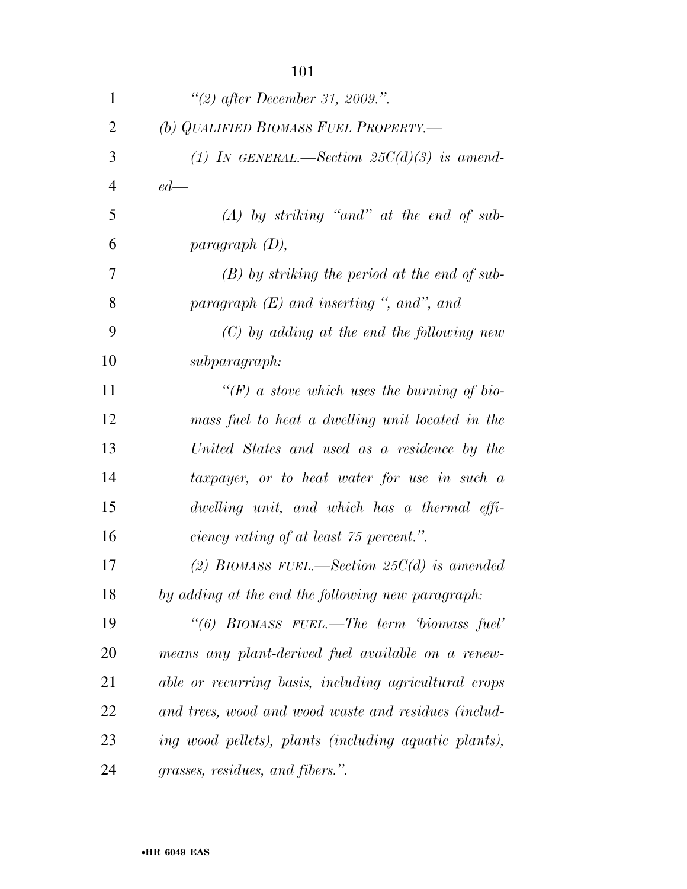*"(2) after December 31, 2009.".*

*(b) QUALIFIED BIOMASS FUEL PROPERTY.—*

*(1) IN GENERAL.—Section 25C(d)(3) is amended—*

*(A) by striking "and" at the end of subparagraph (D),*

*(B) by striking the period at the end of subparagraph (E) and inserting ", and", and*

*(C) by adding at the end the following new subparagraph:*

*"(F) a stove which uses the burning of biomass fuel to heat a dwelling unit located in the United States and used as a residence by the taxpayer, or to heat water for use in such a dwelling unit, and which has a thermal efficiency rating of at least 75 percent.".*

*(2) BIOMASS FUEL.—Section 25C(d) is amended by adding at the end the following new paragraph:*

*"(6) BIOMASS FUEL.—The term 'biomass fuel' means any plant-derived fuel available on a renewable or recurring basis, including agricultural crops and trees, wood and wood waste and residues (including wood pellets), plants (including aquatic plants), grasses, residues, and fibers.".*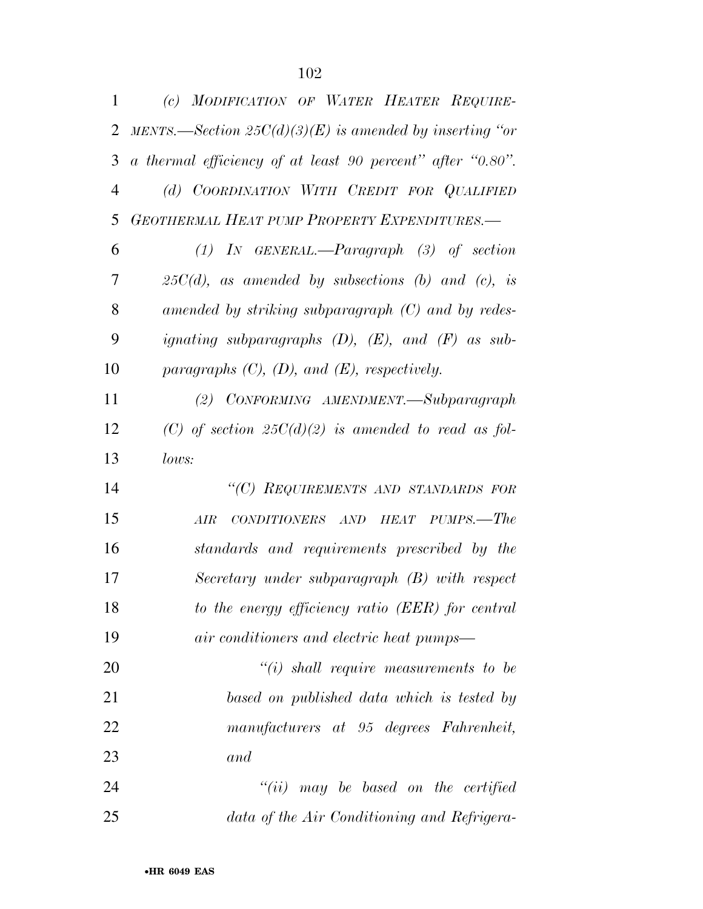*(c) MODIFICATION OF WATER HEATER REQUIREMENTS.—Section 25C(d)(3)(E) is amended by inserting "or a thermal efficiency of at least 90 percent" after "0.80".*

*(d) COORDINATION WITH CREDIT FOR QUALIFIED GEOTHERMAL HEAT PUMP PROPERTY EXPENDITURES.—*

*(1) IN GENERAL.—Paragraph (3) of section 25C(d), as amended by subsections (b) and (c), is amended by striking subparagraph (C) and by redesignating subparagraphs (D), (E), and (F) as subparagraphs (C), (D), and (E), respectively.*

*(2) CONFORMING AMENDMENT.—Subparagraph (C) of section 25C(d)(2) is amended to read as follows:*

*"(C) REQUIREMENTS AND STANDARDS FOR AIR CONDITIONERS AND HEAT PUMPS.—The standards and requirements prescribed by the Secretary under subparagraph (B) with respect to the energy efficiency ratio (EER) for central air conditioners and electric heat pumps—*

*"(i) shall require measurements to be based on published data which is tested by manufacturers at 95 degrees Fahrenheit, and*

*"(ii) may be based on the certified data of the Air Conditioning and Refrigera-*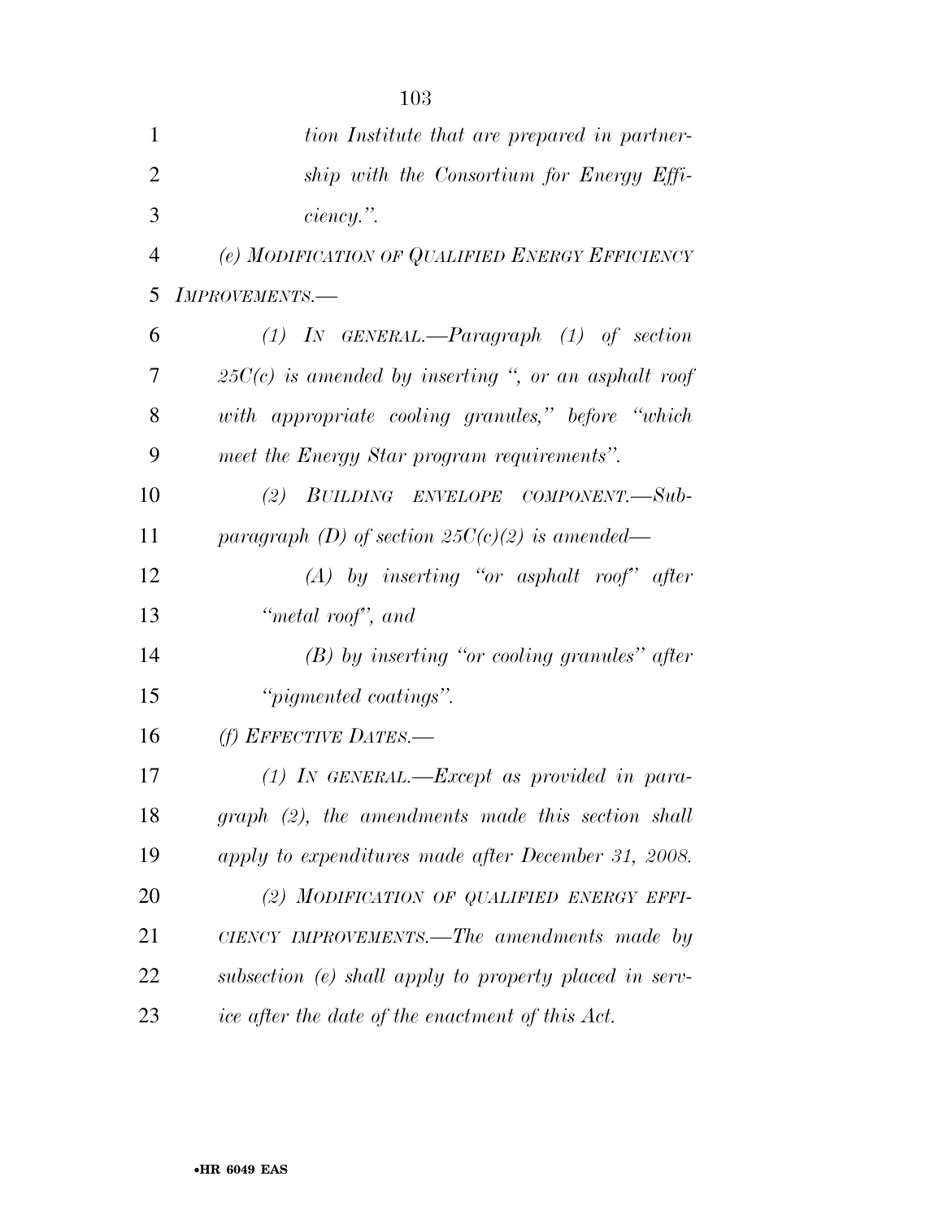*tion Institute that are prepared in partnership with the Consortium for Energy Efficiency.''.*

*(e) MODIFICATION OF QUALIFIED ENERGY EFFICIENCY IMPROVEMENTS.—*

*(1) IN GENERAL.—Paragraph (1) of section 25C(c) is amended by inserting '', or an asphalt roof with appropriate cooling granules,'' before ''which meet the Energy Star program requirements''.*

*(2) BUILDING ENVELOPE COMPONENT.—Subparagraph (D) of section 25C(c)(2) is amended—*

*(A) by inserting ''or asphalt roof'' after ''metal roof'', and*

*(B) by inserting ''or cooling granules'' after ''pigmented coatings''.*

*(f) EFFECTIVE DATES.—*

*(1) IN GENERAL.—Except as provided in paragraph (2), the amendments made this section shall apply to expenditures made after December 31, 2008.*

*(2) MODIFICATION OF QUALIFIED ENERGY EFFICIENCY IMPROVEMENTS.—The amendments made by subsection (e) shall apply to property placed in service after the date of the enactment of this Act.*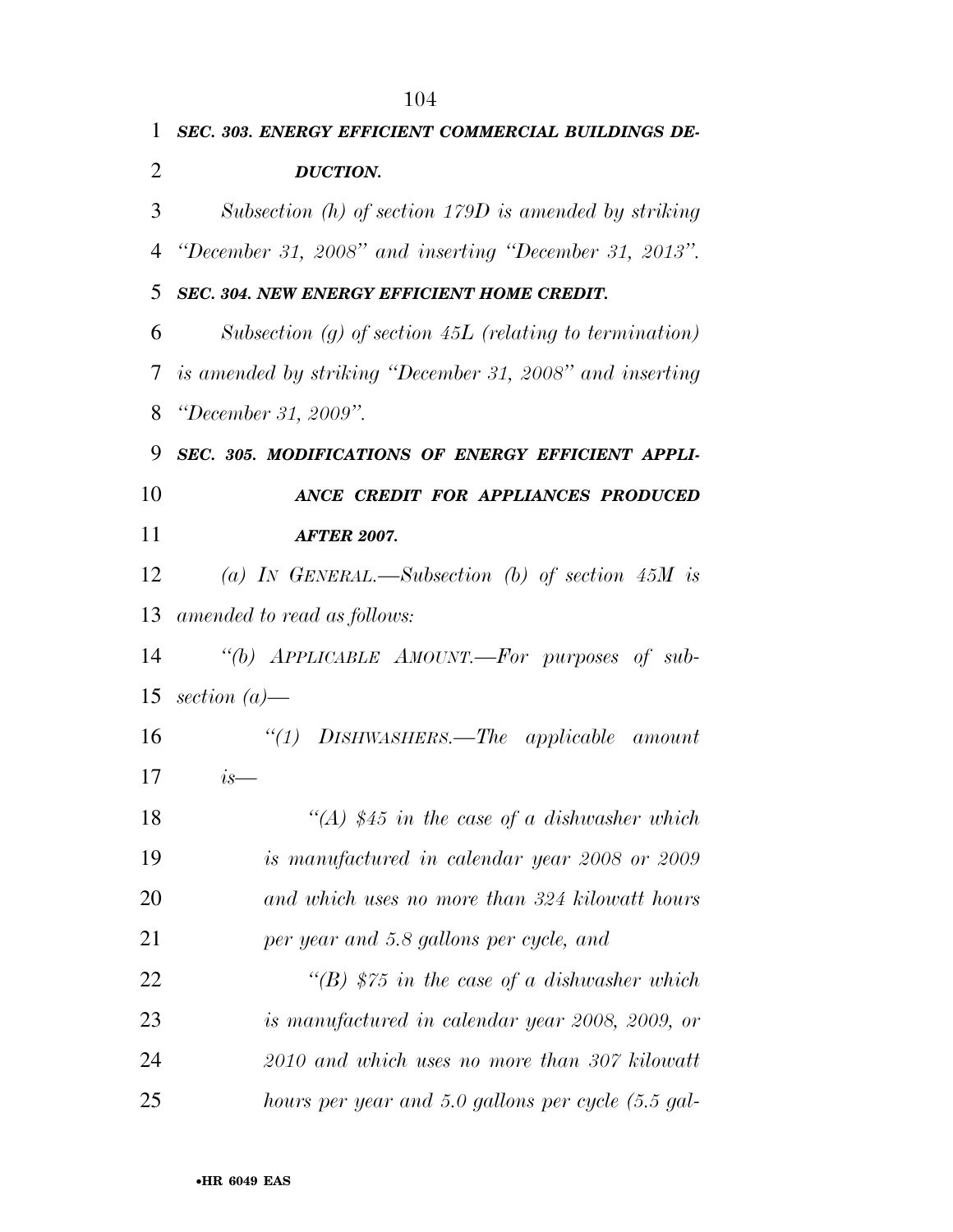***SEC. 303. ENERGY EFFICIENT COMMERCIAL BUILDINGS DEDUCTION.***

*Subsection (h) of section 179D is amended by striking "December 31, 2008" and inserting "December 31, 2013".*

***SEC. 304. NEW ENERGY EFFICIENT HOME CREDIT.***

*Subsection (g) of section 45L (relating to termination) is amended by striking "December 31, 2008" and inserting "December 31, 2009".*

***SEC. 305. MODIFICATIONS OF ENERGY EFFICIENT APPLIANCE CREDIT FOR APPLIANCES PRODUCED AFTER 2007.***

*(a) IN GENERAL.—Subsection (b) of section 45M is amended to read as follows:*

*"(b) APPLICABLE AMOUNT.—For purposes of subsection (a)—*

*"(1) DISHWASHERS.—The applicable amount is—*

*"(A) $45 in the case of a dishwasher which is manufactured in calendar year 2008 or 2009 and which uses no more than 324 kilowatt hours per year and 5.8 gallons per cycle, and*

*"(B) $75 in the case of a dishwasher which is manufactured in calendar year 2008, 2009, or 2010 and which uses no more than 307 kilowatt hours per year and 5.0 gallons per cycle (5.5 gal-*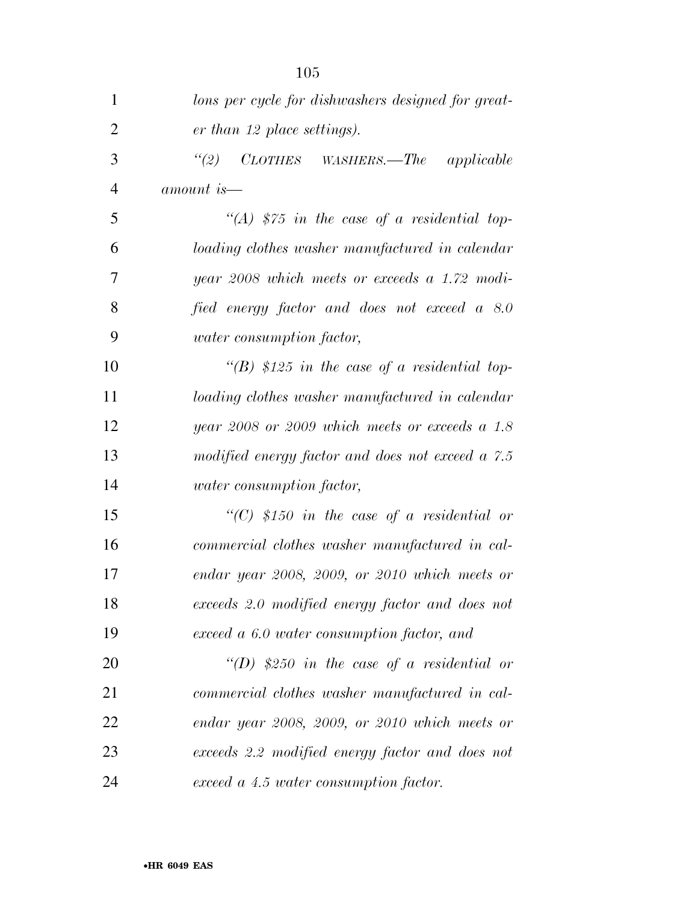*lons per cycle for dishwashers designed for greater than 12 place settings).*

*"(2) CLOTHES WASHERS.—The applicable amount is—*

*"(A) $75 in the case of a residential top-loading clothes washer manufactured in calendar year 2008 which meets or exceeds a 1.72 modified energy factor and does not exceed a 8.0 water consumption factor,*

*"(B) $125 in the case of a residential top-loading clothes washer manufactured in calendar year 2008 or 2009 which meets or exceeds a 1.8 modified energy factor and does not exceed a 7.5 water consumption factor,*

*"(C) $150 in the case of a residential or commercial clothes washer manufactured in calendar year 2008, 2009, or 2010 which meets or exceeds 2.0 modified energy factor and does not exceed a 6.0 water consumption factor, and*

*"(D) $250 in the case of a residential or commercial clothes washer manufactured in calendar year 2008, 2009, or 2010 which meets or exceeds 2.2 modified energy factor and does not exceed a 4.5 water consumption factor.*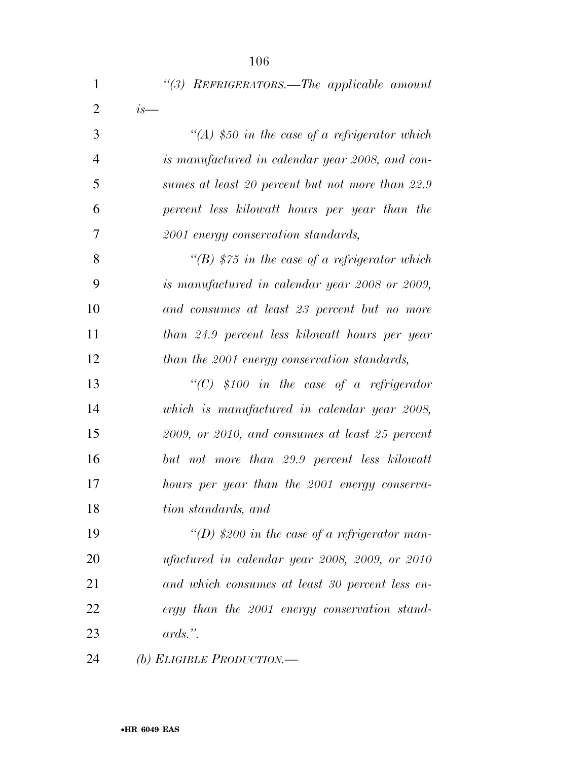*"(3) REFRIGERATORS.—The applicable amount is—*

*"(A) $50 in the case of a refrigerator which is manufactured in calendar year 2008, and consumes at least 20 percent but not more than 22.9 percent less kilowatt hours per year than the 2001 energy conservation standards,*

*"(B) $75 in the case of a refrigerator which is manufactured in calendar year 2008 or 2009, and consumes at least 23 percent but no more than 24.9 percent less kilowatt hours per year than the 2001 energy conservation standards,*

*"(C) $100 in the case of a refrigerator which is manufactured in calendar year 2008, 2009, or 2010, and consumes at least 25 percent but not more than 29.9 percent less kilowatt hours per year than the 2001 energy conservation standards, and*

*"(D) $200 in the case of a refrigerator manufactured in calendar year 2008, 2009, or 2010 and which consumes at least 30 percent less energy than the 2001 energy conservation standards.".*

*(b) ELIGIBLE PRODUCTION.—*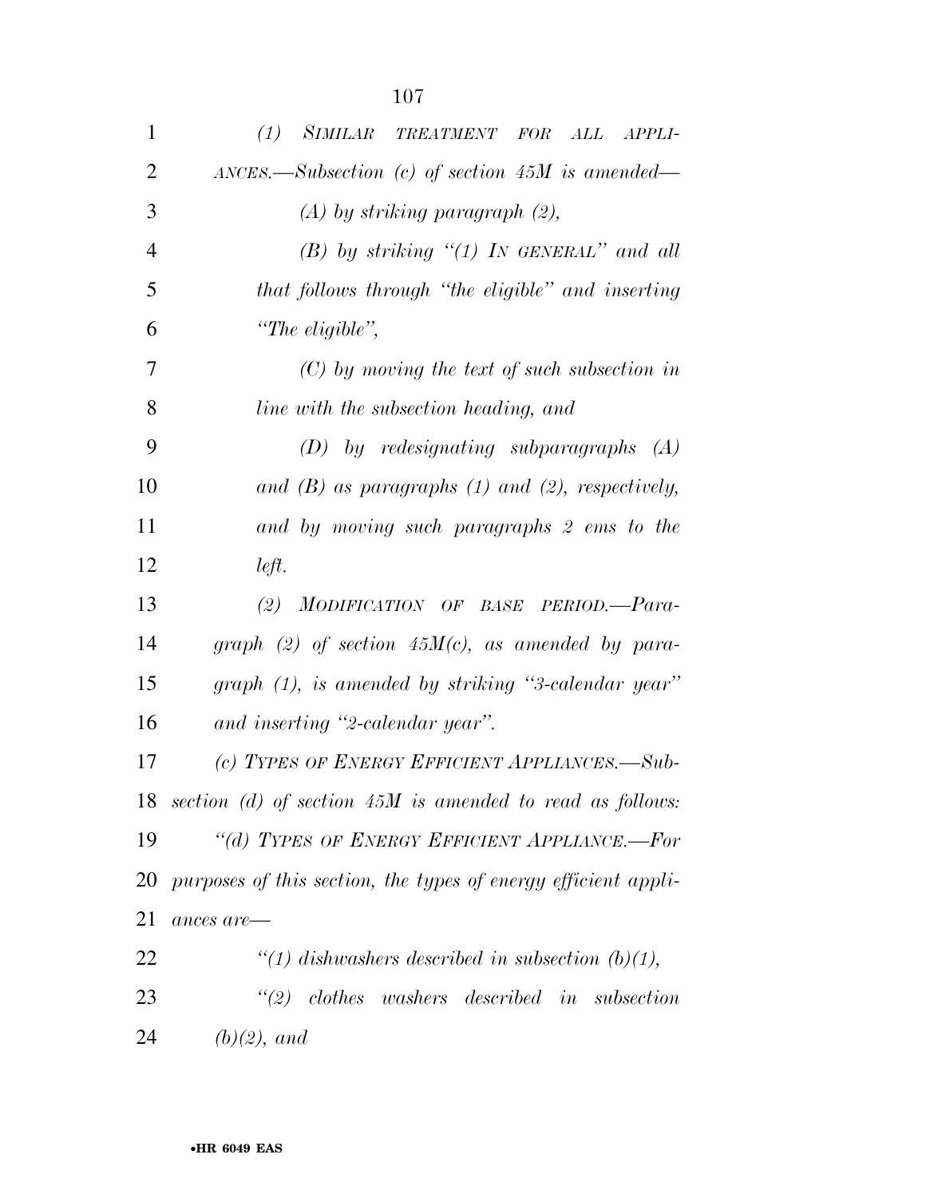*(1) SIMILAR TREATMENT FOR ALL APPLIANCES.—Subsection (c) of section 45M is amended—*

*(A) by striking paragraph (2),*

*(B) by striking "(1) IN GENERAL" and all that follows through "the eligible" and inserting "The eligible",*

*(C) by moving the text of such subsection in line with the subsection heading, and*

*(D) by redesignating subparagraphs (A) and (B) as paragraphs (1) and (2), respectively, and by moving such paragraphs 2 ems to the left.*

*(2) MODIFICATION OF BASE PERIOD.—Paragraph (2) of section 45M(c), as amended by paragraph (1), is amended by striking "3-calendar year" and inserting "2-calendar year".*

*(c) TYPES OF ENERGY EFFICIENT APPLIANCES.—Subsection (d) of section 45M is amended to read as follows:*

*"(d) TYPES OF ENERGY EFFICIENT APPLIANCE.—For purposes of this section, the types of energy efficient appliances are—*

*"(1) dishwashers described in subsection (b)(1),*

*"(2) clothes washers described in subsection (b)(2), and*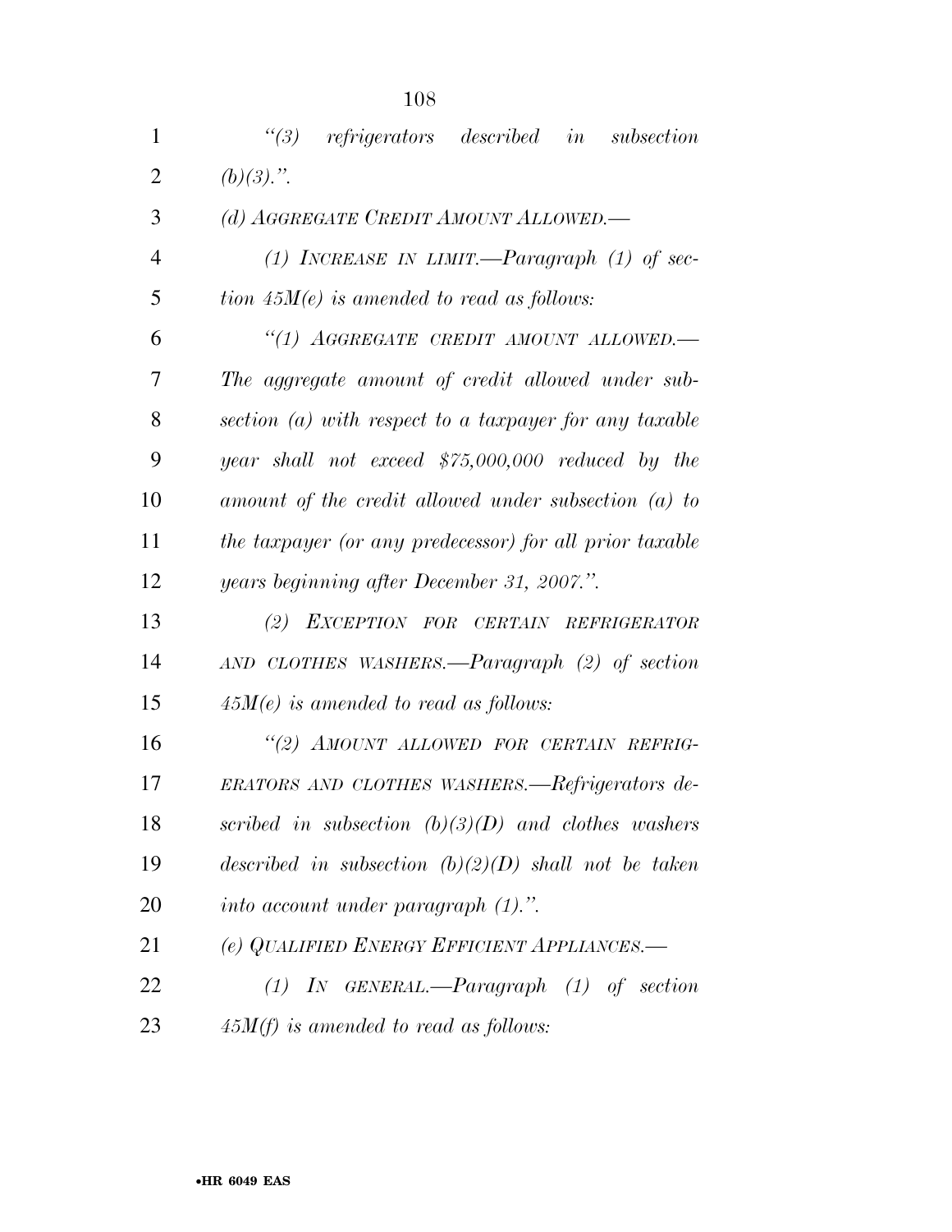*"(3) refrigerators described in subsection (b)(3).".*

*(d) AGGREGATE CREDIT AMOUNT ALLOWED.—*

*(1) INCREASE IN LIMIT.—Paragraph (1) of section 45M(e) is amended to read as follows:*

*"(1) AGGREGATE CREDIT AMOUNT ALLOWED.—The aggregate amount of credit allowed under subsection (a) with respect to a taxpayer for any taxable year shall not exceed $75,000,000 reduced by the amount of the credit allowed under subsection (a) to the taxpayer (or any predecessor) for all prior taxable years beginning after December 31, 2007.".*

*(2) EXCEPTION FOR CERTAIN REFRIGERATOR AND CLOTHES WASHERS.—Paragraph (2) of section 45M(e) is amended to read as follows:*

*"(2) AMOUNT ALLOWED FOR CERTAIN REFRIGERATORS AND CLOTHES WASHERS.—Refrigerators described in subsection (b)(3)(D) and clothes washers described in subsection (b)(2)(D) shall not be taken into account under paragraph (1).".*

*(e) QUALIFIED ENERGY EFFICIENT APPLIANCES.—*

*(1) IN GENERAL.—Paragraph (1) of section 45M(f) is amended to read as follows:*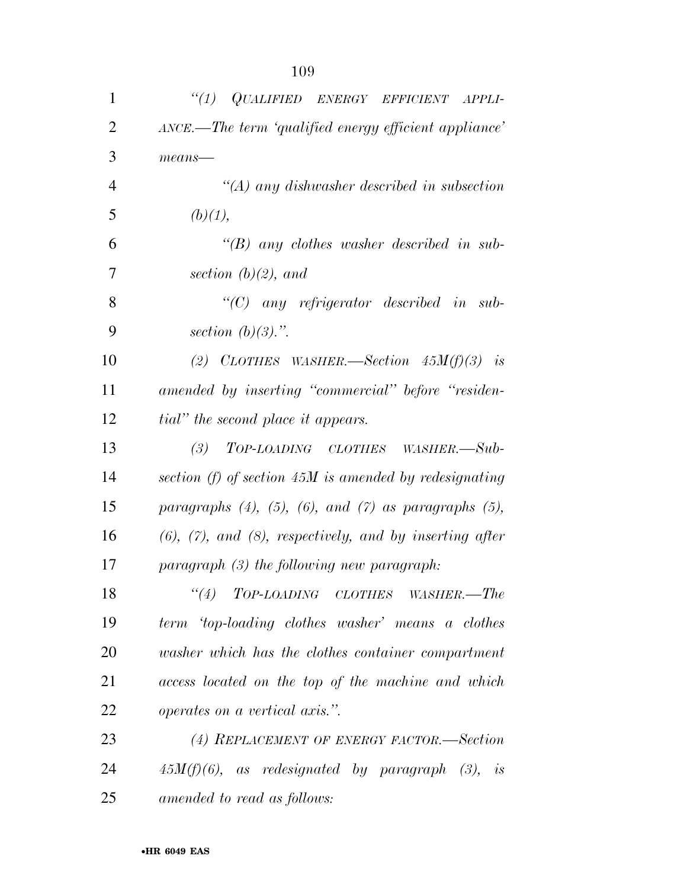*"(1) QUALIFIED ENERGY EFFICIENT APPLIANCE.—The term 'qualified energy efficient appliance' means—*

*"(A) any dishwasher described in subsection (b)(1),*

*"(B) any clothes washer described in subsection (b)(2), and*

*"(C) any refrigerator described in subsection (b)(3).".*

*(2) CLOTHES WASHER.—Section 45M(f)(3) is amended by inserting "commercial" before "residential" the second place it appears.*

*(3) TOP-LOADING CLOTHES WASHER.—Subsection (f) of section 45M is amended by redesignating paragraphs (4), (5), (6), and (7) as paragraphs (5), (6), (7), and (8), respectively, and by inserting after paragraph (3) the following new paragraph:*

*"(4) TOP-LOADING CLOTHES WASHER.—The term 'top-loading clothes washer' means a clothes washer which has the clothes container compartment access located on the top of the machine and which operates on a vertical axis.".*

*(4) REPLACEMENT OF ENERGY FACTOR.—Section 45M(f)(6), as redesignated by paragraph (3), is amended to read as follows:*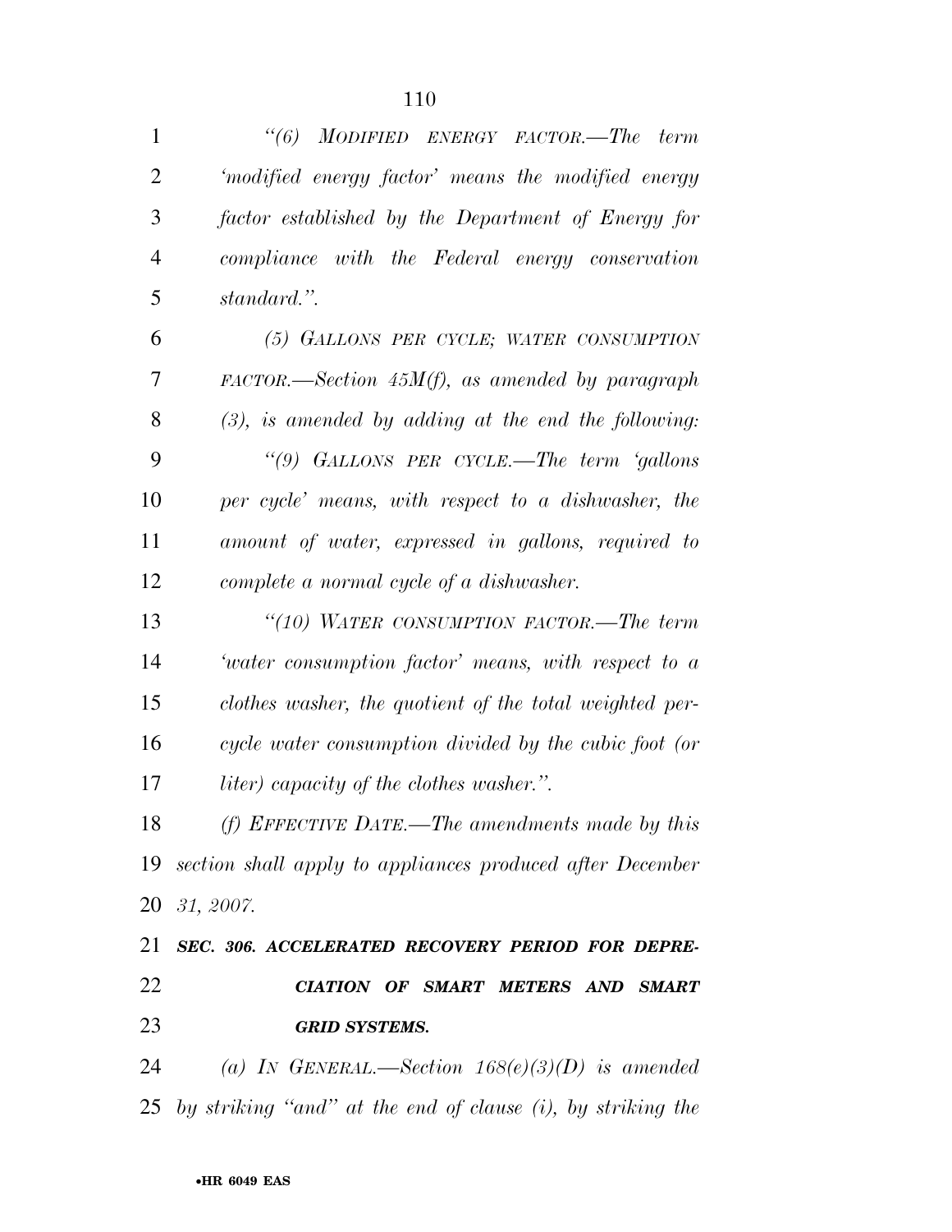*"(6) MODIFIED ENERGY FACTOR.—The term 'modified energy factor' means the modified energy factor established by the Department of Energy for compliance with the Federal energy conservation standard.".*

*(5) GALLONS PER CYCLE; WATER CONSUMPTION FACTOR.—Section 45M(f), as amended by paragraph (3), is amended by adding at the end the following:*

*"(9) GALLONS PER CYCLE.—The term 'gallons per cycle' means, with respect to a dishwasher, the amount of water, expressed in gallons, required to complete a normal cycle of a dishwasher.*

*"(10) WATER CONSUMPTION FACTOR.—The term 'water consumption factor' means, with respect to a clothes washer, the quotient of the total weighted per-cycle water consumption divided by the cubic foot (or liter) capacity of the clothes washer.".*

*(f) EFFECTIVE DATE.—The amendments made by this section shall apply to appliances produced after December 31, 2007.*

***SEC. 306. ACCELERATED RECOVERY PERIOD FOR DEPRECIATION OF SMART METERS AND SMART GRID SYSTEMS.***

*(a) IN GENERAL.—Section 168(e)(3)(D) is amended by striking "and" at the end of clause (i), by striking the*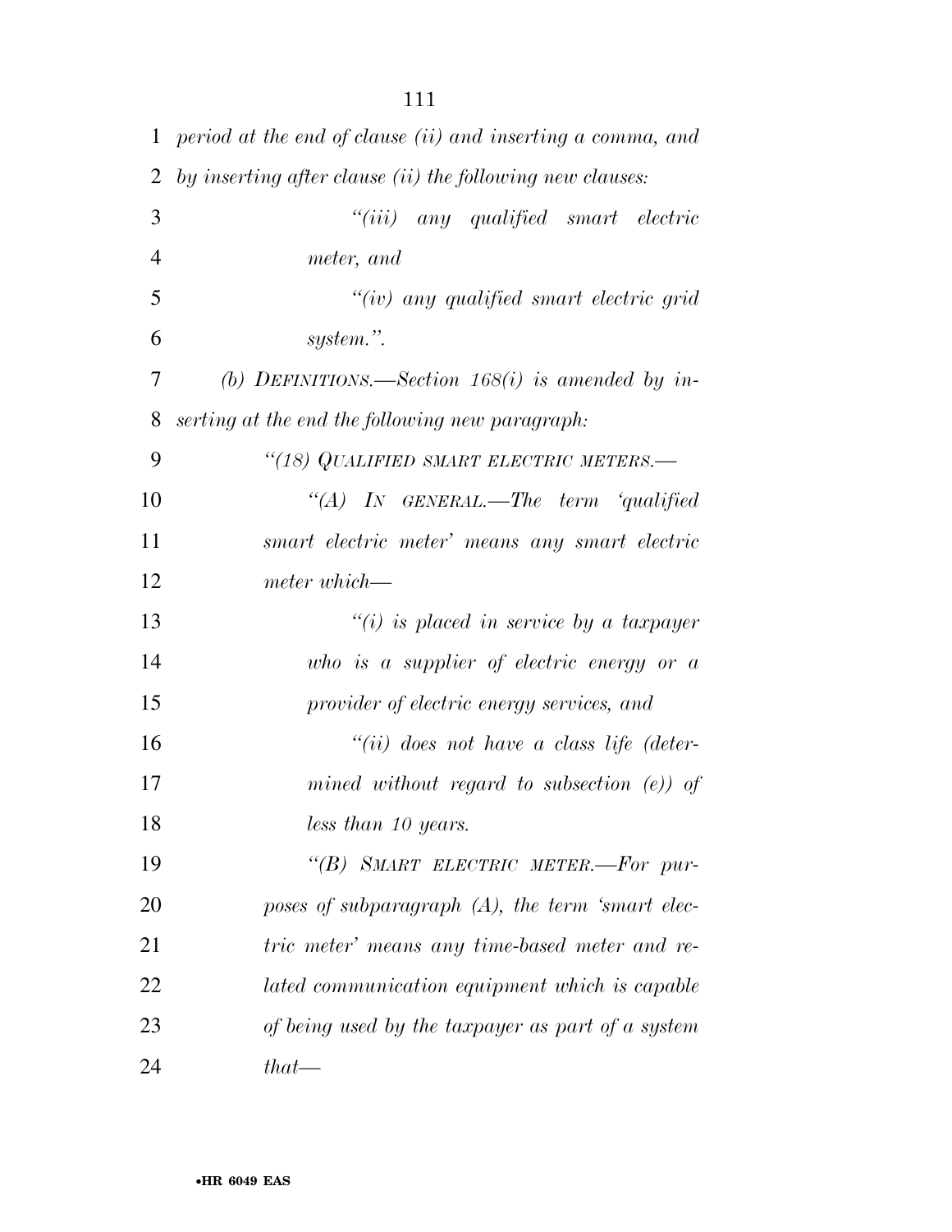*period at the end of clause (ii) and inserting a comma, and by inserting after clause (ii) the following new clauses:*

*"(iii) any qualified smart electric meter, and*

*"(iv) any qualified smart electric grid system.".*

*(b) DEFINITIONS.—Section 168(i) is amended by inserting at the end the following new paragraph:*

*"(18) QUALIFIED SMART ELECTRIC METERS.—*

*"(A) IN GENERAL.—The term 'qualified smart electric meter' means any smart electric meter which—*

*"(i) is placed in service by a taxpayer who is a supplier of electric energy or a provider of electric energy services, and*

*"(ii) does not have a class life (determined without regard to subsection (e)) of less than 10 years.*

*"(B) SMART ELECTRIC METER.—For purposes of subparagraph (A), the term 'smart electric meter' means any time-based meter and related communication equipment which is capable of being used by the taxpayer as part of a system that—*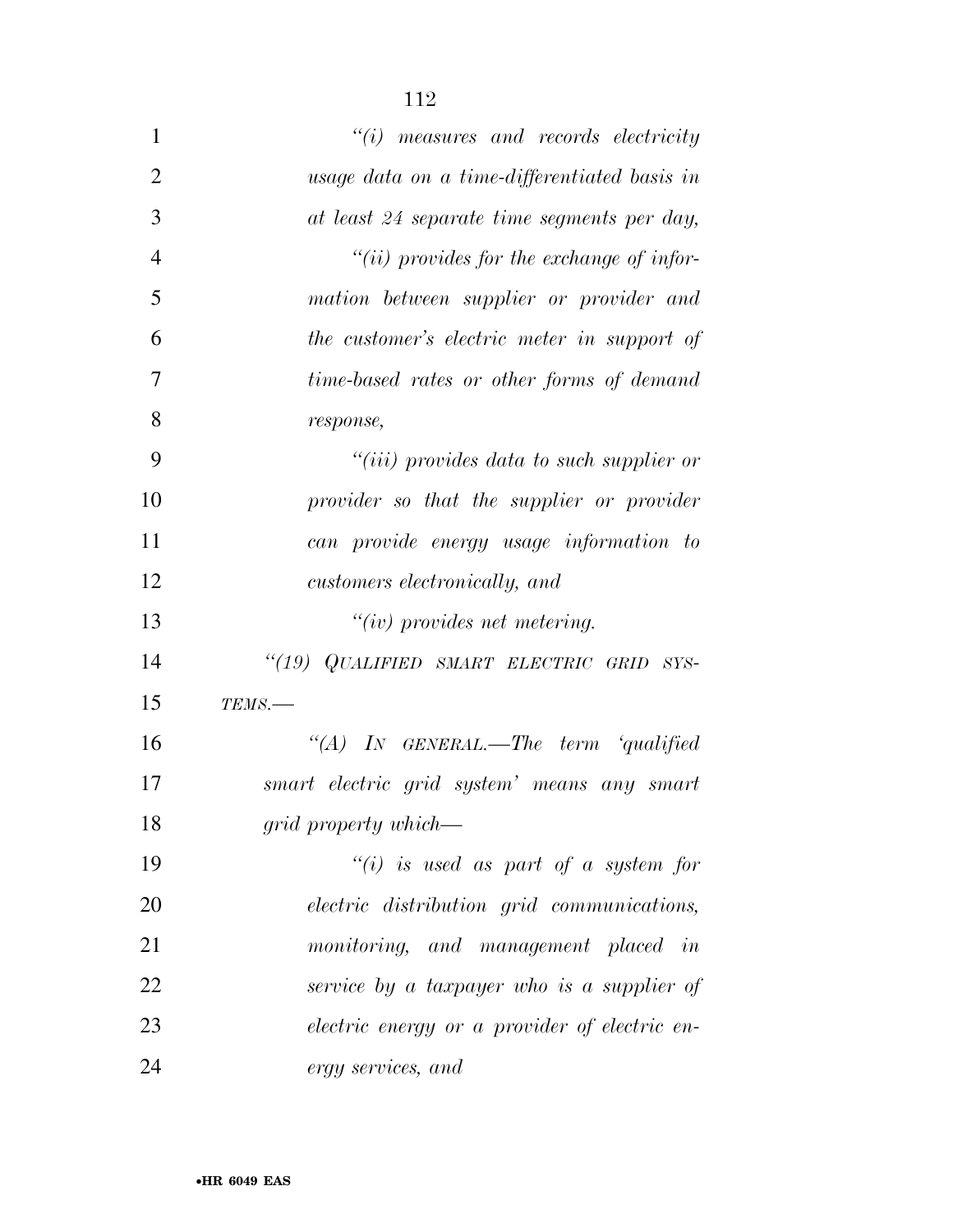*"(i) measures and records electricity usage data on a time-differentiated basis in at least 24 separate time segments per day,*

*"(ii) provides for the exchange of information between supplier or provider and the customer's electric meter in support of time-based rates or other forms of demand response,*

*"(iii) provides data to such supplier or provider so that the supplier or provider can provide energy usage information to customers electronically, and*

*"(iv) provides net metering.*

*"(19) QUALIFIED SMART ELECTRIC GRID SYSTEMS.—*

*"(A) IN GENERAL.—The term 'qualified smart electric grid system' means any smart grid property which—*

*"(i) is used as part of a system for electric distribution grid communications, monitoring, and management placed in service by a taxpayer who is a supplier of electric energy or a provider of electric energy services, and*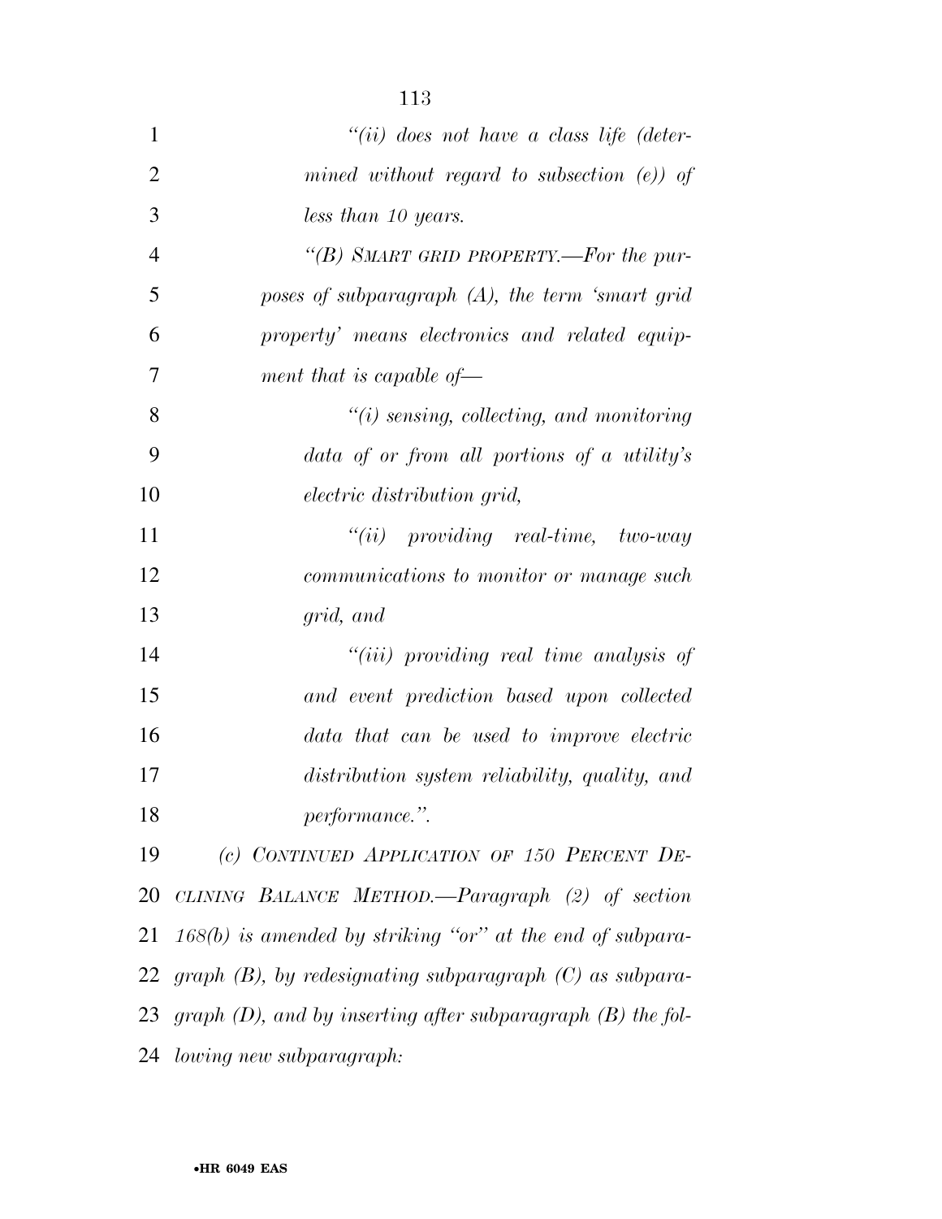*"(ii) does not have a class life (determined without regard to subsection (e)) of less than 10 years.*

*"(B) SMART GRID PROPERTY.—For the purposes of subparagraph (A), the term 'smart grid property' means electronics and related equipment that is capable of—*

*"(i) sensing, collecting, and monitoring data of or from all portions of a utility's electric distribution grid,*

*"(ii) providing real-time, two-way communications to monitor or manage such grid, and*

*"(iii) providing real time analysis of and event prediction based upon collected data that can be used to improve electric distribution system reliability, quality, and performance.".*

*(c) CONTINUED APPLICATION OF 150 PERCENT DECLINING BALANCE METHOD.—Paragraph (2) of section 168(b) is amended by striking "or" at the end of subparagraph (B), by redesignating subparagraph (C) as subparagraph (D), and by inserting after subparagraph (B) the following new subparagraph:*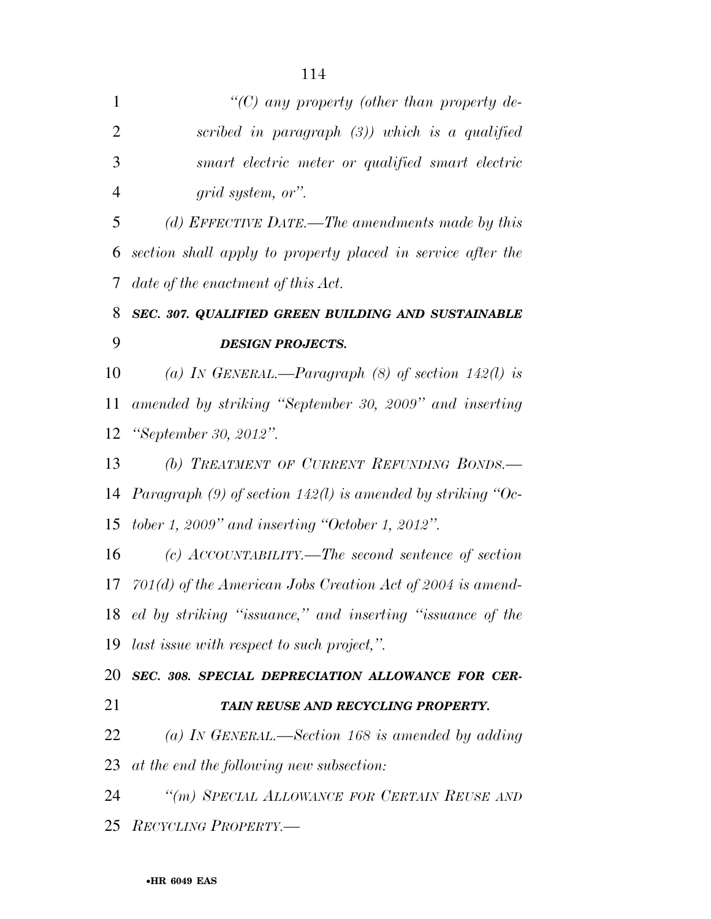*"(C) any property (other than property described in paragraph (3)) which is a qualified smart electric meter or qualified smart electric grid system, or".*

*(d) EFFECTIVE DATE.—The amendments made by this section shall apply to property placed in service after the date of the enactment of this Act.*

***SEC. 307. QUALIFIED GREEN BUILDING AND SUSTAINABLE DESIGN PROJECTS.***

*(a) IN GENERAL.—Paragraph (8) of section 142(l) is amended by striking "September 30, 2009" and inserting "September 30, 2012".*

*(b) TREATMENT OF CURRENT REFUNDING BONDS.—Paragraph (9) of section 142(l) is amended by striking "October 1, 2009" and inserting "October 1, 2012".*

*(c) ACCOUNTABILITY.—The second sentence of section 701(d) of the American Jobs Creation Act of 2004 is amended by striking "issuance," and inserting "issuance of the last issue with respect to such project,".*

***SEC. 308. SPECIAL DEPRECIATION ALLOWANCE FOR CERTAIN REUSE AND RECYCLING PROPERTY.***

*(a) IN GENERAL.—Section 168 is amended by adding at the end the following new subsection:*

*"(m) SPECIAL ALLOWANCE FOR CERTAIN REUSE AND RECYCLING PROPERTY.—*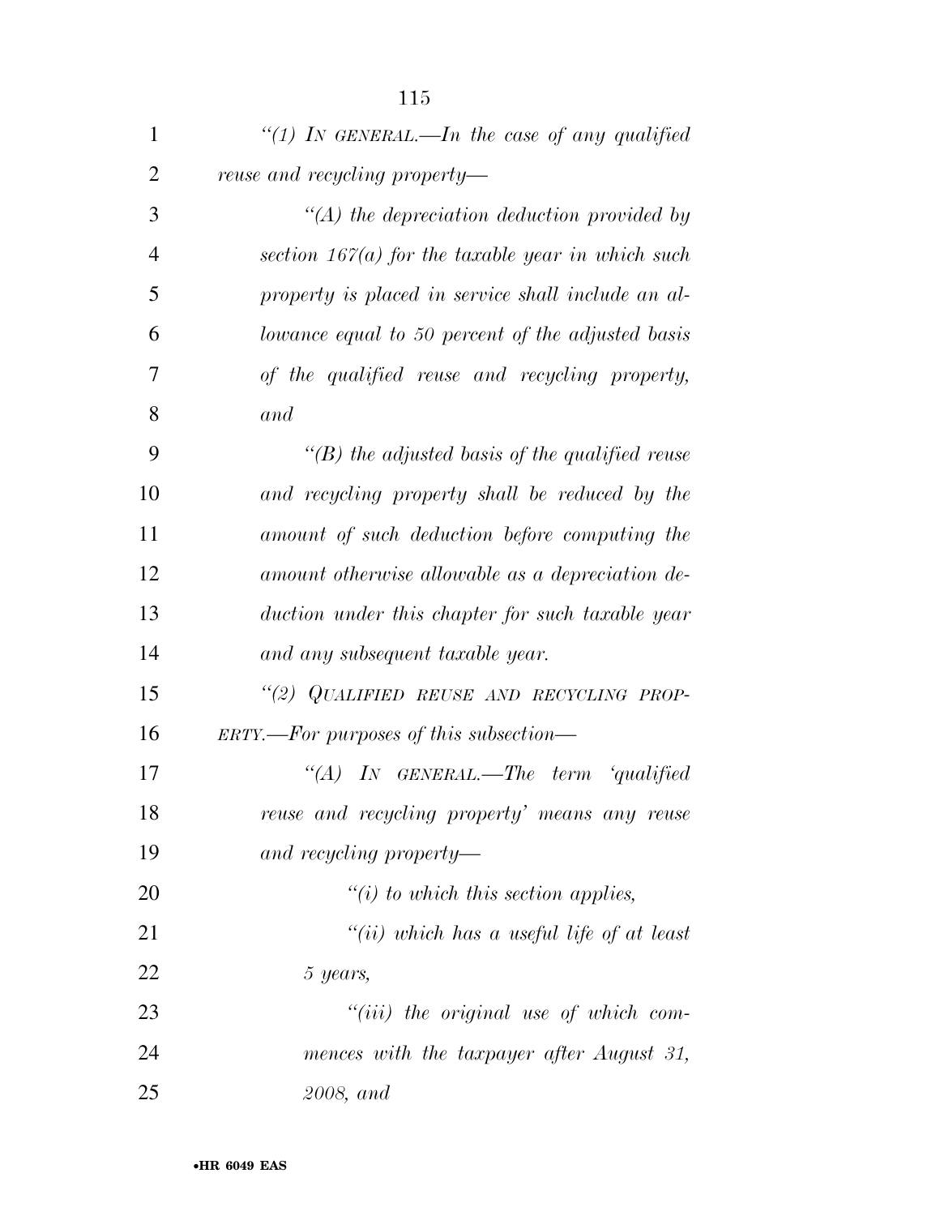"(1) IN GENERAL.—In the case of any qualified reuse and recycling property—

"(A) the depreciation deduction provided by section 167(a) for the taxable year in which such property is placed in service shall include an allowance equal to 50 percent of the adjusted basis of the qualified reuse and recycling property, and

"(B) the adjusted basis of the qualified reuse and recycling property shall be reduced by the amount of such deduction before computing the amount otherwise allowable as a depreciation deduction under this chapter for such taxable year and any subsequent taxable year.

"(2) QUALIFIED REUSE AND RECYCLING PROPERTY.—For purposes of this subsection—

"(A) IN GENERAL.—The term 'qualified reuse and recycling property' means any reuse and recycling property—

"(i) to which this section applies,

"(ii) which has a useful life of at least 5 years,

"(iii) the original use of which commences with the taxpayer after August 31, 2008, and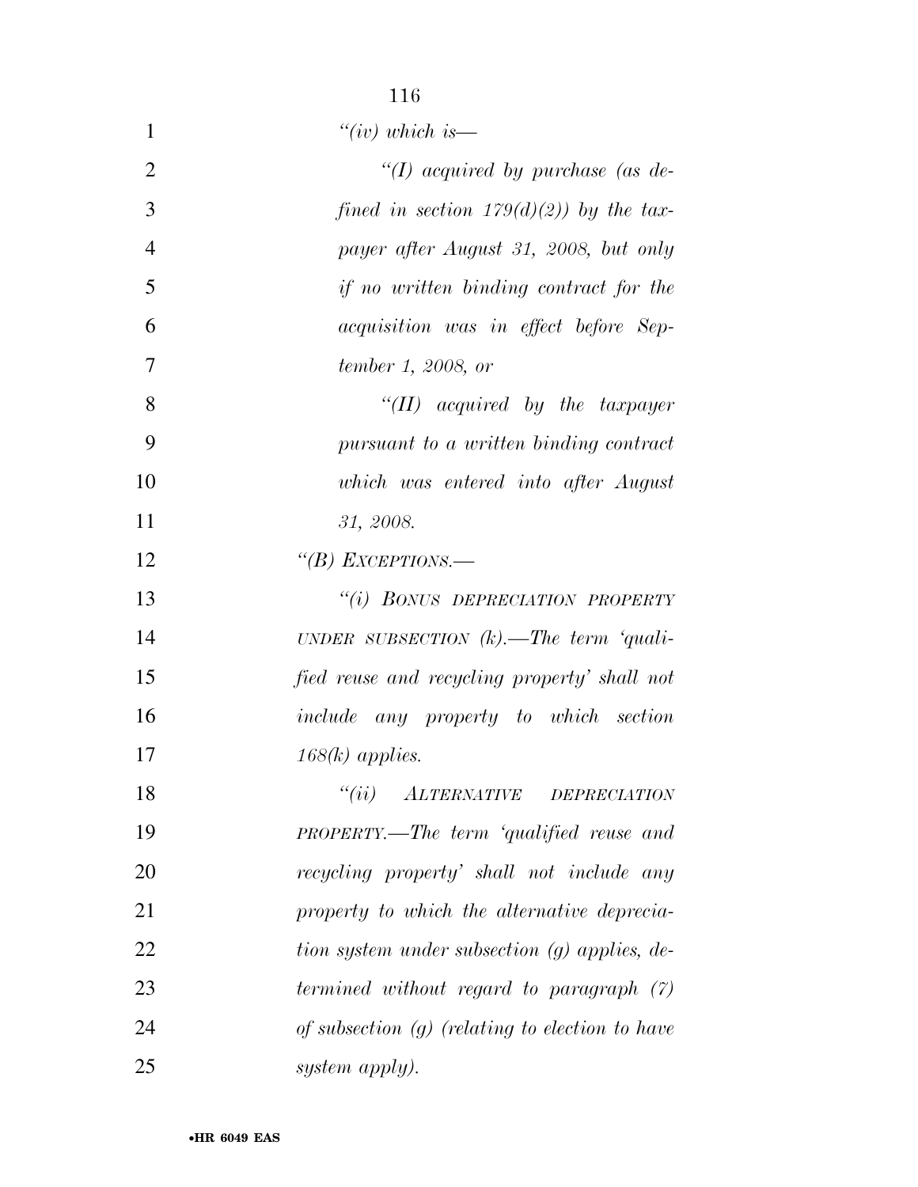*"(iv) which is—*

*"(I) acquired by purchase (as defined in section 179(d)(2)) by the taxpayer after August 31, 2008, but only if no written binding contract for the acquisition was in effect before September 1, 2008, or*

*"(II) acquired by the taxpayer pursuant to a written binding contract which was entered into after August 31, 2008.*

*"(B) EXCEPTIONS.—*

*"(i) BONUS DEPRECIATION PROPERTY UNDER SUBSECTION (k).—The term 'qualified reuse and recycling property' shall not include any property to which section 168(k) applies.*

*"(ii) ALTERNATIVE DEPRECIATION PROPERTY.—The term 'qualified reuse and recycling property' shall not include any property to which the alternative depreciation system under subsection (g) applies, determined without regard to paragraph (7) of subsection (g) (relating to election to have system apply).*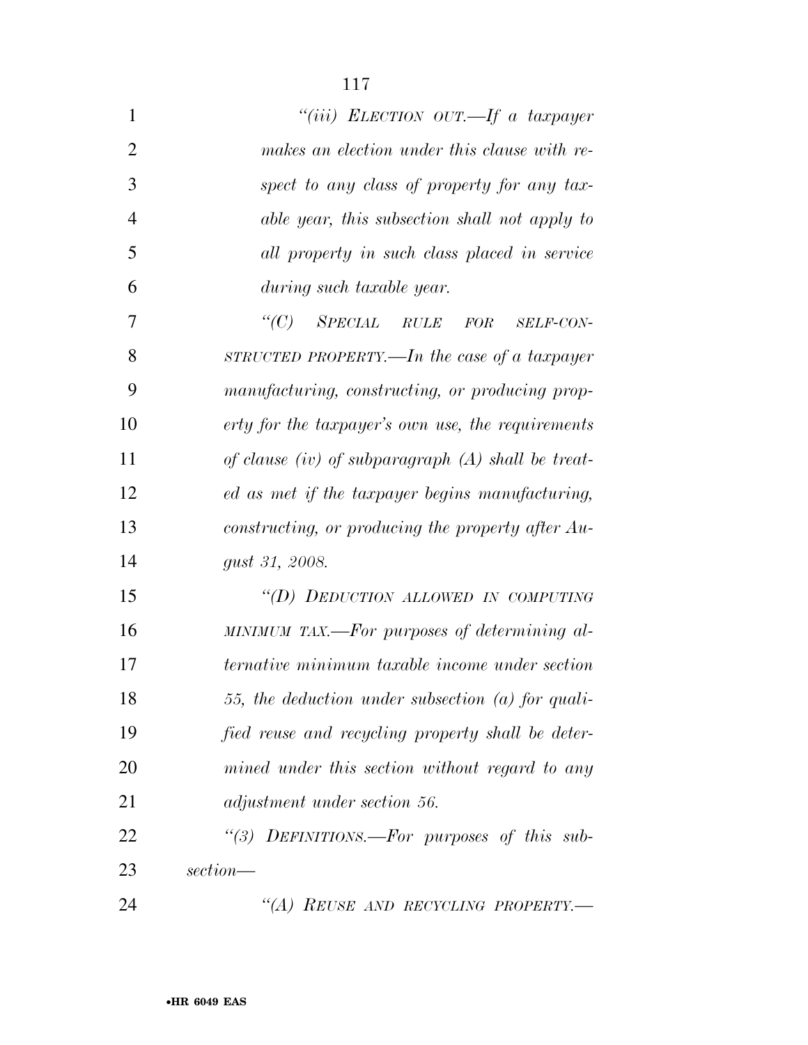*"(iii) ELECTION OUT.—If a taxpayer makes an election under this clause with respect to any class of property for any taxable year, this subsection shall not apply to all property in such class placed in service during such taxable year.*

*"(C) SPECIAL RULE FOR SELF-CONSTRUCTED PROPERTY.—In the case of a taxpayer manufacturing, constructing, or producing property for the taxpayer's own use, the requirements of clause (iv) of subparagraph (A) shall be treated as met if the taxpayer begins manufacturing, constructing, or producing the property after August 31, 2008.*

*"(D) DEDUCTION ALLOWED IN COMPUTING MINIMUM TAX.—For purposes of determining alternative minimum taxable income under section 55, the deduction under subsection (a) for qualified reuse and recycling property shall be determined under this section without regard to any adjustment under section 56.*

*"(3) DEFINITIONS.—For purposes of this subsection—*

*"(A) REUSE AND RECYCLING PROPERTY.—*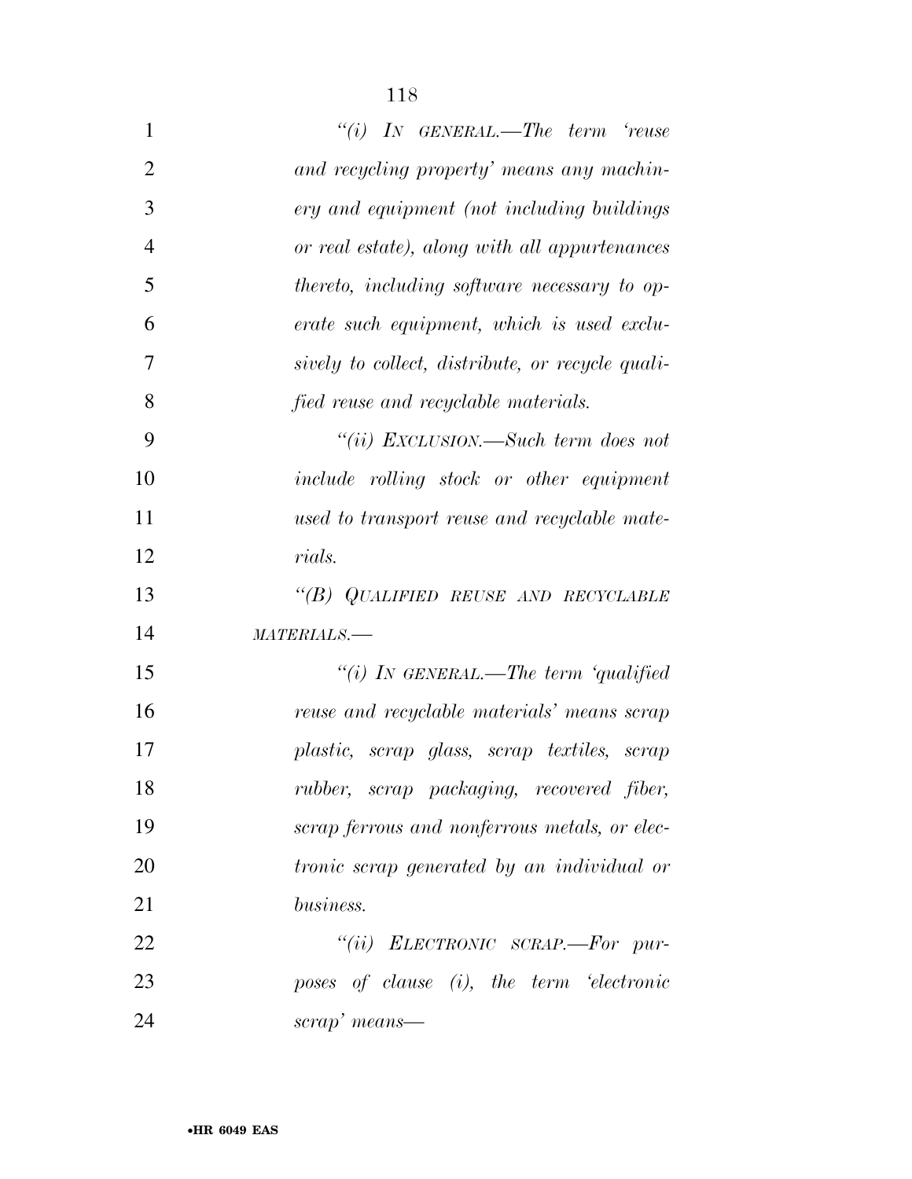*"(i) In general.—The term 'reuse and recycling property' means any machinery and equipment (not including buildings or real estate), along with all appurtenances thereto, including software necessary to operate such equipment, which is used exclusively to collect, distribute, or recycle qualified reuse and recyclable materials.*

*"(ii) Exclusion.—Such term does not include rolling stock or other equipment used to transport reuse and recyclable materials.*

*"(B) Qualified reuse and recyclable materials.—*

*"(i) In general.—The term 'qualified reuse and recyclable materials' means scrap plastic, scrap glass, scrap textiles, scrap rubber, scrap packaging, recovered fiber, scrap ferrous and nonferrous metals, or electronic scrap generated by an individual or business.*

*"(ii) Electronic scrap.—For purposes of clause (i), the term 'electronic scrap' means—*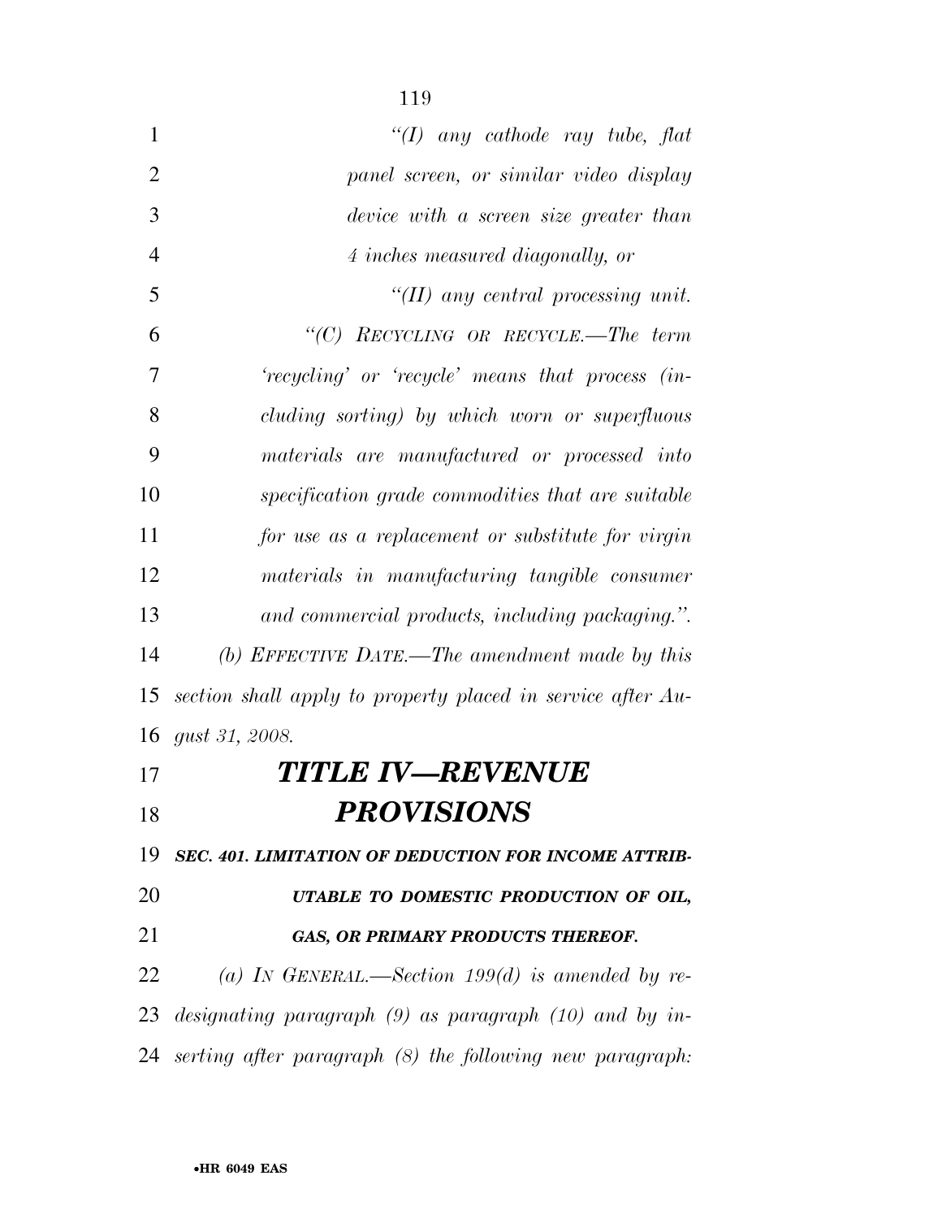*"(I) any cathode ray tube, flat panel screen, or similar video display device with a screen size greater than 4 inches measured diagonally, or*

*"(II) any central processing unit.*

*"(C) RECYCLING OR RECYCLE.—The term 'recycling' or 'recycle' means that process (including sorting) by which worn or superfluous materials are manufactured or processed into specification grade commodities that are suitable for use as a replacement or substitute for virgin materials in manufacturing tangible consumer and commercial products, including packaging.".*

*(b) EFFECTIVE DATE.—The amendment made by this section shall apply to property placed in service after August 31, 2008.*

# ***TITLE IV—REVENUE PROVISIONS***

### ***SEC. 401. LIMITATION OF DEDUCTION FOR INCOME ATTRIBUTABLE TO DOMESTIC PRODUCTION OF OIL, GAS, OR PRIMARY PRODUCTS THEREOF.***

*(a) IN GENERAL.—Section 199(d) is amended by redesignating paragraph (9) as paragraph (10) and by inserting after paragraph (8) the following new paragraph:*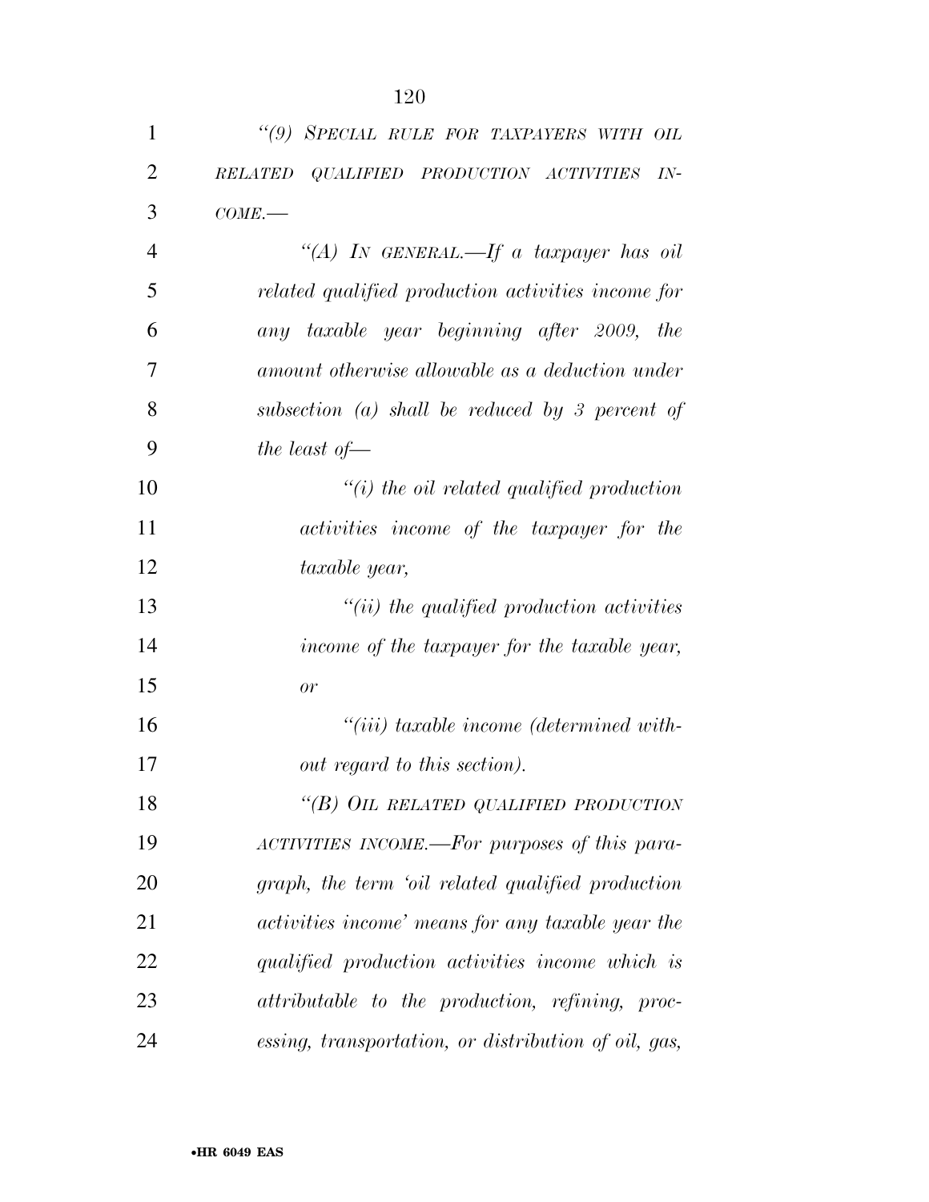*"(9) SPECIAL RULE FOR TAXPAYERS WITH OIL RELATED QUALIFIED PRODUCTION ACTIVITIES INCOME.—*

*"(A) IN GENERAL.—If a taxpayer has oil related qualified production activities income for any taxable year beginning after 2009, the amount otherwise allowable as a deduction under subsection (a) shall be reduced by 3 percent of the least of—*

*"(i) the oil related qualified production activities income of the taxpayer for the taxable year,*

*"(ii) the qualified production activities income of the taxpayer for the taxable year, or*

*"(iii) taxable income (determined without regard to this section).*

*"(B) OIL RELATED QUALIFIED PRODUCTION ACTIVITIES INCOME.—For purposes of this paragraph, the term 'oil related qualified production activities income' means for any taxable year the qualified production activities income which is attributable to the production, refining, processing, transportation, or distribution of oil, gas,*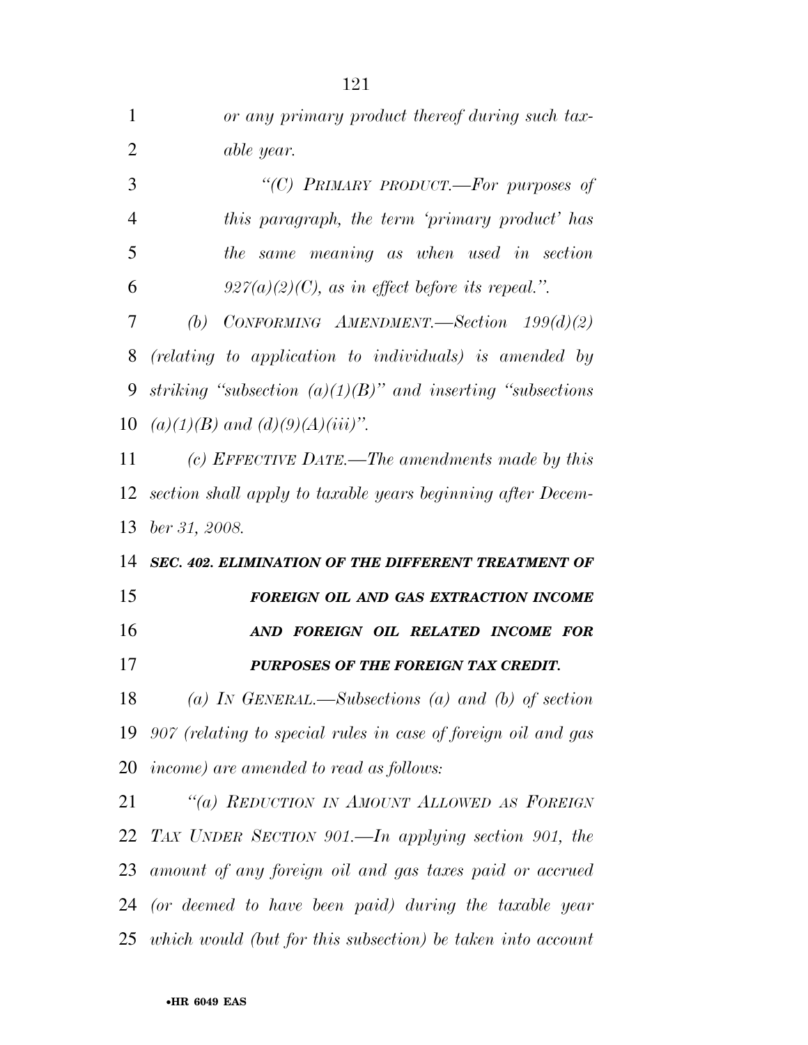*or any primary product thereof during such taxable year.*

*"(C) PRIMARY PRODUCT.—For purposes of this paragraph, the term 'primary product' has the same meaning as when used in section 927(a)(2)(C), as in effect before its repeal.".*

*(b) CONFORMING AMENDMENT.—Section 199(d)(2) (relating to application to individuals) is amended by striking "subsection (a)(1)(B)" and inserting "subsections (a)(1)(B) and (d)(9)(A)(iii)".*

*(c) EFFECTIVE DATE.—The amendments made by this section shall apply to taxable years beginning after December 31, 2008.*

***SEC. 402. ELIMINATION OF THE DIFFERENT TREATMENT OF FOREIGN OIL AND GAS EXTRACTION INCOME AND FOREIGN OIL RELATED INCOME FOR PURPOSES OF THE FOREIGN TAX CREDIT.***

*(a) IN GENERAL.—Subsections (a) and (b) of section 907 (relating to special rules in case of foreign oil and gas income) are amended to read as follows:*

*"(a) REDUCTION IN AMOUNT ALLOWED AS FOREIGN TAX UNDER SECTION 901.—In applying section 901, the amount of any foreign oil and gas taxes paid or accrued (or deemed to have been paid) during the taxable year which would (but for this subsection) be taken into account*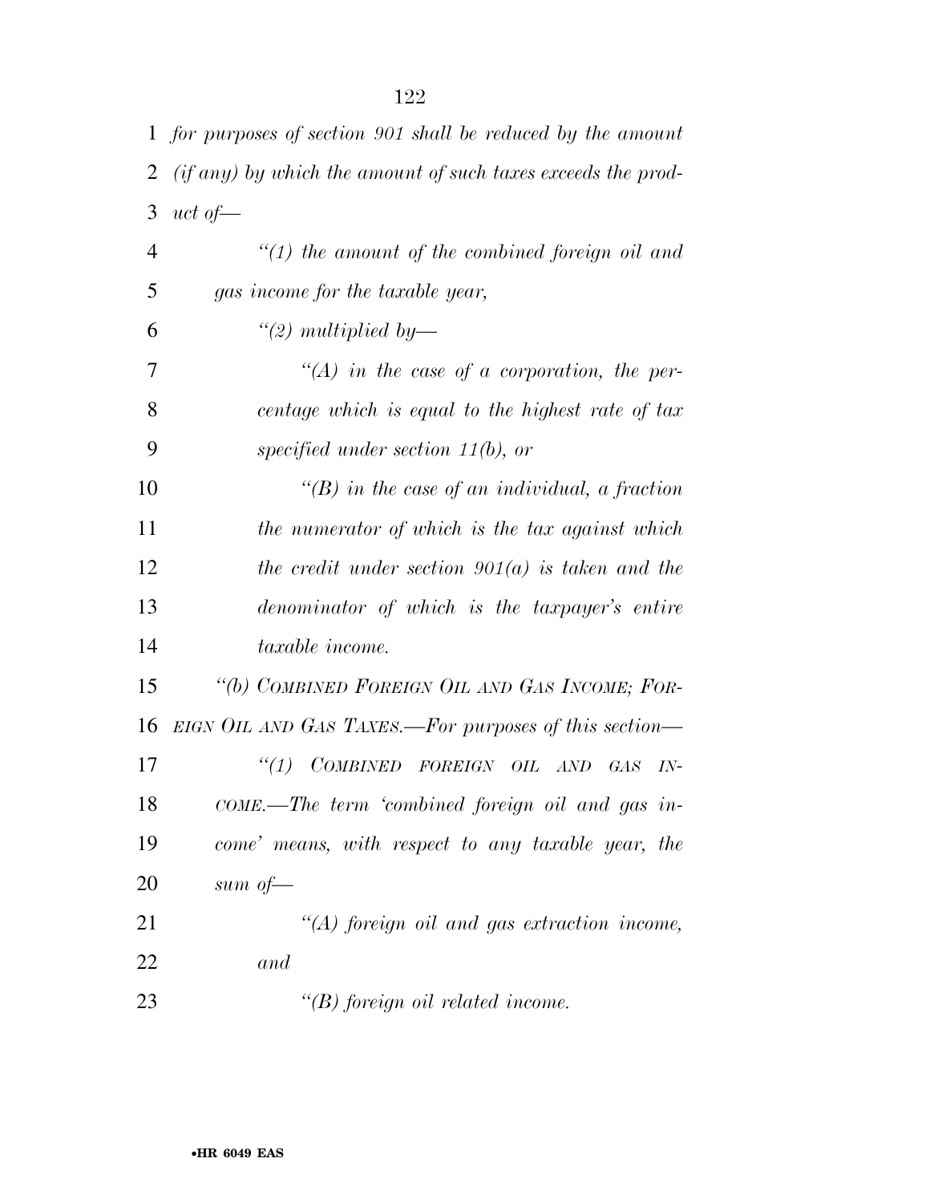*for purposes of section 901 shall be reduced by the amount (if any) by which the amount of such taxes exceeds the product of—*

*"(1) the amount of the combined foreign oil and gas income for the taxable year,*

*"(2) multiplied by—*

*"(A) in the case of a corporation, the percentage which is equal to the highest rate of tax specified under section 11(b), or*

*"(B) in the case of an individual, a fraction the numerator of which is the tax against which the credit under section 901(a) is taken and the denominator of which is the taxpayer's entire taxable income.*

*"(b) COMBINED FOREIGN OIL AND GAS INCOME; FOREIGN OIL AND GAS TAXES.—For purposes of this section—*

*"(1) COMBINED FOREIGN OIL AND GAS INCOME.—The term 'combined foreign oil and gas income' means, with respect to any taxable year, the sum of—*

*"(A) foreign oil and gas extraction income, and*

*"(B) foreign oil related income.*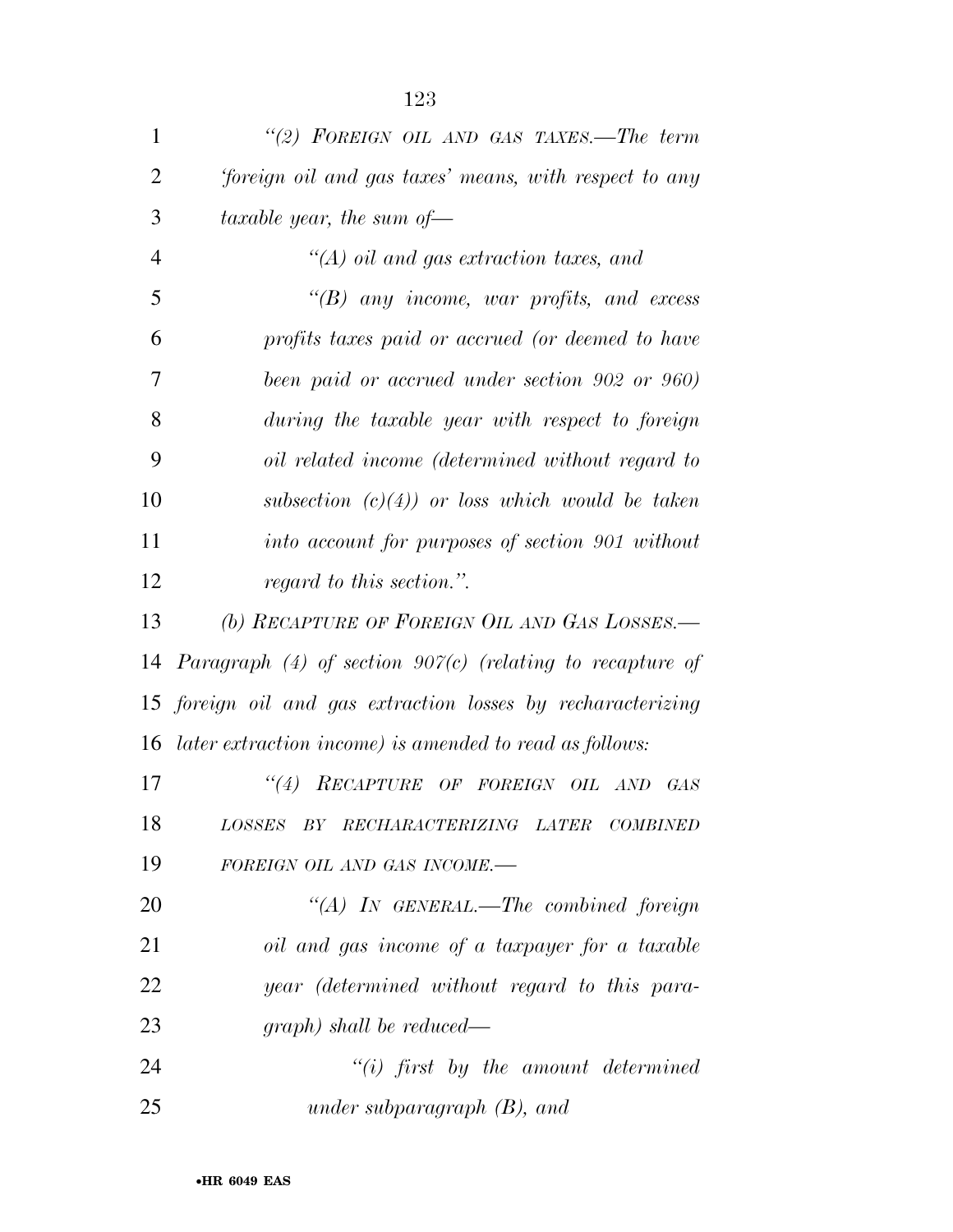*"(2) FOREIGN OIL AND GAS TAXES.—The term 'foreign oil and gas taxes' means, with respect to any taxable year, the sum of—*

*"(A) oil and gas extraction taxes, and*

*"(B) any income, war profits, and excess profits taxes paid or accrued (or deemed to have been paid or accrued under section 902 or 960) during the taxable year with respect to foreign oil related income (determined without regard to subsection (c)(4)) or loss which would be taken into account for purposes of section 901 without regard to this section.".*

*(b) RECAPTURE OF FOREIGN OIL AND GAS LOSSES.—Paragraph (4) of section 907(c) (relating to recapture of foreign oil and gas extraction losses by recharacterizing later extraction income) is amended to read as follows:*

*"(4) RECAPTURE OF FOREIGN OIL AND GAS LOSSES BY RECHARACTERIZING LATER COMBINED FOREIGN OIL AND GAS INCOME.—*

*"(A) IN GENERAL.—The combined foreign oil and gas income of a taxpayer for a taxable year (determined without regard to this paragraph) shall be reduced—*

*"(i) first by the amount determined under subparagraph (B), and*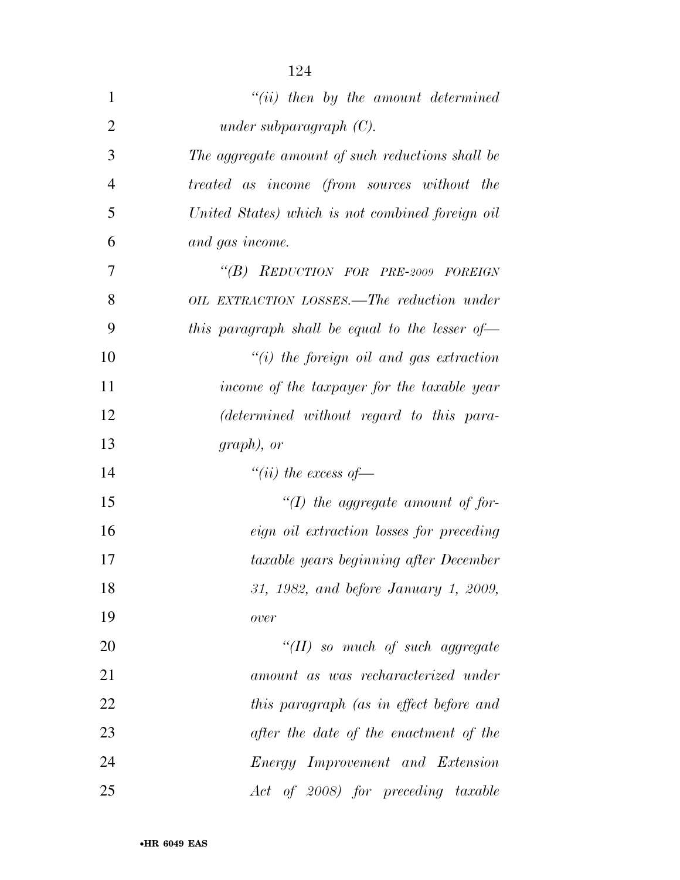*"(ii) then by the amount determined under subparagraph (C).*

*The aggregate amount of such reductions shall be treated as income (from sources without the United States) which is not combined foreign oil and gas income.*

*"(B) REDUCTION FOR PRE-2009 FOREIGN OIL EXTRACTION LOSSES.—The reduction under this paragraph shall be equal to the lesser of—*

*"(i) the foreign oil and gas extraction income of the taxpayer for the taxable year (determined without regard to this paragraph), or*

*"(ii) the excess of—*

*"(I) the aggregate amount of foreign oil extraction losses for preceding taxable years beginning after December 31, 1982, and before January 1, 2009, over*

*"(II) so much of such aggregate amount as was recharacterized under this paragraph (as in effect before and after the date of the enactment of the Energy Improvement and Extension Act of 2008) for preceding taxable*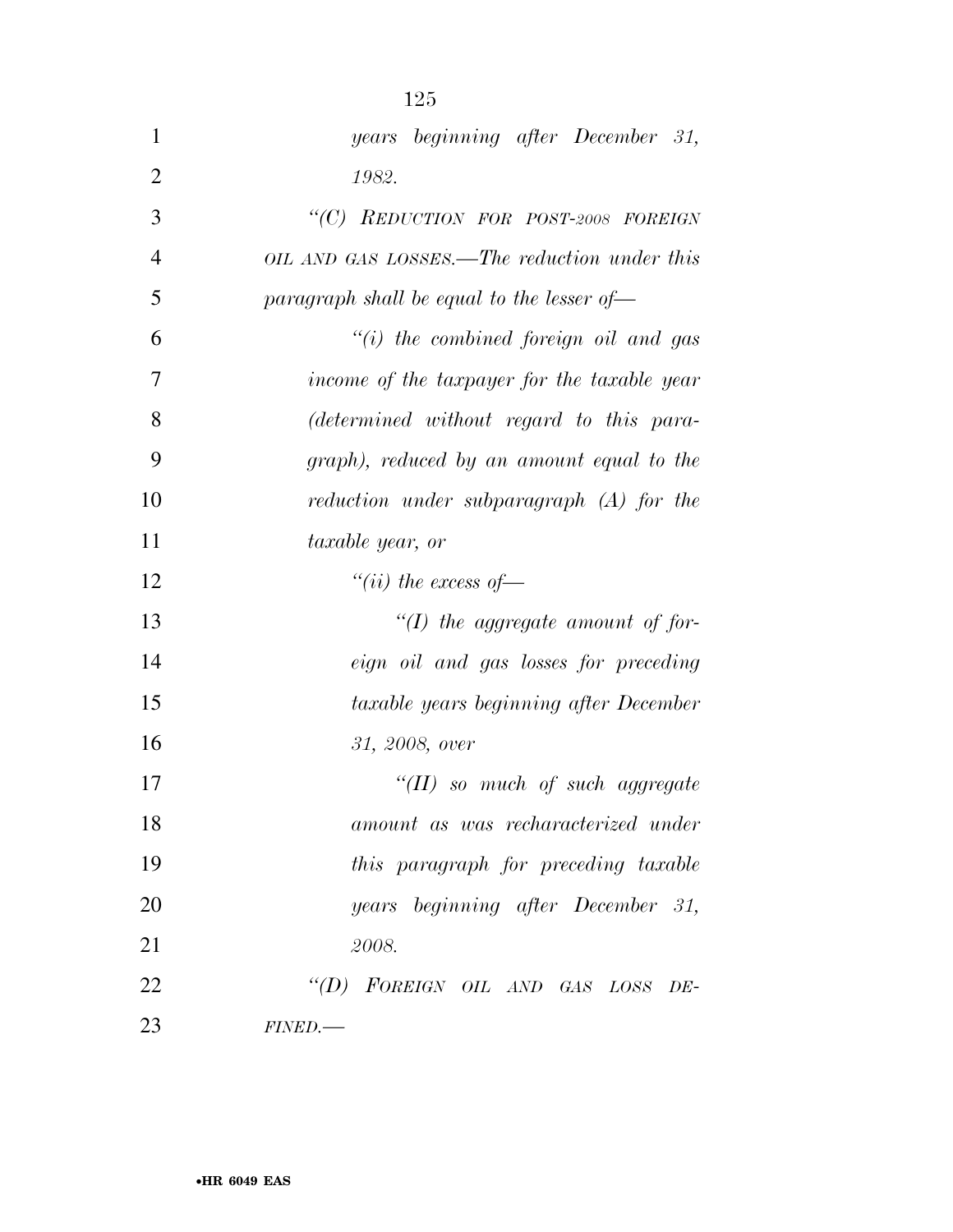*years beginning after December 31, 1982.*

*"(C) REDUCTION FOR POST-2008 FOREIGN OIL AND GAS LOSSES.—The reduction under this paragraph shall be equal to the lesser of—*

*"(i) the combined foreign oil and gas income of the taxpayer for the taxable year (determined without regard to this paragraph), reduced by an amount equal to the reduction under subparagraph (A) for the taxable year, or*

*"(ii) the excess of—*

*"(I) the aggregate amount of foreign oil and gas losses for preceding taxable years beginning after December 31, 2008, over*

*"(II) so much of such aggregate amount as was recharacterized under this paragraph for preceding taxable years beginning after December 31, 2008.*

*"(D) FOREIGN OIL AND GAS LOSS DEFINED.—*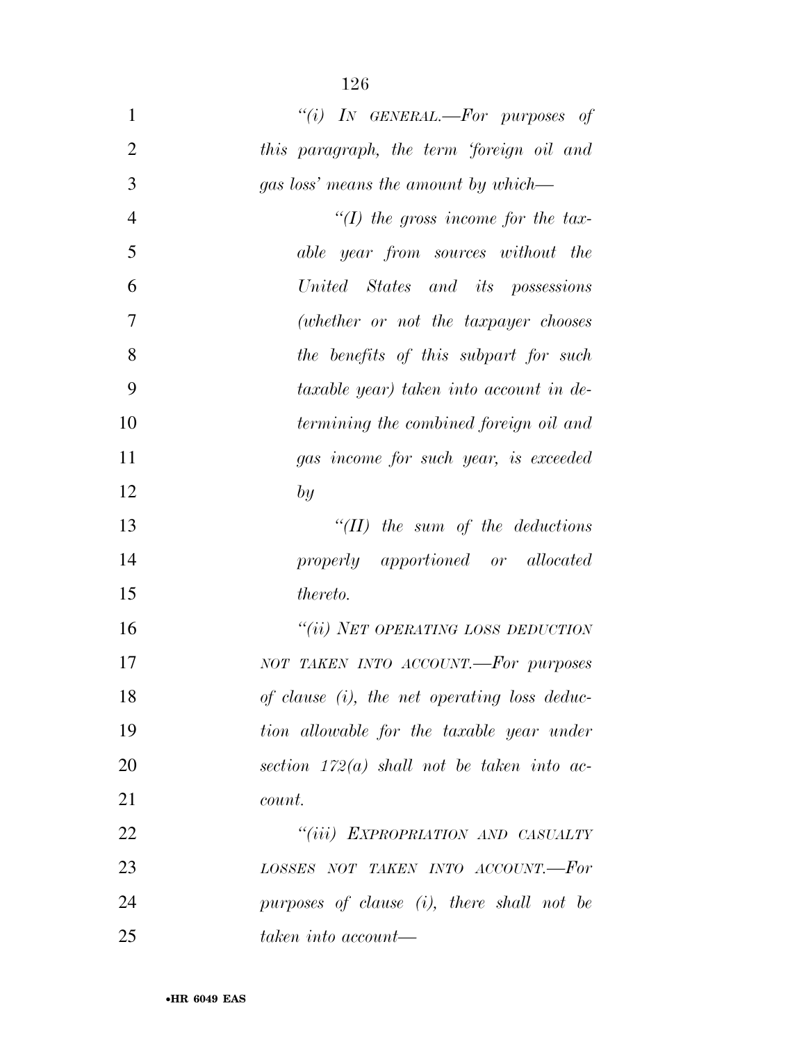*"(i) IN GENERAL.—For purposes of this paragraph, the term 'foreign oil and gas loss' means the amount by which—*

*"(I) the gross income for the taxable year from sources without the United States and its possessions (whether or not the taxpayer chooses the benefits of this subpart for such taxable year) taken into account in determining the combined foreign oil and gas income for such year, is exceeded by*

*"(II) the sum of the deductions properly apportioned or allocated thereto.*

*"(ii) NET OPERATING LOSS DEDUCTION NOT TAKEN INTO ACCOUNT.—For purposes of clause (i), the net operating loss deduction allowable for the taxable year under section 172(a) shall not be taken into account.*

*"(iii) EXPROPRIATION AND CASUALTY LOSSES NOT TAKEN INTO ACCOUNT.—For purposes of clause (i), there shall not be taken into account—*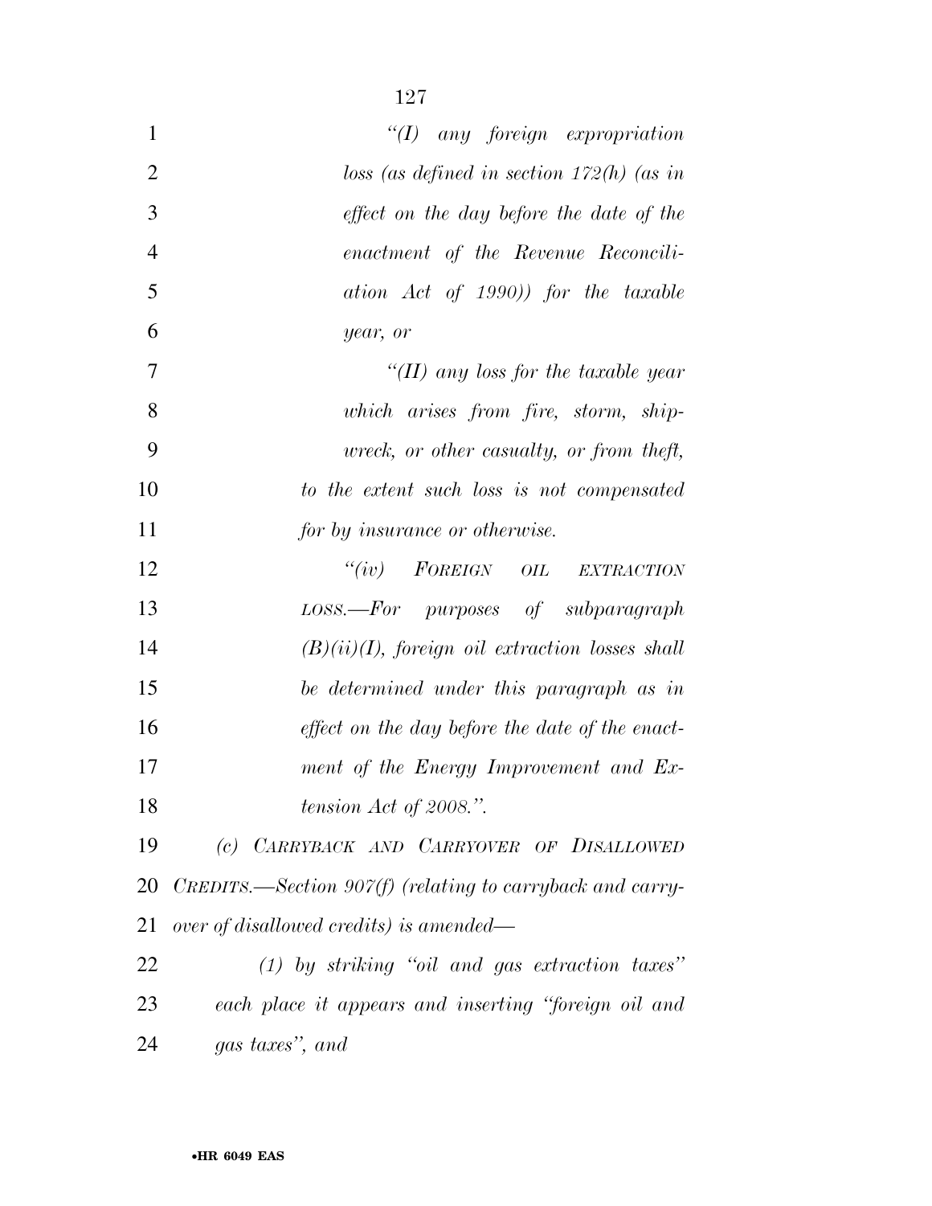*"(I) any foreign expropriation loss (as defined in section 172(h) (as in effect on the day before the date of the enactment of the Revenue Reconciliation Act of 1990)) for the taxable year, or*

*"(II) any loss for the taxable year which arises from fire, storm, shipwreck, or other casualty, or from theft,*

*to the extent such loss is not compensated for by insurance or otherwise.*

*"(iv) FOREIGN OIL EXTRACTION LOSS.—For purposes of subparagraph (B)(ii)(I), foreign oil extraction losses shall be determined under this paragraph as in effect on the day before the date of the enactment of the Energy Improvement and Extension Act of 2008.".*

*(c) CARRYBACK AND CARRYOVER OF DISALLOWED CREDITS.—Section 907(f) (relating to carryback and carryover of disallowed credits) is amended—*

*(1) by striking "oil and gas extraction taxes" each place it appears and inserting "foreign oil and gas taxes", and*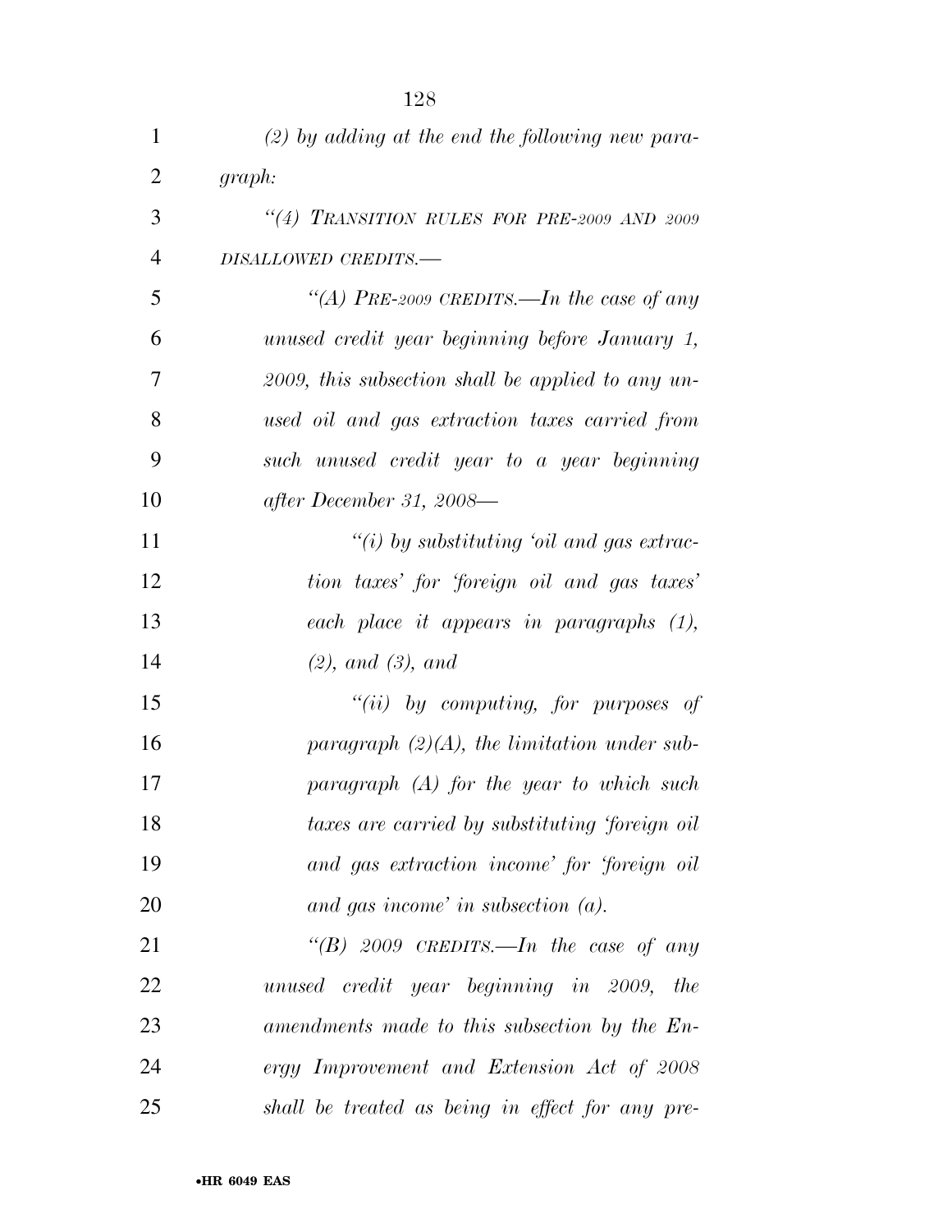*(2) by adding at the end the following new paragraph:*

*"(4) TRANSITION RULES FOR PRE-2009 AND 2009 DISALLOWED CREDITS.—*

*"(A) PRE-2009 CREDITS.—In the case of any unused credit year beginning before January 1, 2009, this subsection shall be applied to any unused oil and gas extraction taxes carried from such unused credit year to a year beginning after December 31, 2008—*

*"(i) by substituting 'oil and gas extraction taxes' for 'foreign oil and gas taxes' each place it appears in paragraphs (1), (2), and (3), and*

*"(ii) by computing, for purposes of paragraph (2)(A), the limitation under subparagraph (A) for the year to which such taxes are carried by substituting 'foreign oil and gas extraction income' for 'foreign oil and gas income' in subsection (a).*

*"(B) 2009 CREDITS.—In the case of any unused credit year beginning in 2009, the amendments made to this subsection by the Energy Improvement and Extension Act of 2008 shall be treated as being in effect for any pre-*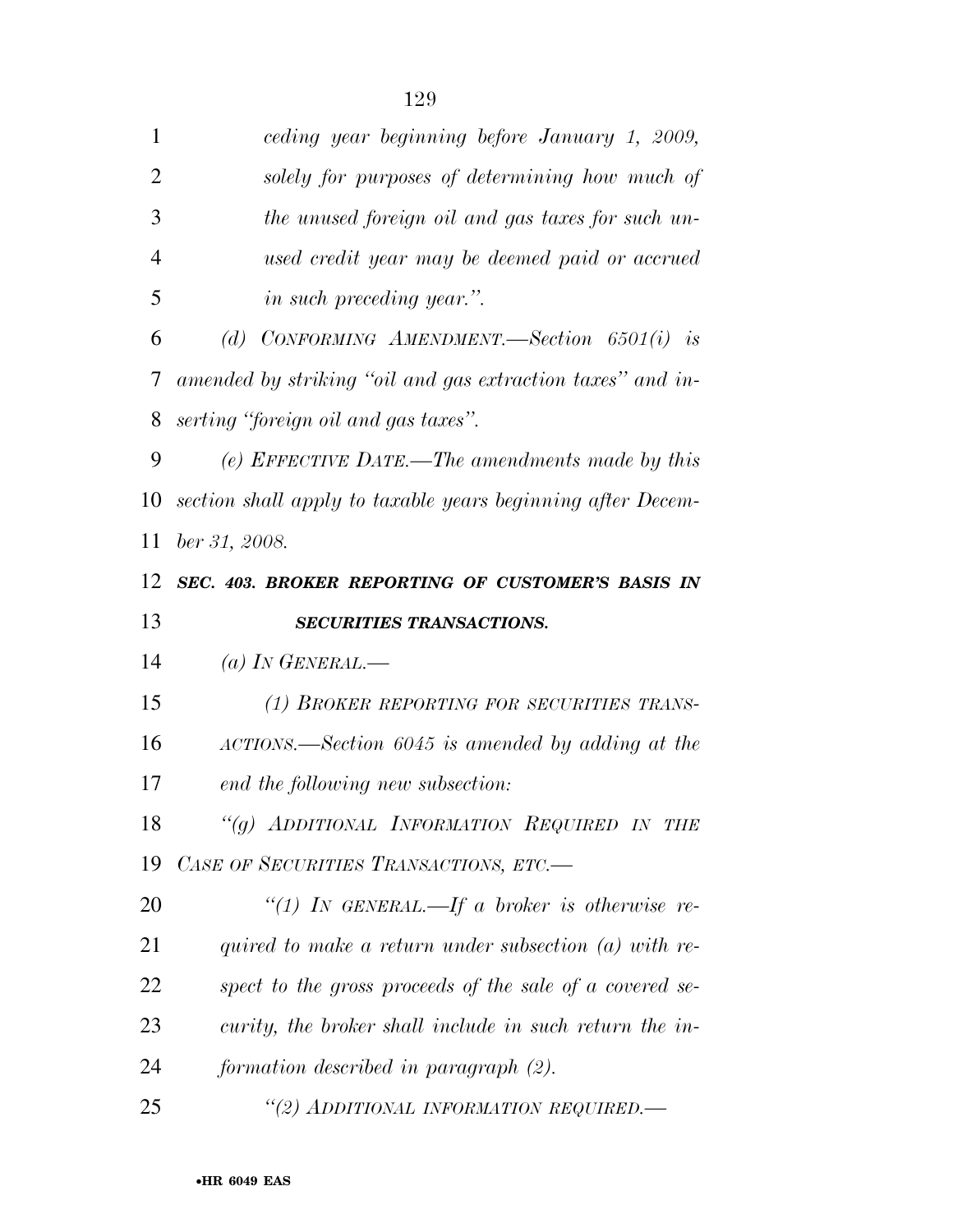*ceding year beginning before January 1, 2009, solely for purposes of determining how much of the unused foreign oil and gas taxes for such unused credit year may be deemed paid or accrued in such preceding year.".*

*(d) CONFORMING AMENDMENT.—Section 6501(i) is amended by striking "oil and gas extraction taxes" and inserting "foreign oil and gas taxes".*

*(e) EFFECTIVE DATE.—The amendments made by this section shall apply to taxable years beginning after December 31, 2008.*

***SEC. 403. BROKER REPORTING OF CUSTOMER'S BASIS IN SECURITIES TRANSACTIONS.***

*(a) IN GENERAL.—*

*(1) BROKER REPORTING FOR SECURITIES TRANSACTIONS.—Section 6045 is amended by adding at the end the following new subsection:*

*"(g) ADDITIONAL INFORMATION REQUIRED IN THE CASE OF SECURITIES TRANSACTIONS, ETC.—*

*"(1) IN GENERAL.—If a broker is otherwise required to make a return under subsection (a) with respect to the gross proceeds of the sale of a covered security, the broker shall include in such return the information described in paragraph (2).*

*"(2) ADDITIONAL INFORMATION REQUIRED.—*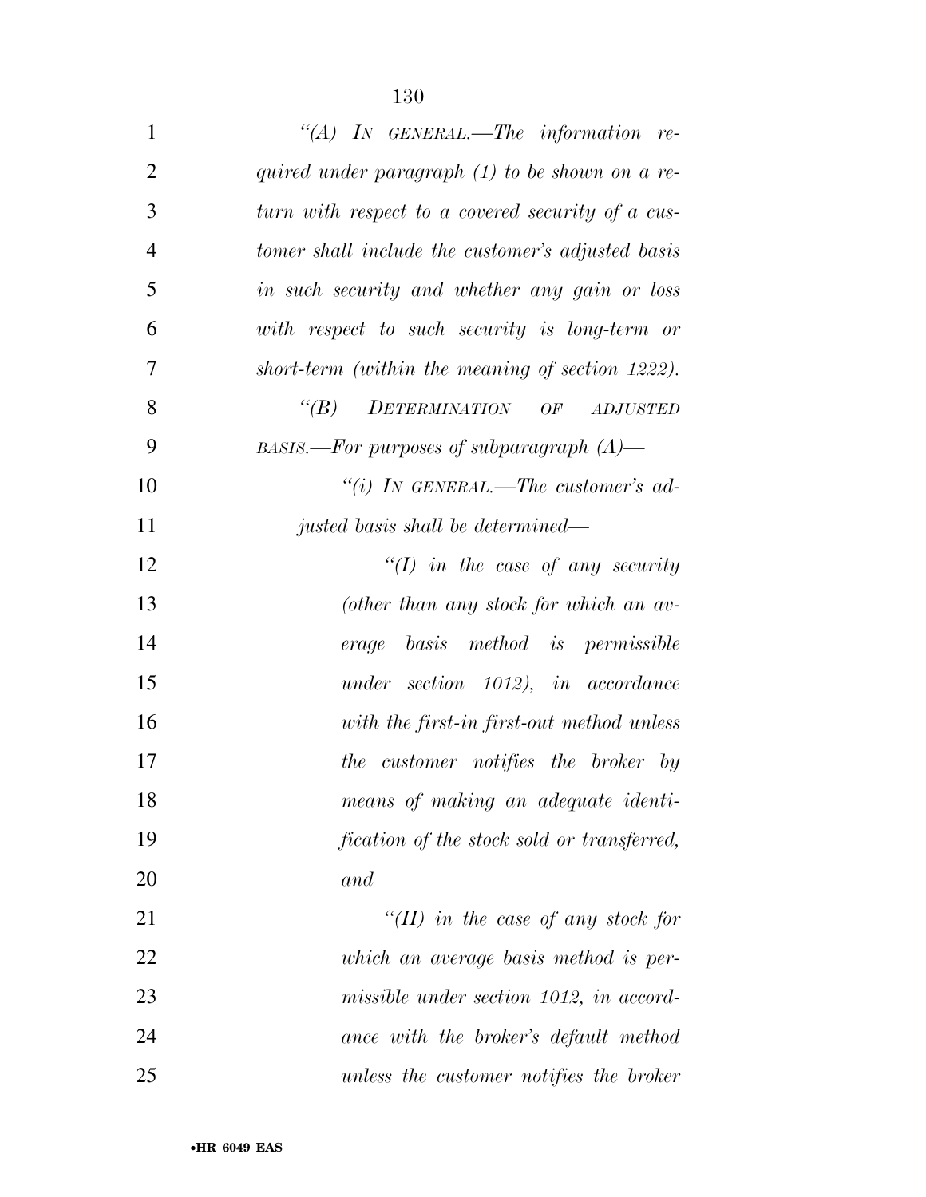*"(A) IN GENERAL.—The information required under paragraph (1) to be shown on a return with respect to a covered security of a customer shall include the customer's adjusted basis in such security and whether any gain or loss with respect to such security is long-term or short-term (within the meaning of section 1222).*

*"(B) DETERMINATION OF ADJUSTED BASIS.—For purposes of subparagraph (A)—*

*"(i) IN GENERAL.—The customer's adjusted basis shall be determined—*

*"(I) in the case of any security (other than any stock for which an average basis method is permissible under section 1012), in accordance with the first-in first-out method unless the customer notifies the broker by means of making an adequate identification of the stock sold or transferred, and*

*"(II) in the case of any stock for which an average basis method is permissible under section 1012, in accordance with the broker's default method unless the customer notifies the broker*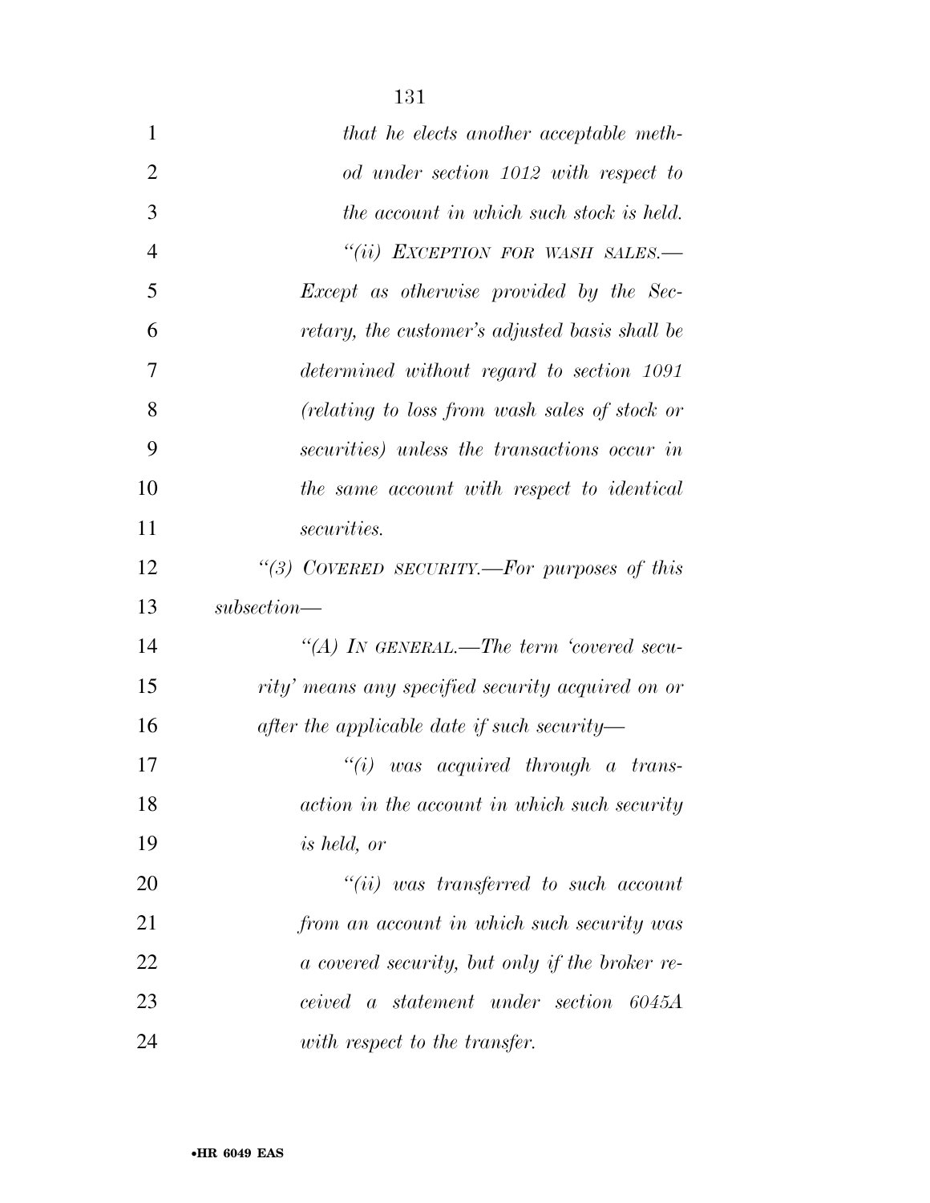*that he elects another acceptable method under section 1012 with respect to the account in which such stock is held.*

*"(ii) EXCEPTION FOR WASH SALES.—Except as otherwise provided by the Secretary, the customer's adjusted basis shall be determined without regard to section 1091 (relating to loss from wash sales of stock or securities) unless the transactions occur in the same account with respect to identical securities.*

*"(3) COVERED SECURITY.—For purposes of this subsection—*

*"(A) IN GENERAL.—The term 'covered security' means any specified security acquired on or after the applicable date if such security—*

*"(i) was acquired through a transaction in the account in which such security is held, or*

*"(ii) was transferred to such account from an account in which such security was a covered security, but only if the broker received a statement under section 6045A with respect to the transfer.*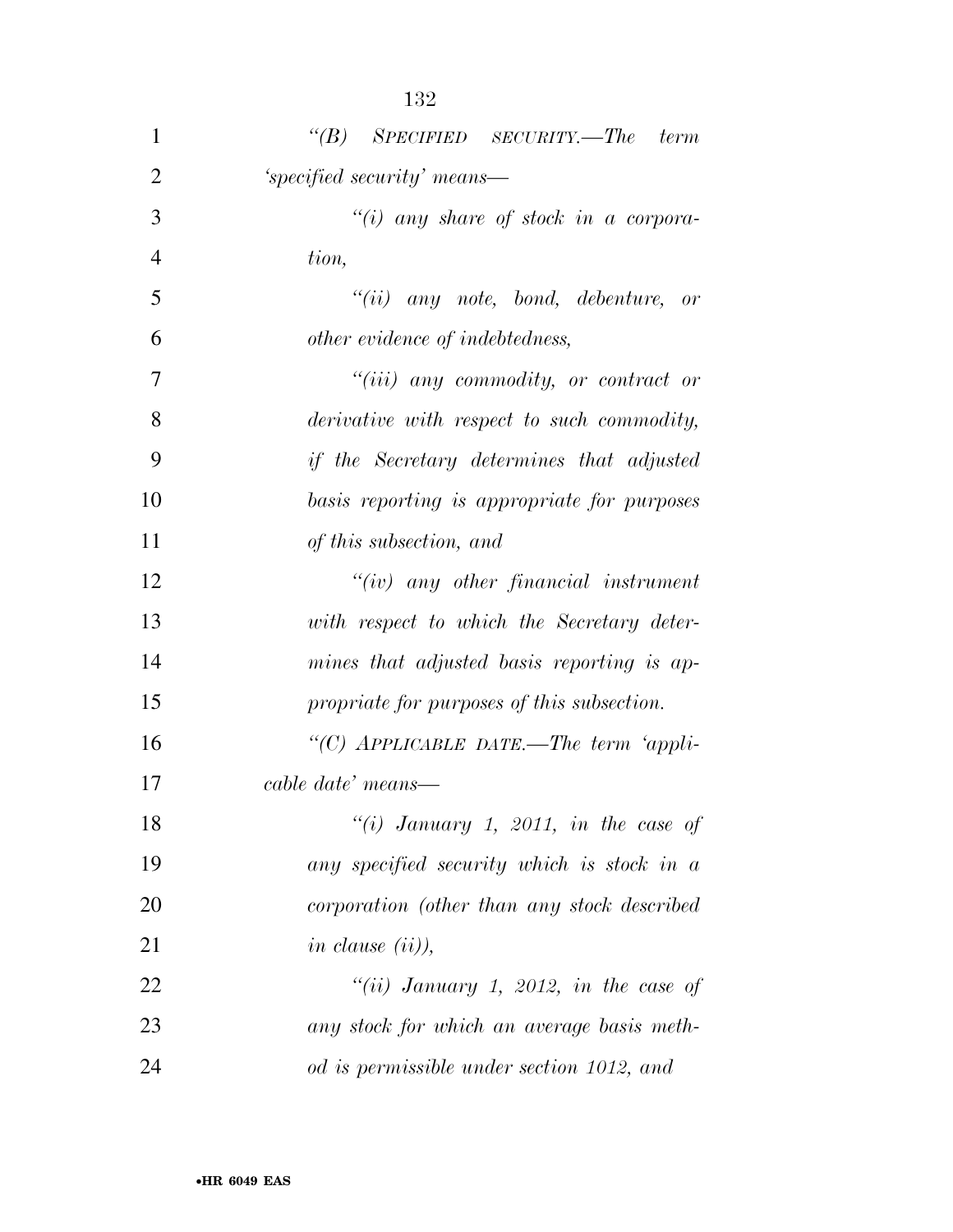*"(B) SPECIFIED SECURITY.—The term 'specified security' means—*

*"(i) any share of stock in a corporation,*

*"(ii) any note, bond, debenture, or other evidence of indebtedness,*

*"(iii) any commodity, or contract or derivative with respect to such commodity, if the Secretary determines that adjusted basis reporting is appropriate for purposes of this subsection, and*

*"(iv) any other financial instrument with respect to which the Secretary determines that adjusted basis reporting is appropriate for purposes of this subsection.*

*"(C) APPLICABLE DATE.—The term 'applicable date' means—*

*"(i) January 1, 2011, in the case of any specified security which is stock in a corporation (other than any stock described in clause (ii)),*

*"(ii) January 1, 2012, in the case of any stock for which an average basis method is permissible under section 1012, and*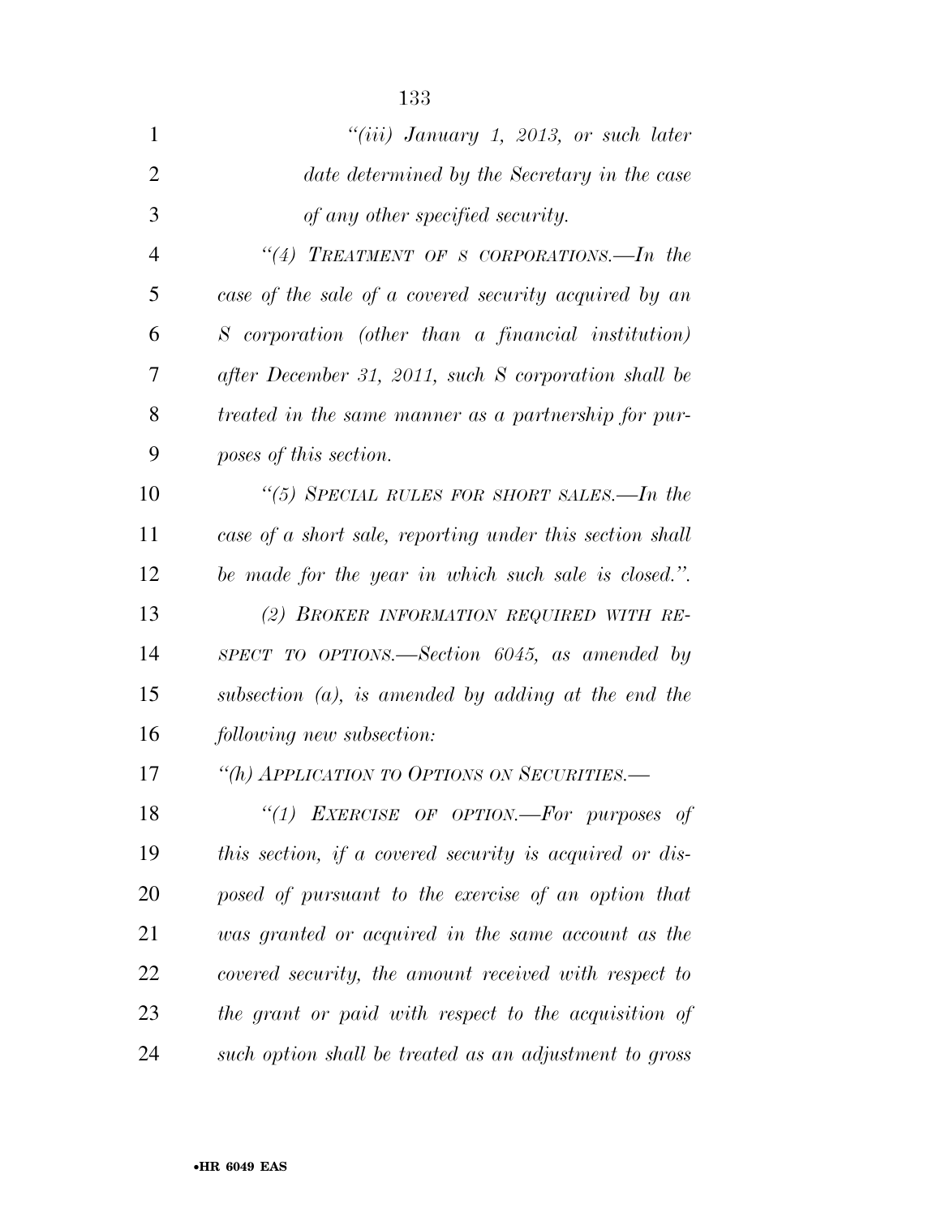*"(iii) January 1, 2013, or such later date determined by the Secretary in the case of any other specified security.*

*"(4) TREATMENT OF S CORPORATIONS.—In the case of the sale of a covered security acquired by an S corporation (other than a financial institution) after December 31, 2011, such S corporation shall be treated in the same manner as a partnership for purposes of this section.*

*"(5) SPECIAL RULES FOR SHORT SALES.—In the case of a short sale, reporting under this section shall be made for the year in which such sale is closed.".*

*(2) BROKER INFORMATION REQUIRED WITH RESPECT TO OPTIONS.—Section 6045, as amended by subsection (a), is amended by adding at the end the following new subsection:*

*"(h) APPLICATION TO OPTIONS ON SECURITIES.—*

*"(1) EXERCISE OF OPTION.—For purposes of this section, if a covered security is acquired or disposed of pursuant to the exercise of an option that was granted or acquired in the same account as the covered security, the amount received with respect to the grant or paid with respect to the acquisition of such option shall be treated as an adjustment to gross*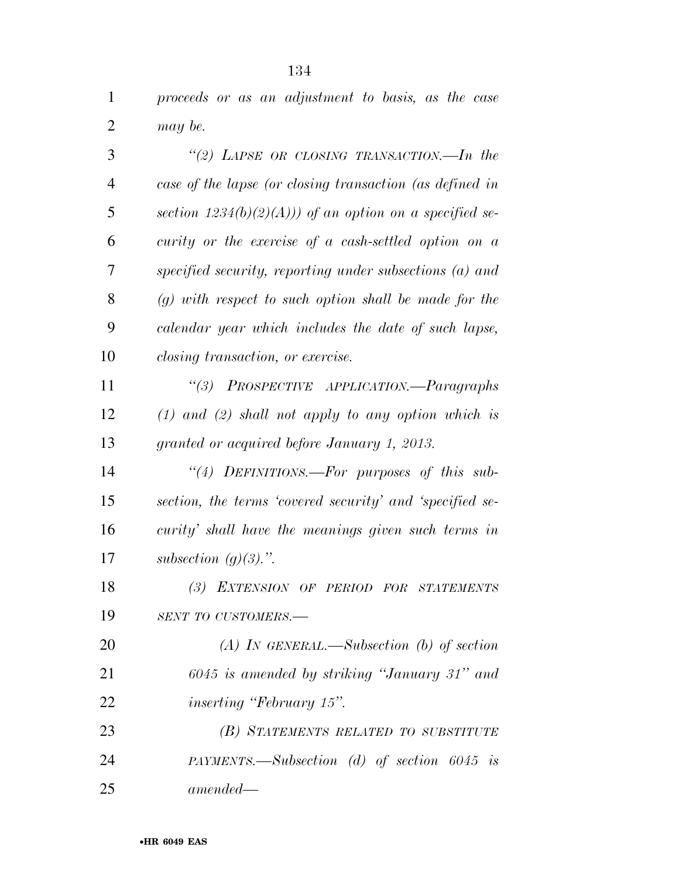*proceeds or as an adjustment to basis, as the case may be.*

*"(2) LAPSE OR CLOSING TRANSACTION.—In the case of the lapse (or closing transaction (as defined in section 1234(b)(2)(A))) of an option on a specified security or the exercise of a cash-settled option on a specified security, reporting under subsections (a) and (g) with respect to such option shall be made for the calendar year which includes the date of such lapse, closing transaction, or exercise.*

*"(3) PROSPECTIVE APPLICATION.—Paragraphs (1) and (2) shall not apply to any option which is granted or acquired before January 1, 2013.*

*"(4) DEFINITIONS.—For purposes of this subsection, the terms 'covered security' and 'specified security' shall have the meanings given such terms in subsection (g)(3).".*

*(3) EXTENSION OF PERIOD FOR STATEMENTS SENT TO CUSTOMERS.—*

*(A) IN GENERAL.—Subsection (b) of section 6045 is amended by striking "January 31" and inserting "February 15".*

*(B) STATEMENTS RELATED TO SUBSTITUTE PAYMENTS.—Subsection (d) of section 6045 is amended—*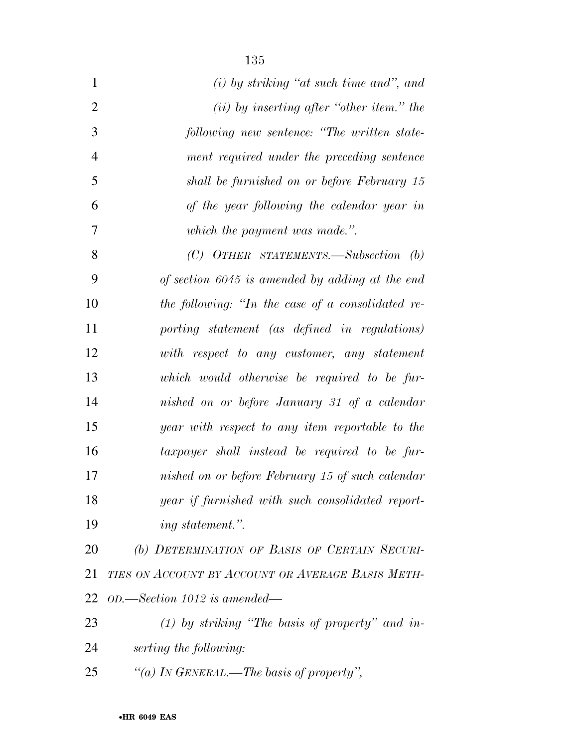*(i) by striking "at such time and", and*

*(ii) by inserting after "other item." the following new sentence: "The written statement required under the preceding sentence shall be furnished on or before February 15 of the year following the calendar year in which the payment was made.".*

*(C) OTHER STATEMENTS.—Subsection (b) of section 6045 is amended by adding at the end the following: "In the case of a consolidated reporting statement (as defined in regulations) with respect to any customer, any statement which would otherwise be required to be furnished on or before January 31 of a calendar year with respect to any item reportable to the taxpayer shall instead be required to be furnished on or before February 15 of such calendar year if furnished with such consolidated reporting statement.".*

*(b) DETERMINATION OF BASIS OF CERTAIN SECURITIES ON ACCOUNT BY ACCOUNT OR AVERAGE BASIS METHOD.—Section 1012 is amended—*

*(1) by striking "The basis of property" and inserting the following:*

*"(a) IN GENERAL.—The basis of property",*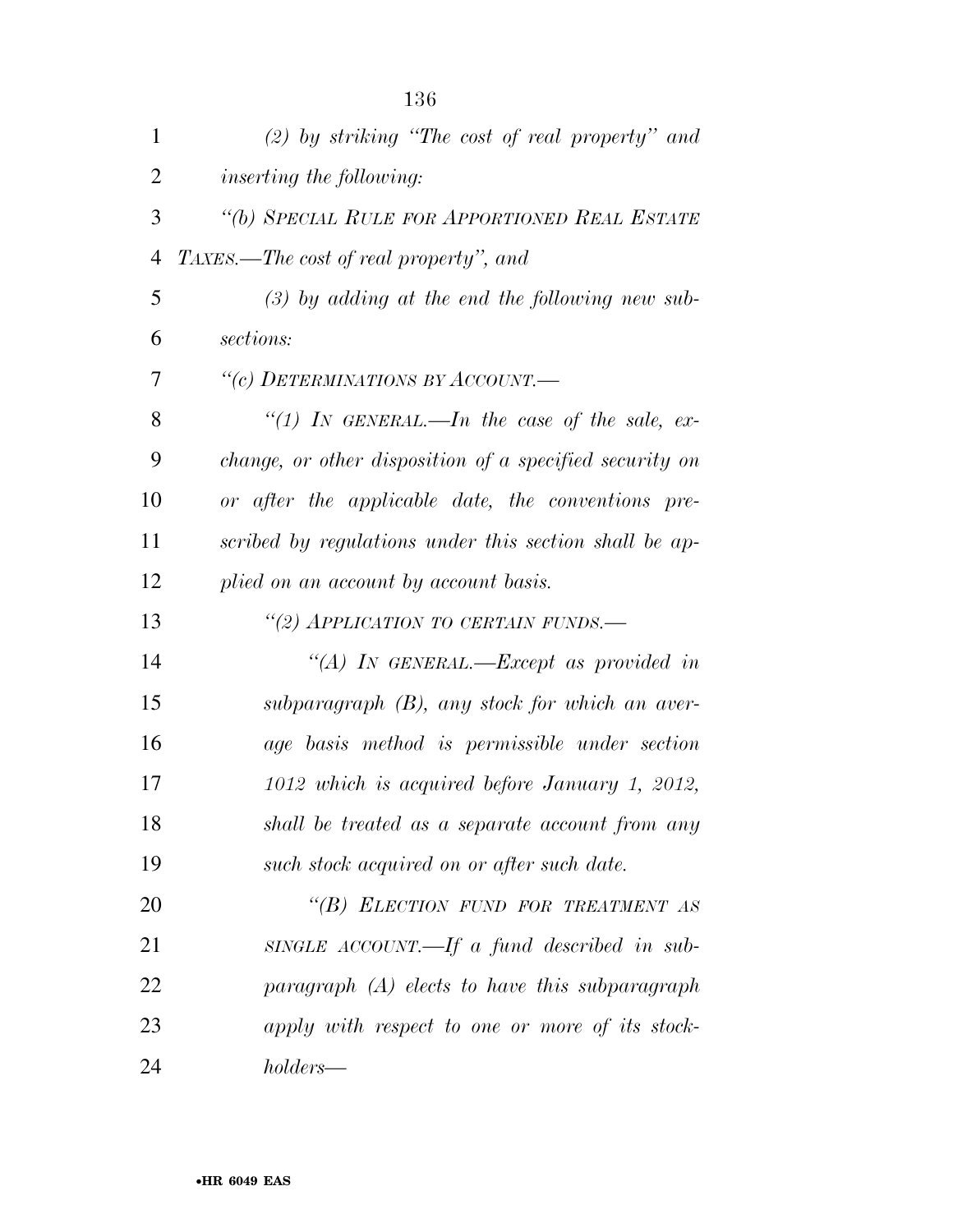*(2) by striking "The cost of real property" and inserting the following:*

*"(b) SPECIAL RULE FOR APPORTIONED REAL ESTATE TAXES.—The cost of real property", and*

*(3) by adding at the end the following new subsections:*

*"(c) DETERMINATIONS BY ACCOUNT.—*

*"(1) IN GENERAL.—In the case of the sale, exchange, or other disposition of a specified security on or after the applicable date, the conventions prescribed by regulations under this section shall be applied on an account by account basis.*

*"(2) APPLICATION TO CERTAIN FUNDS.—*

*"(A) IN GENERAL.—Except as provided in subparagraph (B), any stock for which an average basis method is permissible under section 1012 which is acquired before January 1, 2012, shall be treated as a separate account from any such stock acquired on or after such date.*

*"(B) ELECTION FUND FOR TREATMENT AS SINGLE ACCOUNT.—If a fund described in subparagraph (A) elects to have this subparagraph apply with respect to one or more of its stockholders—*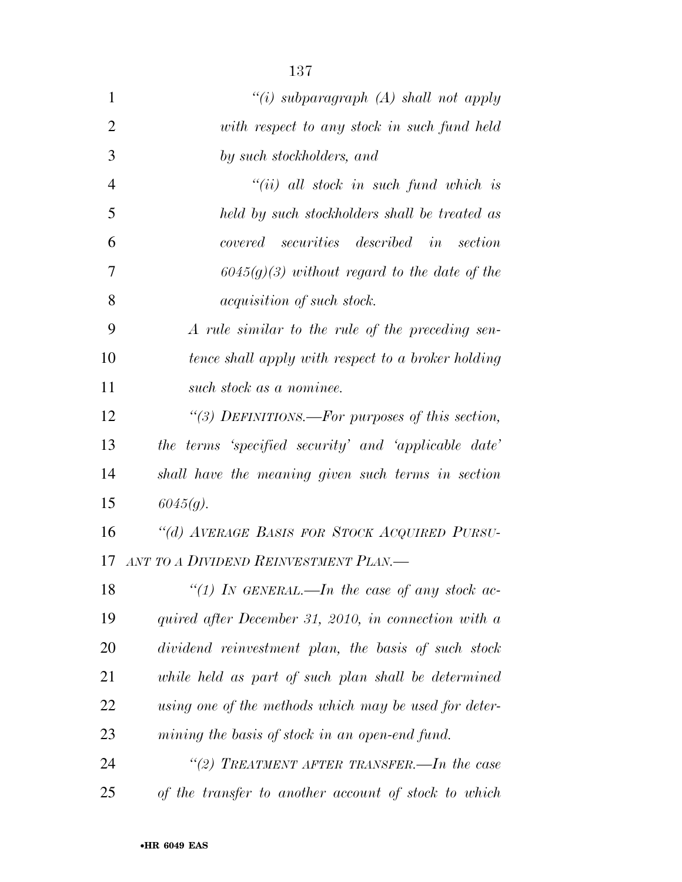*"(i) subparagraph (A) shall not apply with respect to any stock in such fund held by such stockholders, and*

*"(ii) all stock in such fund which is held by such stockholders shall be treated as covered securities described in section 6045(g)(3) without regard to the date of the acquisition of such stock.*

*A rule similar to the rule of the preceding sentence shall apply with respect to a broker holding such stock as a nominee.*

*"(3) DEFINITIONS.—For purposes of this section, the terms 'specified security' and 'applicable date' shall have the meaning given such terms in section 6045(g).*

*"(d) AVERAGE BASIS FOR STOCK ACQUIRED PURSUANT TO A DIVIDEND REINVESTMENT PLAN.—*

*"(1) IN GENERAL.—In the case of any stock acquired after December 31, 2010, in connection with a dividend reinvestment plan, the basis of such stock while held as part of such plan shall be determined using one of the methods which may be used for determining the basis of stock in an open-end fund.*

*"(2) TREATMENT AFTER TRANSFER.—In the case of the transfer to another account of stock to which*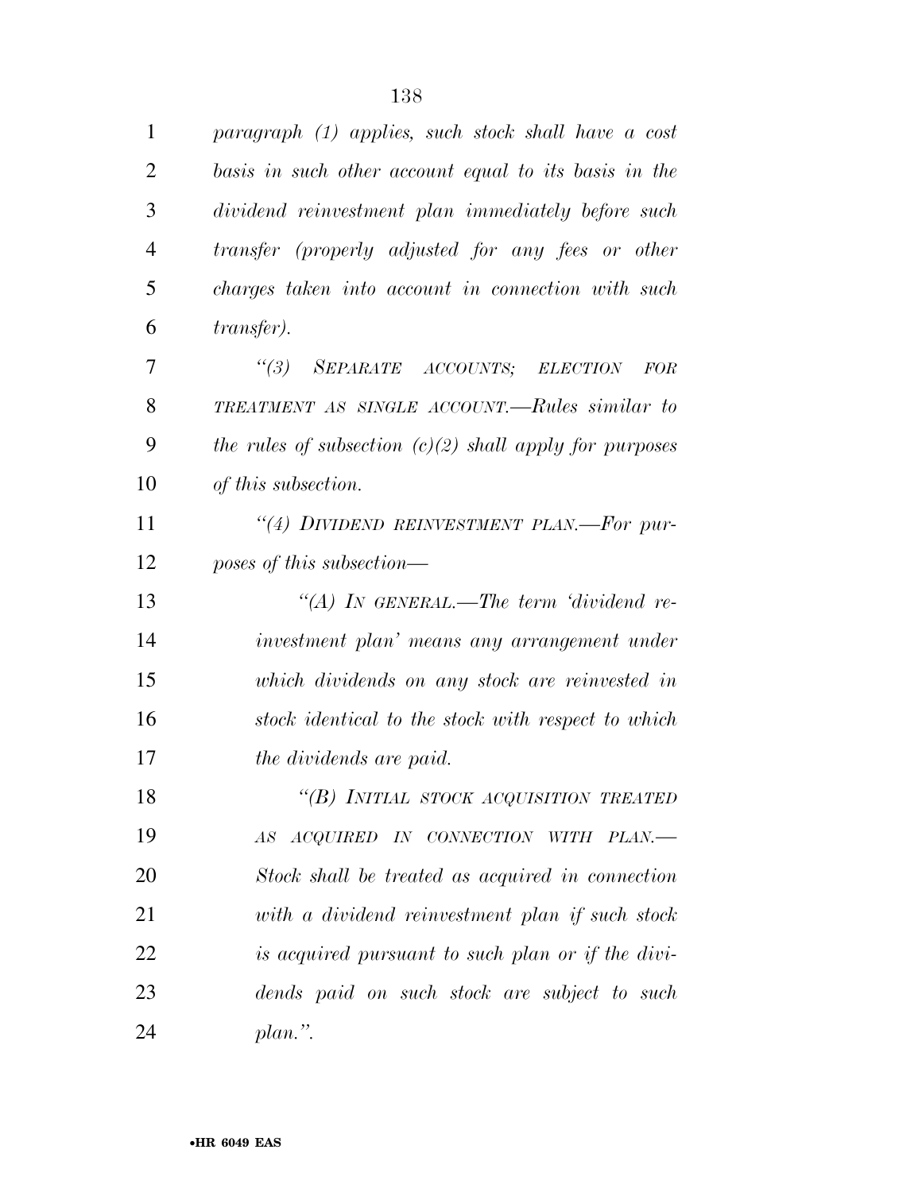*paragraph (1) applies, such stock shall have a cost basis in such other account equal to its basis in the dividend reinvestment plan immediately before such transfer (properly adjusted for any fees or other charges taken into account in connection with such transfer).*

*"(3) SEPARATE ACCOUNTS; ELECTION FOR TREATMENT AS SINGLE ACCOUNT.—Rules similar to the rules of subsection (c)(2) shall apply for purposes of this subsection.*

*"(4) DIVIDEND REINVESTMENT PLAN.—For purposes of this subsection—*

*"(A) IN GENERAL.—The term 'dividend reinvestment plan' means any arrangement under which dividends on any stock are reinvested in stock identical to the stock with respect to which the dividends are paid.*

*"(B) INITIAL STOCK ACQUISITION TREATED AS ACQUIRED IN CONNECTION WITH PLAN.—Stock shall be treated as acquired in connection with a dividend reinvestment plan if such stock is acquired pursuant to such plan or if the dividends paid on such stock are subject to such plan.".*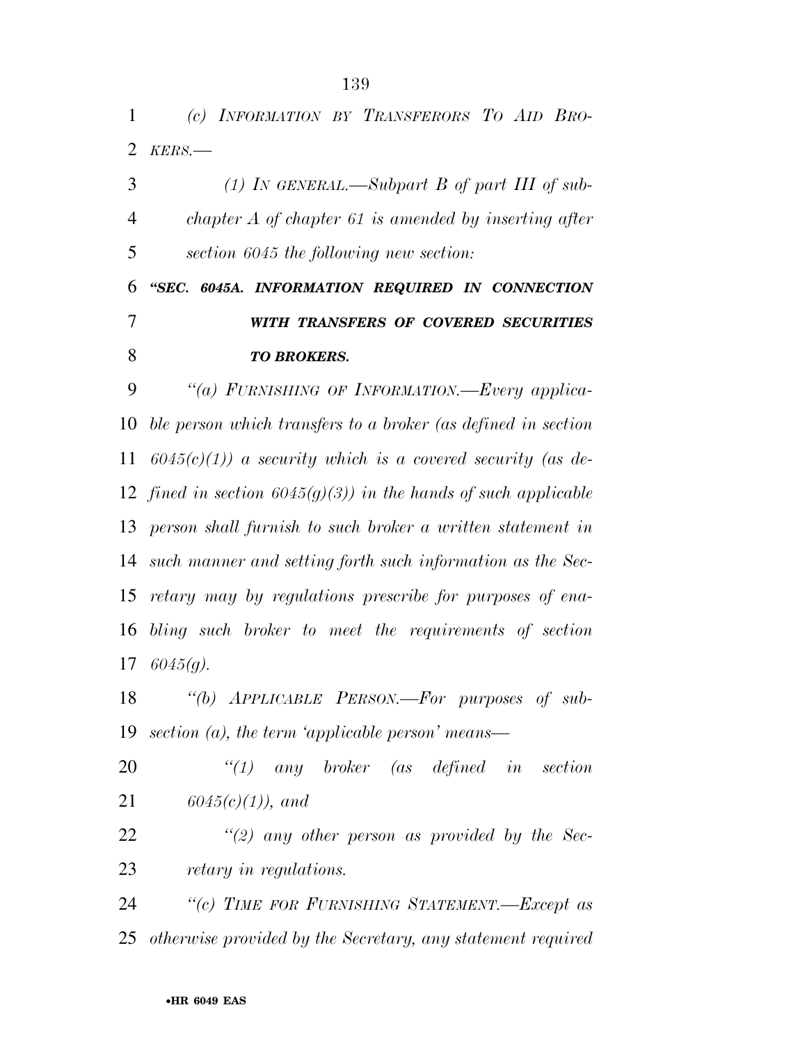*(c) INFORMATION BY TRANSFERORS TO AID BROKERS.—*

*(1) IN GENERAL.—Subpart B of part III of subchapter A of chapter 61 is amended by inserting after section 6045 the following new section:*

***"SEC. 6045A. INFORMATION REQUIRED IN CONNECTION WITH TRANSFERS OF COVERED SECURITIES TO BROKERS.***

*"(a) FURNISHING OF INFORMATION.—Every applicable person which transfers to a broker (as defined in section 6045(c)(1)) a security which is a covered security (as defined in section 6045(g)(3)) in the hands of such applicable person shall furnish to such broker a written statement in such manner and setting forth such information as the Secretary may by regulations prescribe for purposes of enabling such broker to meet the requirements of section 6045(g).*

*"(b) APPLICABLE PERSON.—For purposes of subsection (a), the term 'applicable person' means—*

*"(1) any broker (as defined in section 6045(c)(1)), and*

*"(2) any other person as provided by the Secretary in regulations.*

*"(c) TIME FOR FURNISHING STATEMENT.—Except as otherwise provided by the Secretary, any statement required*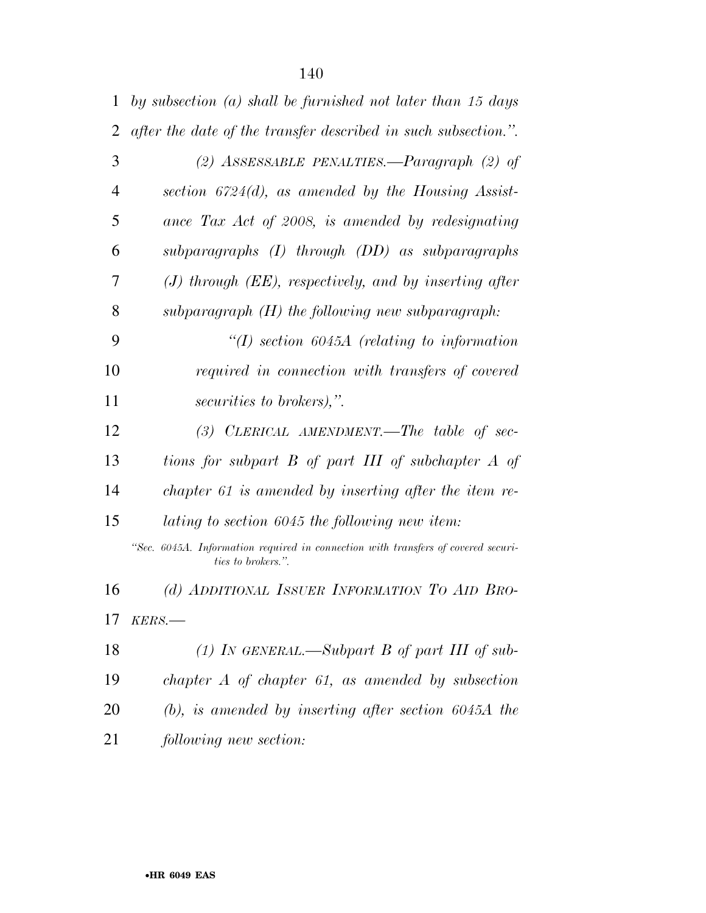*by subsection (a) shall be furnished not later than 15 days after the date of the transfer described in such subsection.".*

*(2) ASSESSABLE PENALTIES.—Paragraph (2) of section 6724(d), as amended by the Housing Assistance Tax Act of 2008, is amended by redesignating subparagraphs (I) through (DD) as subparagraphs (J) through (EE), respectively, and by inserting after subparagraph (H) the following new subparagraph:*

*"(I) section 6045A (relating to information required in connection with transfers of covered securities to brokers),".*

*(3) CLERICAL AMENDMENT.—The table of sections for subpart B of part III of subchapter A of chapter 61 is amended by inserting after the item relating to section 6045 the following new item:*

*"Sec. 6045A. Information required in connection with transfers of covered securities to brokers.".*

*(d) ADDITIONAL ISSUER INFORMATION TO AID BROKERS.—*

*(1) IN GENERAL.—Subpart B of part III of subchapter A of chapter 61, as amended by subsection (b), is amended by inserting after section 6045A the following new section:*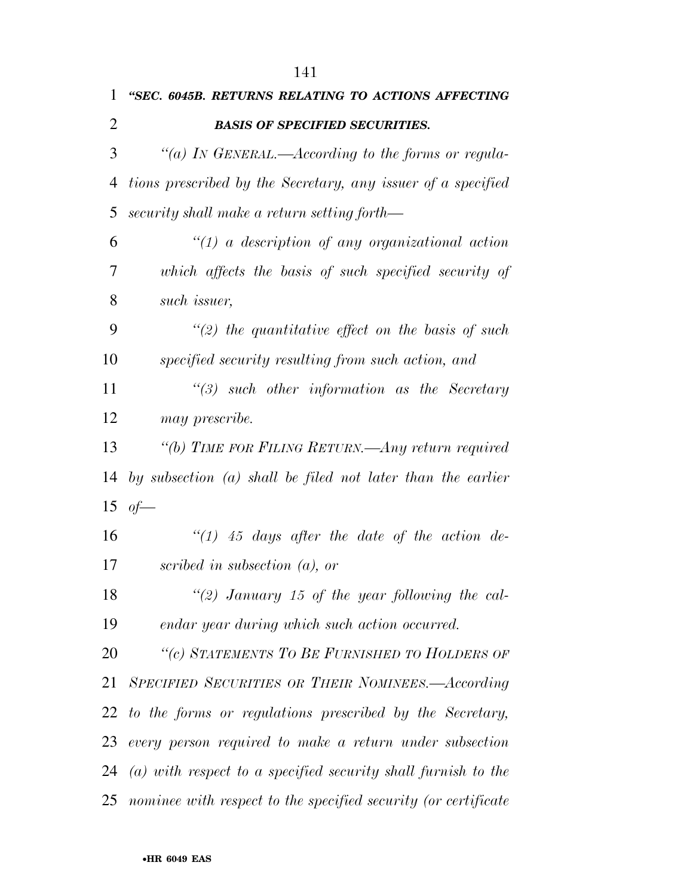**"SEC. 6045B. RETURNS RELATING TO ACTIONS AFFECTING BASIS OF SPECIFIED SECURITIES.**

*"(a) IN GENERAL.—According to the forms or regulations prescribed by the Secretary, any issuer of a specified security shall make a return setting forth—*

*"(1) a description of any organizational action which affects the basis of such specified security of such issuer,*

*"(2) the quantitative effect on the basis of such specified security resulting from such action, and*

*"(3) such other information as the Secretary may prescribe.*

*"(b) TIME FOR FILING RETURN.—Any return required by subsection (a) shall be filed not later than the earlier of—*

*"(1) 45 days after the date of the action described in subsection (a), or*

*"(2) January 15 of the year following the calendar year during which such action occurred.*

*"(c) STATEMENTS TO BE FURNISHED TO HOLDERS OF SPECIFIED SECURITIES OR THEIR NOMINEES.—According to the forms or regulations prescribed by the Secretary, every person required to make a return under subsection (a) with respect to a specified security shall furnish to the nominee with respect to the specified security (or certificate*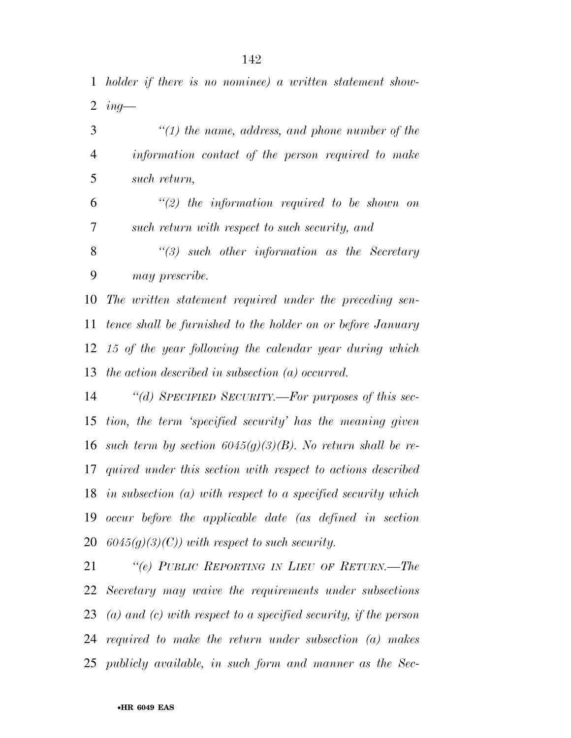*holder if there is no nominee) a written statement showing—*

*"(1) the name, address, and phone number of the information contact of the person required to make such return,*

*"(2) the information required to be shown on such return with respect to such security, and*

*"(3) such other information as the Secretary may prescribe.*

*The written statement required under the preceding sentence shall be furnished to the holder on or before January 15 of the year following the calendar year during which the action described in subsection (a) occurred.*

*"(d) SPECIFIED SECURITY.—For purposes of this section, the term 'specified security' has the meaning given such term by section 6045(g)(3)(B). No return shall be required under this section with respect to actions described in subsection (a) with respect to a specified security which occur before the applicable date (as defined in section 6045(g)(3)(C)) with respect to such security.*

*"(e) PUBLIC REPORTING IN LIEU OF RETURN.—The Secretary may waive the requirements under subsections (a) and (c) with respect to a specified security, if the person required to make the return under subsection (a) makes publicly available, in such form and manner as the Sec-*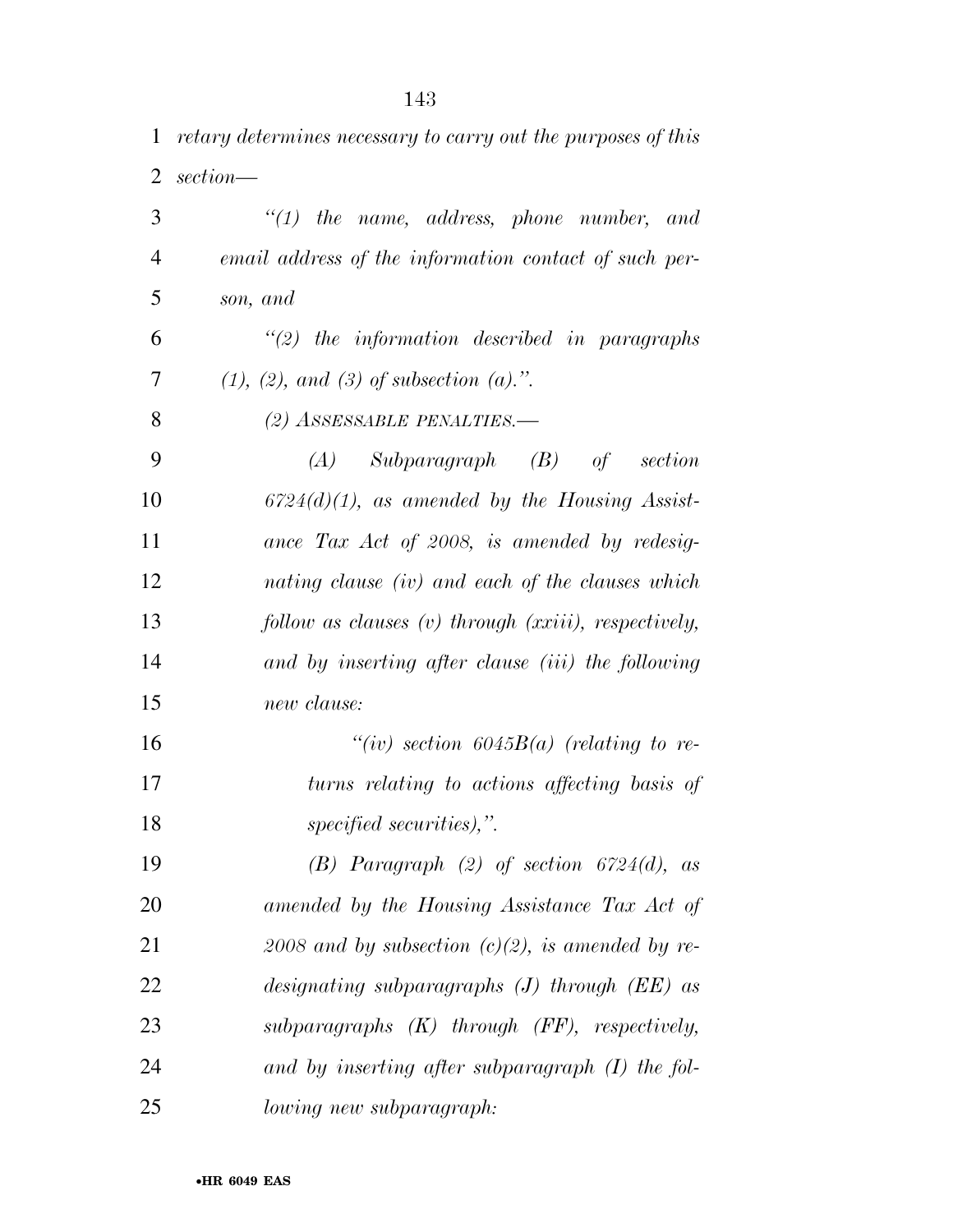*retary determines necessary to carry out the purposes of this section—*

*"(1) the name, address, phone number, and email address of the information contact of such person, and*

*"(2) the information described in paragraphs (1), (2), and (3) of subsection (a).".*

*(2) ASSESSABLE PENALTIES.—*

*(A) Subparagraph (B) of section 6724(d)(1), as amended by the Housing Assistance Tax Act of 2008, is amended by redesignating clause (iv) and each of the clauses which follow as clauses (v) through (xxiii), respectively, and by inserting after clause (iii) the following new clause:*

*"(iv) section 6045B(a) (relating to returns relating to actions affecting basis of specified securities),".*

*(B) Paragraph (2) of section 6724(d), as amended by the Housing Assistance Tax Act of 2008 and by subsection (c)(2), is amended by redesignating subparagraphs (J) through (EE) as subparagraphs (K) through (FF), respectively, and by inserting after subparagraph (I) the following new subparagraph:*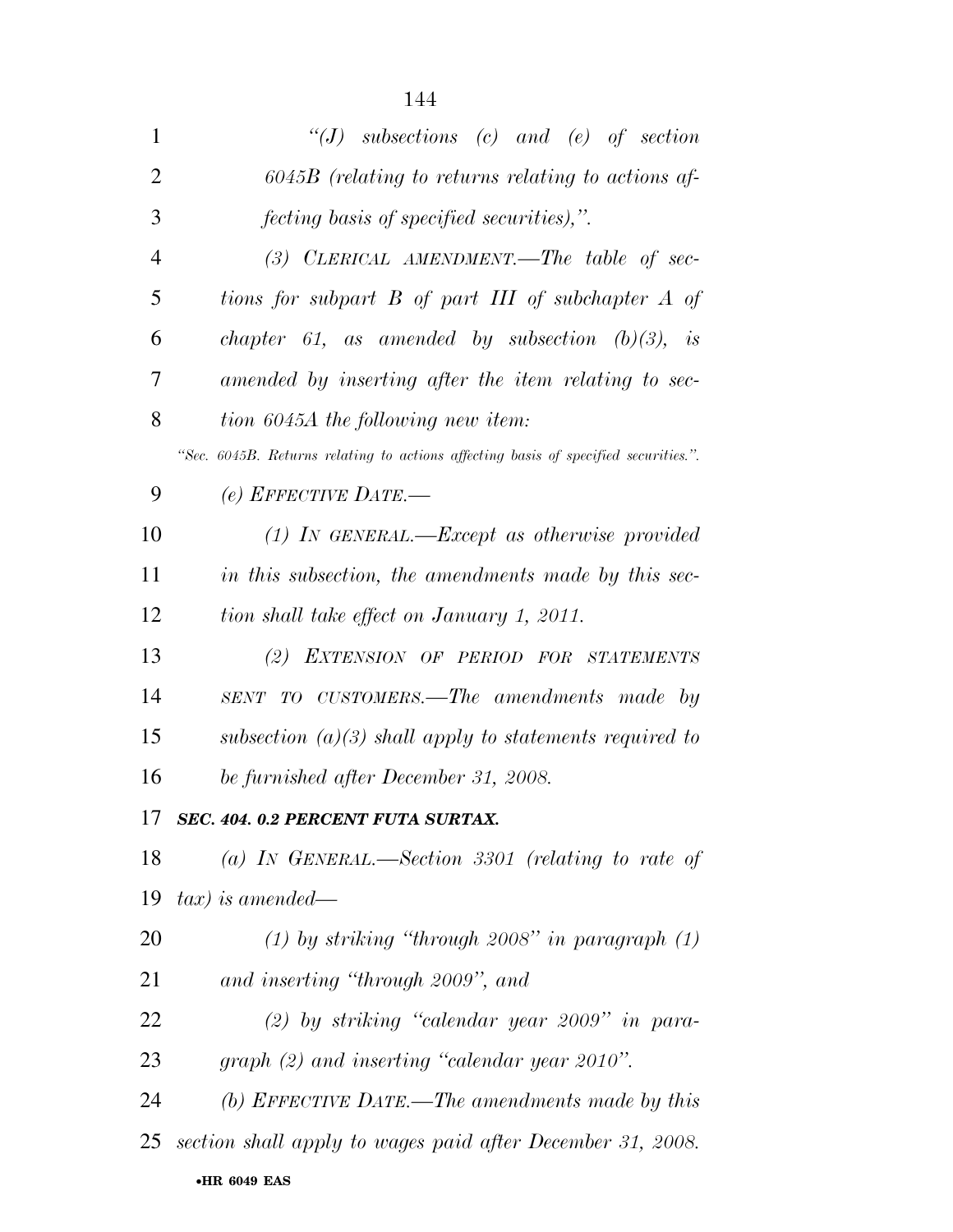*"(J) subsections (c) and (e) of section 6045B (relating to returns relating to actions affecting basis of specified securities),".*

*(3) CLERICAL AMENDMENT.—The table of sections for subpart B of part III of subchapter A of chapter 61, as amended by subsection (b)(3), is amended by inserting after the item relating to section 6045A the following new item:*

*"Sec. 6045B. Returns relating to actions affecting basis of specified securities.".*

*(e) EFFECTIVE DATE.—*

*(1) IN GENERAL.—Except as otherwise provided in this subsection, the amendments made by this section shall take effect on January 1, 2011.*

*(2) EXTENSION OF PERIOD FOR STATEMENTS SENT TO CUSTOMERS.—The amendments made by subsection (a)(3) shall apply to statements required to be furnished after December 31, 2008.*

***SEC. 404. 0.2 PERCENT FUTA SURTAX.***

*(a) IN GENERAL.—Section 3301 (relating to rate of tax) is amended—*

*(1) by striking "through 2008" in paragraph (1) and inserting "through 2009", and*

*(2) by striking "calendar year 2009" in paragraph (2) and inserting "calendar year 2010".*

*(b) EFFECTIVE DATE.—The amendments made by this section shall apply to wages paid after December 31, 2008.*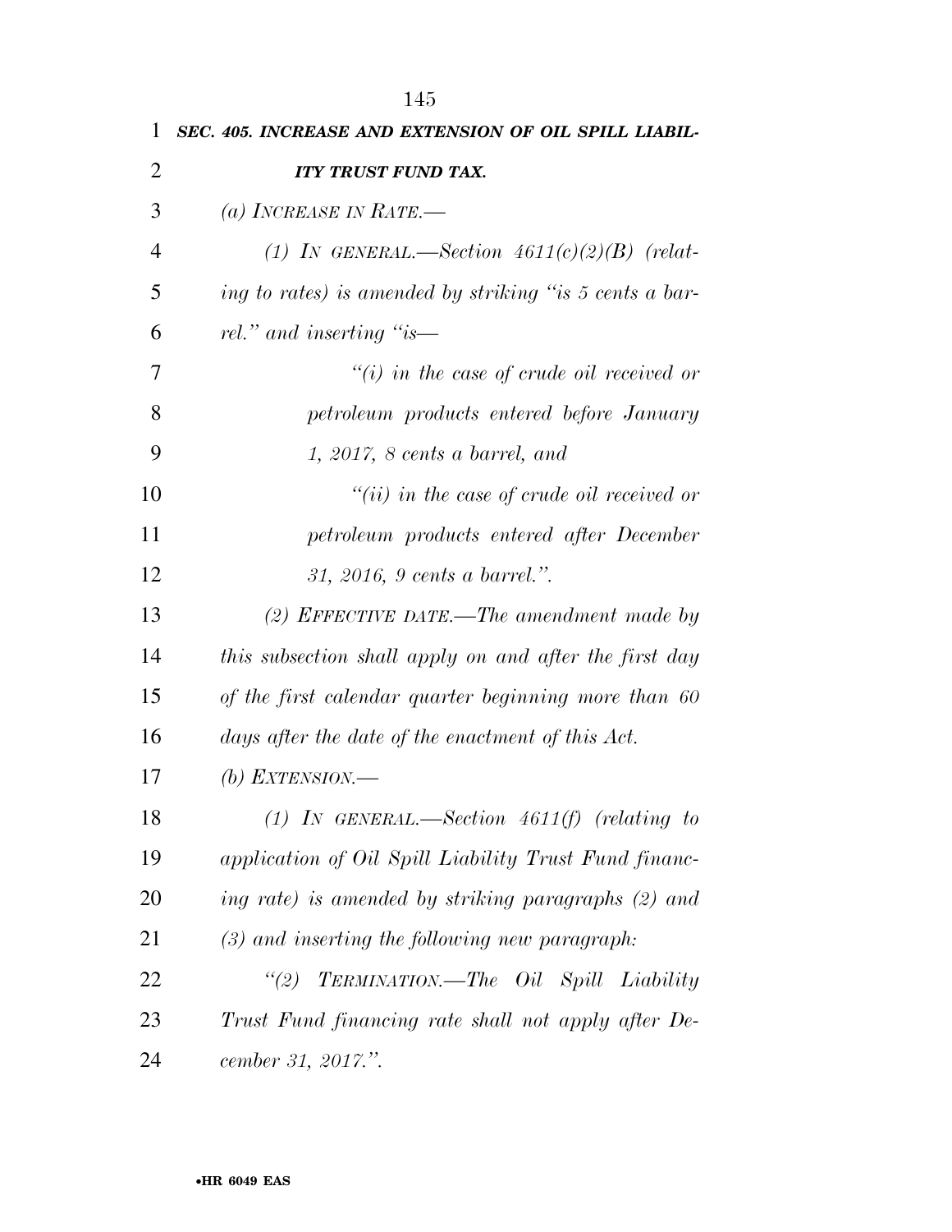***SEC. 405. INCREASE AND EXTENSION OF OIL SPILL LIABILITY TRUST FUND TAX.***

*(a) INCREASE IN RATE.—*

*(1) IN GENERAL.—Section 4611(c)(2)(B) (relating to rates) is amended by striking "is 5 cents a barrel." and inserting "is—*

*"(i) in the case of crude oil received or petroleum products entered before January 1, 2017, 8 cents a barrel, and*

*"(ii) in the case of crude oil received or petroleum products entered after December 31, 2016, 9 cents a barrel.".*

*(2) EFFECTIVE DATE.—The amendment made by this subsection shall apply on and after the first day of the first calendar quarter beginning more than 60 days after the date of the enactment of this Act.*

*(b) EXTENSION.—*

*(1) IN GENERAL.—Section 4611(f) (relating to application of Oil Spill Liability Trust Fund financing rate) is amended by striking paragraphs (2) and (3) and inserting the following new paragraph:*

*"(2) TERMINATION.—The Oil Spill Liability Trust Fund financing rate shall not apply after December 31, 2017.".*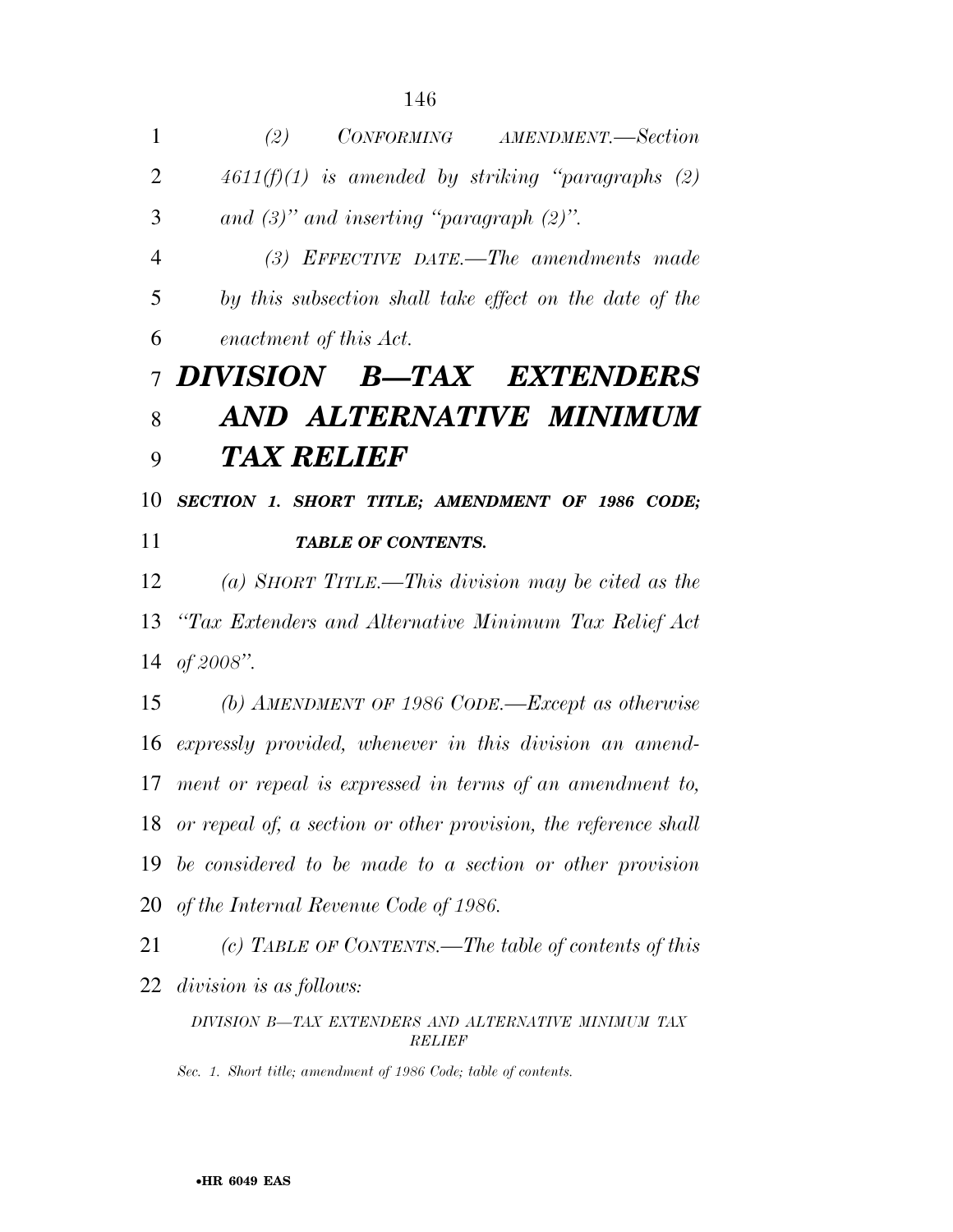*(2) CONFORMING AMENDMENT.—Section 4611(f)(1) is amended by striking "paragraphs (2) and (3)" and inserting "paragraph (2)".*

*(3) EFFECTIVE DATE.—The amendments made by this subsection shall take effect on the date of the enactment of this Act.*

# ***DIVISION B—TAX EXTENDERS AND ALTERNATIVE MINIMUM TAX RELIEF***

### ***SECTION 1. SHORT TITLE; AMENDMENT OF 1986 CODE; TABLE OF CONTENTS.***

*(a) SHORT TITLE.—This division may be cited as the "Tax Extenders and Alternative Minimum Tax Relief Act of 2008".*

*(b) AMENDMENT OF 1986 CODE.—Except as otherwise expressly provided, whenever in this division an amendment or repeal is expressed in terms of an amendment to, or repeal of, a section or other provision, the reference shall be considered to be made to a section or other provision of the Internal Revenue Code of 1986.*

*(c) TABLE OF CONTENTS.—The table of contents of this division is as follows:*

*DIVISION B—TAX EXTENDERS AND ALTERNATIVE MINIMUM TAX RELIEF*

*Sec. 1. Short title; amendment of 1986 Code; table of contents.*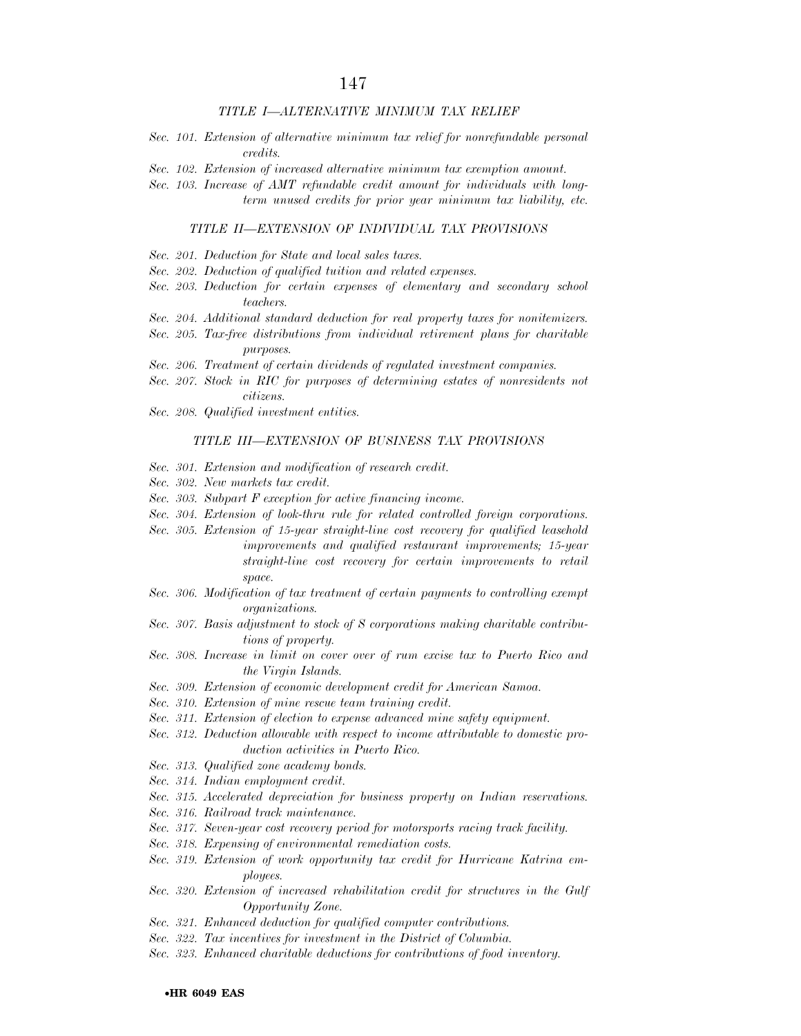*TITLE I—ALTERNATIVE MINIMUM TAX RELIEF*

*Sec. 101. Extension of alternative minimum tax relief for nonrefundable personal credits.*

*Sec. 102. Extension of increased alternative minimum tax exemption amount.*

*Sec. 103. Increase of AMT refundable credit amount for individuals with long-term unused credits for prior year minimum tax liability, etc.*

*TITLE II—EXTENSION OF INDIVIDUAL TAX PROVISIONS*

*Sec. 201. Deduction for State and local sales taxes.*

*Sec. 202. Deduction of qualified tuition and related expenses.*

*Sec. 203. Deduction for certain expenses of elementary and secondary school teachers.*

*Sec. 204. Additional standard deduction for real property taxes for nonitemizers.*

*Sec. 205. Tax-free distributions from individual retirement plans for charitable purposes.*

*Sec. 206. Treatment of certain dividends of regulated investment companies.*

*Sec. 207. Stock in RIC for purposes of determining estates of nonresidents not citizens.*

*Sec. 208. Qualified investment entities.*

*TITLE III—EXTENSION OF BUSINESS TAX PROVISIONS*

*Sec. 301. Extension and modification of research credit.*

*Sec. 302. New markets tax credit.*

*Sec. 303. Subpart F exception for active financing income.*

*Sec. 304. Extension of look-thru rule for related controlled foreign corporations.*

*Sec. 305. Extension of 15-year straight-line cost recovery for qualified leasehold improvements and qualified restaurant improvements; 15-year straight-line cost recovery for certain improvements to retail space.*

*Sec. 306. Modification of tax treatment of certain payments to controlling exempt organizations.*

*Sec. 307. Basis adjustment to stock of S corporations making charitable contributions of property.*

*Sec. 308. Increase in limit on cover over of rum excise tax to Puerto Rico and the Virgin Islands.*

*Sec. 309. Extension of economic development credit for American Samoa.*

*Sec. 310. Extension of mine rescue team training credit.*

*Sec. 311. Extension of election to expense advanced mine safety equipment.*

*Sec. 312. Deduction allowable with respect to income attributable to domestic production activities in Puerto Rico.*

*Sec. 313. Qualified zone academy bonds.*

*Sec. 314. Indian employment credit.*

*Sec. 315. Accelerated depreciation for business property on Indian reservations.*

*Sec. 316. Railroad track maintenance.*

*Sec. 317. Seven-year cost recovery period for motorsports racing track facility.*

*Sec. 318. Expensing of environmental remediation costs.*

*Sec. 319. Extension of work opportunity tax credit for Hurricane Katrina employees.*

*Sec. 320. Extension of increased rehabilitation credit for structures in the Gulf Opportunity Zone.*

*Sec. 321. Enhanced deduction for qualified computer contributions.*

*Sec. 322. Tax incentives for investment in the District of Columbia.*

*Sec. 323. Enhanced charitable deductions for contributions of food inventory.*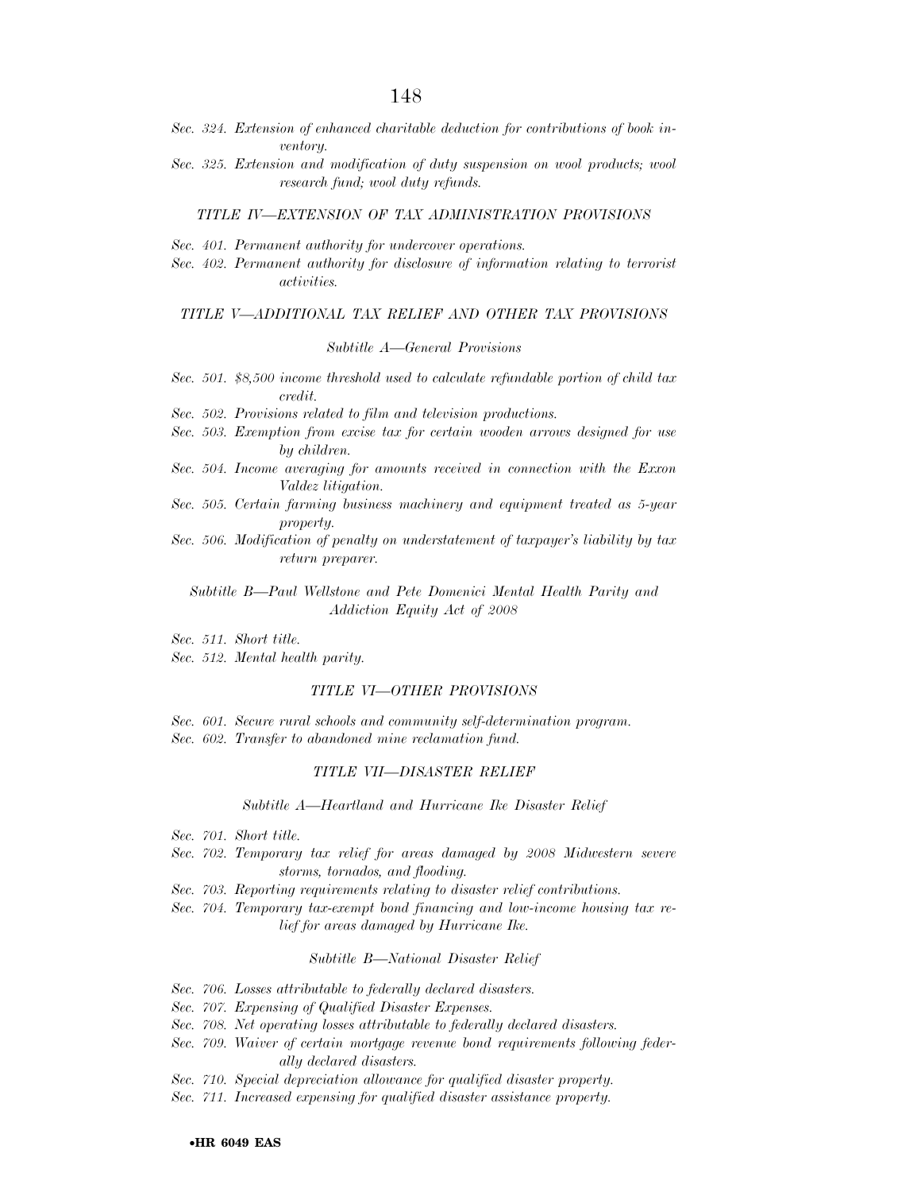*Sec. 324. Extension of enhanced charitable deduction for contributions of book inventory.*

*Sec. 325. Extension and modification of duty suspension on wool products; wool research fund; wool duty refunds.*

### *TITLE IV—EXTENSION OF TAX ADMINISTRATION PROVISIONS*

*Sec. 401. Permanent authority for undercover operations.*

*Sec. 402. Permanent authority for disclosure of information relating to terrorist activities.*

### *TITLE V—ADDITIONAL TAX RELIEF AND OTHER TAX PROVISIONS*

#### *Subtitle A—General Provisions*

*Sec. 501. $8,500 income threshold used to calculate refundable portion of child tax credit.*

*Sec. 502. Provisions related to film and television productions.*

*Sec. 503. Exemption from excise tax for certain wooden arrows designed for use by children.*

*Sec. 504. Income averaging for amounts received in connection with the Exxon Valdez litigation.*

*Sec. 505. Certain farming business machinery and equipment treated as 5-year property.*

*Sec. 506. Modification of penalty on understatement of taxpayer's liability by tax return preparer.*

#### *Subtitle B—Paul Wellstone and Pete Domenici Mental Health Parity and Addiction Equity Act of 2008*

*Sec. 511. Short title.*

*Sec. 512. Mental health parity.*

### *TITLE VI—OTHER PROVISIONS*

*Sec. 601. Secure rural schools and community self-determination program.*

*Sec. 602. Transfer to abandoned mine reclamation fund.*

### *TITLE VII—DISASTER RELIEF*

#### *Subtitle A—Heartland and Hurricane Ike Disaster Relief*

*Sec. 701. Short title.*

*Sec. 702. Temporary tax relief for areas damaged by 2008 Midwestern severe storms, tornados, and flooding.*

*Sec. 703. Reporting requirements relating to disaster relief contributions.*

*Sec. 704. Temporary tax-exempt bond financing and low-income housing tax relief for areas damaged by Hurricane Ike.*

#### *Subtitle B—National Disaster Relief*

*Sec. 706. Losses attributable to federally declared disasters.*

*Sec. 707. Expensing of Qualified Disaster Expenses.*

*Sec. 708. Net operating losses attributable to federally declared disasters.*

*Sec. 709. Waiver of certain mortgage revenue bond requirements following federally declared disasters.*

*Sec. 710. Special depreciation allowance for qualified disaster property.*

*Sec. 711. Increased expensing for qualified disaster assistance property.*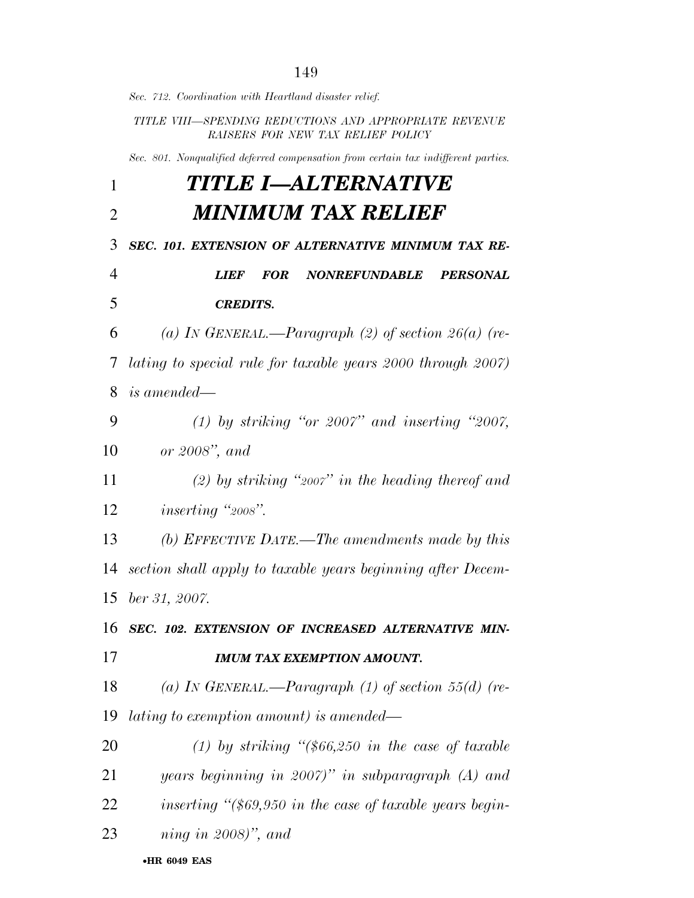*Sec. 712. Coordination with Heartland disaster relief.*

*TITLE VIII—SPENDING REDUCTIONS AND APPROPRIATE REVENUE RAISERS FOR NEW TAX RELIEF POLICY*

*Sec. 801. Nonqualified deferred compensation from certain tax indifferent parties.*

# *TITLE I—ALTERNATIVE MINIMUM TAX RELIEF*

***SEC. 101. EXTENSION OF ALTERNATIVE MINIMUM TAX RELIEF FOR NONREFUNDABLE PERSONAL CREDITS.***

*(a) IN GENERAL.—Paragraph (2) of section 26(a) (relating to special rule for taxable years 2000 through 2007) is amended—*

*(1) by striking "or 2007" and inserting "2007, or 2008", and*

*(2) by striking "2007" in the heading thereof and inserting "2008".*

*(b) EFFECTIVE DATE.—The amendments made by this section shall apply to taxable years beginning after December 31, 2007.*

***SEC. 102. EXTENSION OF INCREASED ALTERNATIVE MINIMUM TAX EXEMPTION AMOUNT.***

*(a) IN GENERAL.—Paragraph (1) of section 55(d) (relating to exemption amount) is amended—*

*(1) by striking "($66,250 in the case of taxable years beginning in 2007)" in subparagraph (A) and inserting "($69,950 in the case of taxable years beginning in 2008)", and*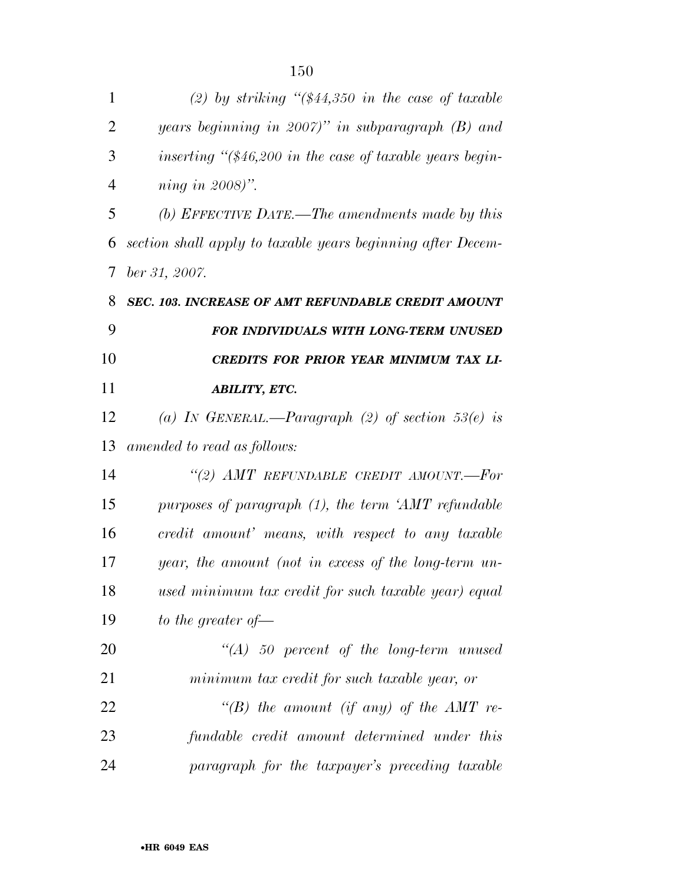*(2) by striking "($44,350 in the case of taxable years beginning in 2007)" in subparagraph (B) and inserting "($46,200 in the case of taxable years beginning in 2008)".*

*(b) EFFECTIVE DATE.—The amendments made by this section shall apply to taxable years beginning after December 31, 2007.*

***SEC. 103. INCREASE OF AMT REFUNDABLE CREDIT AMOUNT FOR INDIVIDUALS WITH LONG-TERM UNUSED CREDITS FOR PRIOR YEAR MINIMUM TAX LIABILITY, ETC.***

*(a) IN GENERAL.—Paragraph (2) of section 53(e) is amended to read as follows:*

*"(2) AMT REFUNDABLE CREDIT AMOUNT.—For purposes of paragraph (1), the term 'AMT refundable credit amount' means, with respect to any taxable year, the amount (not in excess of the long-term unused minimum tax credit for such taxable year) equal to the greater of—*

*"(A) 50 percent of the long-term unused minimum tax credit for such taxable year, or*

*"(B) the amount (if any) of the AMT refundable credit amount determined under this paragraph for the taxpayer's preceding taxable*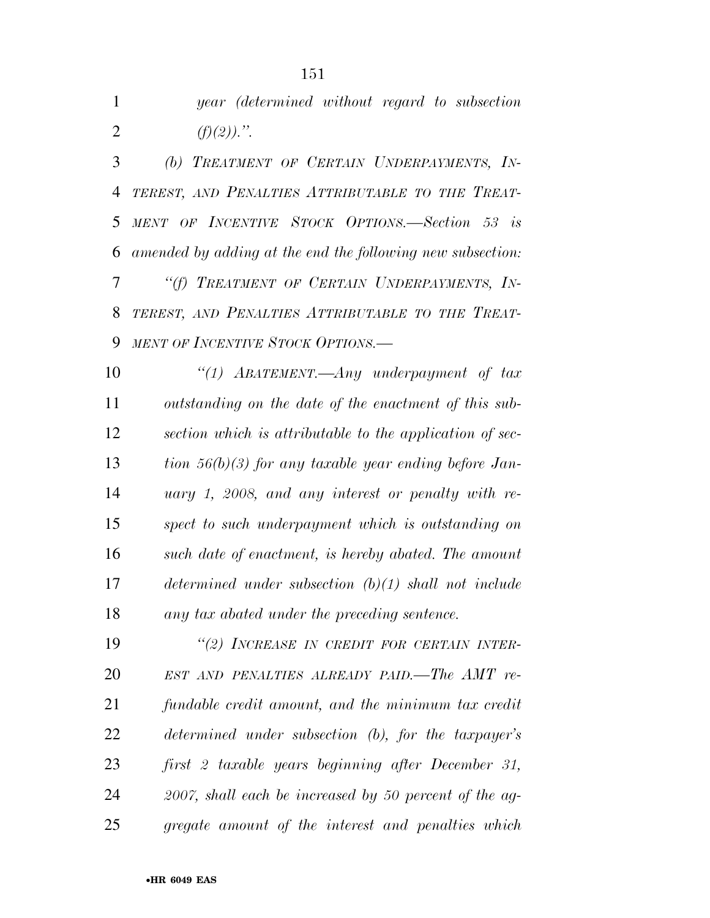*year (determined without regard to subsection (f)(2)).".*

*(b) TREATMENT OF CERTAIN UNDERPAYMENTS, INTEREST, AND PENALTIES ATTRIBUTABLE TO THE TREATMENT OF INCENTIVE STOCK OPTIONS.—Section 53 is amended by adding at the end the following new subsection:*

*"(f) TREATMENT OF CERTAIN UNDERPAYMENTS, INTEREST, AND PENALTIES ATTRIBUTABLE TO THE TREATMENT OF INCENTIVE STOCK OPTIONS.—*

*"(1) ABATEMENT.—Any underpayment of tax outstanding on the date of the enactment of this subsection which is attributable to the application of section 56(b)(3) for any taxable year ending before January 1, 2008, and any interest or penalty with respect to such underpayment which is outstanding on such date of enactment, is hereby abated. The amount determined under subsection (b)(1) shall not include any tax abated under the preceding sentence.*

*"(2) INCREASE IN CREDIT FOR CERTAIN INTEREST AND PENALTIES ALREADY PAID.—The AMT refundable credit amount, and the minimum tax credit determined under subsection (b), for the taxpayer's first 2 taxable years beginning after December 31, 2007, shall each be increased by 50 percent of the aggregate amount of the interest and penalties which*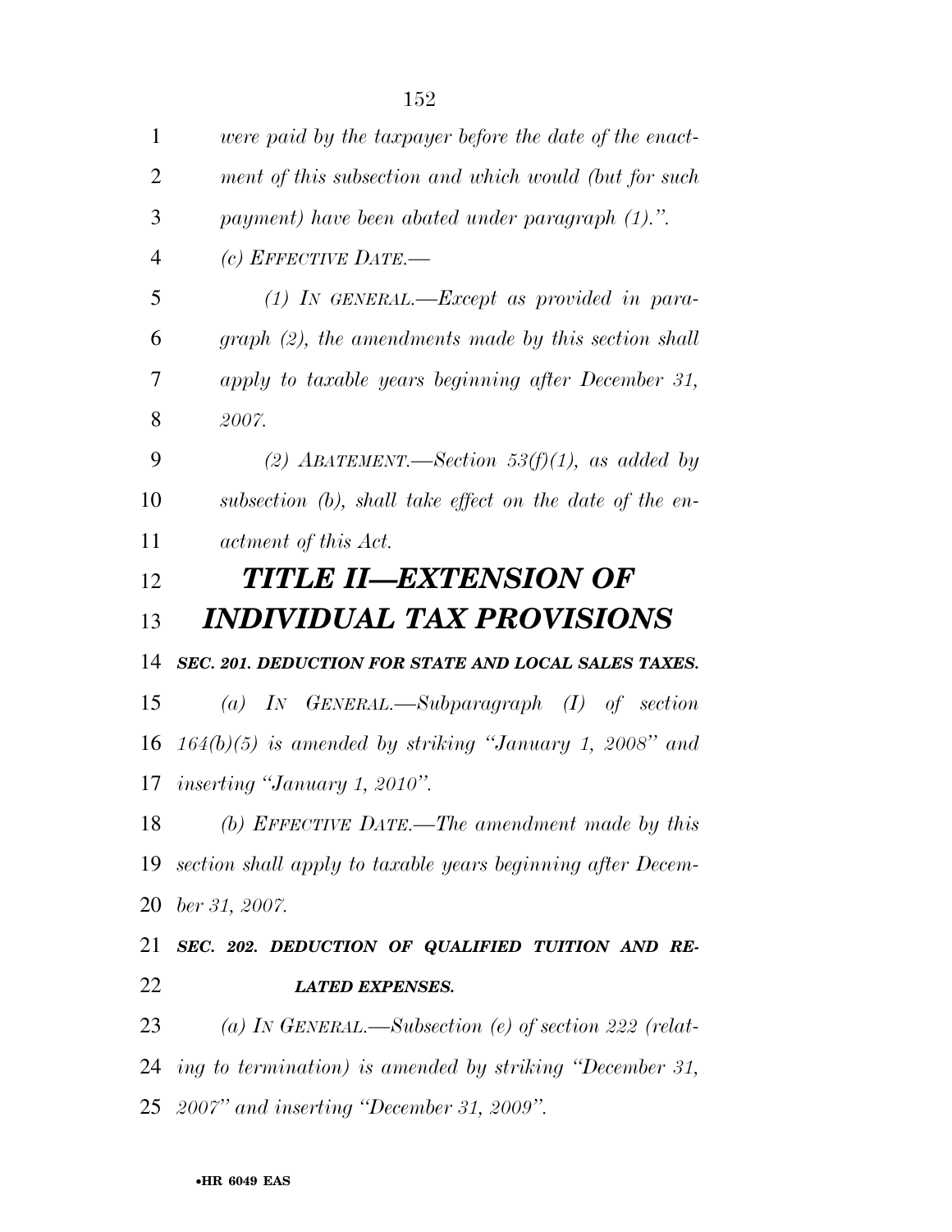*were paid by the taxpayer before the date of the enactment of this subsection and which would (but for such payment) have been abated under paragraph (1).".*

*(c) EFFECTIVE DATE.—*

*(1) IN GENERAL.—Except as provided in paragraph (2), the amendments made by this section shall apply to taxable years beginning after December 31, 2007.*

*(2) ABATEMENT.—Section 53(f)(1), as added by subsection (b), shall take effect on the date of the enactment of this Act.*

# *TITLE II—EXTENSION OF INDIVIDUAL TAX PROVISIONS*

***SEC. 201. DEDUCTION FOR STATE AND LOCAL SALES TAXES.***

*(a) IN GENERAL.—Subparagraph (I) of section 164(b)(5) is amended by striking "January 1, 2008" and inserting "January 1, 2010".*

*(b) EFFECTIVE DATE.—The amendment made by this section shall apply to taxable years beginning after December 31, 2007.*

***SEC. 202. DEDUCTION OF QUALIFIED TUITION AND RELATED EXPENSES.***

*(a) IN GENERAL.—Subsection (e) of section 222 (relating to termination) is amended by striking "December 31, 2007" and inserting "December 31, 2009".*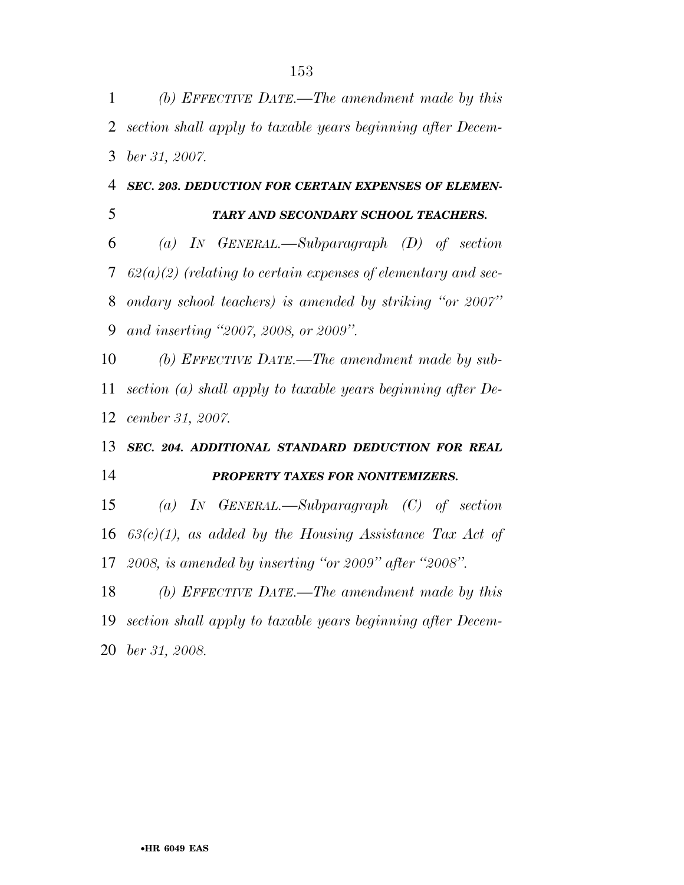*(b) EFFECTIVE DATE.—The amendment made by this section shall apply to taxable years beginning after December 31, 2007.*

### *SEC. 203. DEDUCTION FOR CERTAIN EXPENSES OF ELEMENTARY AND SECONDARY SCHOOL TEACHERS.*

*(a) IN GENERAL.—Subparagraph (D) of section 62(a)(2) (relating to certain expenses of elementary and secondary school teachers) is amended by striking "or 2007" and inserting "2007, 2008, or 2009".*

*(b) EFFECTIVE DATE.—The amendment made by subsection (a) shall apply to taxable years beginning after December 31, 2007.*

### *SEC. 204. ADDITIONAL STANDARD DEDUCTION FOR REAL PROPERTY TAXES FOR NONITEMIZERS.*

*(a) IN GENERAL.—Subparagraph (C) of section 63(c)(1), as added by the Housing Assistance Tax Act of 2008, is amended by inserting "or 2009" after "2008".*

*(b) EFFECTIVE DATE.—The amendment made by this section shall apply to taxable years beginning after December 31, 2008.*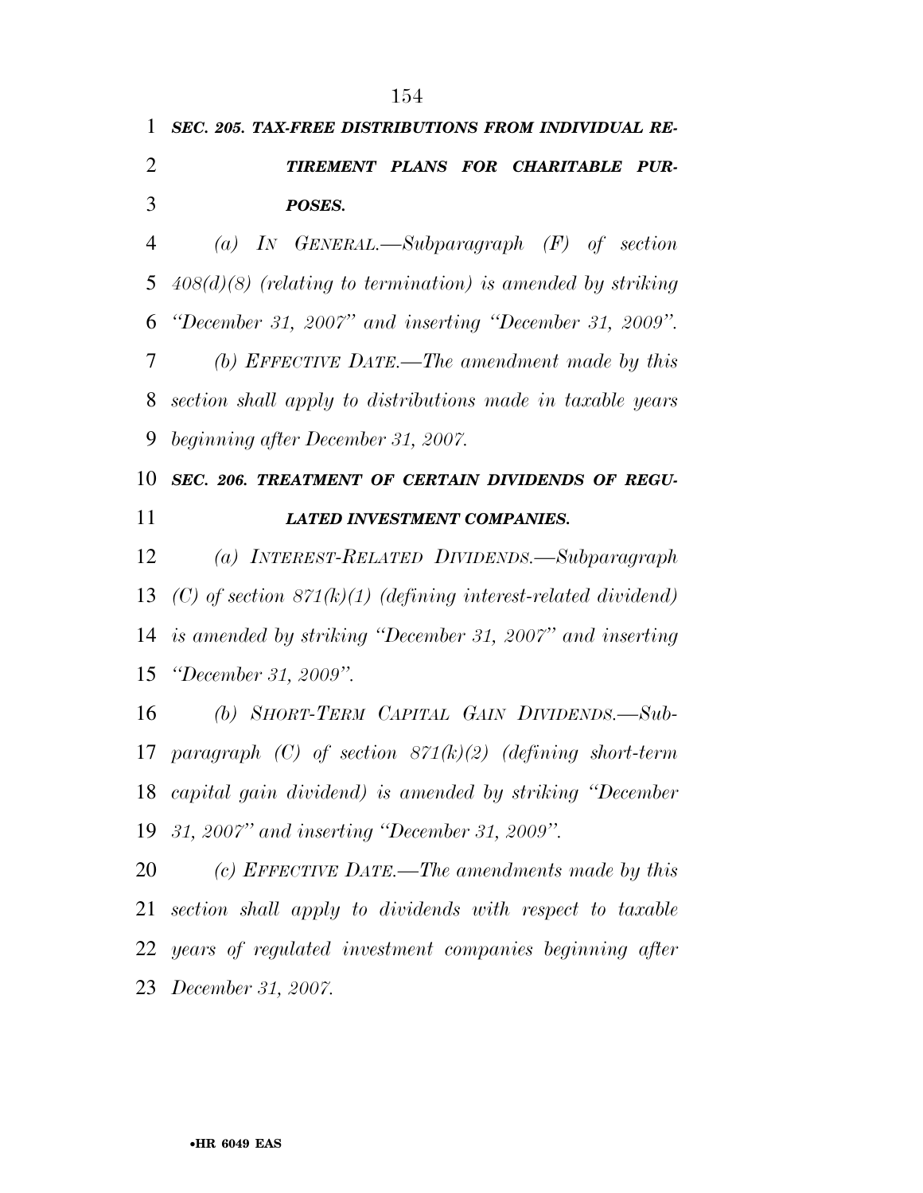***SEC. 205. TAX-FREE DISTRIBUTIONS FROM INDIVIDUAL RETIREMENT PLANS FOR CHARITABLE PURPOSES.***

*(a) IN GENERAL.—Subparagraph (F) of section 408(d)(8) (relating to termination) is amended by striking "December 31, 2007" and inserting "December 31, 2009".*

*(b) EFFECTIVE DATE.—The amendment made by this section shall apply to distributions made in taxable years beginning after December 31, 2007.*

***SEC. 206. TREATMENT OF CERTAIN DIVIDENDS OF REGULATED INVESTMENT COMPANIES.***

*(a) INTEREST-RELATED DIVIDENDS.—Subparagraph (C) of section 871(k)(1) (defining interest-related dividend) is amended by striking "December 31, 2007" and inserting "December 31, 2009".*

*(b) SHORT-TERM CAPITAL GAIN DIVIDENDS.—Subparagraph (C) of section 871(k)(2) (defining short-term capital gain dividend) is amended by striking "December 31, 2007" and inserting "December 31, 2009".*

*(c) EFFECTIVE DATE.—The amendments made by this section shall apply to dividends with respect to taxable years of regulated investment companies beginning after December 31, 2007.*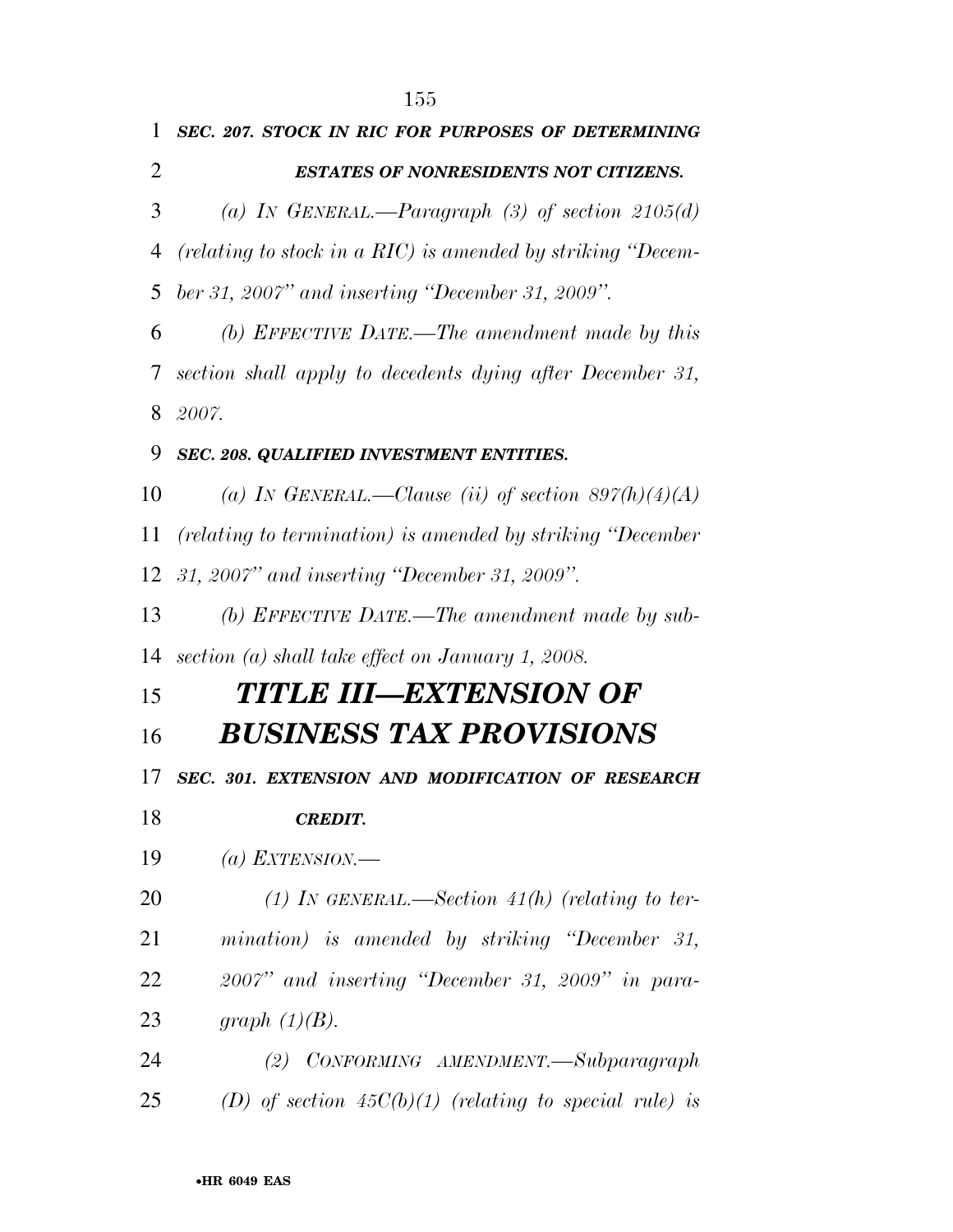**SEC. 207. STOCK IN RIC FOR PURPOSES OF DETERMINING ESTATES OF NONRESIDENTS NOT CITIZENS.**

*(a) IN GENERAL.—Paragraph (3) of section 2105(d) (relating to stock in a RIC) is amended by striking "December 31, 2007" and inserting "December 31, 2009".*

*(b) EFFECTIVE DATE.—The amendment made by this section shall apply to decedents dying after December 31, 2007.*

**SEC. 208. QUALIFIED INVESTMENT ENTITIES.**

*(a) IN GENERAL.—Clause (ii) of section 897(h)(4)(A) (relating to termination) is amended by striking "December 31, 2007" and inserting "December 31, 2009".*

*(b) EFFECTIVE DATE.—The amendment made by subsection (a) shall take effect on January 1, 2008.*

# TITLE III—EXTENSION OF BUSINESS TAX PROVISIONS

**SEC. 301. EXTENSION AND MODIFICATION OF RESEARCH CREDIT.**

*(a) EXTENSION.—*

*(1) IN GENERAL.—Section 41(h) (relating to termination) is amended by striking "December 31, 2007" and inserting "December 31, 2009" in paragraph (1)(B).*

*(2) CONFORMING AMENDMENT.—Subparagraph (D) of section 45C(b)(1) (relating to special rule) is*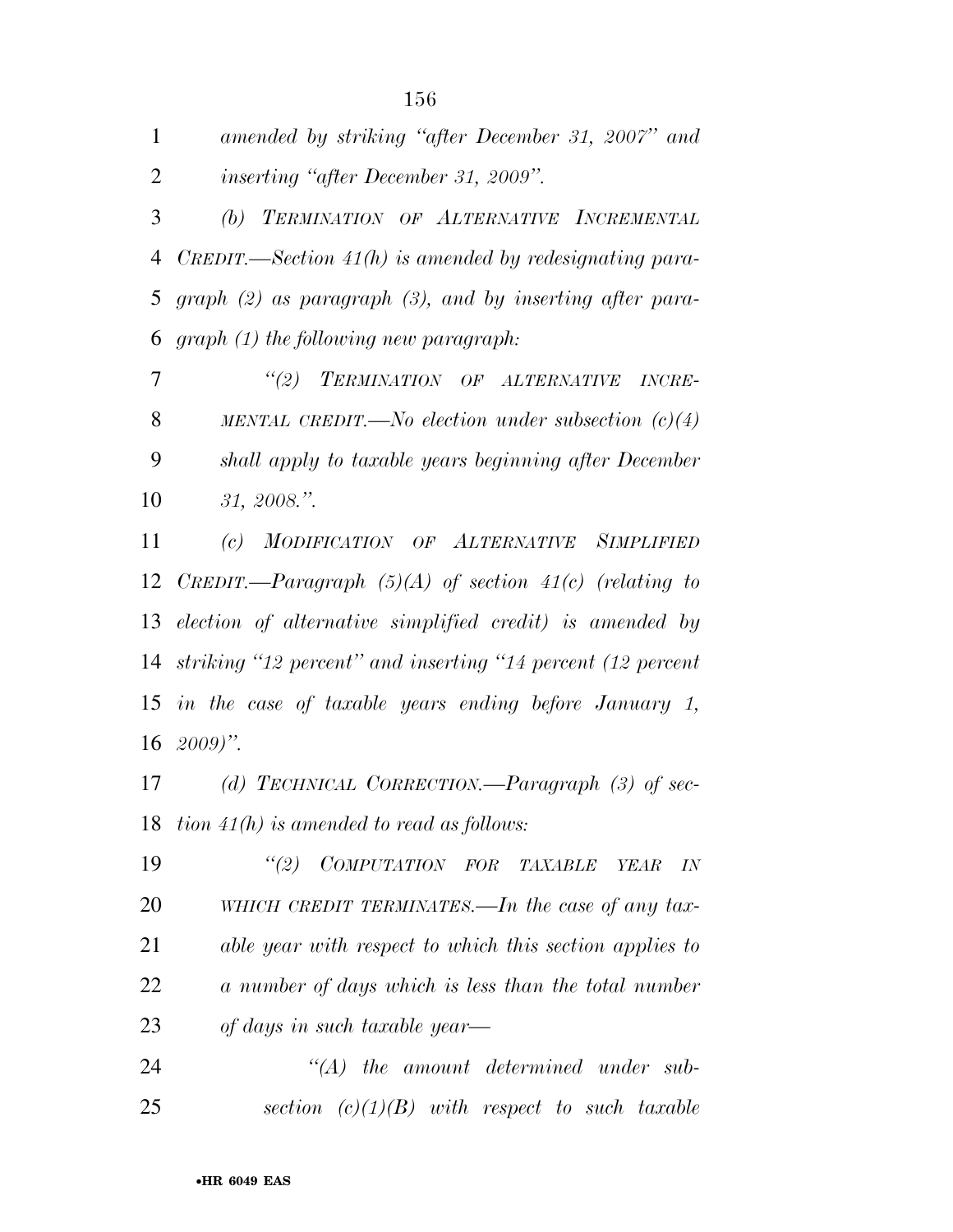*amended by striking "after December 31, 2007" and inserting "after December 31, 2009".*

*(b) TERMINATION OF ALTERNATIVE INCREMENTAL CREDIT.—Section 41(h) is amended by redesignating paragraph (2) as paragraph (3), and by inserting after paragraph (1) the following new paragraph:*

*"(2) TERMINATION OF ALTERNATIVE INCREMENTAL CREDIT.—No election under subsection (c)(4) shall apply to taxable years beginning after December 31, 2008.".*

*(c) MODIFICATION OF ALTERNATIVE SIMPLIFIED CREDIT.—Paragraph (5)(A) of section 41(c) (relating to election of alternative simplified credit) is amended by striking "12 percent" and inserting "14 percent (12 percent in the case of taxable years ending before January 1, 2009)".*

*(d) TECHNICAL CORRECTION.—Paragraph (3) of section 41(h) is amended to read as follows:*

*"(2) COMPUTATION FOR TAXABLE YEAR IN WHICH CREDIT TERMINATES.—In the case of any taxable year with respect to which this section applies to a number of days which is less than the total number of days in such taxable year—*

*"(A) the amount determined under subsection (c)(1)(B) with respect to such taxable*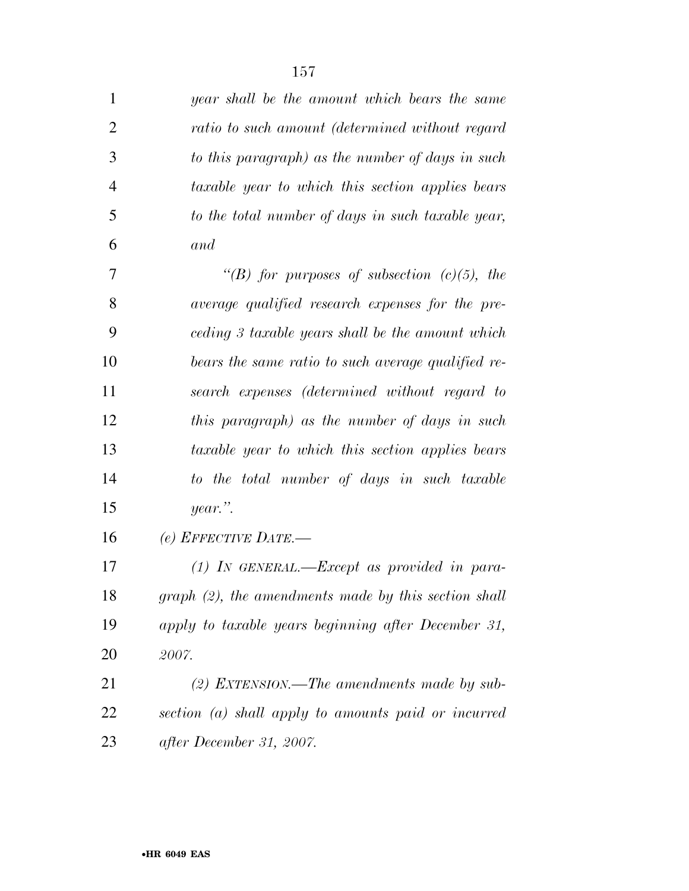*year shall be the amount which bears the same ratio to such amount (determined without regard to this paragraph) as the number of days in such taxable year to which this section applies bears to the total number of days in such taxable year, and*

*"(B) for purposes of subsection (c)(5), the average qualified research expenses for the preceding 3 taxable years shall be the amount which bears the same ratio to such average qualified research expenses (determined without regard to this paragraph) as the number of days in such taxable year to which this section applies bears to the total number of days in such taxable year.".*

*(e) EFFECTIVE DATE.—*

*(1) IN GENERAL.—Except as provided in paragraph (2), the amendments made by this section shall apply to taxable years beginning after December 31, 2007.*

*(2) EXTENSION.—The amendments made by subsection (a) shall apply to amounts paid or incurred after December 31, 2007.*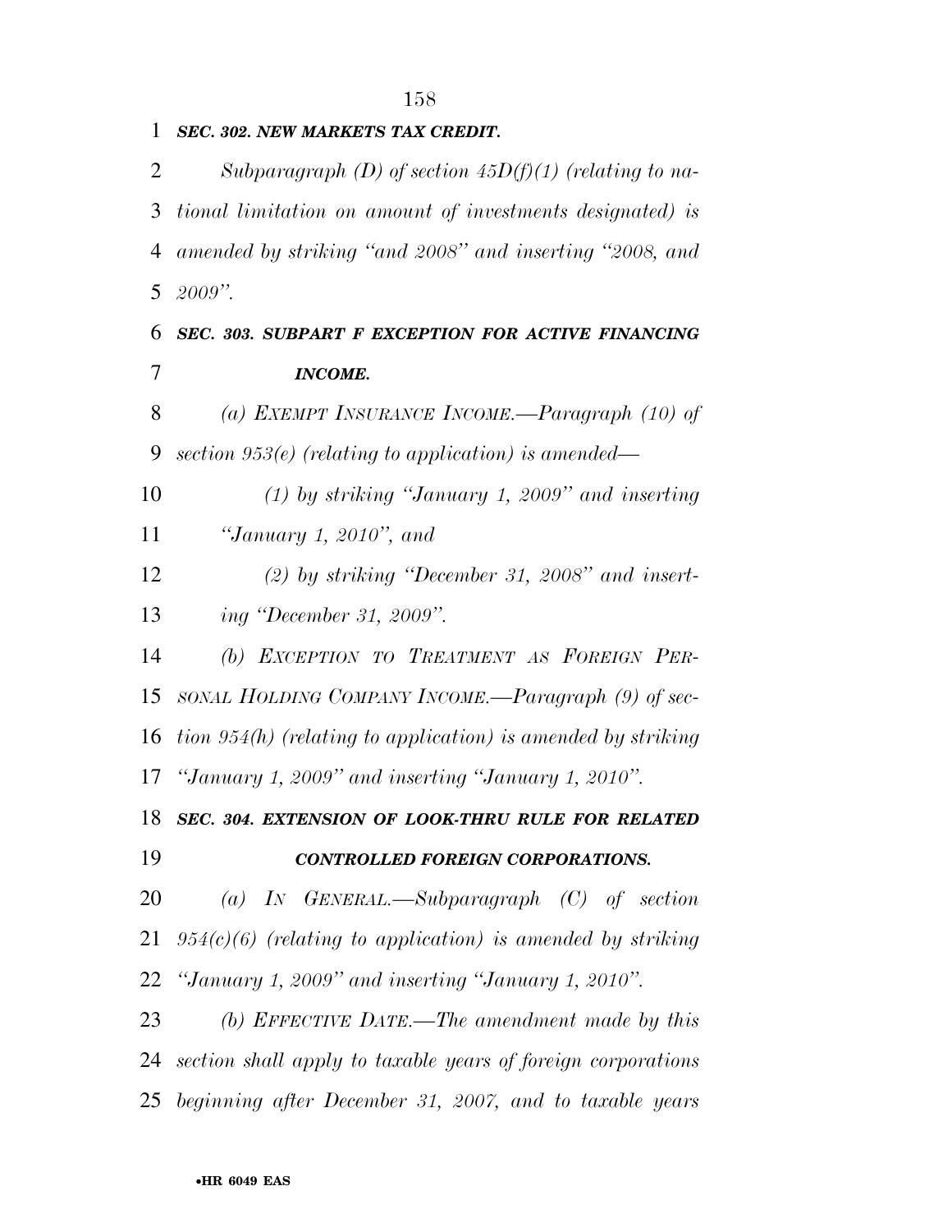***SEC. 302. NEW MARKETS TAX CREDIT.***

*Subparagraph (D) of section 45D(f)(1) (relating to national limitation on amount of investments designated) is amended by striking "and 2008" and inserting "2008, and 2009".*

***SEC. 303. SUBPART F EXCEPTION FOR ACTIVE FINANCING INCOME.***

*(a) EXEMPT INSURANCE INCOME.—Paragraph (10) of section 953(e) (relating to application) is amended—*

*(1) by striking "January 1, 2009" and inserting "January 1, 2010", and*

*(2) by striking "December 31, 2008" and inserting "December 31, 2009".*

*(b) EXCEPTION TO TREATMENT AS FOREIGN PERSONAL HOLDING COMPANY INCOME.—Paragraph (9) of section 954(h) (relating to application) is amended by striking "January 1, 2009" and inserting "January 1, 2010".*

***SEC. 304. EXTENSION OF LOOK-THRU RULE FOR RELATED CONTROLLED FOREIGN CORPORATIONS.***

*(a) IN GENERAL.—Subparagraph (C) of section 954(c)(6) (relating to application) is amended by striking "January 1, 2009" and inserting "January 1, 2010".*

*(b) EFFECTIVE DATE.—The amendment made by this section shall apply to taxable years of foreign corporations beginning after December 31, 2007, and to taxable years*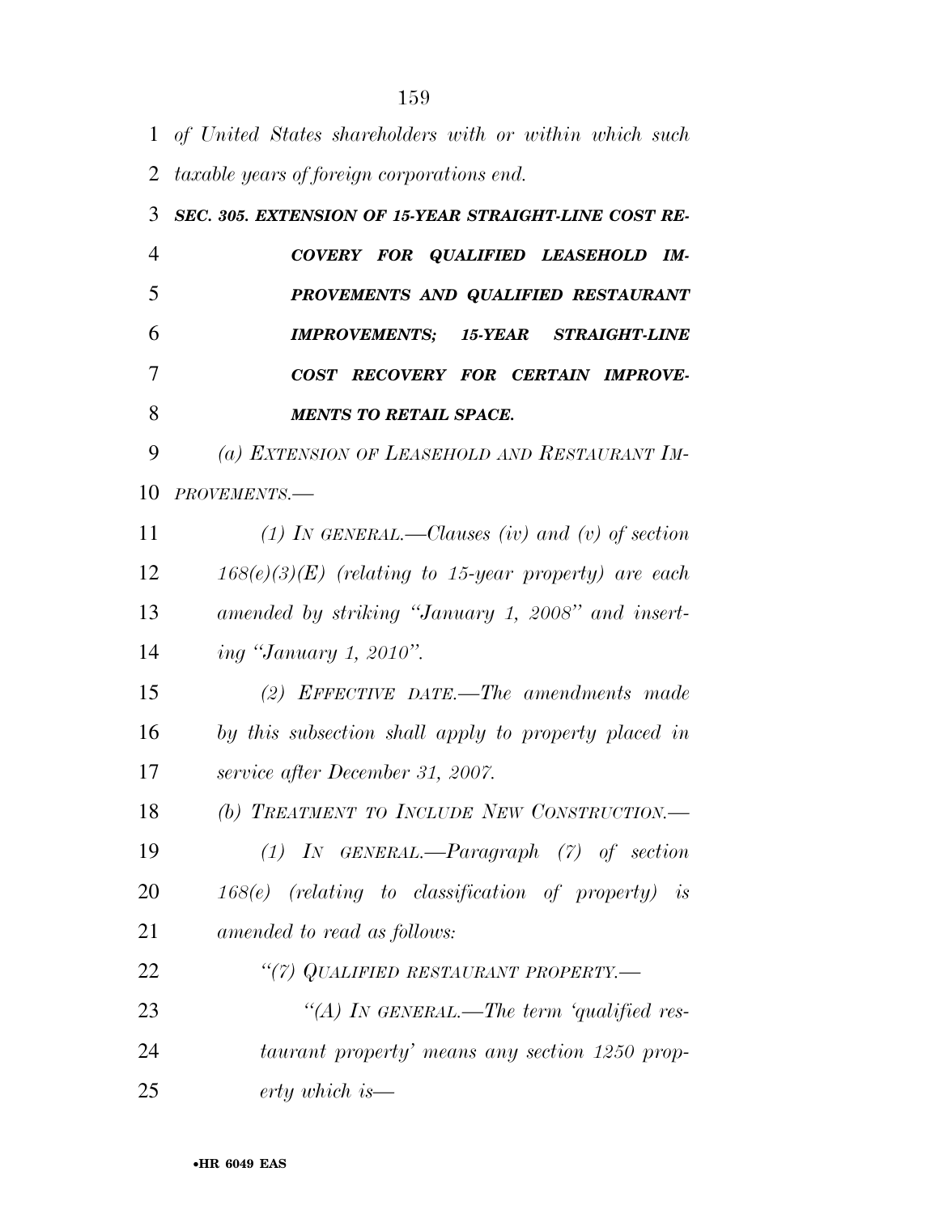*of United States shareholders with or within which such taxable years of foreign corporations end.*

***SEC. 305. EXTENSION OF 15-YEAR STRAIGHT-LINE COST RECOVERY FOR QUALIFIED LEASEHOLD IMPROVEMENTS AND QUALIFIED RESTAURANT IMPROVEMENTS; 15-YEAR STRAIGHT-LINE COST RECOVERY FOR CERTAIN IMPROVEMENTS TO RETAIL SPACE.***

*(a) EXTENSION OF LEASEHOLD AND RESTAURANT IMPROVEMENTS.—*

*(1) IN GENERAL.—Clauses (iv) and (v) of section 168(e)(3)(E) (relating to 15-year property) are each amended by striking "January 1, 2008" and inserting "January 1, 2010".*

*(2) EFFECTIVE DATE.—The amendments made by this subsection shall apply to property placed in service after December 31, 2007.*

*(b) TREATMENT TO INCLUDE NEW CONSTRUCTION.—*

*(1) IN GENERAL.—Paragraph (7) of section 168(e) (relating to classification of property) is amended to read as follows:*

*"(7) QUALIFIED RESTAURANT PROPERTY.—*

*"(A) IN GENERAL.—The term 'qualified restaurant property' means any section 1250 property which is—*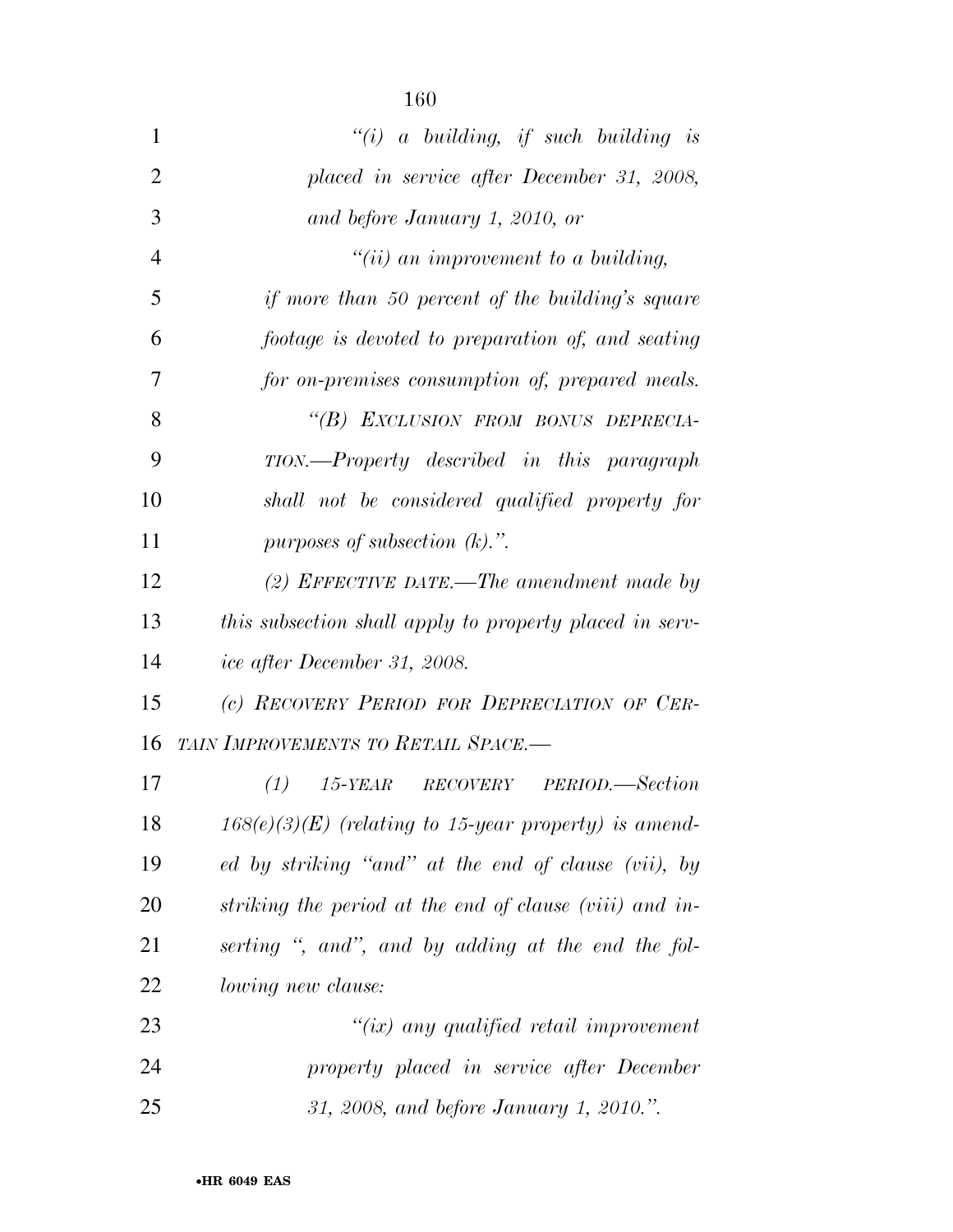*"(i) a building, if such building is placed in service after December 31, 2008, and before January 1, 2010, or*

*"(ii) an improvement to a building, if more than 50 percent of the building's square footage is devoted to preparation of, and seating for on-premises consumption of, prepared meals.*

*"(B) EXCLUSION FROM BONUS DEPRECIATION.—Property described in this paragraph shall not be considered qualified property for purposes of subsection (k).".*

*(2) EFFECTIVE DATE.—The amendment made by this subsection shall apply to property placed in service after December 31, 2008.*

*(c) RECOVERY PERIOD FOR DEPRECIATION OF CERTAIN IMPROVEMENTS TO RETAIL SPACE.—*

*(1) 15-YEAR RECOVERY PERIOD.—Section 168(e)(3)(E) (relating to 15-year property) is amended by striking "and" at the end of clause (vii), by striking the period at the end of clause (viii) and inserting ", and", and by adding at the end the following new clause:*

*"(ix) any qualified retail improvement property placed in service after December 31, 2008, and before January 1, 2010.".*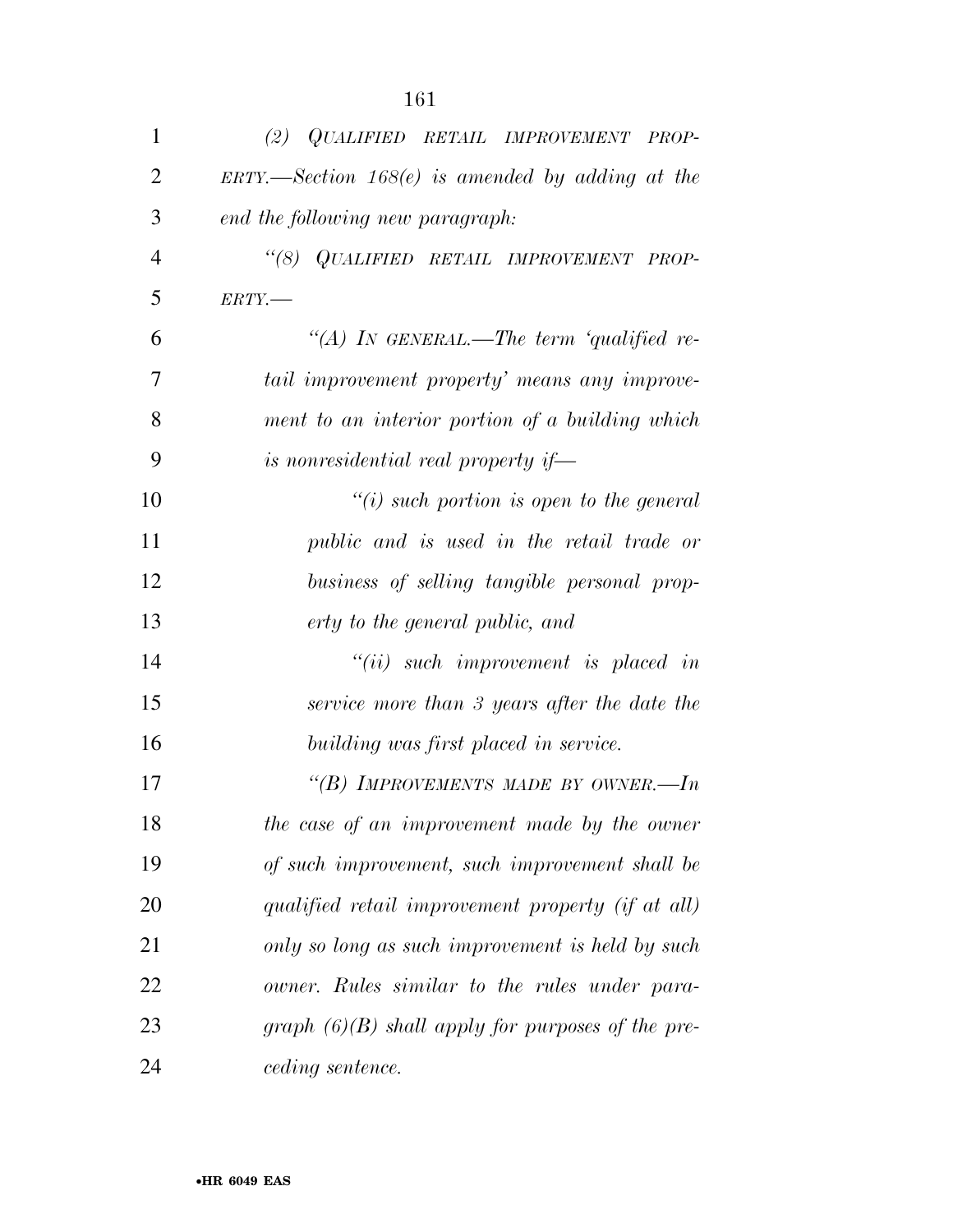*(2) QUALIFIED RETAIL IMPROVEMENT PROPERTY.—Section 168(e) is amended by adding at the end the following new paragraph:*

*"(8) QUALIFIED RETAIL IMPROVEMENT PROPERTY.—*

*"(A) IN GENERAL.—The term 'qualified retail improvement property' means any improvement to an interior portion of a building which is nonresidential real property if—*

*"(i) such portion is open to the general public and is used in the retail trade or business of selling tangible personal property to the general public, and*

*"(ii) such improvement is placed in service more than 3 years after the date the building was first placed in service.*

*"(B) IMPROVEMENTS MADE BY OWNER.—In the case of an improvement made by the owner of such improvement, such improvement shall be qualified retail improvement property (if at all) only so long as such improvement is held by such owner. Rules similar to the rules under paragraph (6)(B) shall apply for purposes of the preceding sentence.*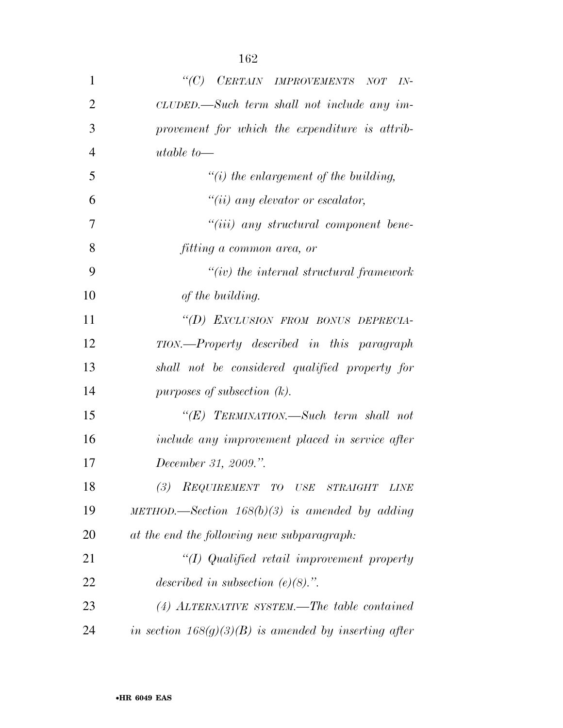*"(C) CERTAIN IMPROVEMENTS NOT INCLUDED.—Such term shall not include any improvement for which the expenditure is attributable to—*

*"(i) the enlargement of the building,*

*"(ii) any elevator or escalator,*

*"(iii) any structural component benefitting a common area, or*

*"(iv) the internal structural framework of the building.*

*"(D) EXCLUSION FROM BONUS DEPRECIATION.—Property described in this paragraph shall not be considered qualified property for purposes of subsection (k).*

*"(E) TERMINATION.—Such term shall not include any improvement placed in service after December 31, 2009.".*

*(3) REQUIREMENT TO USE STRAIGHT LINE METHOD.—Section 168(b)(3) is amended by adding at the end the following new subparagraph:*

*"(I) Qualified retail improvement property described in subsection (e)(8).".*

*(4) ALTERNATIVE SYSTEM.—The table contained in section 168(g)(3)(B) is amended by inserting after*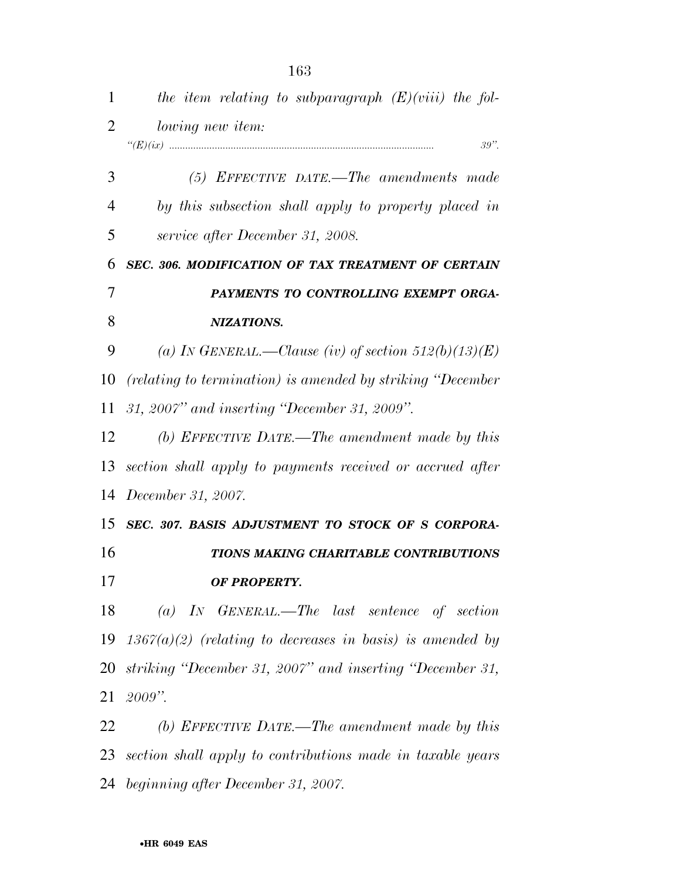*the item relating to subparagraph (E)(viii) the following new item:*

*"(E)(ix) .................................................................................................. 39".*

*(5) EFFECTIVE DATE.—The amendments made by this subsection shall apply to property placed in service after December 31, 2008.*

***SEC. 306. MODIFICATION OF TAX TREATMENT OF CERTAIN PAYMENTS TO CONTROLLING EXEMPT ORGANIZATIONS.***

*(a) IN GENERAL.—Clause (iv) of section 512(b)(13)(E) (relating to termination) is amended by striking "December 31, 2007" and inserting "December 31, 2009".*

*(b) EFFECTIVE DATE.—The amendment made by this section shall apply to payments received or accrued after December 31, 2007.*

***SEC. 307. BASIS ADJUSTMENT TO STOCK OF S CORPORATIONS MAKING CHARITABLE CONTRIBUTIONS OF PROPERTY.***

*(a) IN GENERAL.—The last sentence of section 1367(a)(2) (relating to decreases in basis) is amended by striking "December 31, 2007" and inserting "December 31, 2009".*

*(b) EFFECTIVE DATE.—The amendment made by this section shall apply to contributions made in taxable years beginning after December 31, 2007.*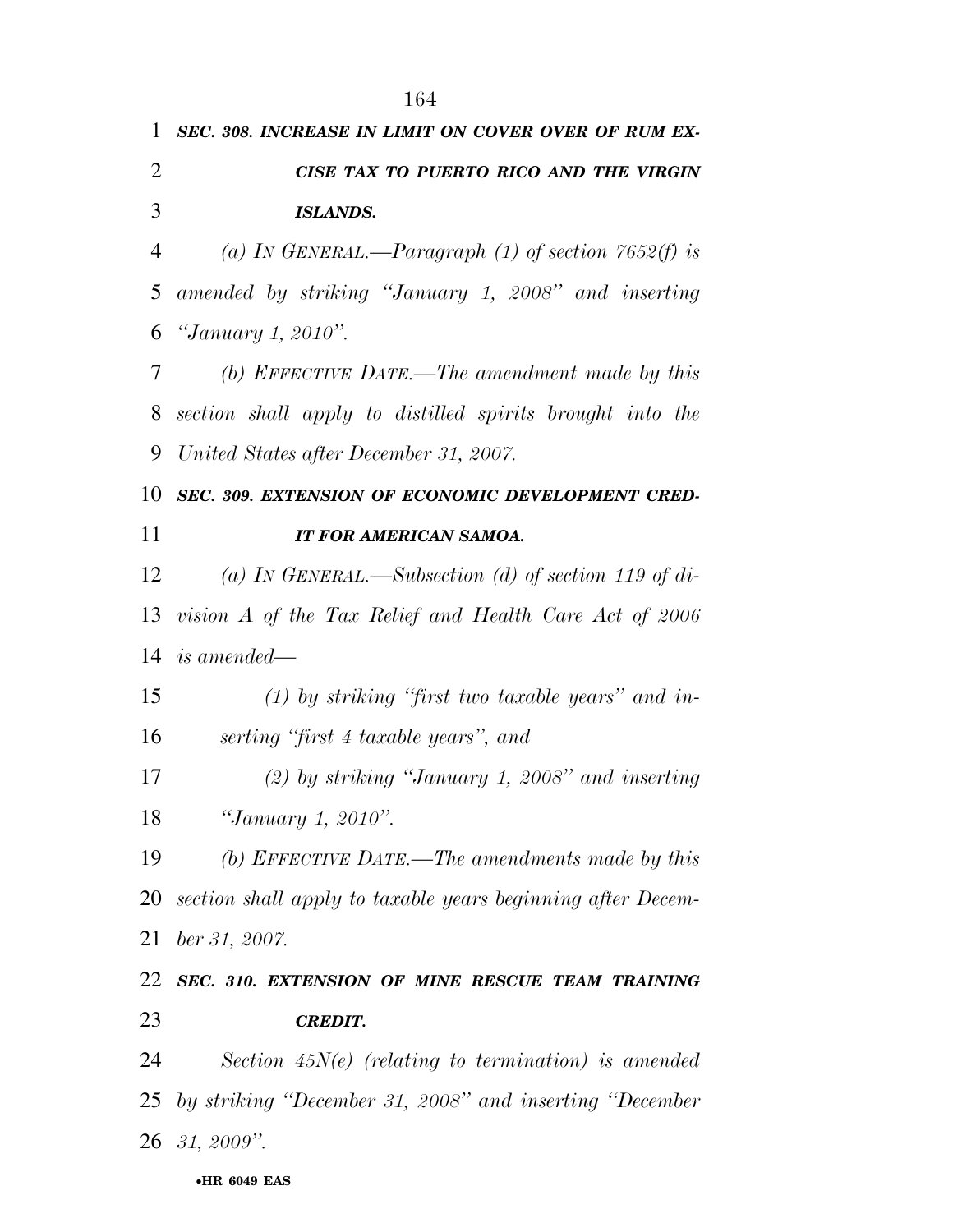***SEC. 308. INCREASE IN LIMIT ON COVER OVER OF RUM EXCISE TAX TO PUERTO RICO AND THE VIRGIN ISLANDS.***

*(a) IN GENERAL.—Paragraph (1) of section 7652(f) is amended by striking "January 1, 2008" and inserting "January 1, 2010".*

*(b) EFFECTIVE DATE.—The amendment made by this section shall apply to distilled spirits brought into the United States after December 31, 2007.*

***SEC. 309. EXTENSION OF ECONOMIC DEVELOPMENT CREDIT FOR AMERICAN SAMOA.***

*(a) IN GENERAL.—Subsection (d) of section 119 of division A of the Tax Relief and Health Care Act of 2006 is amended—*

*(1) by striking "first two taxable years" and inserting "first 4 taxable years", and*

*(2) by striking "January 1, 2008" and inserting "January 1, 2010".*

*(b) EFFECTIVE DATE.—The amendments made by this section shall apply to taxable years beginning after December 31, 2007.*

***SEC. 310. EXTENSION OF MINE RESCUE TEAM TRAINING CREDIT.***

*Section 45N(e) (relating to termination) is amended by striking "December 31, 2008" and inserting "December 31, 2009".*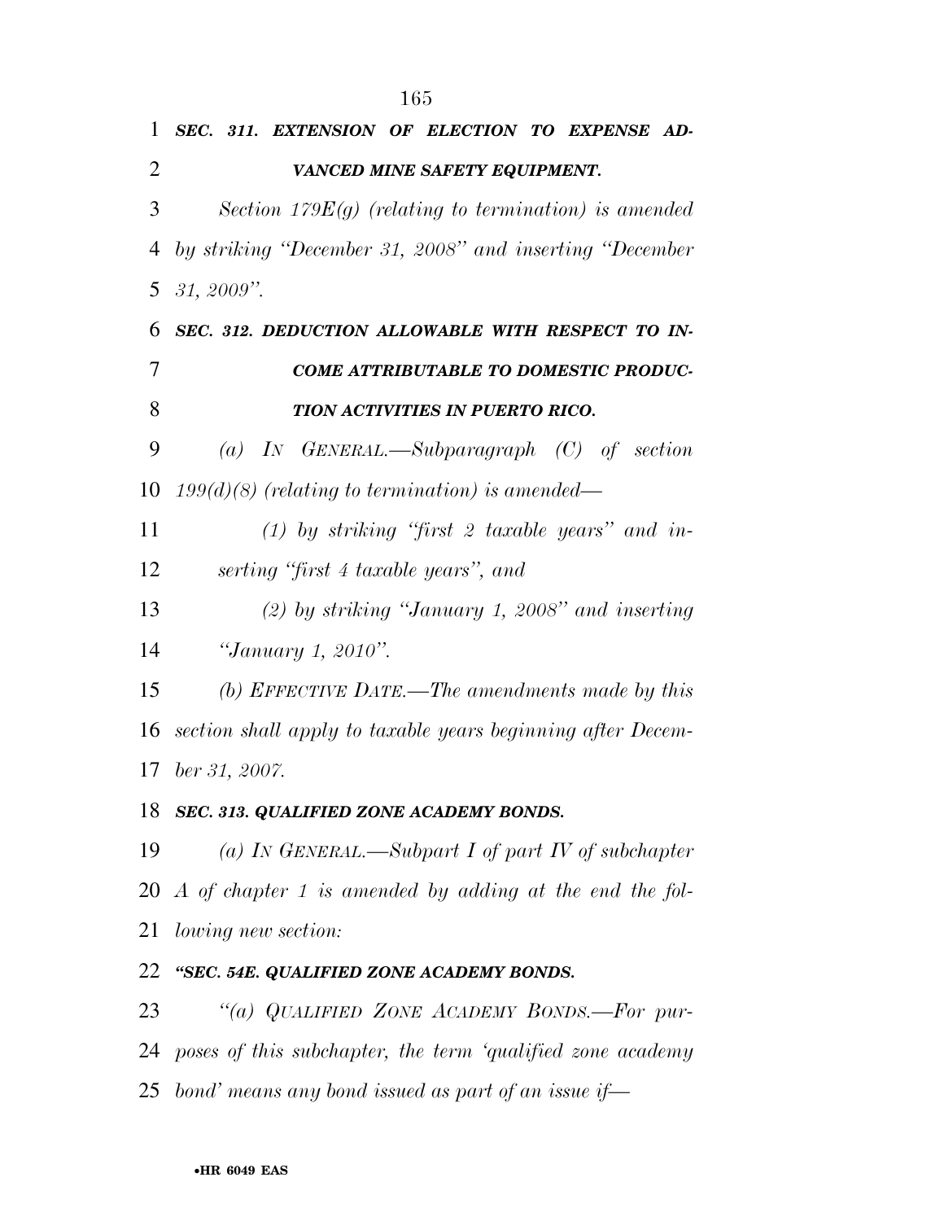***SEC. 311. EXTENSION OF ELECTION TO EXPENSE ADVANCED MINE SAFETY EQUIPMENT.***

*Section 179E(g) (relating to termination) is amended by striking "December 31, 2008" and inserting "December 31, 2009".*

***SEC. 312. DEDUCTION ALLOWABLE WITH RESPECT TO INCOME ATTRIBUTABLE TO DOMESTIC PRODUCTION ACTIVITIES IN PUERTO RICO.***

*(a) IN GENERAL.—Subparagraph (C) of section 199(d)(8) (relating to termination) is amended—*

*(1) by striking "first 2 taxable years" and inserting "first 4 taxable years", and*

*(2) by striking "January 1, 2008" and inserting "January 1, 2010".*

*(b) EFFECTIVE DATE.—The amendments made by this section shall apply to taxable years beginning after December 31, 2007.*

***SEC. 313. QUALIFIED ZONE ACADEMY BONDS.***

*(a) IN GENERAL.—Subpart I of part IV of subchapter A of chapter 1 is amended by adding at the end the following new section:*

***"SEC. 54E. QUALIFIED ZONE ACADEMY BONDS.***

*"(a) QUALIFIED ZONE ACADEMY BONDS.—For purposes of this subchapter, the term 'qualified zone academy bond' means any bond issued as part of an issue if—*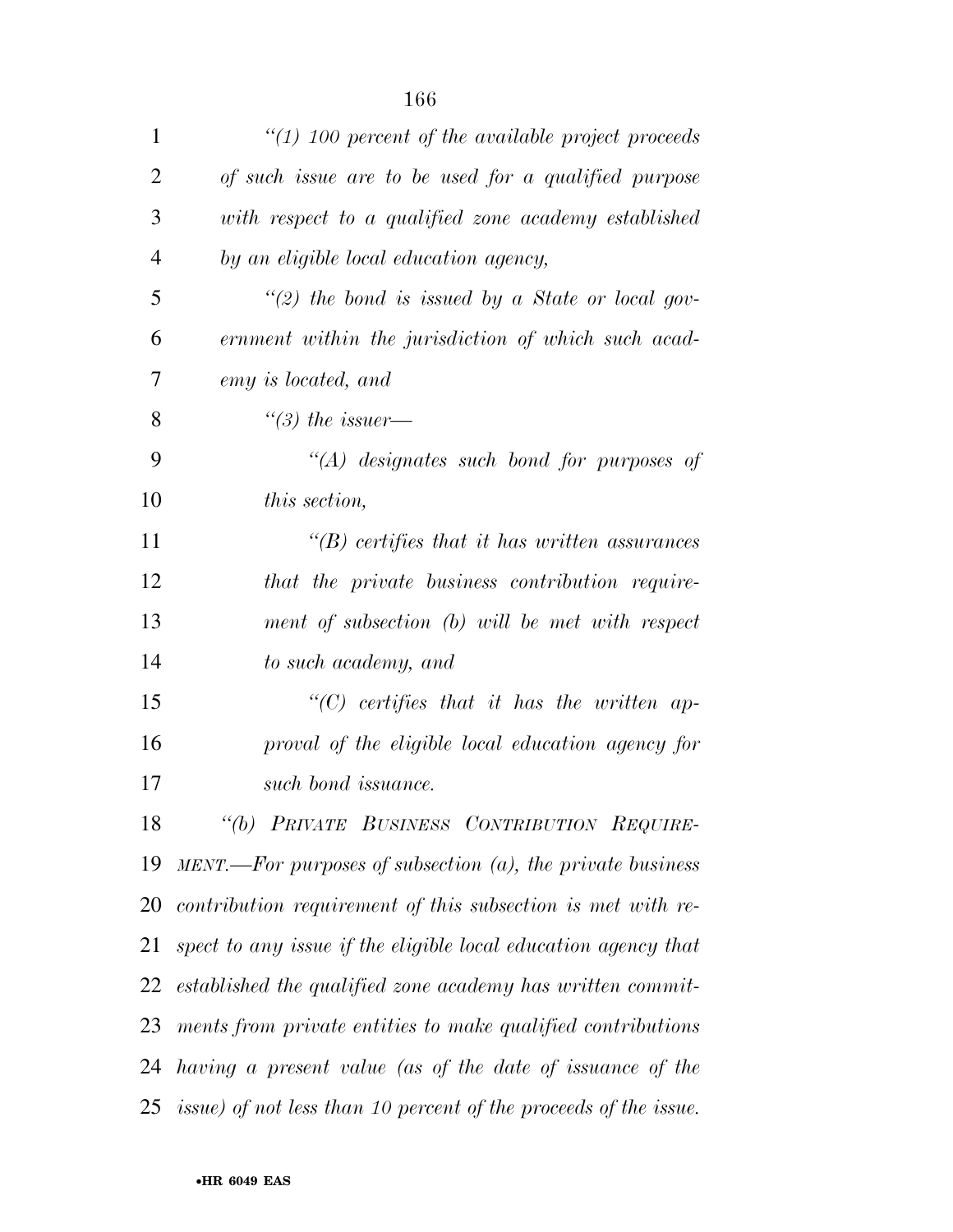*"(1) 100 percent of the available project proceeds of such issue are to be used for a qualified purpose with respect to a qualified zone academy established by an eligible local education agency,*

*"(2) the bond is issued by a State or local government within the jurisdiction of which such academy is located, and*

*"(3) the issuer—*

*"(A) designates such bond for purposes of this section,*

*"(B) certifies that it has written assurances that the private business contribution requirement of subsection (b) will be met with respect to such academy, and*

*"(C) certifies that it has the written approval of the eligible local education agency for such bond issuance.*

*"(b) PRIVATE BUSINESS CONTRIBUTION REQUIREMENT.—For purposes of subsection (a), the private business contribution requirement of this subsection is met with respect to any issue if the eligible local education agency that established the qualified zone academy has written commitments from private entities to make qualified contributions having a present value (as of the date of issuance of the issue) of not less than 10 percent of the proceeds of the issue.*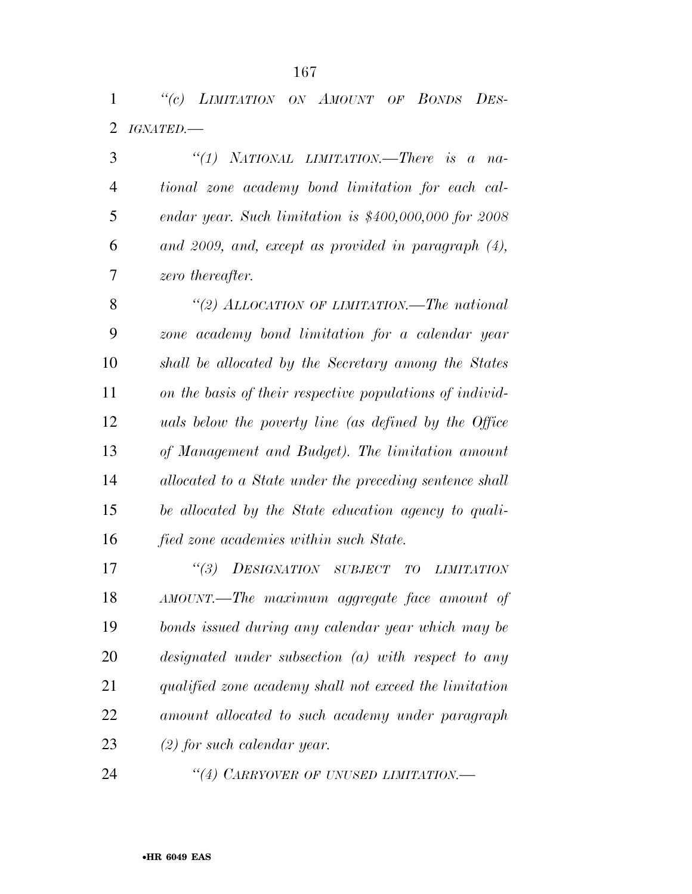*"(c) Limitation on Amount of Bonds Designated.—*

*"(1) National limitation.—There is a national zone academy bond limitation for each calendar year. Such limitation is $400,000,000 for 2008 and 2009, and, except as provided in paragraph (4), zero thereafter.*

*"(2) Allocation of limitation.—The national zone academy bond limitation for a calendar year shall be allocated by the Secretary among the States on the basis of their respective populations of individuals below the poverty line (as defined by the Office of Management and Budget). The limitation amount allocated to a State under the preceding sentence shall be allocated by the State education agency to qualified zone academies within such State.*

*"(3) Designation subject to limitation amount.—The maximum aggregate face amount of bonds issued during any calendar year which may be designated under subsection (a) with respect to any qualified zone academy shall not exceed the limitation amount allocated to such academy under paragraph (2) for such calendar year.*

*"(4) Carryover of unused limitation.—*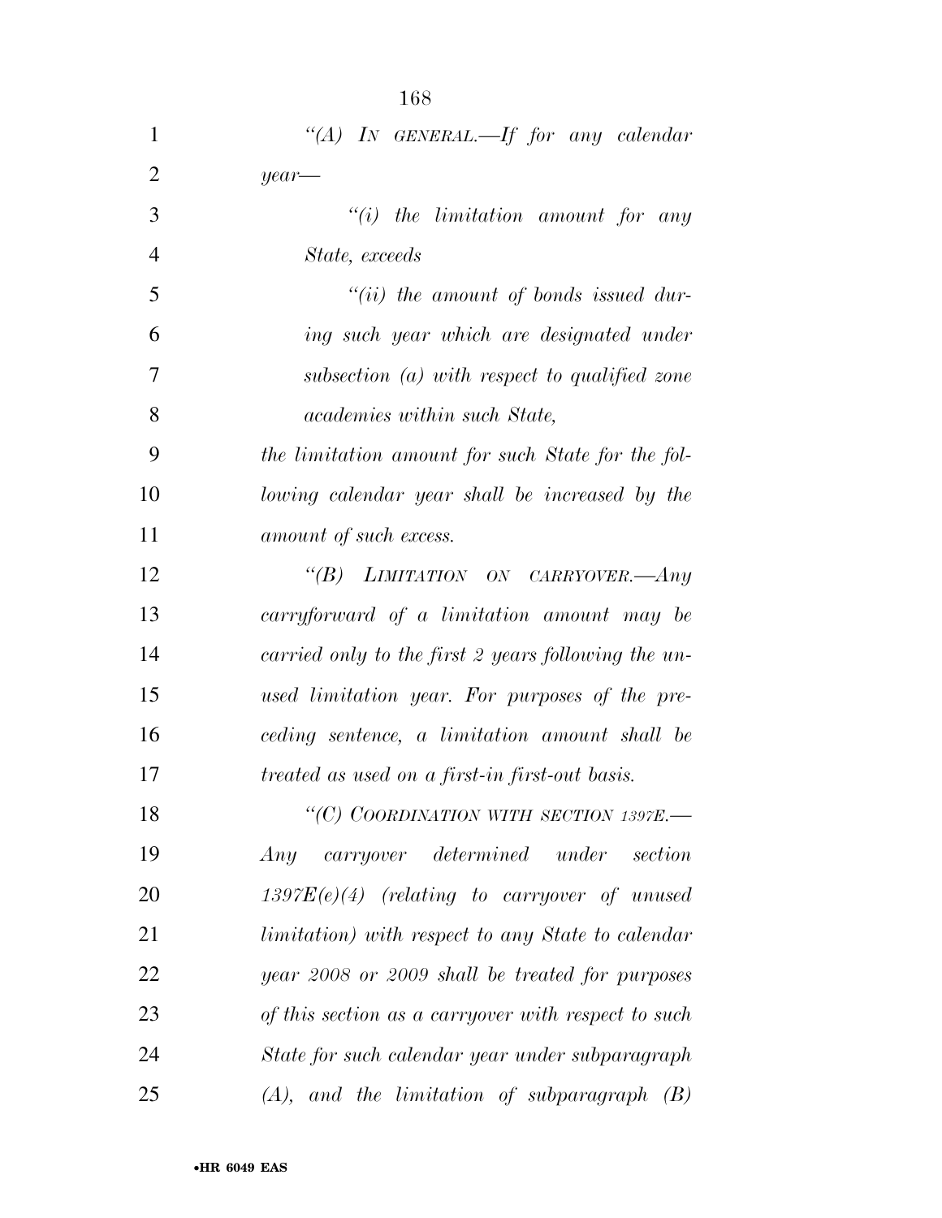*"(A) IN GENERAL.—If for any calendar year—*

*"(i) the limitation amount for any State, exceeds*

*"(ii) the amount of bonds issued during such year which are designated under subsection (a) with respect to qualified zone academies within such State,*

*the limitation amount for such State for the following calendar year shall be increased by the amount of such excess.*

*"(B) LIMITATION ON CARRYOVER.—Any carryforward of a limitation amount may be carried only to the first 2 years following the unused limitation year. For purposes of the preceding sentence, a limitation amount shall be treated as used on a first-in first-out basis.*

*"(C) COORDINATION WITH SECTION 1397E.—Any carryover determined under section 1397E(e)(4) (relating to carryover of unused limitation) with respect to any State to calendar year 2008 or 2009 shall be treated for purposes of this section as a carryover with respect to such State for such calendar year under subparagraph (A), and the limitation of subparagraph (B)*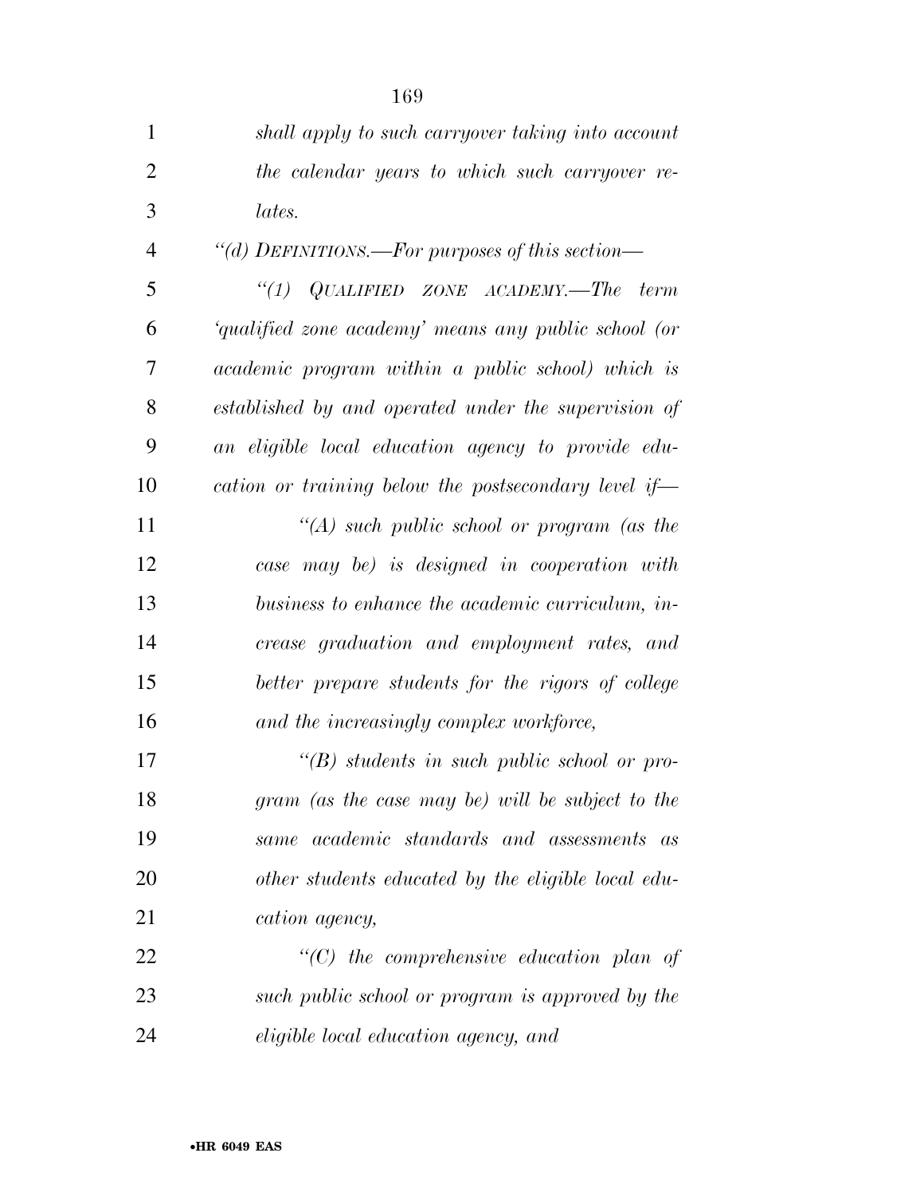*shall apply to such carryover taking into account the calendar years to which such carryover relates.*

*"(d) DEFINITIONS.—For purposes of this section—*

*"(1) QUALIFIED ZONE ACADEMY.—The term 'qualified zone academy' means any public school (or academic program within a public school) which is established by and operated under the supervision of an eligible local education agency to provide education or training below the postsecondary level if—*

*"(A) such public school or program (as the case may be) is designed in cooperation with business to enhance the academic curriculum, increase graduation and employment rates, and better prepare students for the rigors of college and the increasingly complex workforce,*

*"(B) students in such public school or program (as the case may be) will be subject to the same academic standards and assessments as other students educated by the eligible local education agency,*

*"(C) the comprehensive education plan of such public school or program is approved by the eligible local education agency, and*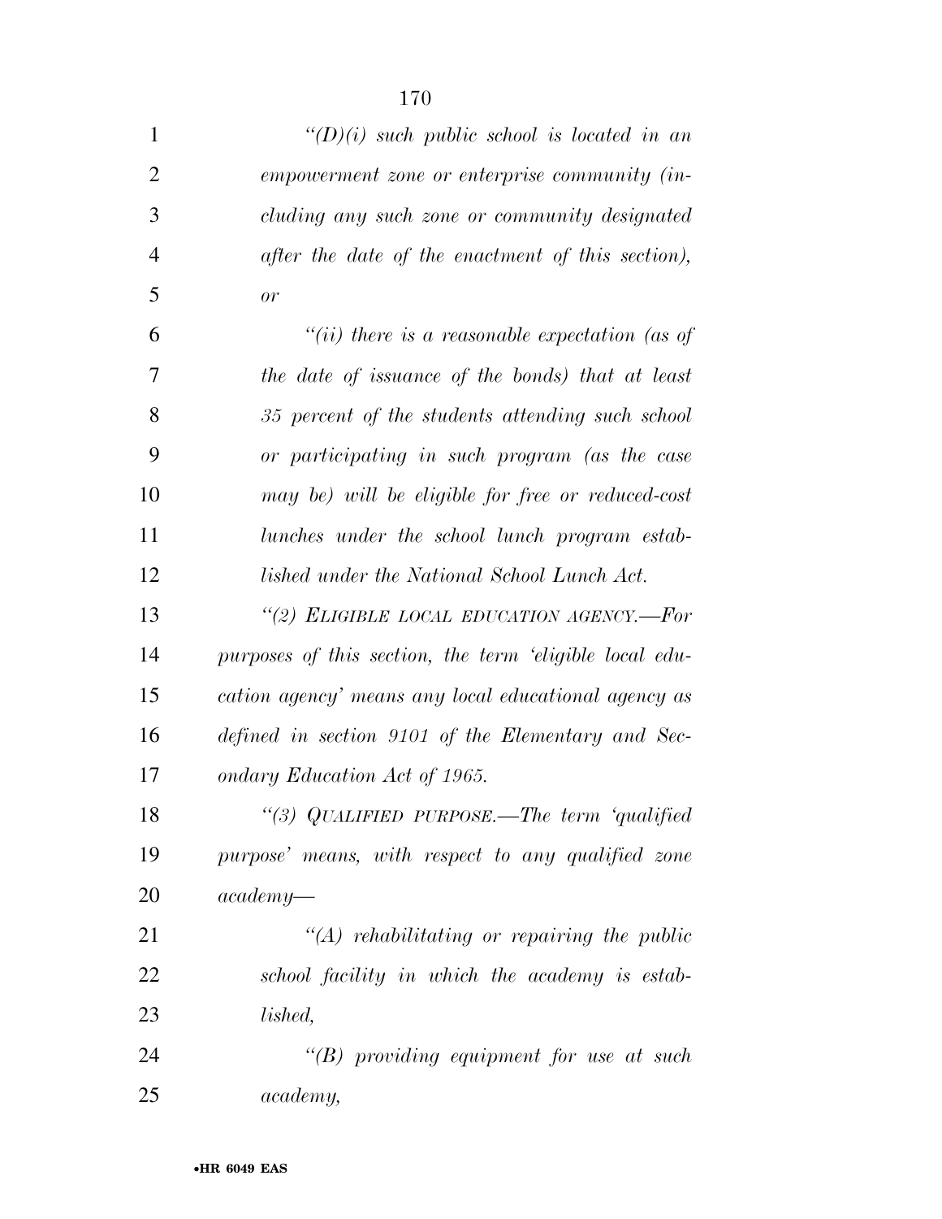*"(D)(i) such public school is located in an empowerment zone or enterprise community (including any such zone or community designated after the date of the enactment of this section), or*

*"(ii) there is a reasonable expectation (as of the date of issuance of the bonds) that at least 35 percent of the students attending such school or participating in such program (as the case may be) will be eligible for free or reduced-cost lunches under the school lunch program established under the National School Lunch Act.*

*"(2) ELIGIBLE LOCAL EDUCATION AGENCY.—For purposes of this section, the term 'eligible local education agency' means any local educational agency as defined in section 9101 of the Elementary and Secondary Education Act of 1965.*

*"(3) QUALIFIED PURPOSE.—The term 'qualified purpose' means, with respect to any qualified zone academy—*

*"(A) rehabilitating or repairing the public school facility in which the academy is established,*

*"(B) providing equipment for use at such academy,*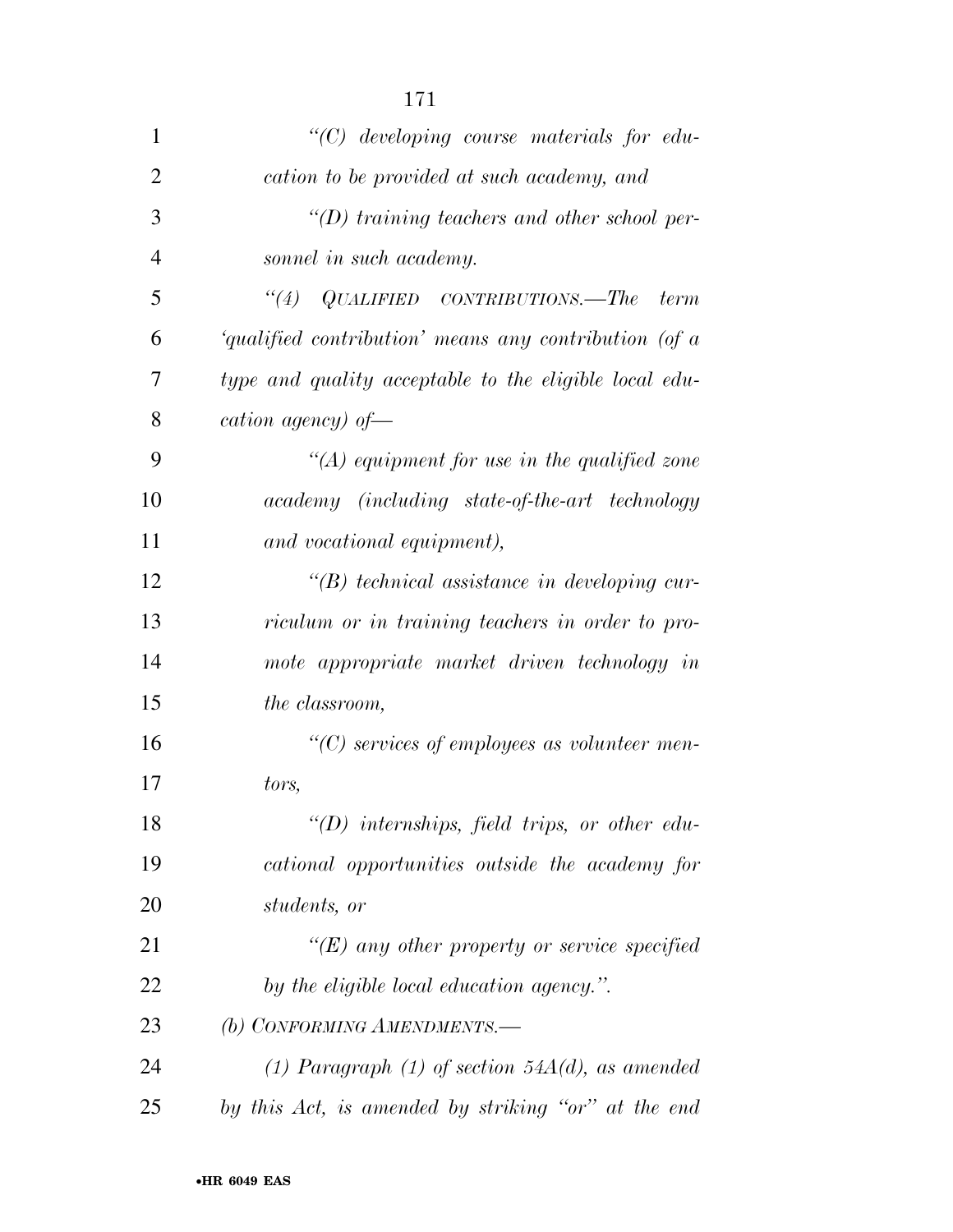*"(C) developing course materials for education to be provided at such academy, and*

*"(D) training teachers and other school personnel in such academy.*

*"(4) QUALIFIED CONTRIBUTIONS.—The term 'qualified contribution' means any contribution (of a type and quality acceptable to the eligible local education agency) of—*

*"(A) equipment for use in the qualified zone academy (including state-of-the-art technology and vocational equipment),*

*"(B) technical assistance in developing curriculum or in training teachers in order to promote appropriate market driven technology in the classroom,*

*"(C) services of employees as volunteer mentors,*

*"(D) internships, field trips, or other educational opportunities outside the academy for students, or*

*"(E) any other property or service specified by the eligible local education agency.".*

*(b) CONFORMING AMENDMENTS.—*

*(1) Paragraph (1) of section 54A(d), as amended by this Act, is amended by striking "or" at the end*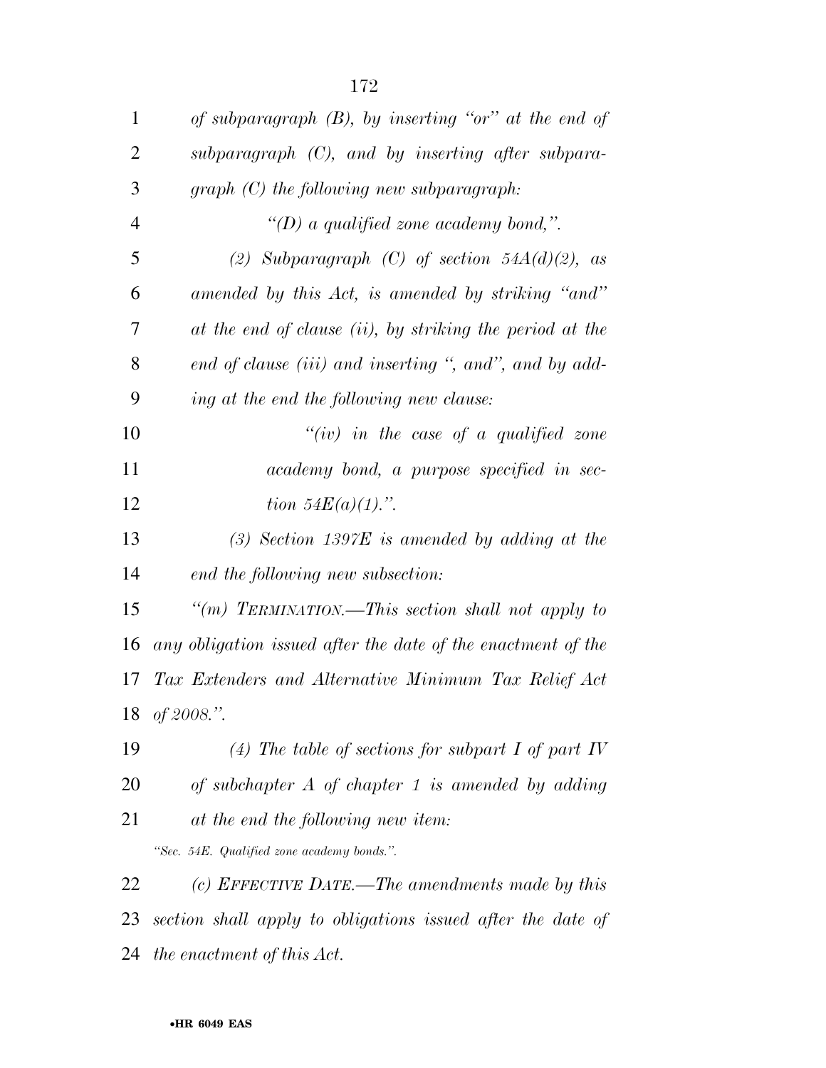*of subparagraph (B), by inserting "or" at the end of subparagraph (C), and by inserting after subparagraph (C) the following new subparagraph:*

*"(D) a qualified zone academy bond,".*

*(2) Subparagraph (C) of section 54A(d)(2), as amended by this Act, is amended by striking "and" at the end of clause (ii), by striking the period at the end of clause (iii) and inserting ", and", and by adding at the end the following new clause:*

*"(iv) in the case of a qualified zone academy bond, a purpose specified in section 54E(a)(1).".*

*(3) Section 1397E is amended by adding at the end the following new subsection:*

*"(m) TERMINATION.—This section shall not apply to any obligation issued after the date of the enactment of the Tax Extenders and Alternative Minimum Tax Relief Act of 2008.".*

*(4) The table of sections for subpart I of part IV of subchapter A of chapter 1 is amended by adding at the end the following new item:*

*"Sec. 54E. Qualified zone academy bonds.".*

*(c) EFFECTIVE DATE.—The amendments made by this section shall apply to obligations issued after the date of the enactment of this Act.*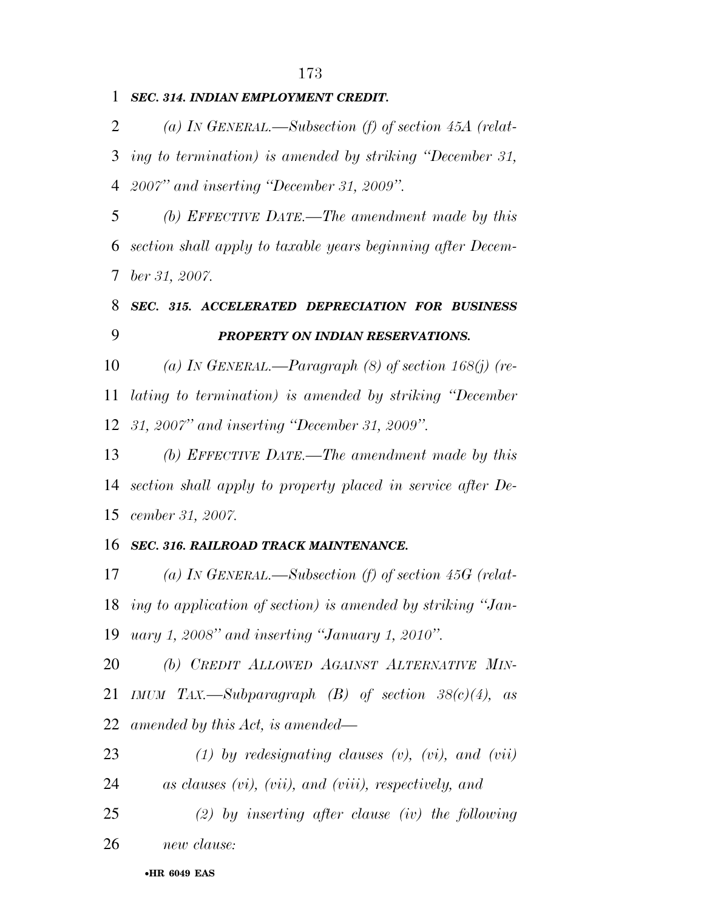***SEC. 314. INDIAN EMPLOYMENT CREDIT.***

*(a) IN GENERAL.—Subsection (f) of section 45A (relating to termination) is amended by striking "December 31, 2007" and inserting "December 31, 2009".*

*(b) EFFECTIVE DATE.—The amendment made by this section shall apply to taxable years beginning after December 31, 2007.*

***SEC. 315. ACCELERATED DEPRECIATION FOR BUSINESS PROPERTY ON INDIAN RESERVATIONS.***

*(a) IN GENERAL.—Paragraph (8) of section 168(j) (relating to termination) is amended by striking "December 31, 2007" and inserting "December 31, 2009".*

*(b) EFFECTIVE DATE.—The amendment made by this section shall apply to property placed in service after December 31, 2007.*

***SEC. 316. RAILROAD TRACK MAINTENANCE.***

*(a) IN GENERAL.—Subsection (f) of section 45G (relating to application of section) is amended by striking "January 1, 2008" and inserting "January 1, 2010".*

*(b) CREDIT ALLOWED AGAINST ALTERNATIVE MINIMUM TAX.—Subparagraph (B) of section 38(c)(4), as amended by this Act, is amended—*

*(1) by redesignating clauses (v), (vi), and (vii) as clauses (vi), (vii), and (viii), respectively, and*

*(2) by inserting after clause (iv) the following new clause:*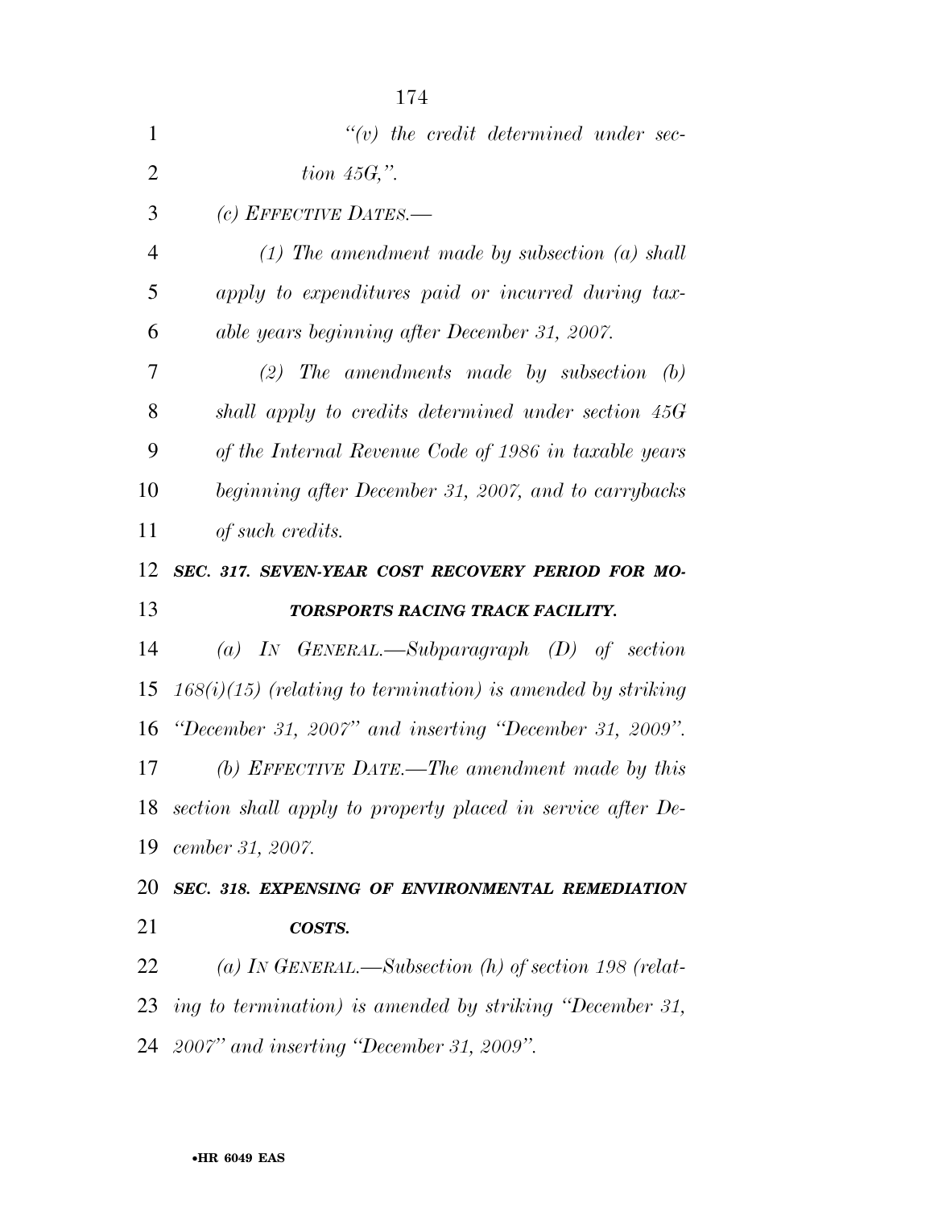*"(v) the credit determined under section 45G,".*

*(c) EFFECTIVE DATES.—*

*(1) The amendment made by subsection (a) shall apply to expenditures paid or incurred during taxable years beginning after December 31, 2007.*

*(2) The amendments made by subsection (b) shall apply to credits determined under section 45G of the Internal Revenue Code of 1986 in taxable years beginning after December 31, 2007, and to carrybacks of such credits.*

***SEC. 317. SEVEN-YEAR COST RECOVERY PERIOD FOR MOTORSPORTS RACING TRACK FACILITY.***

*(a) IN GENERAL.—Subparagraph (D) of section 168(i)(15) (relating to termination) is amended by striking "December 31, 2007" and inserting "December 31, 2009".*

*(b) EFFECTIVE DATE.—The amendment made by this section shall apply to property placed in service after December 31, 2007.*

***SEC. 318. EXPENSING OF ENVIRONMENTAL REMEDIATION COSTS.***

*(a) IN GENERAL.—Subsection (h) of section 198 (relating to termination) is amended by striking "December 31, 2007" and inserting "December 31, 2009".*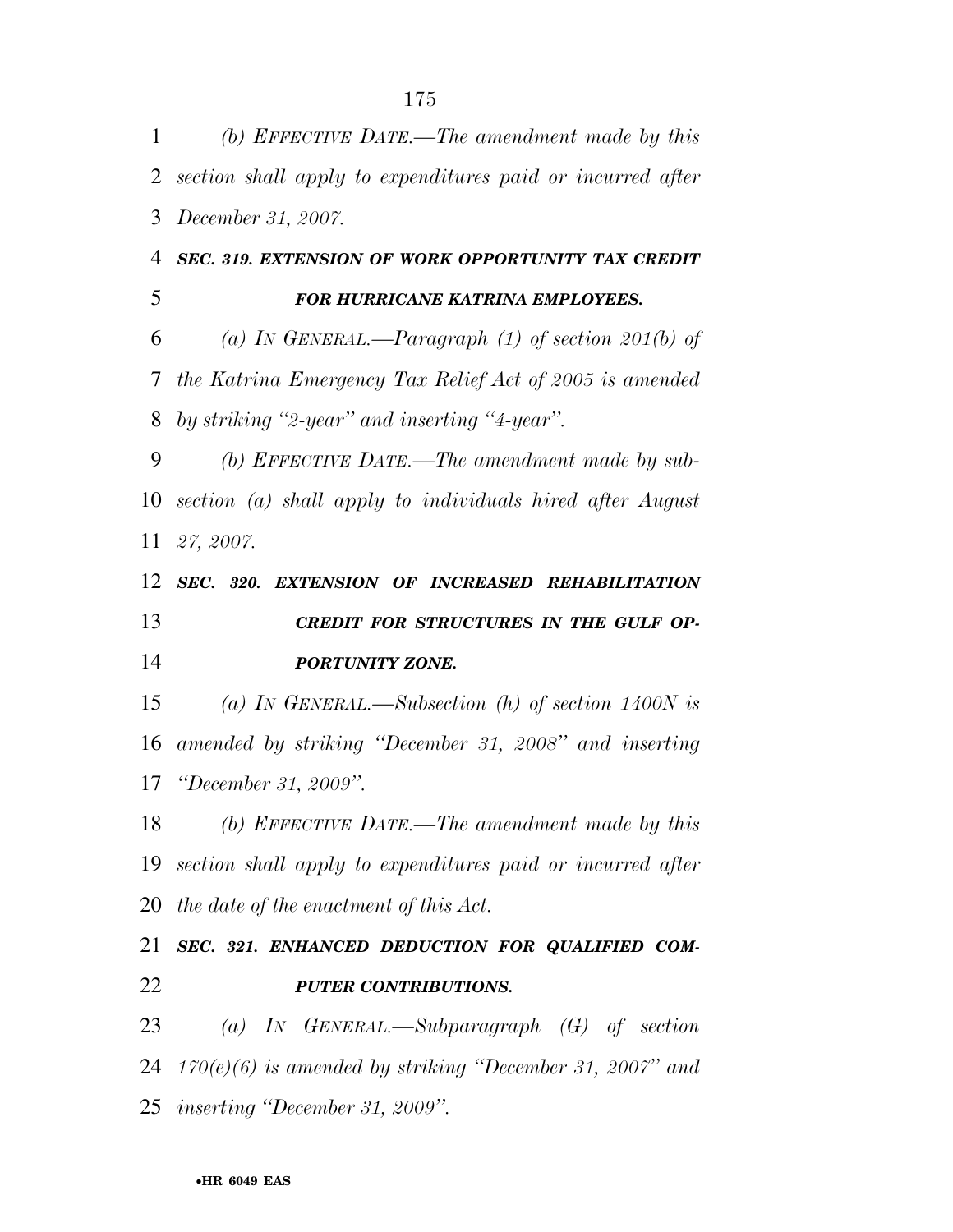*(b) EFFECTIVE DATE.—The amendment made by this section shall apply to expenditures paid or incurred after December 31, 2007.*

***SEC. 319. EXTENSION OF WORK OPPORTUNITY TAX CREDIT FOR HURRICANE KATRINA EMPLOYEES.***

*(a) IN GENERAL.—Paragraph (1) of section 201(b) of the Katrina Emergency Tax Relief Act of 2005 is amended by striking "2-year" and inserting "4-year".*

*(b) EFFECTIVE DATE.—The amendment made by subsection (a) shall apply to individuals hired after August 27, 2007.*

***SEC. 320. EXTENSION OF INCREASED REHABILITATION CREDIT FOR STRUCTURES IN THE GULF OPPORTUNITY ZONE.***

*(a) IN GENERAL.—Subsection (h) of section 1400N is amended by striking "December 31, 2008" and inserting "December 31, 2009".*

*(b) EFFECTIVE DATE.—The amendment made by this section shall apply to expenditures paid or incurred after the date of the enactment of this Act.*

***SEC. 321. ENHANCED DEDUCTION FOR QUALIFIED COMPUTER CONTRIBUTIONS.***

*(a) IN GENERAL.—Subparagraph (G) of section 170(e)(6) is amended by striking "December 31, 2007" and inserting "December 31, 2009".*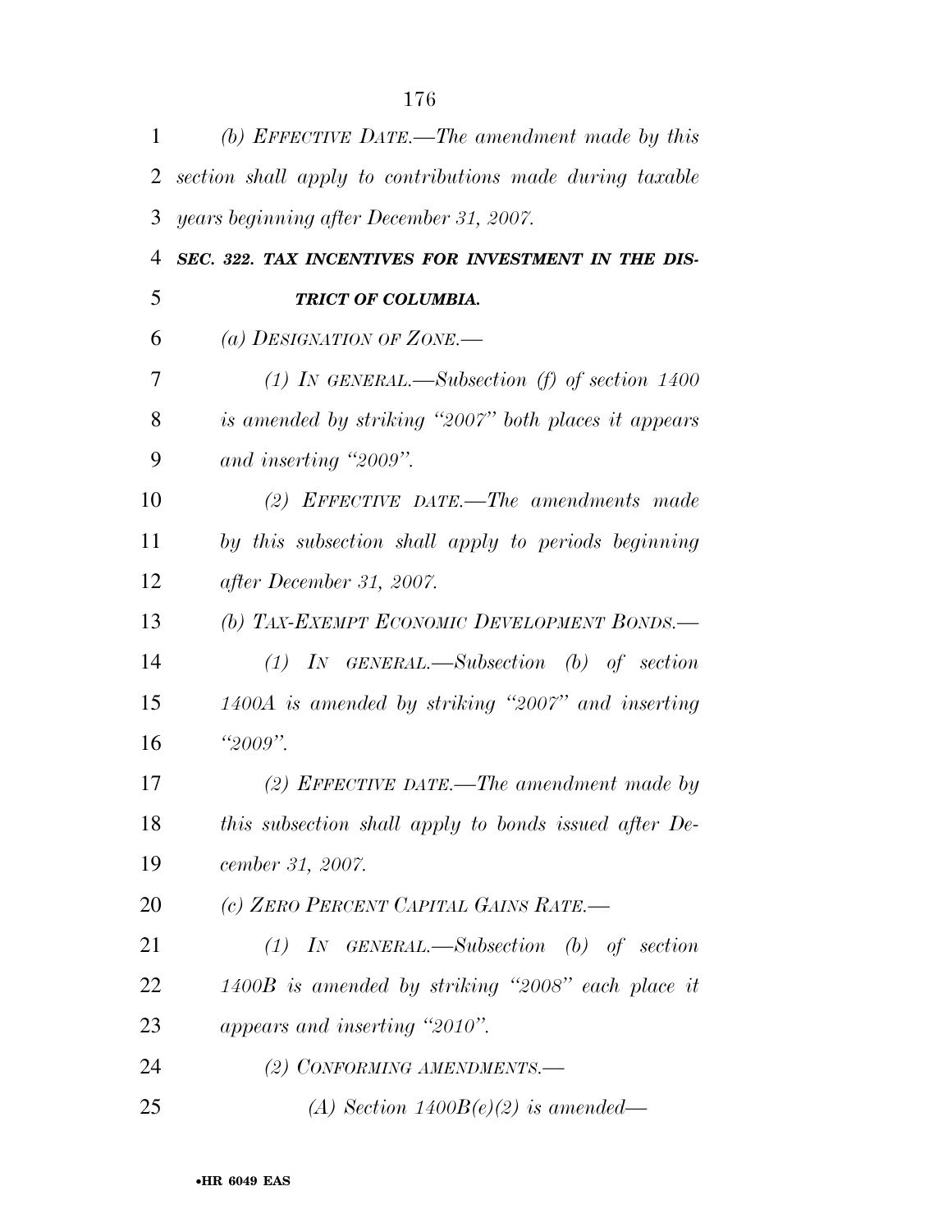*(b) EFFECTIVE DATE.—The amendment made by this section shall apply to contributions made during taxable years beginning after December 31, 2007.*

***SEC. 322. TAX INCENTIVES FOR INVESTMENT IN THE DISTRICT OF COLUMBIA.***

*(a) DESIGNATION OF ZONE.—*

*(1) IN GENERAL.—Subsection (f) of section 1400 is amended by striking "2007" both places it appears and inserting "2009".*

*(2) EFFECTIVE DATE.—The amendments made by this subsection shall apply to periods beginning after December 31, 2007.*

*(b) TAX-EXEMPT ECONOMIC DEVELOPMENT BONDS.—*

*(1) IN GENERAL.—Subsection (b) of section 1400A is amended by striking "2007" and inserting "2009".*

*(2) EFFECTIVE DATE.—The amendment made by this subsection shall apply to bonds issued after December 31, 2007.*

*(c) ZERO PERCENT CAPITAL GAINS RATE.—*

*(1) IN GENERAL.—Subsection (b) of section 1400B is amended by striking "2008" each place it appears and inserting "2010".*

*(2) CONFORMING AMENDMENTS.—*

*(A) Section 1400B(e)(2) is amended—*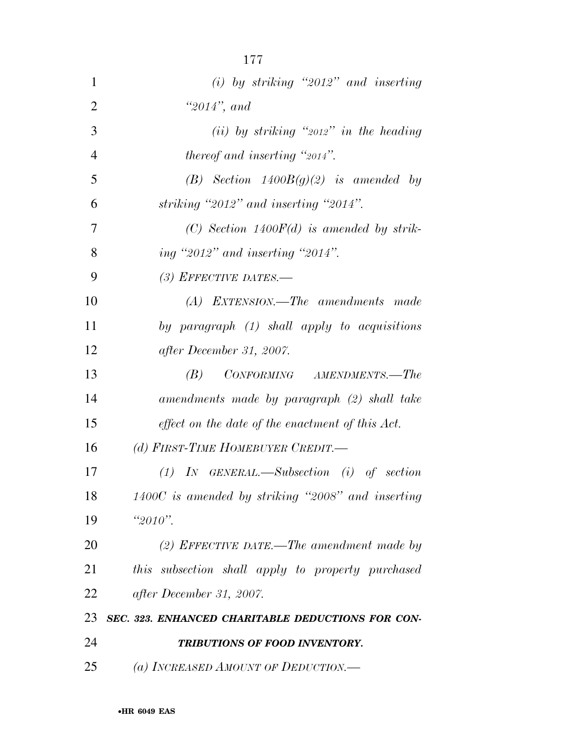*(i) by striking "2012" and inserting "2014", and*

*(ii) by striking "2012" in the heading thereof and inserting "2014".*

*(B) Section 1400B(g)(2) is amended by striking "2012" and inserting "2014".*

*(C) Section 1400F(d) is amended by striking "2012" and inserting "2014".*

*(3) EFFECTIVE DATES.—*

*(A) EXTENSION.—The amendments made by paragraph (1) shall apply to acquisitions after December 31, 2007.*

*(B) CONFORMING AMENDMENTS.—The amendments made by paragraph (2) shall take effect on the date of the enactment of this Act.*

*(d) FIRST-TIME HOMEBUYER CREDIT.—*

*(1) IN GENERAL.—Subsection (i) of section 1400C is amended by striking "2008" and inserting "2010".*

*(2) EFFECTIVE DATE.—The amendment made by this subsection shall apply to property purchased after December 31, 2007.*

***SEC. 323. ENHANCED CHARITABLE DEDUCTIONS FOR CONTRIBUTIONS OF FOOD INVENTORY.***

*(a) INCREASED AMOUNT OF DEDUCTION.—*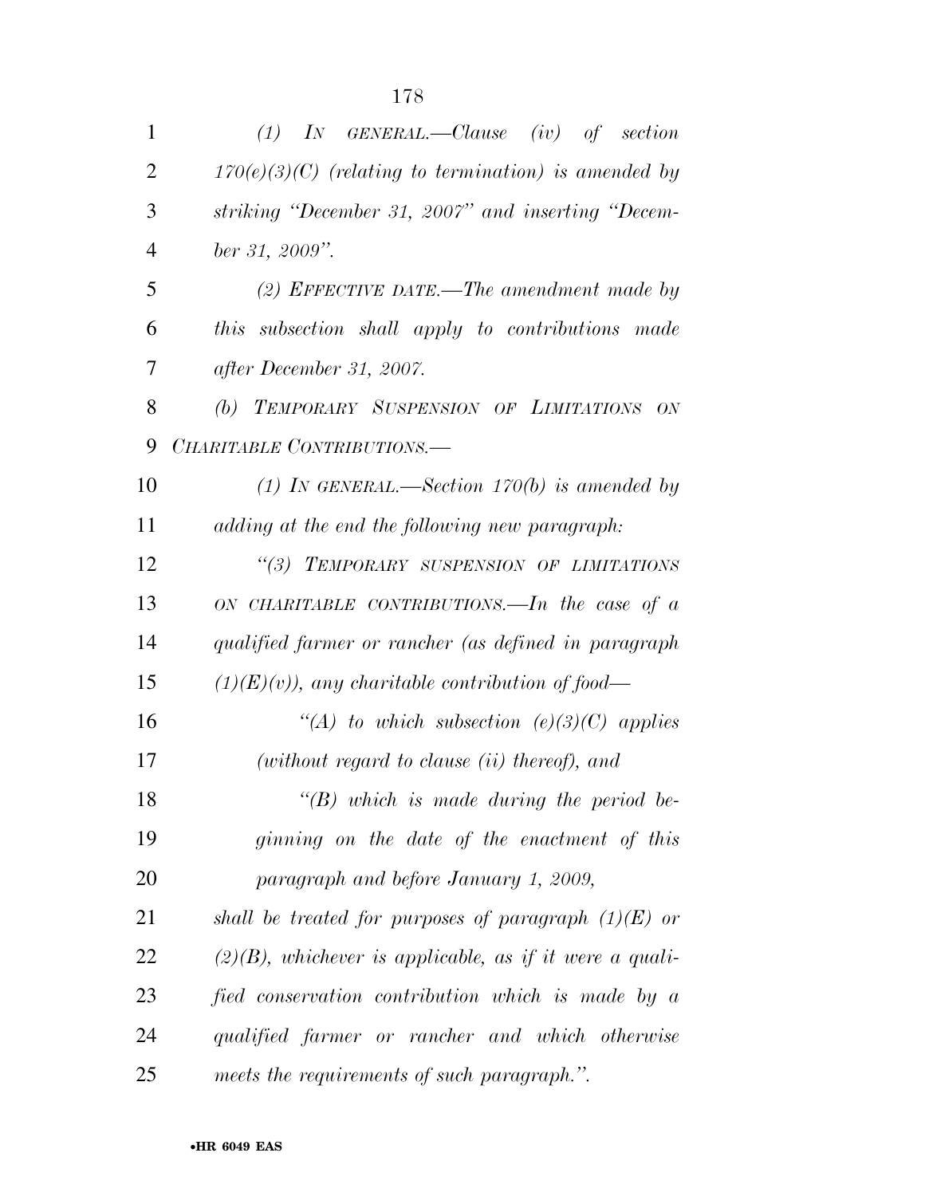*(1) In general.—Clause (iv) of section 170(e)(3)(C) (relating to termination) is amended by striking "December 31, 2007" and inserting "December 31, 2009".*

*(2) Effective date.—The amendment made by this subsection shall apply to contributions made after December 31, 2007.*

*(b) Temporary Suspension of Limitations on Charitable Contributions.—*

*(1) In general.—Section 170(b) is amended by adding at the end the following new paragraph:*

*"(3) Temporary suspension of limitations on charitable contributions.—In the case of a qualified farmer or rancher (as defined in paragraph (1)(E)(v)), any charitable contribution of food—*

*"(A) to which subsection (e)(3)(C) applies (without regard to clause (ii) thereof), and*

*"(B) which is made during the period beginning on the date of the enactment of this paragraph and before January 1, 2009,*

*shall be treated for purposes of paragraph (1)(E) or (2)(B), whichever is applicable, as if it were a qualified conservation contribution which is made by a qualified farmer or rancher and which otherwise meets the requirements of such paragraph.".*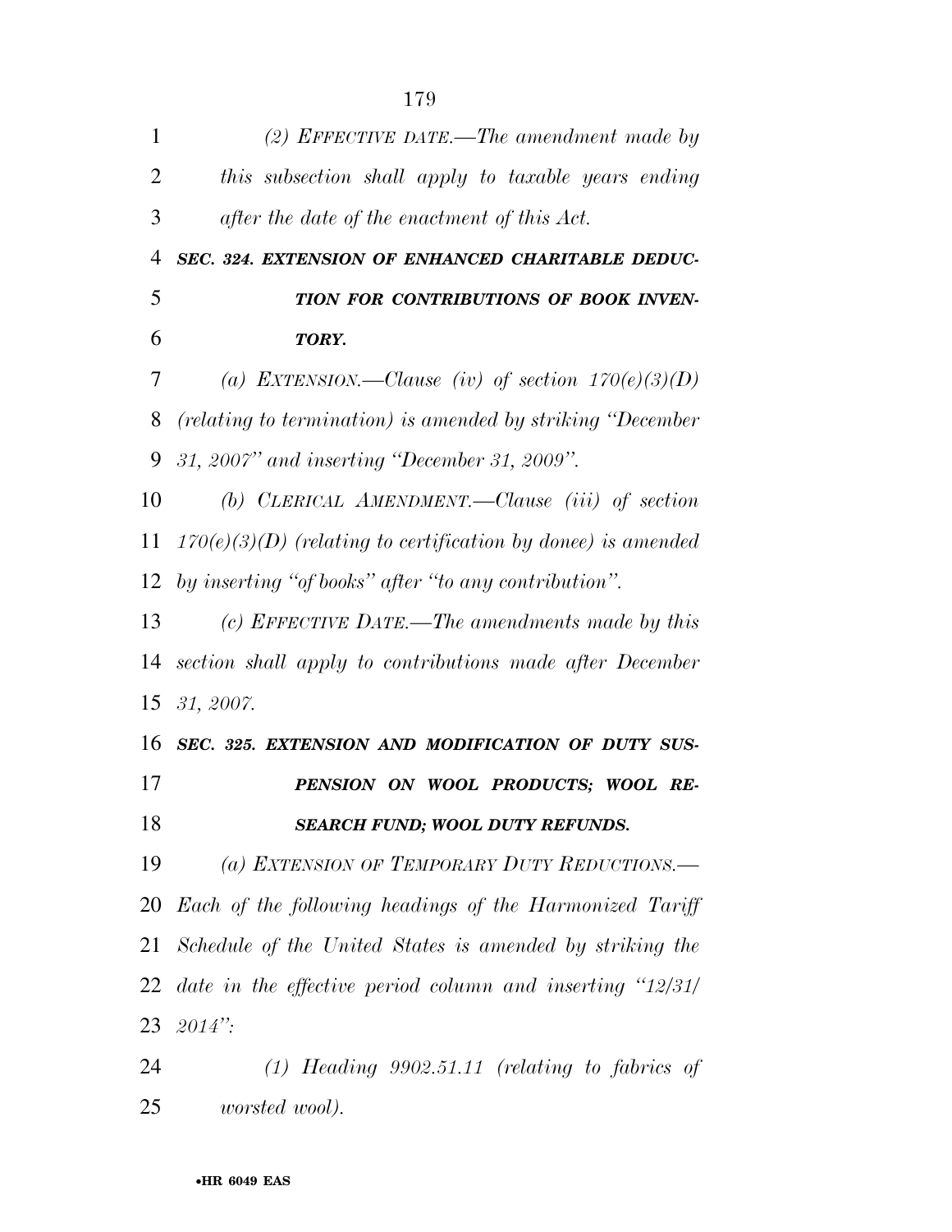*(2) EFFECTIVE DATE.—The amendment made by this subsection shall apply to taxable years ending after the date of the enactment of this Act.*

***SEC. 324. EXTENSION OF ENHANCED CHARITABLE DEDUCTION FOR CONTRIBUTIONS OF BOOK INVENTORY.***

*(a) EXTENSION.—Clause (iv) of section 170(e)(3)(D) (relating to termination) is amended by striking "December 31, 2007" and inserting "December 31, 2009".*

*(b) CLERICAL AMENDMENT.—Clause (iii) of section 170(e)(3)(D) (relating to certification by donee) is amended by inserting "of books" after "to any contribution".*

*(c) EFFECTIVE DATE.—The amendments made by this section shall apply to contributions made after December 31, 2007.*

***SEC. 325. EXTENSION AND MODIFICATION OF DUTY SUSPENSION ON WOOL PRODUCTS; WOOL RESEARCH FUND; WOOL DUTY REFUNDS.***

*(a) EXTENSION OF TEMPORARY DUTY REDUCTIONS.—Each of the following headings of the Harmonized Tariff Schedule of the United States is amended by striking the date in the effective period column and inserting "12/31/2014":*

*(1) Heading 9902.51.11 (relating to fabrics of worsted wool).*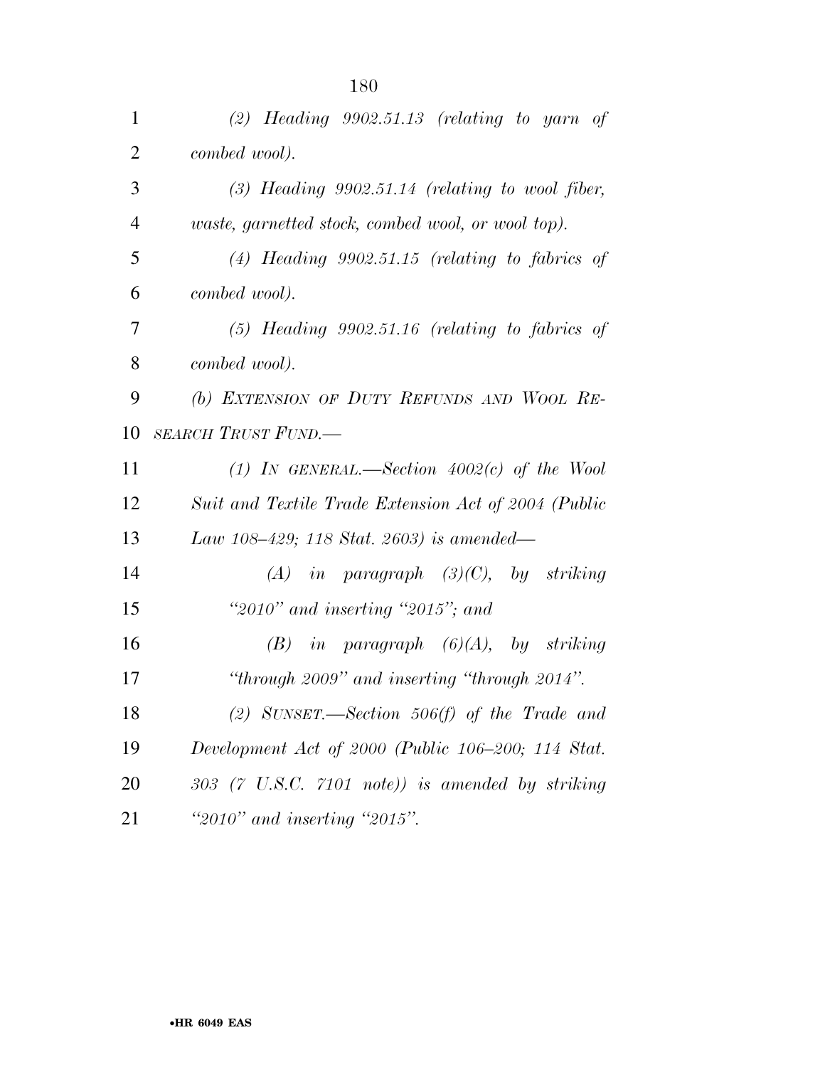*(2) Heading 9902.51.13 (relating to yarn of combed wool).*

*(3) Heading 9902.51.14 (relating to wool fiber, waste, garnetted stock, combed wool, or wool top).*

*(4) Heading 9902.51.15 (relating to fabrics of combed wool).*

*(5) Heading 9902.51.16 (relating to fabrics of combed wool).*

*(b) EXTENSION OF DUTY REFUNDS AND WOOL RESEARCH TRUST FUND.—*

*(1) IN GENERAL.—Section 4002(c) of the Wool Suit and Textile Trade Extension Act of 2004 (Public Law 108–429; 118 Stat. 2603) is amended—*

*(A) in paragraph (3)(C), by striking "2010" and inserting "2015"; and*

*(B) in paragraph (6)(A), by striking "through 2009" and inserting "through 2014".*

*(2) SUNSET.—Section 506(f) of the Trade and Development Act of 2000 (Public 106–200; 114 Stat. 303 (7 U.S.C. 7101 note)) is amended by striking "2010" and inserting "2015".*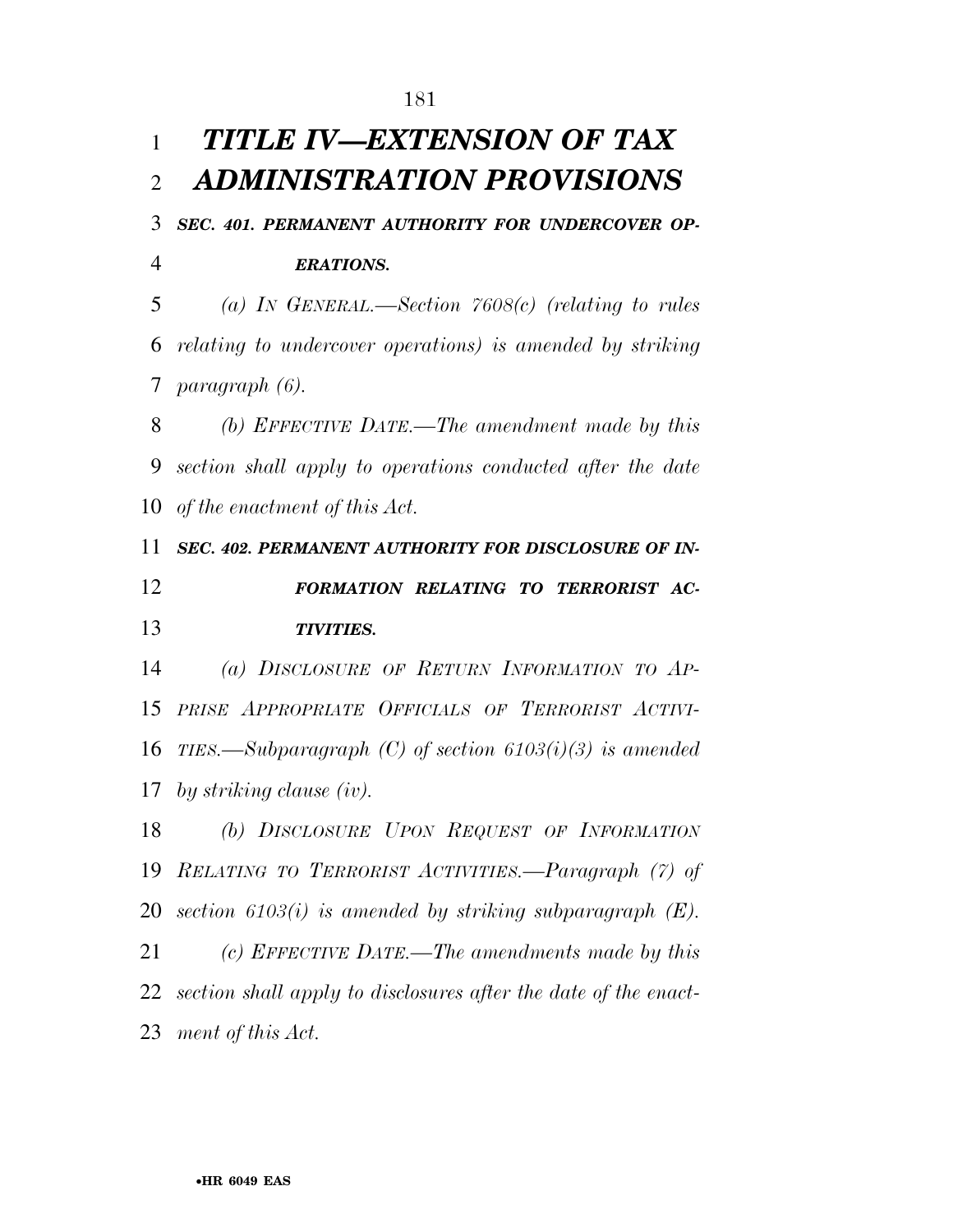# *TITLE IV—EXTENSION OF TAX ADMINISTRATION PROVISIONS*

***SEC. 401. PERMANENT AUTHORITY FOR UNDERCOVER OPERATIONS.***

*(a) IN GENERAL.—Section 7608(c) (relating to rules relating to undercover operations) is amended by striking paragraph (6).*

*(b) EFFECTIVE DATE.—The amendment made by this section shall apply to operations conducted after the date of the enactment of this Act.*

***SEC. 402. PERMANENT AUTHORITY FOR DISCLOSURE OF INFORMATION RELATING TO TERRORIST ACTIVITIES.***

*(a) DISCLOSURE OF RETURN INFORMATION TO APPRISE APPROPRIATE OFFICIALS OF TERRORIST ACTIVITIES.—Subparagraph (C) of section 6103(i)(3) is amended by striking clause (iv).*

*(b) DISCLOSURE UPON REQUEST OF INFORMATION RELATING TO TERRORIST ACTIVITIES.—Paragraph (7) of section 6103(i) is amended by striking subparagraph (E).*

*(c) EFFECTIVE DATE.—The amendments made by this section shall apply to disclosures after the date of the enactment of this Act.*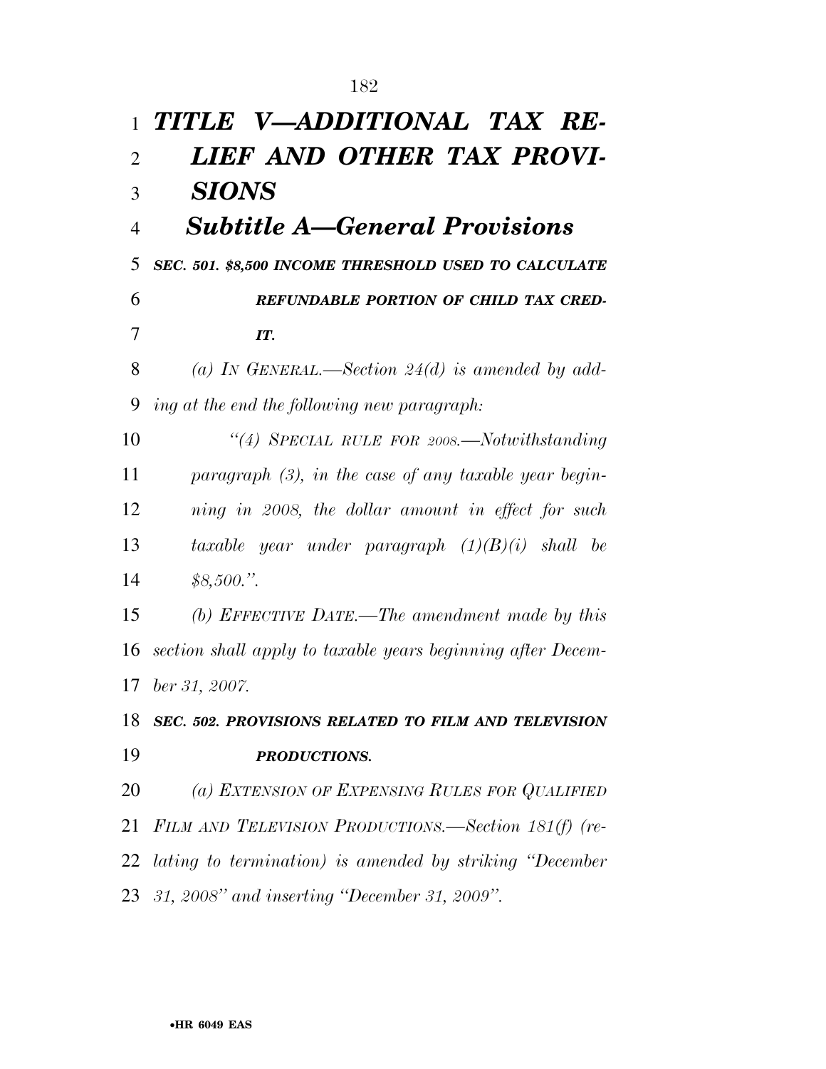# *TITLE V—ADDITIONAL TAX RELIEF AND OTHER TAX PROVISIONS*

## *Subtitle A—General Provisions*

### *SEC. 501. $8,500 INCOME THRESHOLD USED TO CALCULATE REFUNDABLE PORTION OF CHILD TAX CREDIT.*

*(a) IN GENERAL.—Section 24(d) is amended by adding at the end the following new paragraph:*

*"(4) SPECIAL RULE FOR 2008.—Notwithstanding paragraph (3), in the case of any taxable year beginning in 2008, the dollar amount in effect for such taxable year under paragraph (1)(B)(i) shall be $8,500.".*

*(b) EFFECTIVE DATE.—The amendment made by this section shall apply to taxable years beginning after December 31, 2007.*

### *SEC. 502. PROVISIONS RELATED TO FILM AND TELEVISION PRODUCTIONS.*

*(a) EXTENSION OF EXPENSING RULES FOR QUALIFIED FILM AND TELEVISION PRODUCTIONS.—Section 181(f) (relating to termination) is amended by striking "December 31, 2008" and inserting "December 31, 2009".*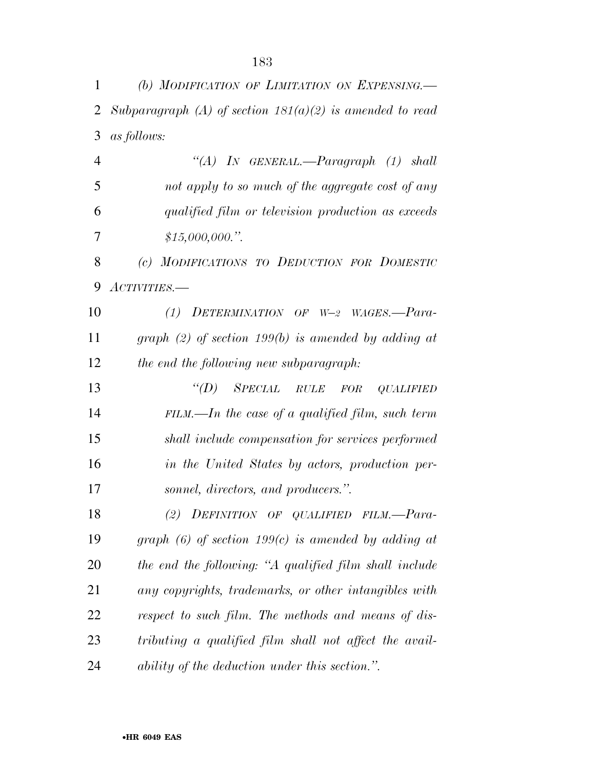*(b) MODIFICATION OF LIMITATION ON EXPENSING.—Subparagraph (A) of section 181(a)(2) is amended to read as follows:*

*"(A) IN GENERAL.—Paragraph (1) shall not apply to so much of the aggregate cost of any qualified film or television production as exceeds $15,000,000.".*

*(c) MODIFICATIONS TO DEDUCTION FOR DOMESTIC ACTIVITIES.—*

*(1) DETERMINATION OF W–2 WAGES.—Paragraph (2) of section 199(b) is amended by adding at the end the following new subparagraph:*

*"(D) SPECIAL RULE FOR QUALIFIED FILM.—In the case of a qualified film, such term shall include compensation for services performed in the United States by actors, production personnel, directors, and producers.".*

*(2) DEFINITION OF QUALIFIED FILM.—Paragraph (6) of section 199(c) is amended by adding at the end the following: "A qualified film shall include any copyrights, trademarks, or other intangibles with respect to such film. The methods and means of distributing a qualified film shall not affect the availability of the deduction under this section.".*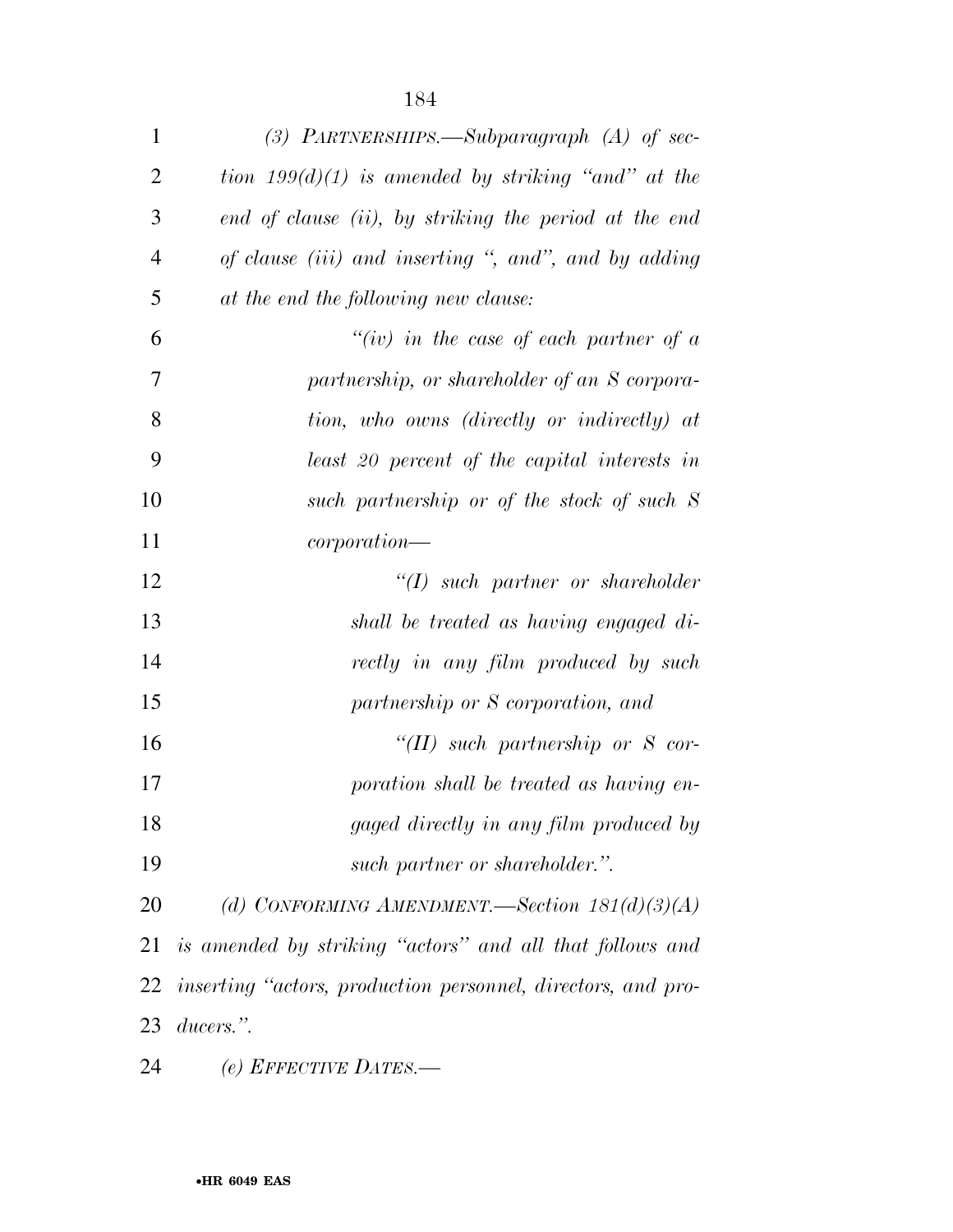*(3) PARTNERSHIPS.—Subparagraph (A) of section 199(d)(1) is amended by striking "and" at the end of clause (ii), by striking the period at the end of clause (iii) and inserting ", and", and by adding at the end the following new clause:*

*"(iv) in the case of each partner of a partnership, or shareholder of an S corporation, who owns (directly or indirectly) at least 20 percent of the capital interests in such partnership or of the stock of such S corporation—*

*"(I) such partner or shareholder shall be treated as having engaged directly in any film produced by such partnership or S corporation, and*

*"(II) such partnership or S corporation shall be treated as having engaged directly in any film produced by such partner or shareholder.".*

*(d) CONFORMING AMENDMENT.—Section 181(d)(3)(A) is amended by striking "actors" and all that follows and inserting "actors, production personnel, directors, and producers.".*

*(e) EFFECTIVE DATES.—*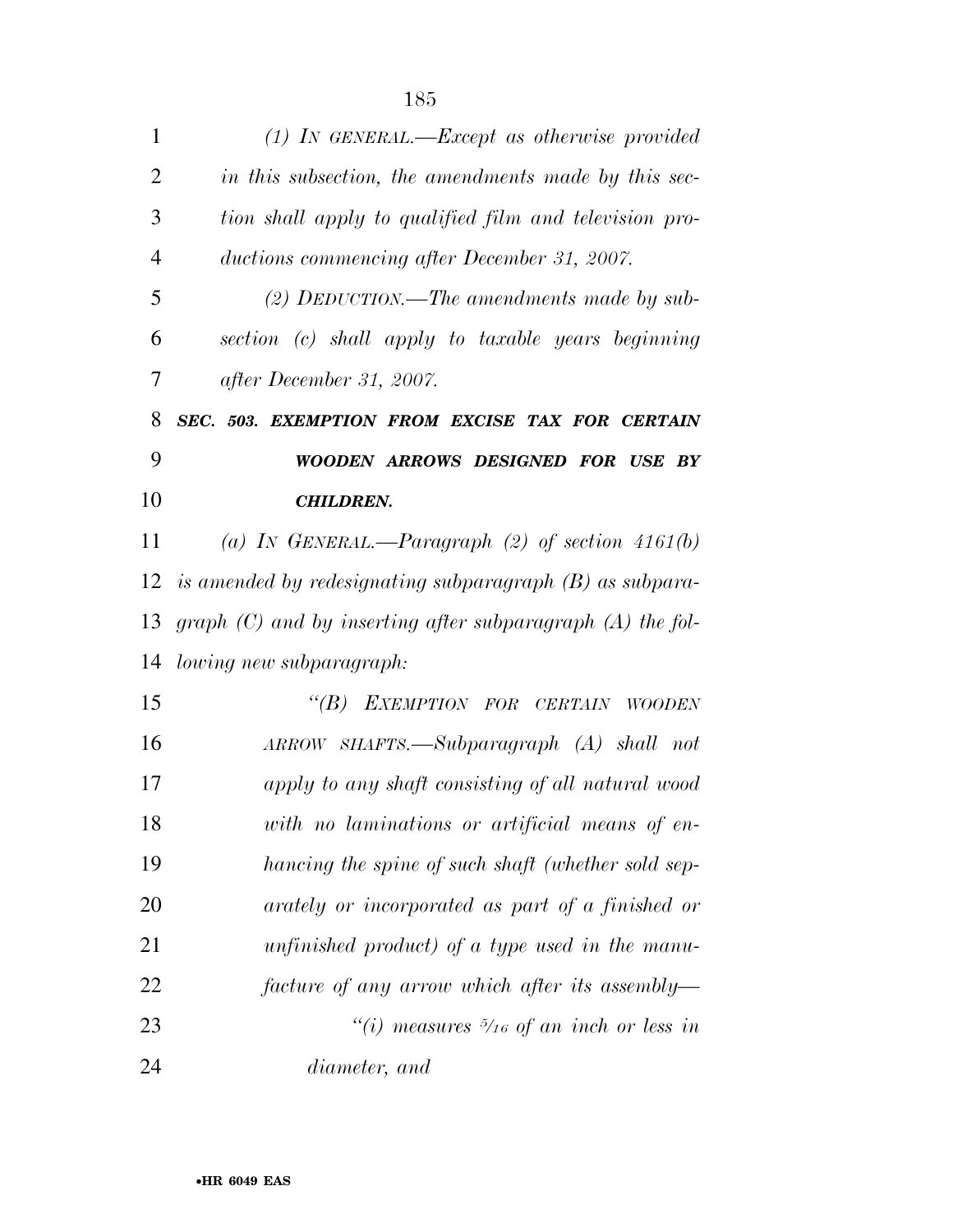*(1) IN GENERAL.—Except as otherwise provided in this subsection, the amendments made by this section shall apply to qualified film and television productions commencing after December 31, 2007.*

*(2) DEDUCTION.—The amendments made by subsection (c) shall apply to taxable years beginning after December 31, 2007.*

***SEC. 503. EXEMPTION FROM EXCISE TAX FOR CERTAIN WOODEN ARROWS DESIGNED FOR USE BY CHILDREN.***

*(a) IN GENERAL.—Paragraph (2) of section 4161(b) is amended by redesignating subparagraph (B) as subparagraph (C) and by inserting after subparagraph (A) the following new subparagraph:*

*"(B) EXEMPTION FOR CERTAIN WOODEN ARROW SHAFTS.—Subparagraph (A) shall not apply to any shaft consisting of all natural wood with no laminations or artificial means of enhancing the spine of such shaft (whether sold separately or incorporated as part of a finished or unfinished product) of a type used in the manufacture of any arrow which after its assembly—*

*"(i) measures 5/16 of an inch or less in diameter, and*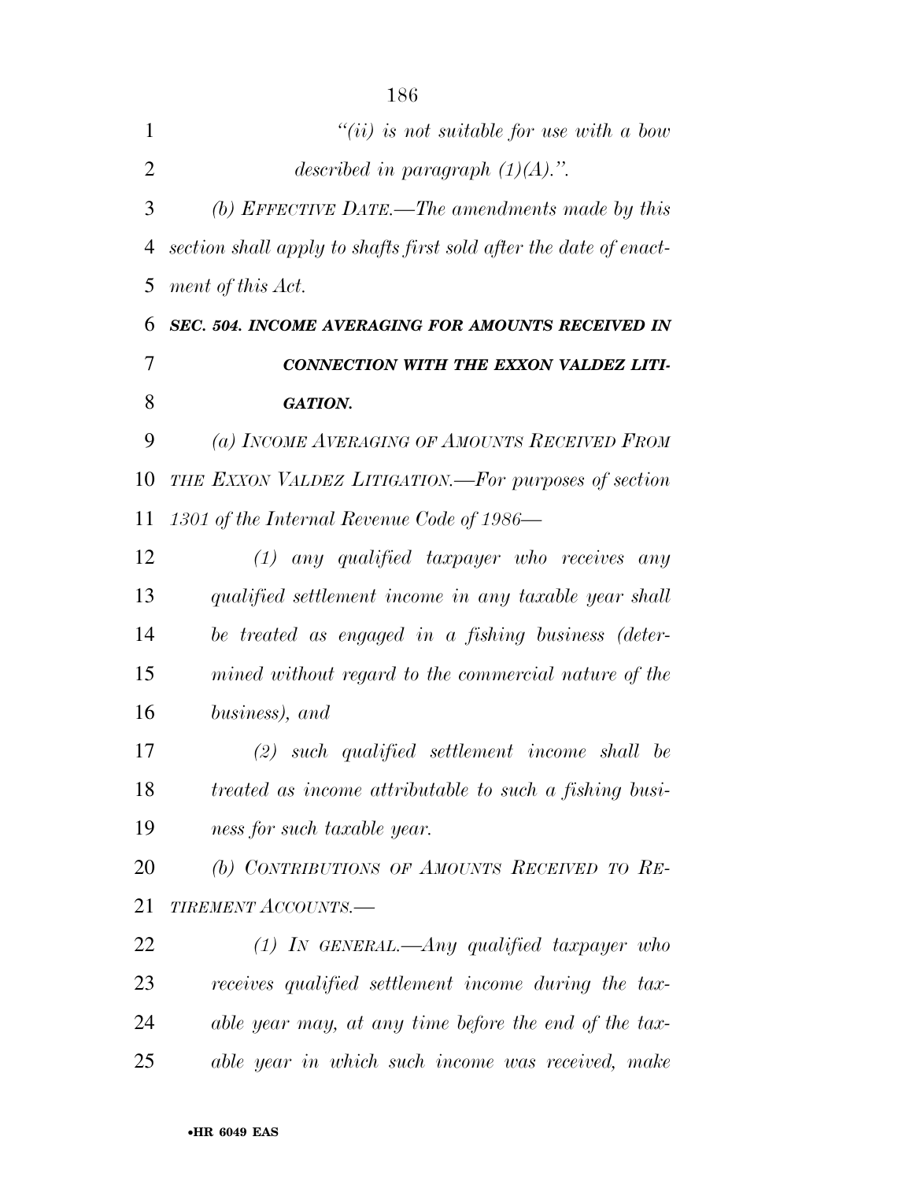*"(ii) is not suitable for use with a bow described in paragraph (1)(A).".*

*(b) EFFECTIVE DATE.—The amendments made by this section shall apply to shafts first sold after the date of enactment of this Act.*

***SEC. 504. INCOME AVERAGING FOR AMOUNTS RECEIVED IN CONNECTION WITH THE EXXON VALDEZ LITIGATION.***

*(a) INCOME AVERAGING OF AMOUNTS RECEIVED FROM THE EXXON VALDEZ LITIGATION.—For purposes of section 1301 of the Internal Revenue Code of 1986—*

*(1) any qualified taxpayer who receives any qualified settlement income in any taxable year shall be treated as engaged in a fishing business (determined without regard to the commercial nature of the business), and*

*(2) such qualified settlement income shall be treated as income attributable to such a fishing business for such taxable year.*

*(b) CONTRIBUTIONS OF AMOUNTS RECEIVED TO RETIREMENT ACCOUNTS.—*

*(1) IN GENERAL.—Any qualified taxpayer who receives qualified settlement income during the taxable year may, at any time before the end of the taxable year in which such income was received, make*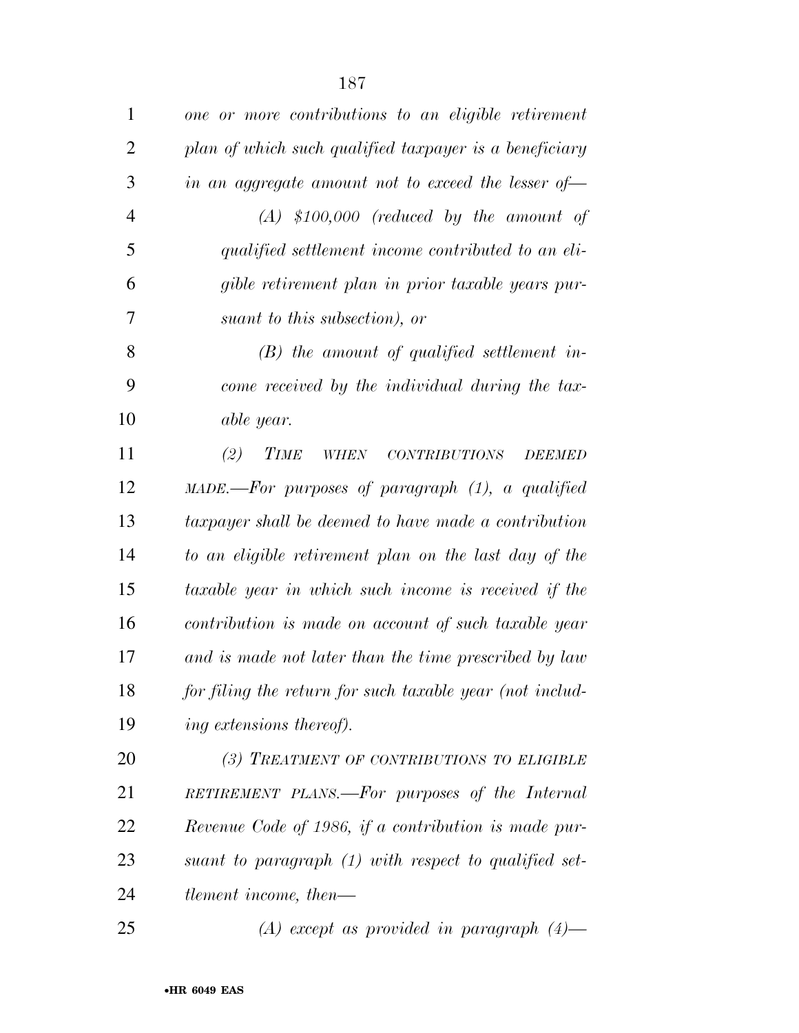*one or more contributions to an eligible retirement plan of which such qualified taxpayer is a beneficiary in an aggregate amount not to exceed the lesser of—*

*(A) $100,000 (reduced by the amount of qualified settlement income contributed to an eligible retirement plan in prior taxable years pursuant to this subsection), or*

*(B) the amount of qualified settlement income received by the individual during the taxable year.*

*(2) TIME WHEN CONTRIBUTIONS DEEMED MADE.—For purposes of paragraph (1), a qualified taxpayer shall be deemed to have made a contribution to an eligible retirement plan on the last day of the taxable year in which such income is received if the contribution is made on account of such taxable year and is made not later than the time prescribed by law for filing the return for such taxable year (not including extensions thereof).*

*(3) TREATMENT OF CONTRIBUTIONS TO ELIGIBLE RETIREMENT PLANS.—For purposes of the Internal Revenue Code of 1986, if a contribution is made pursuant to paragraph (1) with respect to qualified settlement income, then—*

*(A) except as provided in paragraph (4)—*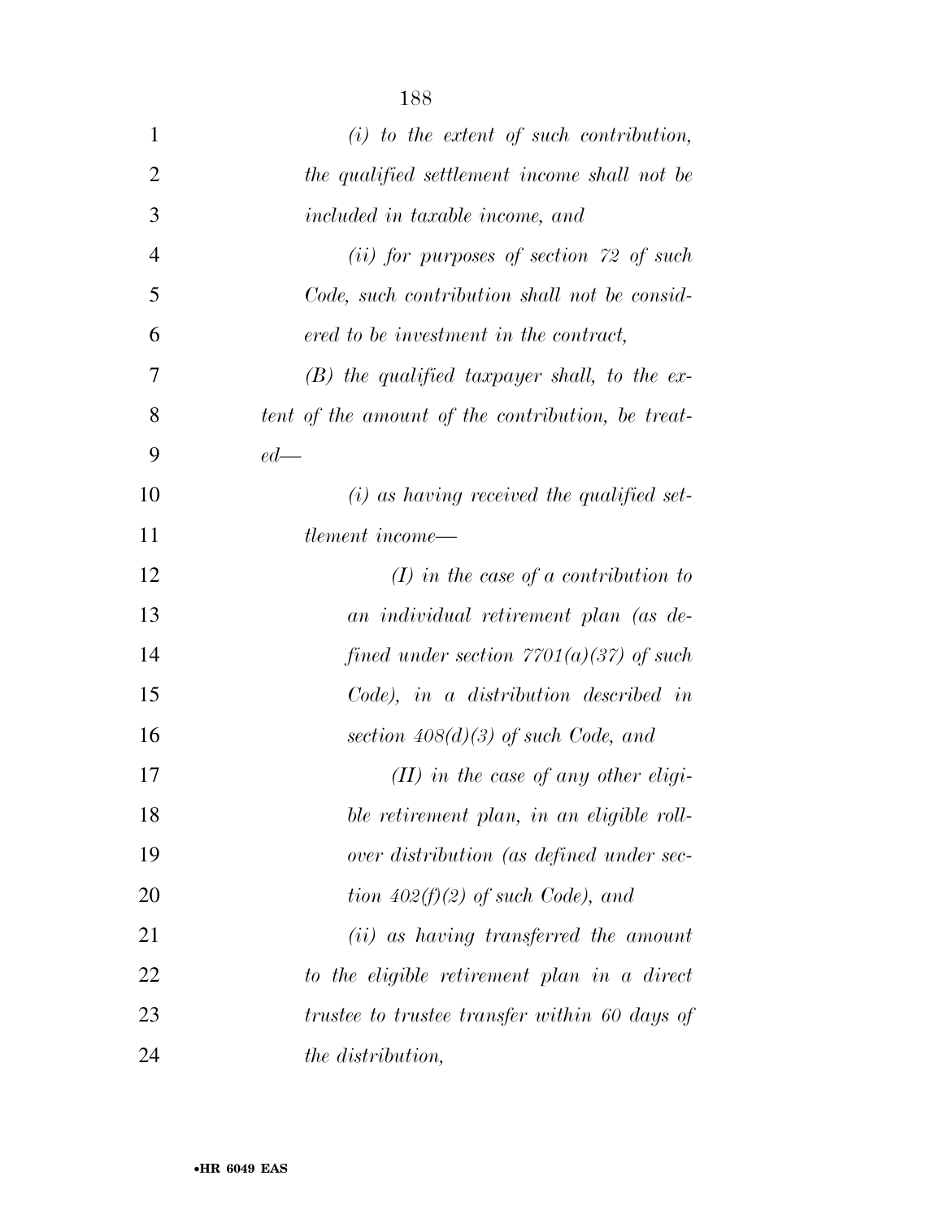*(i) to the extent of such contribution, the qualified settlement income shall not be included in taxable income, and*

*(ii) for purposes of section 72 of such Code, such contribution shall not be considered to be investment in the contract,*

*(B) the qualified taxpayer shall, to the extent of the amount of the contribution, be treated—*

*(i) as having received the qualified settlement income—*

*(I) in the case of a contribution to an individual retirement plan (as defined under section 7701(a)(37) of such Code), in a distribution described in section 408(d)(3) of such Code, and*

*(II) in the case of any other eligible retirement plan, in an eligible rollover distribution (as defined under section 402(f)(2) of such Code), and*

*(ii) as having transferred the amount to the eligible retirement plan in a direct trustee to trustee transfer within 60 days of the distribution,*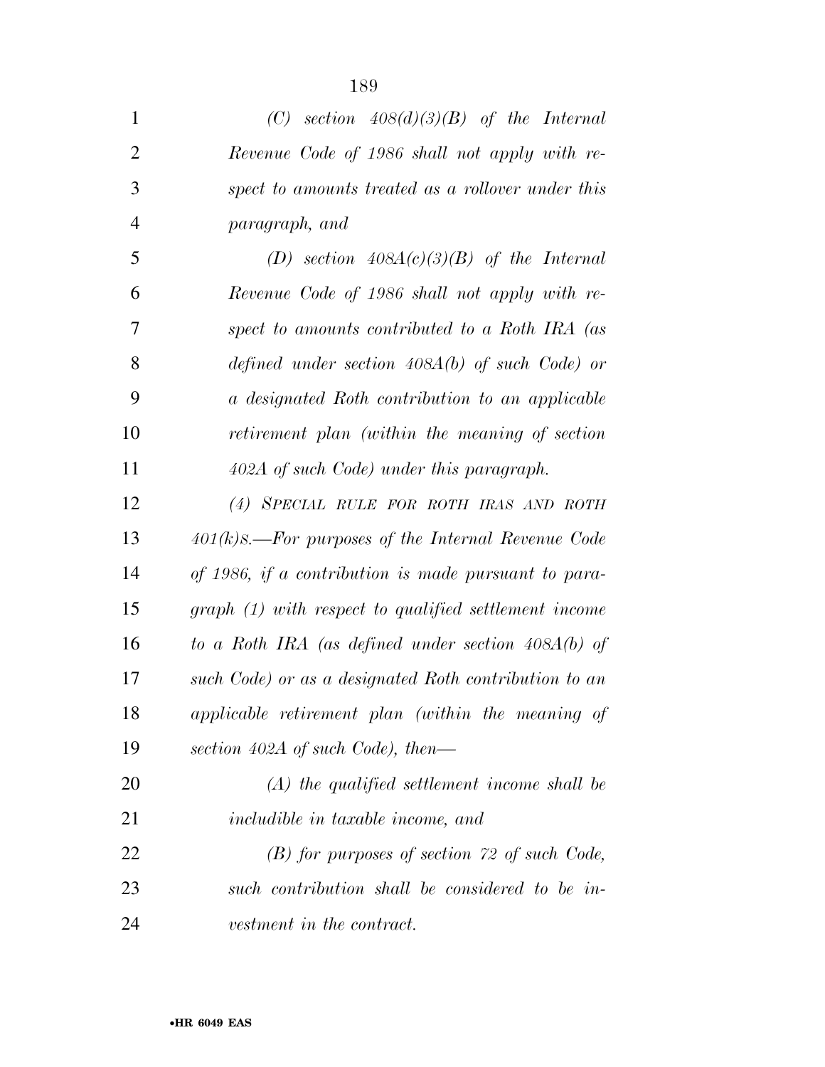*(C) section 408(d)(3)(B) of the Internal Revenue Code of 1986 shall not apply with respect to amounts treated as a rollover under this paragraph, and*

*(D) section 408A(c)(3)(B) of the Internal Revenue Code of 1986 shall not apply with respect to amounts contributed to a Roth IRA (as defined under section 408A(b) of such Code) or a designated Roth contribution to an applicable retirement plan (within the meaning of section 402A of such Code) under this paragraph.*

*(4) SPECIAL RULE FOR ROTH IRAS AND ROTH 401(k)S.—For purposes of the Internal Revenue Code of 1986, if a contribution is made pursuant to paragraph (1) with respect to qualified settlement income to a Roth IRA (as defined under section 408A(b) of such Code) or as a designated Roth contribution to an applicable retirement plan (within the meaning of section 402A of such Code), then—*

*(A) the qualified settlement income shall be includible in taxable income, and*

*(B) for purposes of section 72 of such Code, such contribution shall be considered to be investment in the contract.*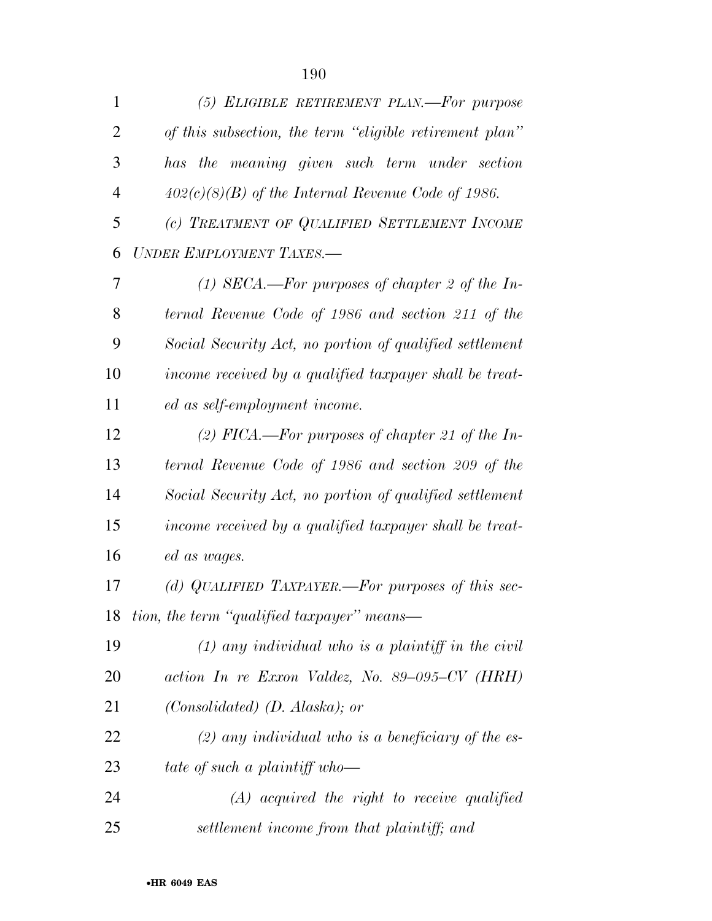*(5) ELIGIBLE RETIREMENT PLAN.—For purpose of this subsection, the term "eligible retirement plan" has the meaning given such term under section 402(c)(8)(B) of the Internal Revenue Code of 1986.*

*(c) TREATMENT OF QUALIFIED SETTLEMENT INCOME UNDER EMPLOYMENT TAXES.—*

*(1) SECA.—For purposes of chapter 2 of the Internal Revenue Code of 1986 and section 211 of the Social Security Act, no portion of qualified settlement income received by a qualified taxpayer shall be treated as self-employment income.*

*(2) FICA.—For purposes of chapter 21 of the Internal Revenue Code of 1986 and section 209 of the Social Security Act, no portion of qualified settlement income received by a qualified taxpayer shall be treated as wages.*

*(d) QUALIFIED TAXPAYER.—For purposes of this section, the term "qualified taxpayer" means—*

*(1) any individual who is a plaintiff in the civil action In re Exxon Valdez, No. 89–095–CV (HRH) (Consolidated) (D. Alaska); or*

*(2) any individual who is a beneficiary of the estate of such a plaintiff who—*

*(A) acquired the right to receive qualified settlement income from that plaintiff; and*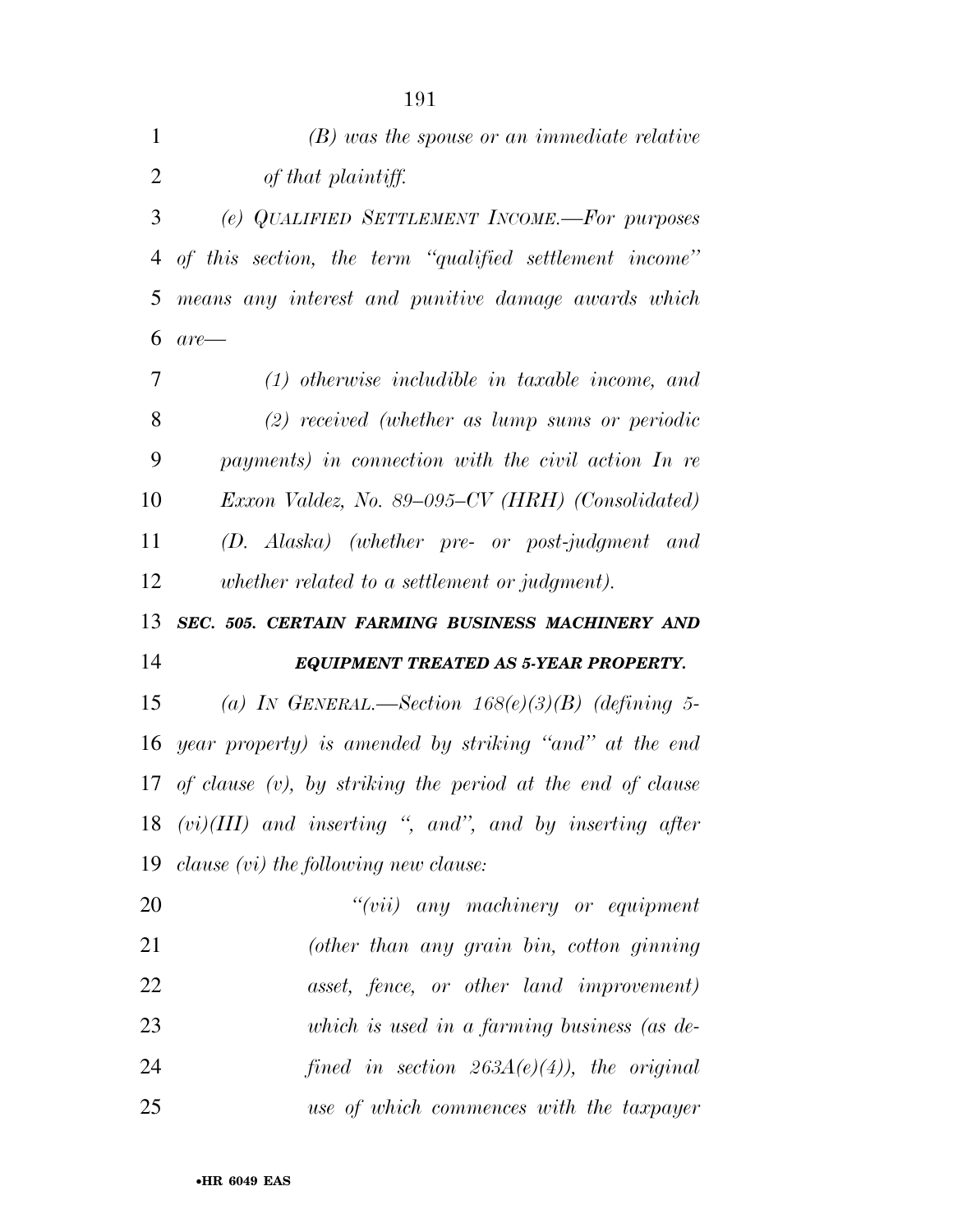*(B) was the spouse or an immediate relative of that plaintiff.*

*(e) QUALIFIED SETTLEMENT INCOME.—For purposes of this section, the term ''qualified settlement income'' means any interest and punitive damage awards which are—*

*(1) otherwise includible in taxable income, and*

*(2) received (whether as lump sums or periodic payments) in connection with the civil action In re Exxon Valdez, No. 89–095–CV (HRH) (Consolidated) (D. Alaska) (whether pre- or post-judgment and whether related to a settlement or judgment).*

***SEC. 505. CERTAIN FARMING BUSINESS MACHINERY AND EQUIPMENT TREATED AS 5-YEAR PROPERTY.***

*(a) IN GENERAL.—Section 168(e)(3)(B) (defining 5-year property) is amended by striking ''and'' at the end of clause (v), by striking the period at the end of clause (vi)(III) and inserting '', and'', and by inserting after clause (vi) the following new clause:*

*''(vii) any machinery or equipment (other than any grain bin, cotton ginning asset, fence, or other land improvement) which is used in a farming business (as defined in section 263A(e)(4)), the original use of which commences with the taxpayer*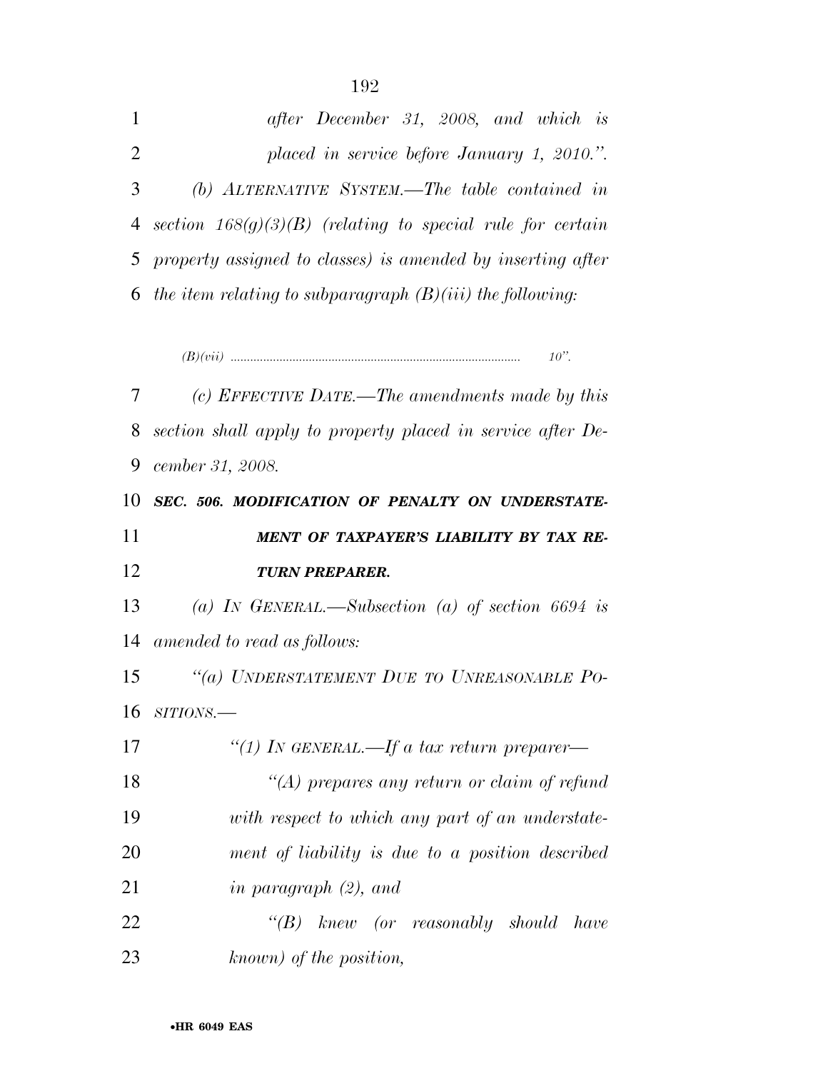*after December 31, 2008, and which is placed in service before January 1, 2010.".*

*(b) ALTERNATIVE SYSTEM.—The table contained in section 168(g)(3)(B) (relating to special rule for certain property assigned to classes) is amended by inserting after the item relating to subparagraph (B)(iii) the following:*

| | |
|---|---|
| *(B)(vii)* | *10".* |

*(c) EFFECTIVE DATE.—The amendments made by this section shall apply to property placed in service after December 31, 2008.*

***SEC. 506. MODIFICATION OF PENALTY ON UNDERSTATEMENT OF TAXPAYER'S LIABILITY BY TAX RETURN PREPARER.***

*(a) IN GENERAL.—Subsection (a) of section 6694 is amended to read as follows:*

*"(a) UNDERSTATEMENT DUE TO UNREASONABLE POSITIONS.—*

*"(1) IN GENERAL.—If a tax return preparer—*

*"(A) prepares any return or claim of refund with respect to which any part of an understatement of liability is due to a position described in paragraph (2), and*

*"(B) knew (or reasonably should have known) of the position,*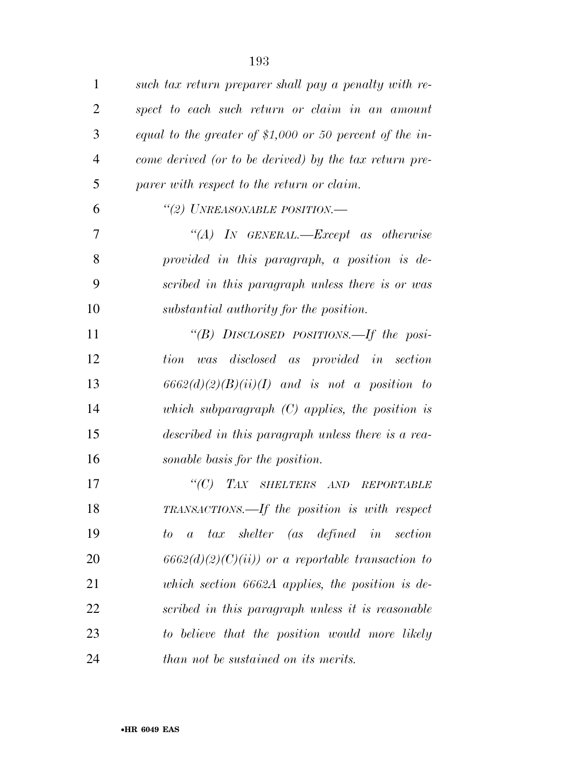*such tax return preparer shall pay a penalty with respect to each such return or claim in an amount equal to the greater of $1,000 or 50 percent of the income derived (or to be derived) by the tax return preparer with respect to the return or claim.*

*"(2) UNREASONABLE POSITION.—*

*"(A) IN GENERAL.—Except as otherwise provided in this paragraph, a position is described in this paragraph unless there is or was substantial authority for the position.*

*"(B) DISCLOSED POSITIONS.—If the position was disclosed as provided in section 6662(d)(2)(B)(ii)(I) and is not a position to which subparagraph (C) applies, the position is described in this paragraph unless there is a reasonable basis for the position.*

*"(C) TAX SHELTERS AND REPORTABLE TRANSACTIONS.—If the position is with respect to a tax shelter (as defined in section 6662(d)(2)(C)(ii)) or a reportable transaction to which section 6662A applies, the position is described in this paragraph unless it is reasonable to believe that the position would more likely than not be sustained on its merits.*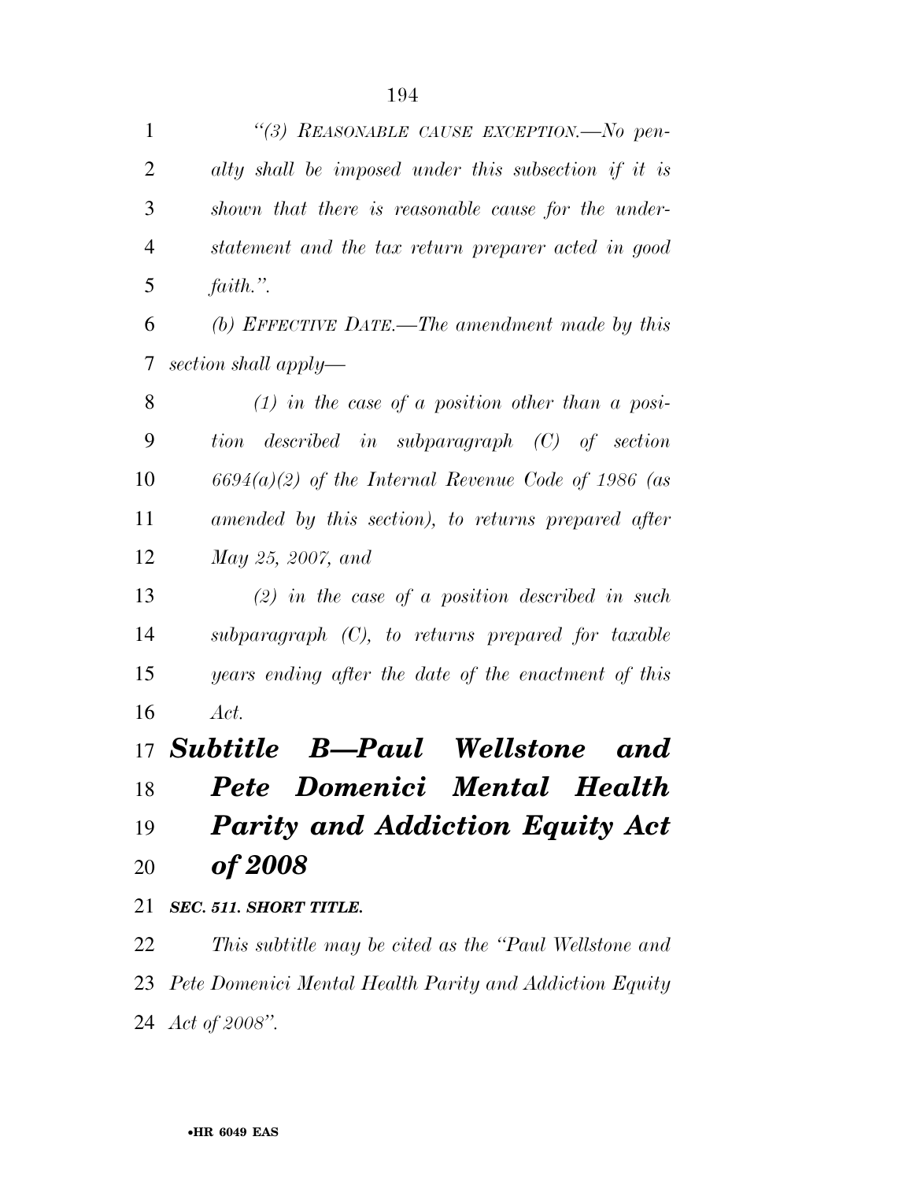*"(3) REASONABLE CAUSE EXCEPTION.—No penalty shall be imposed under this subsection if it is shown that there is reasonable cause for the understatement and the tax return preparer acted in good faith.".*

*(b) EFFECTIVE DATE.—The amendment made by this section shall apply—*

*(1) in the case of a position other than a position described in subparagraph (C) of section 6694(a)(2) of the Internal Revenue Code of 1986 (as amended by this section), to returns prepared after May 25, 2007, and*

*(2) in the case of a position described in such subparagraph (C), to returns prepared for taxable years ending after the date of the enactment of this Act.*

## *Subtitle B—Paul Wellstone and Pete Domenici Mental Health Parity and Addiction Equity Act of 2008*

### *SEC. 511. SHORT TITLE.*

*This subtitle may be cited as the "Paul Wellstone and Pete Domenici Mental Health Parity and Addiction Equity Act of 2008".*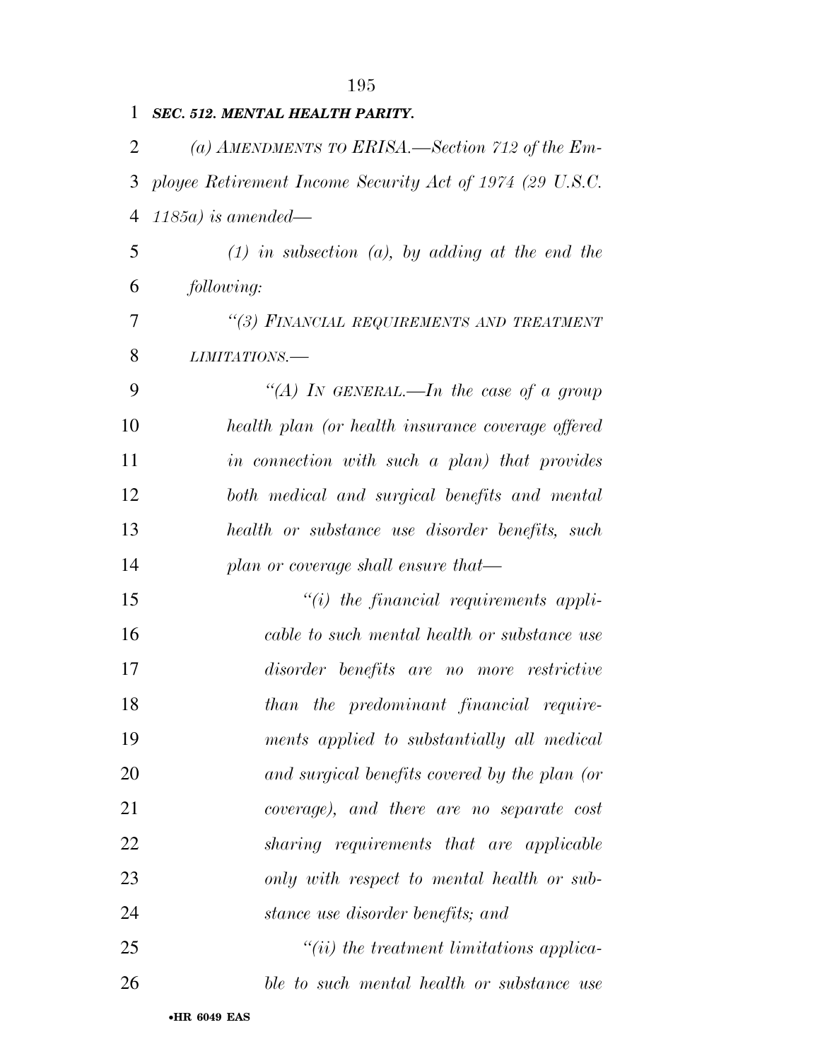***SEC. 512. MENTAL HEALTH PARITY.***

*(a) AMENDMENTS TO ERISA.—Section 712 of the Employee Retirement Income Security Act of 1974 (29 U.S.C. 1185a) is amended—*

*(1) in subsection (a), by adding at the end the following:*

*"(3) FINANCIAL REQUIREMENTS AND TREATMENT LIMITATIONS.—*

*"(A) IN GENERAL.—In the case of a group health plan (or health insurance coverage offered in connection with such a plan) that provides both medical and surgical benefits and mental health or substance use disorder benefits, such plan or coverage shall ensure that—*

*"(i) the financial requirements applicable to such mental health or substance use disorder benefits are no more restrictive than the predominant financial requirements applied to substantially all medical and surgical benefits covered by the plan (or coverage), and there are no separate cost sharing requirements that are applicable only with respect to mental health or substance use disorder benefits; and*

*"(ii) the treatment limitations applicable to such mental health or substance use*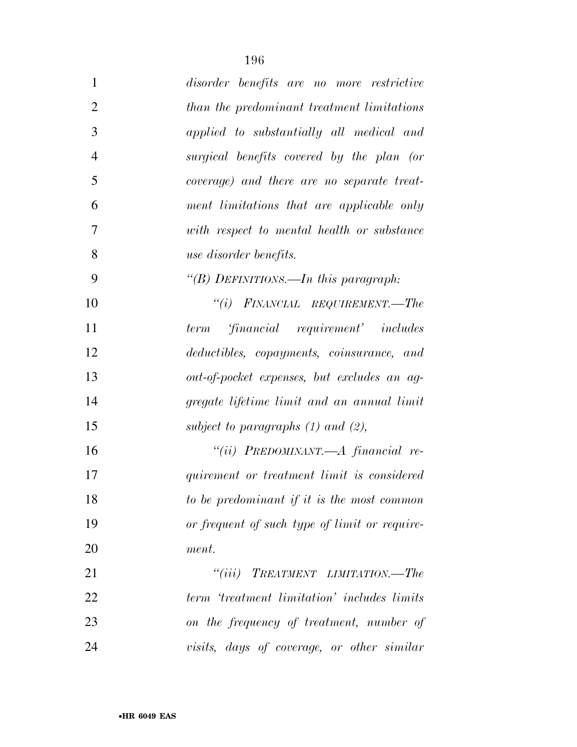*disorder benefits are no more restrictive than the predominant treatment limitations applied to substantially all medical and surgical benefits covered by the plan (or coverage) and there are no separate treatment limitations that are applicable only with respect to mental health or substance use disorder benefits.*

*"(B) DEFINITIONS.—In this paragraph:*

*"(i) FINANCIAL REQUIREMENT.—The term 'financial requirement' includes deductibles, copayments, coinsurance, and out-of-pocket expenses, but excludes an aggregate lifetime limit and an annual limit subject to paragraphs (1) and (2),*

*"(ii) PREDOMINANT.—A financial requirement or treatment limit is considered to be predominant if it is the most common or frequent of such type of limit or requirement.*

*"(iii) TREATMENT LIMITATION.—The term 'treatment limitation' includes limits on the frequency of treatment, number of visits, days of coverage, or other similar*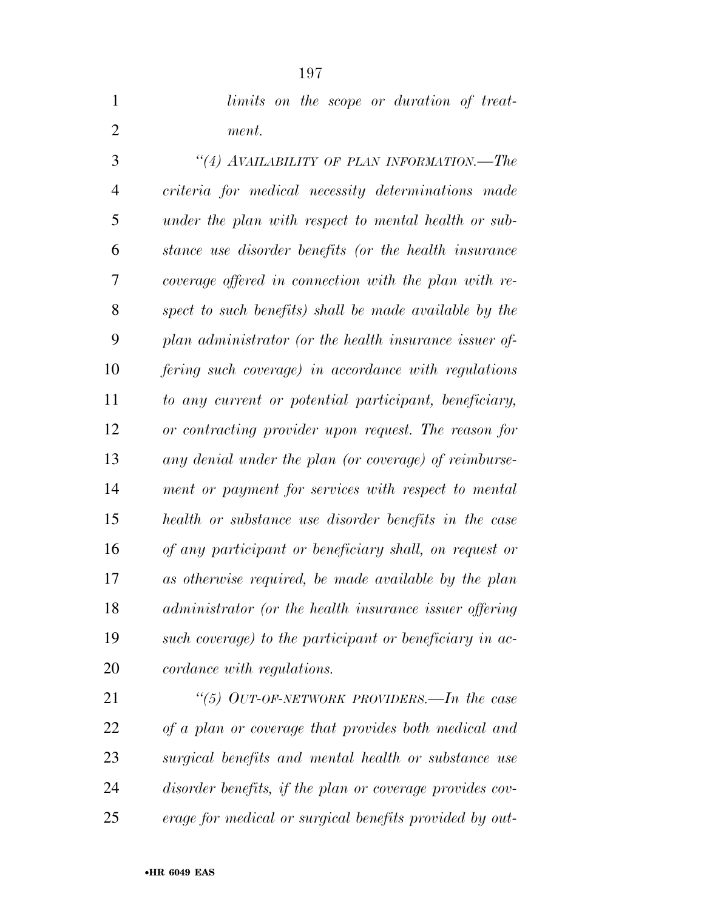*limits on the scope or duration of treatment.*

*"(4) AVAILABILITY OF PLAN INFORMATION.—The criteria for medical necessity determinations made under the plan with respect to mental health or substance use disorder benefits (or the health insurance coverage offered in connection with the plan with respect to such benefits) shall be made available by the plan administrator (or the health insurance issuer offering such coverage) in accordance with regulations to any current or potential participant, beneficiary, or contracting provider upon request. The reason for any denial under the plan (or coverage) of reimbursement or payment for services with respect to mental health or substance use disorder benefits in the case of any participant or beneficiary shall, on request or as otherwise required, be made available by the plan administrator (or the health insurance issuer offering such coverage) to the participant or beneficiary in accordance with regulations.*

*"(5) OUT-OF-NETWORK PROVIDERS.—In the case of a plan or coverage that provides both medical and surgical benefits and mental health or substance use disorder benefits, if the plan or coverage provides coverage for medical or surgical benefits provided by out-*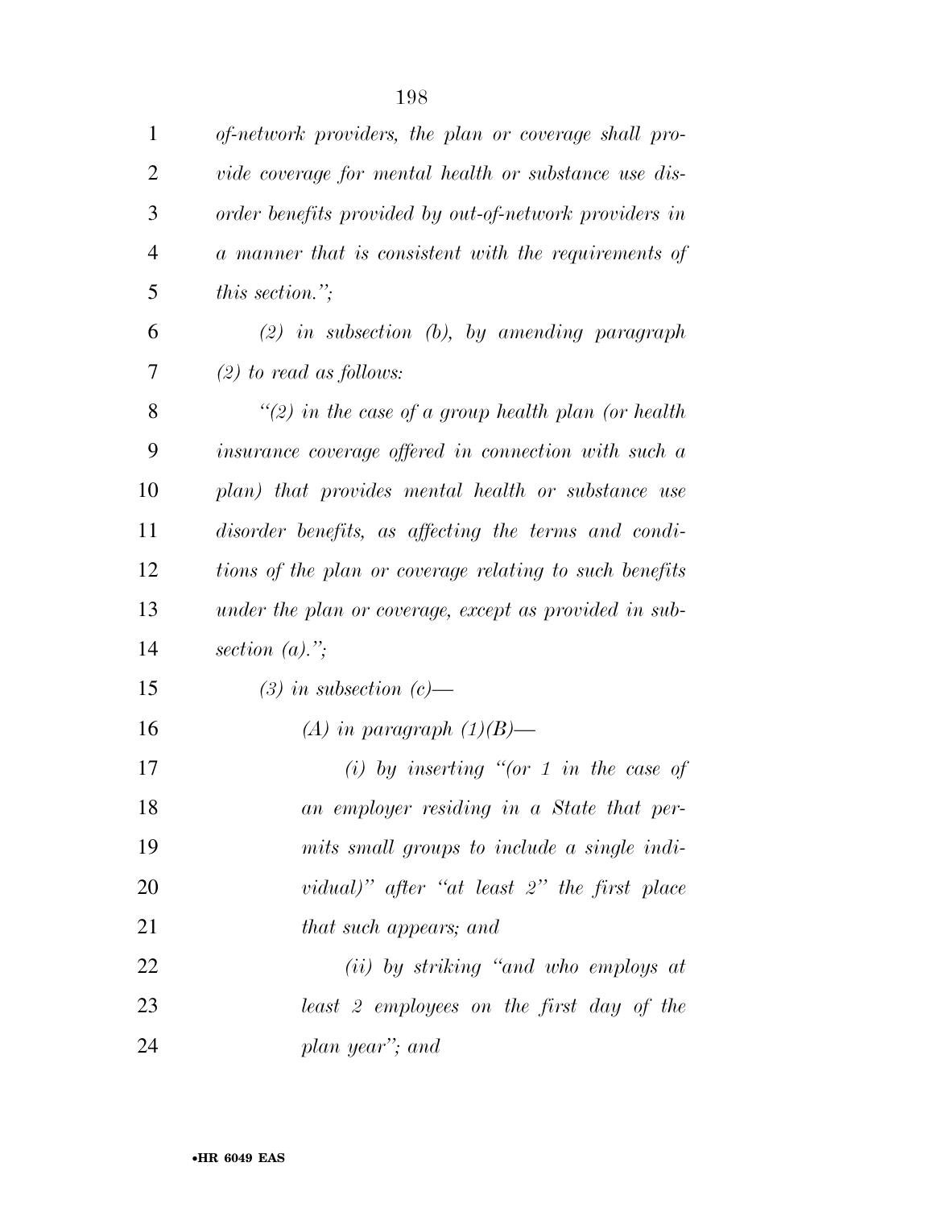*of-network providers, the plan or coverage shall provide coverage for mental health or substance use disorder benefits provided by out-of-network providers in a manner that is consistent with the requirements of this section.";*

*(2) in subsection (b), by amending paragraph (2) to read as follows:*

*"(2) in the case of a group health plan (or health insurance coverage offered in connection with such a plan) that provides mental health or substance use disorder benefits, as affecting the terms and conditions of the plan or coverage relating to such benefits under the plan or coverage, except as provided in subsection (a).";*

*(3) in subsection (c)—*

*(A) in paragraph (1)(B)—*

*(i) by inserting "(or 1 in the case of an employer residing in a State that permits small groups to include a single individual)" after "at least 2" the first place that such appears; and*

*(ii) by striking "and who employs at least 2 employees on the first day of the plan year"; and*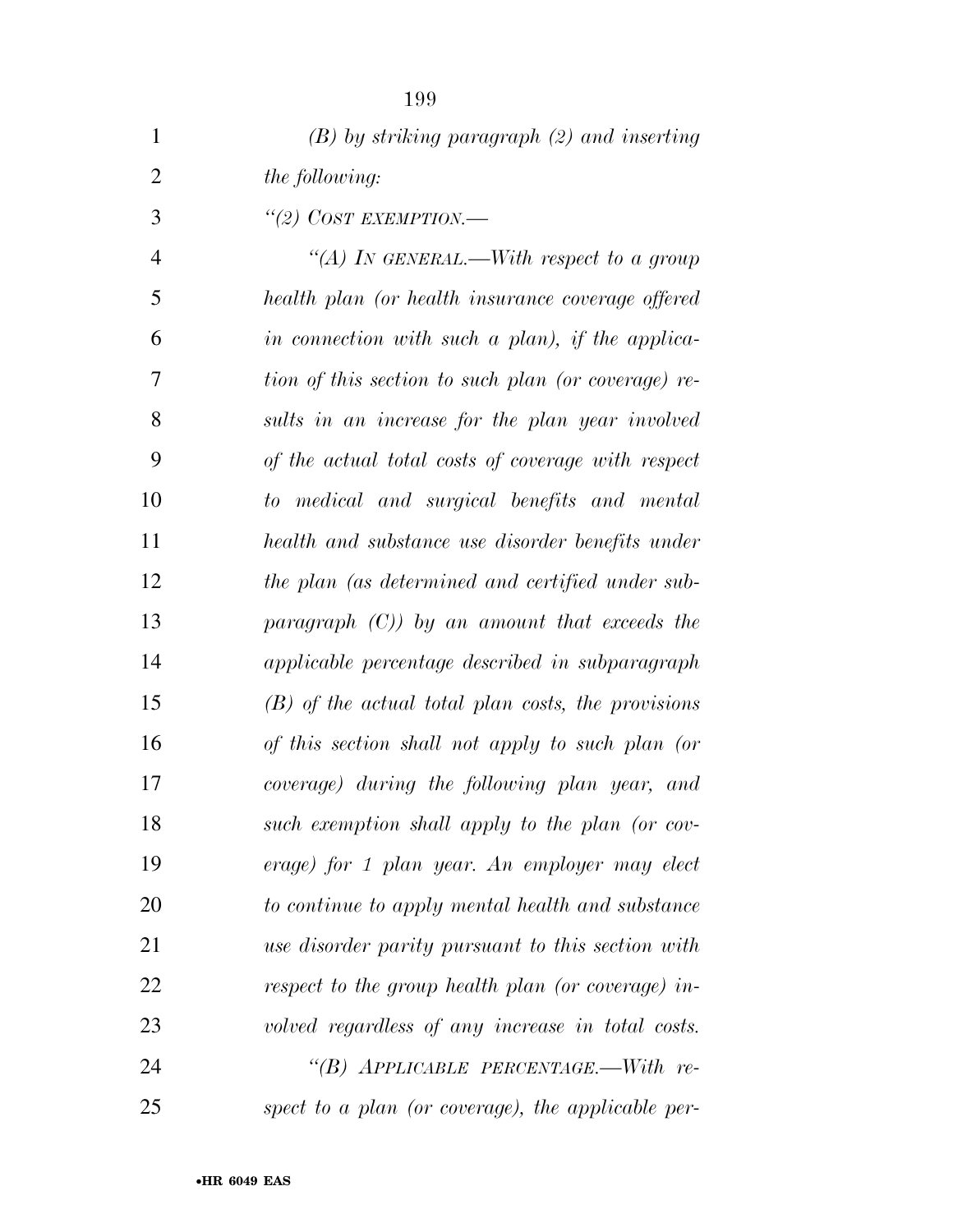*(B) by striking paragraph (2) and inserting the following:*

*"(2) COST EXEMPTION.—*

*"(A) IN GENERAL.—With respect to a group health plan (or health insurance coverage offered in connection with such a plan), if the application of this section to such plan (or coverage) results in an increase for the plan year involved of the actual total costs of coverage with respect to medical and surgical benefits and mental health and substance use disorder benefits under the plan (as determined and certified under subparagraph (C)) by an amount that exceeds the applicable percentage described in subparagraph (B) of the actual total plan costs, the provisions of this section shall not apply to such plan (or coverage) during the following plan year, and such exemption shall apply to the plan (or coverage) for 1 plan year. An employer may elect to continue to apply mental health and substance use disorder parity pursuant to this section with respect to the group health plan (or coverage) involved regardless of any increase in total costs.*

*"(B) APPLICABLE PERCENTAGE.—With respect to a plan (or coverage), the applicable per-*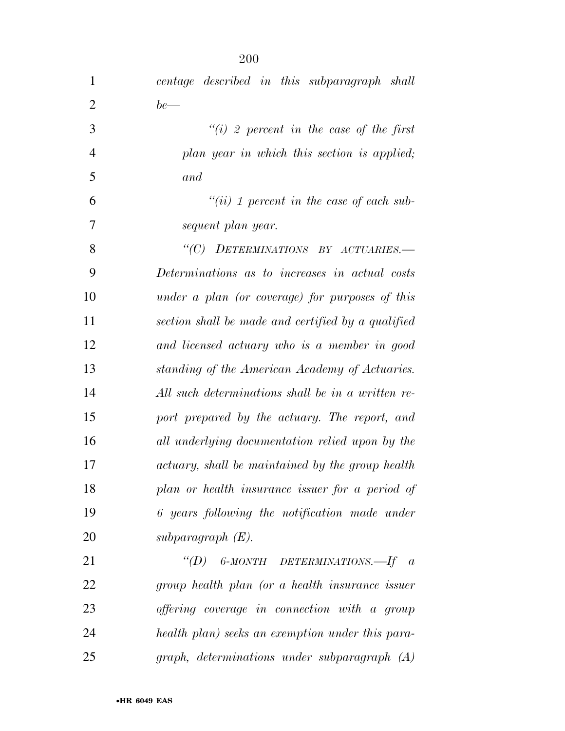*centage described in this subparagraph shall be—*

*"(i) 2 percent in the case of the first plan year in which this section is applied; and*

*"(ii) 1 percent in the case of each subsequent plan year.*

*"(C) DETERMINATIONS BY ACTUARIES.—Determinations as to increases in actual costs under a plan (or coverage) for purposes of this section shall be made and certified by a qualified and licensed actuary who is a member in good standing of the American Academy of Actuaries. All such determinations shall be in a written report prepared by the actuary. The report, and all underlying documentation relied upon by the actuary, shall be maintained by the group health plan or health insurance issuer for a period of 6 years following the notification made under subparagraph (E).*

*"(D) 6-MONTH DETERMINATIONS.—If a group health plan (or a health insurance issuer offering coverage in connection with a group health plan) seeks an exemption under this paragraph, determinations under subparagraph (A)*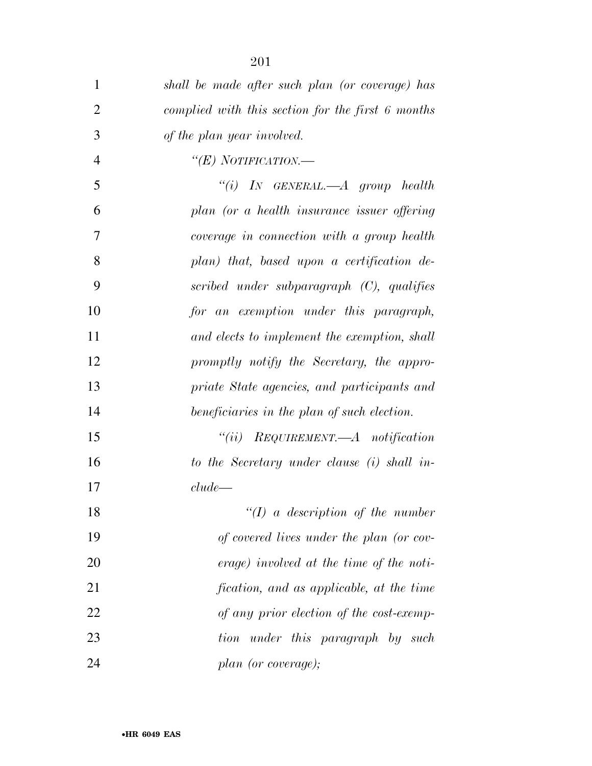*shall be made after such plan (or coverage) has complied with this section for the first 6 months of the plan year involved.*

*"(E) NOTIFICATION.—*

*"(i) IN GENERAL.—A group health plan (or a health insurance issuer offering coverage in connection with a group health plan) that, based upon a certification described under subparagraph (C), qualifies for an exemption under this paragraph, and elects to implement the exemption, shall promptly notify the Secretary, the appropriate State agencies, and participants and beneficiaries in the plan of such election.*

*"(ii) REQUIREMENT.—A notification to the Secretary under clause (i) shall include—*

*"(I) a description of the number of covered lives under the plan (or coverage) involved at the time of the notification, and as applicable, at the time of any prior election of the cost-exemption under this paragraph by such plan (or coverage);*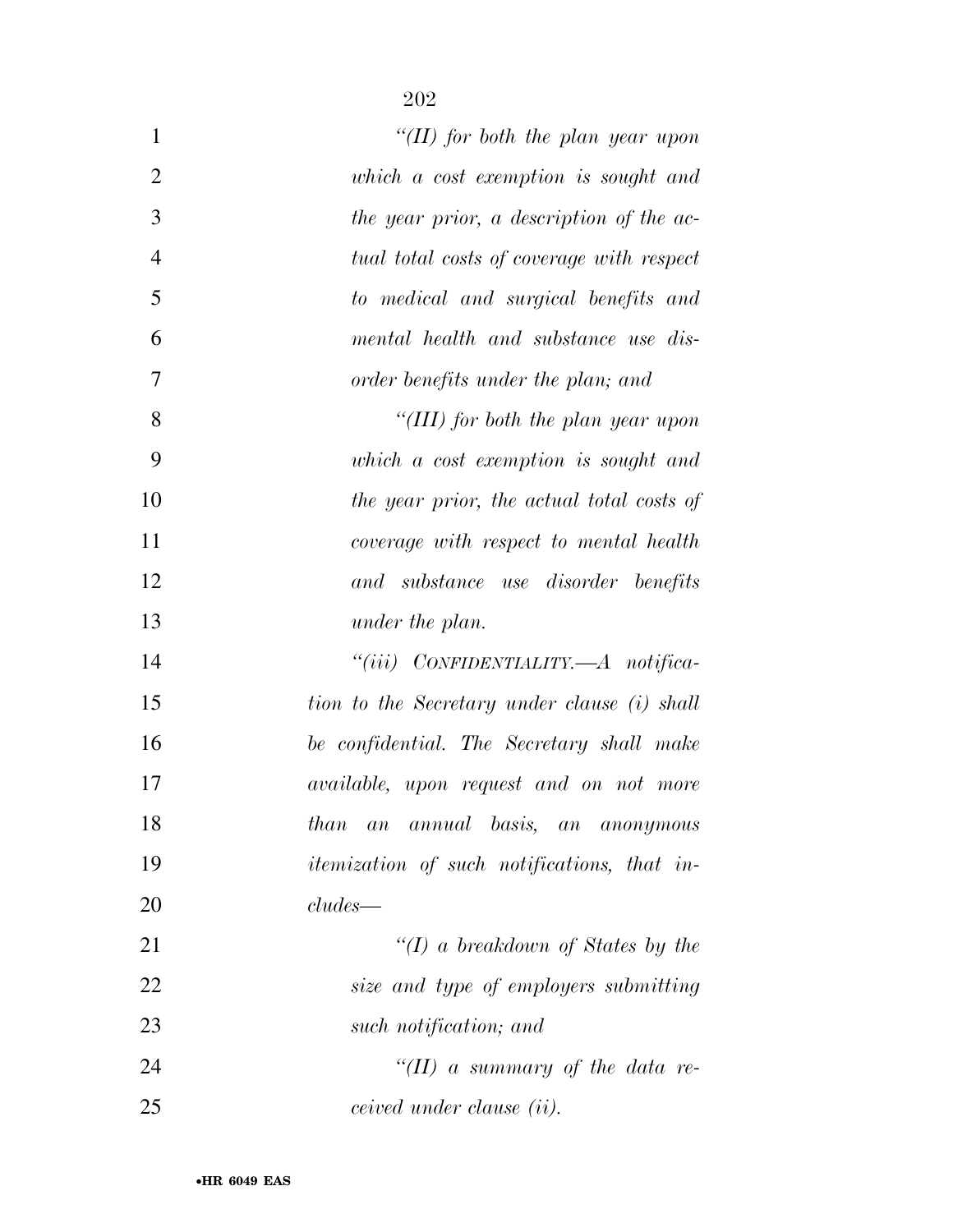*"(II) for both the plan year upon which a cost exemption is sought and the year prior, a description of the actual total costs of coverage with respect to medical and surgical benefits and mental health and substance use disorder benefits under the plan; and*

*"(III) for both the plan year upon which a cost exemption is sought and the year prior, the actual total costs of coverage with respect to mental health and substance use disorder benefits under the plan.*

*"(iii) CONFIDENTIALITY.—A notification to the Secretary under clause (i) shall be confidential. The Secretary shall make available, upon request and on not more than an annual basis, an anonymous itemization of such notifications, that includes—*

*"(I) a breakdown of States by the size and type of employers submitting such notification; and*

*"(II) a summary of the data received under clause (ii).*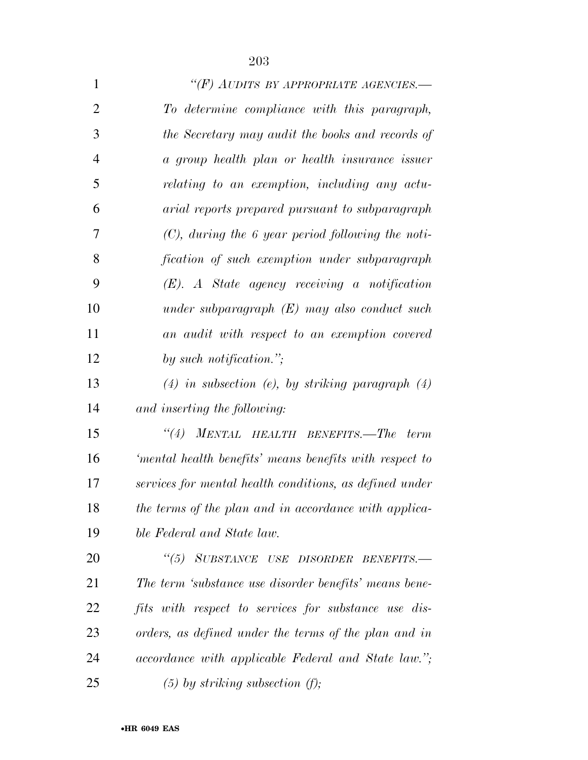*"(F) AUDITS BY APPROPRIATE AGENCIES.— To determine compliance with this paragraph, the Secretary may audit the books and records of a group health plan or health insurance issuer relating to an exemption, including any actuarial reports prepared pursuant to subparagraph (C), during the 6 year period following the notification of such exemption under subparagraph (E). A State agency receiving a notification under subparagraph (E) may also conduct such an audit with respect to an exemption covered by such notification.";*

*(4) in subsection (e), by striking paragraph (4) and inserting the following:*

*"(4) MENTAL HEALTH BENEFITS.—The term 'mental health benefits' means benefits with respect to services for mental health conditions, as defined under the terms of the plan and in accordance with applicable Federal and State law.*

*"(5) SUBSTANCE USE DISORDER BENEFITS.— The term 'substance use disorder benefits' means benefits with respect to services for substance use disorders, as defined under the terms of the plan and in accordance with applicable Federal and State law.";*

*(5) by striking subsection (f);*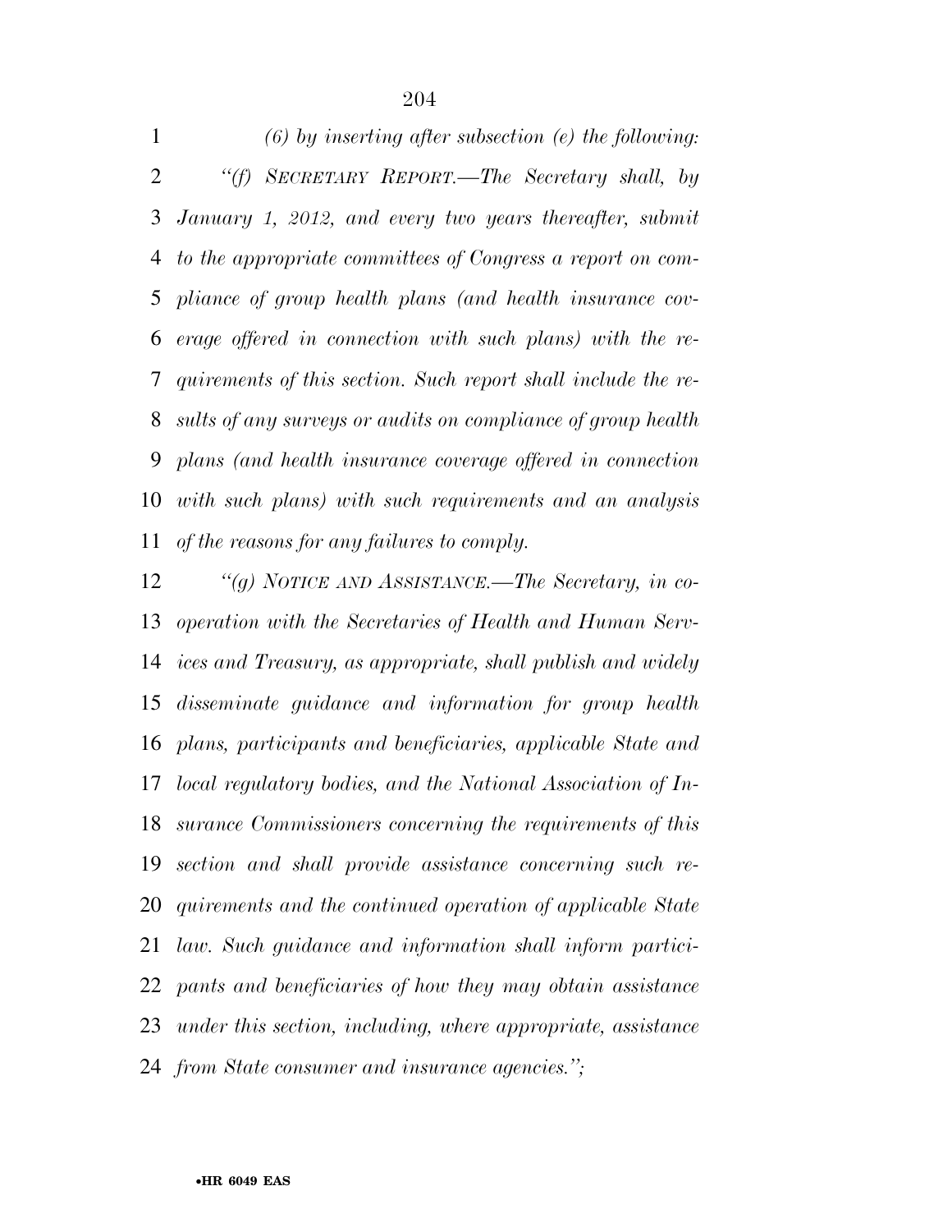*(6) by inserting after subsection (e) the following:*

*"(f) SECRETARY REPORT.—The Secretary shall, by January 1, 2012, and every two years thereafter, submit to the appropriate committees of Congress a report on compliance of group health plans (and health insurance coverage offered in connection with such plans) with the requirements of this section. Such report shall include the results of any surveys or audits on compliance of group health plans (and health insurance coverage offered in connection with such plans) with such requirements and an analysis of the reasons for any failures to comply.*

*"(g) NOTICE AND ASSISTANCE.—The Secretary, in cooperation with the Secretaries of Health and Human Services and Treasury, as appropriate, shall publish and widely disseminate guidance and information for group health plans, participants and beneficiaries, applicable State and local regulatory bodies, and the National Association of Insurance Commissioners concerning the requirements of this section and shall provide assistance concerning such requirements and the continued operation of applicable State law. Such guidance and information shall inform participants and beneficiaries of how they may obtain assistance under this section, including, where appropriate, assistance from State consumer and insurance agencies.";*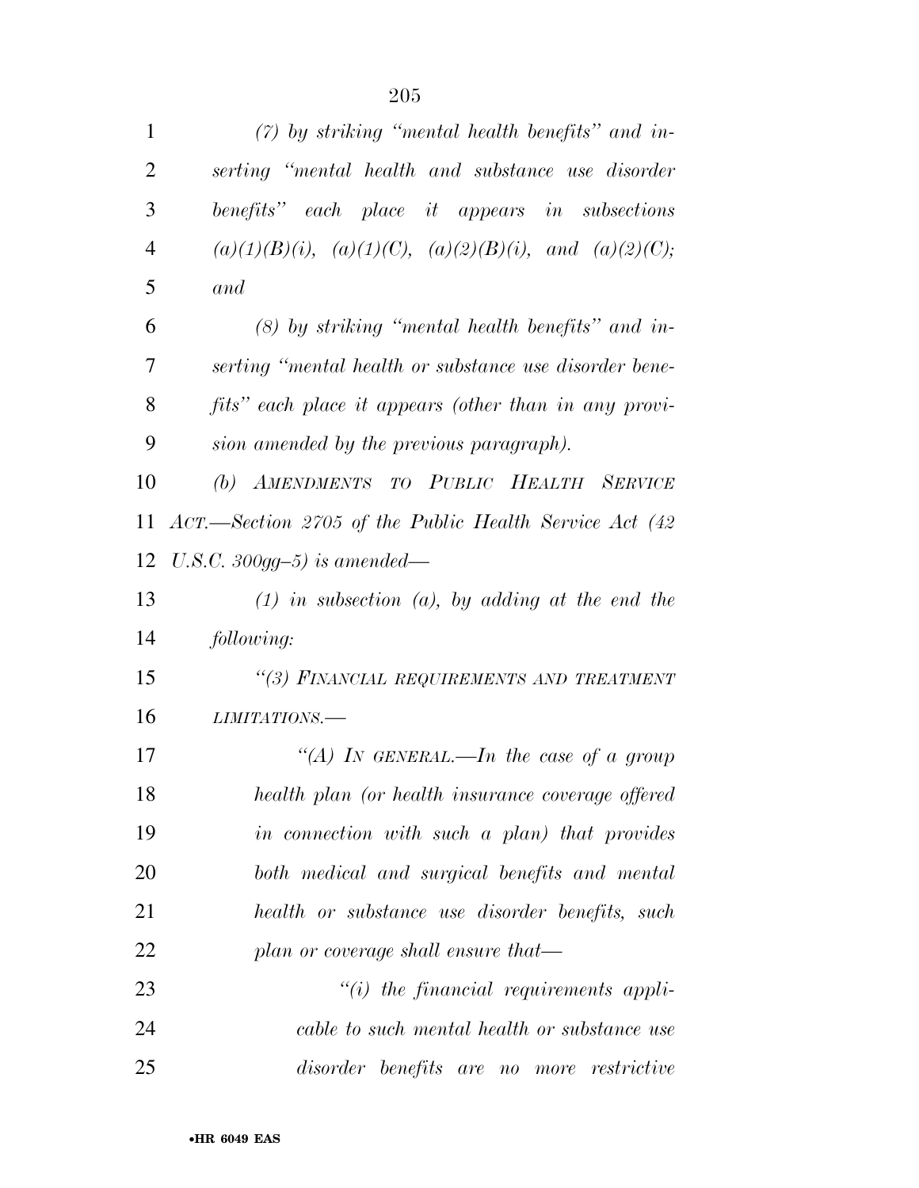*(7) by striking "mental health benefits" and inserting "mental health and substance use disorder benefits" each place it appears in subsections (a)(1)(B)(i), (a)(1)(C), (a)(2)(B)(i), and (a)(2)(C); and*

*(8) by striking "mental health benefits" and inserting "mental health or substance use disorder benefits" each place it appears (other than in any provision amended by the previous paragraph).*

*(b) AMENDMENTS TO PUBLIC HEALTH SERVICE ACT.—Section 2705 of the Public Health Service Act (42 U.S.C. 300gg–5) is amended—*

*(1) in subsection (a), by adding at the end the following:*

*"(3) FINANCIAL REQUIREMENTS AND TREATMENT LIMITATIONS.—*

*"(A) IN GENERAL.—In the case of a group health plan (or health insurance coverage offered in connection with such a plan) that provides both medical and surgical benefits and mental health or substance use disorder benefits, such plan or coverage shall ensure that—*

*"(i) the financial requirements applicable to such mental health or substance use disorder benefits are no more restrictive*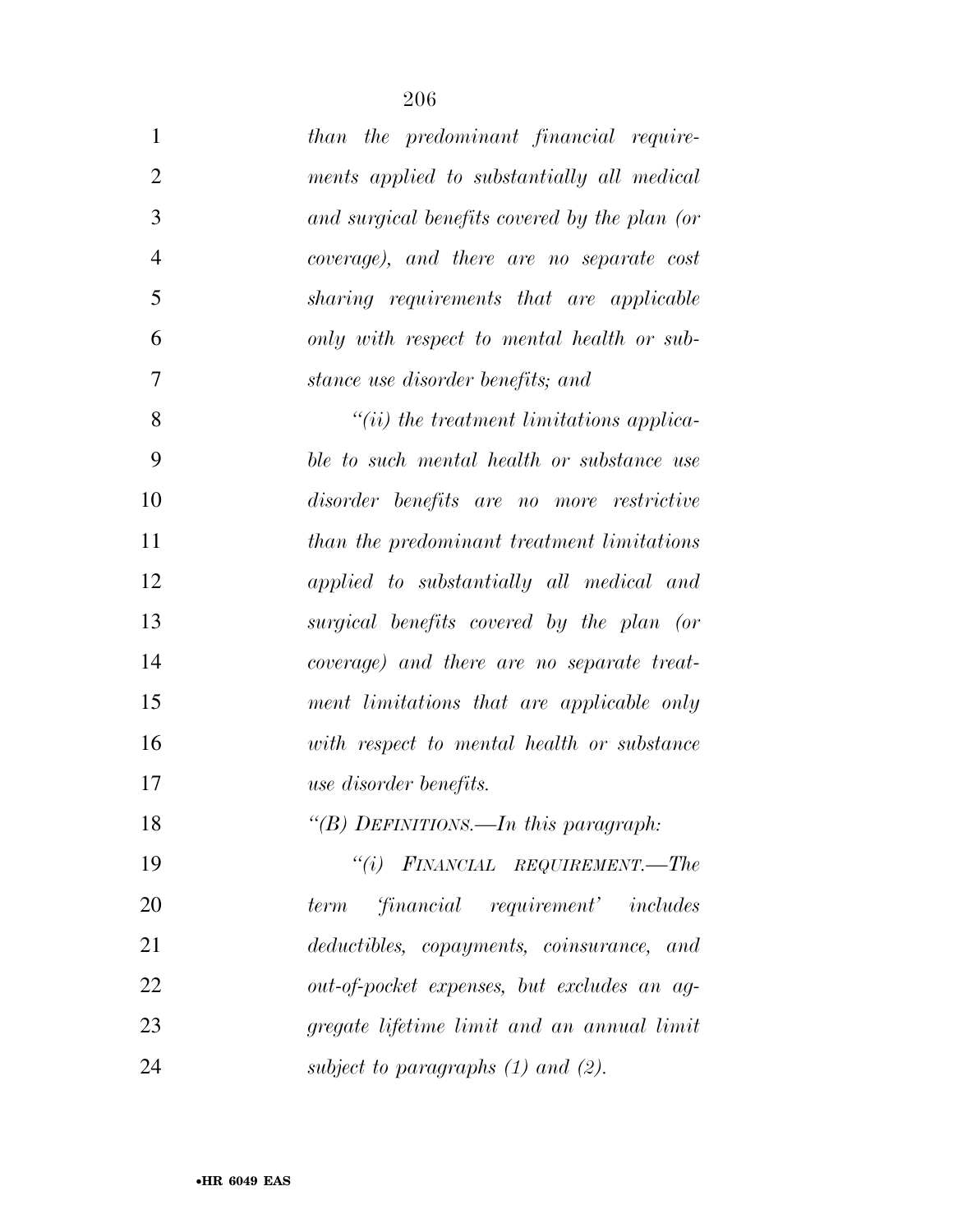*than the predominant financial requirements applied to substantially all medical and surgical benefits covered by the plan (or coverage), and there are no separate cost sharing requirements that are applicable only with respect to mental health or substance use disorder benefits; and*

*"(ii) the treatment limitations applicable to such mental health or substance use disorder benefits are no more restrictive than the predominant treatment limitations applied to substantially all medical and surgical benefits covered by the plan (or coverage) and there are no separate treatment limitations that are applicable only with respect to mental health or substance use disorder benefits.*

*"(B) DEFINITIONS.—In this paragraph:*

*"(i) FINANCIAL REQUIREMENT.—The term 'financial requirement' includes deductibles, copayments, coinsurance, and out-of-pocket expenses, but excludes an aggregate lifetime limit and an annual limit subject to paragraphs (1) and (2).*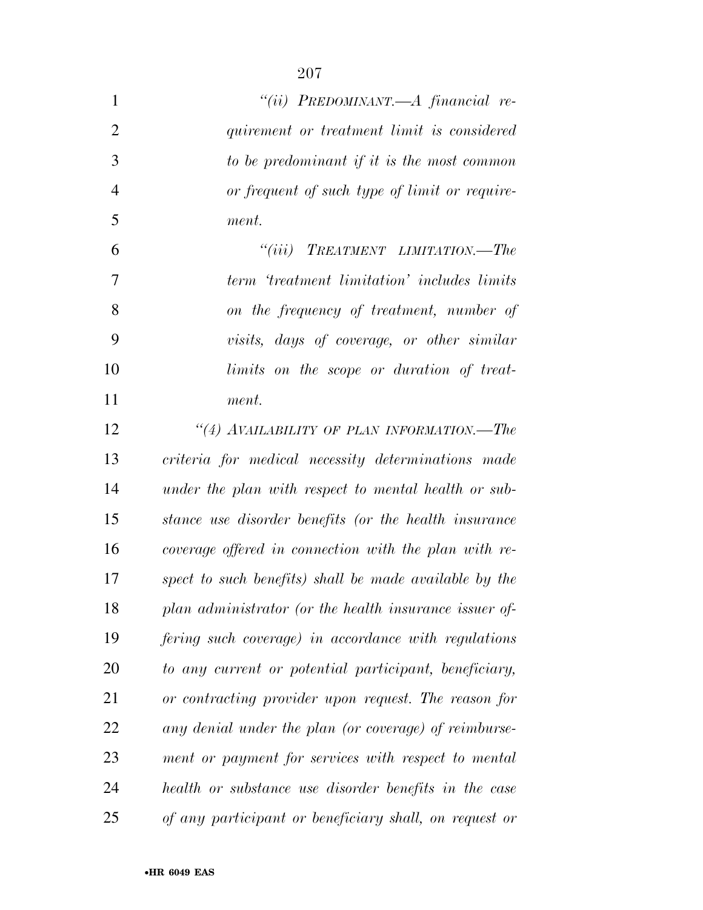*"(ii) PREDOMINANT.—A financial requirement or treatment limit is considered to be predominant if it is the most common or frequent of such type of limit or requirement.*

*"(iii) TREATMENT LIMITATION.—The term 'treatment limitation' includes limits on the frequency of treatment, number of visits, days of coverage, or other similar limits on the scope or duration of treatment.*

*"(4) AVAILABILITY OF PLAN INFORMATION.—The criteria for medical necessity determinations made under the plan with respect to mental health or substance use disorder benefits (or the health insurance coverage offered in connection with the plan with respect to such benefits) shall be made available by the plan administrator (or the health insurance issuer offering such coverage) in accordance with regulations to any current or potential participant, beneficiary, or contracting provider upon request. The reason for any denial under the plan (or coverage) of reimbursement or payment for services with respect to mental health or substance use disorder benefits in the case of any participant or beneficiary shall, on request or*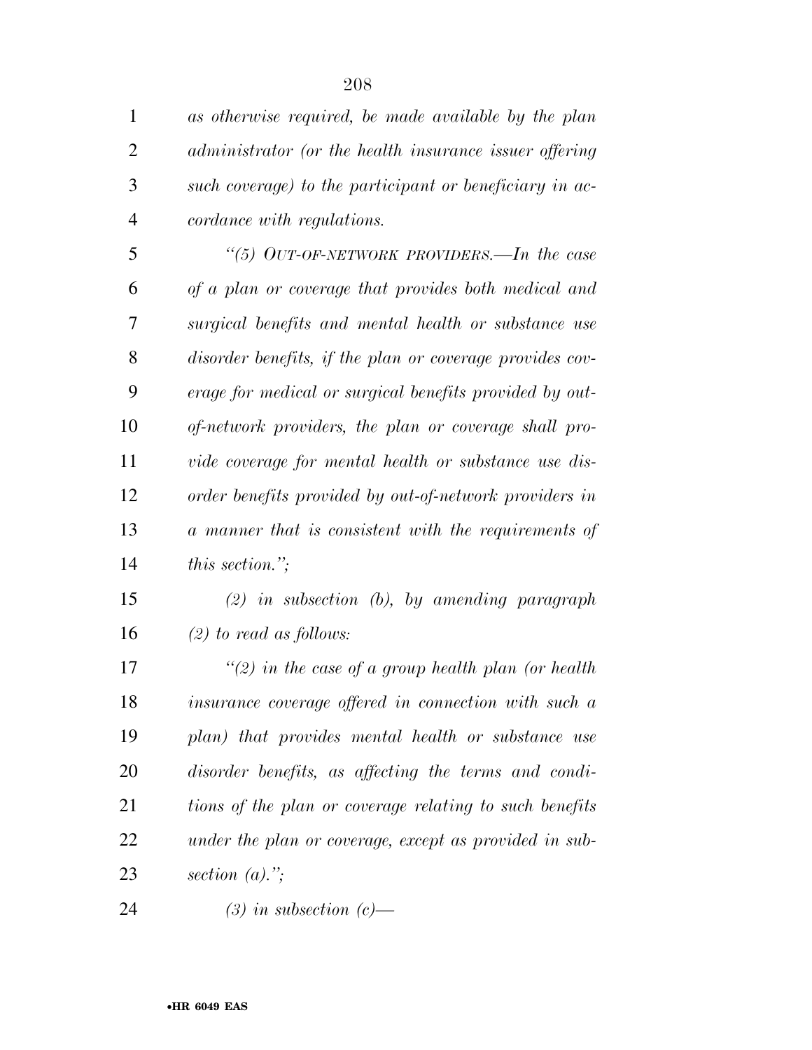*as otherwise required, be made available by the plan administrator (or the health insurance issuer offering such coverage) to the participant or beneficiary in accordance with regulations.*

*"(5) OUT-OF-NETWORK PROVIDERS.—In the case of a plan or coverage that provides both medical and surgical benefits and mental health or substance use disorder benefits, if the plan or coverage provides coverage for medical or surgical benefits provided by out-of-network providers, the plan or coverage shall provide coverage for mental health or substance use disorder benefits provided by out-of-network providers in a manner that is consistent with the requirements of this section.";*

*(2) in subsection (b), by amending paragraph (2) to read as follows:*

*"(2) in the case of a group health plan (or health insurance coverage offered in connection with such a plan) that provides mental health or substance use disorder benefits, as affecting the terms and conditions of the plan or coverage relating to such benefits under the plan or coverage, except as provided in subsection (a).";*

*(3) in subsection (c)—*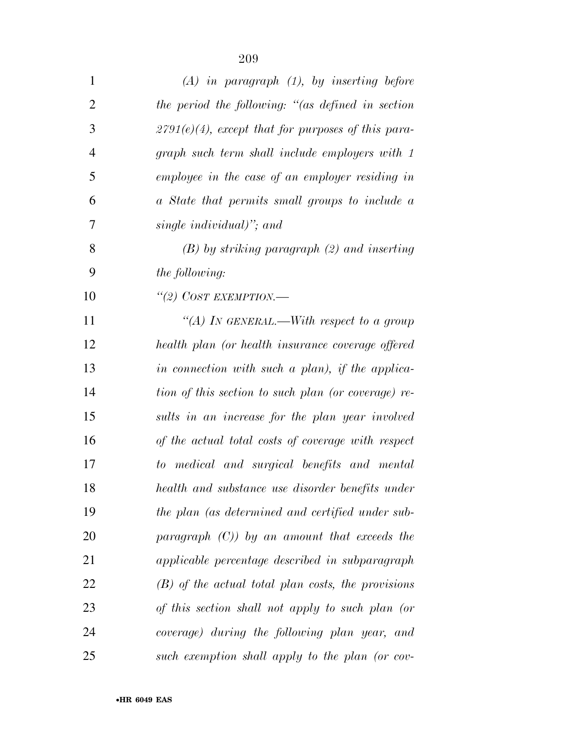*(A) in paragraph (1), by inserting before the period the following: "(as defined in section 2791(e)(4), except that for purposes of this paragraph such term shall include employers with 1 employee in the case of an employer residing in a State that permits small groups to include a single individual)"; and*

*(B) by striking paragraph (2) and inserting the following:*

*"(2) COST EXEMPTION.—*

*"(A) IN GENERAL.—With respect to a group health plan (or health insurance coverage offered in connection with such a plan), if the application of this section to such plan (or coverage) results in an increase for the plan year involved of the actual total costs of coverage with respect to medical and surgical benefits and mental health and substance use disorder benefits under the plan (as determined and certified under subparagraph (C)) by an amount that exceeds the applicable percentage described in subparagraph (B) of the actual total plan costs, the provisions of this section shall not apply to such plan (or coverage) during the following plan year, and such exemption shall apply to the plan (or cov-*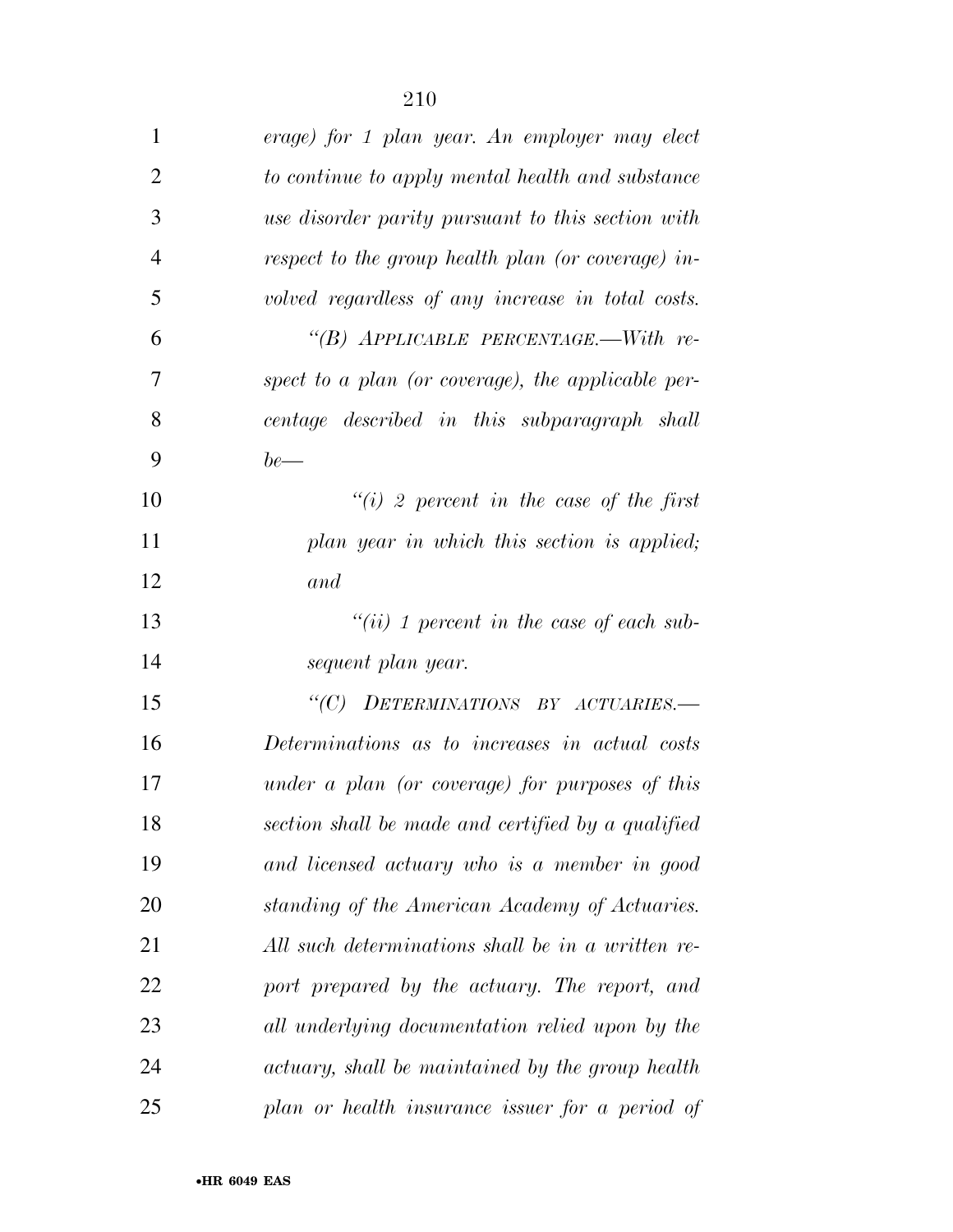*erage) for 1 plan year. An employer may elect to continue to apply mental health and substance use disorder parity pursuant to this section with respect to the group health plan (or coverage) involved regardless of any increase in total costs.*

*"(B) APPLICABLE PERCENTAGE.—With respect to a plan (or coverage), the applicable percentage described in this subparagraph shall be—*

*"(i) 2 percent in the case of the first plan year in which this section is applied; and*

*"(ii) 1 percent in the case of each subsequent plan year.*

*"(C) DETERMINATIONS BY ACTUARIES.—Determinations as to increases in actual costs under a plan (or coverage) for purposes of this section shall be made and certified by a qualified and licensed actuary who is a member in good standing of the American Academy of Actuaries. All such determinations shall be in a written report prepared by the actuary. The report, and all underlying documentation relied upon by the actuary, shall be maintained by the group health plan or health insurance issuer for a period of*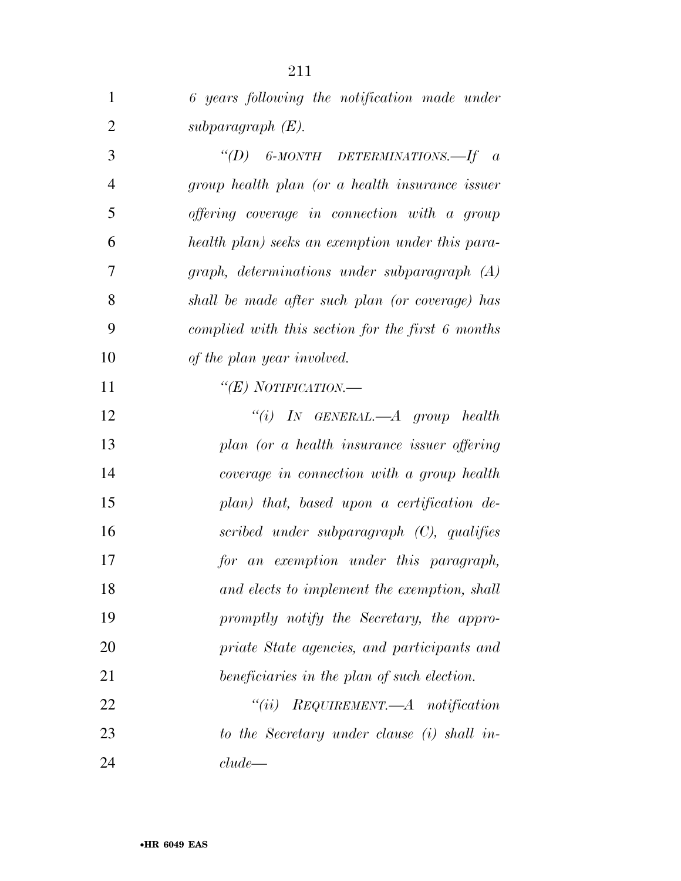*6 years following the notification made under subparagraph (E).*

*"(D) 6-MONTH DETERMINATIONS.—If a group health plan (or a health insurance issuer offering coverage in connection with a group health plan) seeks an exemption under this paragraph, determinations under subparagraph (A) shall be made after such plan (or coverage) has complied with this section for the first 6 months of the plan year involved.*

*"(E) NOTIFICATION.—*

*"(i) IN GENERAL.—A group health plan (or a health insurance issuer offering coverage in connection with a group health plan) that, based upon a certification described under subparagraph (C), qualifies for an exemption under this paragraph, and elects to implement the exemption, shall promptly notify the Secretary, the appropriate State agencies, and participants and beneficiaries in the plan of such election.*

*"(ii) REQUIREMENT.—A notification to the Secretary under clause (i) shall include—*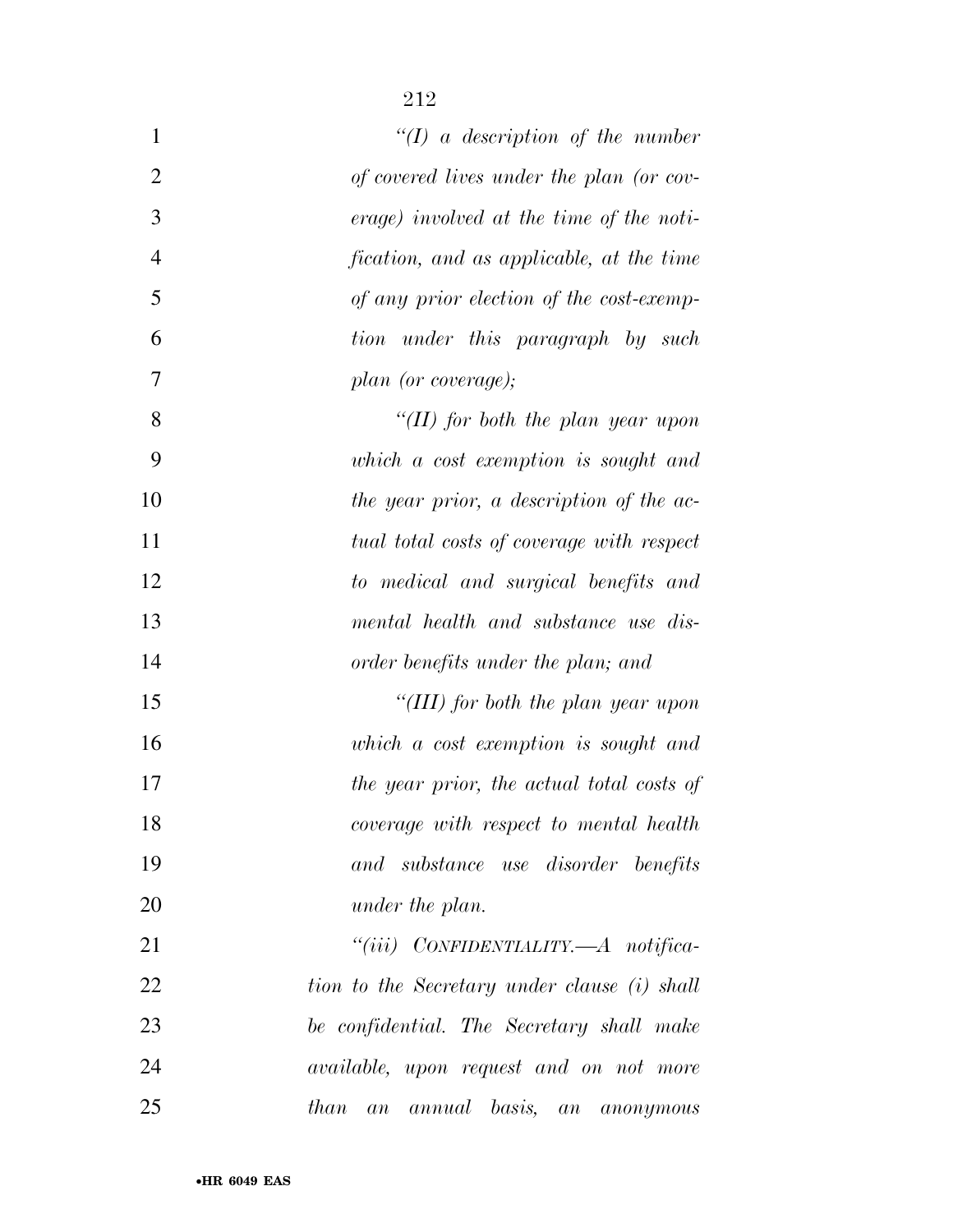*"(I) a description of the number of covered lives under the plan (or coverage) involved at the time of the notification, and as applicable, at the time of any prior election of the cost-exemption under this paragraph by such plan (or coverage);*

*"(II) for both the plan year upon which a cost exemption is sought and the year prior, a description of the actual total costs of coverage with respect to medical and surgical benefits and mental health and substance use disorder benefits under the plan; and*

*"(III) for both the plan year upon which a cost exemption is sought and the year prior, the actual total costs of coverage with respect to mental health and substance use disorder benefits under the plan.*

*"(iii) CONFIDENTIALITY.—A notification to the Secretary under clause (i) shall be confidential. The Secretary shall make available, upon request and on not more than an annual basis, an anonymous*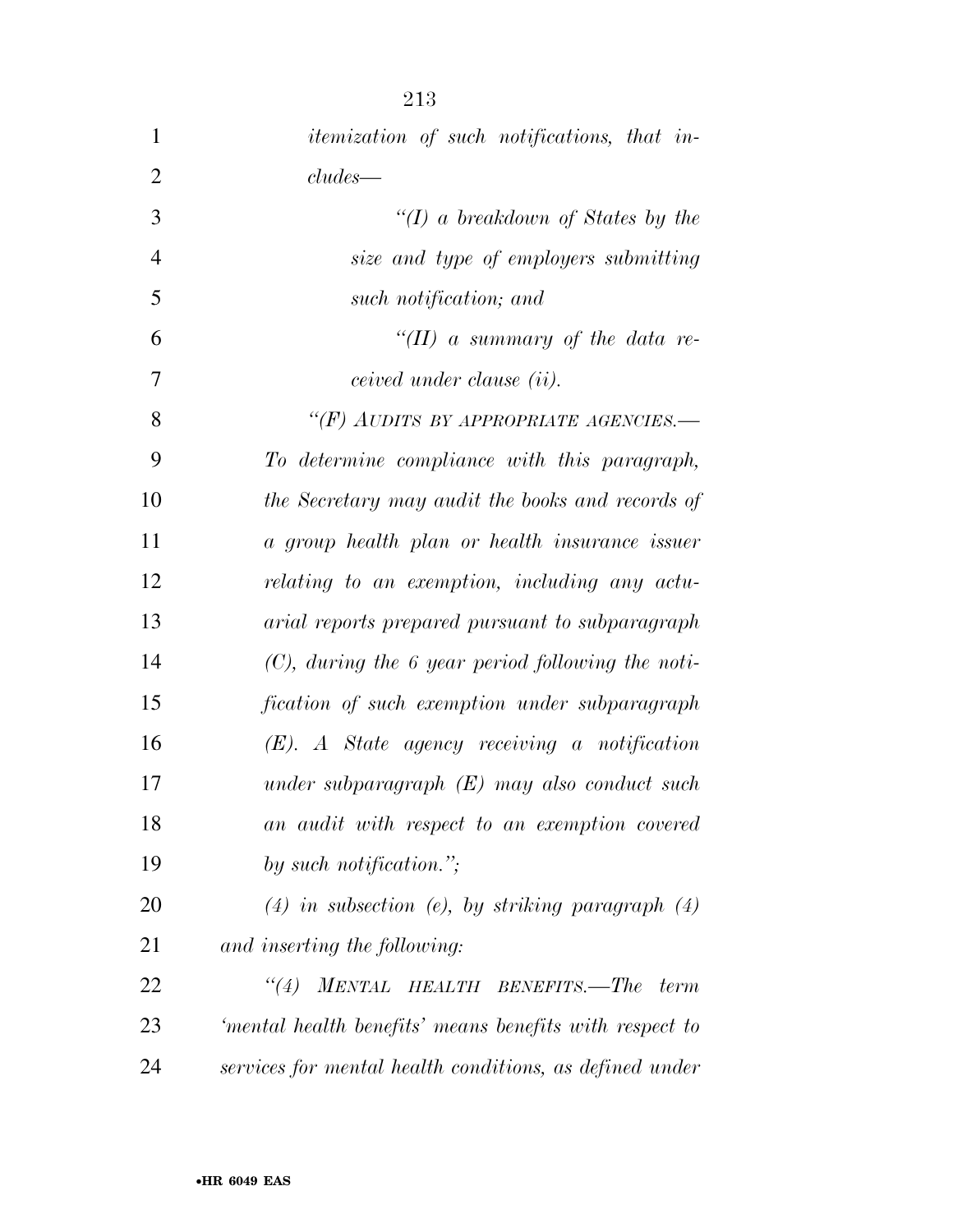*itemization of such notifications, that includes—*

*"(I) a breakdown of States by the size and type of employers submitting such notification; and*

*"(II) a summary of the data received under clause (ii).*

*"(F) AUDITS BY APPROPRIATE AGENCIES.—To determine compliance with this paragraph, the Secretary may audit the books and records of a group health plan or health insurance issuer relating to an exemption, including any actuarial reports prepared pursuant to subparagraph (C), during the 6 year period following the notification of such exemption under subparagraph (E). A State agency receiving a notification under subparagraph (E) may also conduct such an audit with respect to an exemption covered by such notification.";*

*(4) in subsection (e), by striking paragraph (4) and inserting the following:*

*"(4) MENTAL HEALTH BENEFITS.—The term 'mental health benefits' means benefits with respect to services for mental health conditions, as defined under*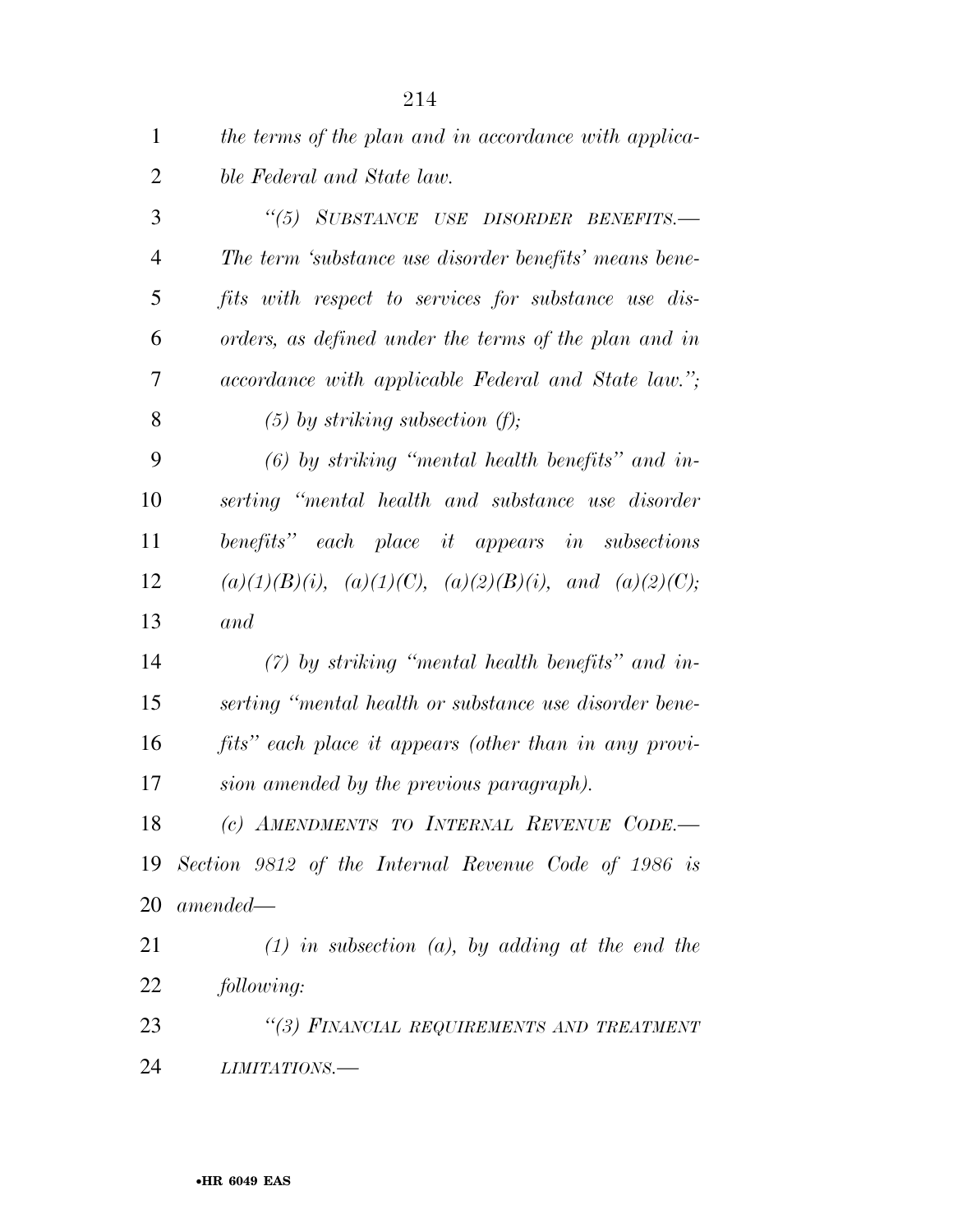*the terms of the plan and in accordance with applicable Federal and State law.*

*''(5) SUBSTANCE USE DISORDER BENEFITS.—The term 'substance use disorder benefits' means benefits with respect to services for substance use disorders, as defined under the terms of the plan and in accordance with applicable Federal and State law.'';*

*(5) by striking subsection (f);*

*(6) by striking ''mental health benefits'' and inserting ''mental health and substance use disorder benefits'' each place it appears in subsections (a)(1)(B)(i), (a)(1)(C), (a)(2)(B)(i), and (a)(2)(C); and*

*(7) by striking ''mental health benefits'' and inserting ''mental health or substance use disorder benefits'' each place it appears (other than in any provision amended by the previous paragraph).*

*(c) AMENDMENTS TO INTERNAL REVENUE CODE.—Section 9812 of the Internal Revenue Code of 1986 is amended—*

*(1) in subsection (a), by adding at the end the following:*

*''(3) FINANCIAL REQUIREMENTS AND TREATMENT LIMITATIONS.—*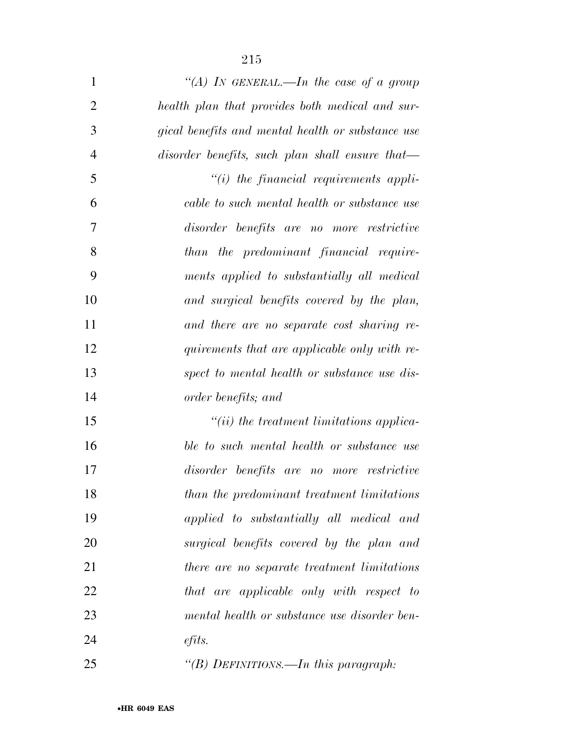*"(A) IN GENERAL.—In the case of a group health plan that provides both medical and surgical benefits and mental health or substance use disorder benefits, such plan shall ensure that—*

*"(i) the financial requirements applicable to such mental health or substance use disorder benefits are no more restrictive than the predominant financial requirements applied to substantially all medical and surgical benefits covered by the plan, and there are no separate cost sharing requirements that are applicable only with respect to mental health or substance use disorder benefits; and*

*"(ii) the treatment limitations applicable to such mental health or substance use disorder benefits are no more restrictive than the predominant treatment limitations applied to substantially all medical and surgical benefits covered by the plan and there are no separate treatment limitations that are applicable only with respect to mental health or substance use disorder benefits.*

*"(B) DEFINITIONS.—In this paragraph:*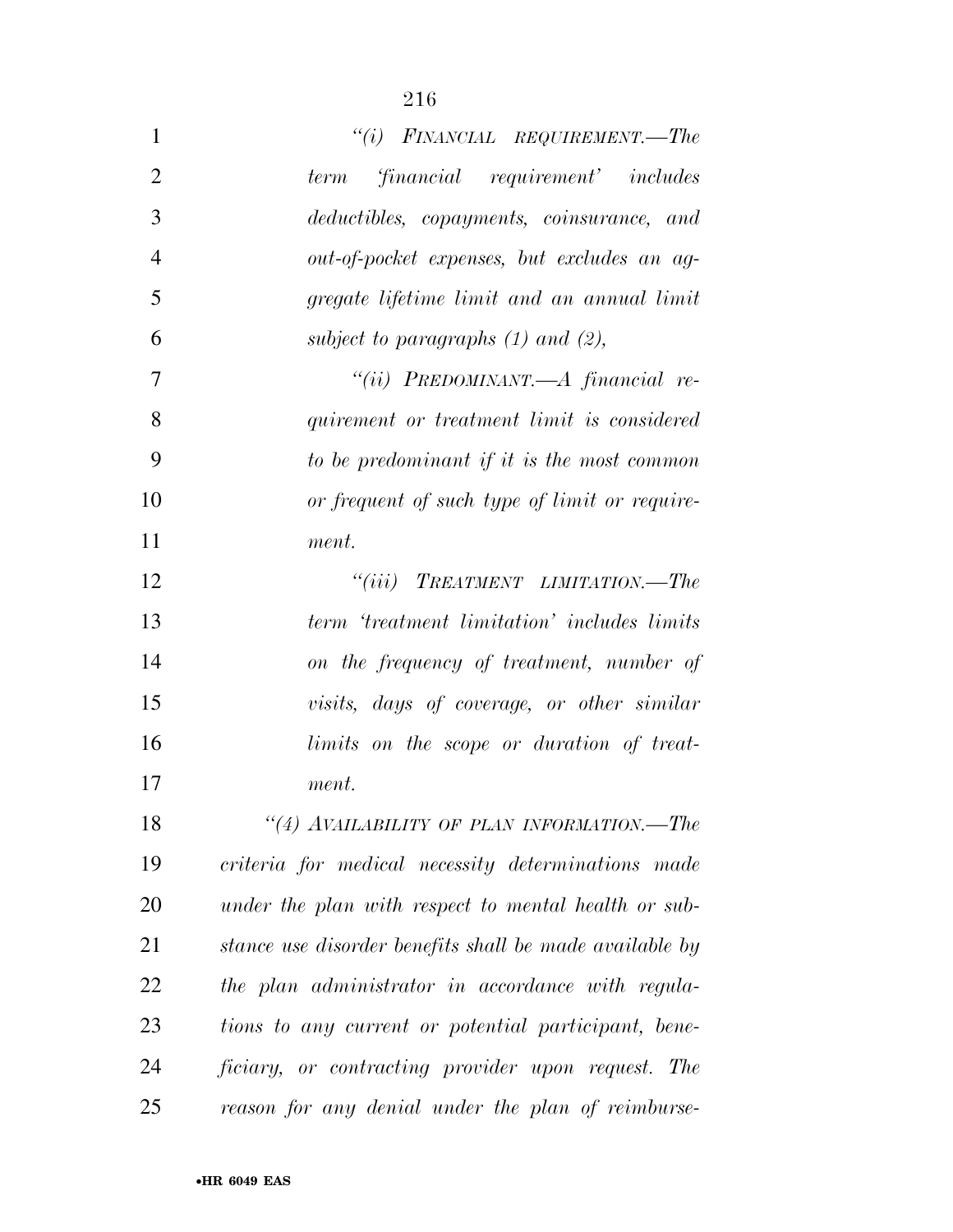*"(i) FINANCIAL REQUIREMENT.—The term 'financial requirement' includes deductibles, copayments, coinsurance, and out-of-pocket expenses, but excludes an aggregate lifetime limit and an annual limit subject to paragraphs (1) and (2),*

*"(ii) PREDOMINANT.—A financial requirement or treatment limit is considered to be predominant if it is the most common or frequent of such type of limit or requirement.*

*"(iii) TREATMENT LIMITATION.—The term 'treatment limitation' includes limits on the frequency of treatment, number of visits, days of coverage, or other similar limits on the scope or duration of treatment.*

*"(4) AVAILABILITY OF PLAN INFORMATION.—The criteria for medical necessity determinations made under the plan with respect to mental health or substance use disorder benefits shall be made available by the plan administrator in accordance with regulations to any current or potential participant, beneficiary, or contracting provider upon request. The reason for any denial under the plan of reimburse-*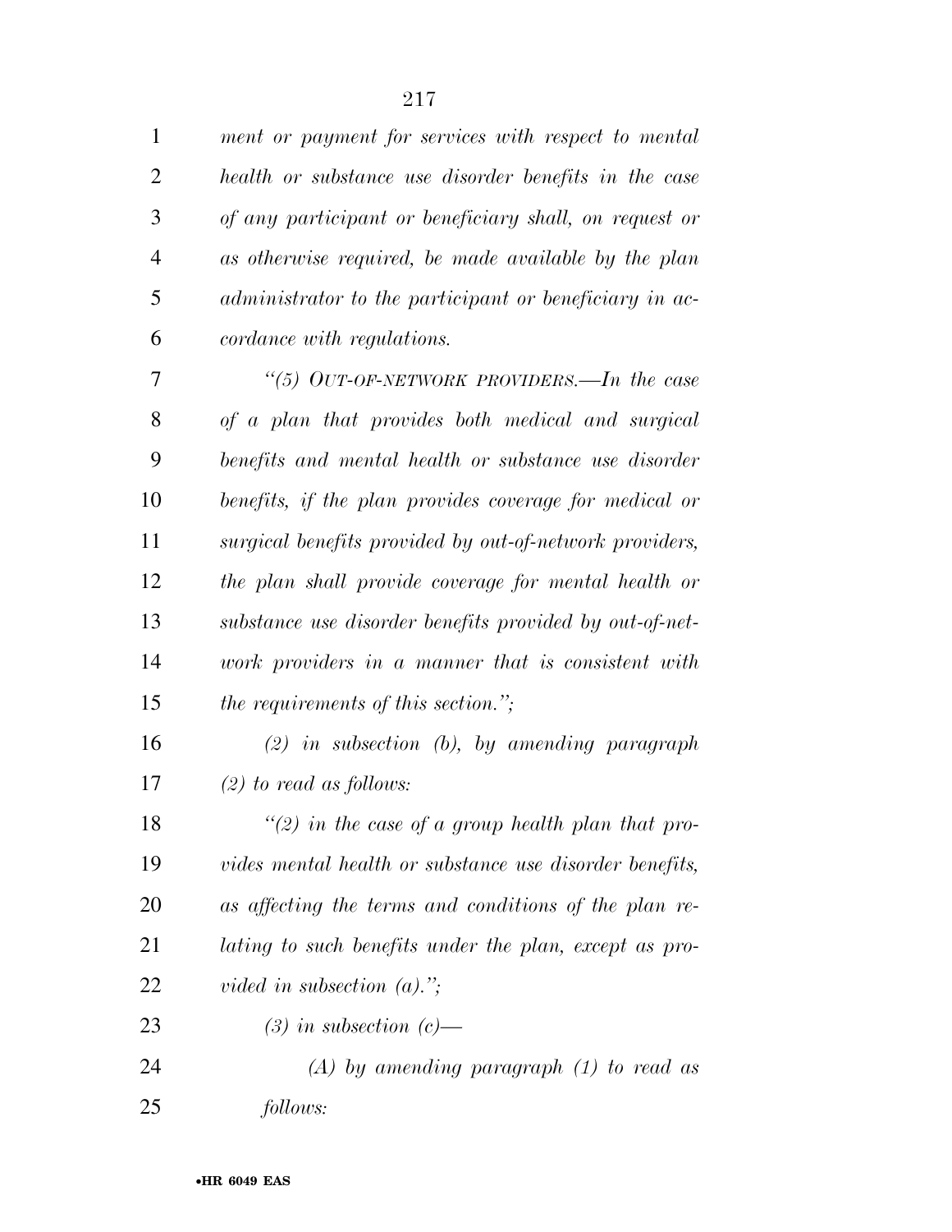*ment or payment for services with respect to mental health or substance use disorder benefits in the case of any participant or beneficiary shall, on request or as otherwise required, be made available by the plan administrator to the participant or beneficiary in accordance with regulations.*

*"(5) OUT-OF-NETWORK PROVIDERS.—In the case of a plan that provides both medical and surgical benefits and mental health or substance use disorder benefits, if the plan provides coverage for medical or surgical benefits provided by out-of-network providers, the plan shall provide coverage for mental health or substance use disorder benefits provided by out-of-network providers in a manner that is consistent with the requirements of this section.";*

*(2) in subsection (b), by amending paragraph (2) to read as follows:*

*"(2) in the case of a group health plan that provides mental health or substance use disorder benefits, as affecting the terms and conditions of the plan relating to such benefits under the plan, except as provided in subsection (a).";*

*(3) in subsection (c)—*

*(A) by amending paragraph (1) to read as follows:*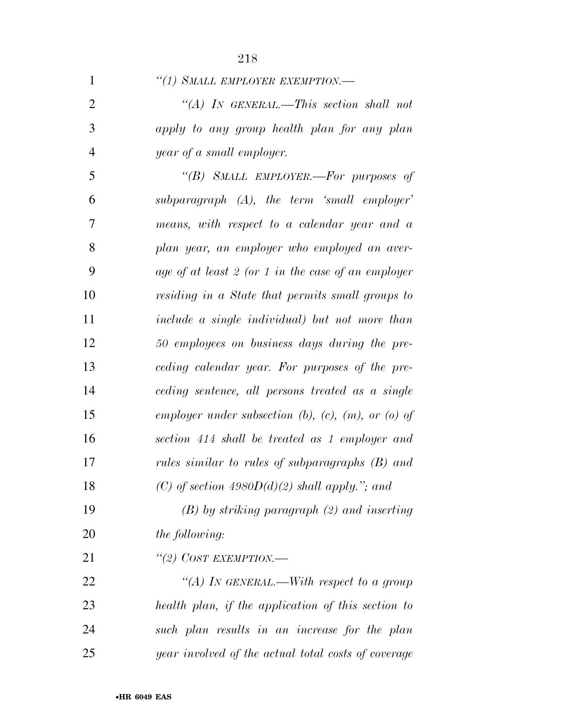*"(1) SMALL EMPLOYER EXEMPTION.—*

*"(A) IN GENERAL.—This section shall not apply to any group health plan for any plan year of a small employer.*

*"(B) SMALL EMPLOYER.—For purposes of subparagraph (A), the term 'small employer' means, with respect to a calendar year and a plan year, an employer who employed an average of at least 2 (or 1 in the case of an employer residing in a State that permits small groups to include a single individual) but not more than 50 employees on business days during the preceding calendar year. For purposes of the preceding sentence, all persons treated as a single employer under subsection (b), (c), (m), or (o) of section 414 shall be treated as 1 employer and rules similar to rules of subparagraphs (B) and (C) of section 4980D(d)(2) shall apply."; and*

*(B) by striking paragraph (2) and inserting the following:*

*"(2) COST EXEMPTION.—*

*"(A) IN GENERAL.—With respect to a group health plan, if the application of this section to such plan results in an increase for the plan year involved of the actual total costs of coverage*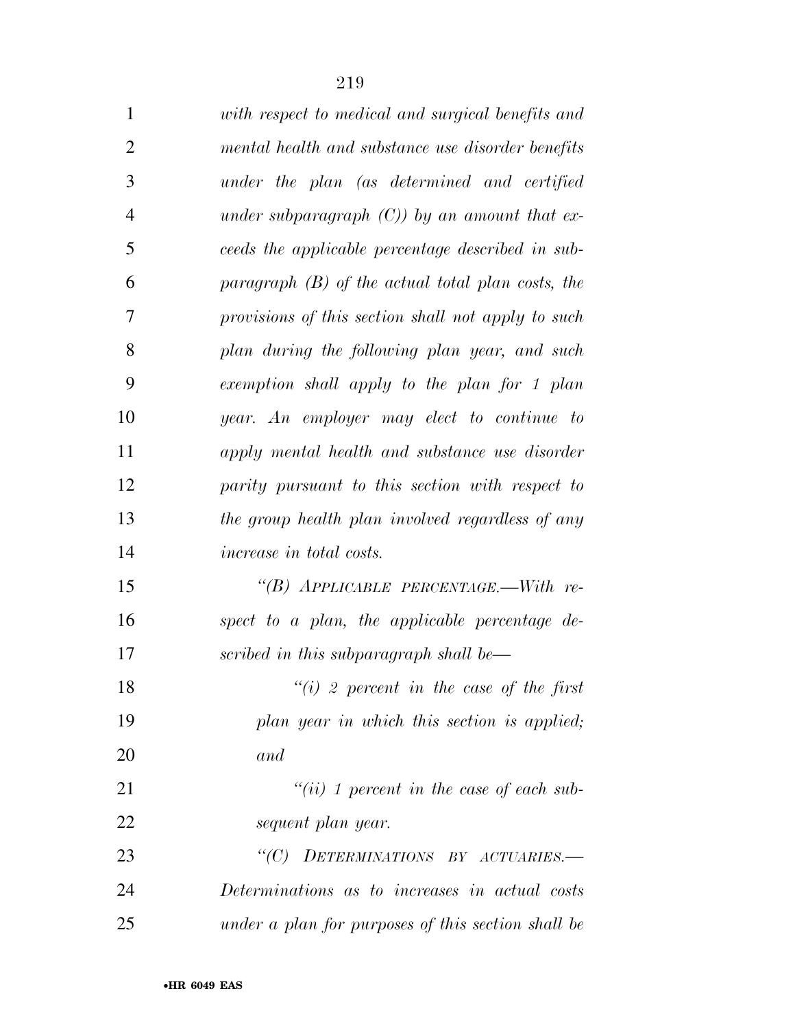*with respect to medical and surgical benefits and mental health and substance use disorder benefits under the plan (as determined and certified under subparagraph (C)) by an amount that exceeds the applicable percentage described in subparagraph (B) of the actual total plan costs, the provisions of this section shall not apply to such plan during the following plan year, and such exemption shall apply to the plan for 1 plan year. An employer may elect to continue to apply mental health and substance use disorder parity pursuant to this section with respect to the group health plan involved regardless of any increase in total costs.*

*"(B) APPLICABLE PERCENTAGE.—With respect to a plan, the applicable percentage described in this subparagraph shall be—*

*"(i) 2 percent in the case of the first plan year in which this section is applied; and*

*"(ii) 1 percent in the case of each subsequent plan year.*

*"(C) DETERMINATIONS BY ACTUARIES.—Determinations as to increases in actual costs under a plan for purposes of this section shall be*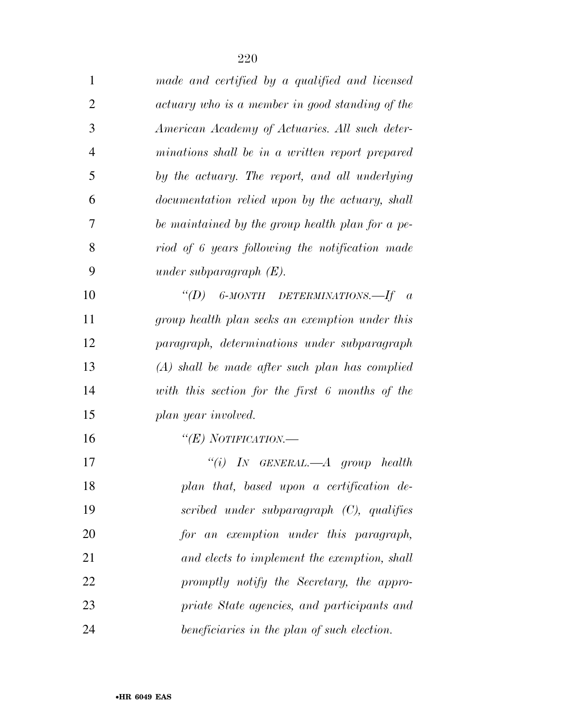*made and certified by a qualified and licensed actuary who is a member in good standing of the American Academy of Actuaries. All such determinations shall be in a written report prepared by the actuary. The report, and all underlying documentation relied upon by the actuary, shall be maintained by the group health plan for a period of 6 years following the notification made under subparagraph (E).*

*''(D) 6-MONTH DETERMINATIONS.—If a group health plan seeks an exemption under this paragraph, determinations under subparagraph (A) shall be made after such plan has complied with this section for the first 6 months of the plan year involved.*

*''(E) NOTIFICATION.—*

*''(i) IN GENERAL.—A group health plan that, based upon a certification described under subparagraph (C), qualifies for an exemption under this paragraph, and elects to implement the exemption, shall promptly notify the Secretary, the appropriate State agencies, and participants and beneficiaries in the plan of such election.*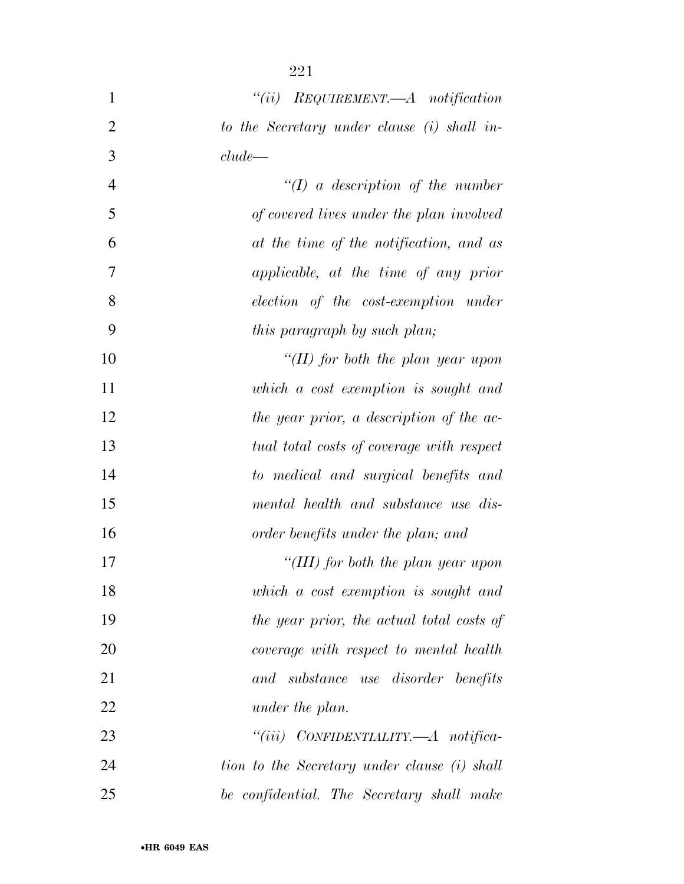*"(ii) REQUIREMENT.—A notification to the Secretary under clause (i) shall include—*

*"(I) a description of the number of covered lives under the plan involved at the time of the notification, and as applicable, at the time of any prior election of the cost-exemption under this paragraph by such plan;*

*"(II) for both the plan year upon which a cost exemption is sought and the year prior, a description of the actual total costs of coverage with respect to medical and surgical benefits and mental health and substance use disorder benefits under the plan; and*

*"(III) for both the plan year upon which a cost exemption is sought and the year prior, the actual total costs of coverage with respect to mental health and substance use disorder benefits under the plan.*

*"(iii) CONFIDENTIALITY.—A notification to the Secretary under clause (i) shall be confidential. The Secretary shall make*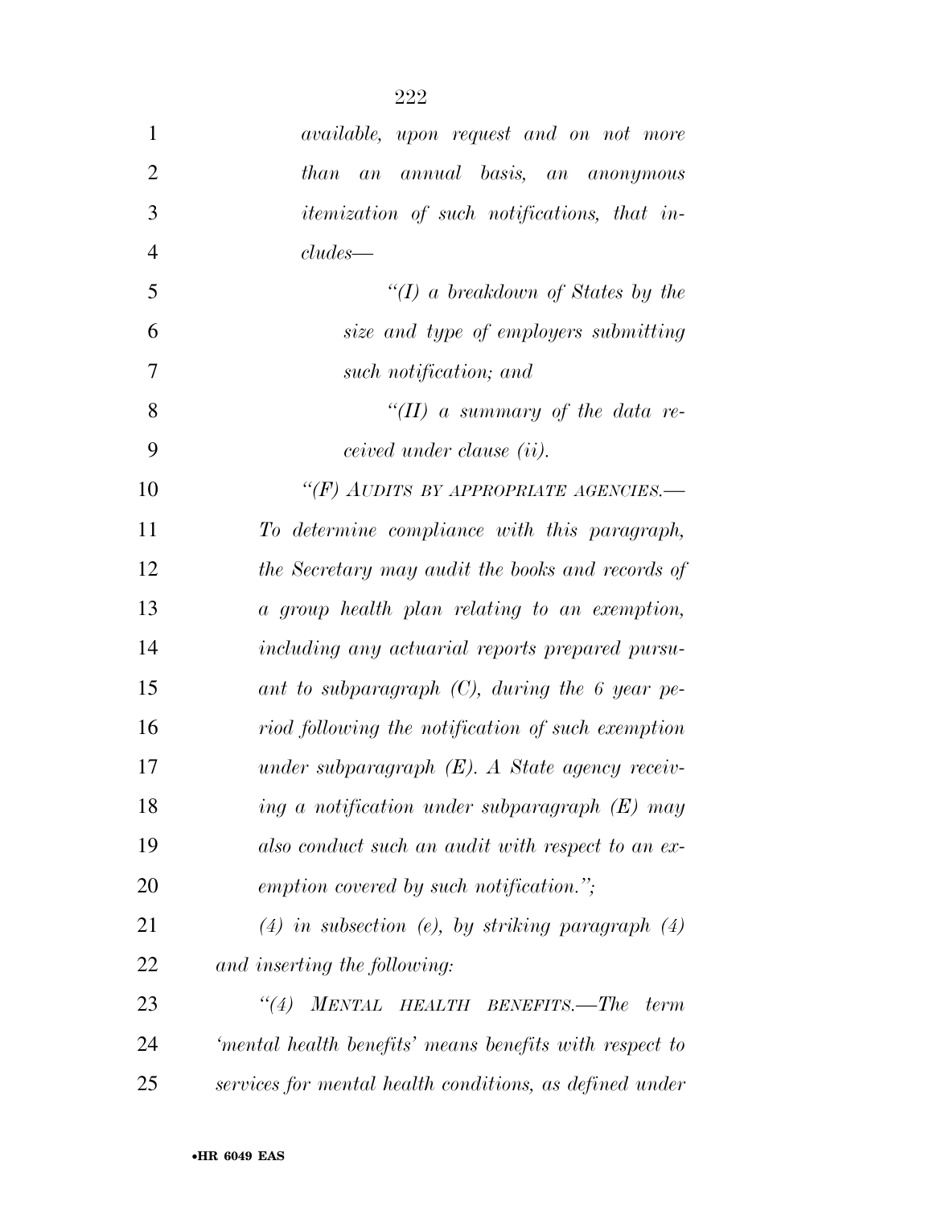*available, upon request and on not more than an annual basis, an anonymous itemization of such notifications, that includes—*

*"(I) a breakdown of States by the size and type of employers submitting such notification; and*

*"(II) a summary of the data received under clause (ii).*

*"(F) AUDITS BY APPROPRIATE AGENCIES.— To determine compliance with this paragraph, the Secretary may audit the books and records of a group health plan relating to an exemption, including any actuarial reports prepared pursuant to subparagraph (C), during the 6 year period following the notification of such exemption under subparagraph (E). A State agency receiving a notification under subparagraph (E) may also conduct such an audit with respect to an exemption covered by such notification.";*

*(4) in subsection (e), by striking paragraph (4) and inserting the following:*

*"(4) MENTAL HEALTH BENEFITS.—The term 'mental health benefits' means benefits with respect to services for mental health conditions, as defined under*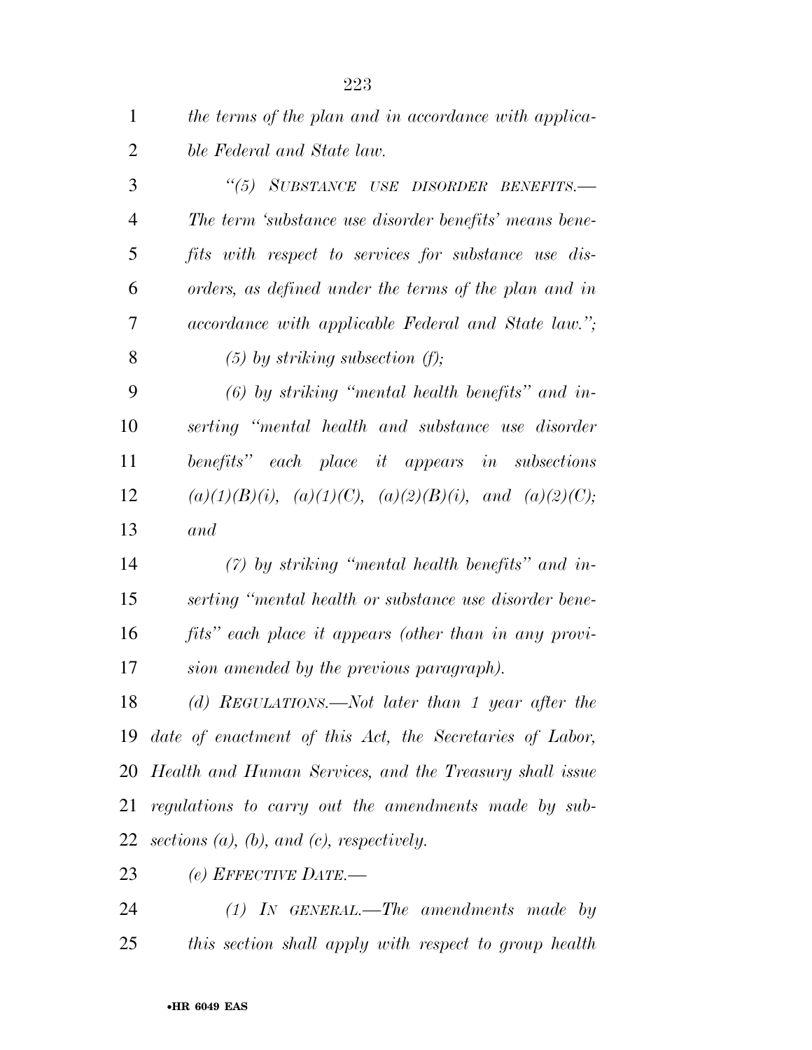*the terms of the plan and in accordance with applicable Federal and State law.*

*"(5) SUBSTANCE USE DISORDER BENEFITS.—The term 'substance use disorder benefits' means benefits with respect to services for substance use disorders, as defined under the terms of the plan and in accordance with applicable Federal and State law.";*

*(5) by striking subsection (f);*

*(6) by striking "mental health benefits" and inserting "mental health and substance use disorder benefits" each place it appears in subsections (a)(1)(B)(i), (a)(1)(C), (a)(2)(B)(i), and (a)(2)(C); and*

*(7) by striking "mental health benefits" and inserting "mental health or substance use disorder benefits" each place it appears (other than in any provision amended by the previous paragraph).*

*(d) REGULATIONS.—Not later than 1 year after the date of enactment of this Act, the Secretaries of Labor, Health and Human Services, and the Treasury shall issue regulations to carry out the amendments made by subsections (a), (b), and (c), respectively.*

*(e) EFFECTIVE DATE.—*

*(1) IN GENERAL.—The amendments made by this section shall apply with respect to group health*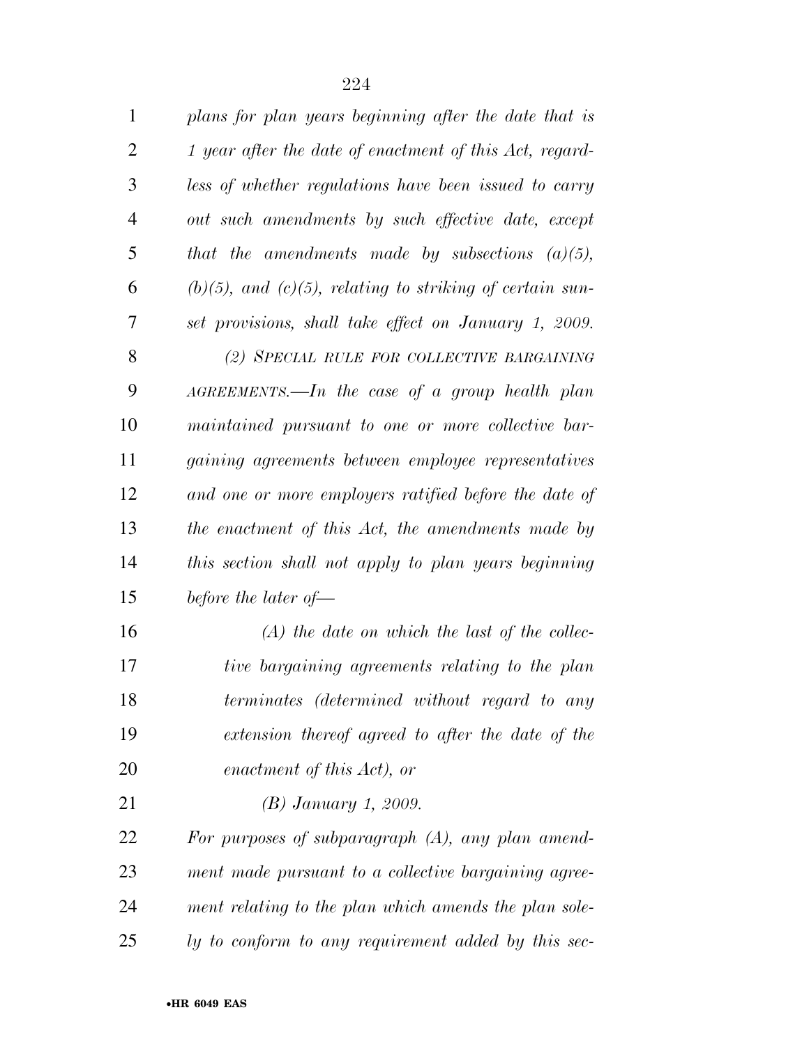*plans for plan years beginning after the date that is 1 year after the date of enactment of this Act, regardless of whether regulations have been issued to carry out such amendments by such effective date, except that the amendments made by subsections (a)(5), (b)(5), and (c)(5), relating to striking of certain sunset provisions, shall take effect on January 1, 2009.*

*(2) SPECIAL RULE FOR COLLECTIVE BARGAINING AGREEMENTS.—In the case of a group health plan maintained pursuant to one or more collective bargaining agreements between employee representatives and one or more employers ratified before the date of the enactment of this Act, the amendments made by this section shall not apply to plan years beginning before the later of—*

*(A) the date on which the last of the collective bargaining agreements relating to the plan terminates (determined without regard to any extension thereof agreed to after the date of the enactment of this Act), or*

*(B) January 1, 2009.*

*For purposes of subparagraph (A), any plan amendment made pursuant to a collective bargaining agreement relating to the plan which amends the plan solely to conform to any requirement added by this sec-*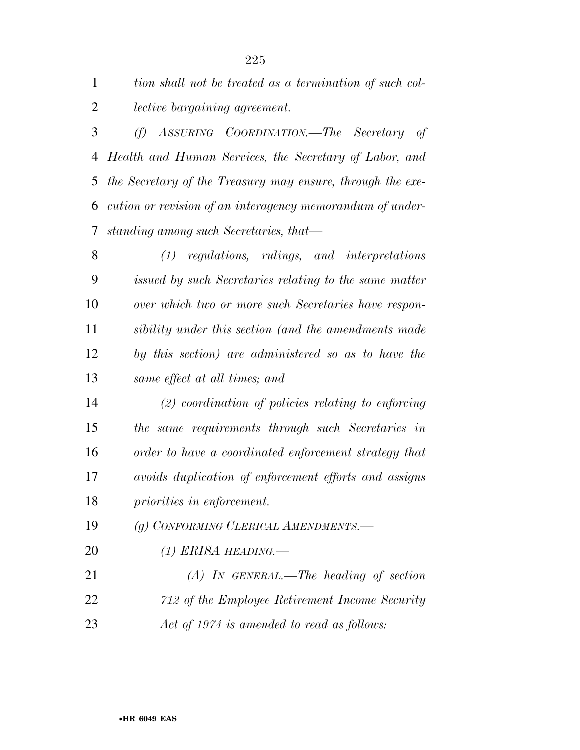*tion shall not be treated as a termination of such collective bargaining agreement.*

*(f) ASSURING COORDINATION.—The Secretary of Health and Human Services, the Secretary of Labor, and the Secretary of the Treasury may ensure, through the execution or revision of an interagency memorandum of understanding among such Secretaries, that—*

*(1) regulations, rulings, and interpretations issued by such Secretaries relating to the same matter over which two or more such Secretaries have responsibility under this section (and the amendments made by this section) are administered so as to have the same effect at all times; and*

*(2) coordination of policies relating to enforcing the same requirements through such Secretaries in order to have a coordinated enforcement strategy that avoids duplication of enforcement efforts and assigns priorities in enforcement.*

*(g) CONFORMING CLERICAL AMENDMENTS.—*

*(1) ERISA HEADING.—*

*(A) IN GENERAL.—The heading of section 712 of the Employee Retirement Income Security Act of 1974 is amended to read as follows:*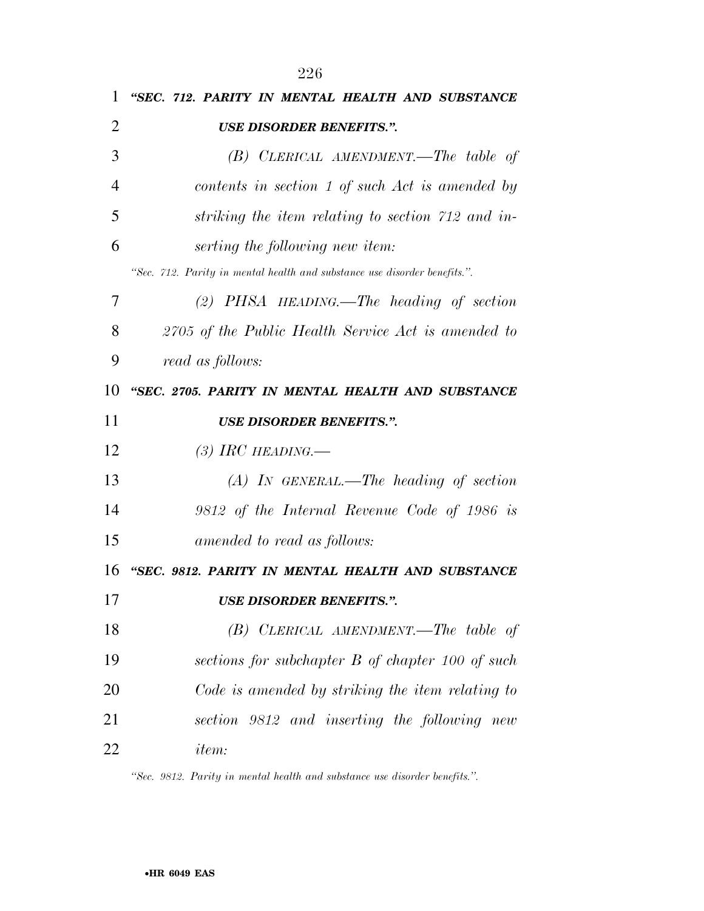*"SEC. 712. PARITY IN MENTAL HEALTH AND SUBSTANCE USE DISORDER BENEFITS.".*

*(B) CLERICAL AMENDMENT.—The table of contents in section 1 of such Act is amended by striking the item relating to section 712 and inserting the following new item:*

*"Sec. 712. Parity in mental health and substance use disorder benefits.".*

*(2) PHSA HEADING.—The heading of section 2705 of the Public Health Service Act is amended to read as follows:*

*"SEC. 2705. PARITY IN MENTAL HEALTH AND SUBSTANCE USE DISORDER BENEFITS.".*

*(3) IRC HEADING.—*

*(A) IN GENERAL.—The heading of section 9812 of the Internal Revenue Code of 1986 is amended to read as follows:*

*"SEC. 9812. PARITY IN MENTAL HEALTH AND SUBSTANCE USE DISORDER BENEFITS.".*

*(B) CLERICAL AMENDMENT.—The table of sections for subchapter B of chapter 100 of such Code is amended by striking the item relating to section 9812 and inserting the following new item:*

*"Sec. 9812. Parity in mental health and substance use disorder benefits.".*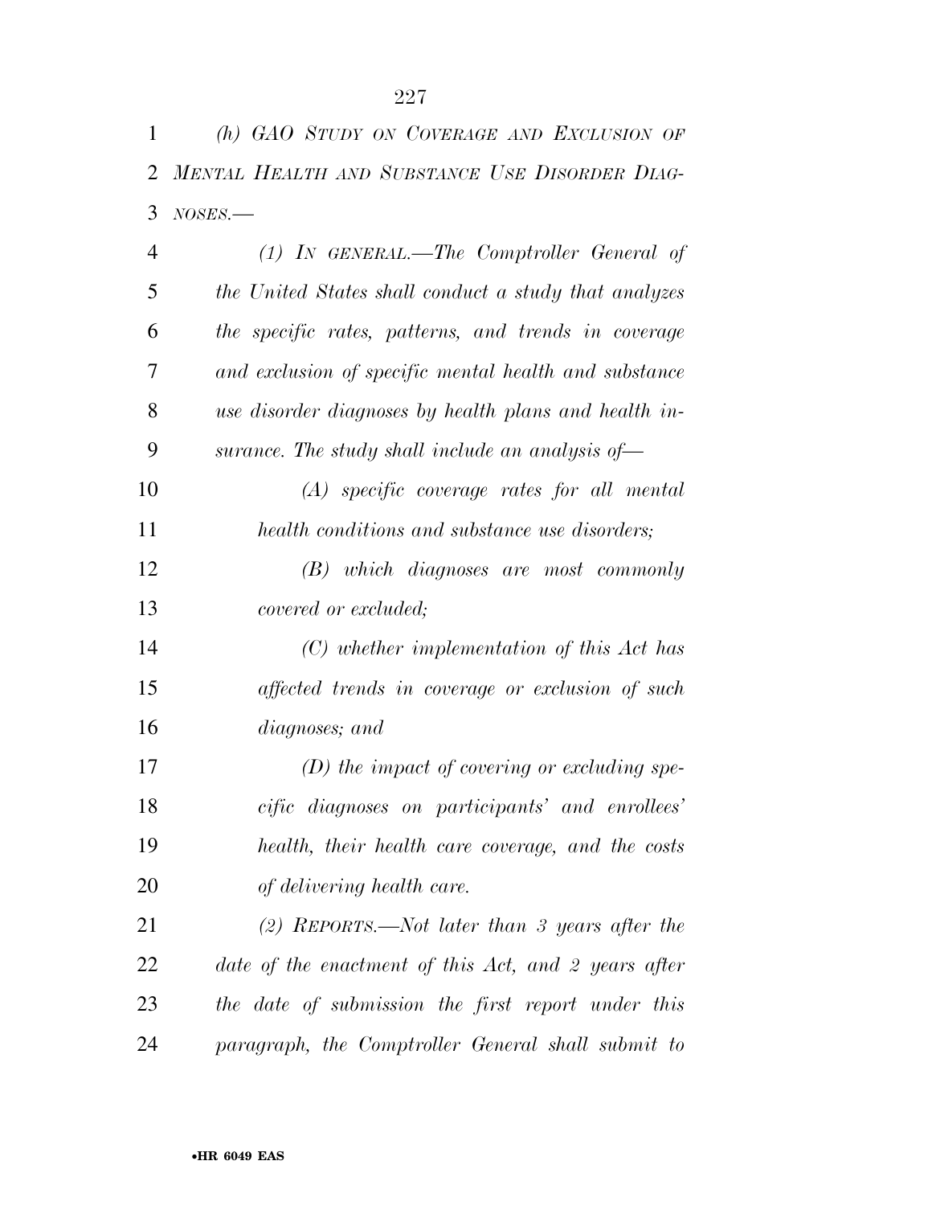*(h) GAO STUDY ON COVERAGE AND EXCLUSION OF MENTAL HEALTH AND SUBSTANCE USE DISORDER DIAGNOSES.—*

*(1) IN GENERAL.—The Comptroller General of the United States shall conduct a study that analyzes the specific rates, patterns, and trends in coverage and exclusion of specific mental health and substance use disorder diagnoses by health plans and health insurance. The study shall include an analysis of—*

*(A) specific coverage rates for all mental health conditions and substance use disorders;*

*(B) which diagnoses are most commonly covered or excluded;*

*(C) whether implementation of this Act has affected trends in coverage or exclusion of such diagnoses; and*

*(D) the impact of covering or excluding specific diagnoses on participants' and enrollees' health, their health care coverage, and the costs of delivering health care.*

*(2) REPORTS.—Not later than 3 years after the date of the enactment of this Act, and 2 years after the date of submission the first report under this paragraph, the Comptroller General shall submit to*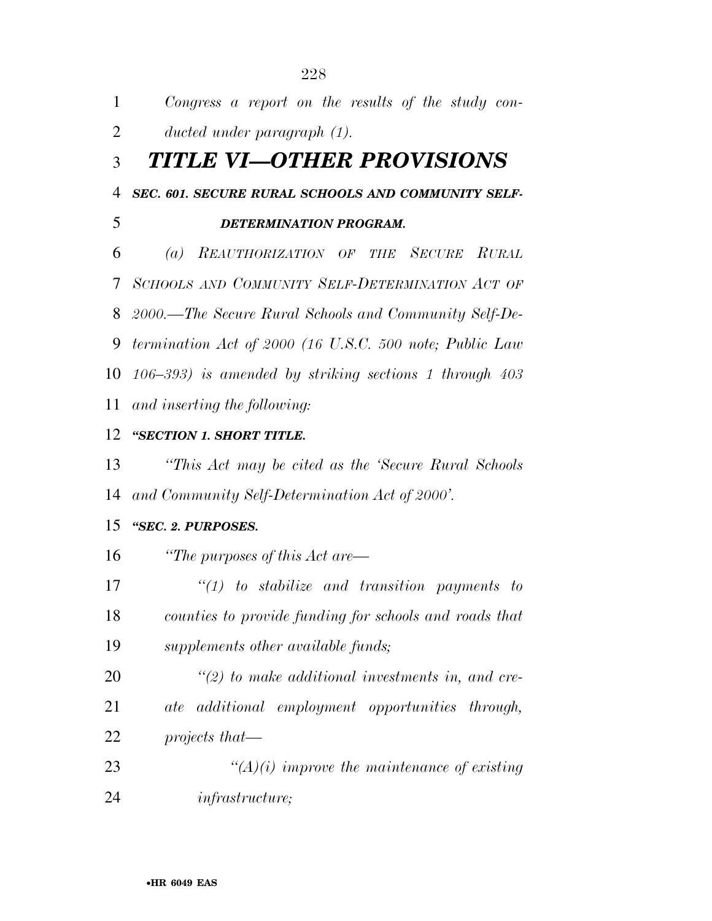*Congress a report on the results of the study conducted under paragraph (1).*

# *TITLE VI—OTHER PROVISIONS*

***SEC. 601. SECURE RURAL SCHOOLS AND COMMUNITY SELF-DETERMINATION PROGRAM.***

*(a) REAUTHORIZATION OF THE SECURE RURAL SCHOOLS AND COMMUNITY SELF-DETERMINATION ACT OF 2000.—The Secure Rural Schools and Community Self-Determination Act of 2000 (16 U.S.C. 500 note; Public Law 106–393) is amended by striking sections 1 through 403 and inserting the following:*

***"SECTION 1. SHORT TITLE.***

*"This Act may be cited as the 'Secure Rural Schools and Community Self-Determination Act of 2000'.*

***"SEC. 2. PURPOSES.***

*"The purposes of this Act are—*

*"(1) to stabilize and transition payments to counties to provide funding for schools and roads that supplements other available funds;*

*"(2) to make additional investments in, and create additional employment opportunities through, projects that—*

*"(A)(i) improve the maintenance of existing infrastructure;*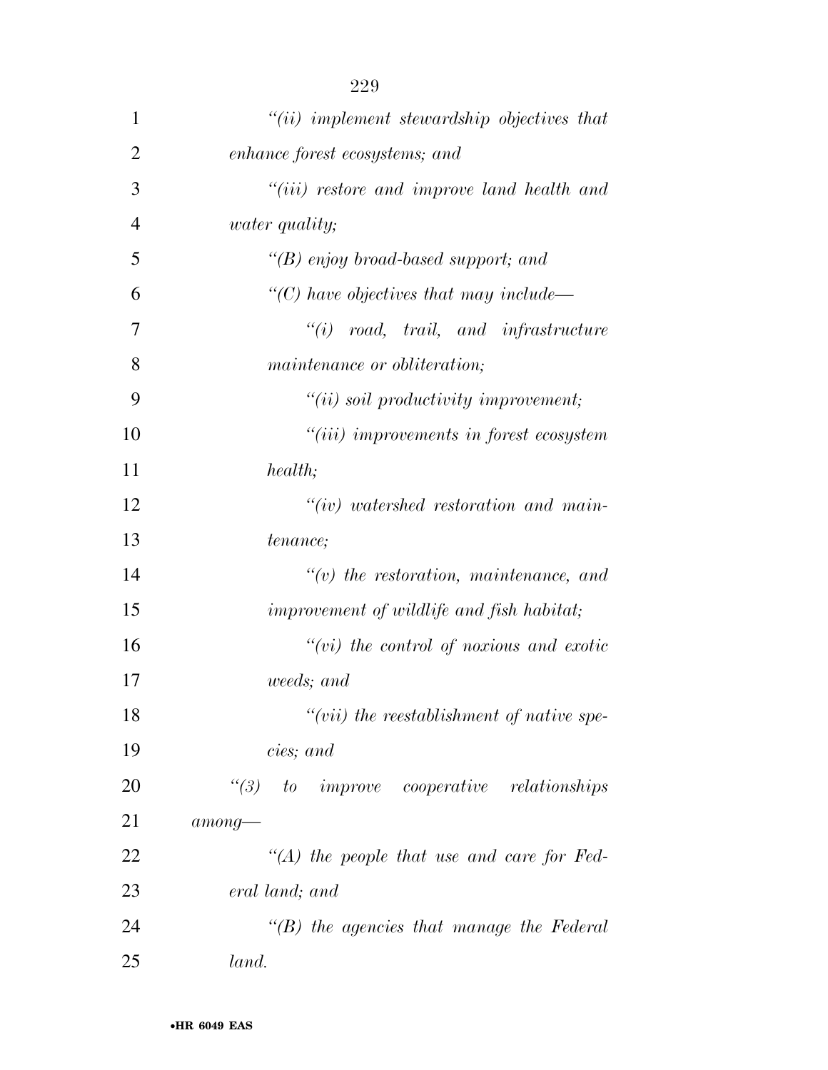*"(ii) implement stewardship objectives that enhance forest ecosystems; and*

*"(iii) restore and improve land health and water quality;*

*"(B) enjoy broad-based support; and*

*"(C) have objectives that may include—*

*"(i) road, trail, and infrastructure maintenance or obliteration;*

*"(ii) soil productivity improvement;*

*"(iii) improvements in forest ecosystem health;*

*"(iv) watershed restoration and maintenance;*

*"(v) the restoration, maintenance, and improvement of wildlife and fish habitat;*

*"(vi) the control of noxious and exotic weeds; and*

*"(vii) the reestablishment of native species; and*

*"(3) to improve cooperative relationships among—*

*"(A) the people that use and care for Federal land; and*

*"(B) the agencies that manage the Federal land.*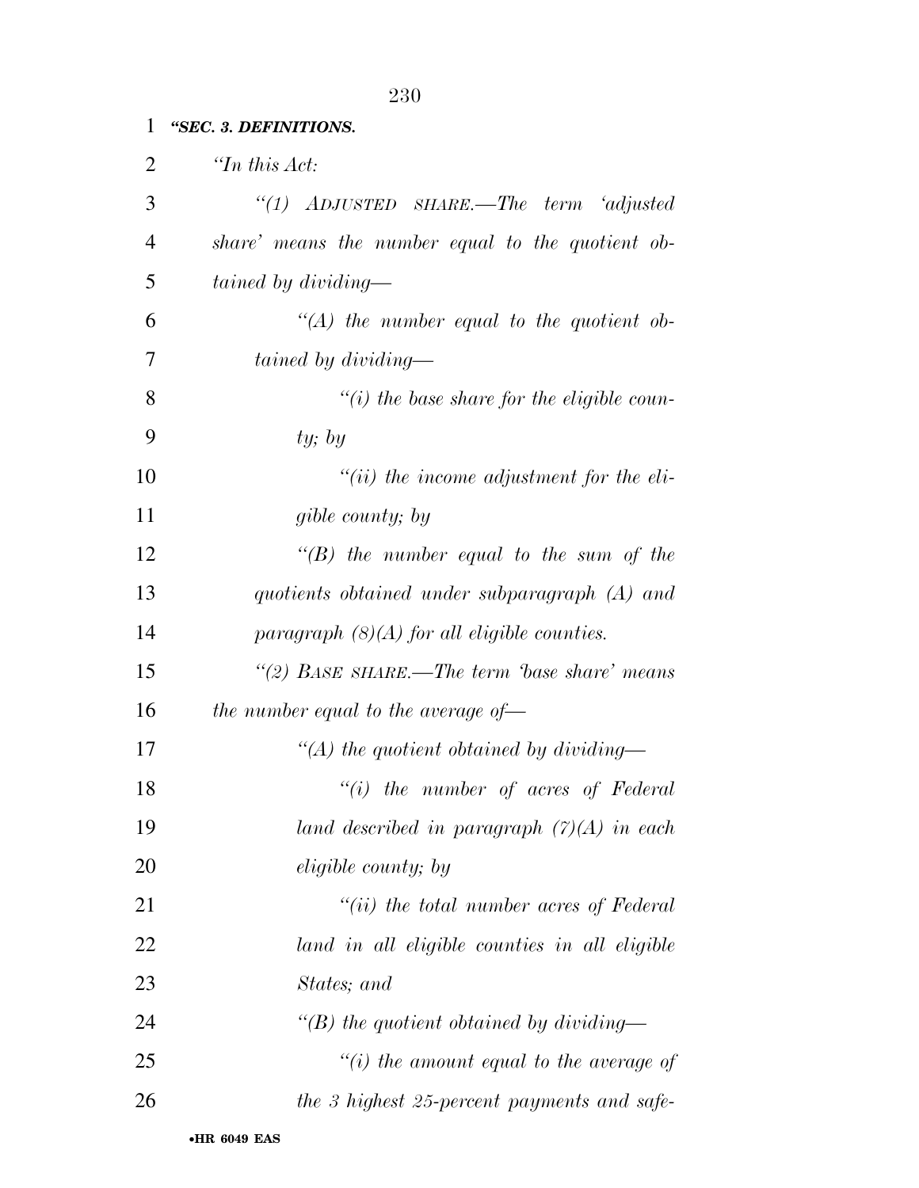***"SEC. 3. DEFINITIONS.***

*"In this Act:*

*"(1) ADJUSTED SHARE.—The term 'adjusted share' means the number equal to the quotient obtained by dividing—*

*"(A) the number equal to the quotient obtained by dividing—*

*"(i) the base share for the eligible county; by*

*"(ii) the income adjustment for the eligible county; by*

*"(B) the number equal to the sum of the quotients obtained under subparagraph (A) and paragraph (8)(A) for all eligible counties.*

*"(2) BASE SHARE.—The term 'base share' means the number equal to the average of—*

*"(A) the quotient obtained by dividing—*

*"(i) the number of acres of Federal land described in paragraph (7)(A) in each eligible county; by*

*"(ii) the total number acres of Federal land in all eligible counties in all eligible States; and*

*"(B) the quotient obtained by dividing—*

*"(i) the amount equal to the average of the 3 highest 25-percent payments and safe-*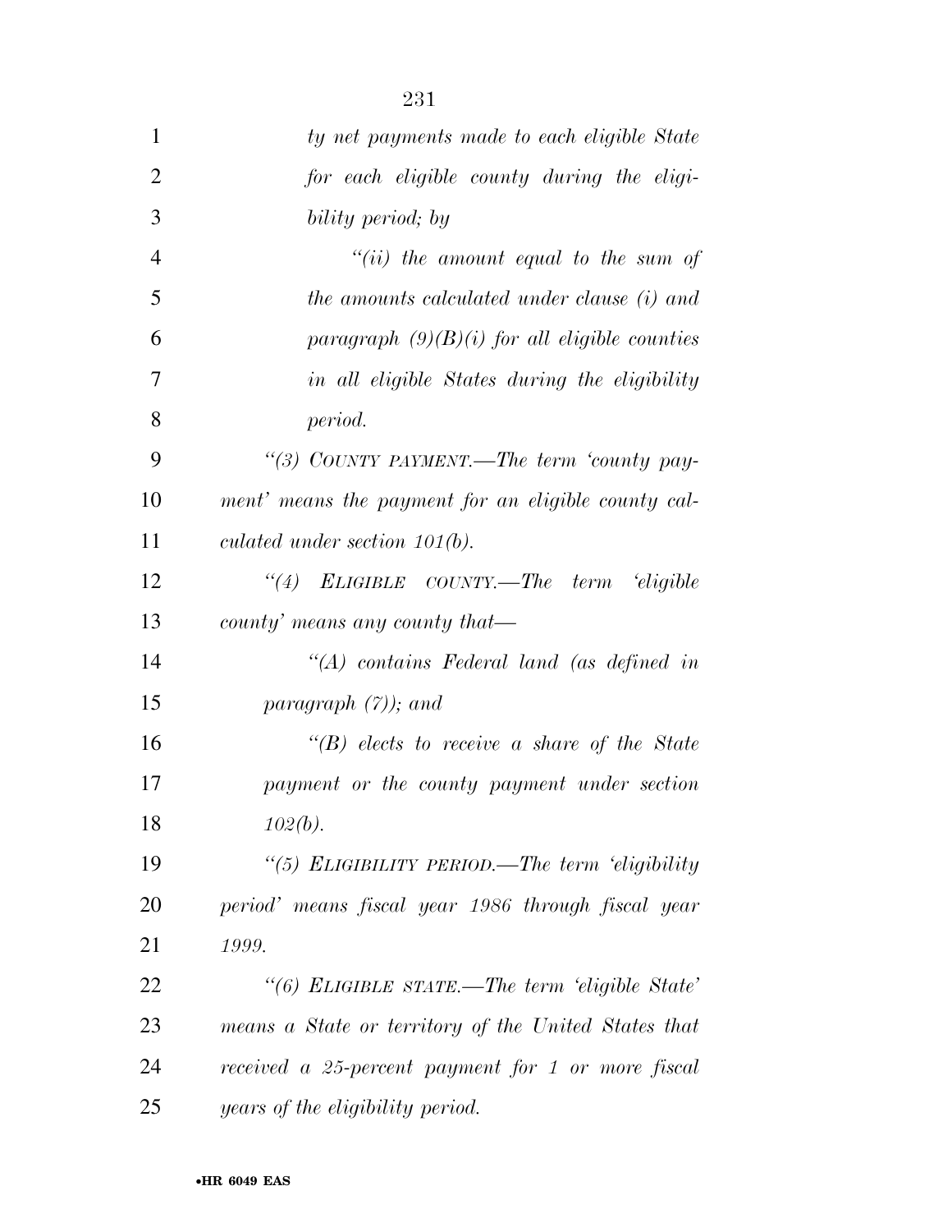*ty net payments made to each eligible State for each eligible county during the eligibility period; by*

*"(ii) the amount equal to the sum of the amounts calculated under clause (i) and paragraph (9)(B)(i) for all eligible counties in all eligible States during the eligibility period.*

*"(3) COUNTY PAYMENT.—The term 'county payment' means the payment for an eligible county calculated under section 101(b).*

*"(4) ELIGIBLE COUNTY.—The term 'eligible county' means any county that—*

*"(A) contains Federal land (as defined in paragraph (7)); and*

*"(B) elects to receive a share of the State payment or the county payment under section 102(b).*

*"(5) ELIGIBILITY PERIOD.—The term 'eligibility period' means fiscal year 1986 through fiscal year 1999.*

*"(6) ELIGIBLE STATE.—The term 'eligible State' means a State or territory of the United States that received a 25-percent payment for 1 or more fiscal years of the eligibility period.*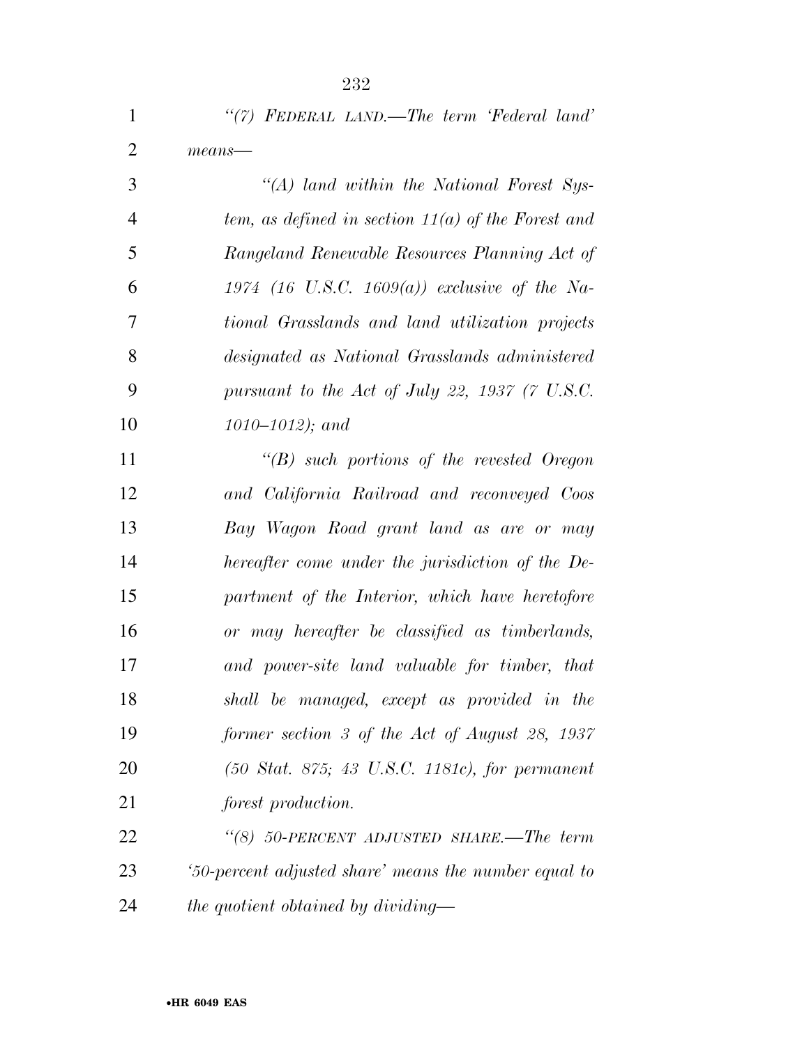*"(7) FEDERAL LAND.—The term 'Federal land' means—*

*"(A) land within the National Forest System, as defined in section 11(a) of the Forest and Rangeland Renewable Resources Planning Act of 1974 (16 U.S.C. 1609(a)) exclusive of the National Grasslands and land utilization projects designated as National Grasslands administered pursuant to the Act of July 22, 1937 (7 U.S.C. 1010–1012); and*

*"(B) such portions of the revested Oregon and California Railroad and reconveyed Coos Bay Wagon Road grant land as are or may hereafter come under the jurisdiction of the Department of the Interior, which have heretofore or may hereafter be classified as timberlands, and power-site land valuable for timber, that shall be managed, except as provided in the former section 3 of the Act of August 28, 1937 (50 Stat. 875; 43 U.S.C. 1181c), for permanent forest production.*

*"(8) 50-PERCENT ADJUSTED SHARE.—The term '50-percent adjusted share' means the number equal to the quotient obtained by dividing—*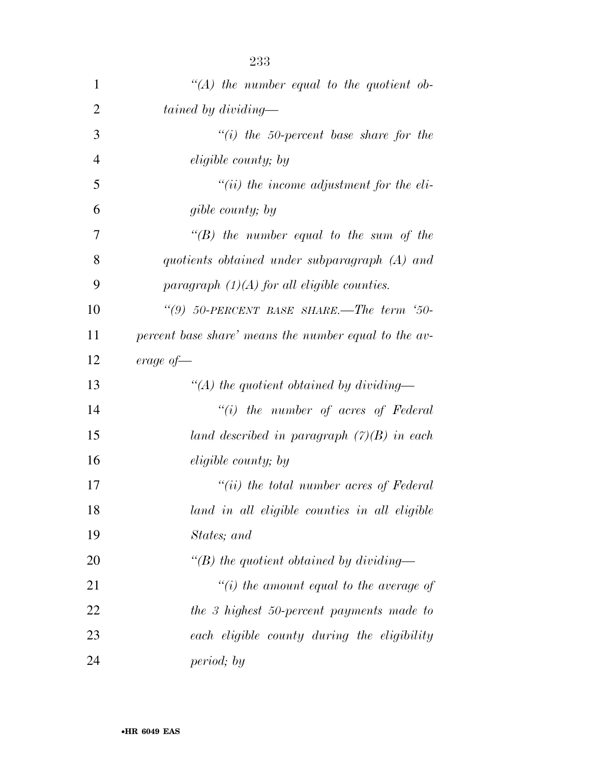*"(A) the number equal to the quotient obtained by dividing—*

*"(i) the 50-percent base share for the eligible county; by*

*"(ii) the income adjustment for the eligible county; by*

*"(B) the number equal to the sum of the quotients obtained under subparagraph (A) and paragraph (1)(A) for all eligible counties.*

*"(9) 50-PERCENT BASE SHARE.—The term '50-percent base share' means the number equal to the average of—*

*"(A) the quotient obtained by dividing—*

*"(i) the number of acres of Federal land described in paragraph (7)(B) in each eligible county; by*

*"(ii) the total number acres of Federal land in all eligible counties in all eligible States; and*

*"(B) the quotient obtained by dividing—*

*"(i) the amount equal to the average of the 3 highest 50-percent payments made to each eligible county during the eligibility period; by*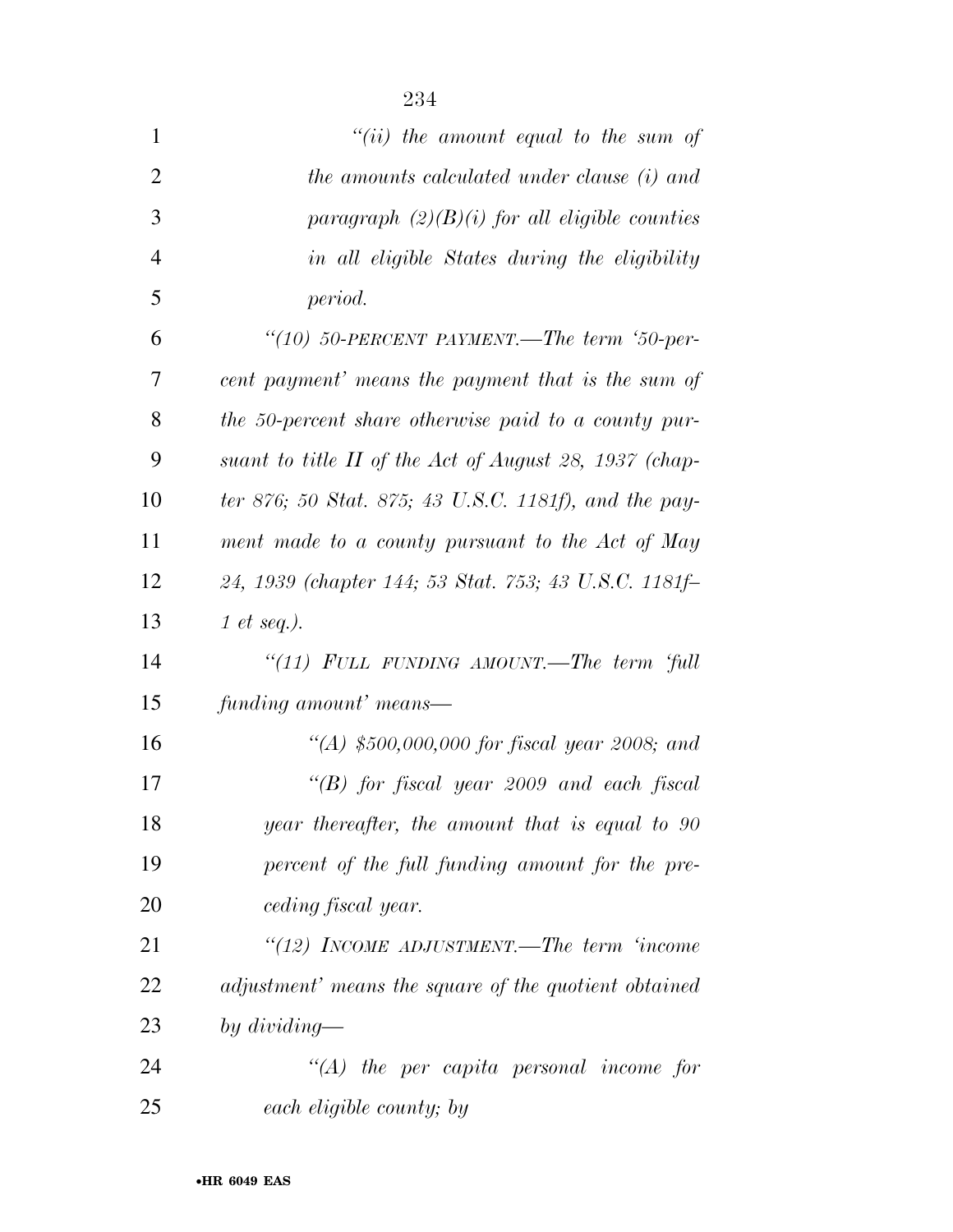*"(ii) the amount equal to the sum of the amounts calculated under clause (i) and paragraph (2)(B)(i) for all eligible counties in all eligible States during the eligibility period.*

*"(10) 50-PERCENT PAYMENT.—The term '50-percent payment' means the payment that is the sum of the 50-percent share otherwise paid to a county pursuant to title II of the Act of August 28, 1937 (chapter 876; 50 Stat. 875; 43 U.S.C. 1181f), and the payment made to a county pursuant to the Act of May 24, 1939 (chapter 144; 53 Stat. 753; 43 U.S.C. 1181f–1 et seq.).*

*"(11) FULL FUNDING AMOUNT.—The term 'full funding amount' means—*

*"(A) $500,000,000 for fiscal year 2008; and*

*"(B) for fiscal year 2009 and each fiscal year thereafter, the amount that is equal to 90 percent of the full funding amount for the preceding fiscal year.*

*"(12) INCOME ADJUSTMENT.—The term 'income adjustment' means the square of the quotient obtained by dividing—*

*"(A) the per capita personal income for each eligible county; by*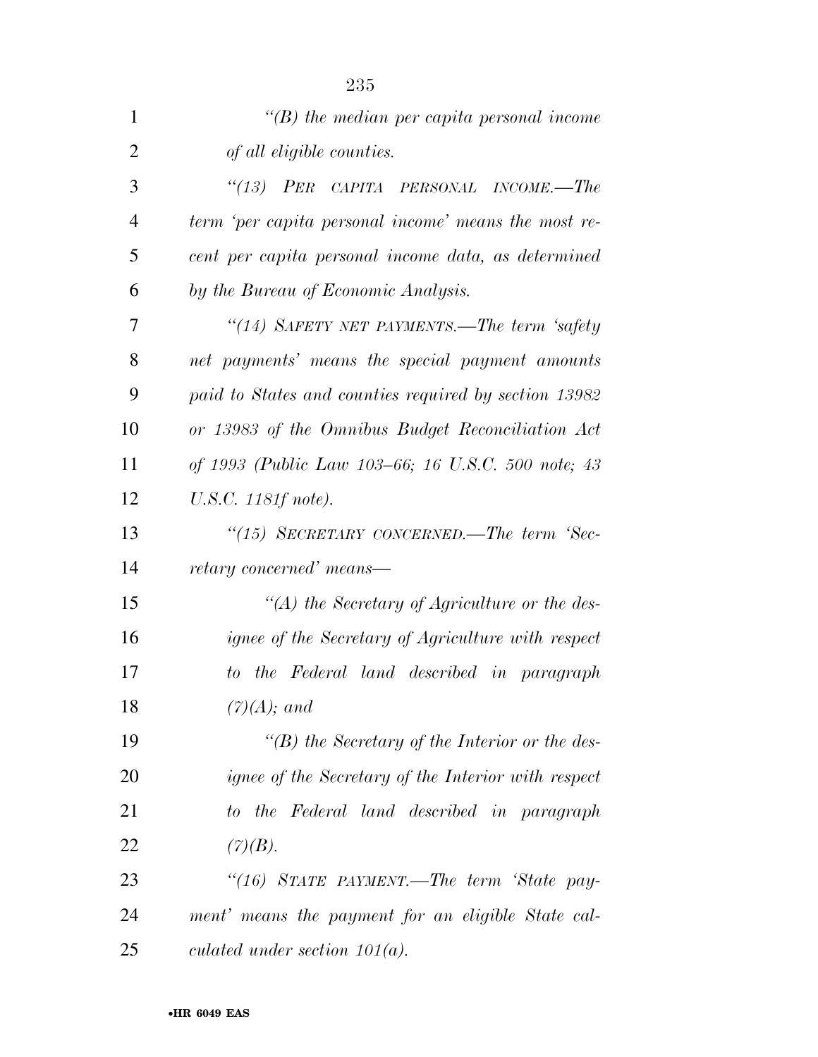*"(B) the median per capita personal income of all eligible counties.*

*"(13) PER CAPITA PERSONAL INCOME.—The term 'per capita personal income' means the most recent per capita personal income data, as determined by the Bureau of Economic Analysis.*

*"(14) SAFETY NET PAYMENTS.—The term 'safety net payments' means the special payment amounts paid to States and counties required by section 13982 or 13983 of the Omnibus Budget Reconciliation Act of 1993 (Public Law 103–66; 16 U.S.C. 500 note; 43 U.S.C. 1181f note).*

*"(15) SECRETARY CONCERNED.—The term 'Secretary concerned' means—*

*"(A) the Secretary of Agriculture or the designee of the Secretary of Agriculture with respect to the Federal land described in paragraph (7)(A); and*

*"(B) the Secretary of the Interior or the designee of the Secretary of the Interior with respect to the Federal land described in paragraph (7)(B).*

*"(16) STATE PAYMENT.—The term 'State payment' means the payment for an eligible State calculated under section 101(a).*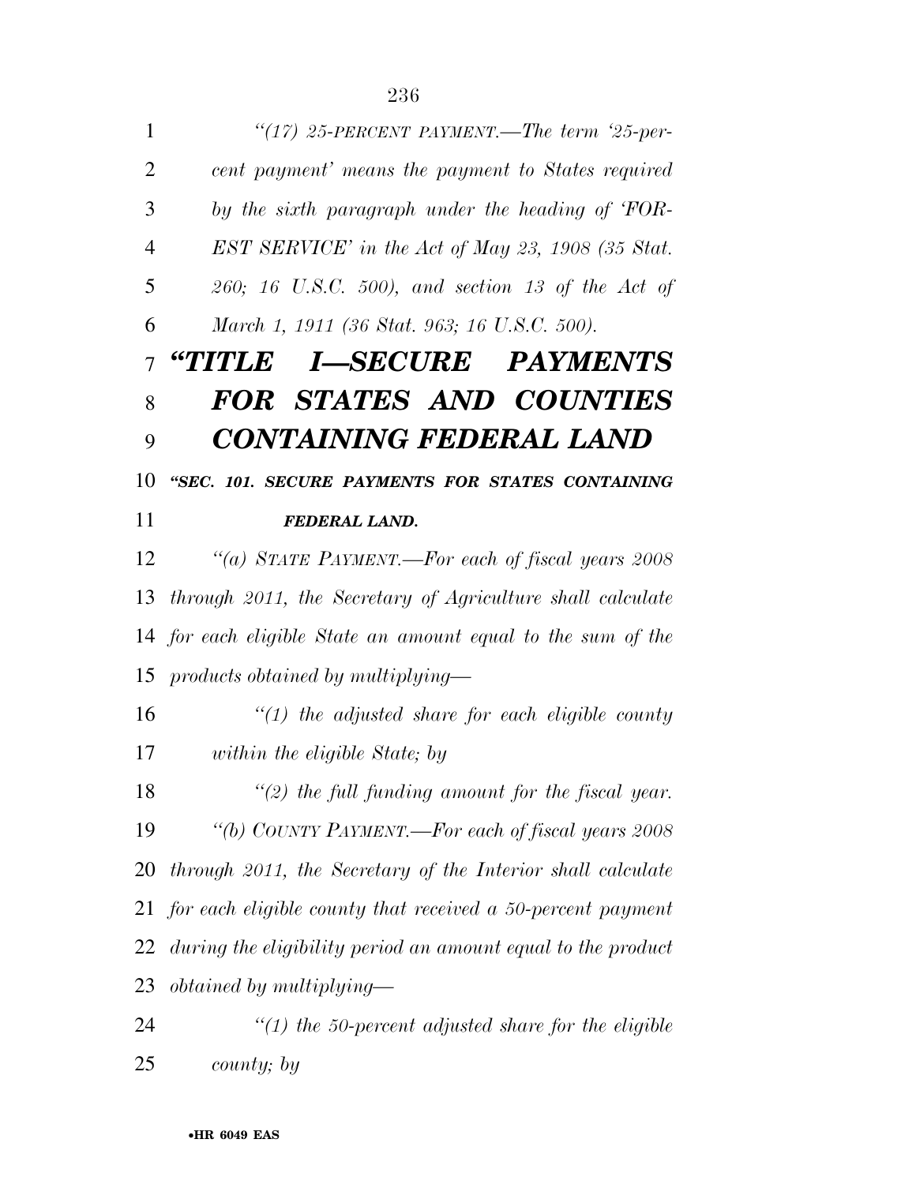*"(17) 25-PERCENT PAYMENT.—The term '25-percent payment' means the payment to States required by the sixth paragraph under the heading of 'FOREST SERVICE' in the Act of May 23, 1908 (35 Stat. 260; 16 U.S.C. 500), and section 13 of the Act of March 1, 1911 (36 Stat. 963; 16 U.S.C. 500).*

# *"TITLE I—SECURE PAYMENTS FOR STATES AND COUNTIES CONTAINING FEDERAL LAND*

### *"SEC. 101. SECURE PAYMENTS FOR STATES CONTAINING FEDERAL LAND.*

*"(a) STATE PAYMENT.—For each of fiscal years 2008 through 2011, the Secretary of Agriculture shall calculate for each eligible State an amount equal to the sum of the products obtained by multiplying—*

*"(1) the adjusted share for each eligible county within the eligible State; by*

*"(2) the full funding amount for the fiscal year.*

*"(b) COUNTY PAYMENT.—For each of fiscal years 2008 through 2011, the Secretary of the Interior shall calculate for each eligible county that received a 50-percent payment during the eligibility period an amount equal to the product obtained by multiplying—*

*"(1) the 50-percent adjusted share for the eligible county; by*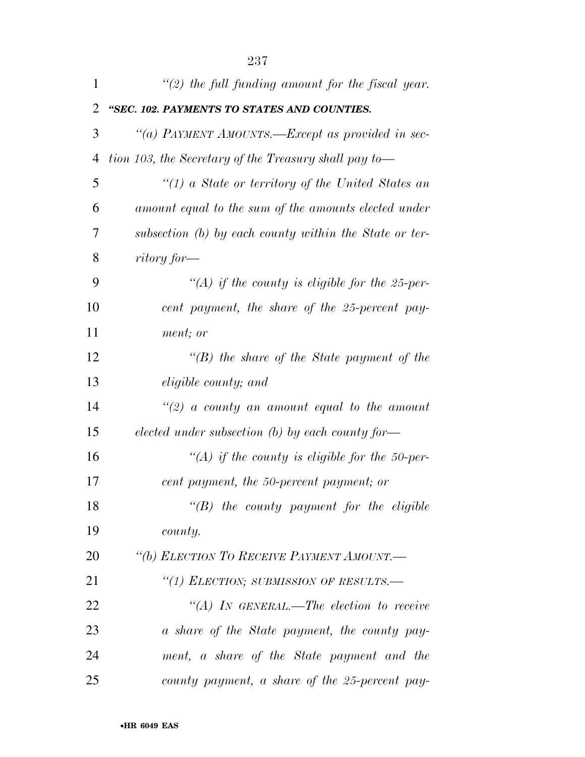*"(2) the full funding amount for the fiscal year.*

***"SEC. 102. PAYMENTS TO STATES AND COUNTIES.***

*"(a) PAYMENT AMOUNTS.—Except as provided in section 103, the Secretary of the Treasury shall pay to—*

*"(1) a State or territory of the United States an amount equal to the sum of the amounts elected under subsection (b) by each county within the State or territory for—*

*"(A) if the county is eligible for the 25-percent payment, the share of the 25-percent payment; or*

*"(B) the share of the State payment of the eligible county; and*

*"(2) a county an amount equal to the amount elected under subsection (b) by each county for—*

*"(A) if the county is eligible for the 50-percent payment, the 50-percent payment; or*

*"(B) the county payment for the eligible county.*

*"(b) ELECTION TO RECEIVE PAYMENT AMOUNT.—*

*"(1) ELECTION; SUBMISSION OF RESULTS.—*

*"(A) IN GENERAL.—The election to receive a share of the State payment, the county payment, a share of the State payment and the county payment, a share of the 25-percent pay-*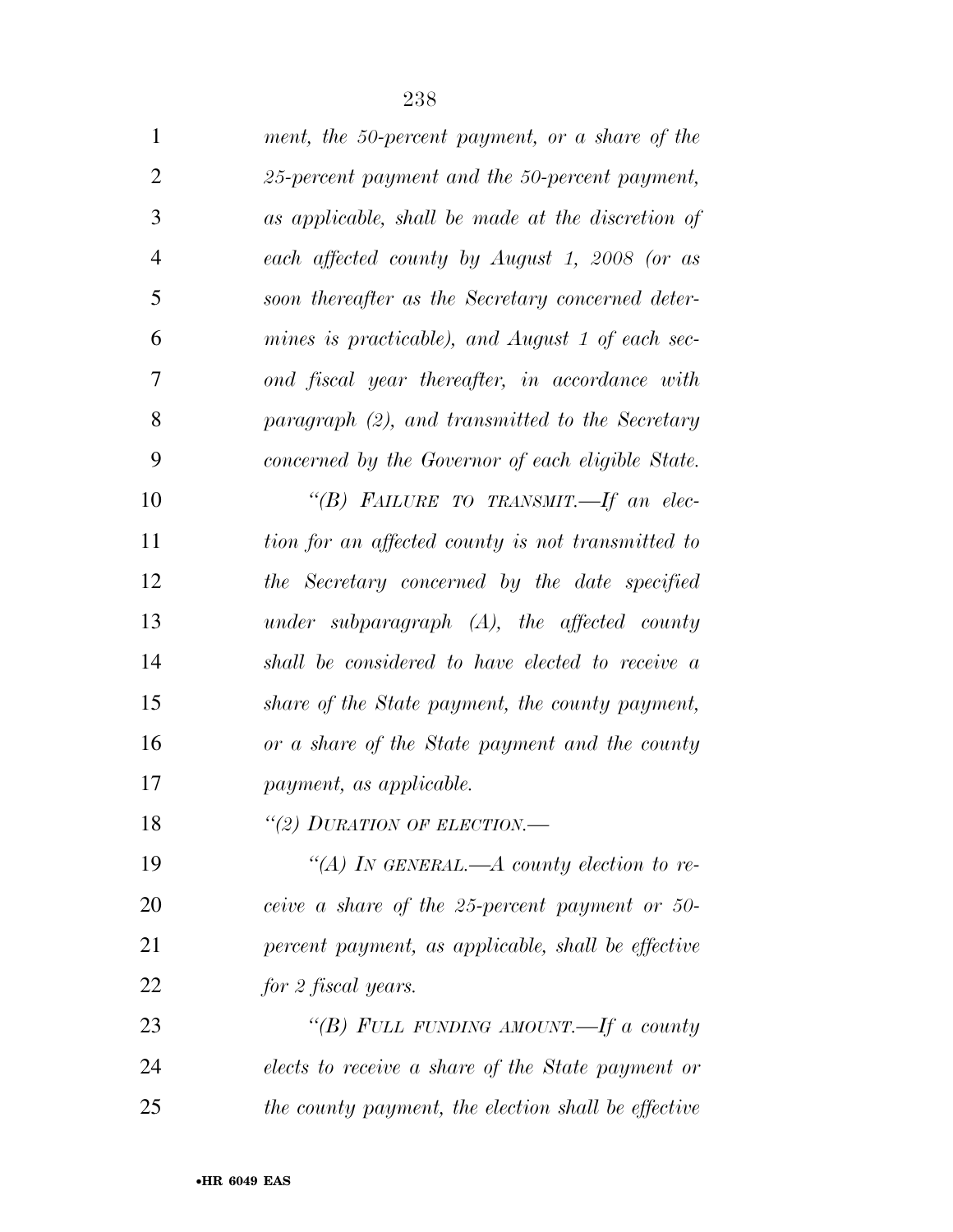*ment, the 50-percent payment, or a share of the 25-percent payment and the 50-percent payment, as applicable, shall be made at the discretion of each affected county by August 1, 2008 (or as soon thereafter as the Secretary concerned determines is practicable), and August 1 of each second fiscal year thereafter, in accordance with paragraph (2), and transmitted to the Secretary concerned by the Governor of each eligible State.*

*"(B) FAILURE TO TRANSMIT.—If an election for an affected county is not transmitted to the Secretary concerned by the date specified under subparagraph (A), the affected county shall be considered to have elected to receive a share of the State payment, the county payment, or a share of the State payment and the county payment, as applicable.*

*"(2) DURATION OF ELECTION.—*

*"(A) IN GENERAL.—A county election to receive a share of the 25-percent payment or 50-percent payment, as applicable, shall be effective for 2 fiscal years.*

*"(B) FULL FUNDING AMOUNT.—If a county elects to receive a share of the State payment or the county payment, the election shall be effective*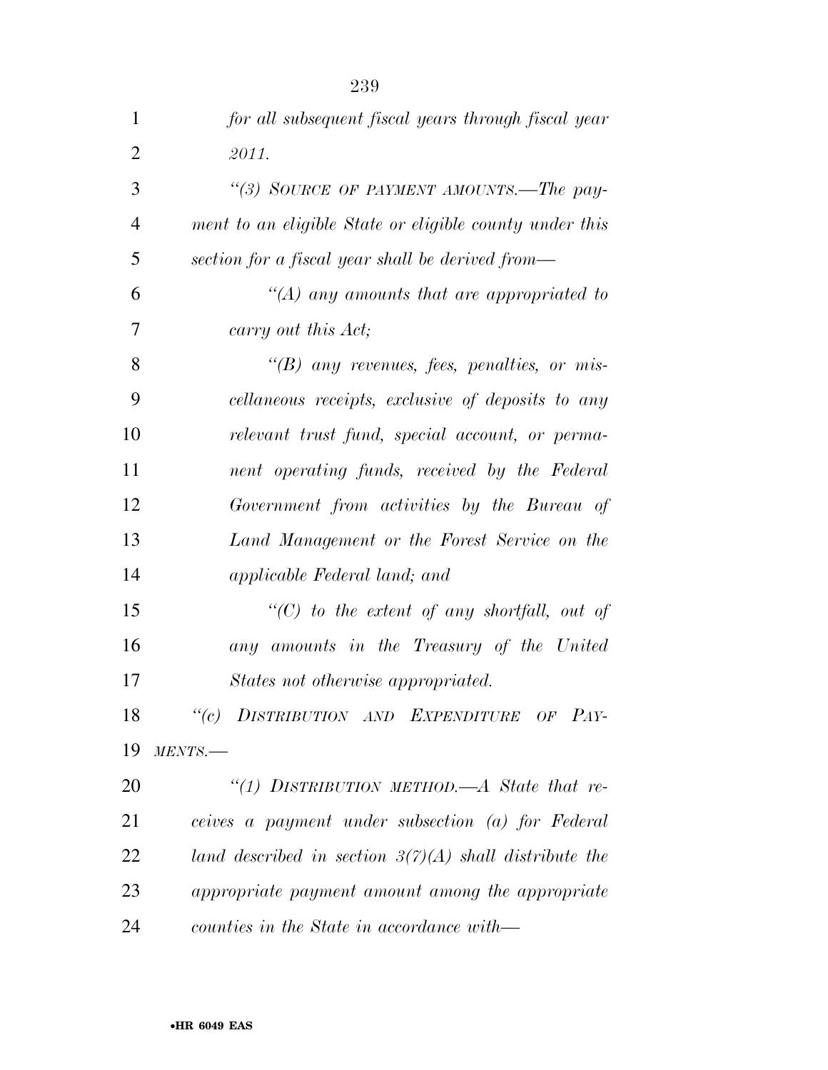*for all subsequent fiscal years through fiscal year 2011.*

*"(3) SOURCE OF PAYMENT AMOUNTS.—The payment to an eligible State or eligible county under this section for a fiscal year shall be derived from—*

*"(A) any amounts that are appropriated to carry out this Act;*

*"(B) any revenues, fees, penalties, or miscellaneous receipts, exclusive of deposits to any relevant trust fund, special account, or permanent operating funds, received by the Federal Government from activities by the Bureau of Land Management or the Forest Service on the applicable Federal land; and*

*"(C) to the extent of any shortfall, out of any amounts in the Treasury of the United States not otherwise appropriated.*

*"(c) DISTRIBUTION AND EXPENDITURE OF PAYMENTS.—*

*"(1) DISTRIBUTION METHOD.—A State that receives a payment under subsection (a) for Federal land described in section 3(7)(A) shall distribute the appropriate payment amount among the appropriate counties in the State in accordance with—*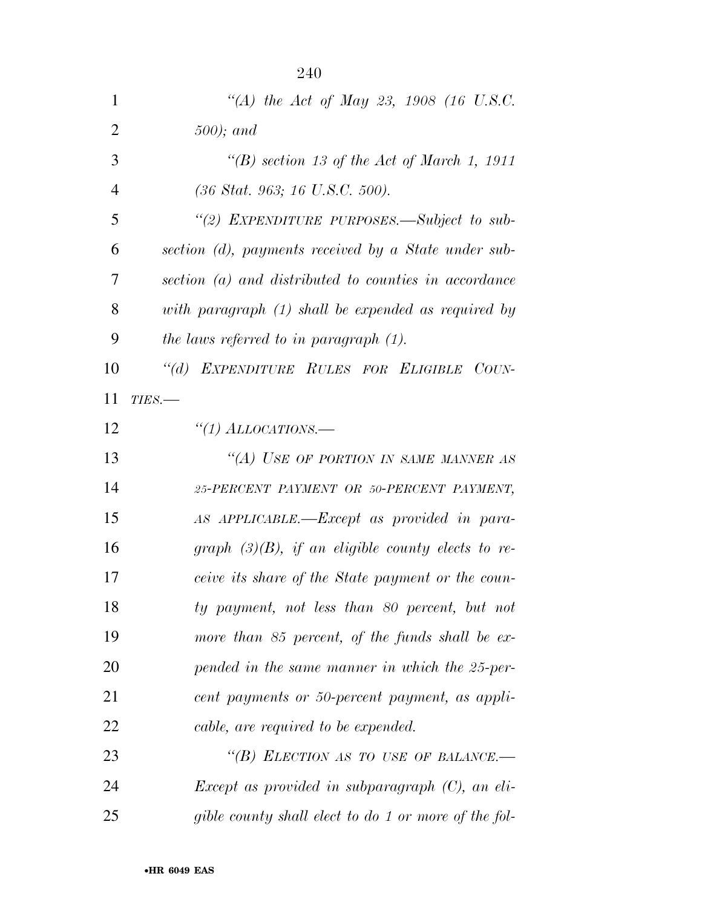*"(A) the Act of May 23, 1908 (16 U.S.C. 500); and*

*"(B) section 13 of the Act of March 1, 1911 (36 Stat. 963; 16 U.S.C. 500).*

*"(2) EXPENDITURE PURPOSES.—Subject to subsection (d), payments received by a State under subsection (a) and distributed to counties in accordance with paragraph (1) shall be expended as required by the laws referred to in paragraph (1).*

*"(d) EXPENDITURE RULES FOR ELIGIBLE COUNTIES.—*

*"(1) ALLOCATIONS.—*

*"(A) USE OF PORTION IN SAME MANNER AS 25-PERCENT PAYMENT OR 50-PERCENT PAYMENT, AS APPLICABLE.—Except as provided in paragraph (3)(B), if an eligible county elects to receive its share of the State payment or the county payment, not less than 80 percent, but not more than 85 percent, of the funds shall be expended in the same manner in which the 25-percent payments or 50-percent payment, as applicable, are required to be expended.*

*"(B) ELECTION AS TO USE OF BALANCE.—Except as provided in subparagraph (C), an eligible county shall elect to do 1 or more of the fol-*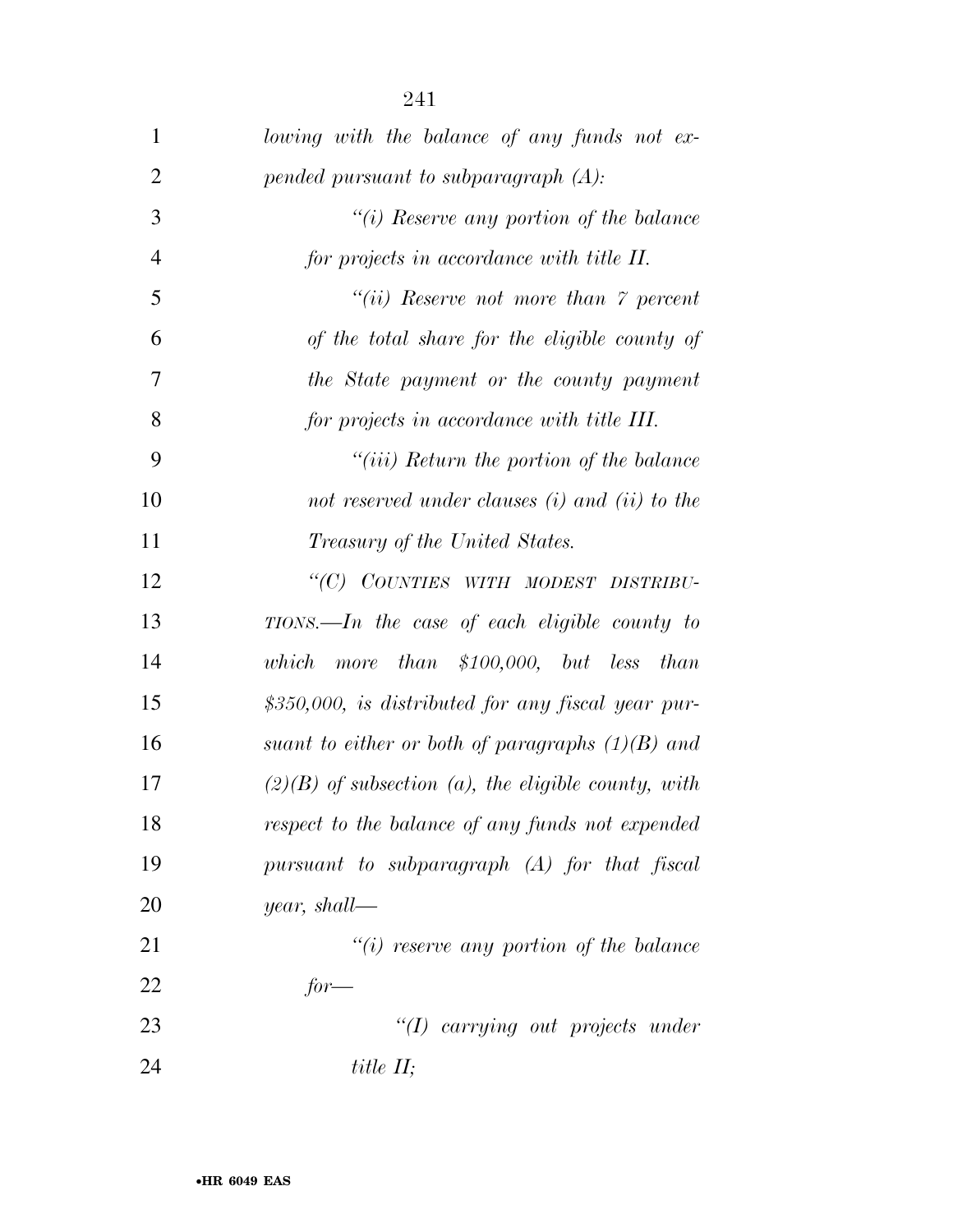*lowing with the balance of any funds not expended pursuant to subparagraph (A):*

*"(i) Reserve any portion of the balance for projects in accordance with title II.*

*"(ii) Reserve not more than 7 percent of the total share for the eligible county of the State payment or the county payment for projects in accordance with title III.*

*"(iii) Return the portion of the balance not reserved under clauses (i) and (ii) to the Treasury of the United States.*

*"(C) COUNTIES WITH MODEST DISTRIBUTIONS.—In the case of each eligible county to which more than $100,000, but less than $350,000, is distributed for any fiscal year pursuant to either or both of paragraphs (1)(B) and (2)(B) of subsection (a), the eligible county, with respect to the balance of any funds not expended pursuant to subparagraph (A) for that fiscal year, shall—*

*"(i) reserve any portion of the balance for—*

*"(I) carrying out projects under title II;*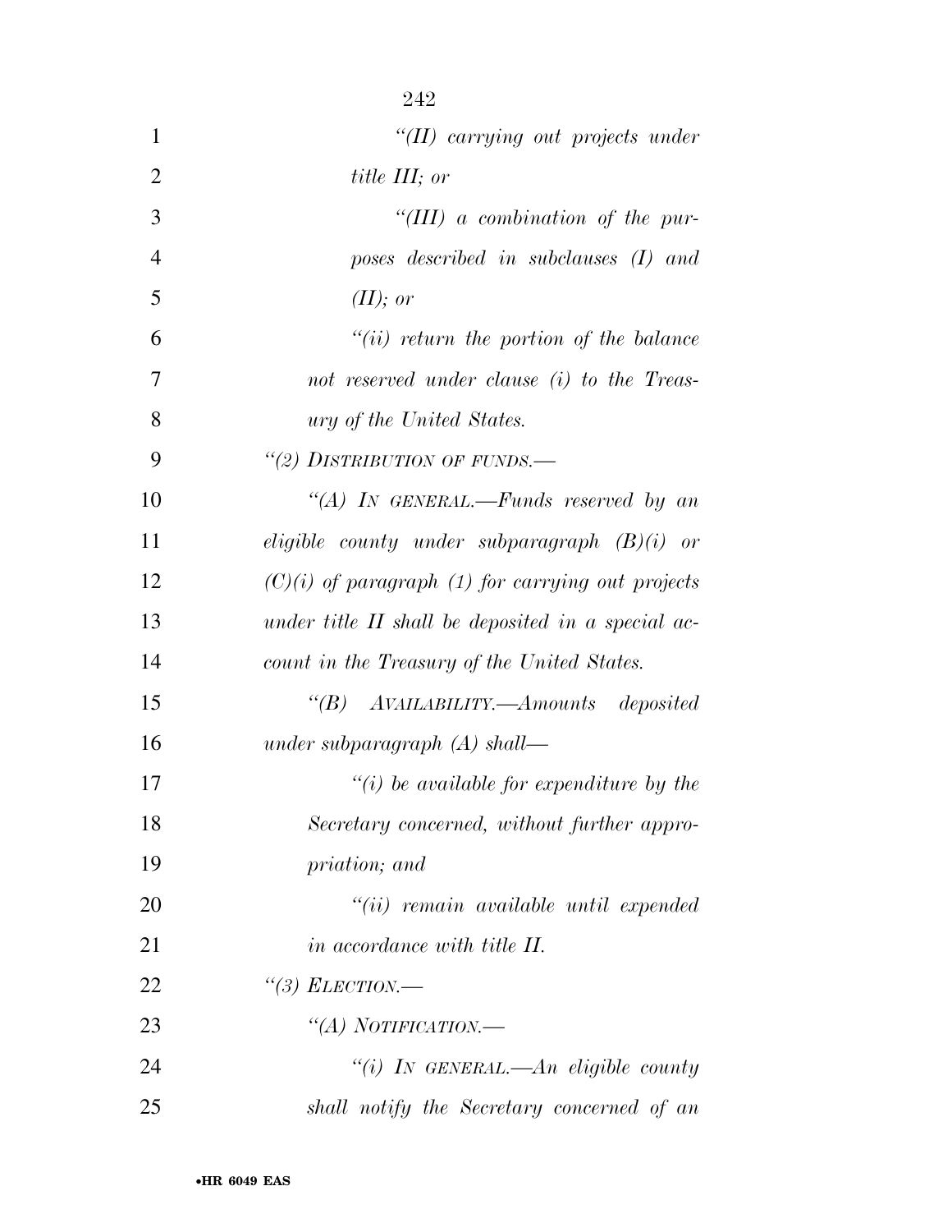*"(II) carrying out projects under title III; or*

*"(III) a combination of the purposes described in subclauses (I) and (II); or*

*"(ii) return the portion of the balance not reserved under clause (i) to the Treasury of the United States.*

*"(2) DISTRIBUTION OF FUNDS.—*

*"(A) IN GENERAL.—Funds reserved by an eligible county under subparagraph (B)(i) or (C)(i) of paragraph (1) for carrying out projects under title II shall be deposited in a special account in the Treasury of the United States.*

*"(B) AVAILABILITY.—Amounts deposited under subparagraph (A) shall—*

*"(i) be available for expenditure by the Secretary concerned, without further appropriation; and*

*"(ii) remain available until expended in accordance with title II.*

*"(3) ELECTION.—*

*"(A) NOTIFICATION.—*

*"(i) IN GENERAL.—An eligible county shall notify the Secretary concerned of an*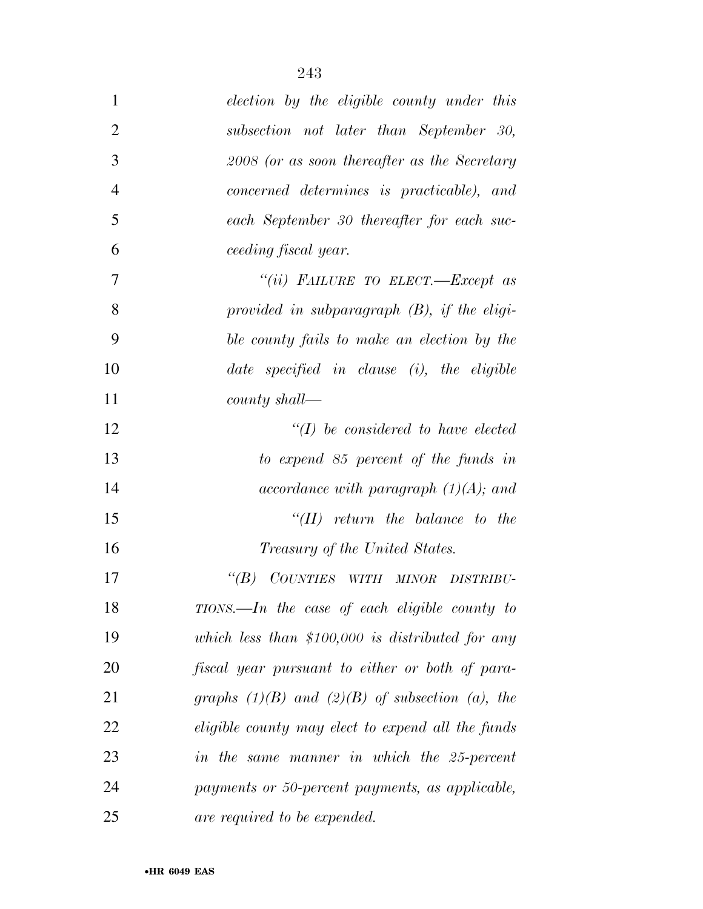*election by the eligible county under this subsection not later than September 30, 2008 (or as soon thereafter as the Secretary concerned determines is practicable), and each September 30 thereafter for each succeeding fiscal year.*

*"(ii) FAILURE TO ELECT.—Except as provided in subparagraph (B), if the eligible county fails to make an election by the date specified in clause (i), the eligible county shall—*

*"(I) be considered to have elected to expend 85 percent of the funds in accordance with paragraph (1)(A); and*

*"(II) return the balance to the Treasury of the United States.*

*"(B) COUNTIES WITH MINOR DISTRIBUTIONS.—In the case of each eligible county to which less than $100,000 is distributed for any fiscal year pursuant to either or both of paragraphs (1)(B) and (2)(B) of subsection (a), the eligible county may elect to expend all the funds in the same manner in which the 25-percent payments or 50-percent payments, as applicable, are required to be expended.*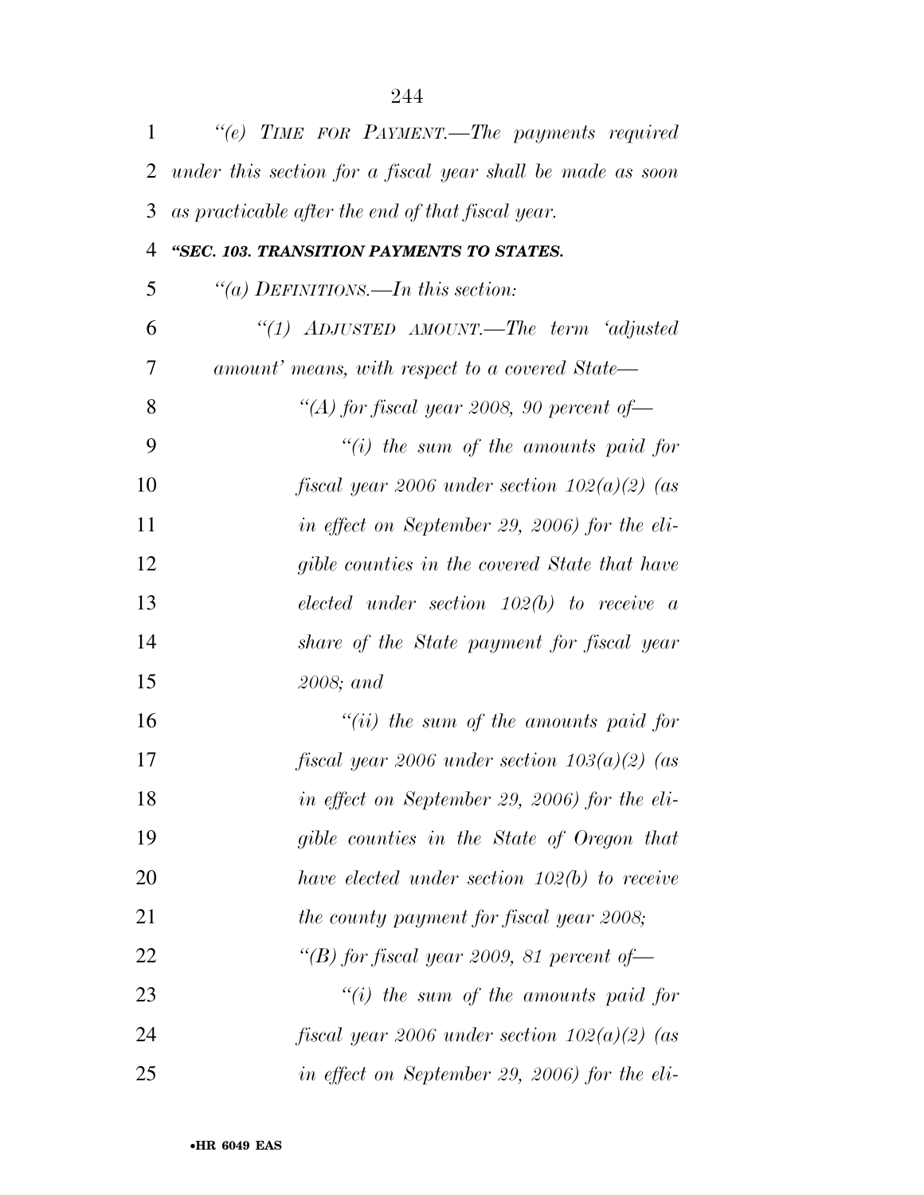*"(e) TIME FOR PAYMENT.—The payments required under this section for a fiscal year shall be made as soon as practicable after the end of that fiscal year.*

***"SEC. 103. TRANSITION PAYMENTS TO STATES.***

*"(a) DEFINITIONS.—In this section:*

*"(1) ADJUSTED AMOUNT.—The term 'adjusted amount' means, with respect to a covered State—*

*"(A) for fiscal year 2008, 90 percent of—*

*"(i) the sum of the amounts paid for fiscal year 2006 under section 102(a)(2) (as in effect on September 29, 2006) for the eligible counties in the covered State that have elected under section 102(b) to receive a share of the State payment for fiscal year 2008; and*

*"(ii) the sum of the amounts paid for fiscal year 2006 under section 103(a)(2) (as in effect on September 29, 2006) for the eligible counties in the State of Oregon that have elected under section 102(b) to receive the county payment for fiscal year 2008;*

*"(B) for fiscal year 2009, 81 percent of—*

*"(i) the sum of the amounts paid for fiscal year 2006 under section 102(a)(2) (as in effect on September 29, 2006) for the eli-*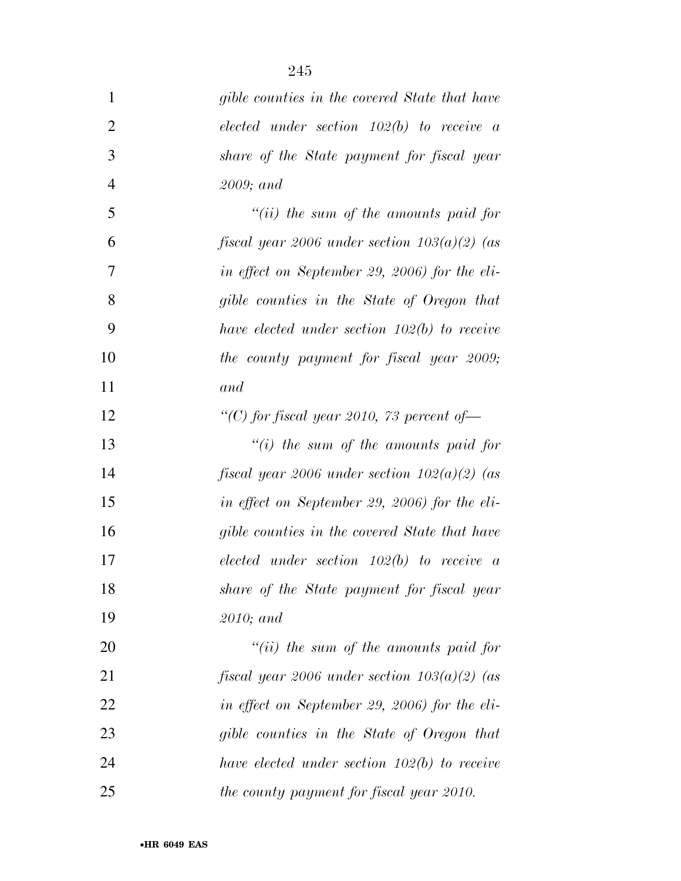*gible counties in the covered State that have elected under section 102(b) to receive a share of the State payment for fiscal year 2009; and*

*"(ii) the sum of the amounts paid for fiscal year 2006 under section 103(a)(2) (as in effect on September 29, 2006) for the eligible counties in the State of Oregon that have elected under section 102(b) to receive the county payment for fiscal year 2009; and*

*"(C) for fiscal year 2010, 73 percent of—*

*"(i) the sum of the amounts paid for fiscal year 2006 under section 102(a)(2) (as in effect on September 29, 2006) for the eligible counties in the covered State that have elected under section 102(b) to receive a share of the State payment for fiscal year 2010; and*

*"(ii) the sum of the amounts paid for fiscal year 2006 under section 103(a)(2) (as in effect on September 29, 2006) for the eligible counties in the State of Oregon that have elected under section 102(b) to receive the county payment for fiscal year 2010.*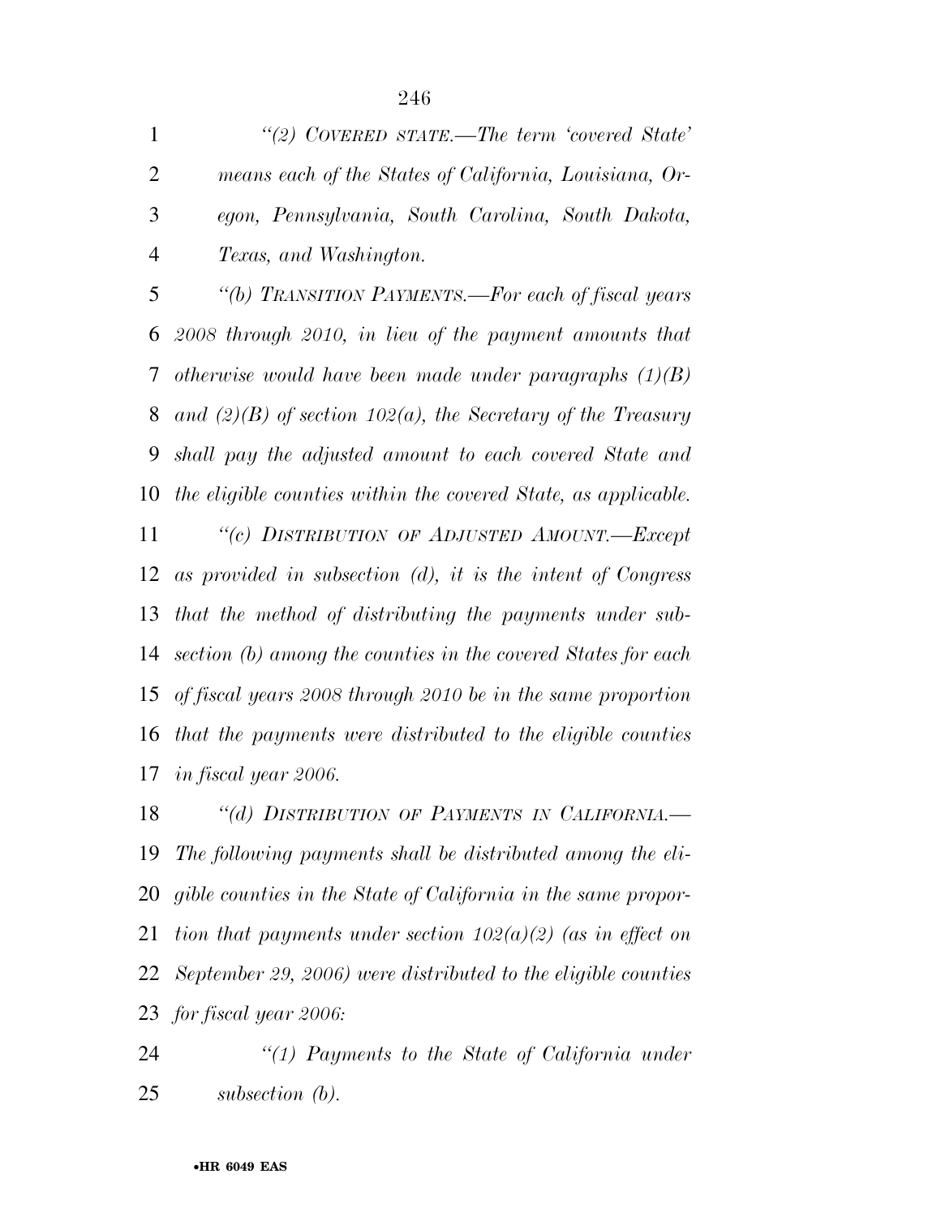*"(2) COVERED STATE.—The term 'covered State' means each of the States of California, Louisiana, Oregon, Pennsylvania, South Carolina, South Dakota, Texas, and Washington.*

*"(b) TRANSITION PAYMENTS.—For each of fiscal years 2008 through 2010, in lieu of the payment amounts that otherwise would have been made under paragraphs (1)(B) and (2)(B) of section 102(a), the Secretary of the Treasury shall pay the adjusted amount to each covered State and the eligible counties within the covered State, as applicable.*

*"(c) DISTRIBUTION OF ADJUSTED AMOUNT.—Except as provided in subsection (d), it is the intent of Congress that the method of distributing the payments under subsection (b) among the counties in the covered States for each of fiscal years 2008 through 2010 be in the same proportion that the payments were distributed to the eligible counties in fiscal year 2006.*

*"(d) DISTRIBUTION OF PAYMENTS IN CALIFORNIA.—The following payments shall be distributed among the eligible counties in the State of California in the same proportion that payments under section 102(a)(2) (as in effect on September 29, 2006) were distributed to the eligible counties for fiscal year 2006:*

*"(1) Payments to the State of California under subsection (b).*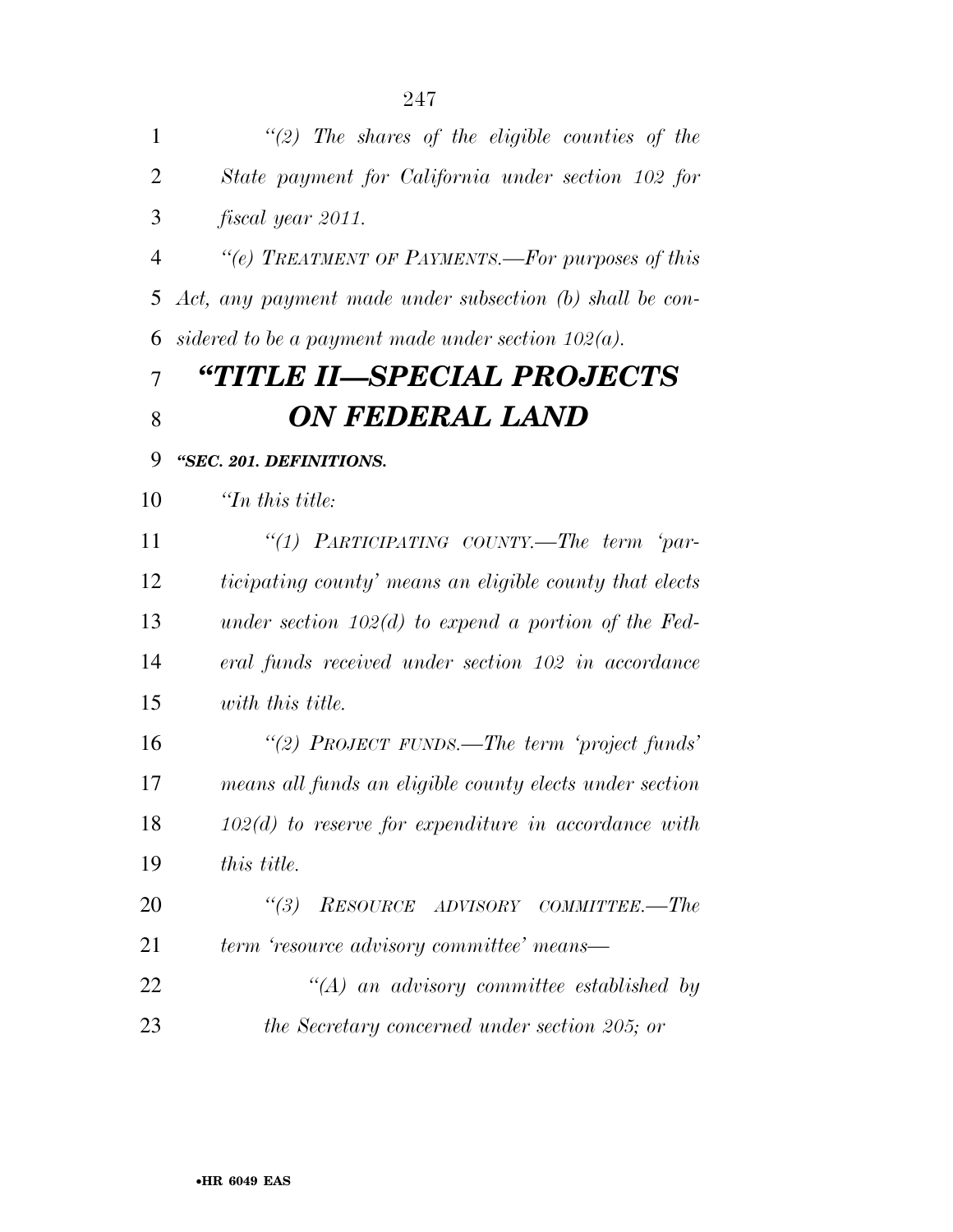*"(2) The shares of the eligible counties of the State payment for California under section 102 for fiscal year 2011.*

*"(e) TREATMENT OF PAYMENTS.—For purposes of this Act, any payment made under subsection (b) shall be considered to be a payment made under section 102(a).*

# *"TITLE II—SPECIAL PROJECTS ON FEDERAL LAND*

### *"SEC. 201. DEFINITIONS.*

*"In this title:*

*"(1) PARTICIPATING COUNTY.—The term 'participating county' means an eligible county that elects under section 102(d) to expend a portion of the Federal funds received under section 102 in accordance with this title.*

*"(2) PROJECT FUNDS.—The term 'project funds' means all funds an eligible county elects under section 102(d) to reserve for expenditure in accordance with this title.*

*"(3) RESOURCE ADVISORY COMMITTEE.—The term 'resource advisory committee' means—*

*"(A) an advisory committee established by the Secretary concerned under section 205; or*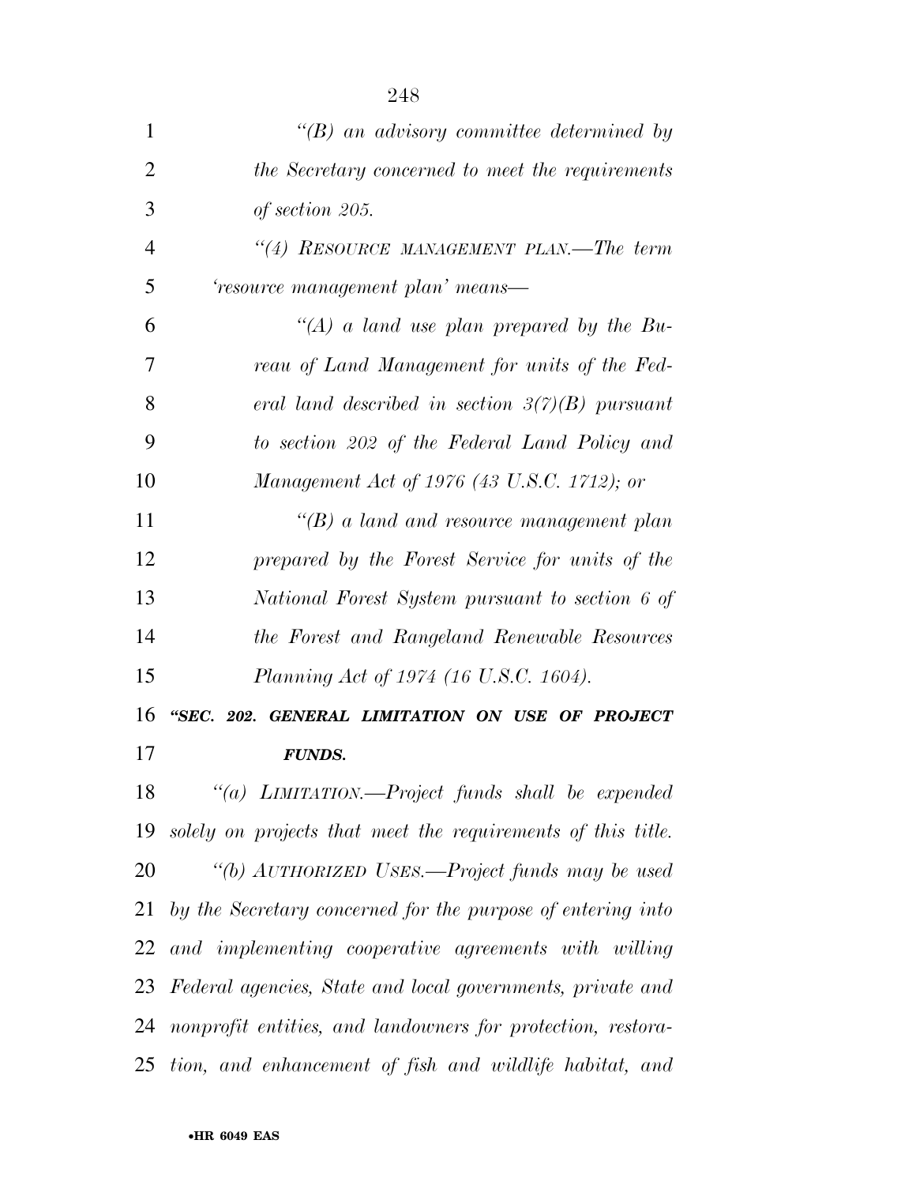*"(B) an advisory committee determined by the Secretary concerned to meet the requirements of section 205.*

*"(4) RESOURCE MANAGEMENT PLAN.—The term 'resource management plan' means—*

*"(A) a land use plan prepared by the Bureau of Land Management for units of the Federal land described in section 3(7)(B) pursuant to section 202 of the Federal Land Policy and Management Act of 1976 (43 U.S.C. 1712); or*

*"(B) a land and resource management plan prepared by the Forest Service for units of the National Forest System pursuant to section 6 of the Forest and Rangeland Renewable Resources Planning Act of 1974 (16 U.S.C. 1604).*

***"SEC. 202. GENERAL LIMITATION ON USE OF PROJECT FUNDS.***

*"(a) LIMITATION.—Project funds shall be expended solely on projects that meet the requirements of this title.*

*"(b) AUTHORIZED USES.—Project funds may be used by the Secretary concerned for the purpose of entering into and implementing cooperative agreements with willing Federal agencies, State and local governments, private and nonprofit entities, and landowners for protection, restoration, and enhancement of fish and wildlife habitat, and*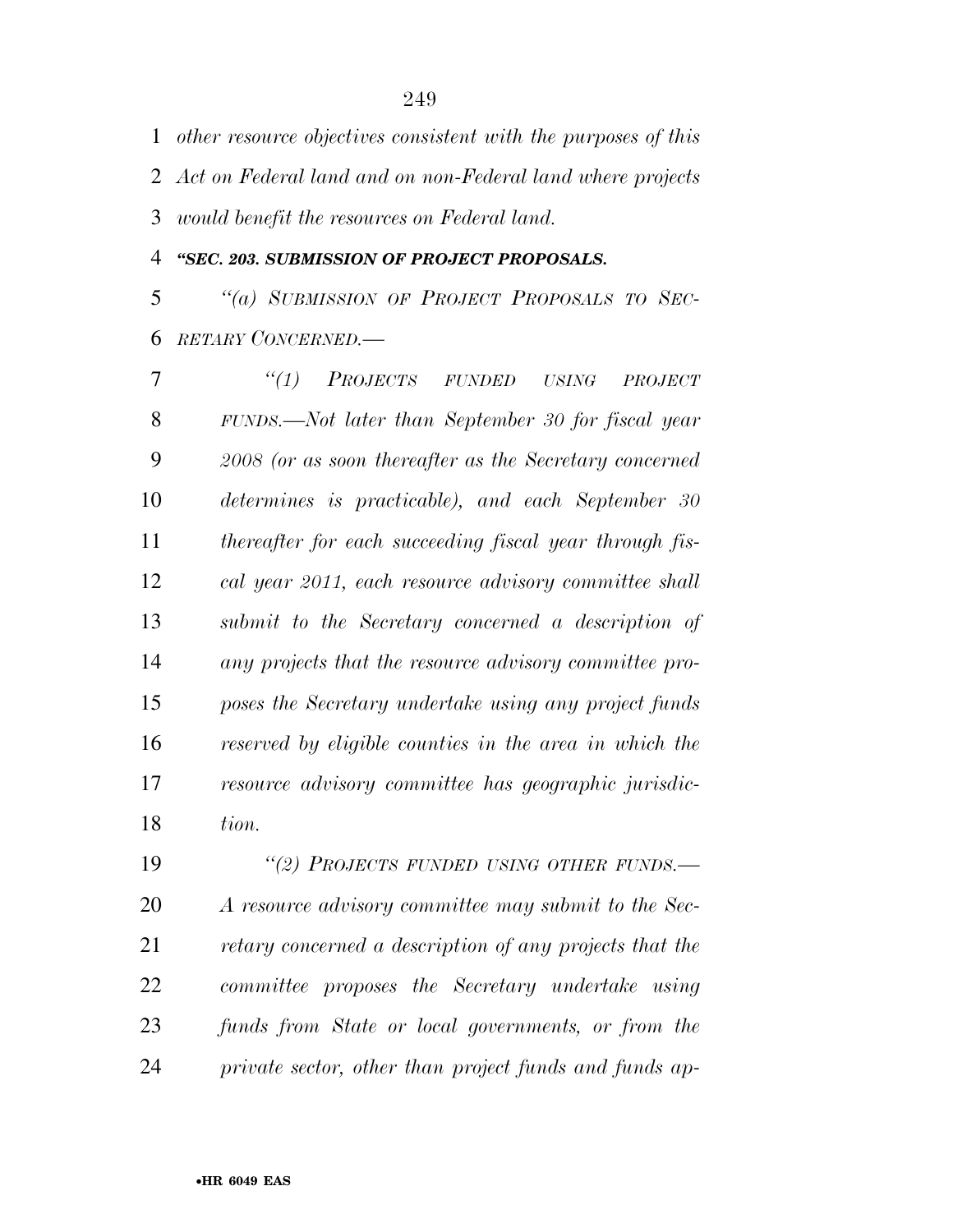*other resource objectives consistent with the purposes of this Act on Federal land and on non-Federal land where projects would benefit the resources on Federal land.*

***"SEC. 203. SUBMISSION OF PROJECT PROPOSALS.***

*"(a) SUBMISSION OF PROJECT PROPOSALS TO SECRETARY CONCERNED.—*

*"(1) PROJECTS FUNDED USING PROJECT FUNDS.—Not later than September 30 for fiscal year 2008 (or as soon thereafter as the Secretary concerned determines is practicable), and each September 30 thereafter for each succeeding fiscal year through fiscal year 2011, each resource advisory committee shall submit to the Secretary concerned a description of any projects that the resource advisory committee proposes the Secretary undertake using any project funds reserved by eligible counties in the area in which the resource advisory committee has geographic jurisdiction.*

*"(2) PROJECTS FUNDED USING OTHER FUNDS.—A resource advisory committee may submit to the Secretary concerned a description of any projects that the committee proposes the Secretary undertake using funds from State or local governments, or from the private sector, other than project funds and funds ap-*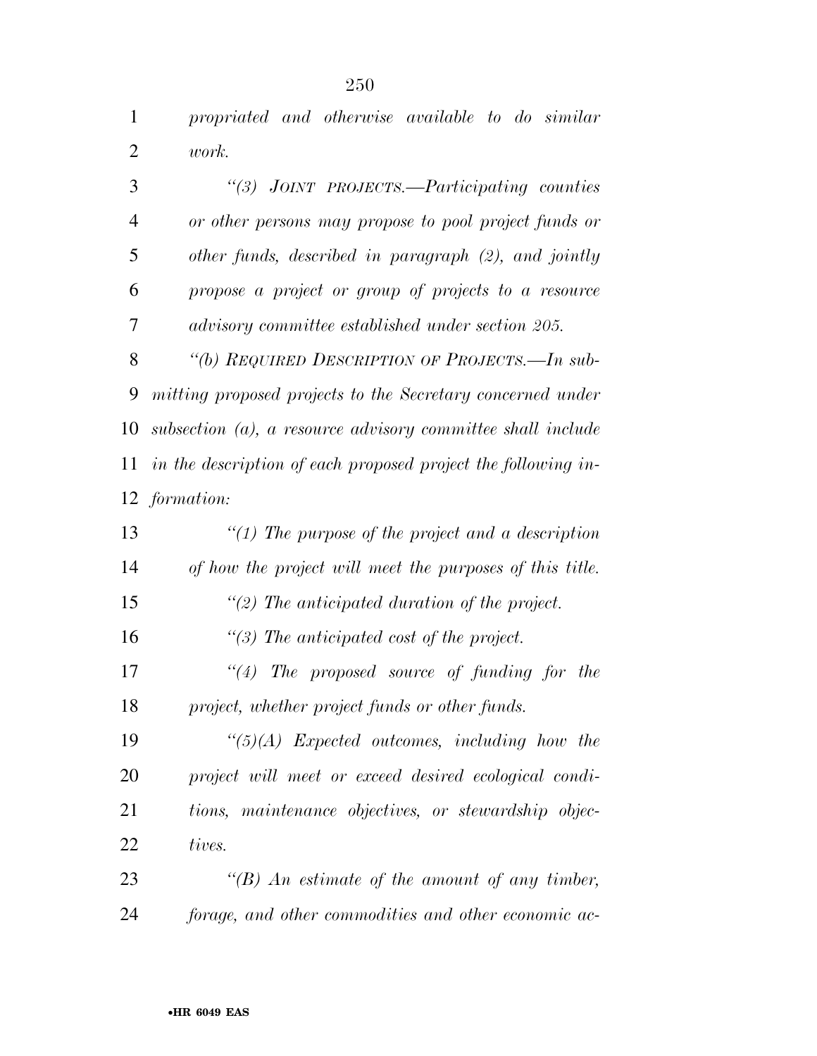*propriated and otherwise available to do similar work.*

*"(3) JOINT PROJECTS.—Participating counties or other persons may propose to pool project funds or other funds, described in paragraph (2), and jointly propose a project or group of projects to a resource advisory committee established under section 205.*

*"(b) REQUIRED DESCRIPTION OF PROJECTS.—In submitting proposed projects to the Secretary concerned under subsection (a), a resource advisory committee shall include in the description of each proposed project the following information:*

*"(1) The purpose of the project and a description of how the project will meet the purposes of this title.*

*"(2) The anticipated duration of the project.*

*"(3) The anticipated cost of the project.*

*"(4) The proposed source of funding for the project, whether project funds or other funds.*

*"(5)(A) Expected outcomes, including how the project will meet or exceed desired ecological conditions, maintenance objectives, or stewardship objectives.*

*"(B) An estimate of the amount of any timber, forage, and other commodities and other economic ac-*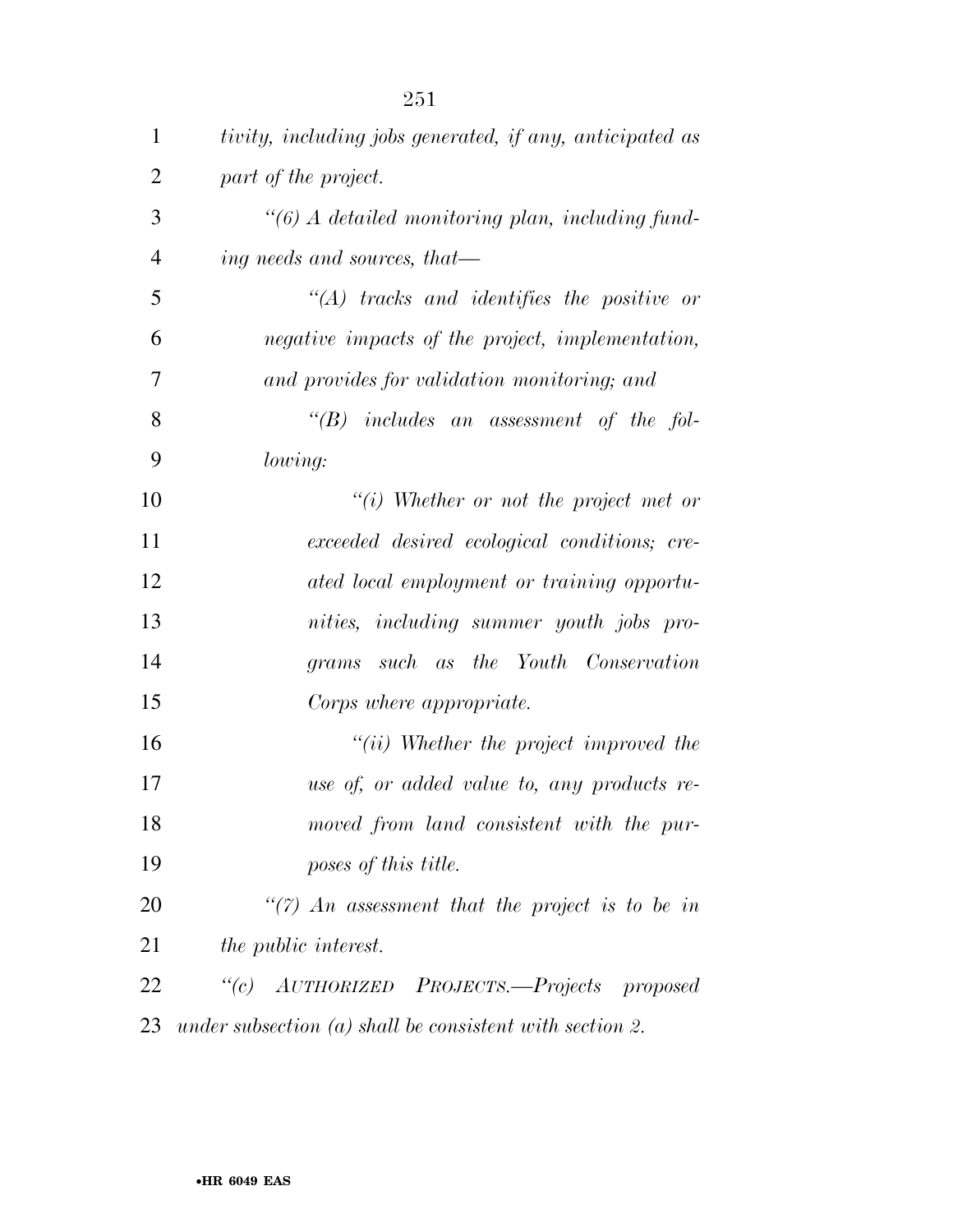*tivity, including jobs generated, if any, anticipated as part of the project.*

*"(6) A detailed monitoring plan, including funding needs and sources, that—*

*"(A) tracks and identifies the positive or negative impacts of the project, implementation, and provides for validation monitoring; and*

*"(B) includes an assessment of the following:*

*"(i) Whether or not the project met or exceeded desired ecological conditions; created local employment or training opportunities, including summer youth jobs programs such as the Youth Conservation Corps where appropriate.*

*"(ii) Whether the project improved the use of, or added value to, any products removed from land consistent with the purposes of this title.*

*"(7) An assessment that the project is to be in the public interest.*

*"(c) AUTHORIZED PROJECTS.—Projects proposed under subsection (a) shall be consistent with section 2.*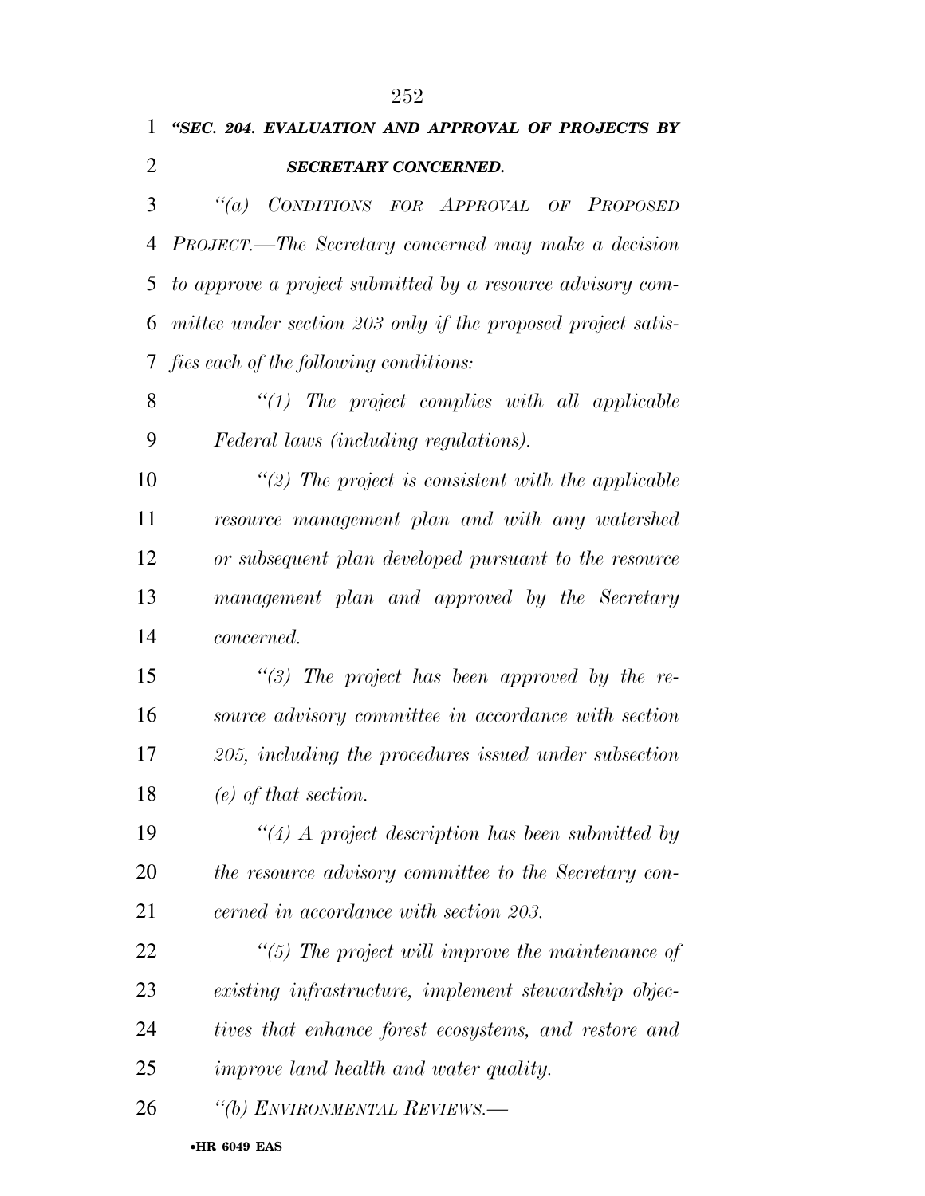### *"SEC. 204. EVALUATION AND APPROVAL OF PROJECTS BY SECRETARY CONCERNED.*

*"(a) CONDITIONS FOR APPROVAL OF PROPOSED PROJECT.—The Secretary concerned may make a decision to approve a project submitted by a resource advisory committee under section 203 only if the proposed project satisfies each of the following conditions:*

*"(1) The project complies with all applicable Federal laws (including regulations).*

*"(2) The project is consistent with the applicable resource management plan and with any watershed or subsequent plan developed pursuant to the resource management plan and approved by the Secretary concerned.*

*"(3) The project has been approved by the resource advisory committee in accordance with section 205, including the procedures issued under subsection (e) of that section.*

*"(4) A project description has been submitted by the resource advisory committee to the Secretary concerned in accordance with section 203.*

*"(5) The project will improve the maintenance of existing infrastructure, implement stewardship objectives that enhance forest ecosystems, and restore and improve land health and water quality.*

*"(b) ENVIRONMENTAL REVIEWS.—*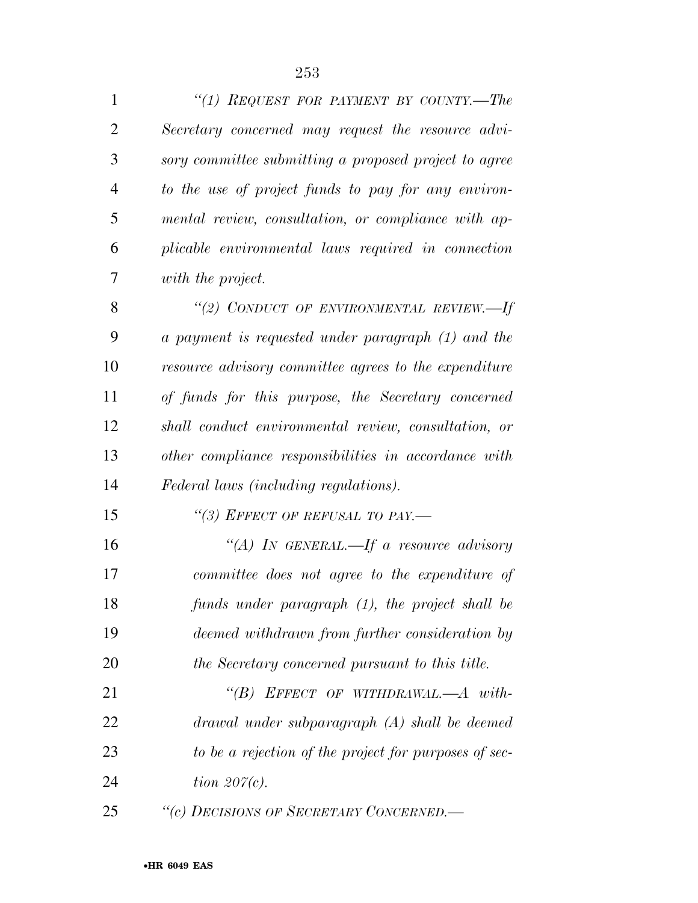*"(1) REQUEST FOR PAYMENT BY COUNTY.—The Secretary concerned may request the resource advisory committee submitting a proposed project to agree to the use of project funds to pay for any environmental review, consultation, or compliance with applicable environmental laws required in connection with the project.*

*"(2) CONDUCT OF ENVIRONMENTAL REVIEW.—If a payment is requested under paragraph (1) and the resource advisory committee agrees to the expenditure of funds for this purpose, the Secretary concerned shall conduct environmental review, consultation, or other compliance responsibilities in accordance with Federal laws (including regulations).*

*"(3) EFFECT OF REFUSAL TO PAY.—*

*"(A) IN GENERAL.—If a resource advisory committee does not agree to the expenditure of funds under paragraph (1), the project shall be deemed withdrawn from further consideration by the Secretary concerned pursuant to this title.*

*"(B) EFFECT OF WITHDRAWAL.—A withdrawal under subparagraph (A) shall be deemed to be a rejection of the project for purposes of section 207(c).*

*"(c) DECISIONS OF SECRETARY CONCERNED.—*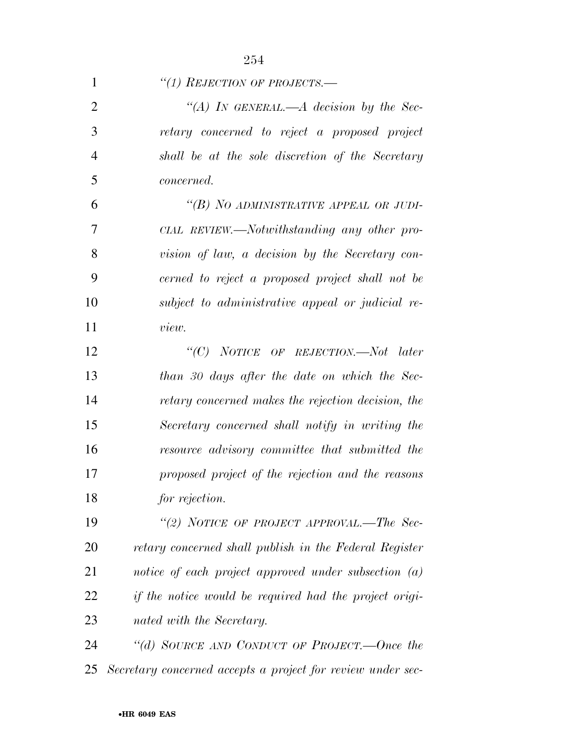*"(1) REJECTION OF PROJECTS.—*

*"(A) IN GENERAL.—A decision by the Secretary concerned to reject a proposed project shall be at the sole discretion of the Secretary concerned.*

*"(B) NO ADMINISTRATIVE APPEAL OR JUDICIAL REVIEW.—Notwithstanding any other provision of law, a decision by the Secretary concerned to reject a proposed project shall not be subject to administrative appeal or judicial review.*

*"(C) NOTICE OF REJECTION.—Not later than 30 days after the date on which the Secretary concerned makes the rejection decision, the Secretary concerned shall notify in writing the resource advisory committee that submitted the proposed project of the rejection and the reasons for rejection.*

*"(2) NOTICE OF PROJECT APPROVAL.—The Secretary concerned shall publish in the Federal Register notice of each project approved under subsection (a) if the notice would be required had the project originated with the Secretary.*

*"(d) SOURCE AND CONDUCT OF PROJECT.—Once the Secretary concerned accepts a project for review under sec-*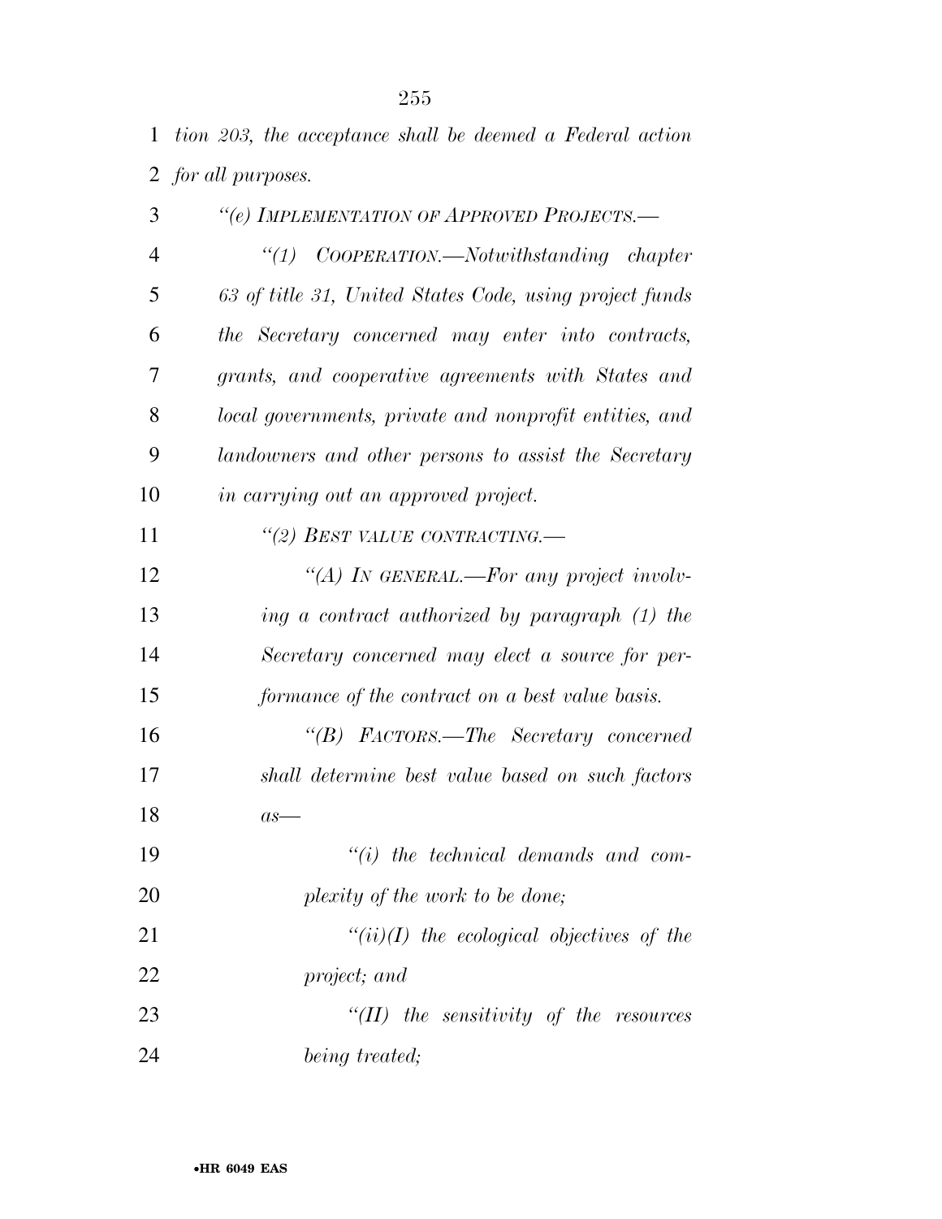*tion 203, the acceptance shall be deemed a Federal action for all purposes.*

*"(e) IMPLEMENTATION OF APPROVED PROJECTS.—*

*"(1) COOPERATION.—Notwithstanding chapter 63 of title 31, United States Code, using project funds the Secretary concerned may enter into contracts, grants, and cooperative agreements with States and local governments, private and nonprofit entities, and landowners and other persons to assist the Secretary in carrying out an approved project.*

*"(2) BEST VALUE CONTRACTING.—*

*"(A) IN GENERAL.—For any project involving a contract authorized by paragraph (1) the Secretary concerned may elect a source for performance of the contract on a best value basis.*

*"(B) FACTORS.—The Secretary concerned shall determine best value based on such factors as—*

*"(i) the technical demands and complexity of the work to be done;*

*"(ii)(I) the ecological objectives of the project; and*

*"(II) the sensitivity of the resources being treated;*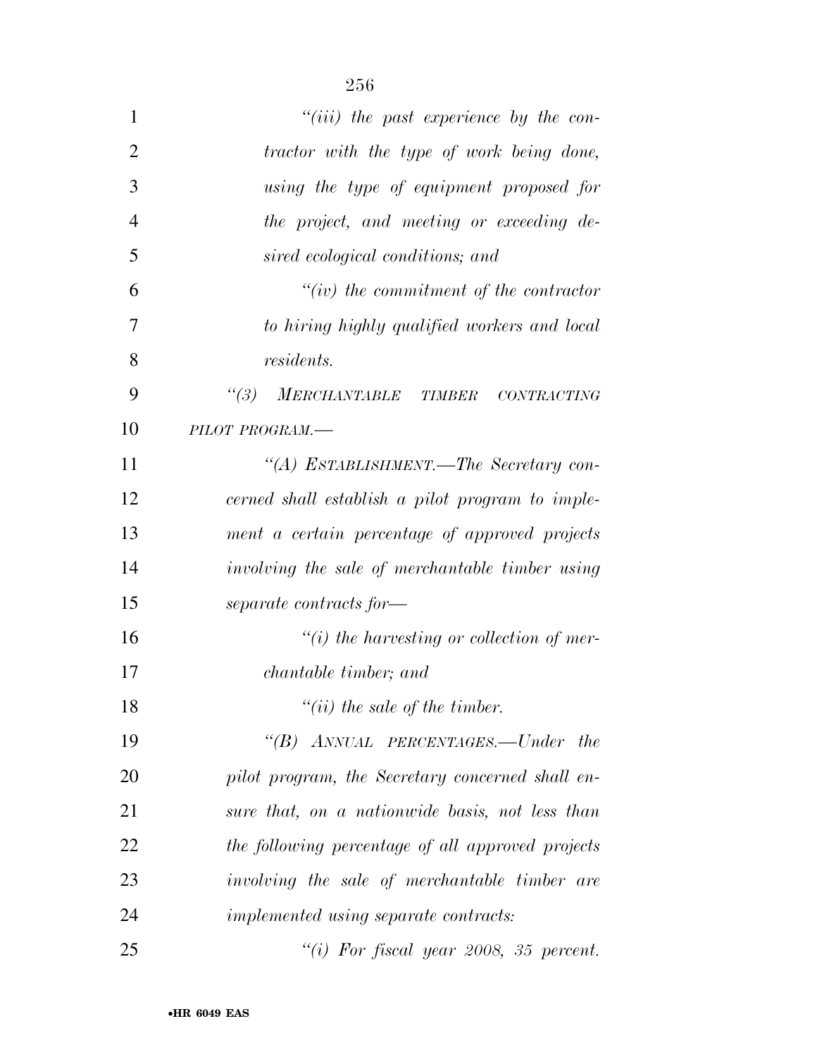*"(iii) the past experience by the contractor with the type of work being done, using the type of equipment proposed for the project, and meeting or exceeding desired ecological conditions; and*

*"(iv) the commitment of the contractor to hiring highly qualified workers and local residents.*

*"(3) MERCHANTABLE TIMBER CONTRACTING PILOT PROGRAM.—*

*"(A) ESTABLISHMENT.—The Secretary concerned shall establish a pilot program to implement a certain percentage of approved projects involving the sale of merchantable timber using separate contracts for—*

*"(i) the harvesting or collection of merchantable timber; and*

*"(ii) the sale of the timber.*

*"(B) ANNUAL PERCENTAGES.—Under the pilot program, the Secretary concerned shall ensure that, on a nationwide basis, not less than the following percentage of all approved projects involving the sale of merchantable timber are implemented using separate contracts:*

*"(i) For fiscal year 2008, 35 percent.*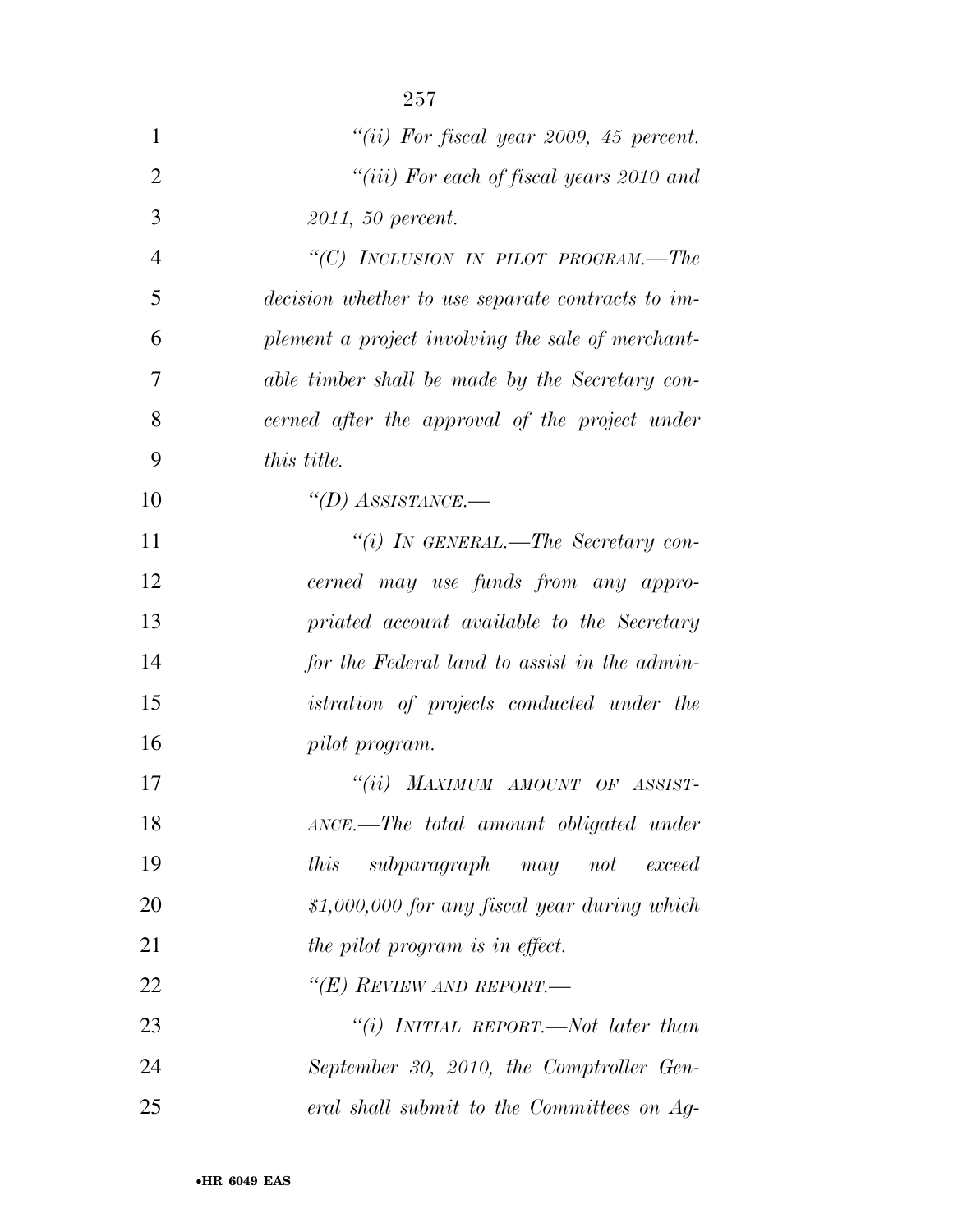*"(ii) For fiscal year 2009, 45 percent.*

*"(iii) For each of fiscal years 2010 and 2011, 50 percent.*

*"(C) INCLUSION IN PILOT PROGRAM.—The decision whether to use separate contracts to implement a project involving the sale of merchantable timber shall be made by the Secretary concerned after the approval of the project under this title.*

*"(D) ASSISTANCE.—*

*"(i) IN GENERAL.—The Secretary concerned may use funds from any appropriated account available to the Secretary for the Federal land to assist in the administration of projects conducted under the pilot program.*

*"(ii) MAXIMUM AMOUNT OF ASSISTANCE.—The total amount obligated under this subparagraph may not exceed $1,000,000 for any fiscal year during which the pilot program is in effect.*

*"(E) REVIEW AND REPORT.—*

*"(i) INITIAL REPORT.—Not later than September 30, 2010, the Comptroller General shall submit to the Committees on Ag-*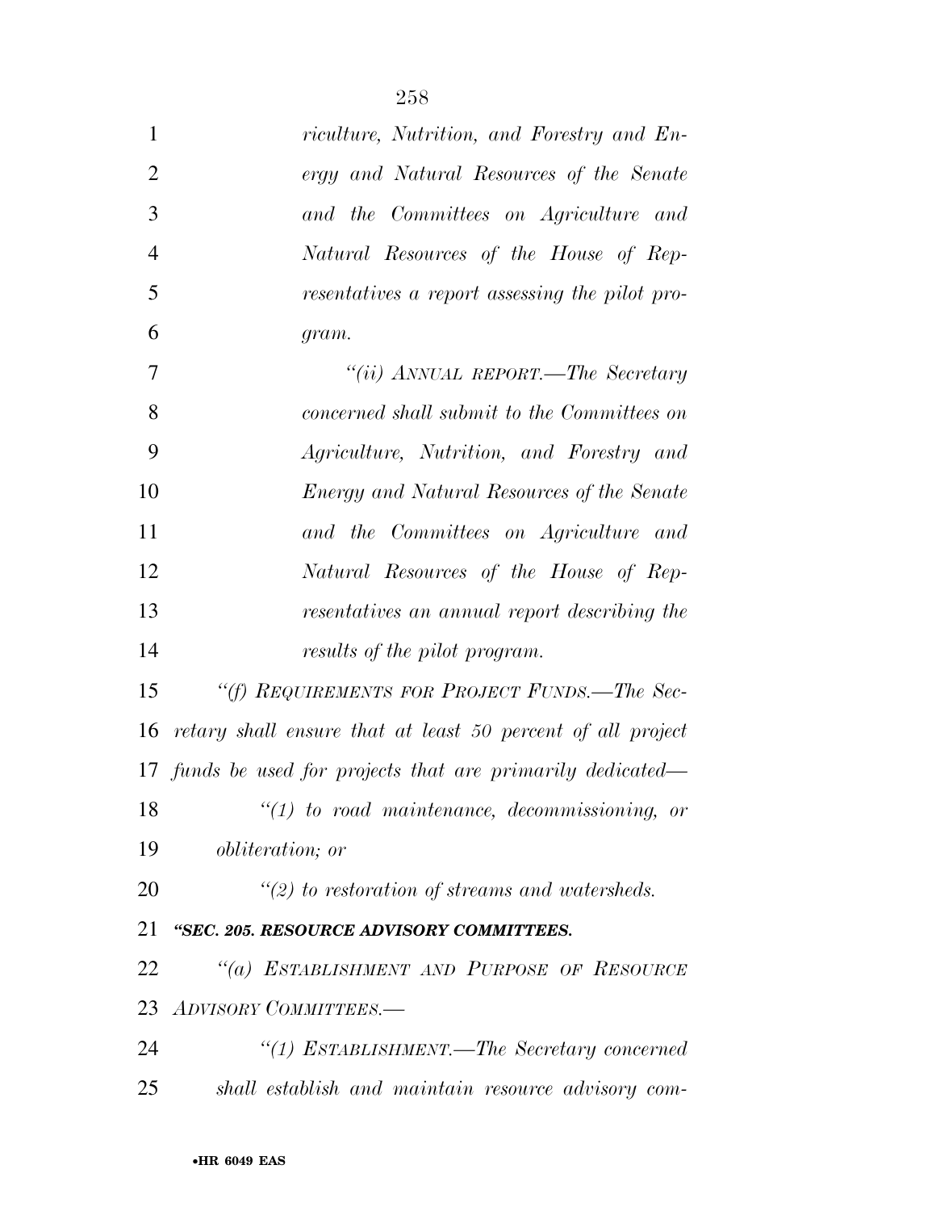*riculture, Nutrition, and Forestry and Energy and Natural Resources of the Senate and the Committees on Agriculture and Natural Resources of the House of Representatives a report assessing the pilot program.*

*"(ii) ANNUAL REPORT.—The Secretary concerned shall submit to the Committees on Agriculture, Nutrition, and Forestry and Energy and Natural Resources of the Senate and the Committees on Agriculture and Natural Resources of the House of Representatives an annual report describing the results of the pilot program.*

*"(f) REQUIREMENTS FOR PROJECT FUNDS.—The Secretary shall ensure that at least 50 percent of all project funds be used for projects that are primarily dedicated—*

*"(1) to road maintenance, decommissioning, or obliteration; or*

*"(2) to restoration of streams and watersheds.*

***"SEC. 205. RESOURCE ADVISORY COMMITTEES.***

*"(a) ESTABLISHMENT AND PURPOSE OF RESOURCE ADVISORY COMMITTEES.—*

*"(1) ESTABLISHMENT.—The Secretary concerned shall establish and maintain resource advisory com-*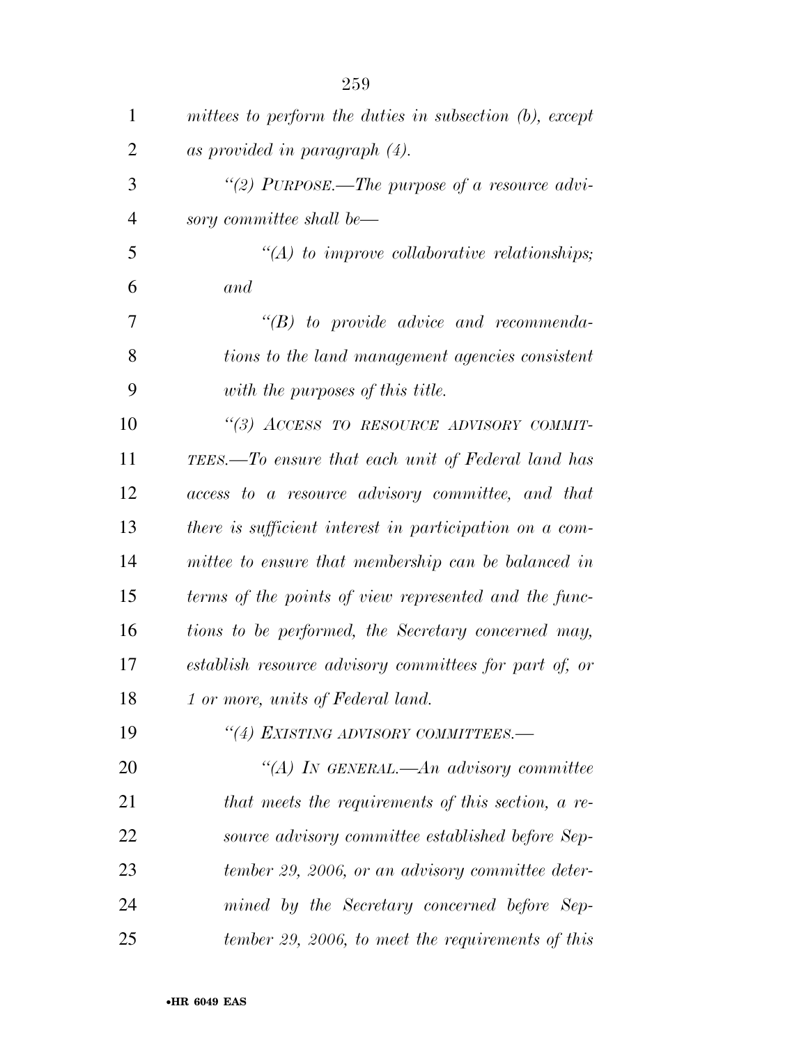*mittees to perform the duties in subsection (b), except as provided in paragraph (4).*

*"(2) PURPOSE.—The purpose of a resource advisory committee shall be—*

*"(A) to improve collaborative relationships; and*

*"(B) to provide advice and recommendations to the land management agencies consistent with the purposes of this title.*

*"(3) ACCESS TO RESOURCE ADVISORY COMMITTEES.—To ensure that each unit of Federal land has access to a resource advisory committee, and that there is sufficient interest in participation on a committee to ensure that membership can be balanced in terms of the points of view represented and the functions to be performed, the Secretary concerned may, establish resource advisory committees for part of, or 1 or more, units of Federal land.*

*"(4) EXISTING ADVISORY COMMITTEES.—*

*"(A) IN GENERAL.—An advisory committee that meets the requirements of this section, a resource advisory committee established before September 29, 2006, or an advisory committee determined by the Secretary concerned before September 29, 2006, to meet the requirements of this*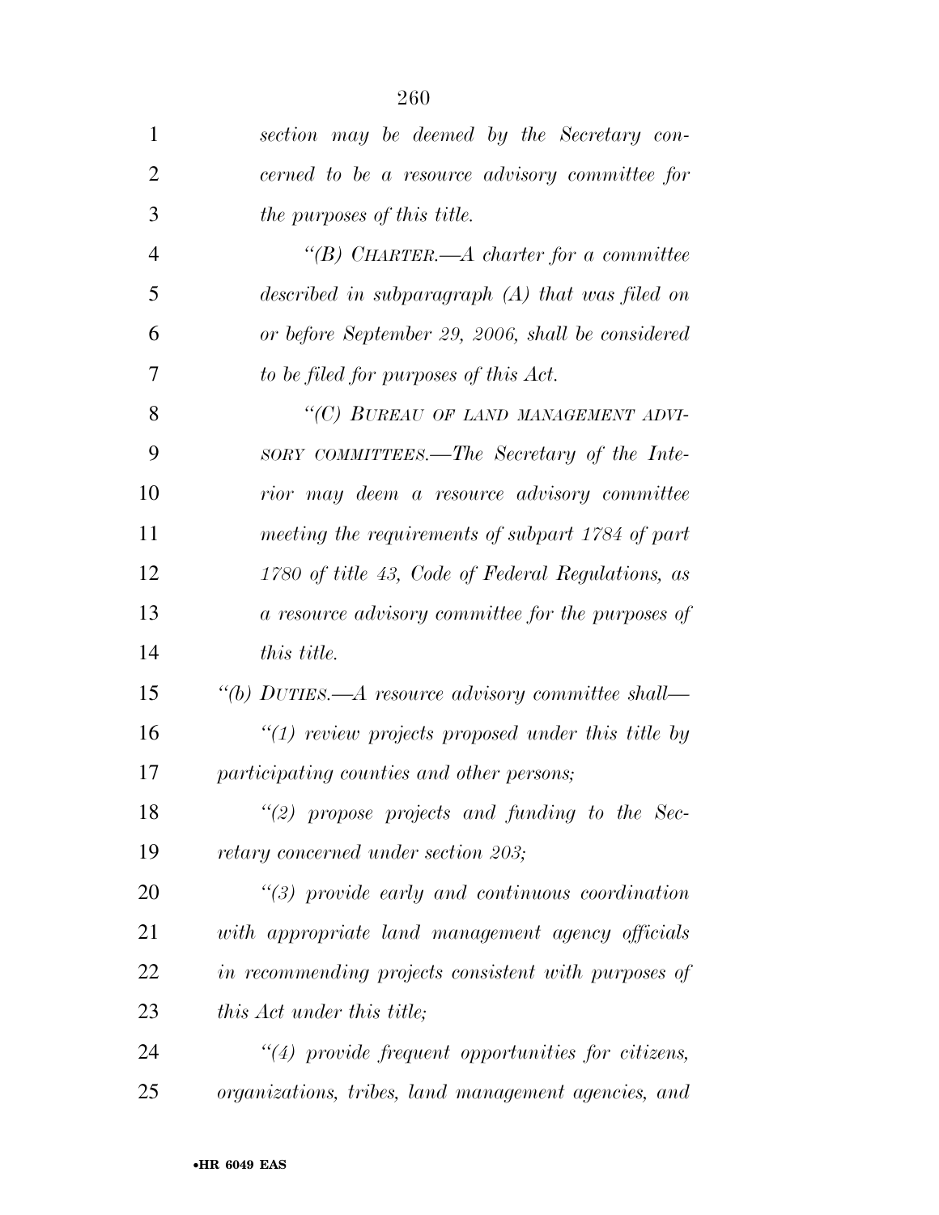*section may be deemed by the Secretary concerned to be a resource advisory committee for the purposes of this title.*

*"(B) CHARTER.—A charter for a committee described in subparagraph (A) that was filed on or before September 29, 2006, shall be considered to be filed for purposes of this Act.*

*"(C) BUREAU OF LAND MANAGEMENT ADVISORY COMMITTEES.—The Secretary of the Interior may deem a resource advisory committee meeting the requirements of subpart 1784 of part 1780 of title 43, Code of Federal Regulations, as a resource advisory committee for the purposes of this title.*

*"(b) DUTIES.—A resource advisory committee shall—*

*"(1) review projects proposed under this title by participating counties and other persons;*

*"(2) propose projects and funding to the Secretary concerned under section 203;*

*"(3) provide early and continuous coordination with appropriate land management agency officials in recommending projects consistent with purposes of this Act under this title;*

*"(4) provide frequent opportunities for citizens, organizations, tribes, land management agencies, and*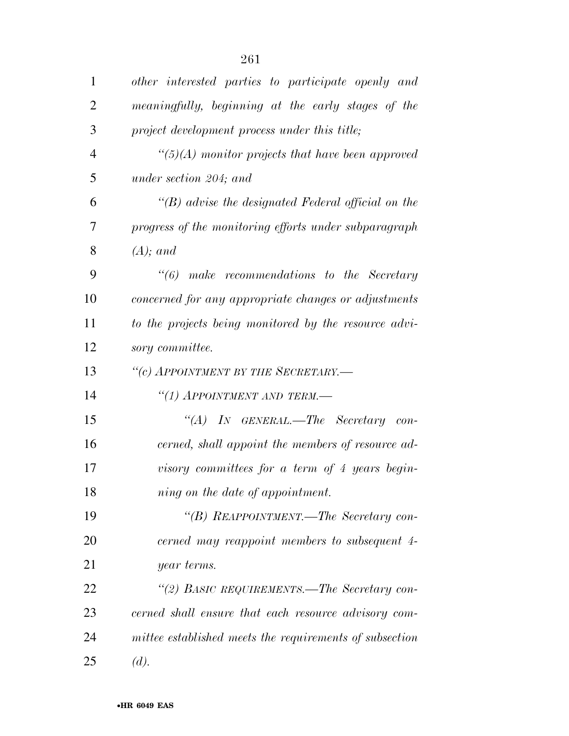*other interested parties to participate openly and meaningfully, beginning at the early stages of the project development process under this title;*

*"(5)(A) monitor projects that have been approved under section 204; and*

*"(B) advise the designated Federal official on the progress of the monitoring efforts under subparagraph (A); and*

*"(6) make recommendations to the Secretary concerned for any appropriate changes or adjustments to the projects being monitored by the resource advisory committee.*

*"(c) APPOINTMENT BY THE SECRETARY.—*

*"(1) APPOINTMENT AND TERM.—*

*"(A) IN GENERAL.—The Secretary concerned, shall appoint the members of resource advisory committees for a term of 4 years beginning on the date of appointment.*

*"(B) REAPPOINTMENT.—The Secretary concerned may reappoint members to subsequent 4-year terms.*

*"(2) BASIC REQUIREMENTS.—The Secretary concerned shall ensure that each resource advisory committee established meets the requirements of subsection (d).*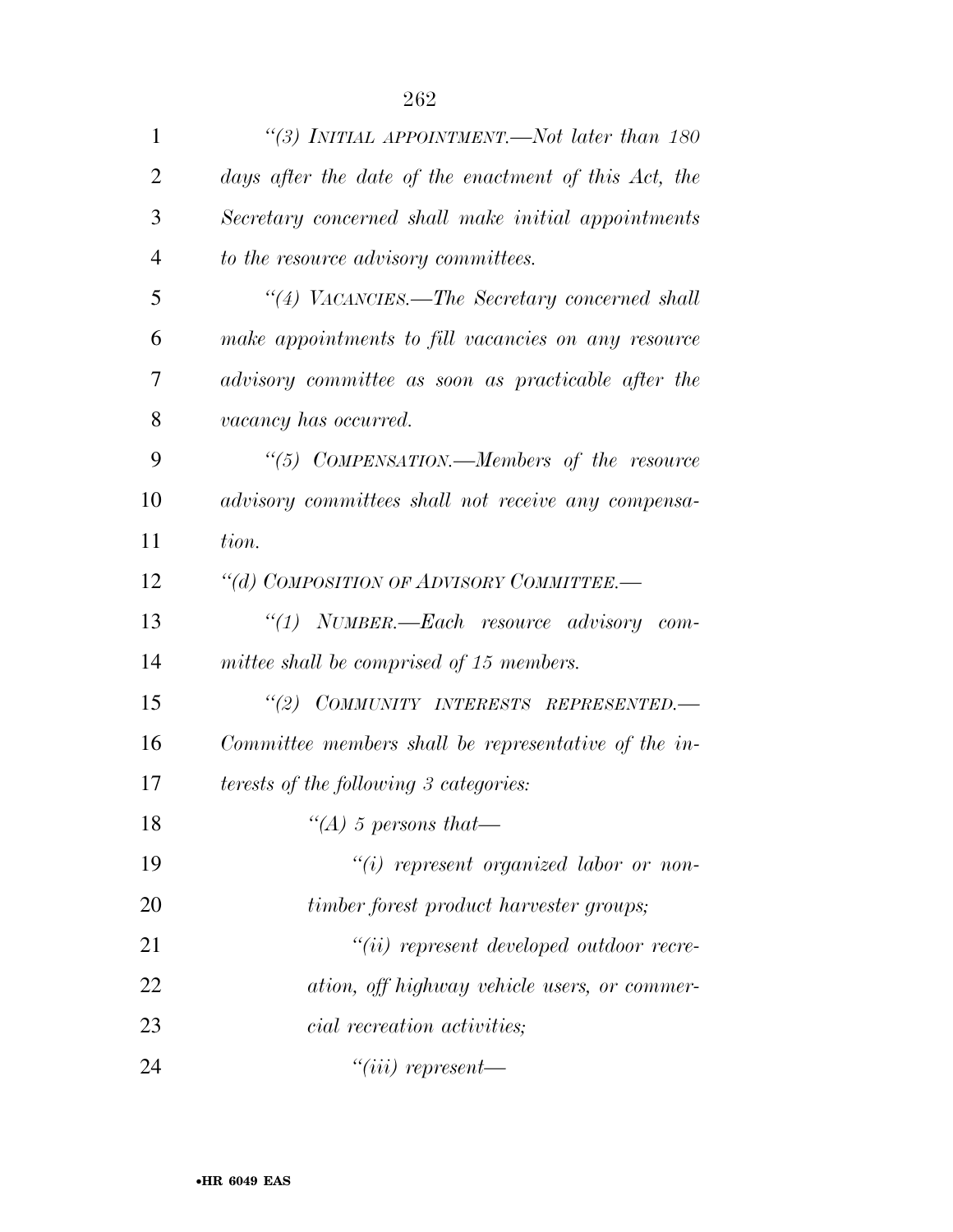*"(3) INITIAL APPOINTMENT.—Not later than 180 days after the date of the enactment of this Act, the Secretary concerned shall make initial appointments to the resource advisory committees.*

*"(4) VACANCIES.—The Secretary concerned shall make appointments to fill vacancies on any resource advisory committee as soon as practicable after the vacancy has occurred.*

*"(5) COMPENSATION.—Members of the resource advisory committees shall not receive any compensation.*

*"(d) COMPOSITION OF ADVISORY COMMITTEE.—*

*"(1) NUMBER.—Each resource advisory committee shall be comprised of 15 members.*

*"(2) COMMUNITY INTERESTS REPRESENTED.—Committee members shall be representative of the interests of the following 3 categories:*

*"(A) 5 persons that—*

*"(i) represent organized labor or non-timber forest product harvester groups;*

*"(ii) represent developed outdoor recreation, off highway vehicle users, or commercial recreation activities;*

*"(iii) represent—*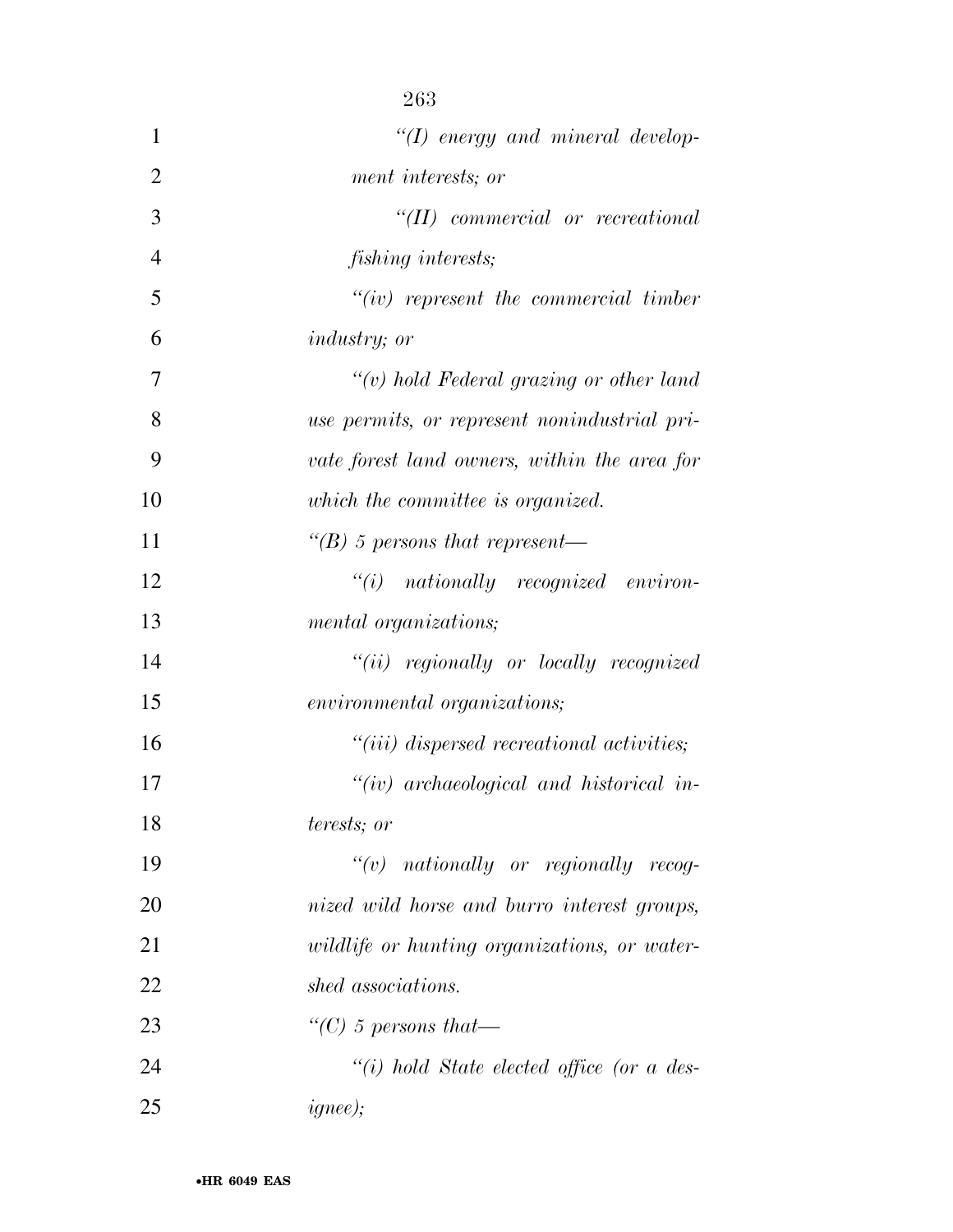*"(I) energy and mineral development interests; or*

*"(II) commercial or recreational fishing interests;*

*"(iv) represent the commercial timber industry; or*

*"(v) hold Federal grazing or other land use permits, or represent nonindustrial private forest land owners, within the area for which the committee is organized.*

*"(B) 5 persons that represent—*

*"(i) nationally recognized environmental organizations;*

*"(ii) regionally or locally recognized environmental organizations;*

*"(iii) dispersed recreational activities;*

*"(iv) archaeological and historical interests; or*

*"(v) nationally or regionally recognized wild horse and burro interest groups, wildlife or hunting organizations, or watershed associations.*

*"(C) 5 persons that—*

*"(i) hold State elected office (or a designee);*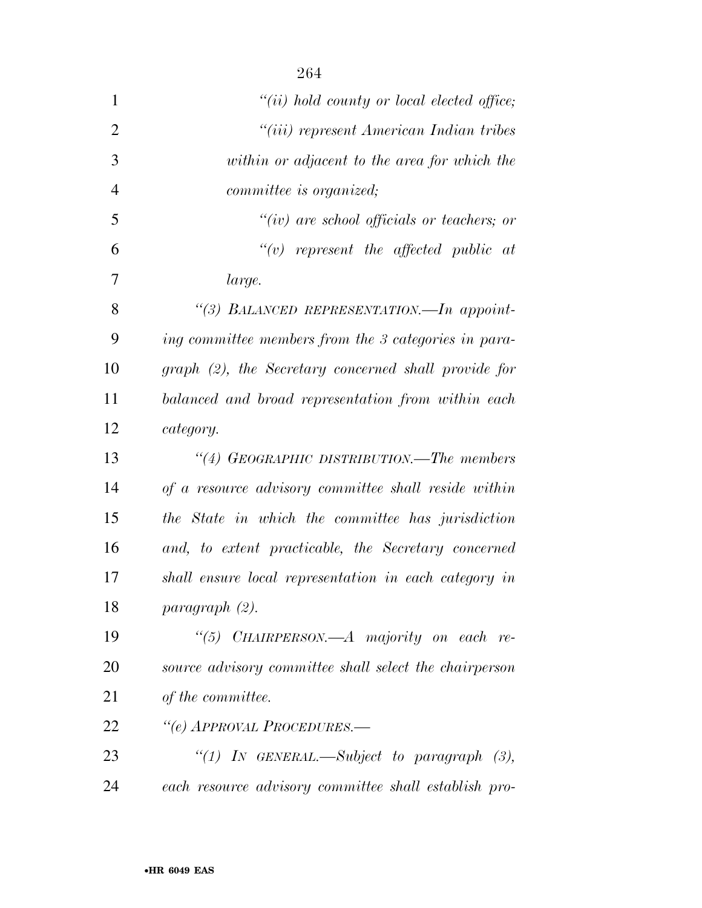*"(ii) hold county or local elected office;*

*"(iii) represent American Indian tribes within or adjacent to the area for which the committee is organized;*

*"(iv) are school officials or teachers; or*

*"(v) represent the affected public at large.*

*"(3) BALANCED REPRESENTATION.—In appointing committee members from the 3 categories in paragraph (2), the Secretary concerned shall provide for balanced and broad representation from within each category.*

*"(4) GEOGRAPHIC DISTRIBUTION.—The members of a resource advisory committee shall reside within the State in which the committee has jurisdiction and, to extent practicable, the Secretary concerned shall ensure local representation in each category in paragraph (2).*

*"(5) CHAIRPERSON.—A majority on each resource advisory committee shall select the chairperson of the committee.*

*"(e) APPROVAL PROCEDURES.—*

*"(1) IN GENERAL.—Subject to paragraph (3), each resource advisory committee shall establish pro-*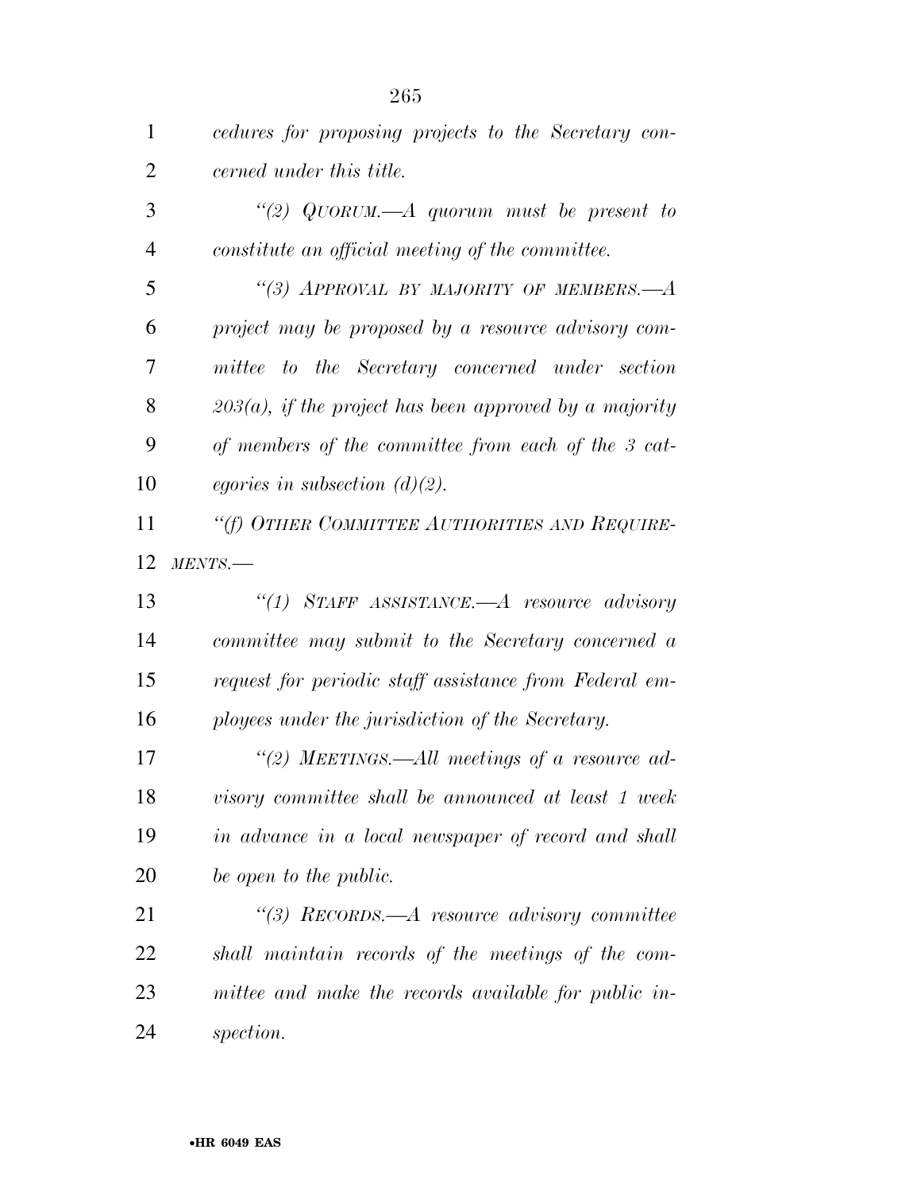*cedures for proposing projects to the Secretary concerned under this title.*

*"(2) QUORUM.—A quorum must be present to constitute an official meeting of the committee.*

*"(3) APPROVAL BY MAJORITY OF MEMBERS.—A project may be proposed by a resource advisory committee to the Secretary concerned under section 203(a), if the project has been approved by a majority of members of the committee from each of the 3 categories in subsection (d)(2).*

*"(f) OTHER COMMITTEE AUTHORITIES AND REQUIREMENTS.—*

*"(1) STAFF ASSISTANCE.—A resource advisory committee may submit to the Secretary concerned a request for periodic staff assistance from Federal employees under the jurisdiction of the Secretary.*

*"(2) MEETINGS.—All meetings of a resource advisory committee shall be announced at least 1 week in advance in a local newspaper of record and shall be open to the public.*

*"(3) RECORDS.—A resource advisory committee shall maintain records of the meetings of the committee and make the records available for public inspection.*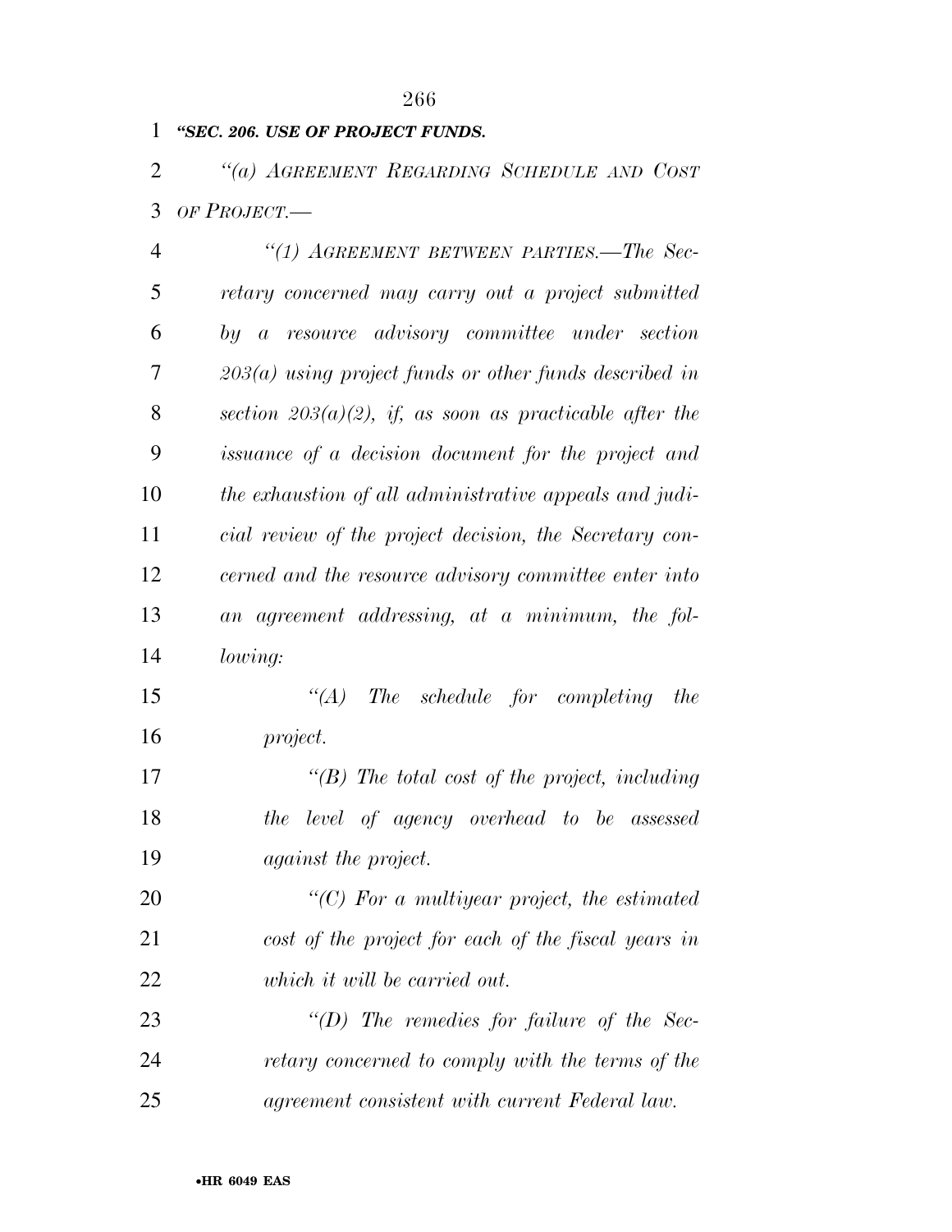**"SEC. 206. USE OF PROJECT FUNDS.**

*"(a) AGREEMENT REGARDING SCHEDULE AND COST OF PROJECT.—*

*"(1) AGREEMENT BETWEEN PARTIES.—The Secretary concerned may carry out a project submitted by a resource advisory committee under section 203(a) using project funds or other funds described in section 203(a)(2), if, as soon as practicable after the issuance of a decision document for the project and the exhaustion of all administrative appeals and judicial review of the project decision, the Secretary concerned and the resource advisory committee enter into an agreement addressing, at a minimum, the following:*

*"(A) The schedule for completing the project.*

*"(B) The total cost of the project, including the level of agency overhead to be assessed against the project.*

*"(C) For a multiyear project, the estimated cost of the project for each of the fiscal years in which it will be carried out.*

*"(D) The remedies for failure of the Secretary concerned to comply with the terms of the agreement consistent with current Federal law.*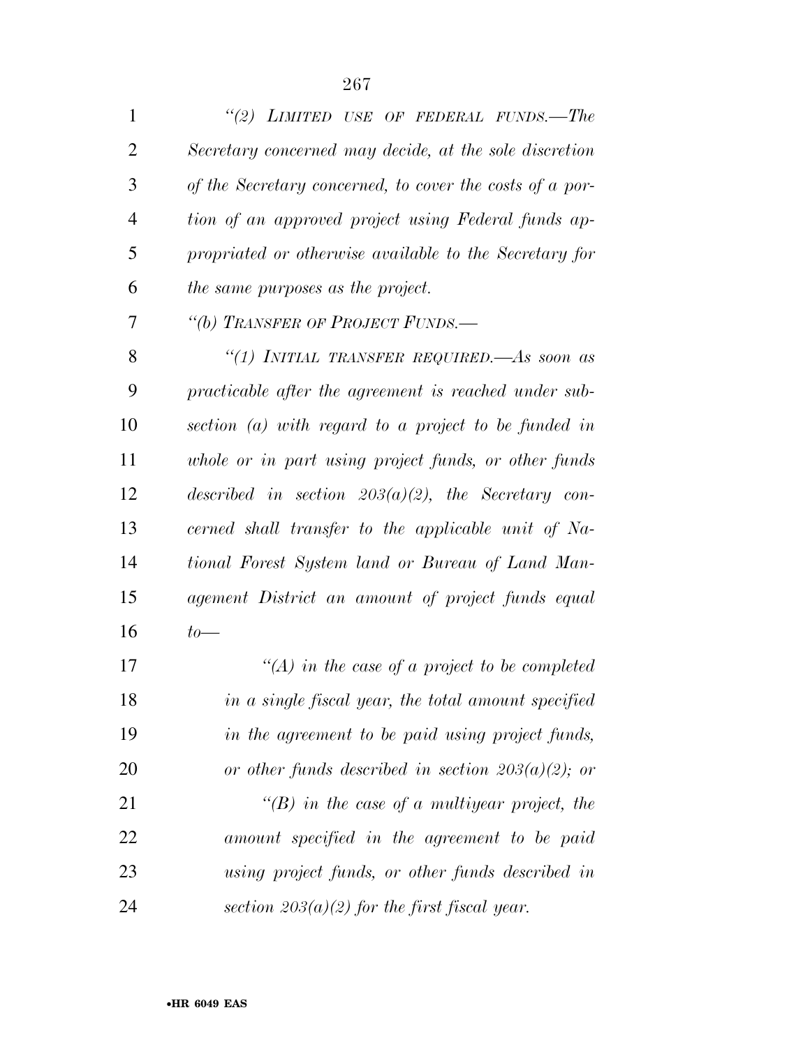*"(2) LIMITED USE OF FEDERAL FUNDS.—The Secretary concerned may decide, at the sole discretion of the Secretary concerned, to cover the costs of a portion of an approved project using Federal funds appropriated or otherwise available to the Secretary for the same purposes as the project.*

*"(b) TRANSFER OF PROJECT FUNDS.—*

*"(1) INITIAL TRANSFER REQUIRED.—As soon as practicable after the agreement is reached under subsection (a) with regard to a project to be funded in whole or in part using project funds, or other funds described in section 203(a)(2), the Secretary concerned shall transfer to the applicable unit of National Forest System land or Bureau of Land Management District an amount of project funds equal to—*

*"(A) in the case of a project to be completed in a single fiscal year, the total amount specified in the agreement to be paid using project funds, or other funds described in section 203(a)(2); or*

*"(B) in the case of a multiyear project, the amount specified in the agreement to be paid using project funds, or other funds described in section 203(a)(2) for the first fiscal year.*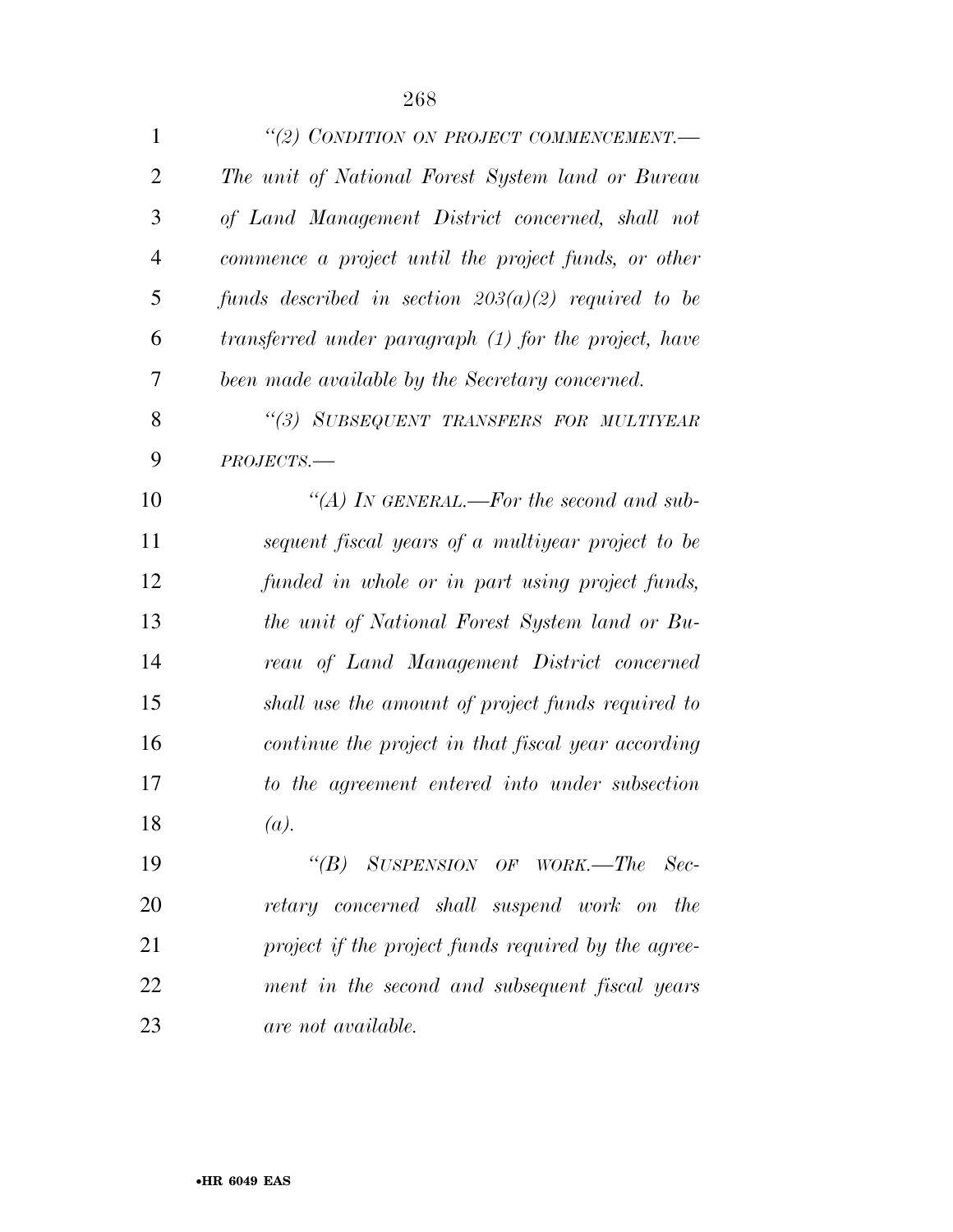*"(2) CONDITION ON PROJECT COMMENCEMENT.—The unit of National Forest System land or Bureau of Land Management District concerned, shall not commence a project until the project funds, or other funds described in section 203(a)(2) required to be transferred under paragraph (1) for the project, have been made available by the Secretary concerned.*

*"(3) SUBSEQUENT TRANSFERS FOR MULTIYEAR PROJECTS.—*

*"(A) IN GENERAL.—For the second and subsequent fiscal years of a multiyear project to be funded in whole or in part using project funds, the unit of National Forest System land or Bureau of Land Management District concerned shall use the amount of project funds required to continue the project in that fiscal year according to the agreement entered into under subsection (a).*

*"(B) SUSPENSION OF WORK.—The Secretary concerned shall suspend work on the project if the project funds required by the agreement in the second and subsequent fiscal years are not available.*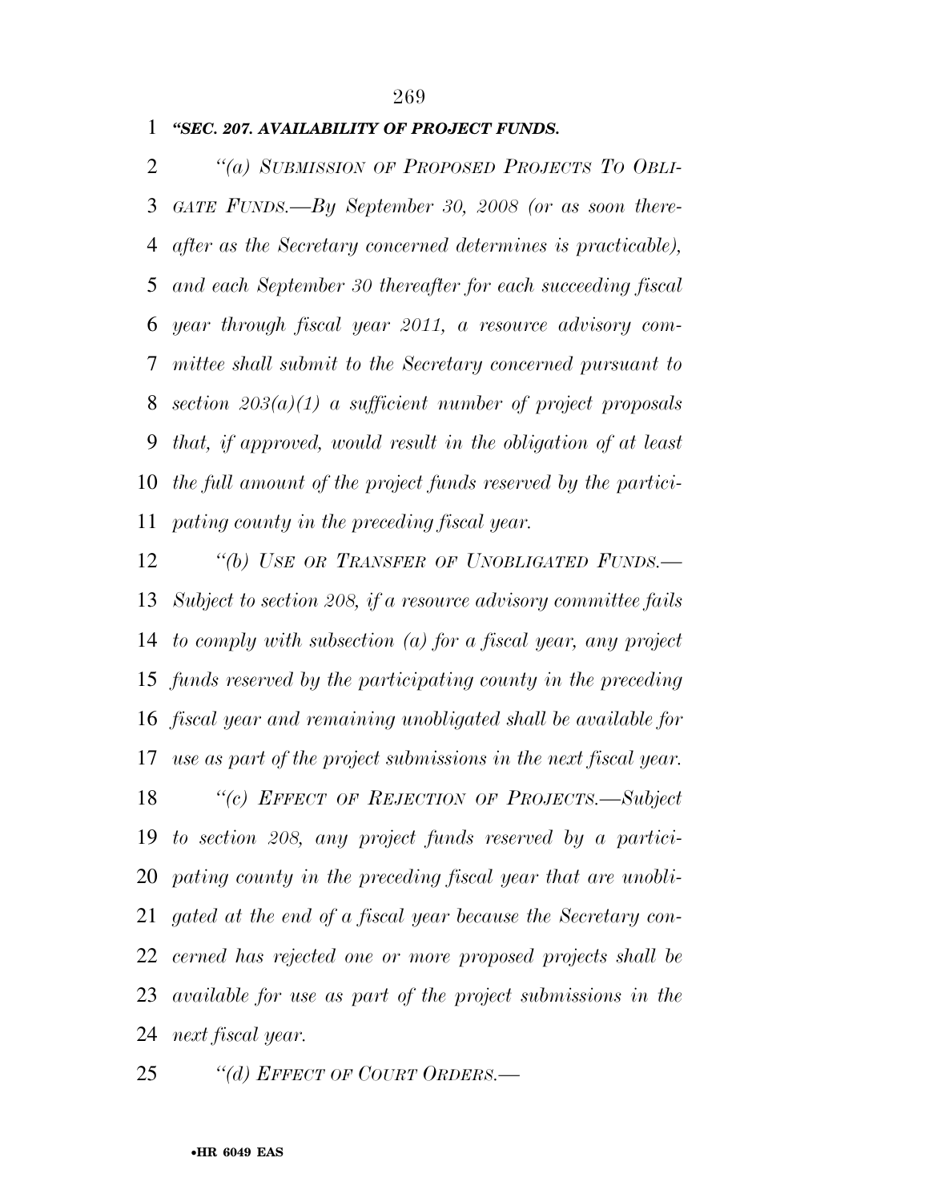*"SEC. 207. AVAILABILITY OF PROJECT FUNDS.*

*"(a) SUBMISSION OF PROPOSED PROJECTS TO OBLIGATE FUNDS.—By September 30, 2008 (or as soon thereafter as the Secretary concerned determines is practicable), and each September 30 thereafter for each succeeding fiscal year through fiscal year 2011, a resource advisory committee shall submit to the Secretary concerned pursuant to section 203(a)(1) a sufficient number of project proposals that, if approved, would result in the obligation of at least the full amount of the project funds reserved by the participating county in the preceding fiscal year.*

*"(b) USE OR TRANSFER OF UNOBLIGATED FUNDS.—Subject to section 208, if a resource advisory committee fails to comply with subsection (a) for a fiscal year, any project funds reserved by the participating county in the preceding fiscal year and remaining unobligated shall be available for use as part of the project submissions in the next fiscal year.*

*"(c) EFFECT OF REJECTION OF PROJECTS.—Subject to section 208, any project funds reserved by a participating county in the preceding fiscal year that are unobligated at the end of a fiscal year because the Secretary concerned has rejected one or more proposed projects shall be available for use as part of the project submissions in the next fiscal year.*

*"(d) EFFECT OF COURT ORDERS.—*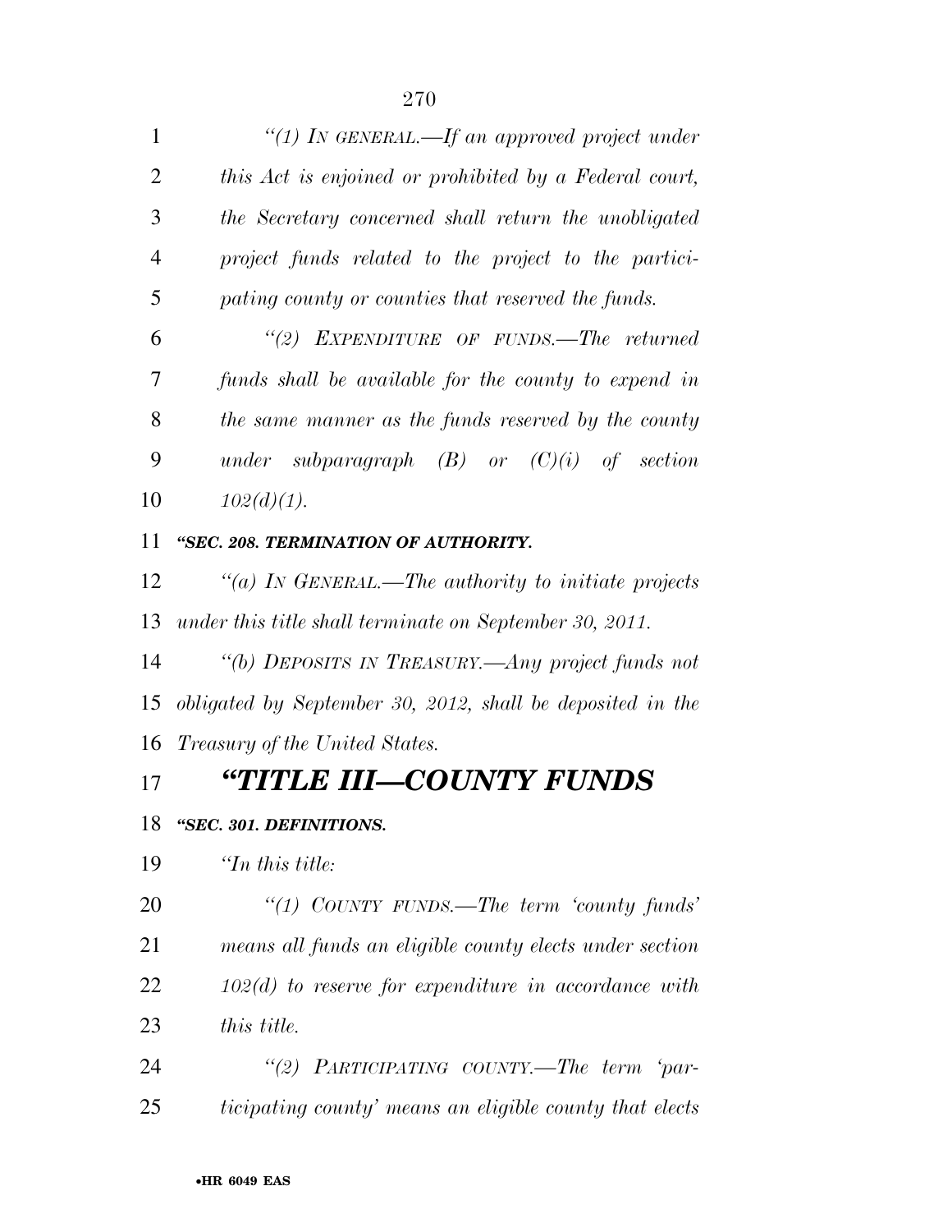*"(1) IN GENERAL.—If an approved project under this Act is enjoined or prohibited by a Federal court, the Secretary concerned shall return the unobligated project funds related to the project to the participating county or counties that reserved the funds.*

*"(2) EXPENDITURE OF FUNDS.—The returned funds shall be available for the county to expend in the same manner as the funds reserved by the county under subparagraph (B) or (C)(i) of section 102(d)(1).*

***"SEC. 208. TERMINATION OF AUTHORITY.***

*"(a) IN GENERAL.—The authority to initiate projects under this title shall terminate on September 30, 2011.*

*"(b) DEPOSITS IN TREASURY.—Any project funds not obligated by September 30, 2012, shall be deposited in the Treasury of the United States.*

# *"TITLE III—COUNTY FUNDS*

***"SEC. 301. DEFINITIONS.***

*"In this title:*

*"(1) COUNTY FUNDS.—The term 'county funds' means all funds an eligible county elects under section 102(d) to reserve for expenditure in accordance with this title.*

*"(2) PARTICIPATING COUNTY.—The term 'participating county' means an eligible county that elects*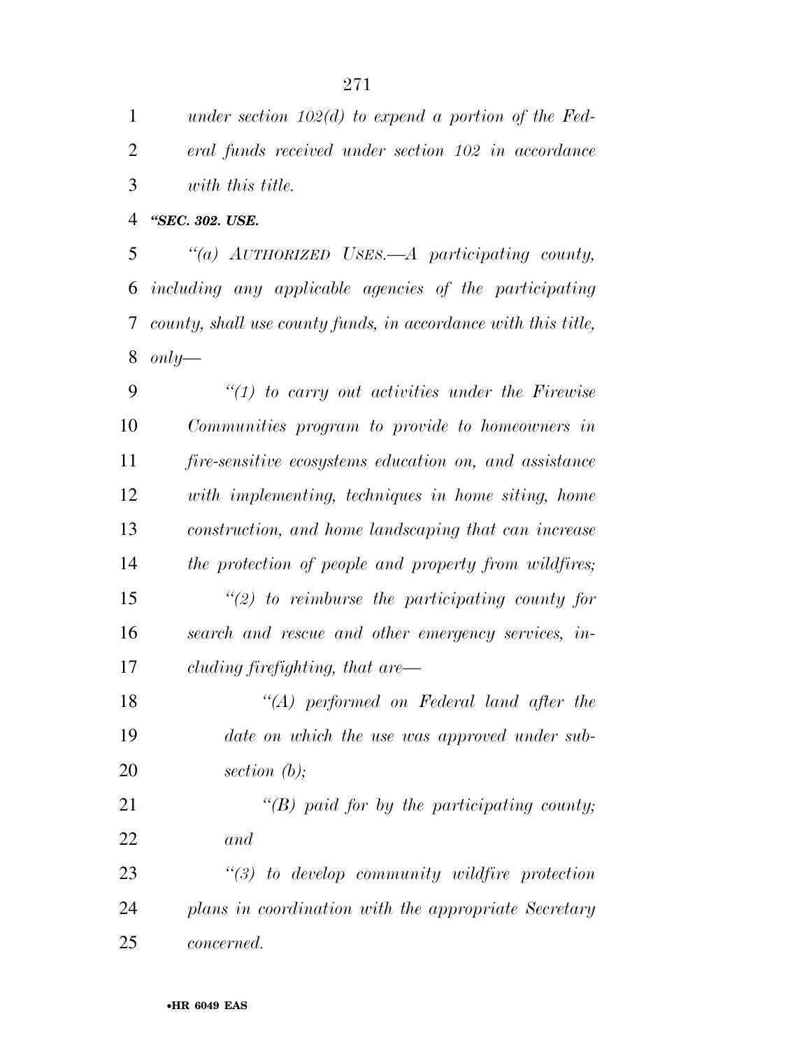*under section 102(d) to expend a portion of the Federal funds received under section 102 in accordance with this title.*

***"SEC. 302. USE.***

*"(a) AUTHORIZED USES.—A participating county, including any applicable agencies of the participating county, shall use county funds, in accordance with this title, only—*

*"(1) to carry out activities under the Firewise Communities program to provide to homeowners in fire-sensitive ecosystems education on, and assistance with implementing, techniques in home siting, home construction, and home landscaping that can increase the protection of people and property from wildfires;*

*"(2) to reimburse the participating county for search and rescue and other emergency services, including firefighting, that are—*

*"(A) performed on Federal land after the date on which the use was approved under subsection (b);*

*"(B) paid for by the participating county; and*

*"(3) to develop community wildfire protection plans in coordination with the appropriate Secretary concerned.*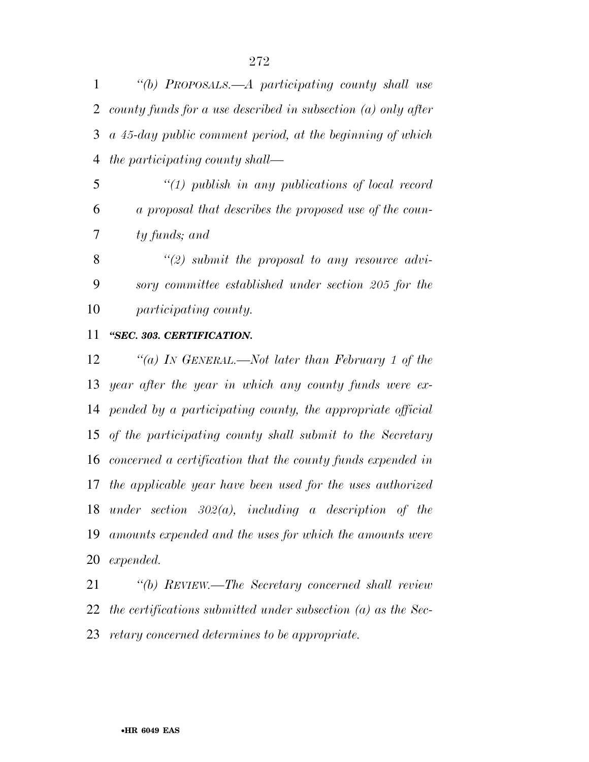*"(b) PROPOSALS.—A participating county shall use county funds for a use described in subsection (a) only after a 45-day public comment period, at the beginning of which the participating county shall—*

*"(1) publish in any publications of local record a proposal that describes the proposed use of the county funds; and*

*"(2) submit the proposal to any resource advisory committee established under section 205 for the participating county.*

### *"SEC. 303. CERTIFICATION.*

*"(a) IN GENERAL.—Not later than February 1 of the year after the year in which any county funds were expended by a participating county, the appropriate official of the participating county shall submit to the Secretary concerned a certification that the county funds expended in the applicable year have been used for the uses authorized under section 302(a), including a description of the amounts expended and the uses for which the amounts were expended.*

*"(b) REVIEW.—The Secretary concerned shall review the certifications submitted under subsection (a) as the Secretary concerned determines to be appropriate.*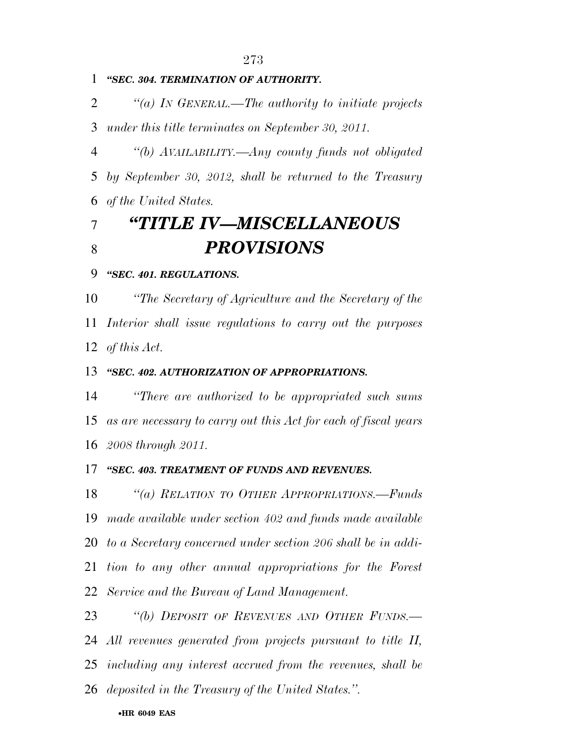*"SEC. 304. TERMINATION OF AUTHORITY.*

*"(a) IN GENERAL.—The authority to initiate projects under this title terminates on September 30, 2011.*

*"(b) AVAILABILITY.—Any county funds not obligated by September 30, 2012, shall be returned to the Treasury of the United States.*

# *"TITLE IV—MISCELLANEOUS PROVISIONS*

*"SEC. 401. REGULATIONS.*

*"The Secretary of Agriculture and the Secretary of the Interior shall issue regulations to carry out the purposes of this Act.*

*"SEC. 402. AUTHORIZATION OF APPROPRIATIONS.*

*"There are authorized to be appropriated such sums as are necessary to carry out this Act for each of fiscal years 2008 through 2011.*

*"SEC. 403. TREATMENT OF FUNDS AND REVENUES.*

*"(a) RELATION TO OTHER APPROPRIATIONS.—Funds made available under section 402 and funds made available to a Secretary concerned under section 206 shall be in addition to any other annual appropriations for the Forest Service and the Bureau of Land Management.*

*"(b) DEPOSIT OF REVENUES AND OTHER FUNDS.—All revenues generated from projects pursuant to title II, including any interest accrued from the revenues, shall be deposited in the Treasury of the United States.".*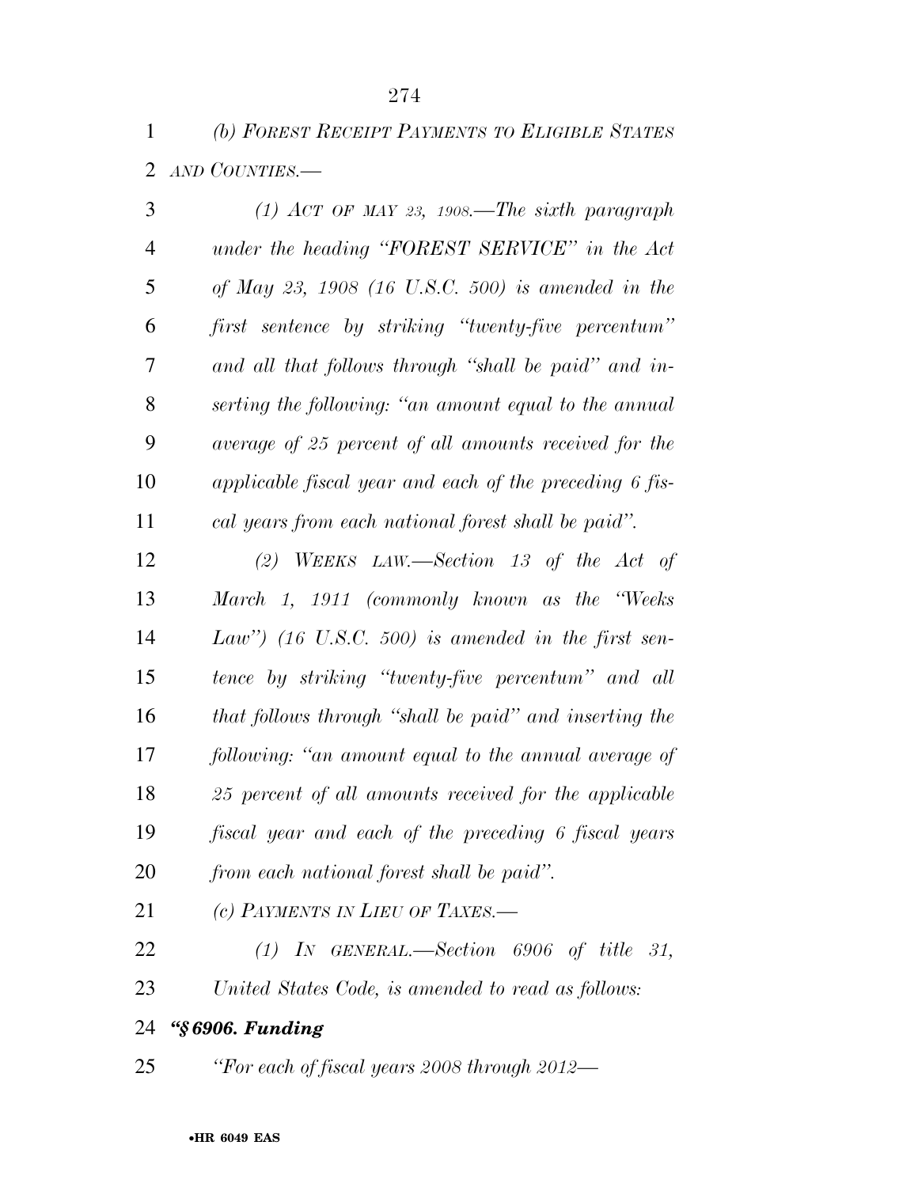*(b) FOREST RECEIPT PAYMENTS TO ELIGIBLE STATES AND COUNTIES.—*

*(1) ACT OF MAY 23, 1908.—The sixth paragraph under the heading "FOREST SERVICE" in the Act of May 23, 1908 (16 U.S.C. 500) is amended in the first sentence by striking "twenty-five percentum" and all that follows through "shall be paid" and inserting the following: "an amount equal to the annual average of 25 percent of all amounts received for the applicable fiscal year and each of the preceding 6 fiscal years from each national forest shall be paid".*

*(2) WEEKS LAW.—Section 13 of the Act of March 1, 1911 (commonly known as the "Weeks Law") (16 U.S.C. 500) is amended in the first sentence by striking "twenty-five percentum" and all that follows through "shall be paid" and inserting the following: "an amount equal to the annual average of 25 percent of all amounts received for the applicable fiscal year and each of the preceding 6 fiscal years from each national forest shall be paid".*

*(c) PAYMENTS IN LIEU OF TAXES.—*

*(1) IN GENERAL.—Section 6906 of title 31, United States Code, is amended to read as follows:*

***"§ 6906. Funding***

*"For each of fiscal years 2008 through 2012—*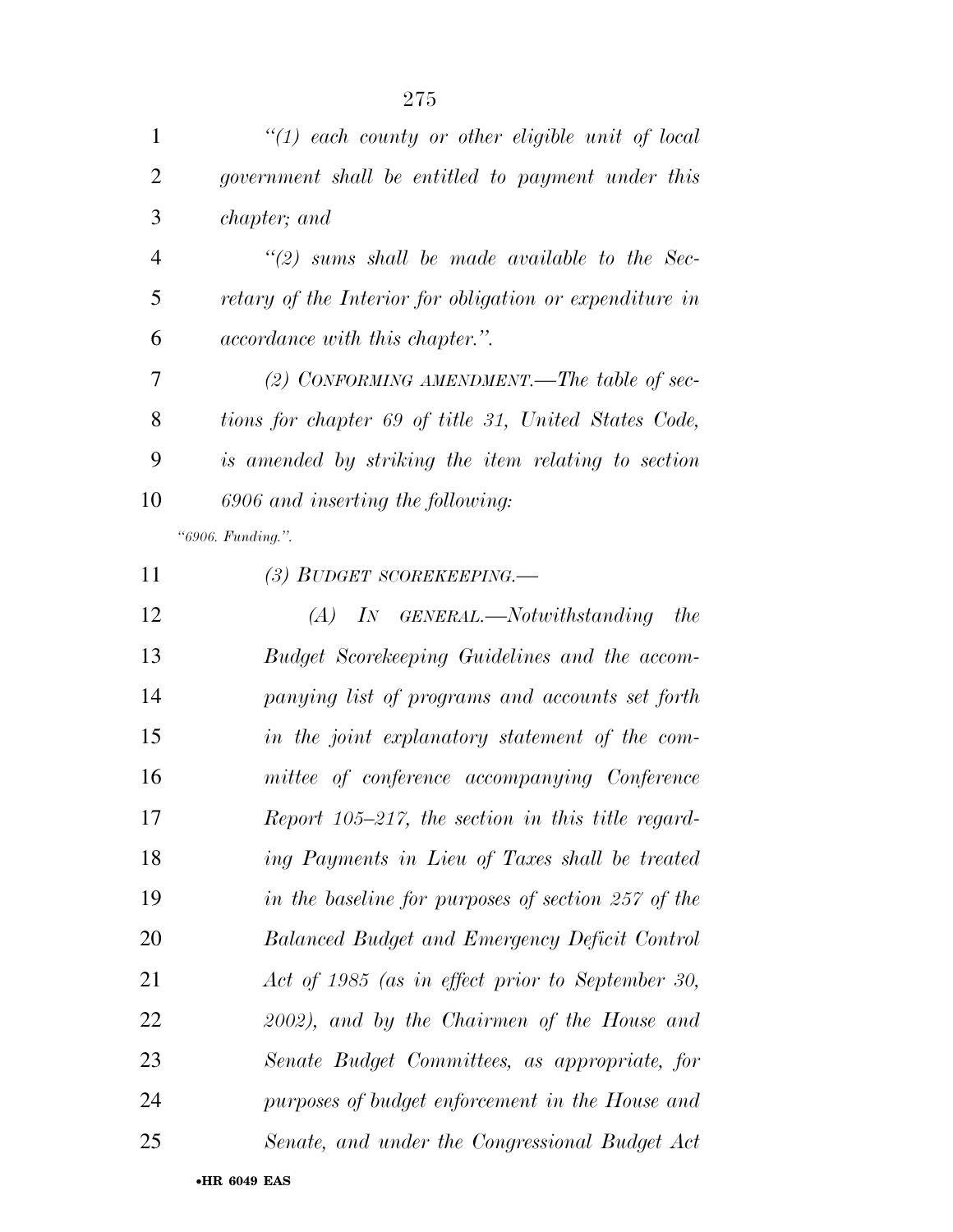*"(1) each county or other eligible unit of local government shall be entitled to payment under this chapter; and*

*"(2) sums shall be made available to the Secretary of the Interior for obligation or expenditure in accordance with this chapter.".*

*(2) CONFORMING AMENDMENT.—The table of sections for chapter 69 of title 31, United States Code, is amended by striking the item relating to section 6906 and inserting the following:*

*"6906. Funding.".*

*(3) BUDGET SCOREKEEPING.—*

*(A) IN GENERAL.—Notwithstanding the Budget Scorekeeping Guidelines and the accompanying list of programs and accounts set forth in the joint explanatory statement of the committee of conference accompanying Conference Report 105–217, the section in this title regarding Payments in Lieu of Taxes shall be treated in the baseline for purposes of section 257 of the Balanced Budget and Emergency Deficit Control Act of 1985 (as in effect prior to September 30, 2002), and by the Chairmen of the House and Senate Budget Committees, as appropriate, for purposes of budget enforcement in the House and Senate, and under the Congressional Budget Act*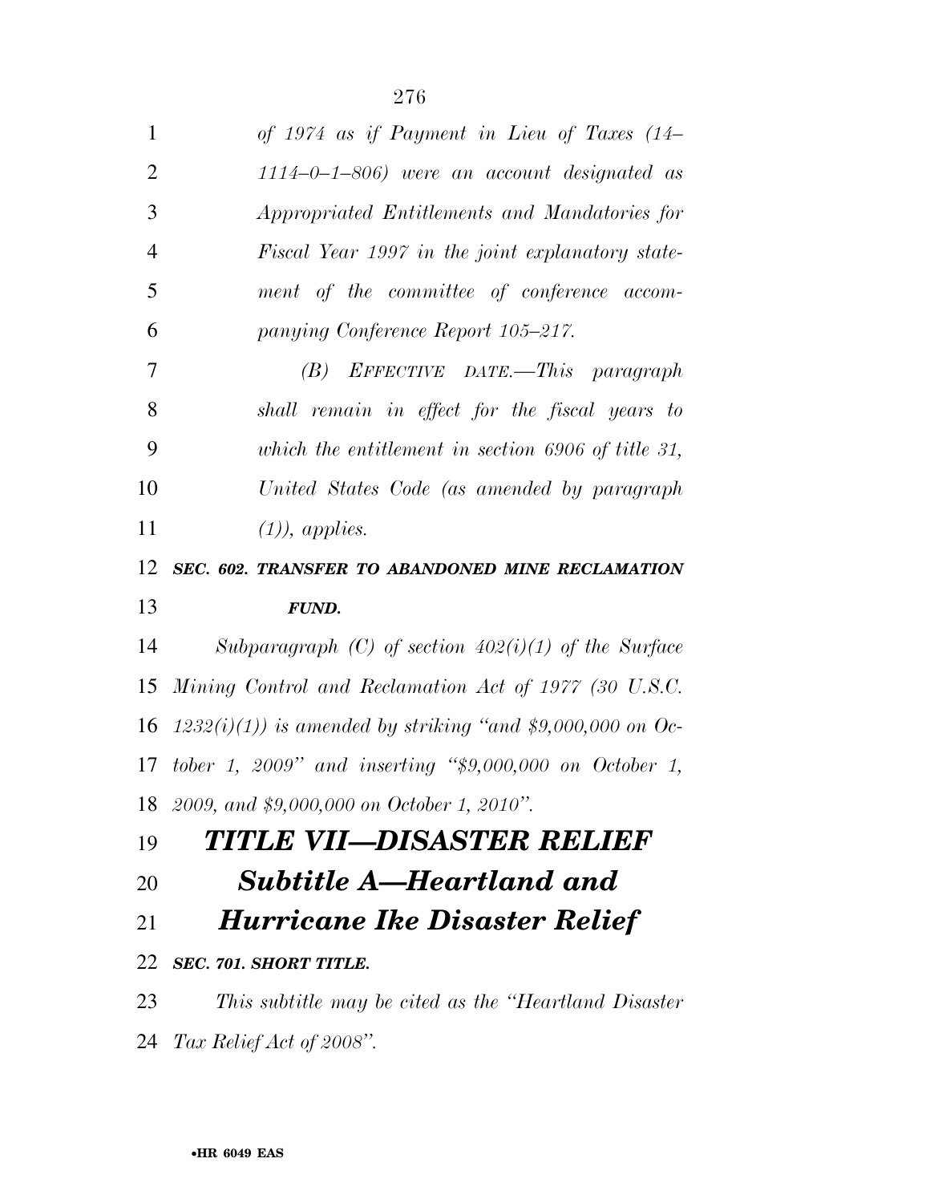*of 1974 as if Payment in Lieu of Taxes (14–1114–0–1–806) were an account designated as Appropriated Entitlements and Mandatories for Fiscal Year 1997 in the joint explanatory statement of the committee of conference accompanying Conference Report 105–217.*

*(B) EFFECTIVE DATE.—This paragraph shall remain in effect for the fiscal years to which the entitlement in section 6906 of title 31, United States Code (as amended by paragraph (1)), applies.*

***SEC. 602. TRANSFER TO ABANDONED MINE RECLAMATION FUND.***

*Subparagraph (C) of section 402(i)(1) of the Surface Mining Control and Reclamation Act of 1977 (30 U.S.C. 1232(i)(1)) is amended by striking "and $9,000,000 on October 1, 2009" and inserting "$9,000,000 on October 1, 2009, and $9,000,000 on October 1, 2010".*

# *TITLE VII—DISASTER RELIEF*

## *Subtitle A—Heartland and Hurricane Ike Disaster Relief*

***SEC. 701. SHORT TITLE.***

*This subtitle may be cited as the "Heartland Disaster Tax Relief Act of 2008".*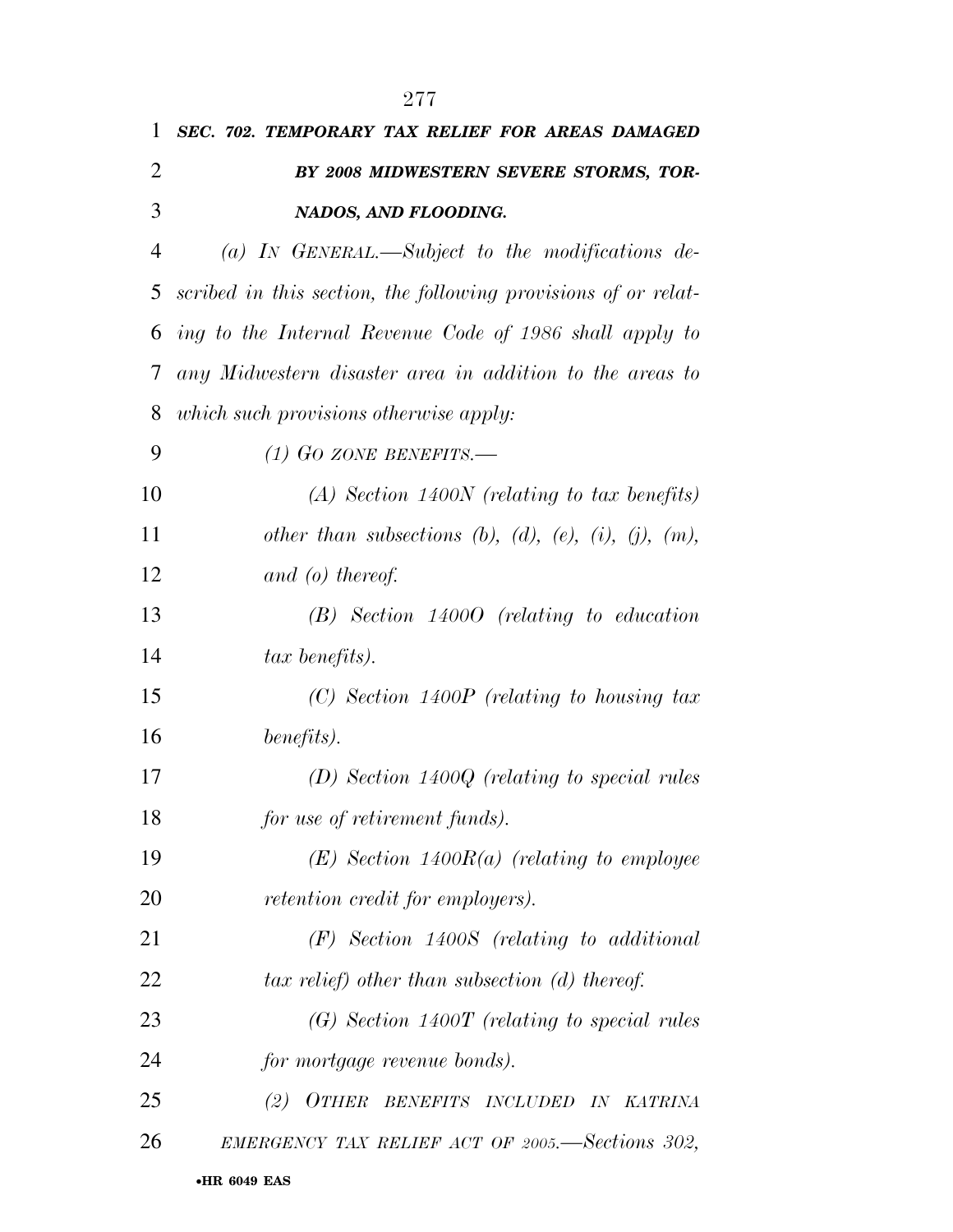***SEC. 702. TEMPORARY TAX RELIEF FOR AREAS DAMAGED BY 2008 MIDWESTERN SEVERE STORMS, TORNADOS, AND FLOODING.***

*(a) IN GENERAL.—Subject to the modifications described in this section, the following provisions of or relating to the Internal Revenue Code of 1986 shall apply to any Midwestern disaster area in addition to the areas to which such provisions otherwise apply:*

*(1) GO ZONE BENEFITS.—*

*(A) Section 1400N (relating to tax benefits) other than subsections (b), (d), (e), (i), (j), (m), and (o) thereof.*

*(B) Section 1400O (relating to education tax benefits).*

*(C) Section 1400P (relating to housing tax benefits).*

*(D) Section 1400Q (relating to special rules for use of retirement funds).*

*(E) Section 1400R(a) (relating to employee retention credit for employers).*

*(F) Section 1400S (relating to additional tax relief) other than subsection (d) thereof.*

*(G) Section 1400T (relating to special rules for mortgage revenue bonds).*

*(2) OTHER BENEFITS INCLUDED IN KATRINA EMERGENCY TAX RELIEF ACT OF 2005.—Sections 302,*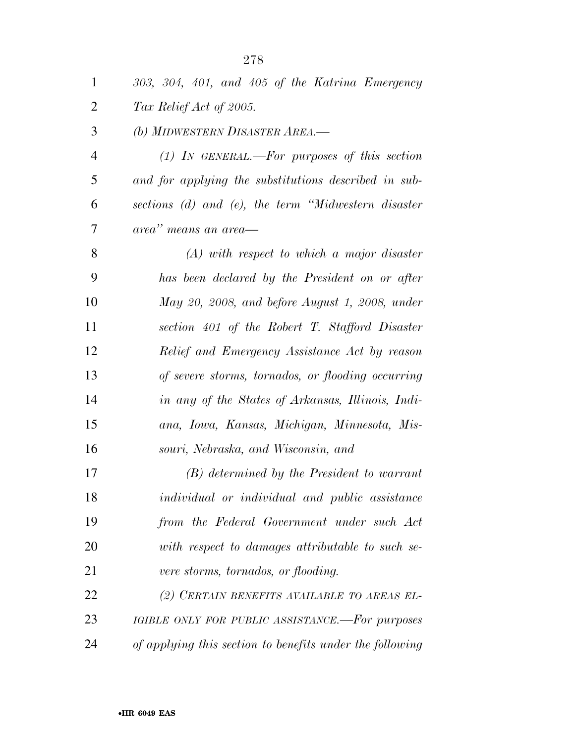*303, 304, 401, and 405 of the Katrina Emergency Tax Relief Act of 2005.*

*(b) MIDWESTERN DISASTER AREA.—*

*(1) IN GENERAL.—For purposes of this section and for applying the substitutions described in subsections (d) and (e), the term "Midwestern disaster area" means an area—*

*(A) with respect to which a major disaster has been declared by the President on or after May 20, 2008, and before August 1, 2008, under section 401 of the Robert T. Stafford Disaster Relief and Emergency Assistance Act by reason of severe storms, tornados, or flooding occurring in any of the States of Arkansas, Illinois, Indiana, Iowa, Kansas, Michigan, Minnesota, Missouri, Nebraska, and Wisconsin, and*

*(B) determined by the President to warrant individual or individual and public assistance from the Federal Government under such Act with respect to damages attributable to such severe storms, tornados, or flooding.*

*(2) CERTAIN BENEFITS AVAILABLE TO AREAS ELIGIBLE ONLY FOR PUBLIC ASSISTANCE.—For purposes of applying this section to benefits under the following*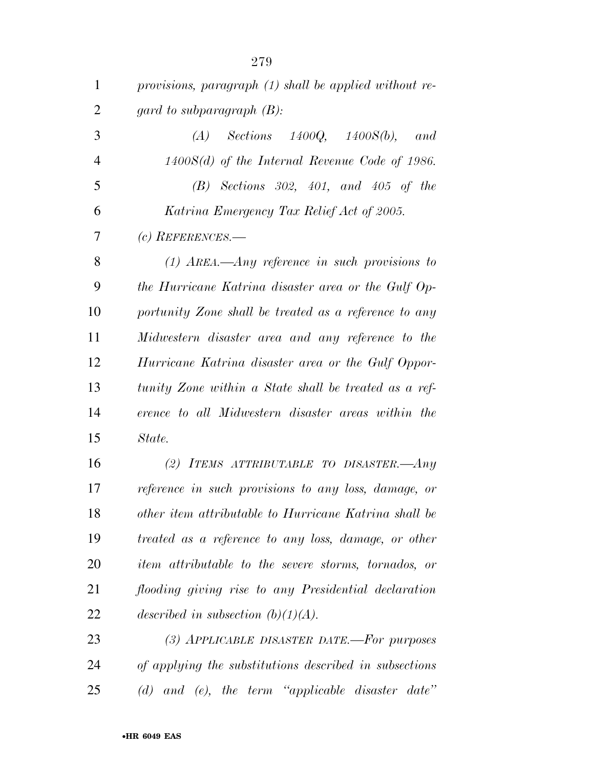*provisions, paragraph (1) shall be applied without regard to subparagraph (B):*

*(A) Sections 1400Q, 1400S(b), and 1400S(d) of the Internal Revenue Code of 1986.*

*(B) Sections 302, 401, and 405 of the Katrina Emergency Tax Relief Act of 2005.*

*(c) REFERENCES.—*

*(1) AREA.—Any reference in such provisions to the Hurricane Katrina disaster area or the Gulf Opportunity Zone shall be treated as a reference to any Midwestern disaster area and any reference to the Hurricane Katrina disaster area or the Gulf Opportunity Zone within a State shall be treated as a reference to all Midwestern disaster areas within the State.*

*(2) ITEMS ATTRIBUTABLE TO DISASTER.—Any reference in such provisions to any loss, damage, or other item attributable to Hurricane Katrina shall be treated as a reference to any loss, damage, or other item attributable to the severe storms, tornados, or flooding giving rise to any Presidential declaration described in subsection (b)(1)(A).*

*(3) APPLICABLE DISASTER DATE.—For purposes of applying the substitutions described in subsections (d) and (e), the term "applicable disaster date"*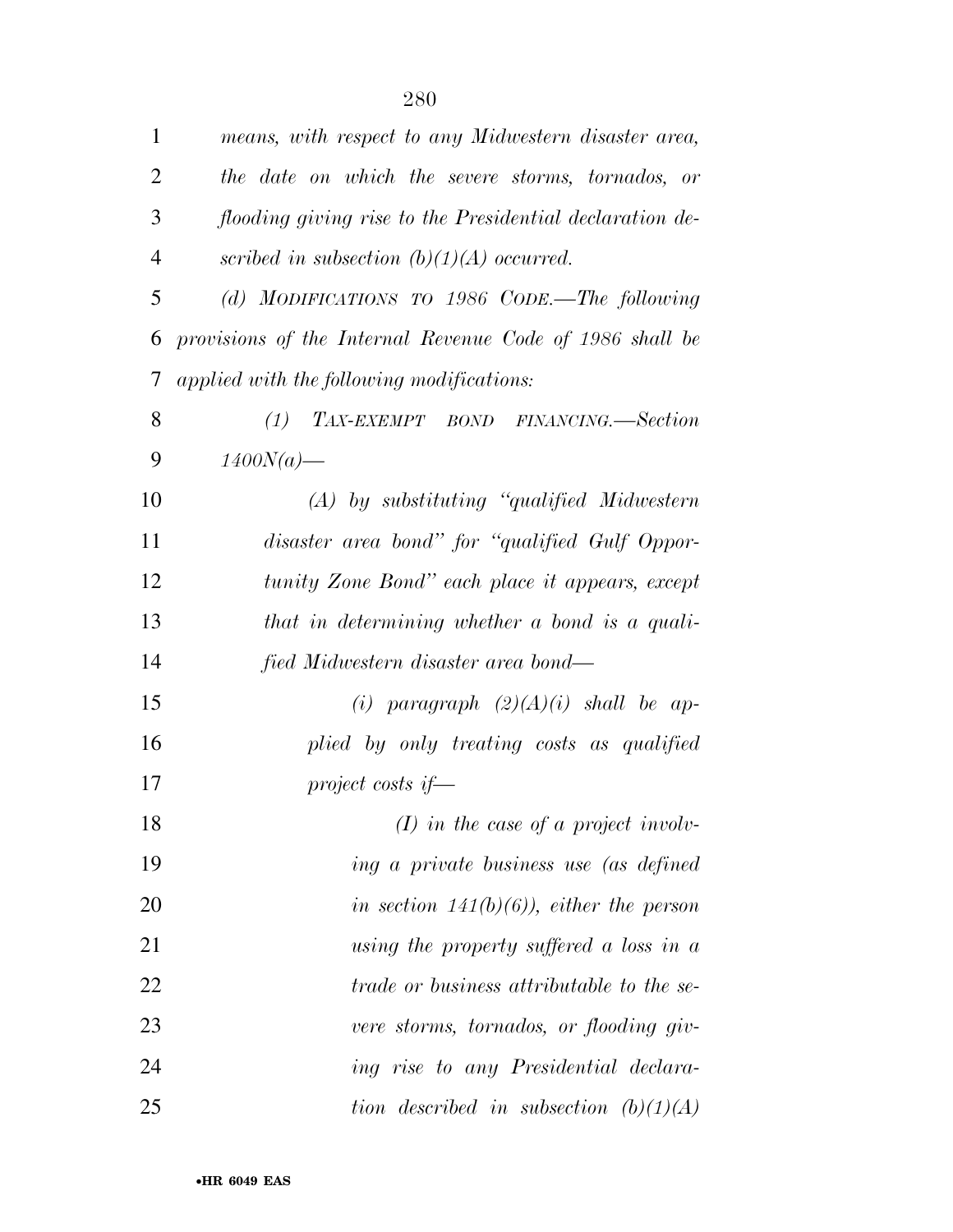*means, with respect to any Midwestern disaster area, the date on which the severe storms, tornados, or flooding giving rise to the Presidential declaration described in subsection (b)(1)(A) occurred.*

*(d) MODIFICATIONS TO 1986 CODE.—The following provisions of the Internal Revenue Code of 1986 shall be applied with the following modifications:*

*(1) TAX-EXEMPT BOND FINANCING.—Section 1400N(a)—*

*(A) by substituting "qualified Midwestern disaster area bond" for "qualified Gulf Opportunity Zone Bond" each place it appears, except that in determining whether a bond is a qualified Midwestern disaster area bond—*

*(i) paragraph (2)(A)(i) shall be applied by only treating costs as qualified project costs if—*

*(I) in the case of a project involving a private business use (as defined in section 141(b)(6)), either the person using the property suffered a loss in a trade or business attributable to the severe storms, tornados, or flooding giving rise to any Presidential declaration described in subsection (b)(1)(A)*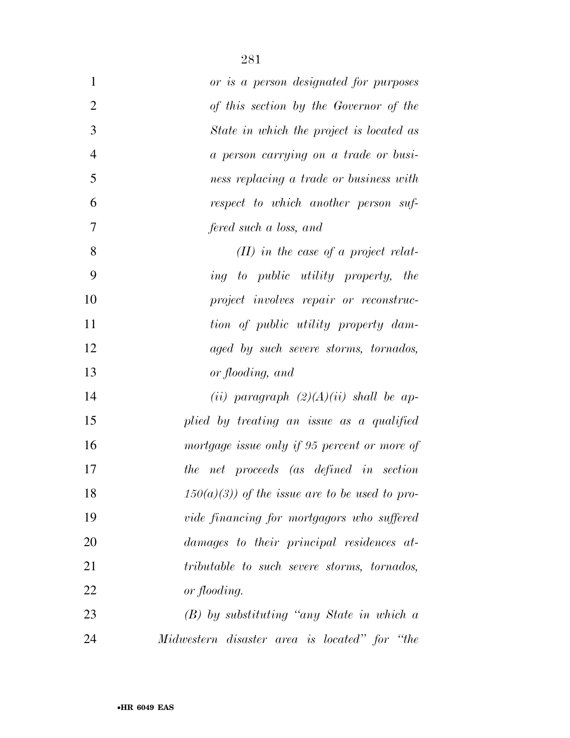*or is a person designated for purposes of this section by the Governor of the State in which the project is located as a person carrying on a trade or business replacing a trade or business with respect to which another person suffered such a loss, and*

*(II) in the case of a project relating to public utility property, the project involves repair or reconstruction of public utility property damaged by such severe storms, tornados, or flooding, and*

*(ii) paragraph (2)(A)(ii) shall be applied by treating an issue as a qualified mortgage issue only if 95 percent or more of the net proceeds (as defined in section 150(a)(3)) of the issue are to be used to provide financing for mortgagors who suffered damages to their principal residences attributable to such severe storms, tornados, or flooding.*

*(B) by substituting "any State in which a Midwestern disaster area is located" for "the*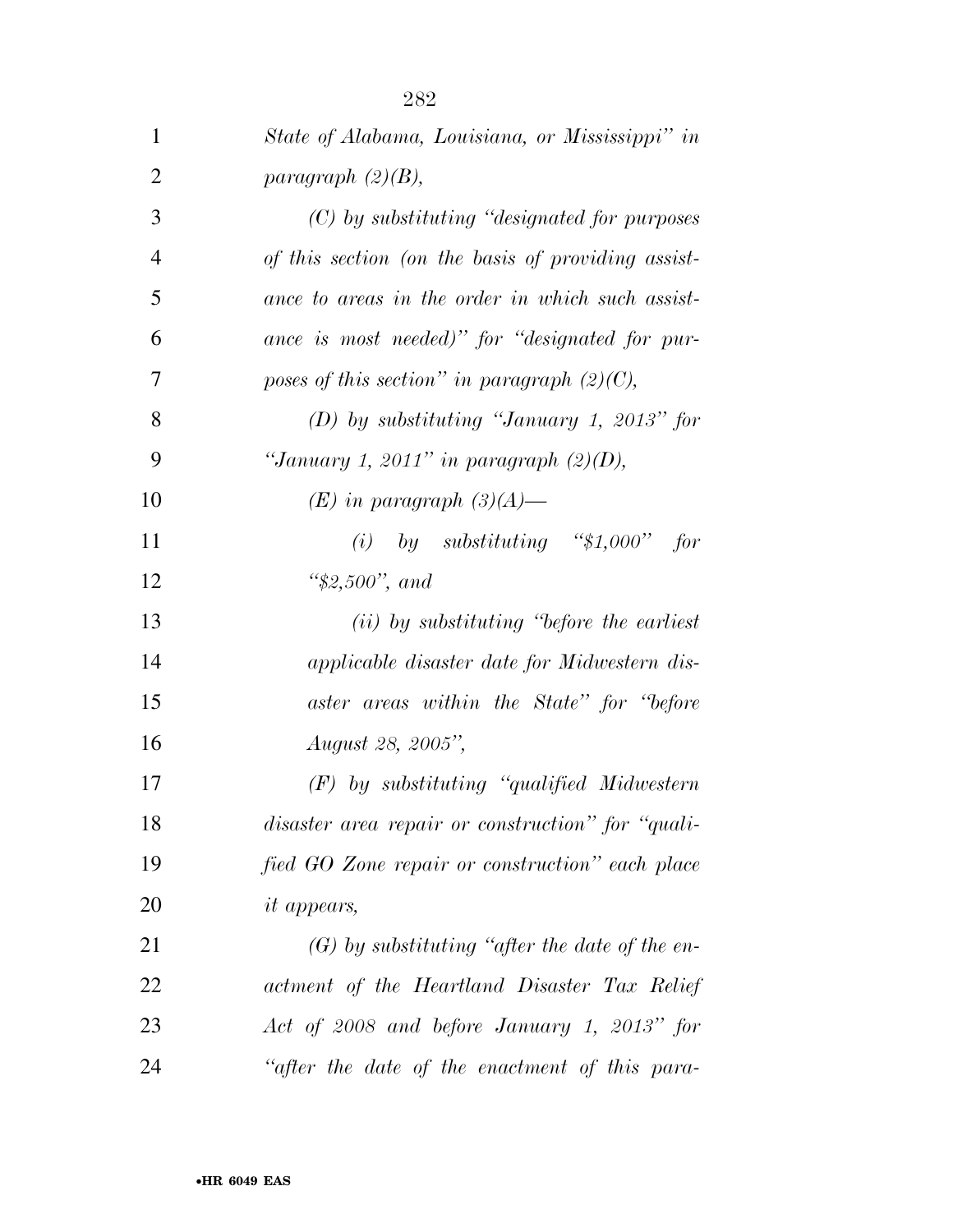*State of Alabama, Louisiana, or Mississippi" in paragraph (2)(B),*

*(C) by substituting "designated for purposes of this section (on the basis of providing assistance to areas in the order in which such assistance is most needed)" for "designated for purposes of this section" in paragraph (2)(C),*

*(D) by substituting "January 1, 2013" for "January 1, 2011" in paragraph (2)(D),*

*(E) in paragraph (3)(A)—*

*(i) by substituting "$1,000" for "$2,500", and*

*(ii) by substituting "before the earliest applicable disaster date for Midwestern disaster areas within the State" for "before August 28, 2005",*

*(F) by substituting "qualified Midwestern disaster area repair or construction" for "qualified GO Zone repair or construction" each place it appears,*

*(G) by substituting "after the date of the enactment of the Heartland Disaster Tax Relief Act of 2008 and before January 1, 2013" for "after the date of the enactment of this para-*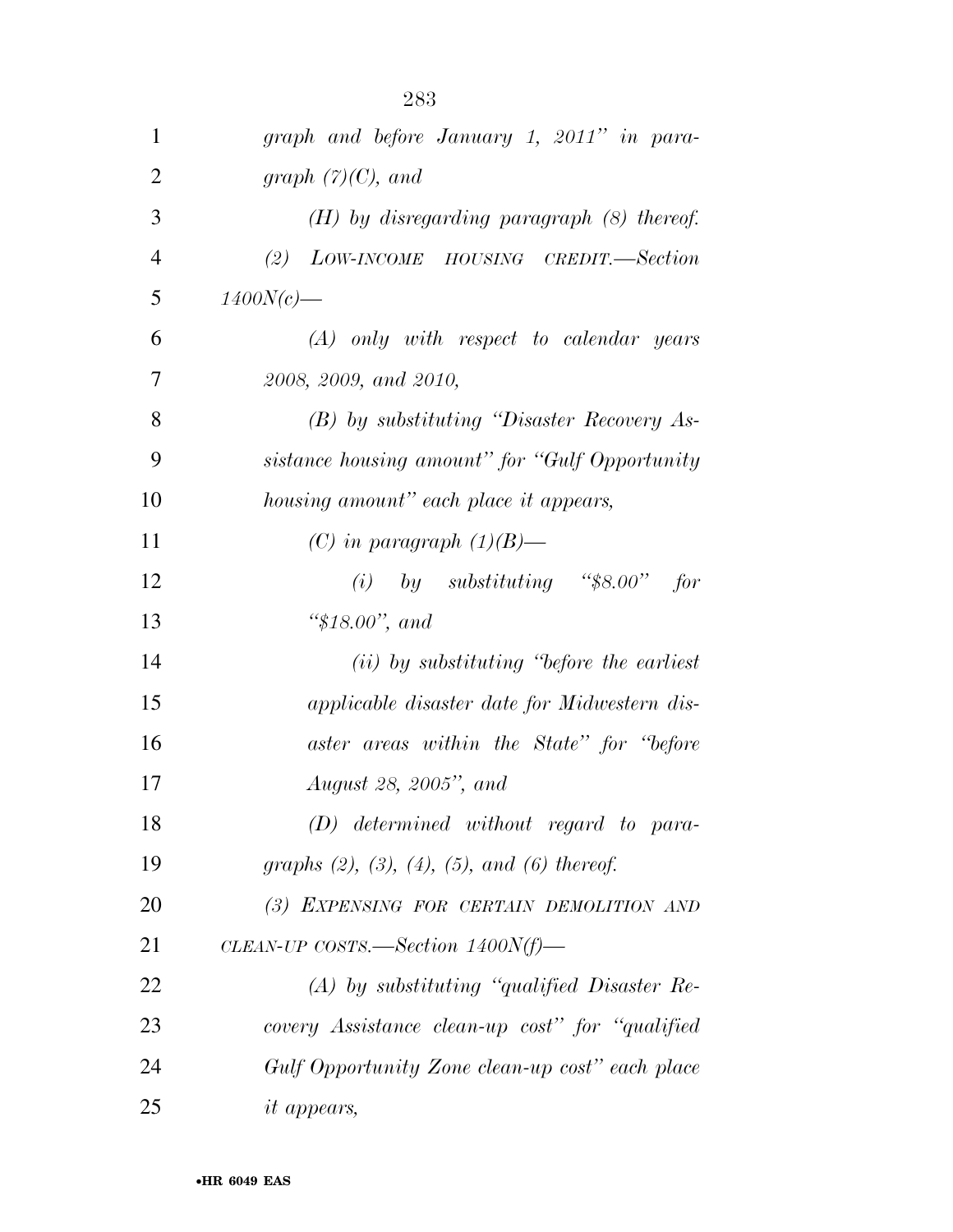*graph and before January 1, 2011" in paragraph (7)(C), and*

*(H) by disregarding paragraph (8) thereof.*

*(2) LOW-INCOME HOUSING CREDIT.—Section 1400N(c)—*

*(A) only with respect to calendar years 2008, 2009, and 2010,*

*(B) by substituting "Disaster Recovery Assistance housing amount" for "Gulf Opportunity housing amount" each place it appears,*

*(C) in paragraph (1)(B)—*

*(i) by substituting "$8.00" for "$18.00", and*

*(ii) by substituting "before the earliest applicable disaster date for Midwestern disaster areas within the State" for "before August 28, 2005", and*

*(D) determined without regard to paragraphs (2), (3), (4), (5), and (6) thereof.*

*(3) EXPENSING FOR CERTAIN DEMOLITION AND CLEAN-UP COSTS.—Section 1400N(f)—*

*(A) by substituting "qualified Disaster Recovery Assistance clean-up cost" for "qualified Gulf Opportunity Zone clean-up cost" each place it appears,*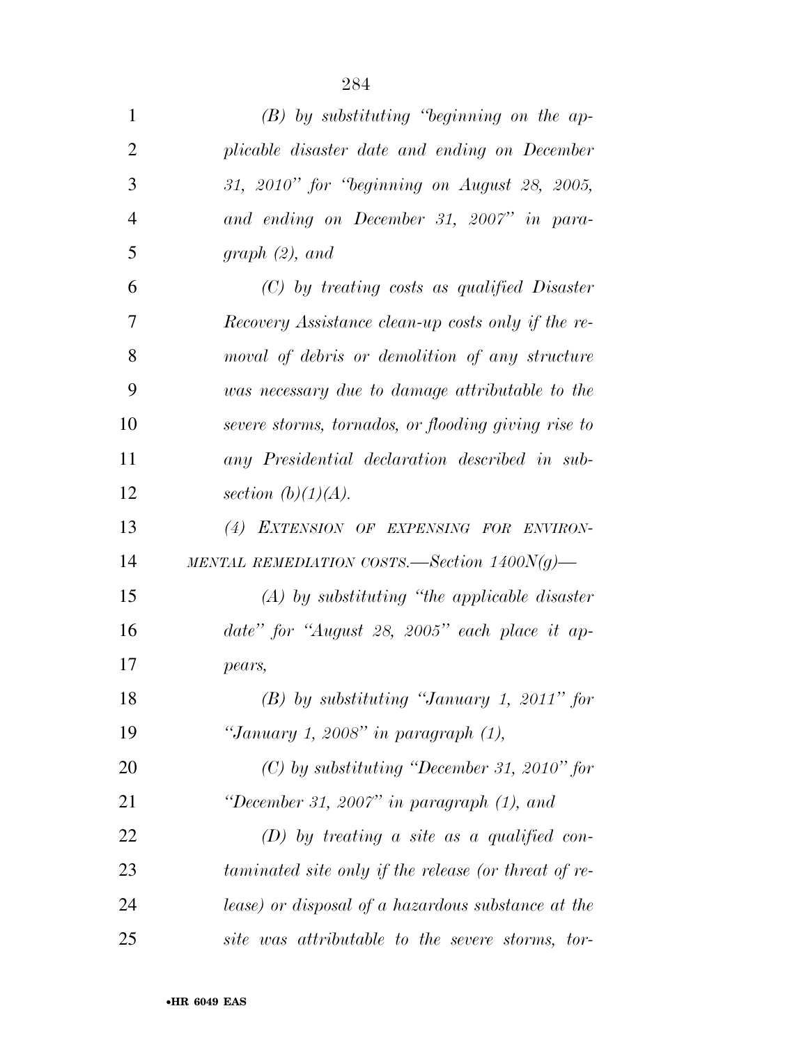*(B) by substituting "beginning on the applicable disaster date and ending on December 31, 2010" for "beginning on August 28, 2005, and ending on December 31, 2007" in paragraph (2), and*

*(C) by treating costs as qualified Disaster Recovery Assistance clean-up costs only if the removal of debris or demolition of any structure was necessary due to damage attributable to the severe storms, tornados, or flooding giving rise to any Presidential declaration described in subsection (b)(1)(A).*

*(4) EXTENSION OF EXPENSING FOR ENVIRONMENTAL REMEDIATION COSTS.—Section 1400N(g)—*

*(A) by substituting "the applicable disaster date" for "August 28, 2005" each place it appears,*

*(B) by substituting "January 1, 2011" for "January 1, 2008" in paragraph (1),*

*(C) by substituting "December 31, 2010" for "December 31, 2007" in paragraph (1), and*

*(D) by treating a site as a qualified contaminated site only if the release (or threat of release) or disposal of a hazardous substance at the site was attributable to the severe storms, tor-*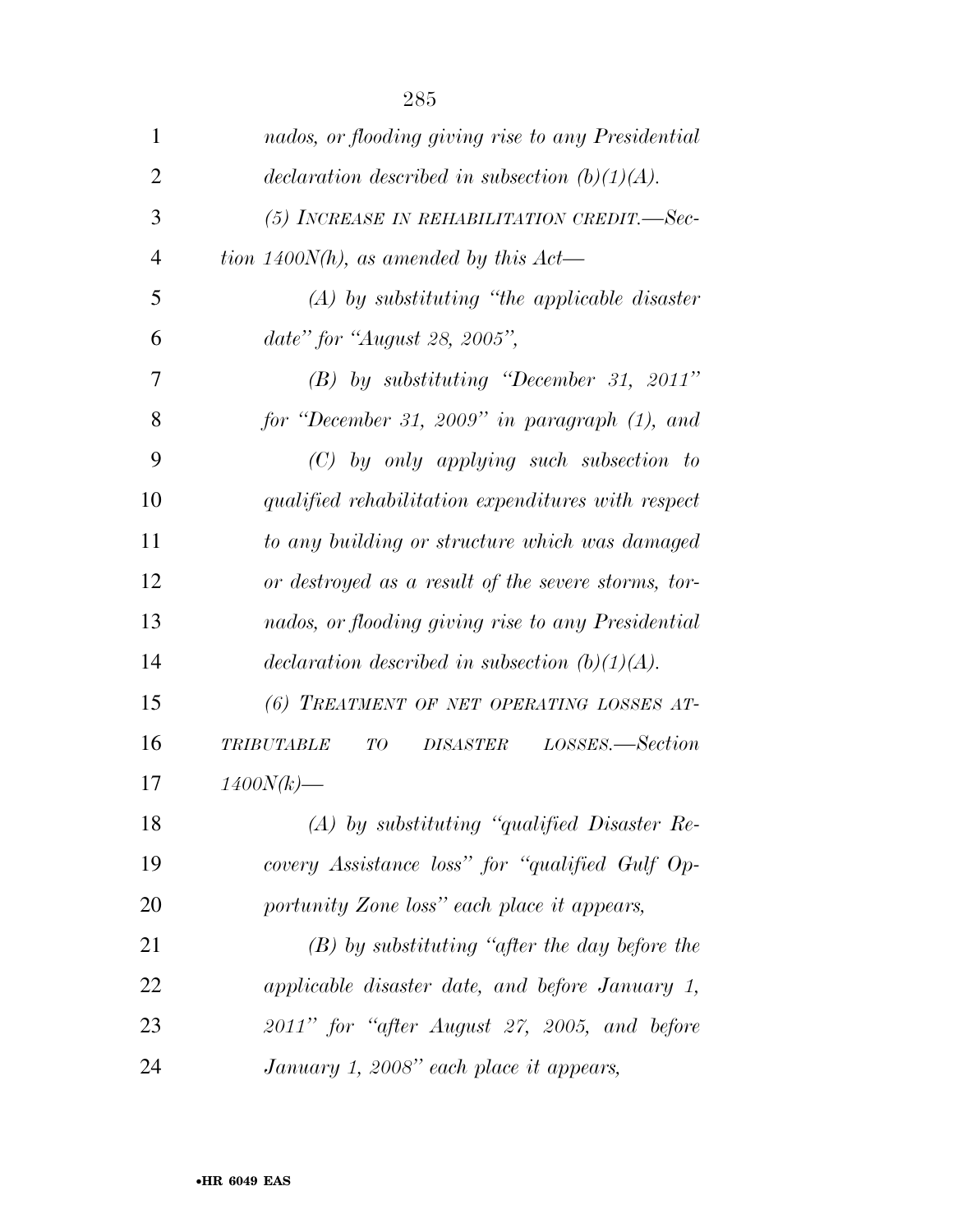*nados, or flooding giving rise to any Presidential declaration described in subsection (b)(1)(A).*

*(5) INCREASE IN REHABILITATION CREDIT.—Section 1400N(h), as amended by this Act—*

*(A) by substituting "the applicable disaster date" for "August 28, 2005",*

*(B) by substituting "December 31, 2011" for "December 31, 2009" in paragraph (1), and*

*(C) by only applying such subsection to qualified rehabilitation expenditures with respect to any building or structure which was damaged or destroyed as a result of the severe storms, tornados, or flooding giving rise to any Presidential declaration described in subsection (b)(1)(A).*

*(6) TREATMENT OF NET OPERATING LOSSES ATTRIBUTABLE TO DISASTER LOSSES.—Section 1400N(k)—*

*(A) by substituting "qualified Disaster Recovery Assistance loss" for "qualified Gulf Opportunity Zone loss" each place it appears,*

*(B) by substituting "after the day before the applicable disaster date, and before January 1, 2011" for "after August 27, 2005, and before January 1, 2008" each place it appears,*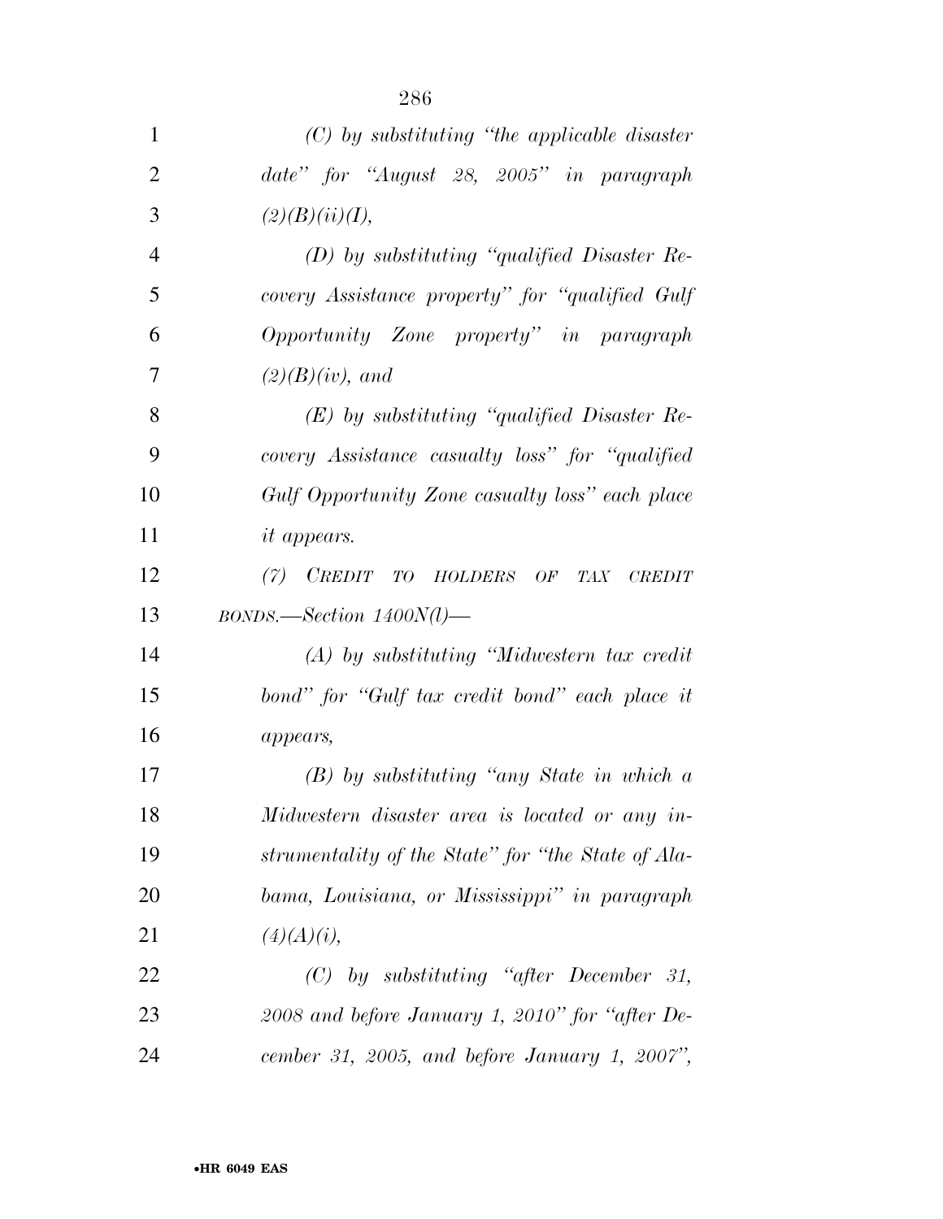*(C) by substituting "the applicable disaster date" for "August 28, 2005" in paragraph (2)(B)(ii)(I),*

*(D) by substituting "qualified Disaster Recovery Assistance property" for "qualified Gulf Opportunity Zone property" in paragraph (2)(B)(iv), and*

*(E) by substituting "qualified Disaster Recovery Assistance casualty loss" for "qualified Gulf Opportunity Zone casualty loss" each place it appears.*

*(7) CREDIT TO HOLDERS OF TAX CREDIT BONDS.—Section 1400N(l)—*

*(A) by substituting "Midwestern tax credit bond" for "Gulf tax credit bond" each place it appears,*

*(B) by substituting "any State in which a Midwestern disaster area is located or any instrumentality of the State" for "the State of Alabama, Louisiana, or Mississippi" in paragraph (4)(A)(i),*

*(C) by substituting "after December 31, 2008 and before January 1, 2010" for "after December 31, 2005, and before January 1, 2007",*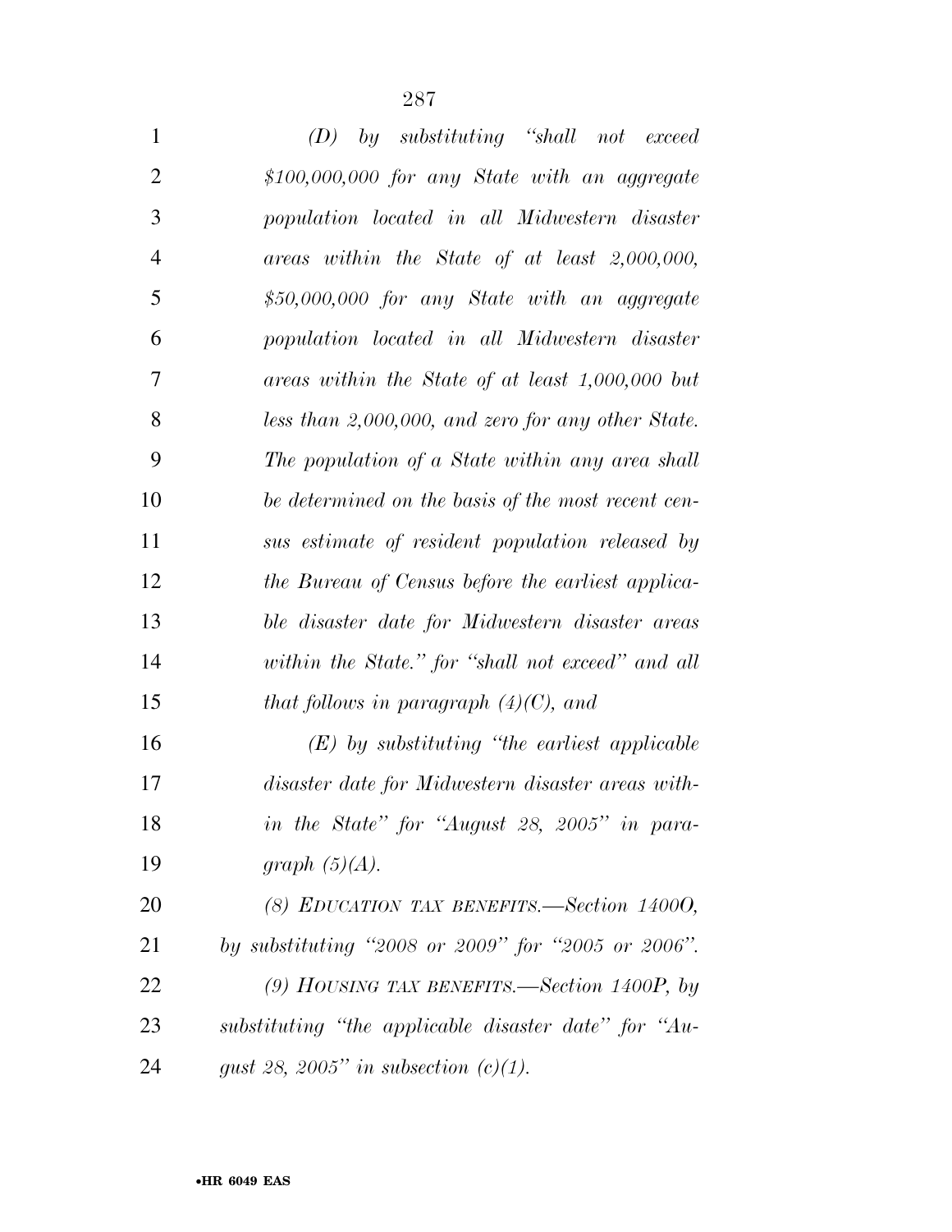*(D) by substituting "shall not exceed $100,000,000 for any State with an aggregate population located in all Midwestern disaster areas within the State of at least 2,000,000, $50,000,000 for any State with an aggregate population located in all Midwestern disaster areas within the State of at least 1,000,000 but less than 2,000,000, and zero for any other State. The population of a State within any area shall be determined on the basis of the most recent census estimate of resident population released by the Bureau of Census before the earliest applicable disaster date for Midwestern disaster areas within the State." for "shall not exceed" and all that follows in paragraph (4)(C), and*

*(E) by substituting "the earliest applicable disaster date for Midwestern disaster areas within the State" for "August 28, 2005" in paragraph (5)(A).*

*(8) EDUCATION TAX BENEFITS.—Section 1400O, by substituting "2008 or 2009" for "2005 or 2006".*

*(9) HOUSING TAX BENEFITS.—Section 1400P, by substituting "the applicable disaster date" for "August 28, 2005" in subsection (c)(1).*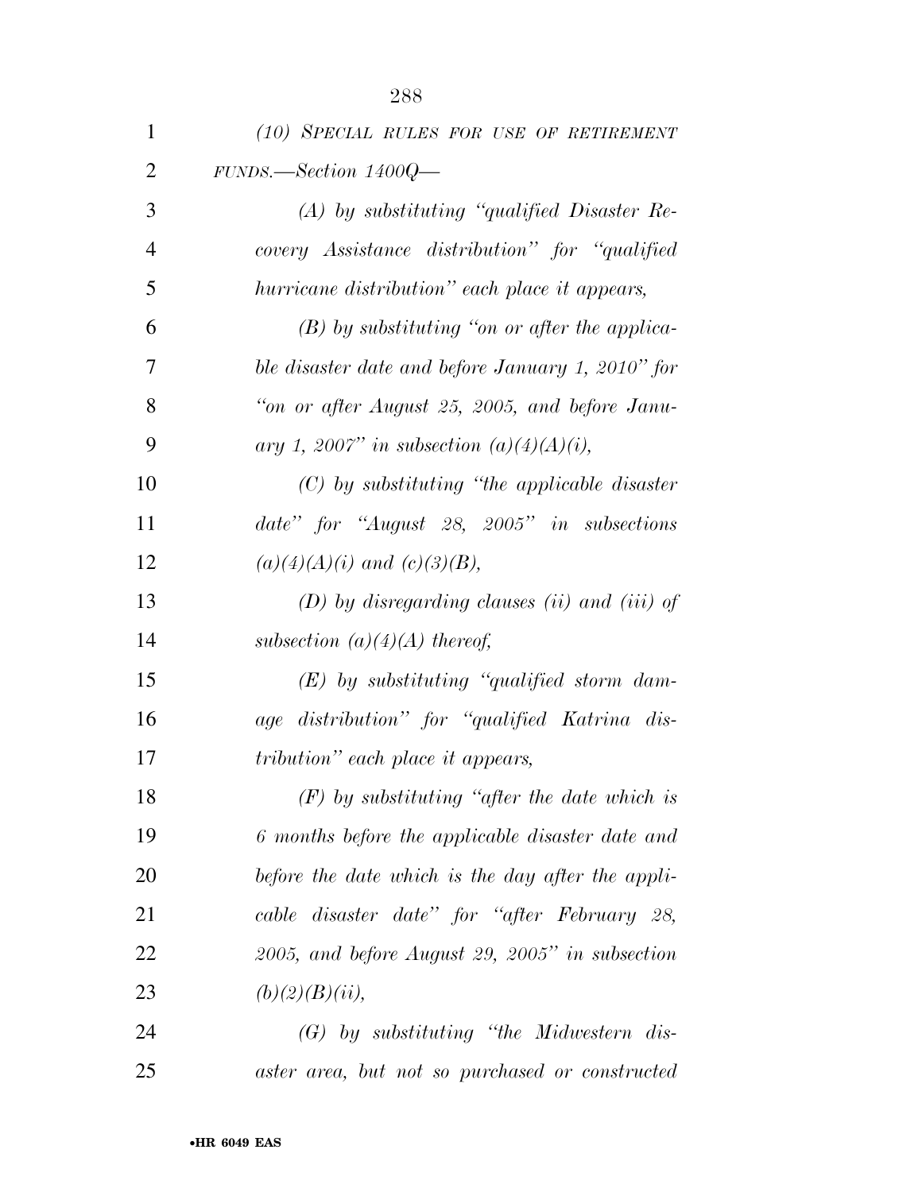*(10) SPECIAL RULES FOR USE OF RETIREMENT FUNDS.—Section 1400Q—*

*(A) by substituting "qualified Disaster Recovery Assistance distribution" for "qualified hurricane distribution" each place it appears,*

*(B) by substituting "on or after the applicable disaster date and before January 1, 2010" for "on or after August 25, 2005, and before January 1, 2007" in subsection (a)(4)(A)(i),*

*(C) by substituting "the applicable disaster date" for "August 28, 2005" in subsections (a)(4)(A)(i) and (c)(3)(B),*

*(D) by disregarding clauses (ii) and (iii) of subsection (a)(4)(A) thereof,*

*(E) by substituting "qualified storm damage distribution" for "qualified Katrina distribution" each place it appears,*

*(F) by substituting "after the date which is 6 months before the applicable disaster date and before the date which is the day after the applicable disaster date" for "after February 28, 2005, and before August 29, 2005" in subsection (b)(2)(B)(ii),*

*(G) by substituting "the Midwestern disaster area, but not so purchased or constructed*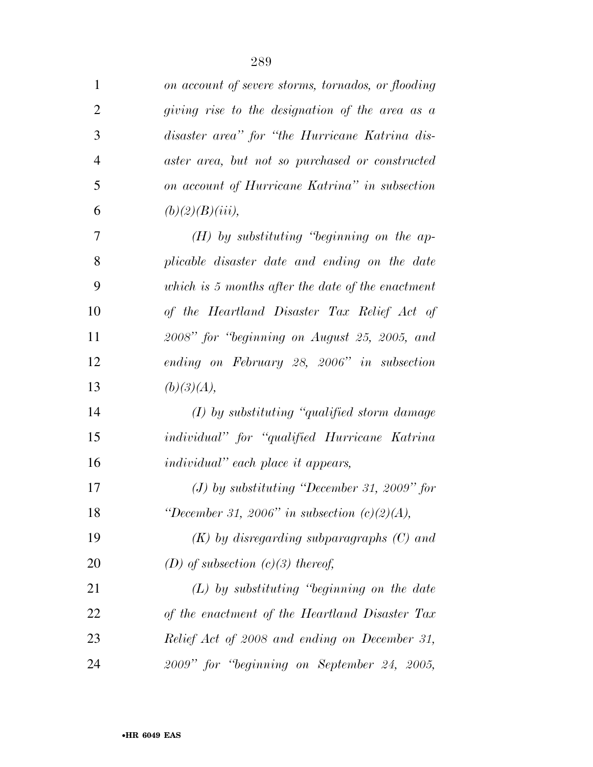*on account of severe storms, tornados, or flooding giving rise to the designation of the area as a disaster area" for "the Hurricane Katrina disaster area, but not so purchased or constructed on account of Hurricane Katrina" in subsection (b)(2)(B)(iii),*

*(H) by substituting "beginning on the applicable disaster date and ending on the date which is 5 months after the date of the enactment of the Heartland Disaster Tax Relief Act of 2008" for "beginning on August 25, 2005, and ending on February 28, 2006" in subsection (b)(3)(A),*

*(I) by substituting "qualified storm damage individual" for "qualified Hurricane Katrina individual" each place it appears,*

*(J) by substituting "December 31, 2009" for "December 31, 2006" in subsection (c)(2)(A),*

*(K) by disregarding subparagraphs (C) and (D) of subsection (c)(3) thereof,*

*(L) by substituting "beginning on the date of the enactment of the Heartland Disaster Tax Relief Act of 2008 and ending on December 31, 2009" for "beginning on September 24, 2005,*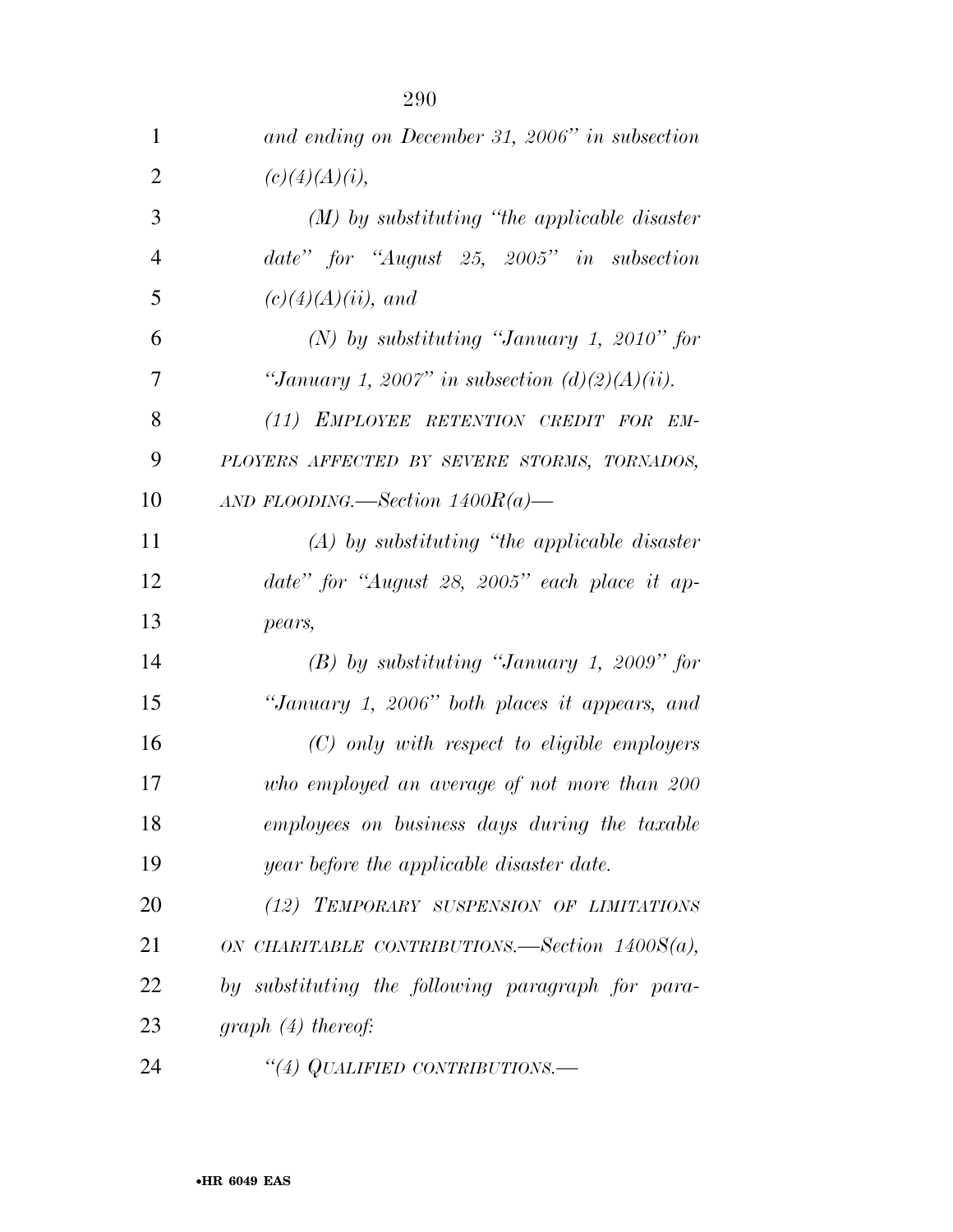*and ending on December 31, 2006" in subsection (c)(4)(A)(i),*

*(M) by substituting "the applicable disaster date" for "August 25, 2005" in subsection (c)(4)(A)(ii), and*

*(N) by substituting "January 1, 2010" for "January 1, 2007" in subsection (d)(2)(A)(ii).*

*(11) EMPLOYEE RETENTION CREDIT FOR EMPLOYERS AFFECTED BY SEVERE STORMS, TORNADOS, AND FLOODING.—Section 1400R(a)—*

*(A) by substituting "the applicable disaster date" for "August 28, 2005" each place it appears,*

*(B) by substituting "January 1, 2009" for "January 1, 2006" both places it appears, and*

*(C) only with respect to eligible employers who employed an average of not more than 200 employees on business days during the taxable year before the applicable disaster date.*

*(12) TEMPORARY SUSPENSION OF LIMITATIONS ON CHARITABLE CONTRIBUTIONS.—Section 1400S(a), by substituting the following paragraph for paragraph (4) thereof:*

*"(4) QUALIFIED CONTRIBUTIONS.—*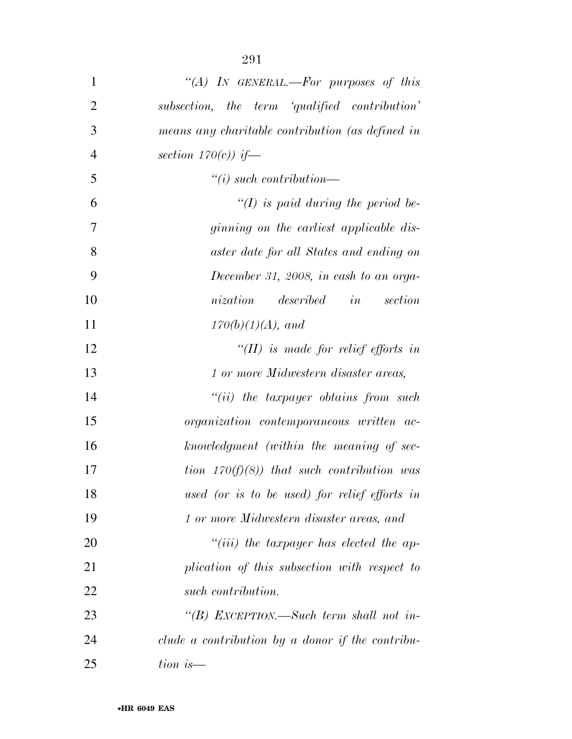"(A) IN GENERAL.—For purposes of this subsection, the term 'qualified contribution' means any charitable contribution (as defined in section 170(c)) if—

"(i) such contribution—

"(I) is paid during the period beginning on the earliest applicable disaster date for all States and ending on December 31, 2008, in cash to an organization described in section 170(b)(1)(A), and

"(II) is made for relief efforts in 1 or more Midwestern disaster areas,

"(ii) the taxpayer obtains from such organization contemporaneous written acknowledgment (within the meaning of section 170(f)(8)) that such contribution was used (or is to be used) for relief efforts in 1 or more Midwestern disaster areas, and

"(iii) the taxpayer has elected the application of this subsection with respect to such contribution.

"(B) EXCEPTION.—Such term shall not include a contribution by a donor if the contribution is—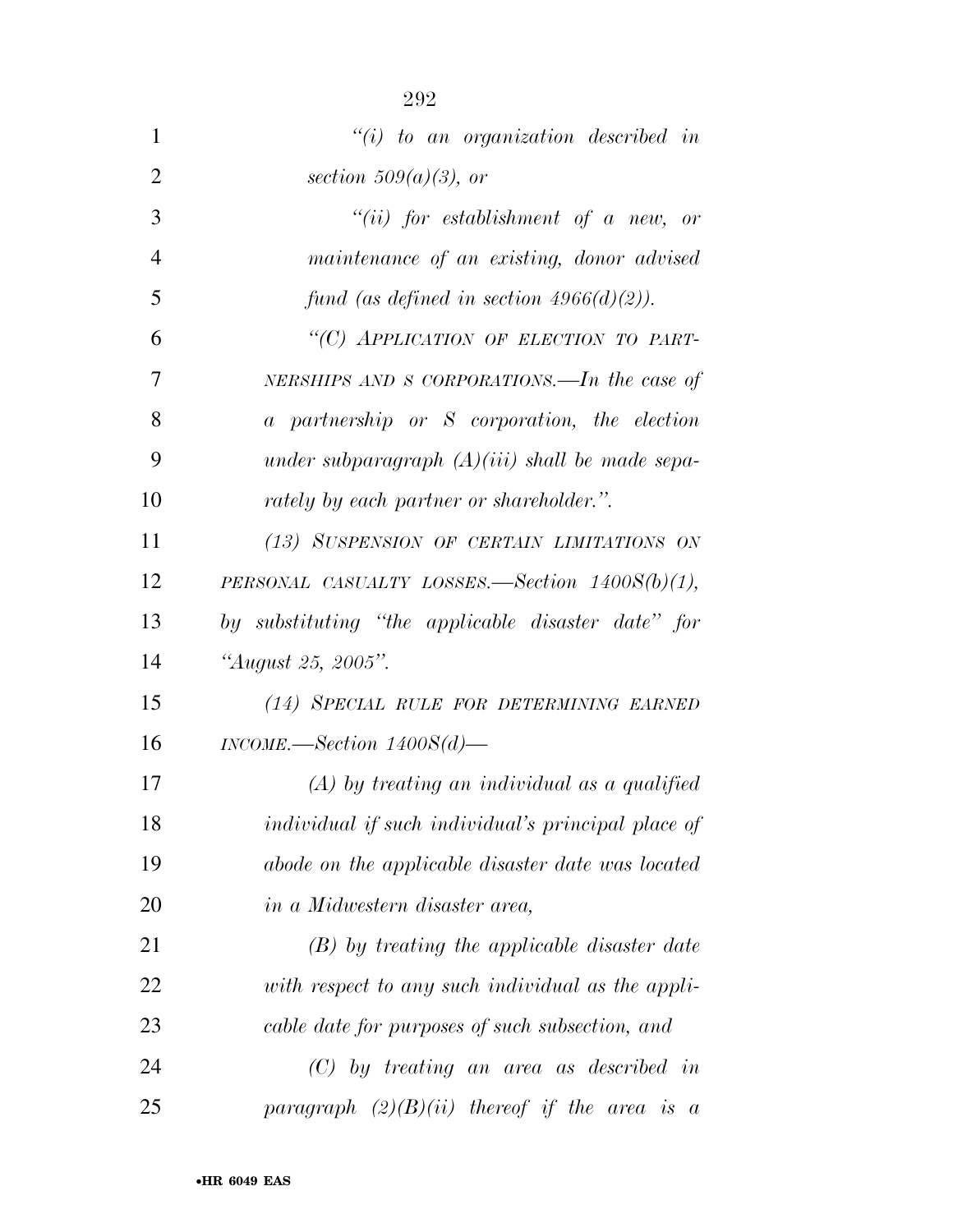*"(i) to an organization described in section 509(a)(3), or*

*"(ii) for establishment of a new, or maintenance of an existing, donor advised fund (as defined in section 4966(d)(2)).*

*"(C) APPLICATION OF ELECTION TO PARTNERSHIPS AND S CORPORATIONS.—In the case of a partnership or S corporation, the election under subparagraph (A)(iii) shall be made separately by each partner or shareholder.".*

*(13) SUSPENSION OF CERTAIN LIMITATIONS ON PERSONAL CASUALTY LOSSES.—Section 1400S(b)(1), by substituting "the applicable disaster date" for "August 25, 2005".*

*(14) SPECIAL RULE FOR DETERMINING EARNED INCOME.—Section 1400S(d)—*

*(A) by treating an individual as a qualified individual if such individual's principal place of abode on the applicable disaster date was located in a Midwestern disaster area,*

*(B) by treating the applicable disaster date with respect to any such individual as the applicable date for purposes of such subsection, and*

*(C) by treating an area as described in paragraph (2)(B)(ii) thereof if the area is a*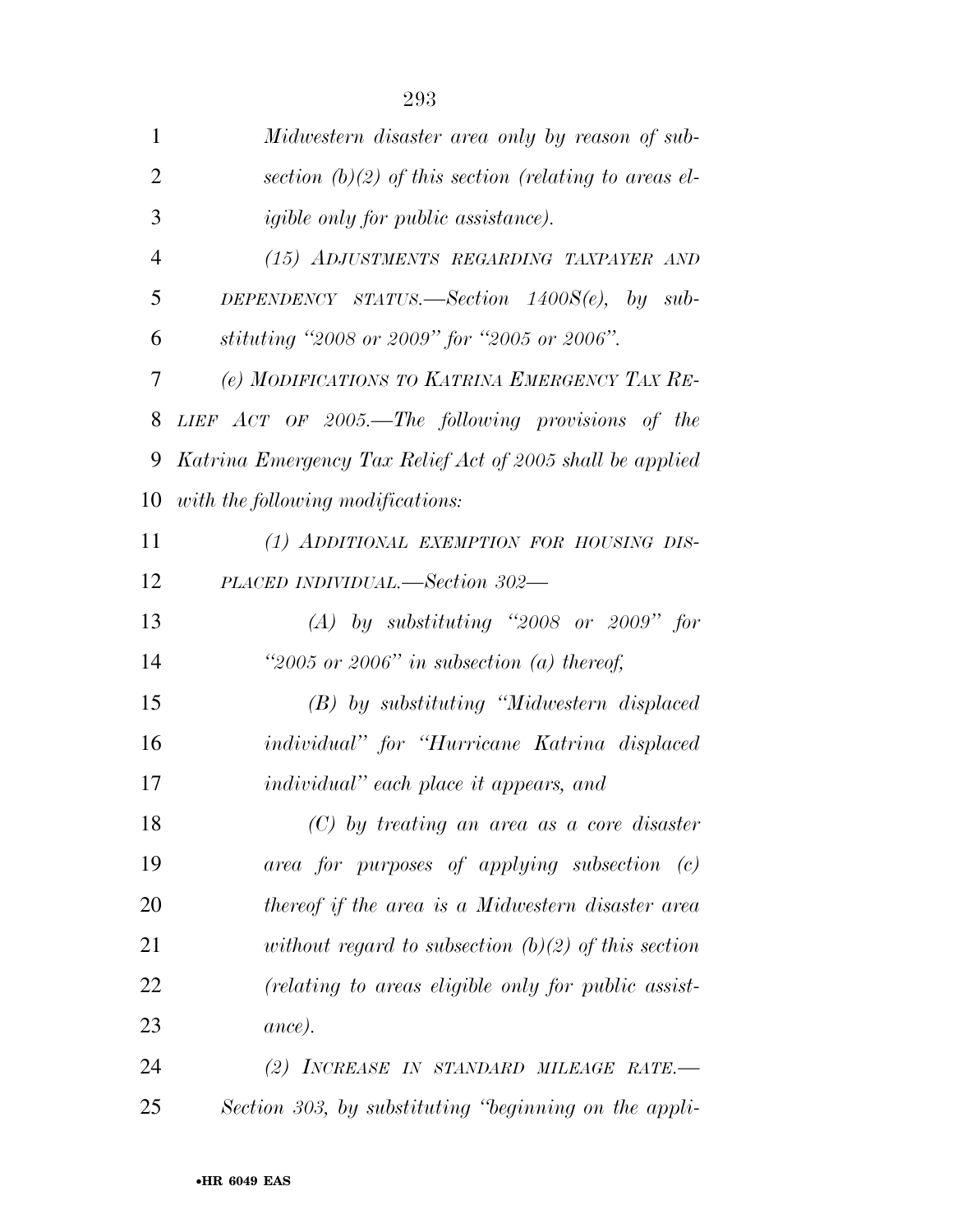*Midwestern disaster area only by reason of subsection (b)(2) of this section (relating to areas eligible only for public assistance).*

*(15) ADJUSTMENTS REGARDING TAXPAYER AND DEPENDENCY STATUS.—Section 1400S(e), by substituting "2008 or 2009" for "2005 or 2006".*

*(e) MODIFICATIONS TO KATRINA EMERGENCY TAX RELIEF ACT OF 2005.—The following provisions of the Katrina Emergency Tax Relief Act of 2005 shall be applied with the following modifications:*

*(1) ADDITIONAL EXEMPTION FOR HOUSING DISPLACED INDIVIDUAL.—Section 302—*

*(A) by substituting "2008 or 2009" for "2005 or 2006" in subsection (a) thereof,*

*(B) by substituting "Midwestern displaced individual" for "Hurricane Katrina displaced individual" each place it appears, and*

*(C) by treating an area as a core disaster area for purposes of applying subsection (c) thereof if the area is a Midwestern disaster area without regard to subsection (b)(2) of this section (relating to areas eligible only for public assistance).*

*(2) INCREASE IN STANDARD MILEAGE RATE.—Section 303, by substituting "beginning on the appli-*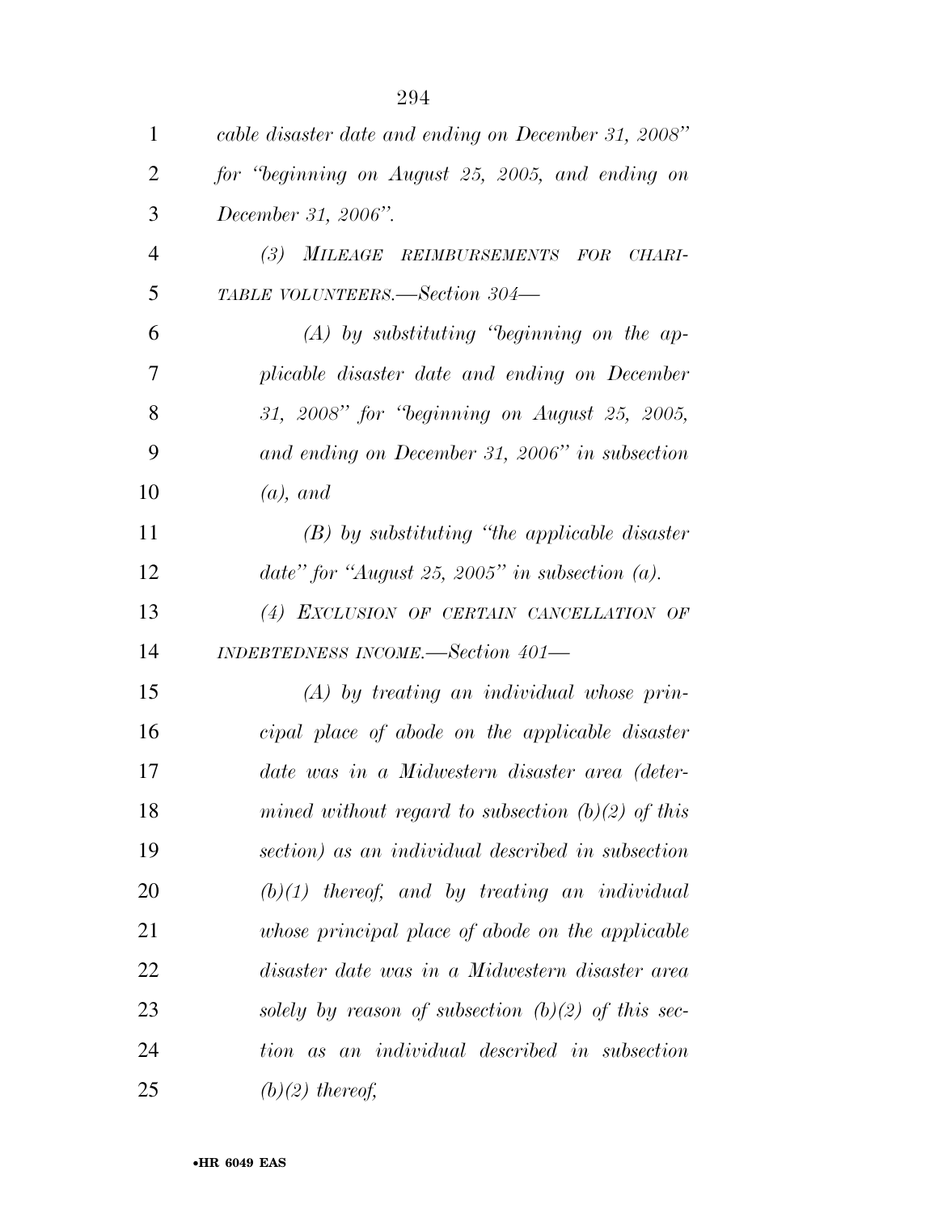*cable disaster date and ending on December 31, 2008" for "beginning on August 25, 2005, and ending on December 31, 2006".*

*(3) MILEAGE REIMBURSEMENTS FOR CHARITABLE VOLUNTEERS.—Section 304—*

*(A) by substituting "beginning on the applicable disaster date and ending on December 31, 2008" for "beginning on August 25, 2005, and ending on December 31, 2006" in subsection (a), and*

*(B) by substituting "the applicable disaster date" for "August 25, 2005" in subsection (a).*

*(4) EXCLUSION OF CERTAIN CANCELLATION OF INDEBTEDNESS INCOME.—Section 401—*

*(A) by treating an individual whose principal place of abode on the applicable disaster date was in a Midwestern disaster area (determined without regard to subsection (b)(2) of this section) as an individual described in subsection (b)(1) thereof, and by treating an individual whose principal place of abode on the applicable disaster date was in a Midwestern disaster area solely by reason of subsection (b)(2) of this section as an individual described in subsection (b)(2) thereof,*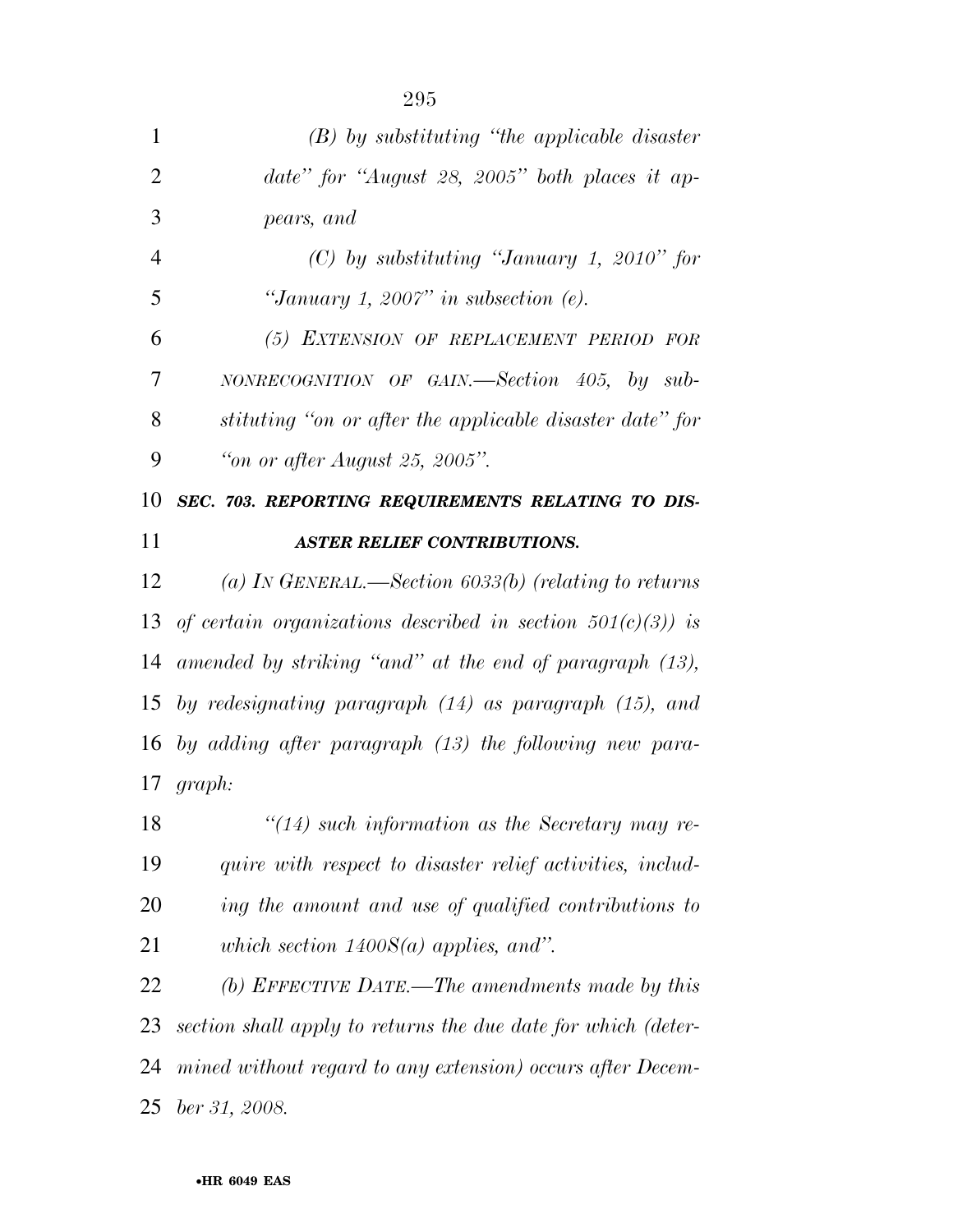*(B) by substituting "the applicable disaster date" for "August 28, 2005" both places it appears, and*

*(C) by substituting "January 1, 2010" for "January 1, 2007" in subsection (e).*

*(5) EXTENSION OF REPLACEMENT PERIOD FOR NONRECOGNITION OF GAIN.—Section 405, by substituting "on or after the applicable disaster date" for "on or after August 25, 2005".*

***SEC. 703. REPORTING REQUIREMENTS RELATING TO DISASTER RELIEF CONTRIBUTIONS.***

*(a) IN GENERAL.—Section 6033(b) (relating to returns of certain organizations described in section 501(c)(3)) is amended by striking "and" at the end of paragraph (13), by redesignating paragraph (14) as paragraph (15), and by adding after paragraph (13) the following new paragraph:*

*"(14) such information as the Secretary may require with respect to disaster relief activities, including the amount and use of qualified contributions to which section 1400S(a) applies, and".*

*(b) EFFECTIVE DATE.—The amendments made by this section shall apply to returns the due date for which (determined without regard to any extension) occurs after December 31, 2008.*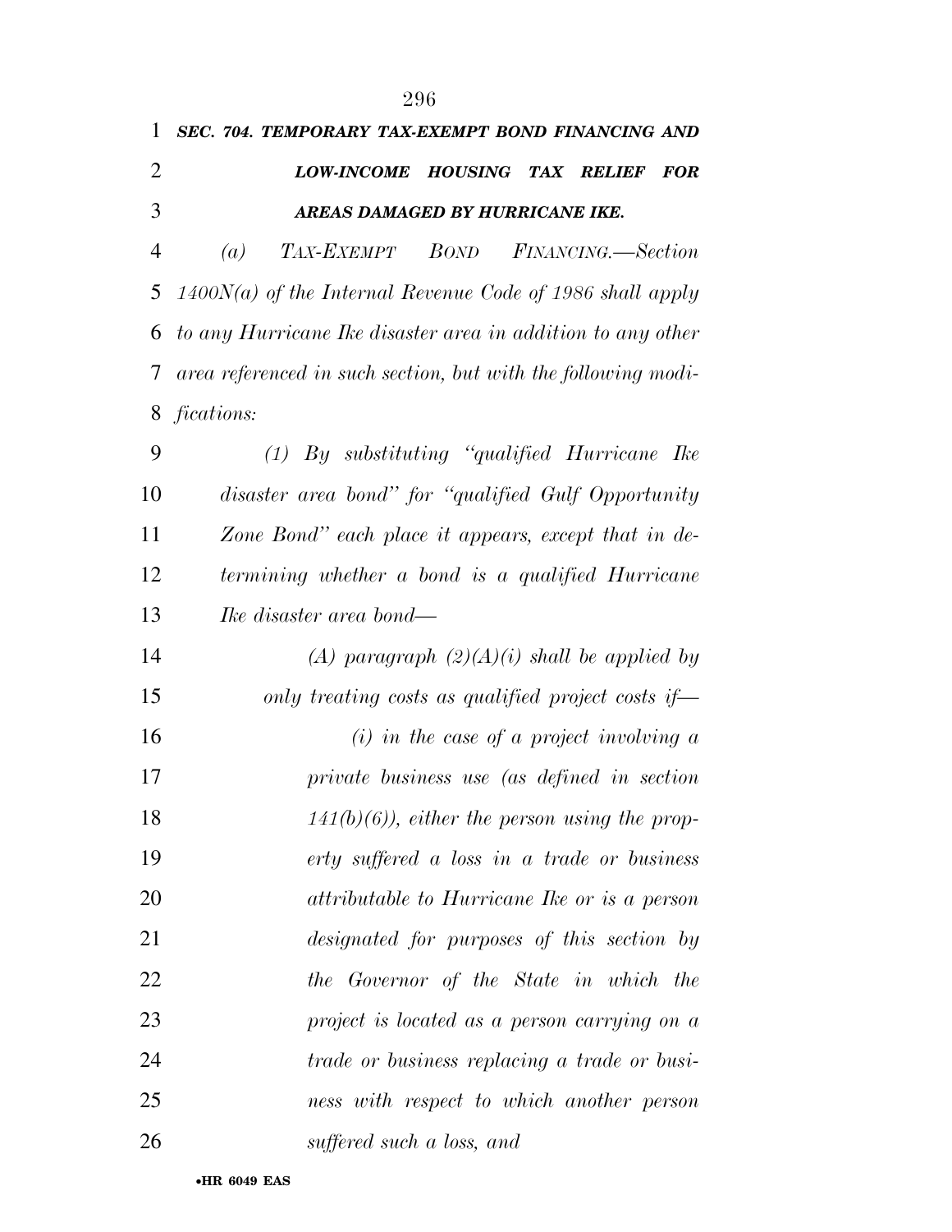### *SEC. 704. TEMPORARY TAX-EXEMPT BOND FINANCING AND LOW-INCOME HOUSING TAX RELIEF FOR AREAS DAMAGED BY HURRICANE IKE.*

*(a) TAX-EXEMPT BOND FINANCING.—Section 1400N(a) of the Internal Revenue Code of 1986 shall apply to any Hurricane Ike disaster area in addition to any other area referenced in such section, but with the following modifications:*

*(1) By substituting "qualified Hurricane Ike disaster area bond" for "qualified Gulf Opportunity Zone Bond" each place it appears, except that in determining whether a bond is a qualified Hurricane Ike disaster area bond—*

*(A) paragraph (2)(A)(i) shall be applied by only treating costs as qualified project costs if—*

*(i) in the case of a project involving a private business use (as defined in section 141(b)(6)), either the person using the property suffered a loss in a trade or business attributable to Hurricane Ike or is a person designated for purposes of this section by the Governor of the State in which the project is located as a person carrying on a trade or business replacing a trade or business with respect to which another person suffered such a loss, and*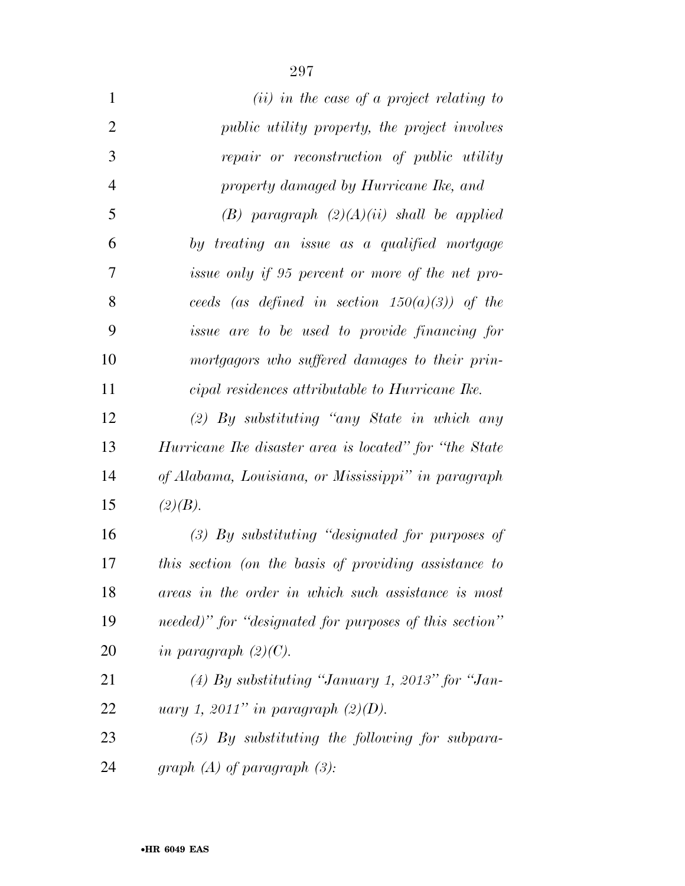*(ii) in the case of a project relating to public utility property, the project involves repair or reconstruction of public utility property damaged by Hurricane Ike, and*

*(B) paragraph (2)(A)(ii) shall be applied by treating an issue as a qualified mortgage issue only if 95 percent or more of the net proceeds (as defined in section 150(a)(3)) of the issue are to be used to provide financing for mortgagors who suffered damages to their principal residences attributable to Hurricane Ike.*

*(2) By substituting "any State in which any Hurricane Ike disaster area is located" for "the State of Alabama, Louisiana, or Mississippi" in paragraph (2)(B).*

*(3) By substituting "designated for purposes of this section (on the basis of providing assistance to areas in the order in which such assistance is most needed)" for "designated for purposes of this section" in paragraph (2)(C).*

*(4) By substituting "January 1, 2013" for "January 1, 2011" in paragraph (2)(D).*

*(5) By substituting the following for subparagraph (A) of paragraph (3):*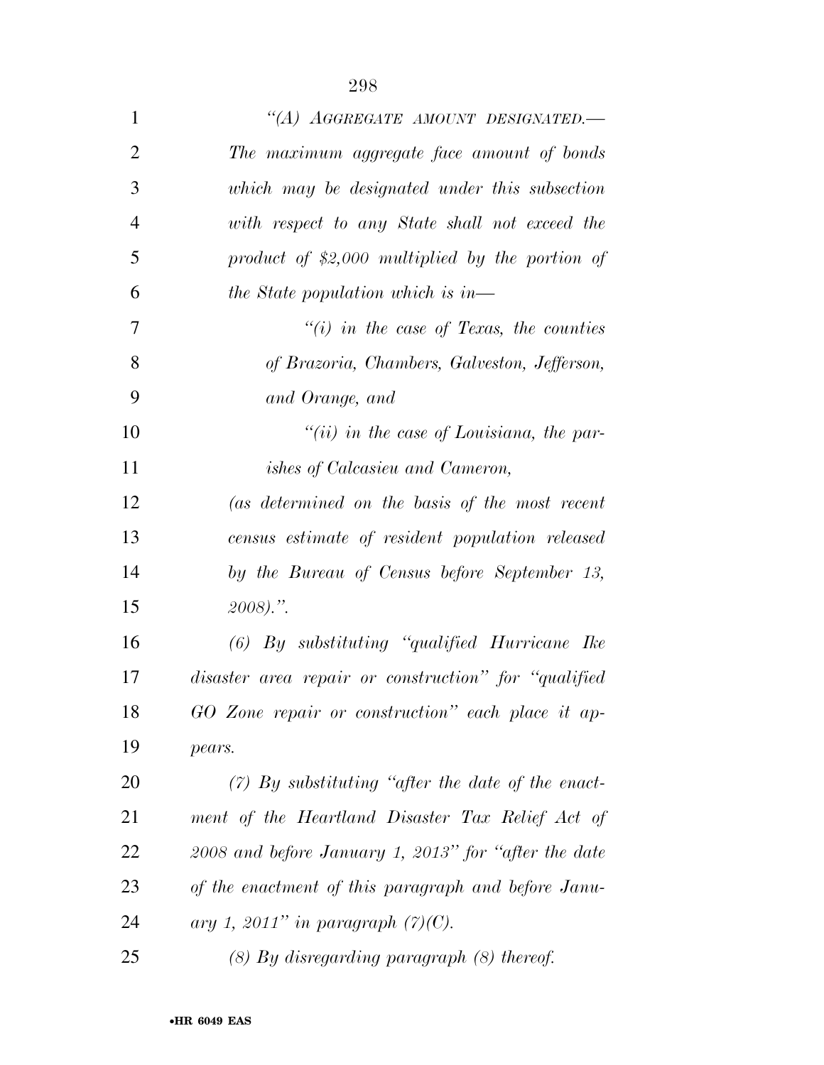*"(A) AGGREGATE AMOUNT DESIGNATED.— The maximum aggregate face amount of bonds which may be designated under this subsection with respect to any State shall not exceed the product of $2,000 multiplied by the portion of the State population which is in—*

*"(i) in the case of Texas, the counties of Brazoria, Chambers, Galveston, Jefferson, and Orange, and*

*"(ii) in the case of Louisiana, the parishes of Calcasieu and Cameron,*

*(as determined on the basis of the most recent census estimate of resident population released by the Bureau of Census before September 13, 2008).".*

*(6) By substituting "qualified Hurricane Ike disaster area repair or construction" for "qualified GO Zone repair or construction" each place it appears.*

*(7) By substituting "after the date of the enactment of the Heartland Disaster Tax Relief Act of 2008 and before January 1, 2013" for "after the date of the enactment of this paragraph and before January 1, 2011" in paragraph (7)(C).*

*(8) By disregarding paragraph (8) thereof.*

•HR 6049 EAS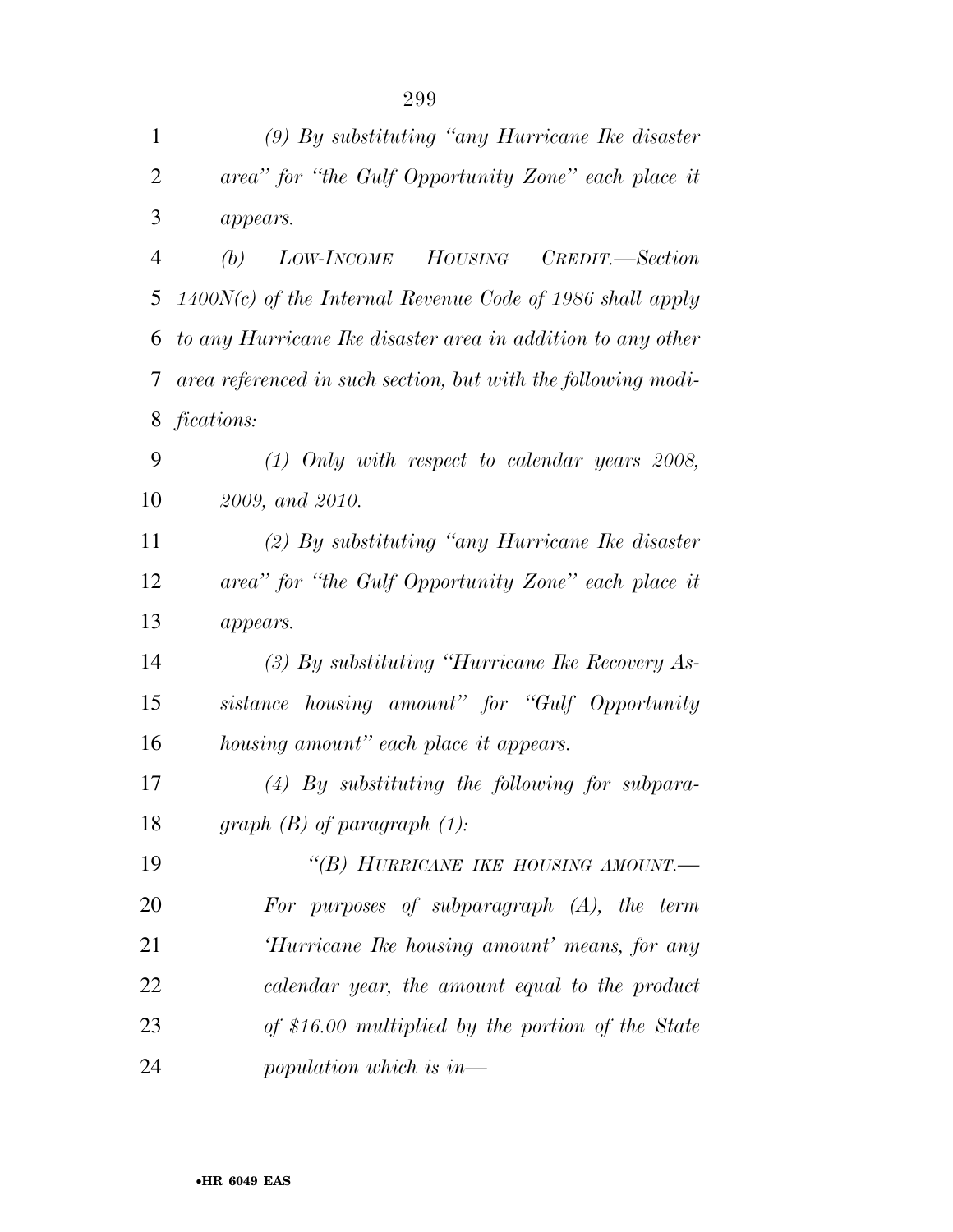*(9) By substituting "any Hurricane Ike disaster area" for "the Gulf Opportunity Zone" each place it appears.*

*(b) LOW-INCOME HOUSING CREDIT.—Section 1400N(c) of the Internal Revenue Code of 1986 shall apply to any Hurricane Ike disaster area in addition to any other area referenced in such section, but with the following modifications:*

*(1) Only with respect to calendar years 2008, 2009, and 2010.*

*(2) By substituting "any Hurricane Ike disaster area" for "the Gulf Opportunity Zone" each place it appears.*

*(3) By substituting "Hurricane Ike Recovery Assistance housing amount" for "Gulf Opportunity housing amount" each place it appears.*

*(4) By substituting the following for subparagraph (B) of paragraph (1):*

*"(B) HURRICANE IKE HOUSING AMOUNT.—For purposes of subparagraph (A), the term 'Hurricane Ike housing amount' means, for any calendar year, the amount equal to the product of $16.00 multiplied by the portion of the State population which is in—*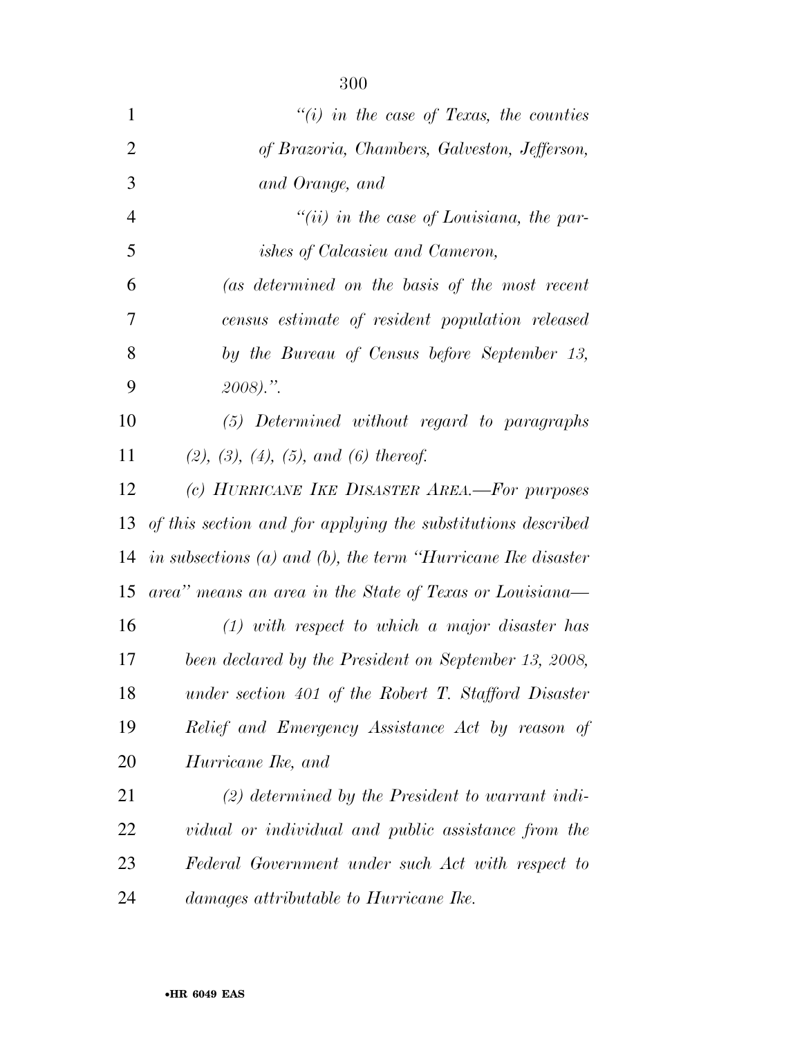*"(i) in the case of Texas, the counties of Brazoria, Chambers, Galveston, Jefferson, and Orange, and*

*"(ii) in the case of Louisiana, the parishes of Calcasieu and Cameron,*

*(as determined on the basis of the most recent census estimate of resident population released by the Bureau of Census before September 13, 2008).".*

*(5) Determined without regard to paragraphs (2), (3), (4), (5), and (6) thereof.*

*(c) HURRICANE IKE DISASTER AREA.—For purposes of this section and for applying the substitutions described in subsections (a) and (b), the term "Hurricane Ike disaster area" means an area in the State of Texas or Louisiana—*

*(1) with respect to which a major disaster has been declared by the President on September 13, 2008, under section 401 of the Robert T. Stafford Disaster Relief and Emergency Assistance Act by reason of Hurricane Ike, and*

*(2) determined by the President to warrant individual or individual and public assistance from the Federal Government under such Act with respect to damages attributable to Hurricane Ike.*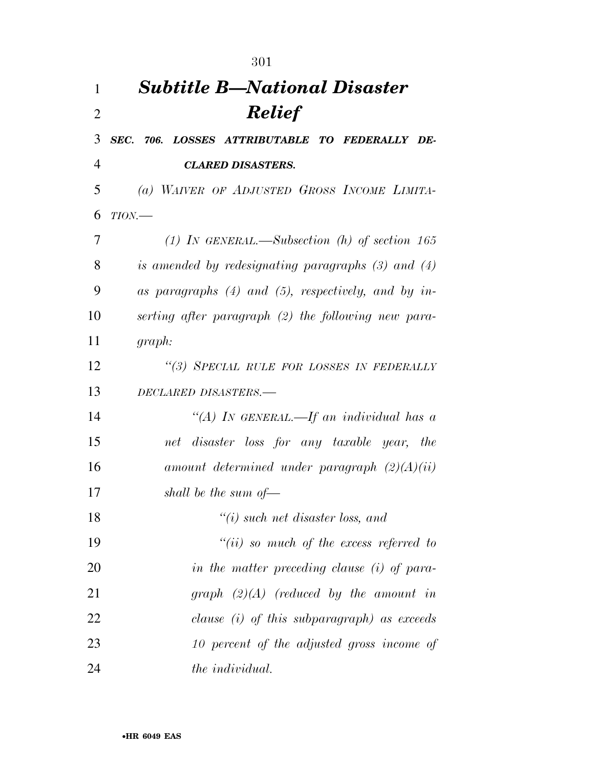## *Subtitle B—National Disaster Relief*

***SEC. 706. LOSSES ATTRIBUTABLE TO FEDERALLY DECLARED DISASTERS.***

*(a) WAIVER OF ADJUSTED GROSS INCOME LIMITATION.—*

*(1) IN GENERAL.—Subsection (h) of section 165 is amended by redesignating paragraphs (3) and (4) as paragraphs (4) and (5), respectively, and by inserting after paragraph (2) the following new paragraph:*

*"(3) SPECIAL RULE FOR LOSSES IN FEDERALLY DECLARED DISASTERS.—*

*"(A) IN GENERAL.—If an individual has a net disaster loss for any taxable year, the amount determined under paragraph (2)(A)(ii) shall be the sum of—*

*"(i) such net disaster loss, and*

*"(ii) so much of the excess referred to in the matter preceding clause (i) of paragraph (2)(A) (reduced by the amount in clause (i) of this subparagraph) as exceeds 10 percent of the adjusted gross income of the individual.*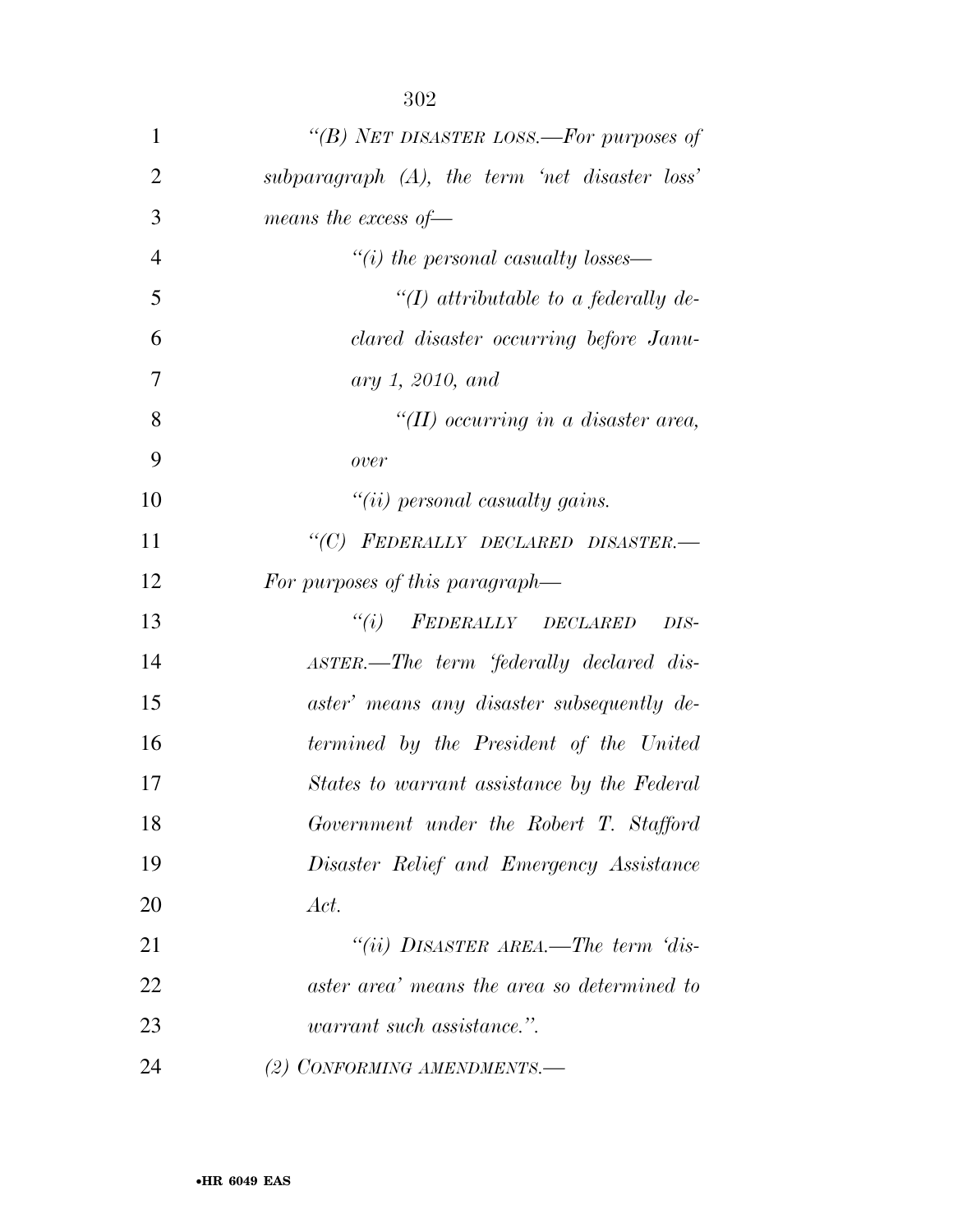*"(B) NET DISASTER LOSS.—For purposes of subparagraph (A), the term 'net disaster loss' means the excess of—*

*"(i) the personal casualty losses—*

*"(I) attributable to a federally declared disaster occurring before January 1, 2010, and*

*"(II) occurring in a disaster area, over*

*"(ii) personal casualty gains.*

*"(C) FEDERALLY DECLARED DISASTER.—For purposes of this paragraph—*

*"(i) FEDERALLY DECLARED DISASTER.—The term 'federally declared disaster' means any disaster subsequently determined by the President of the United States to warrant assistance by the Federal Government under the Robert T. Stafford Disaster Relief and Emergency Assistance Act.*

*"(ii) DISASTER AREA.—The term 'disaster area' means the area so determined to warrant such assistance.".*

*(2) CONFORMING AMENDMENTS.—*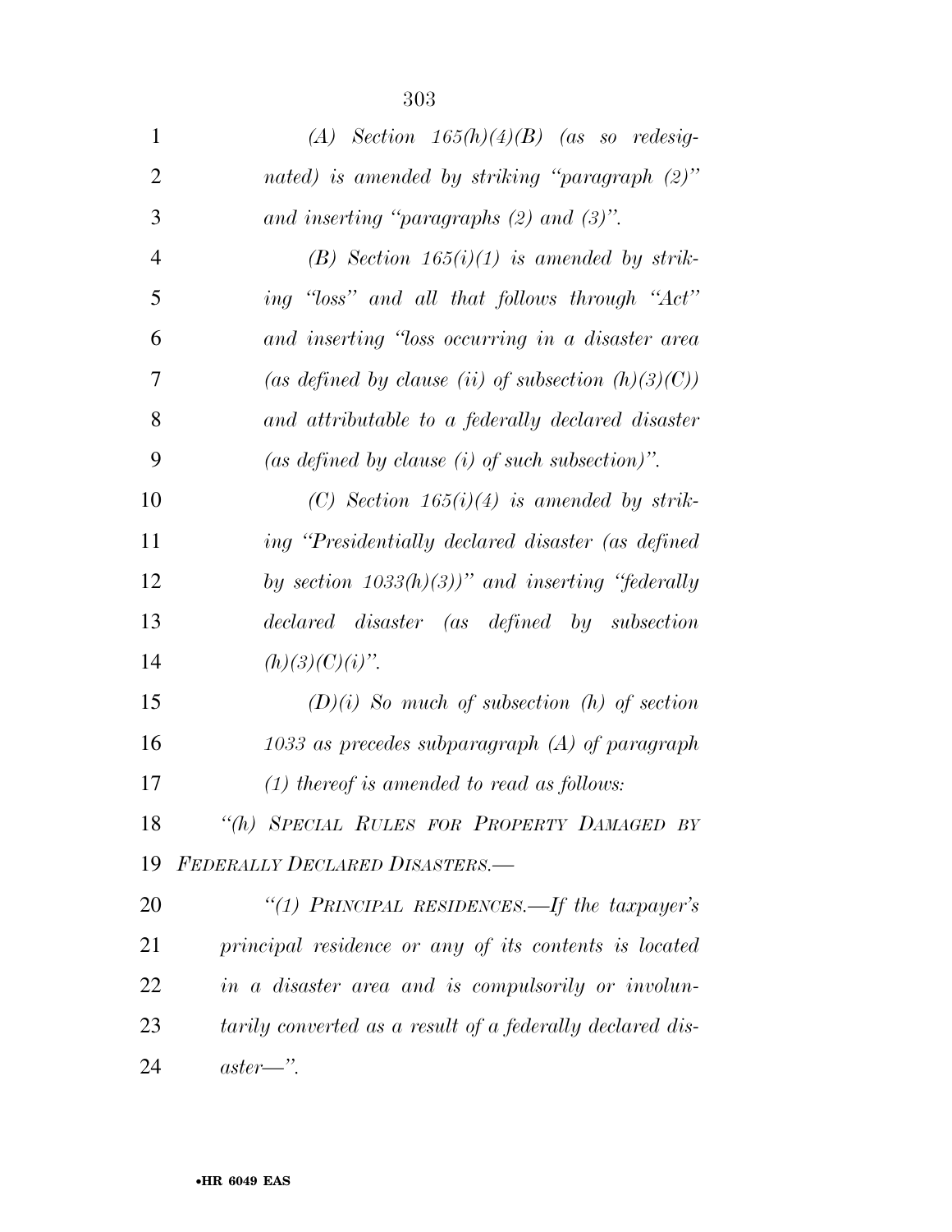*(A) Section 165(h)(4)(B) (as so redesignated) is amended by striking "paragraph (2)" and inserting "paragraphs (2) and (3)".*

*(B) Section 165(i)(1) is amended by striking "loss" and all that follows through "Act" and inserting "loss occurring in a disaster area (as defined by clause (ii) of subsection (h)(3)(C)) and attributable to a federally declared disaster (as defined by clause (i) of such subsection)".*

*(C) Section 165(i)(4) is amended by striking "Presidentially declared disaster (as defined by section 1033(h)(3))" and inserting "federally declared disaster (as defined by subsection (h)(3)(C)(i)".*

*(D)(i) So much of subsection (h) of section 1033 as precedes subparagraph (A) of paragraph (1) thereof is amended to read as follows:*

*"(h) SPECIAL RULES FOR PROPERTY DAMAGED BY FEDERALLY DECLARED DISASTERS.—*

*"(1) PRINCIPAL RESIDENCES.—If the taxpayer's principal residence or any of its contents is located in a disaster area and is compulsorily or involuntarily converted as a result of a federally declared disaster—".*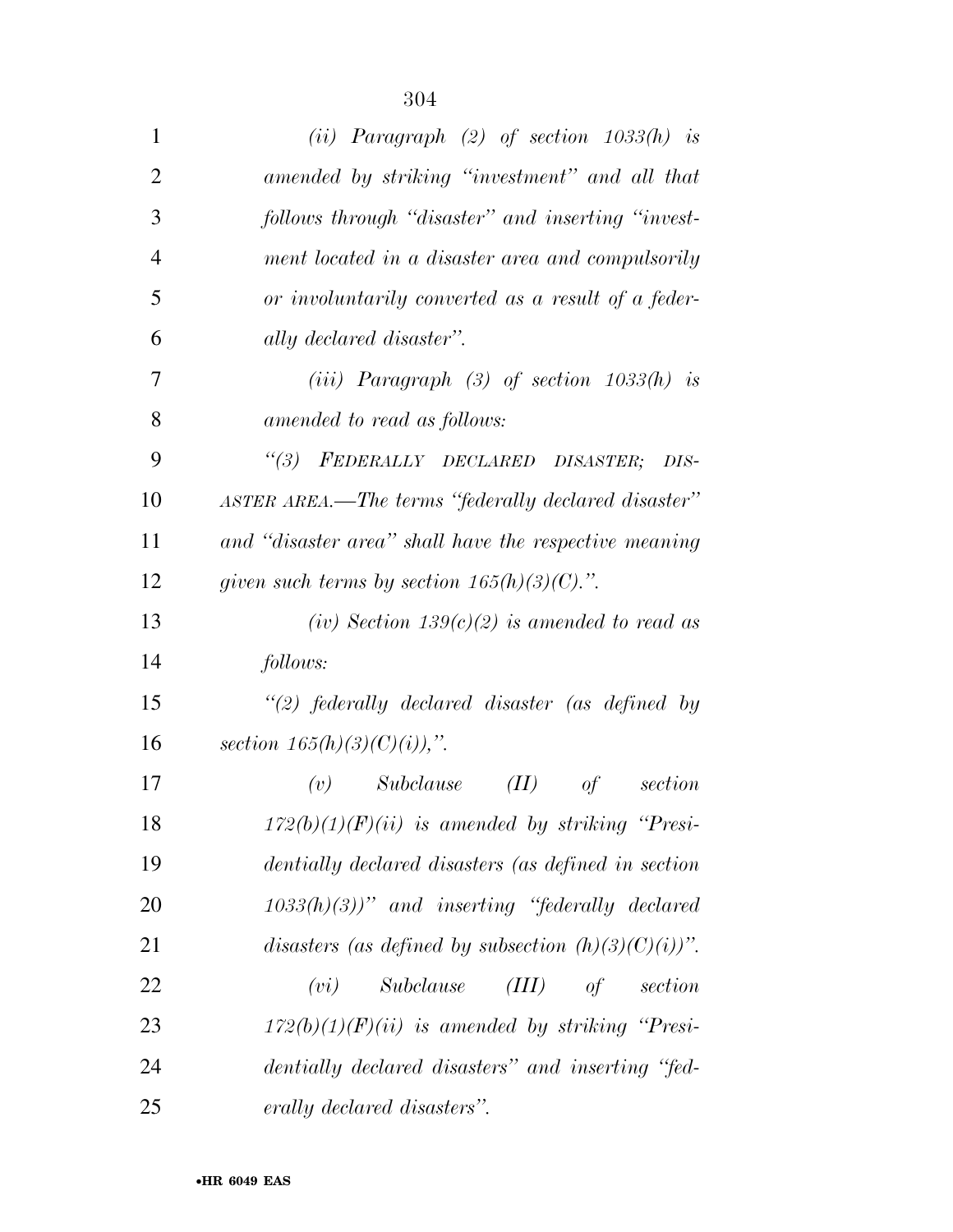*(ii) Paragraph (2) of section 1033(h) is amended by striking "investment" and all that follows through "disaster" and inserting "investment located in a disaster area and compulsorily or involuntarily converted as a result of a federally declared disaster".*

*(iii) Paragraph (3) of section 1033(h) is amended to read as follows:*

*"(3) FEDERALLY DECLARED DISASTER; DISASTER AREA.—The terms 'federally declared disaster' and 'disaster area' shall have the respective meaning given such terms by section 165(h)(3)(C).".*

*(iv) Section 139(c)(2) is amended to read as follows:*

*"(2) federally declared disaster (as defined by section 165(h)(3)(C)(i)),".*

*(v) Subclause (II) of section 172(b)(1)(F)(ii) is amended by striking "Presidentially declared disasters (as defined in section 1033(h)(3))" and inserting "federally declared disasters (as defined by subsection (h)(3)(C)(i))".*

*(vi) Subclause (III) of section 172(b)(1)(F)(ii) is amended by striking "Presidentially declared disasters" and inserting "federally declared disasters".*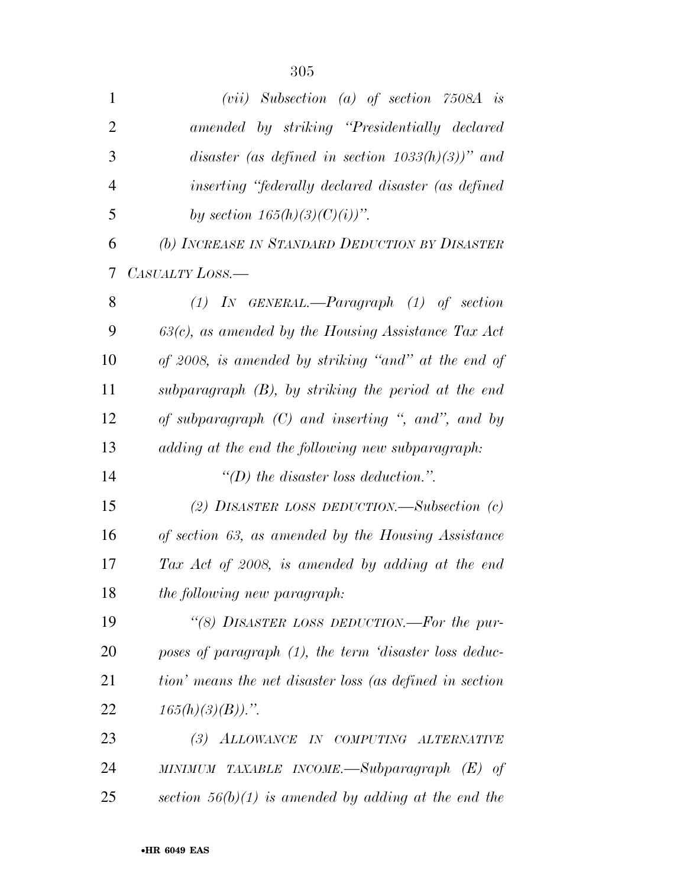*(vii) Subsection (a) of section 7508A is amended by striking "Presidentially declared disaster (as defined in section 1033(h)(3))" and inserting "federally declared disaster (as defined by section 165(h)(3)(C)(i))".*

*(b) INCREASE IN STANDARD DEDUCTION BY DISASTER CASUALTY LOSS.—*

*(1) IN GENERAL.—Paragraph (1) of section 63(c), as amended by the Housing Assistance Tax Act of 2008, is amended by striking "and" at the end of subparagraph (B), by striking the period at the end of subparagraph (C) and inserting ", and", and by adding at the end the following new subparagraph:*

*"(D) the disaster loss deduction.".*

*(2) DISASTER LOSS DEDUCTION.—Subsection (c) of section 63, as amended by the Housing Assistance Tax Act of 2008, is amended by adding at the end the following new paragraph:*

*"(8) DISASTER LOSS DEDUCTION.—For the purposes of paragraph (1), the term 'disaster loss deduction' means the net disaster loss (as defined in section 165(h)(3)(B)).".*

*(3) ALLOWANCE IN COMPUTING ALTERNATIVE MINIMUM TAXABLE INCOME.—Subparagraph (E) of section 56(b)(1) is amended by adding at the end the*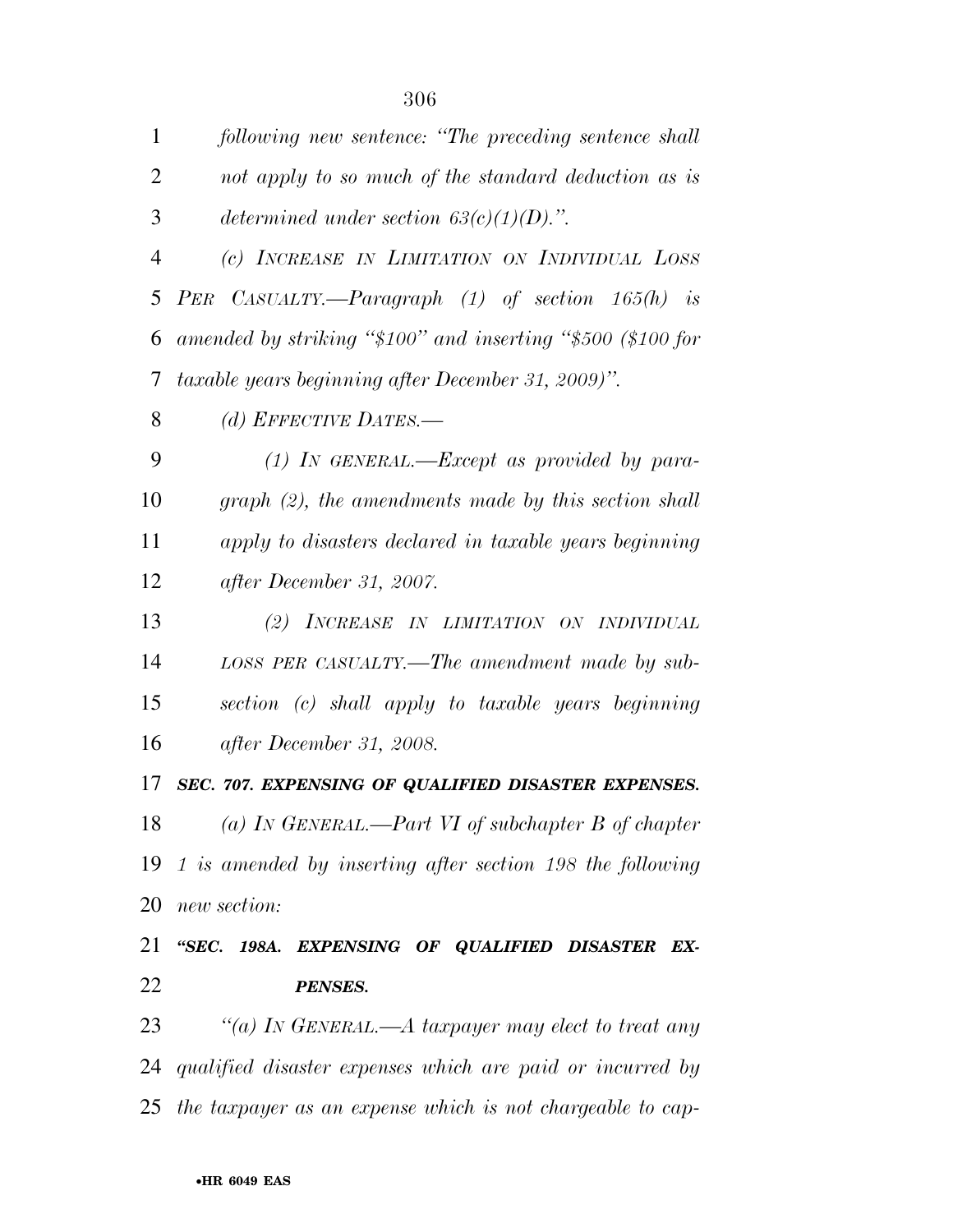*following new sentence: "The preceding sentence shall not apply to so much of the standard deduction as is determined under section 63(c)(1)(D).".*

*(c) INCREASE IN LIMITATION ON INDIVIDUAL LOSS PER CASUALTY.—Paragraph (1) of section 165(h) is amended by striking "$100" and inserting "$500 ($100 for taxable years beginning after December 31, 2009)".*

*(d) EFFECTIVE DATES.—*

*(1) IN GENERAL.—Except as provided by paragraph (2), the amendments made by this section shall apply to disasters declared in taxable years beginning after December 31, 2007.*

*(2) INCREASE IN LIMITATION ON INDIVIDUAL LOSS PER CASUALTY.—The amendment made by subsection (c) shall apply to taxable years beginning after December 31, 2008.*

***SEC. 707. EXPENSING OF QUALIFIED DISASTER EXPENSES.***

*(a) IN GENERAL.—Part VI of subchapter B of chapter 1 is amended by inserting after section 198 the following new section:*

***"SEC. 198A. EXPENSING OF QUALIFIED DISASTER EXPENSES.***

*"(a) IN GENERAL.—A taxpayer may elect to treat any qualified disaster expenses which are paid or incurred by the taxpayer as an expense which is not chargeable to cap-*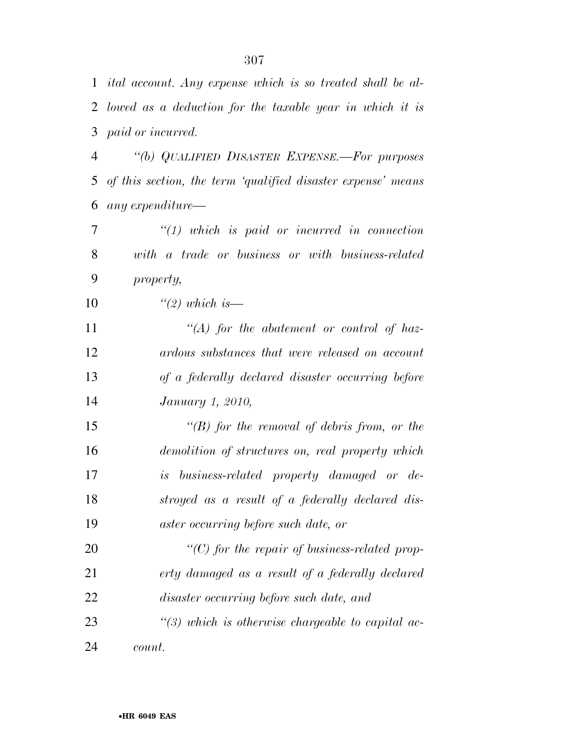*ital account. Any expense which is so treated shall be allowed as a deduction for the taxable year in which it is paid or incurred.*

*"(b) QUALIFIED DISASTER EXPENSE.—For purposes of this section, the term 'qualified disaster expense' means any expenditure—*

*"(1) which is paid or incurred in connection with a trade or business or with business-related property,*

*"(2) which is—*

*"(A) for the abatement or control of hazardous substances that were released on account of a federally declared disaster occurring before January 1, 2010,*

*"(B) for the removal of debris from, or the demolition of structures on, real property which is business-related property damaged or destroyed as a result of a federally declared disaster occurring before such date, or*

*"(C) for the repair of business-related property damaged as a result of a federally declared disaster occurring before such date, and*

*"(3) which is otherwise chargeable to capital account.*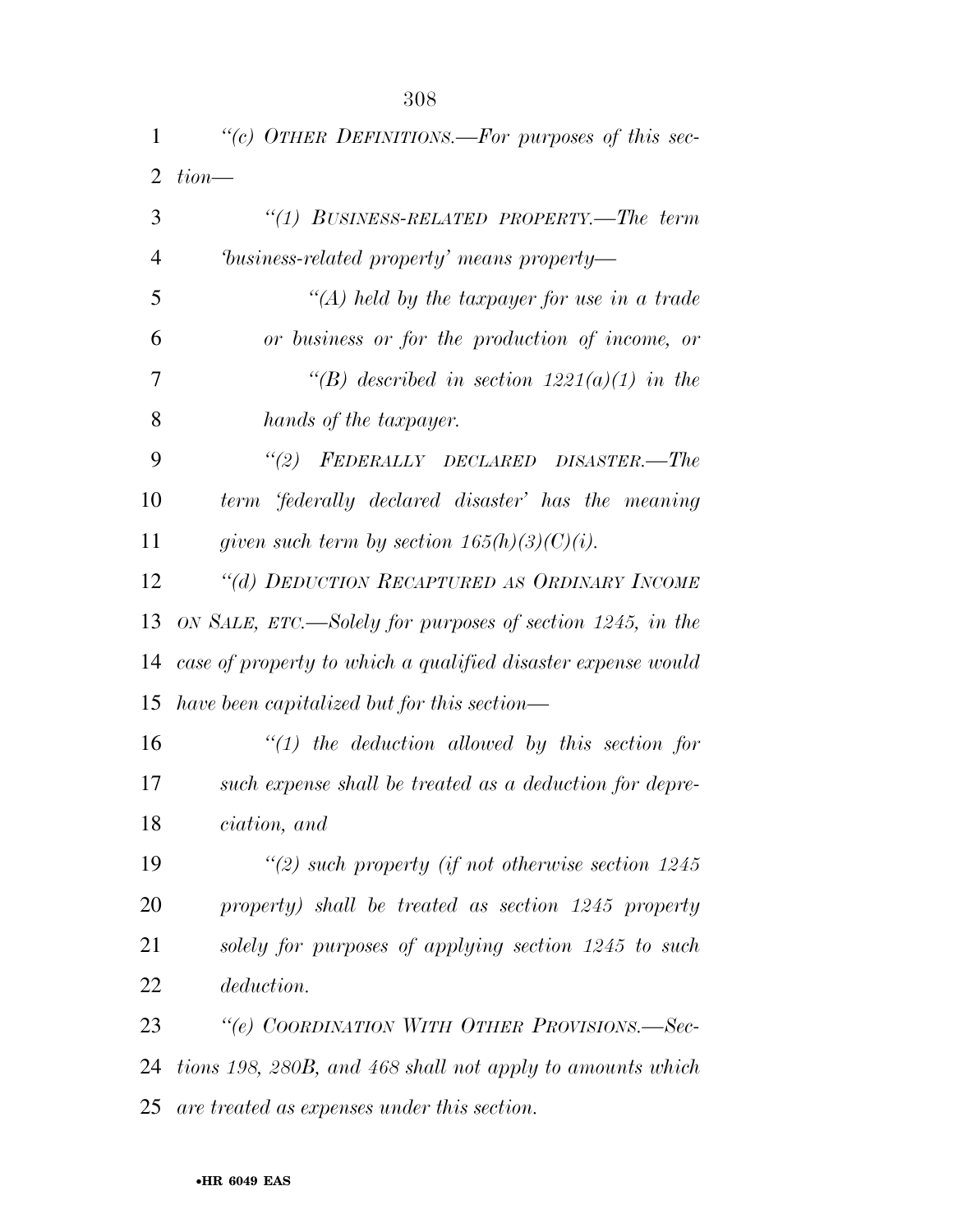*"(c) OTHER DEFINITIONS.—For purposes of this section—*

*"(1) BUSINESS-RELATED PROPERTY.—The term 'business-related property' means property—*

*"(A) held by the taxpayer for use in a trade or business or for the production of income, or*

*"(B) described in section 1221(a)(1) in the hands of the taxpayer.*

*"(2) FEDERALLY DECLARED DISASTER.—The term 'federally declared disaster' has the meaning given such term by section 165(h)(3)(C)(i).*

*"(d) DEDUCTION RECAPTURED AS ORDINARY INCOME ON SALE, ETC.—Solely for purposes of section 1245, in the case of property to which a qualified disaster expense would have been capitalized but for this section—*

*"(1) the deduction allowed by this section for such expense shall be treated as a deduction for depreciation, and*

*"(2) such property (if not otherwise section 1245 property) shall be treated as section 1245 property solely for purposes of applying section 1245 to such deduction.*

*"(e) COORDINATION WITH OTHER PROVISIONS.—Sections 198, 280B, and 468 shall not apply to amounts which are treated as expenses under this section.*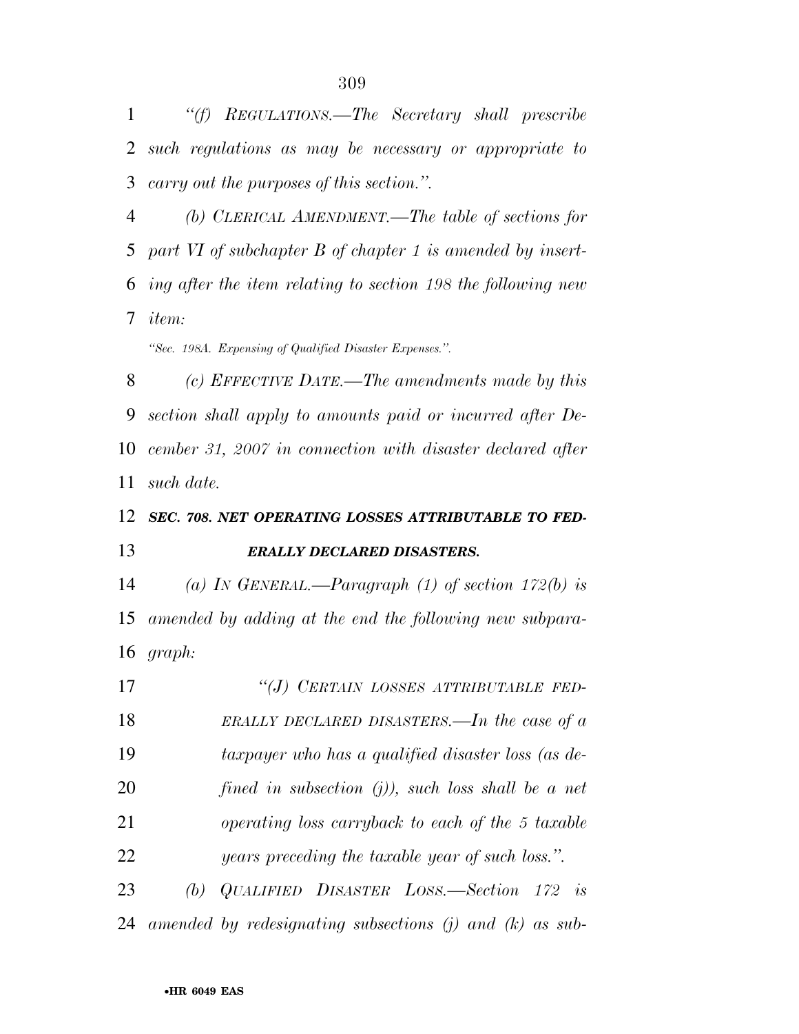*"(f) REGULATIONS.—The Secretary shall prescribe such regulations as may be necessary or appropriate to carry out the purposes of this section.".*

*(b) CLERICAL AMENDMENT.—The table of sections for part VI of subchapter B of chapter 1 is amended by inserting after the item relating to section 198 the following new item:*

*"Sec. 198A. Expensing of Qualified Disaster Expenses.".*

*(c) EFFECTIVE DATE.—The amendments made by this section shall apply to amounts paid or incurred after December 31, 2007 in connection with disaster declared after such date.*

***SEC. 708. NET OPERATING LOSSES ATTRIBUTABLE TO FEDERALLY DECLARED DISASTERS.***

*(a) IN GENERAL.—Paragraph (1) of section 172(b) is amended by adding at the end the following new subparagraph:*

*"(J) CERTAIN LOSSES ATTRIBUTABLE FEDERALLY DECLARED DISASTERS.—In the case of a taxpayer who has a qualified disaster loss (as defined in subsection (j)), such loss shall be a net operating loss carryback to each of the 5 taxable years preceding the taxable year of such loss.".*

*(b) QUALIFIED DISASTER LOSS.—Section 172 is amended by redesignating subsections (j) and (k) as sub-*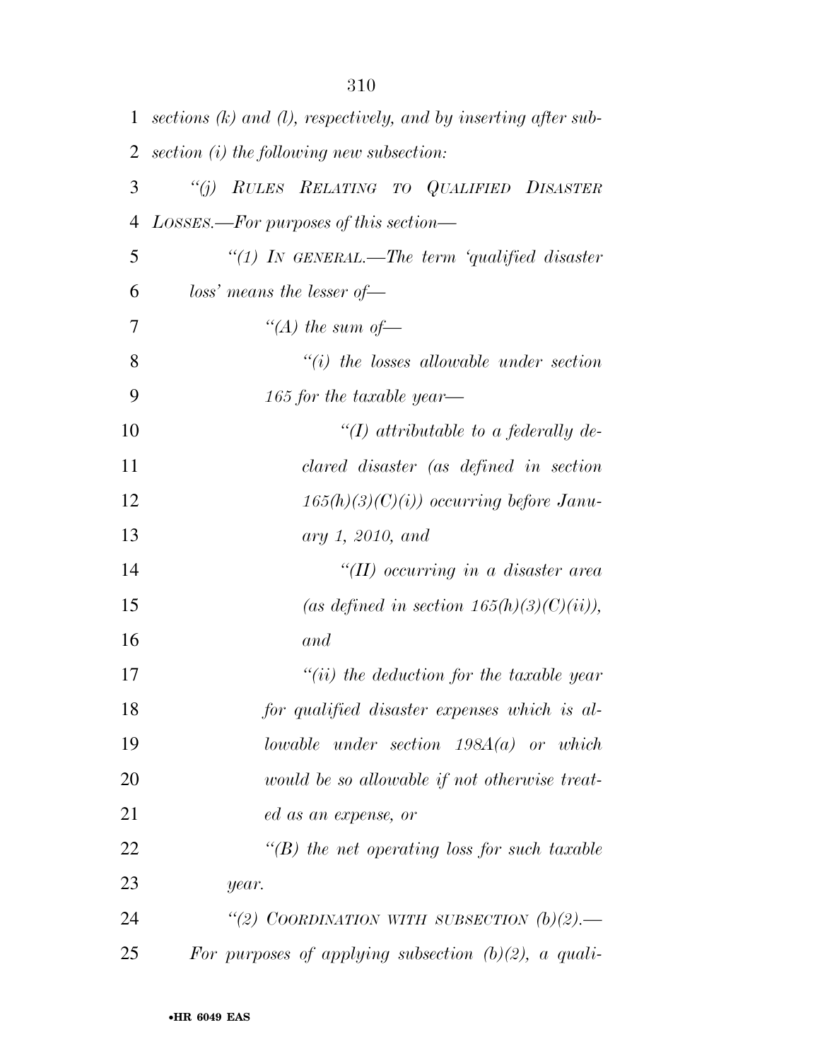*sections (k) and (l), respectively, and by inserting after subsection (i) the following new subsection:*

*"(j) RULES RELATING TO QUALIFIED DISASTER LOSSES.—For purposes of this section—*

*"(1) IN GENERAL.—The term 'qualified disaster loss' means the lesser of—*

*"(A) the sum of—*

*"(i) the losses allowable under section 165 for the taxable year—*

*"(I) attributable to a federally declared disaster (as defined in section 165(h)(3)(C)(i)) occurring before January 1, 2010, and*

*"(II) occurring in a disaster area (as defined in section 165(h)(3)(C)(ii)), and*

*"(ii) the deduction for the taxable year for qualified disaster expenses which is allowable under section 198A(a) or which would be so allowable if not otherwise treated as an expense, or*

*"(B) the net operating loss for such taxable year.*

*"(2) COORDINATION WITH SUBSECTION (b)(2).—For purposes of applying subsection (b)(2), a quali-*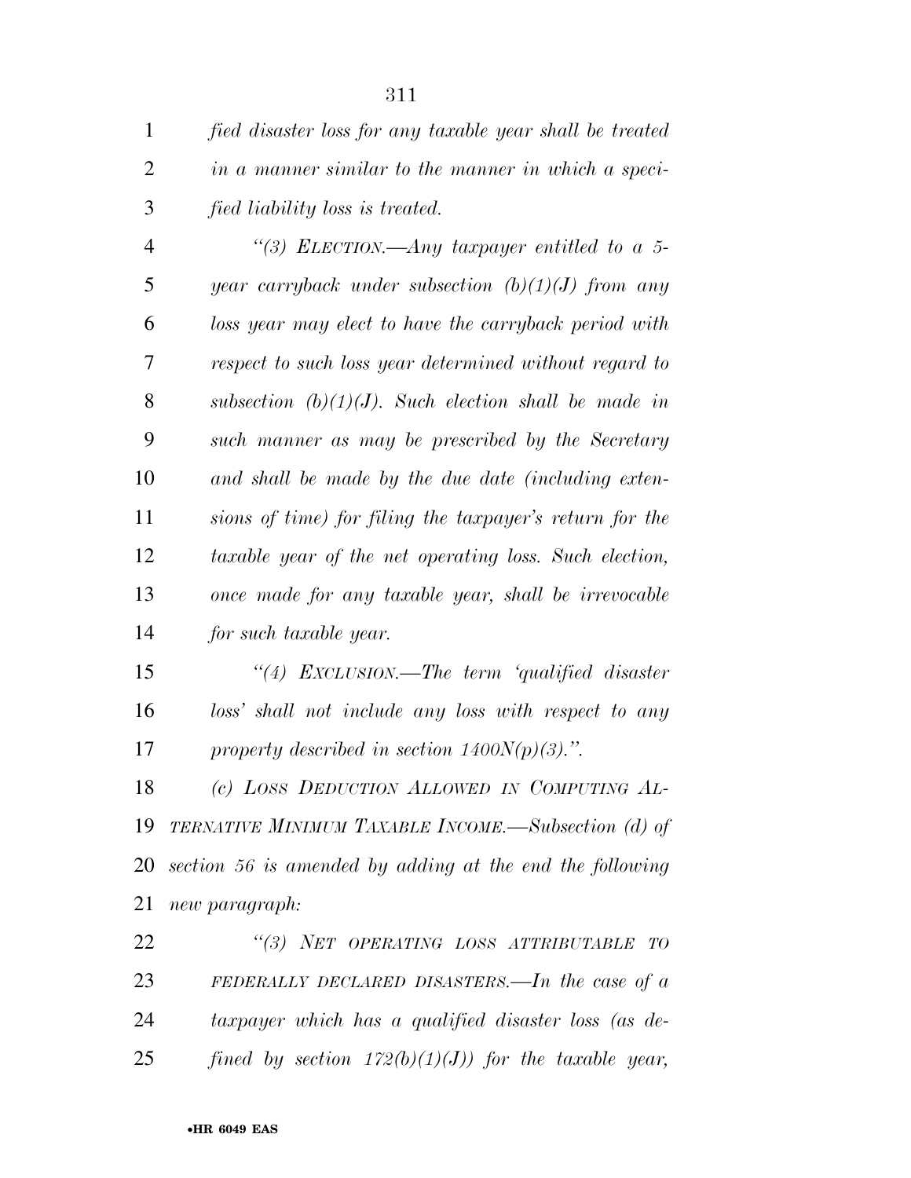*fied disaster loss for any taxable year shall be treated in a manner similar to the manner in which a specified liability loss is treated.*

*"(3) ELECTION.—Any taxpayer entitled to a 5-year carryback under subsection (b)(1)(J) from any loss year may elect to have the carryback period with respect to such loss year determined without regard to subsection (b)(1)(J). Such election shall be made in such manner as may be prescribed by the Secretary and shall be made by the due date (including extensions of time) for filing the taxpayer's return for the taxable year of the net operating loss. Such election, once made for any taxable year, shall be irrevocable for such taxable year.*

*"(4) EXCLUSION.—The term 'qualified disaster loss' shall not include any loss with respect to any property described in section 1400N(p)(3).".*

*(c) LOSS DEDUCTION ALLOWED IN COMPUTING ALTERNATIVE MINIMUM TAXABLE INCOME.—Subsection (d) of section 56 is amended by adding at the end the following new paragraph:*

*"(3) NET OPERATING LOSS ATTRIBUTABLE TO FEDERALLY DECLARED DISASTERS.—In the case of a taxpayer which has a qualified disaster loss (as defined by section 172(b)(1)(J)) for the taxable year,*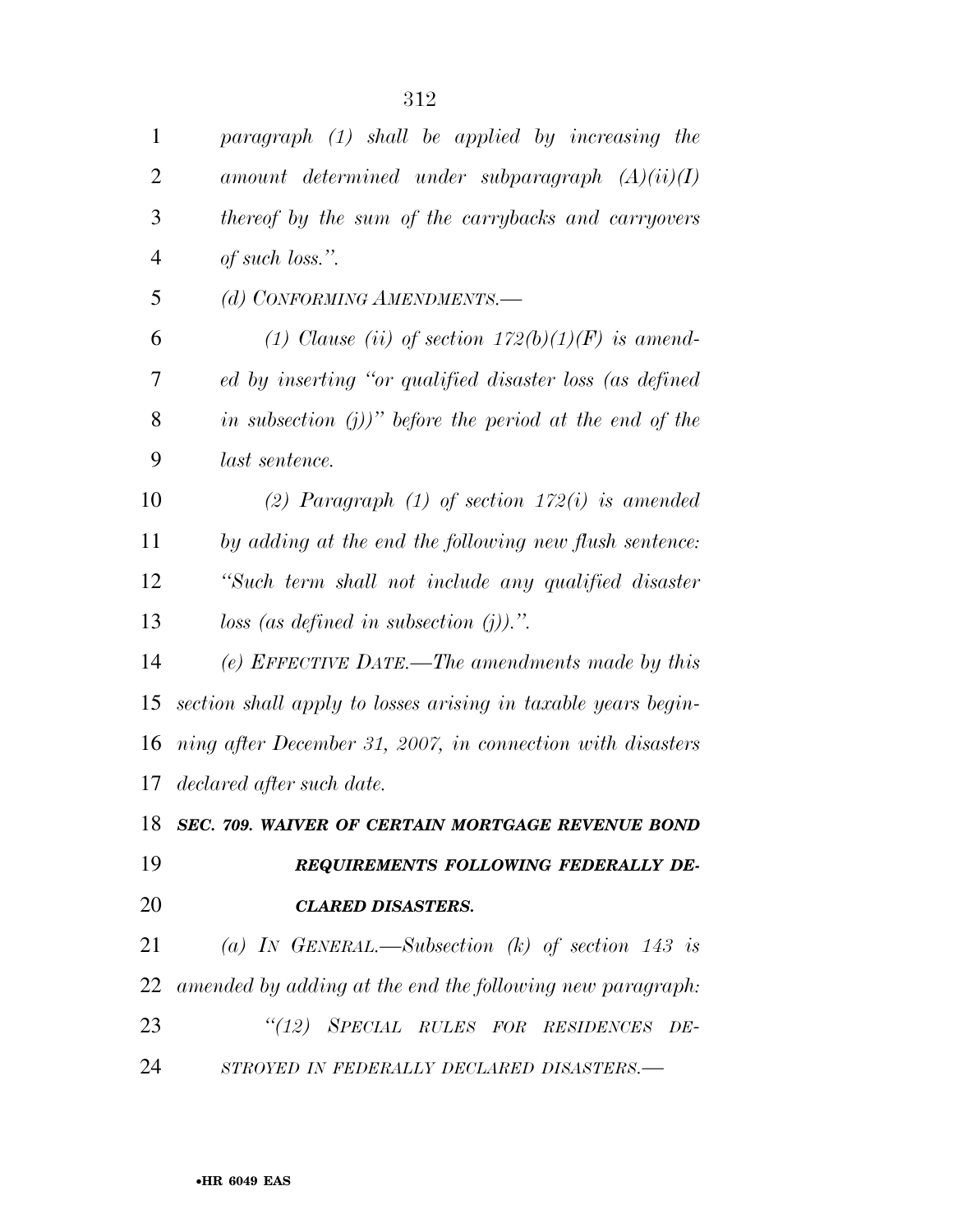*paragraph (1) shall be applied by increasing the amount determined under subparagraph (A)(ii)(I) thereof by the sum of the carrybacks and carryovers of such loss.''.*

*(d) CONFORMING AMENDMENTS.—*

*(1) Clause (ii) of section 172(b)(1)(F) is amended by inserting ''or qualified disaster loss (as defined in subsection (j))'' before the period at the end of the last sentence.*

*(2) Paragraph (1) of section 172(i) is amended by adding at the end the following new flush sentence: ''Such term shall not include any qualified disaster loss (as defined in subsection (j)).''.*

*(e) EFFECTIVE DATE.—The amendments made by this section shall apply to losses arising in taxable years beginning after December 31, 2007, in connection with disasters declared after such date.*

***SEC. 709. WAIVER OF CERTAIN MORTGAGE REVENUE BOND REQUIREMENTS FOLLOWING FEDERALLY DECLARED DISASTERS.***

*(a) IN GENERAL.—Subsection (k) of section 143 is amended by adding at the end the following new paragraph:*

*''(12) SPECIAL RULES FOR RESIDENCES DESTROYED IN FEDERALLY DECLARED DISASTERS.—*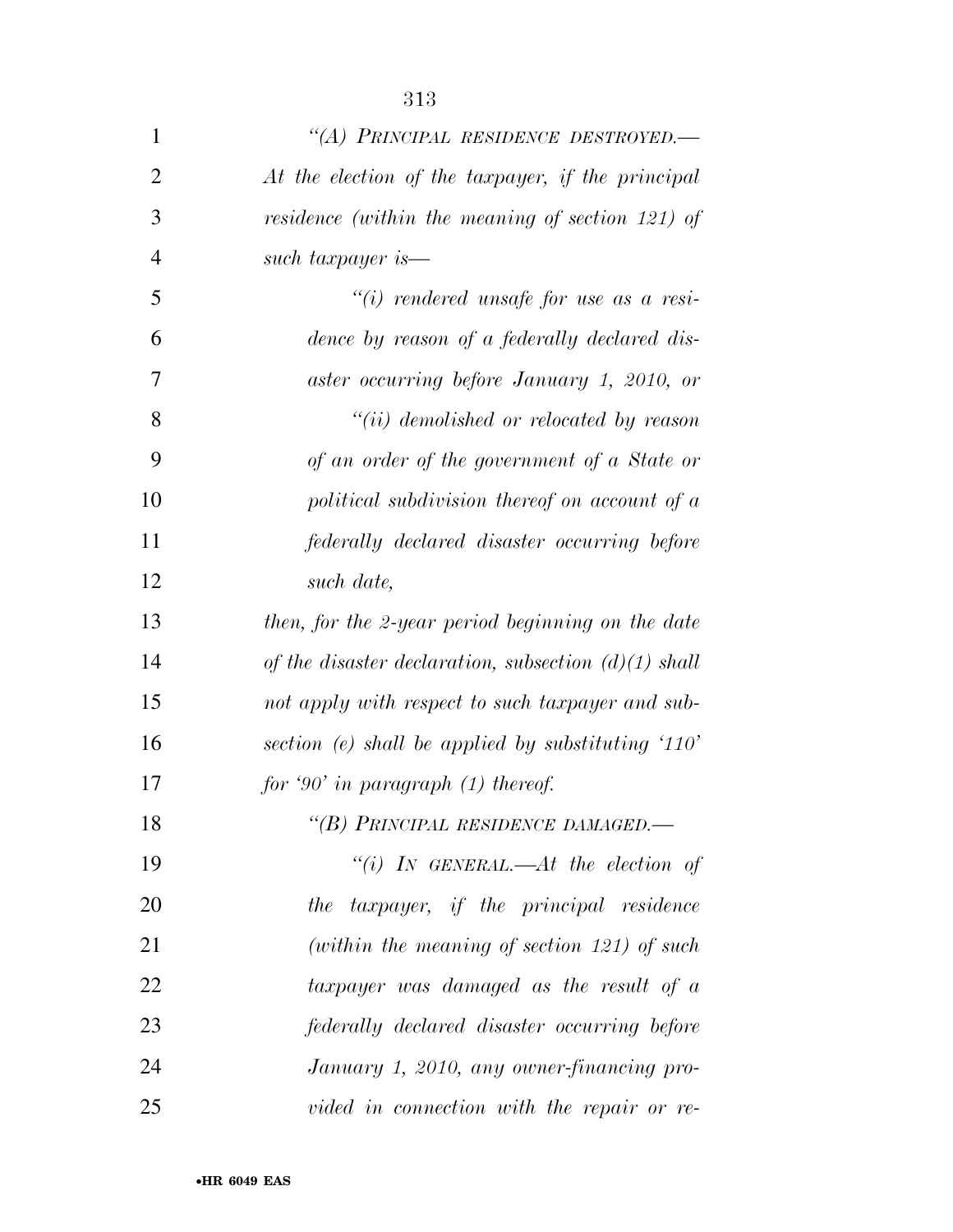*"(A) PRINCIPAL RESIDENCE DESTROYED.—At the election of the taxpayer, if the principal residence (within the meaning of section 121) of such taxpayer is—*

*"(i) rendered unsafe for use as a residence by reason of a federally declared disaster occurring before January 1, 2010, or*

*"(ii) demolished or relocated by reason of an order of the government of a State or political subdivision thereof on account of a federally declared disaster occurring before such date,*

*then, for the 2-year period beginning on the date of the disaster declaration, subsection (d)(1) shall not apply with respect to such taxpayer and subsection (e) shall be applied by substituting '110' for '90' in paragraph (1) thereof.*

*"(B) PRINCIPAL RESIDENCE DAMAGED.—*

*"(i) IN GENERAL.—At the election of the taxpayer, if the principal residence (within the meaning of section 121) of such taxpayer was damaged as the result of a federally declared disaster occurring before January 1, 2010, any owner-financing provided in connection with the repair or re-*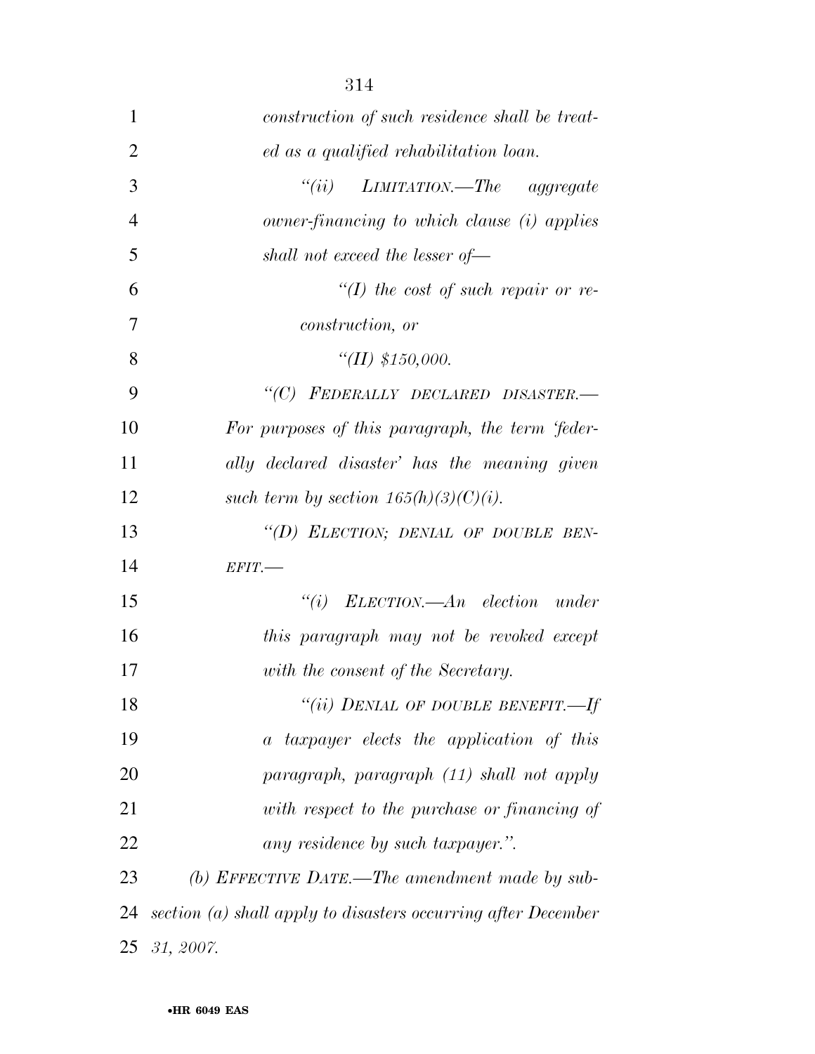*construction of such residence shall be treated as a qualified rehabilitation loan.*

*"(ii) LIMITATION.—The aggregate owner-financing to which clause (i) applies shall not exceed the lesser of—*

*"(I) the cost of such repair or reconstruction, or*

*"(II) $150,000.*

*"(C) FEDERALLY DECLARED DISASTER.—For purposes of this paragraph, the term 'federally declared disaster' has the meaning given such term by section 165(h)(3)(C)(i).*

*"(D) ELECTION; DENIAL OF DOUBLE BENEFIT.—*

*"(i) ELECTION.—An election under this paragraph may not be revoked except with the consent of the Secretary.*

*"(ii) DENIAL OF DOUBLE BENEFIT.—If a taxpayer elects the application of this paragraph, paragraph (11) shall not apply with respect to the purchase or financing of any residence by such taxpayer.".*

*(b) EFFECTIVE DATE.—The amendment made by subsection (a) shall apply to disasters occurring after December 31, 2007.*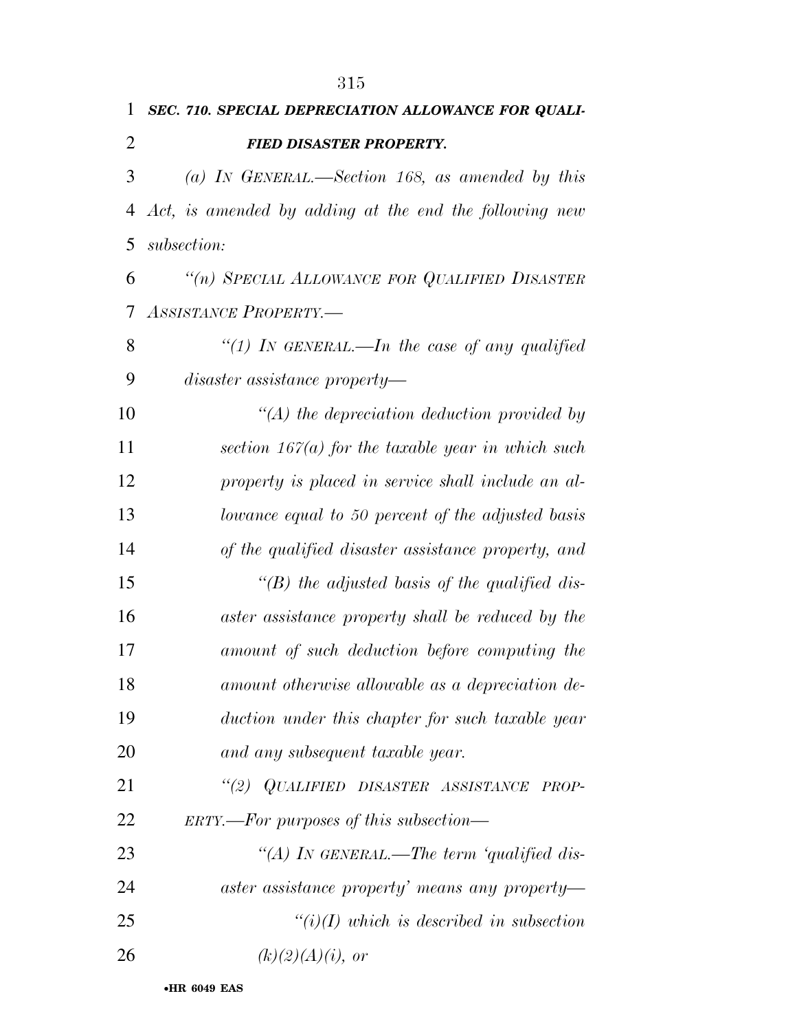***SEC. 710. SPECIAL DEPRECIATION ALLOWANCE FOR QUALIFIED DISASTER PROPERTY.***

*(a) IN GENERAL.—Section 168, as amended by this Act, is amended by adding at the end the following new subsection:*

*"(n) SPECIAL ALLOWANCE FOR QUALIFIED DISASTER ASSISTANCE PROPERTY.—*

*"(1) IN GENERAL.—In the case of any qualified disaster assistance property—*

*"(A) the depreciation deduction provided by section 167(a) for the taxable year in which such property is placed in service shall include an allowance equal to 50 percent of the adjusted basis of the qualified disaster assistance property, and*

*"(B) the adjusted basis of the qualified disaster assistance property shall be reduced by the amount of such deduction before computing the amount otherwise allowable as a depreciation deduction under this chapter for such taxable year and any subsequent taxable year.*

*"(2) QUALIFIED DISASTER ASSISTANCE PROPERTY.—For purposes of this subsection—*

*"(A) IN GENERAL.—The term 'qualified disaster assistance property' means any property—*

*"(i)(I) which is described in subsection (k)(2)(A)(i), or*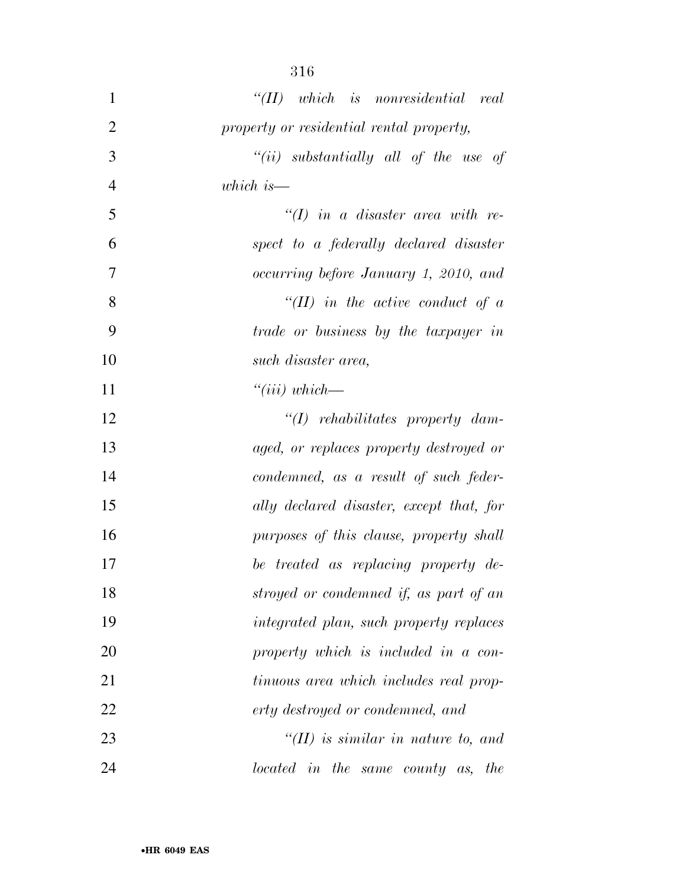*"(II) which is nonresidential real property or residential rental property,*

*"(ii) substantially all of the use of which is—*

*"(I) in a disaster area with respect to a federally declared disaster occurring before January 1, 2010, and*

*"(II) in the active conduct of a trade or business by the taxpayer in such disaster area,*

*"(iii) which—*

*"(I) rehabilitates property damaged, or replaces property destroyed or condemned, as a result of such federally declared disaster, except that, for purposes of this clause, property shall be treated as replacing property destroyed or condemned if, as part of an integrated plan, such property replaces property which is included in a continuous area which includes real property destroyed or condemned, and*

*"(II) is similar in nature to, and located in the same county as, the*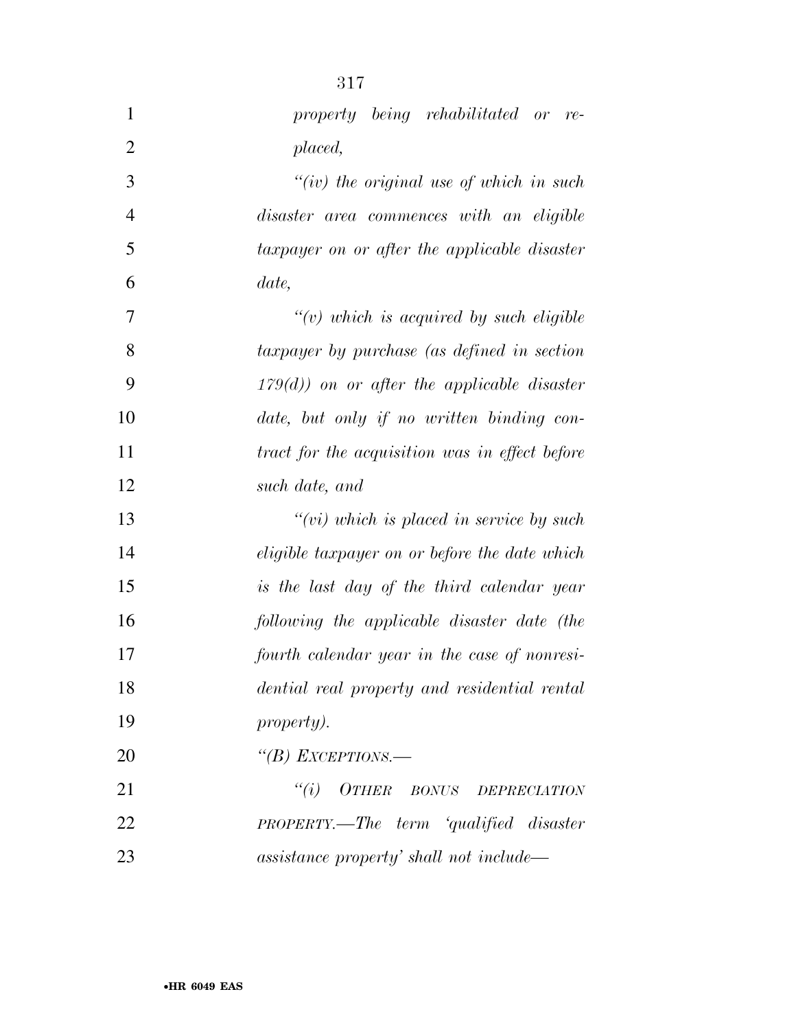*property being rehabilitated or replaced,*

*"(iv) the original use of which in such disaster area commences with an eligible taxpayer on or after the applicable disaster date,*

*"(v) which is acquired by such eligible taxpayer by purchase (as defined in section 179(d)) on or after the applicable disaster date, but only if no written binding contract for the acquisition was in effect before such date, and*

*"(vi) which is placed in service by such eligible taxpayer on or before the date which is the last day of the third calendar year following the applicable disaster date (the fourth calendar year in the case of nonresidential real property and residential rental property).*

*"(B) EXCEPTIONS.—*

*"(i) OTHER BONUS DEPRECIATION PROPERTY.—The term 'qualified disaster assistance property' shall not include—*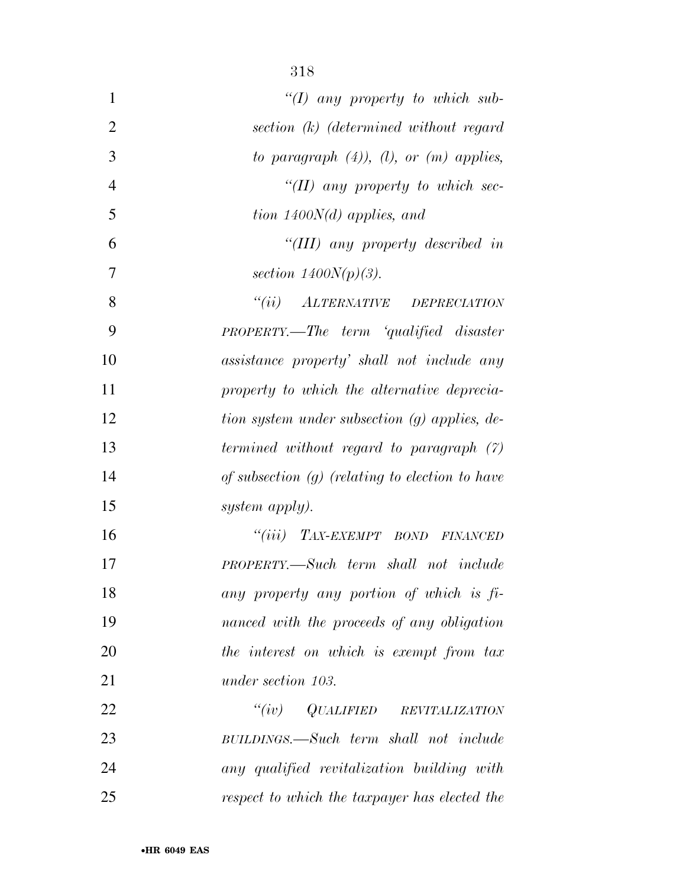*"(I) any property to which subsection (k) (determined without regard to paragraph (4)), (l), or (m) applies,*

*"(II) any property to which section 1400N(d) applies, and*

*"(III) any property described in section 1400N(p)(3).*

*"(ii) ALTERNATIVE DEPRECIATION PROPERTY.—The term 'qualified disaster assistance property' shall not include any property to which the alternative depreciation system under subsection (g) applies, determined without regard to paragraph (7) of subsection (g) (relating to election to have system apply).*

*"(iii) TAX-EXEMPT BOND FINANCED PROPERTY.—Such term shall not include any property any portion of which is financed with the proceeds of any obligation the interest on which is exempt from tax under section 103.*

*"(iv) QUALIFIED REVITALIZATION BUILDINGS.—Such term shall not include any qualified revitalization building with respect to which the taxpayer has elected the*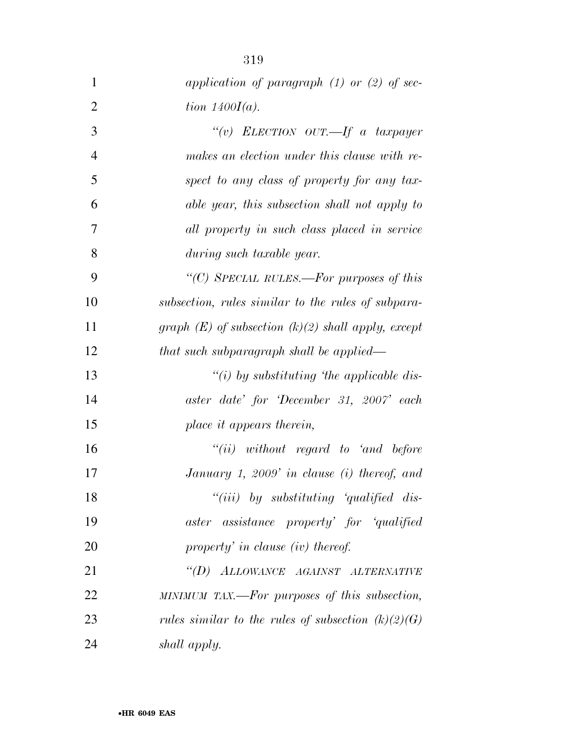*application of paragraph (1) or (2) of section 1400I(a).*

*"(v) ELECTION OUT.—If a taxpayer makes an election under this clause with respect to any class of property for any taxable year, this subsection shall not apply to all property in such class placed in service during such taxable year.*

*"(C) SPECIAL RULES.—For purposes of this subsection, rules similar to the rules of subparagraph (E) of subsection (k)(2) shall apply, except that such subparagraph shall be applied—*

*"(i) by substituting 'the applicable disaster date' for 'December 31, 2007' each place it appears therein,*

*"(ii) without regard to 'and before January 1, 2009' in clause (i) thereof, and*

*"(iii) by substituting 'qualified disaster assistance property' for 'qualified property' in clause (iv) thereof.*

*"(D) ALLOWANCE AGAINST ALTERNATIVE MINIMUM TAX.—For purposes of this subsection, rules similar to the rules of subsection (k)(2)(G) shall apply.*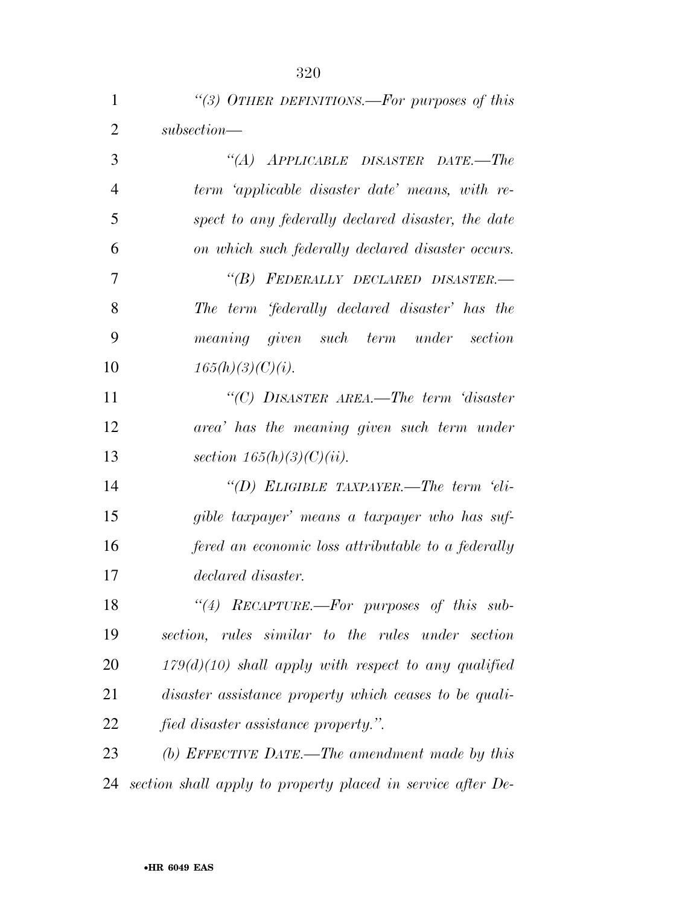*"(3) OTHER DEFINITIONS.—For purposes of this subsection—*

*"(A) APPLICABLE DISASTER DATE.—The term 'applicable disaster date' means, with respect to any federally declared disaster, the date on which such federally declared disaster occurs.*

*"(B) FEDERALLY DECLARED DISASTER.—The term 'federally declared disaster' has the meaning given such term under section 165(h)(3)(C)(i).*

*"(C) DISASTER AREA.—The term 'disaster area' has the meaning given such term under section 165(h)(3)(C)(ii).*

*"(D) ELIGIBLE TAXPAYER.—The term 'eligible taxpayer' means a taxpayer who has suffered an economic loss attributable to a federally declared disaster.*

*"(4) RECAPTURE.—For purposes of this subsection, rules similar to the rules under section 179(d)(10) shall apply with respect to any qualified disaster assistance property which ceases to be qualified disaster assistance property.".*

*(b) EFFECTIVE DATE.—The amendment made by this section shall apply to property placed in service after De-*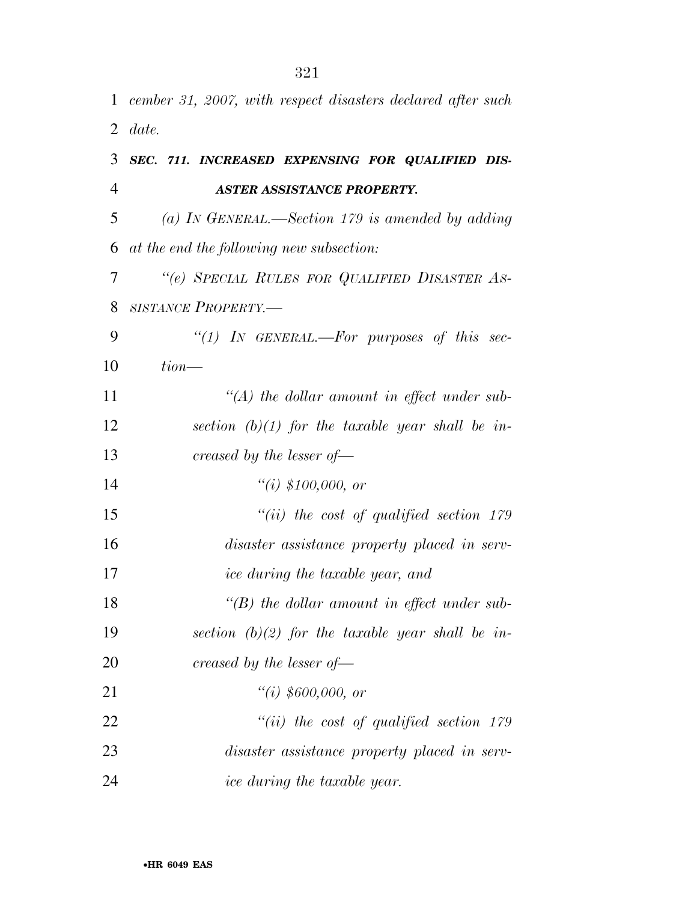*cember 31, 2007, with respect disasters declared after such date.*

### ***SEC. 711. INCREASED EXPENSING FOR QUALIFIED DISASTER ASSISTANCE PROPERTY.***

*(a) IN GENERAL.—Section 179 is amended by adding at the end the following new subsection:*

*"(e) SPECIAL RULES FOR QUALIFIED DISASTER ASSISTANCE PROPERTY.—*

*"(1) IN GENERAL.—For purposes of this section—*

*"(A) the dollar amount in effect under subsection (b)(1) for the taxable year shall be increased by the lesser of—*

*"(i) $100,000, or*

*"(ii) the cost of qualified section 179 disaster assistance property placed in service during the taxable year, and*

*"(B) the dollar amount in effect under subsection (b)(2) for the taxable year shall be increased by the lesser of—*

*"(i) $600,000, or*

*"(ii) the cost of qualified section 179 disaster assistance property placed in service during the taxable year.*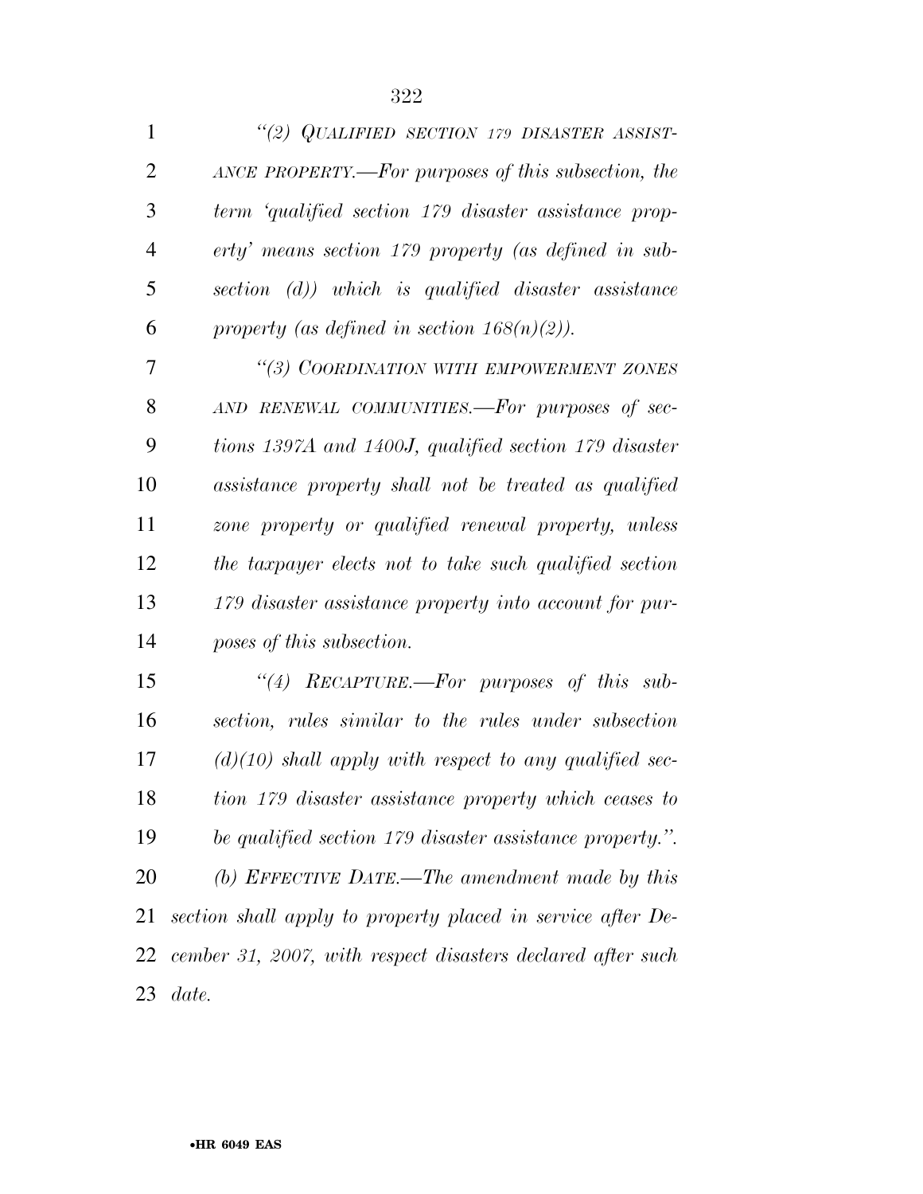*"(2) QUALIFIED SECTION 179 DISASTER ASSISTANCE PROPERTY.—For purposes of this subsection, the term 'qualified section 179 disaster assistance property' means section 179 property (as defined in subsection (d)) which is qualified disaster assistance property (as defined in section 168(n)(2)).*

*"(3) COORDINATION WITH EMPOWERMENT ZONES AND RENEWAL COMMUNITIES.—For purposes of sections 1397A and 1400J, qualified section 179 disaster assistance property shall not be treated as qualified zone property or qualified renewal property, unless the taxpayer elects not to take such qualified section 179 disaster assistance property into account for purposes of this subsection.*

*"(4) RECAPTURE.—For purposes of this subsection, rules similar to the rules under subsection (d)(10) shall apply with respect to any qualified section 179 disaster assistance property which ceases to be qualified section 179 disaster assistance property.".*

*(b) EFFECTIVE DATE.—The amendment made by this section shall apply to property placed in service after December 31, 2007, with respect disasters declared after such date.*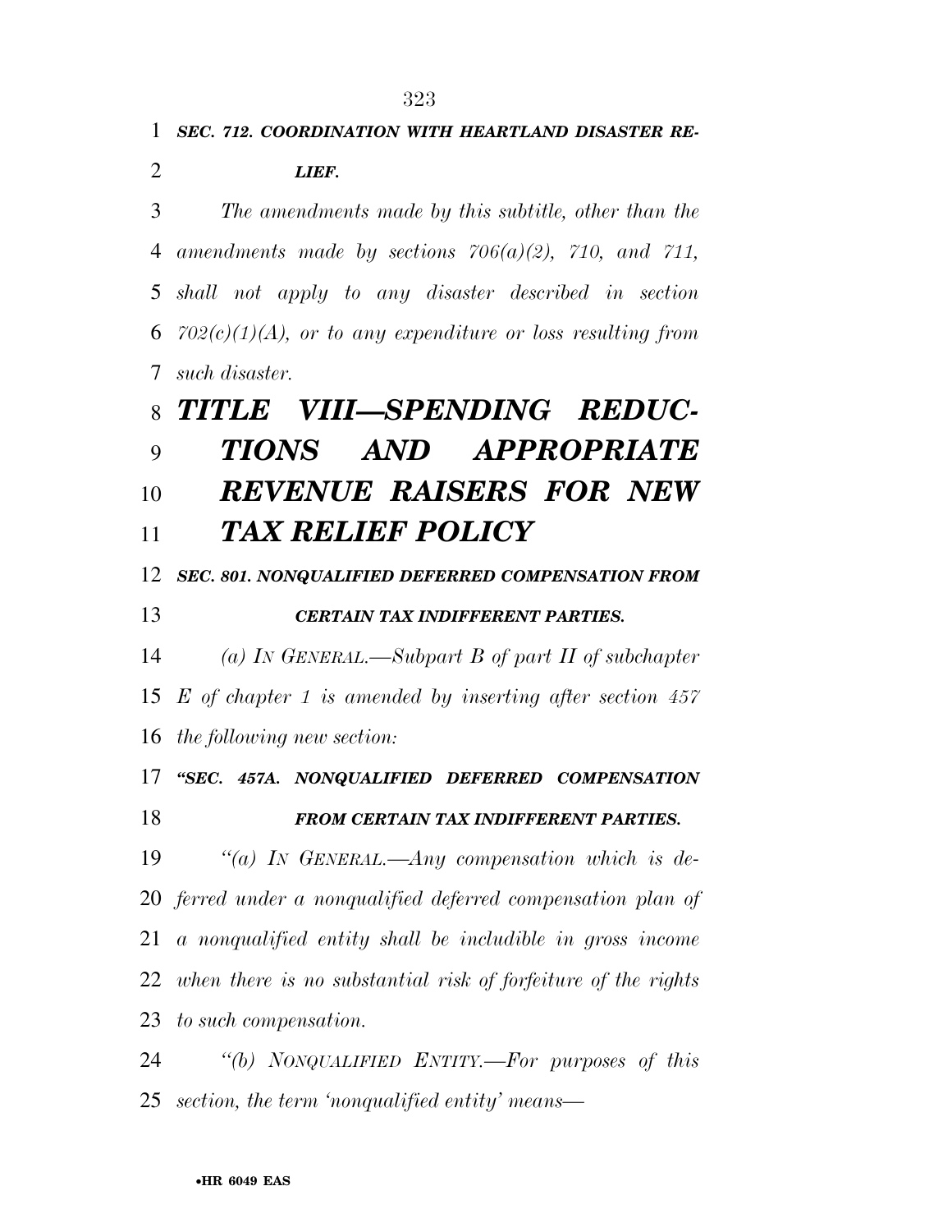***SEC. 712. COORDINATION WITH HEARTLAND DISASTER RELIEF.***

*The amendments made by this subtitle, other than the amendments made by sections 706(a)(2), 710, and 711, shall not apply to any disaster described in section 702(c)(1)(A), or to any expenditure or loss resulting from such disaster.*

# ***TITLE VIII—SPENDING REDUCTIONS AND APPROPRIATE REVENUE RAISERS FOR NEW TAX RELIEF POLICY***

***SEC. 801. NONQUALIFIED DEFERRED COMPENSATION FROM CERTAIN TAX INDIFFERENT PARTIES.***

*(a) IN GENERAL.—Subpart B of part II of subchapter E of chapter 1 is amended by inserting after section 457 the following new section:*

***"SEC. 457A. NONQUALIFIED DEFERRED COMPENSATION FROM CERTAIN TAX INDIFFERENT PARTIES.***

*"(a) IN GENERAL.—Any compensation which is deferred under a nonqualified deferred compensation plan of a nonqualified entity shall be includible in gross income when there is no substantial risk of forfeiture of the rights to such compensation.*

*"(b) NONQUALIFIED ENTITY.—For purposes of this section, the term 'nonqualified entity' means—*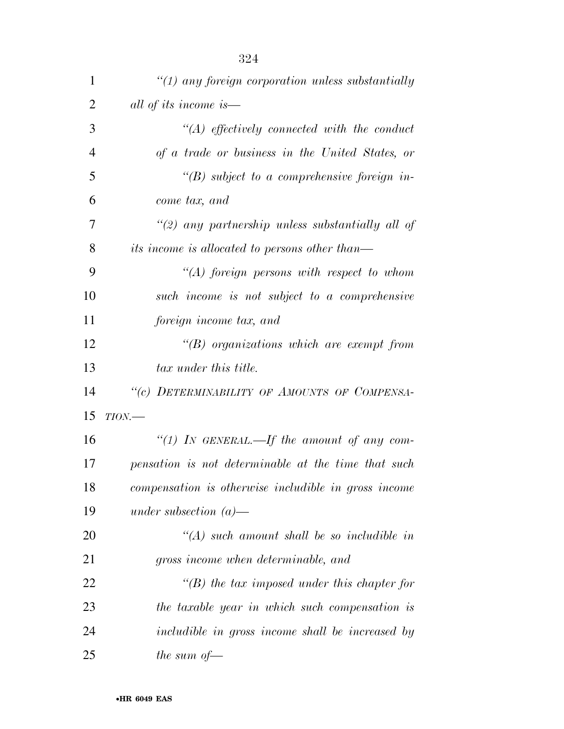*"(1) any foreign corporation unless substantially all of its income is—*

*"(A) effectively connected with the conduct of a trade or business in the United States, or*

*"(B) subject to a comprehensive foreign income tax, and*

*"(2) any partnership unless substantially all of its income is allocated to persons other than—*

*"(A) foreign persons with respect to whom such income is not subject to a comprehensive foreign income tax, and*

*"(B) organizations which are exempt from tax under this title.*

*"(c) DETERMINABILITY OF AMOUNTS OF COMPENSATION.—*

*"(1) IN GENERAL.—If the amount of any compensation is not determinable at the time that such compensation is otherwise includible in gross income under subsection (a)—*

*"(A) such amount shall be so includible in gross income when determinable, and*

*"(B) the tax imposed under this chapter for the taxable year in which such compensation is includible in gross income shall be increased by the sum of—*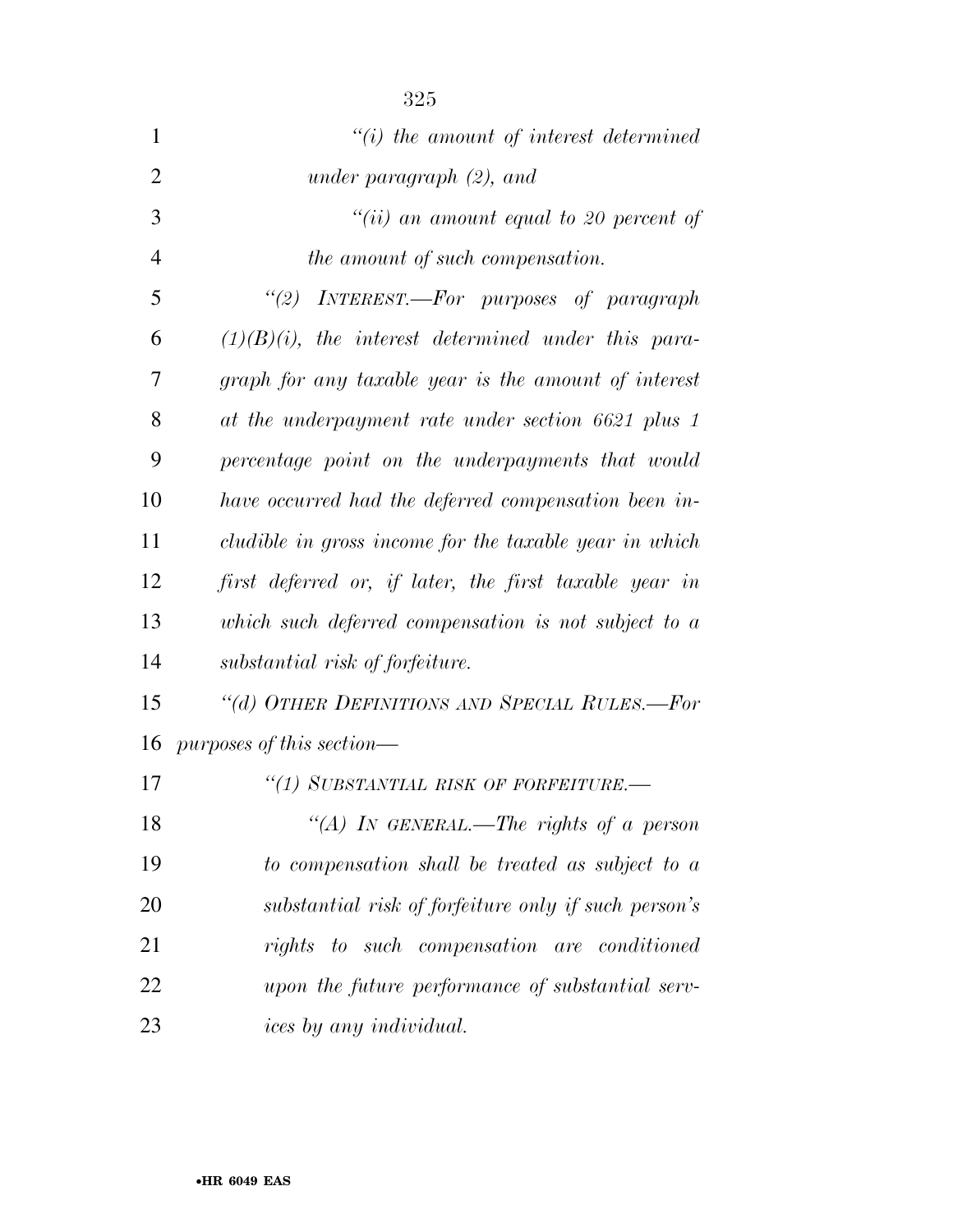*"(i) the amount of interest determined under paragraph (2), and*

*"(ii) an amount equal to 20 percent of the amount of such compensation.*

*"(2) INTEREST.—For purposes of paragraph (1)(B)(i), the interest determined under this paragraph for any taxable year is the amount of interest at the underpayment rate under section 6621 plus 1 percentage point on the underpayments that would have occurred had the deferred compensation been includible in gross income for the taxable year in which first deferred or, if later, the first taxable year in which such deferred compensation is not subject to a substantial risk of forfeiture.*

*"(d) OTHER DEFINITIONS AND SPECIAL RULES.—For purposes of this section—*

*"(1) SUBSTANTIAL RISK OF FORFEITURE.—*

*"(A) IN GENERAL.—The rights of a person to compensation shall be treated as subject to a substantial risk of forfeiture only if such person's rights to such compensation are conditioned upon the future performance of substantial services by any individual.*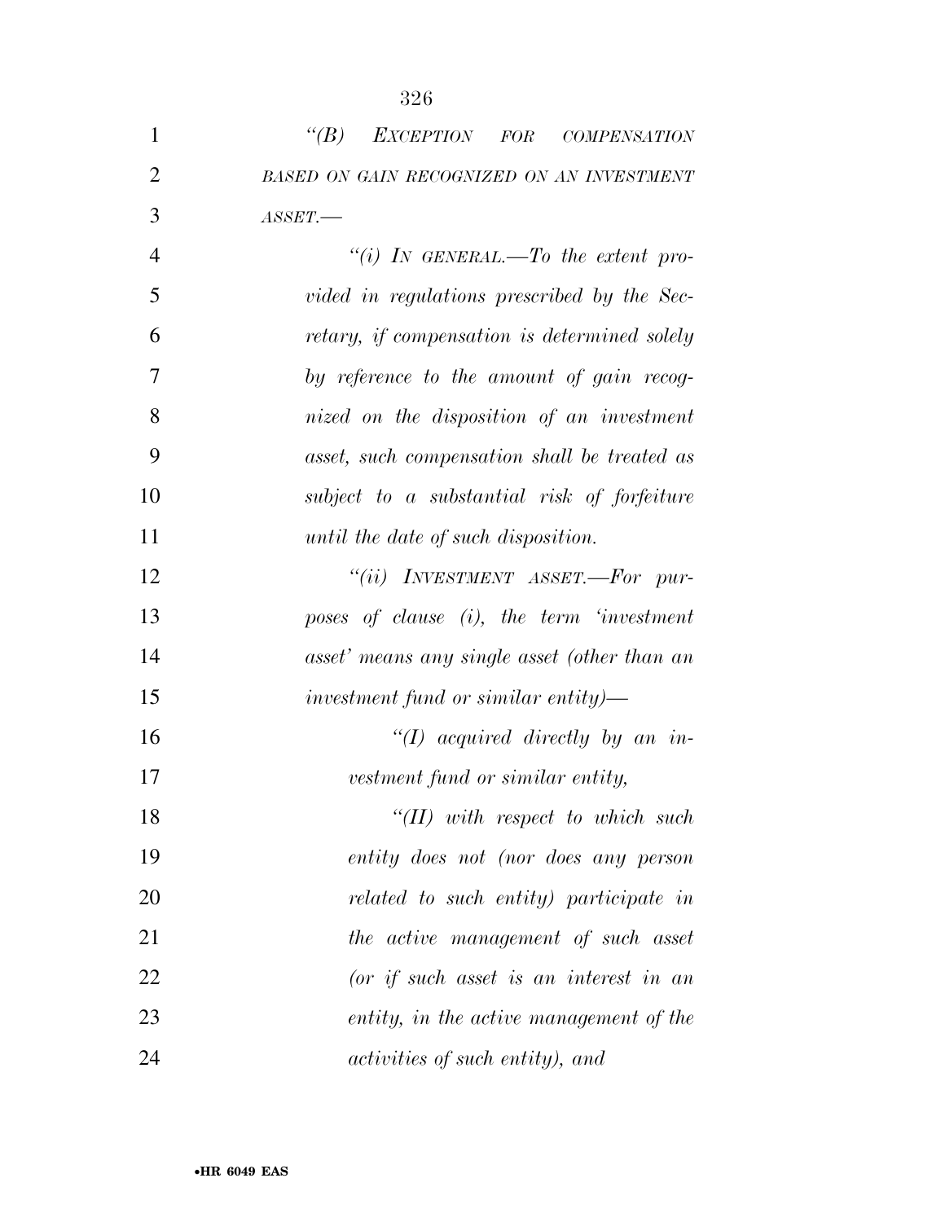*"(B) EXCEPTION FOR COMPENSATION BASED ON GAIN RECOGNIZED ON AN INVESTMENT ASSET.—*

*"(i) IN GENERAL.—To the extent provided in regulations prescribed by the Secretary, if compensation is determined solely by reference to the amount of gain recognized on the disposition of an investment asset, such compensation shall be treated as subject to a substantial risk of forfeiture until the date of such disposition.*

*"(ii) INVESTMENT ASSET.—For purposes of clause (i), the term 'investment asset' means any single asset (other than an investment fund or similar entity)—*

*"(I) acquired directly by an investment fund or similar entity,*

*"(II) with respect to which such entity does not (nor does any person related to such entity) participate in the active management of such asset (or if such asset is an interest in an entity, in the active management of the activities of such entity), and*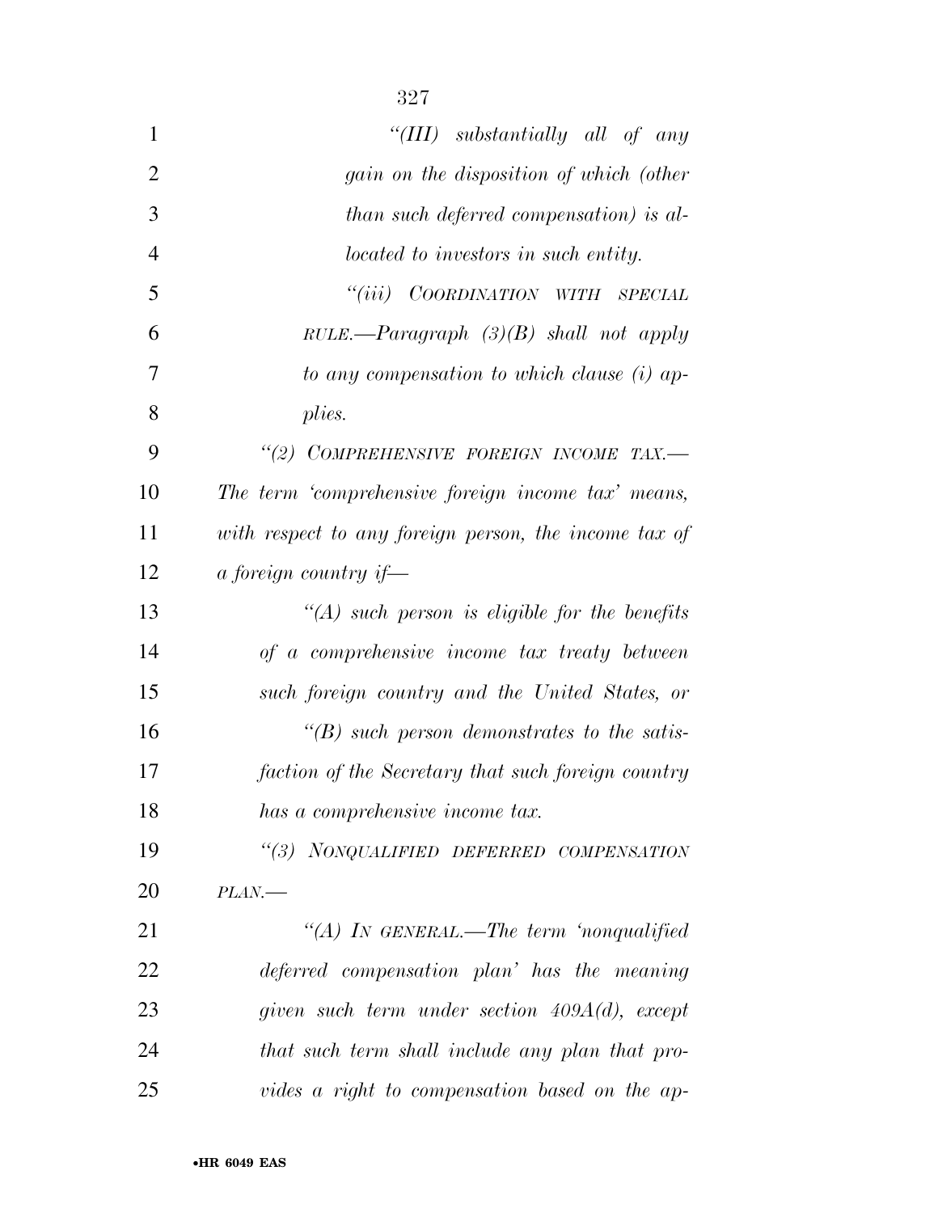*"(III) substantially all of any gain on the disposition of which (other than such deferred compensation) is allocated to investors in such entity.*

*"(iii) COORDINATION WITH SPECIAL RULE.—Paragraph (3)(B) shall not apply to any compensation to which clause (i) applies.*

*"(2) COMPREHENSIVE FOREIGN INCOME TAX.—The term 'comprehensive foreign income tax' means, with respect to any foreign person, the income tax of a foreign country if—*

*"(A) such person is eligible for the benefits of a comprehensive income tax treaty between such foreign country and the United States, or*

*"(B) such person demonstrates to the satisfaction of the Secretary that such foreign country has a comprehensive income tax.*

*"(3) NONQUALIFIED DEFERRED COMPENSATION PLAN.—*

*"(A) IN GENERAL.—The term 'nonqualified deferred compensation plan' has the meaning given such term under section 409A(d), except that such term shall include any plan that provides a right to compensation based on the ap-*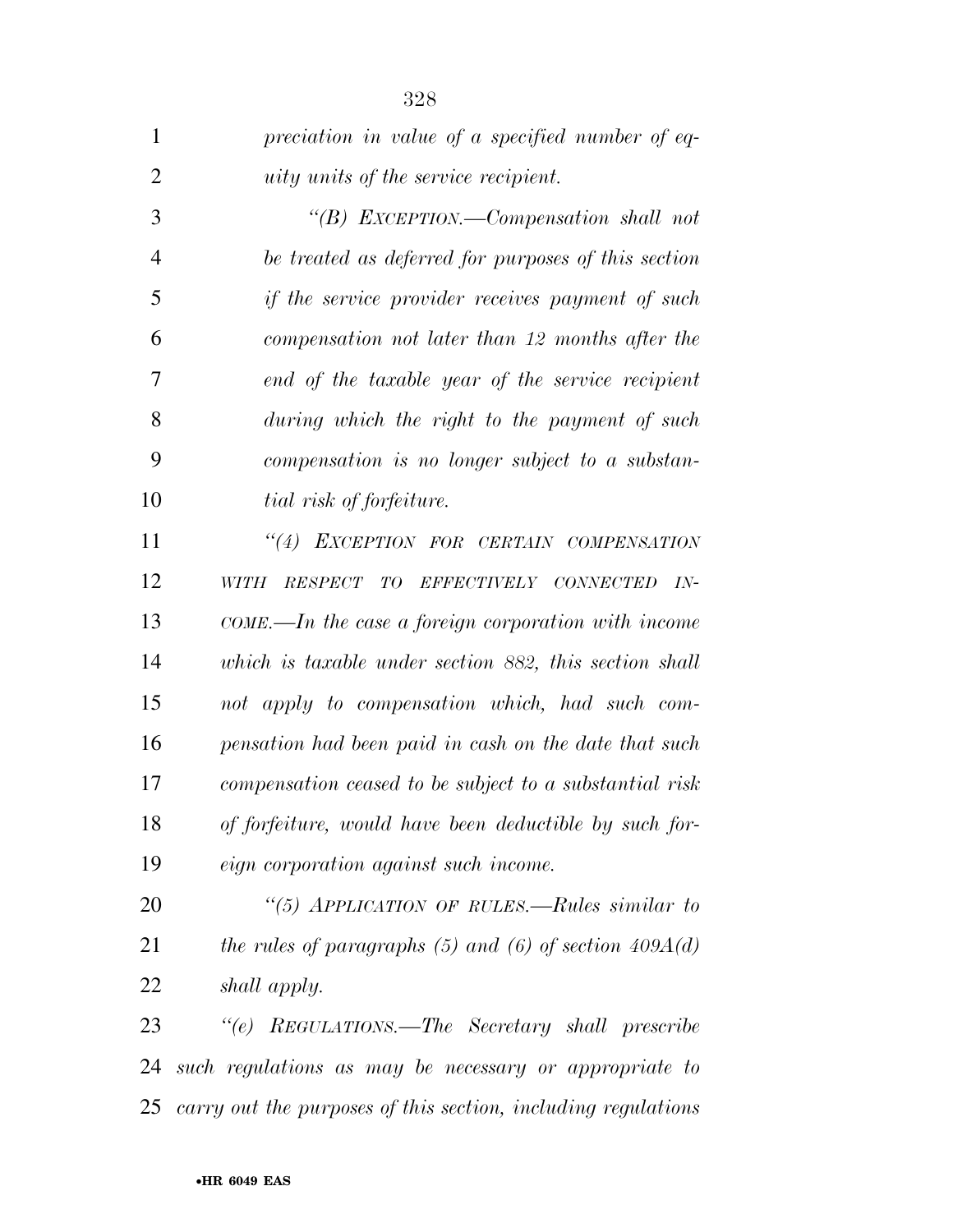*preciation in value of a specified number of equity units of the service recipient.*

*"(B) EXCEPTION.—Compensation shall not be treated as deferred for purposes of this section if the service provider receives payment of such compensation not later than 12 months after the end of the taxable year of the service recipient during which the right to the payment of such compensation is no longer subject to a substantial risk of forfeiture.*

*"(4) EXCEPTION FOR CERTAIN COMPENSATION WITH RESPECT TO EFFECTIVELY CONNECTED INCOME.—In the case a foreign corporation with income which is taxable under section 882, this section shall not apply to compensation which, had such compensation had been paid in cash on the date that such compensation ceased to be subject to a substantial risk of forfeiture, would have been deductible by such foreign corporation against such income.*

*"(5) APPLICATION OF RULES.—Rules similar to the rules of paragraphs (5) and (6) of section 409A(d) shall apply.*

*"(e) REGULATIONS.—The Secretary shall prescribe such regulations as may be necessary or appropriate to carry out the purposes of this section, including regulations*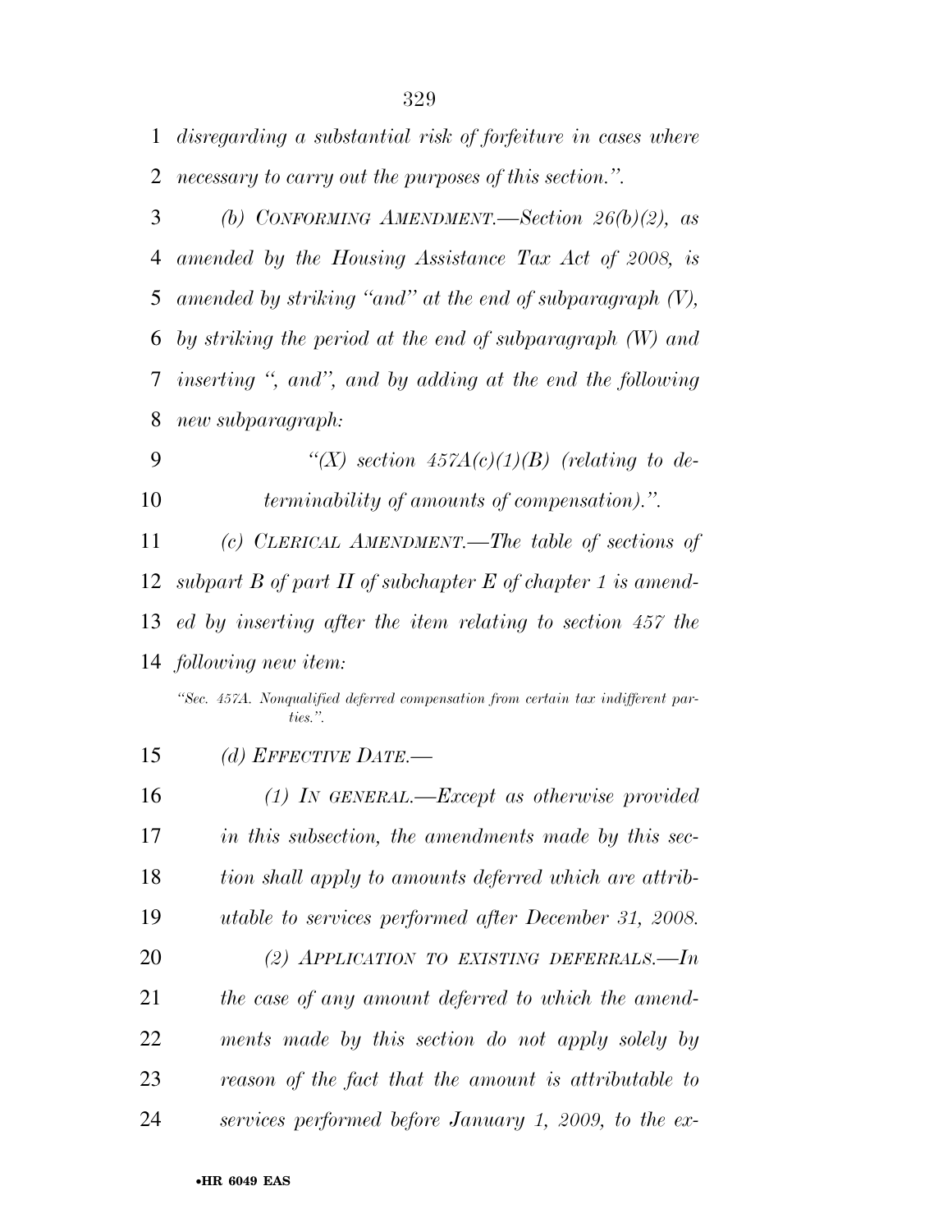*disregarding a substantial risk of forfeiture in cases where necessary to carry out the purposes of this section.".*

*(b) CONFORMING AMENDMENT.—Section 26(b)(2), as amended by the Housing Assistance Tax Act of 2008, is amended by striking "and" at the end of subparagraph (V), by striking the period at the end of subparagraph (W) and inserting ", and", and by adding at the end the following new subparagraph:*

*"(X) section 457A(c)(1)(B) (relating to determinability of amounts of compensation).".*

*(c) CLERICAL AMENDMENT.—The table of sections of subpart B of part II of subchapter E of chapter 1 is amended by inserting after the item relating to section 457 the following new item:*

*"Sec. 457A. Nonqualified deferred compensation from certain tax indifferent parties.".*

*(d) EFFECTIVE DATE.—*

*(1) IN GENERAL.—Except as otherwise provided in this subsection, the amendments made by this section shall apply to amounts deferred which are attributable to services performed after December 31, 2008.*

*(2) APPLICATION TO EXISTING DEFERRALS.—In the case of any amount deferred to which the amendments made by this section do not apply solely by reason of the fact that the amount is attributable to services performed before January 1, 2009, to the ex-*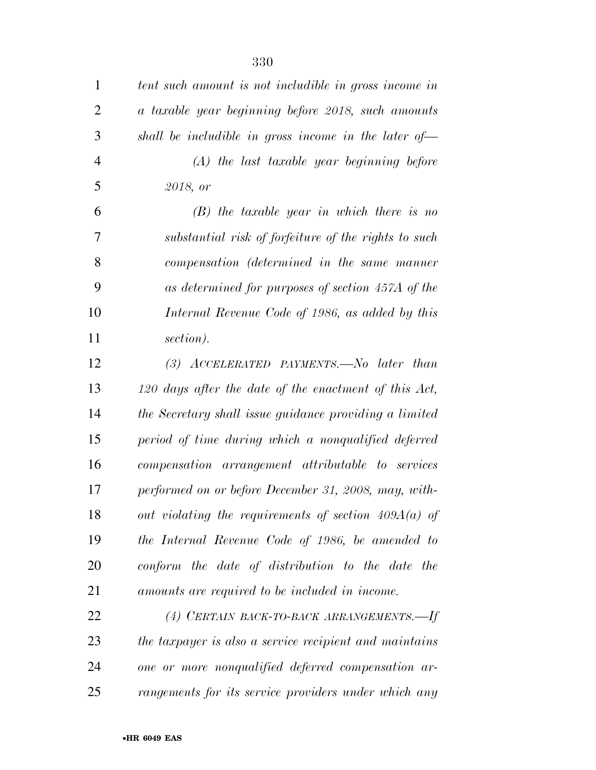*tent such amount is not includible in gross income in a taxable year beginning before 2018, such amounts shall be includible in gross income in the later of—*

*(A) the last taxable year beginning before 2018, or*

*(B) the taxable year in which there is no substantial risk of forfeiture of the rights to such compensation (determined in the same manner as determined for purposes of section 457A of the Internal Revenue Code of 1986, as added by this section).*

*(3) ACCELERATED PAYMENTS.—No later than 120 days after the date of the enactment of this Act, the Secretary shall issue guidance providing a limited period of time during which a nonqualified deferred compensation arrangement attributable to services performed on or before December 31, 2008, may, without violating the requirements of section 409A(a) of the Internal Revenue Code of 1986, be amended to conform the date of distribution to the date the amounts are required to be included in income.*

*(4) CERTAIN BACK-TO-BACK ARRANGEMENTS.—If the taxpayer is also a service recipient and maintains one or more nonqualified deferred compensation arrangements for its service providers under which any*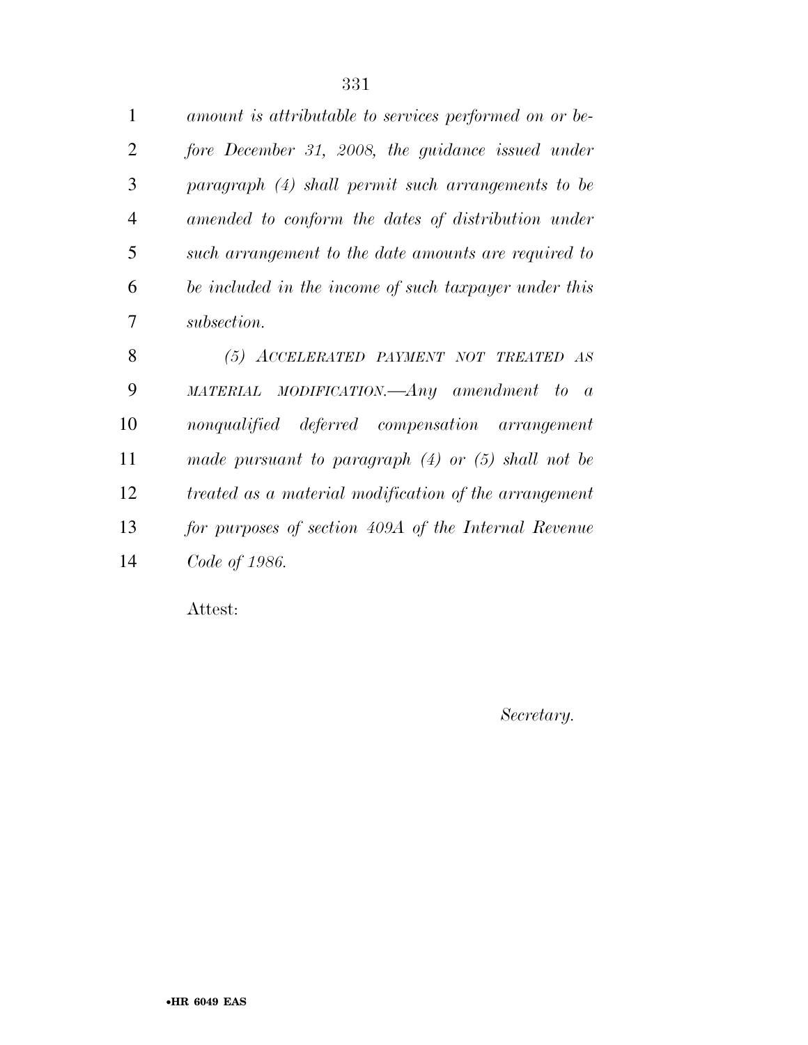*amount is attributable to services performed on or before December 31, 2008, the guidance issued under paragraph (4) shall permit such arrangements to be amended to conform the dates of distribution under such arrangement to the date amounts are required to be included in the income of such taxpayer under this subsection.*

*(5) ACCELERATED PAYMENT NOT TREATED AS MATERIAL MODIFICATION.—Any amendment to a nonqualified deferred compensation arrangement made pursuant to paragraph (4) or (5) shall not be treated as a material modification of the arrangement for purposes of section 409A of the Internal Revenue Code of 1986.*

Attest:

*Secretary.*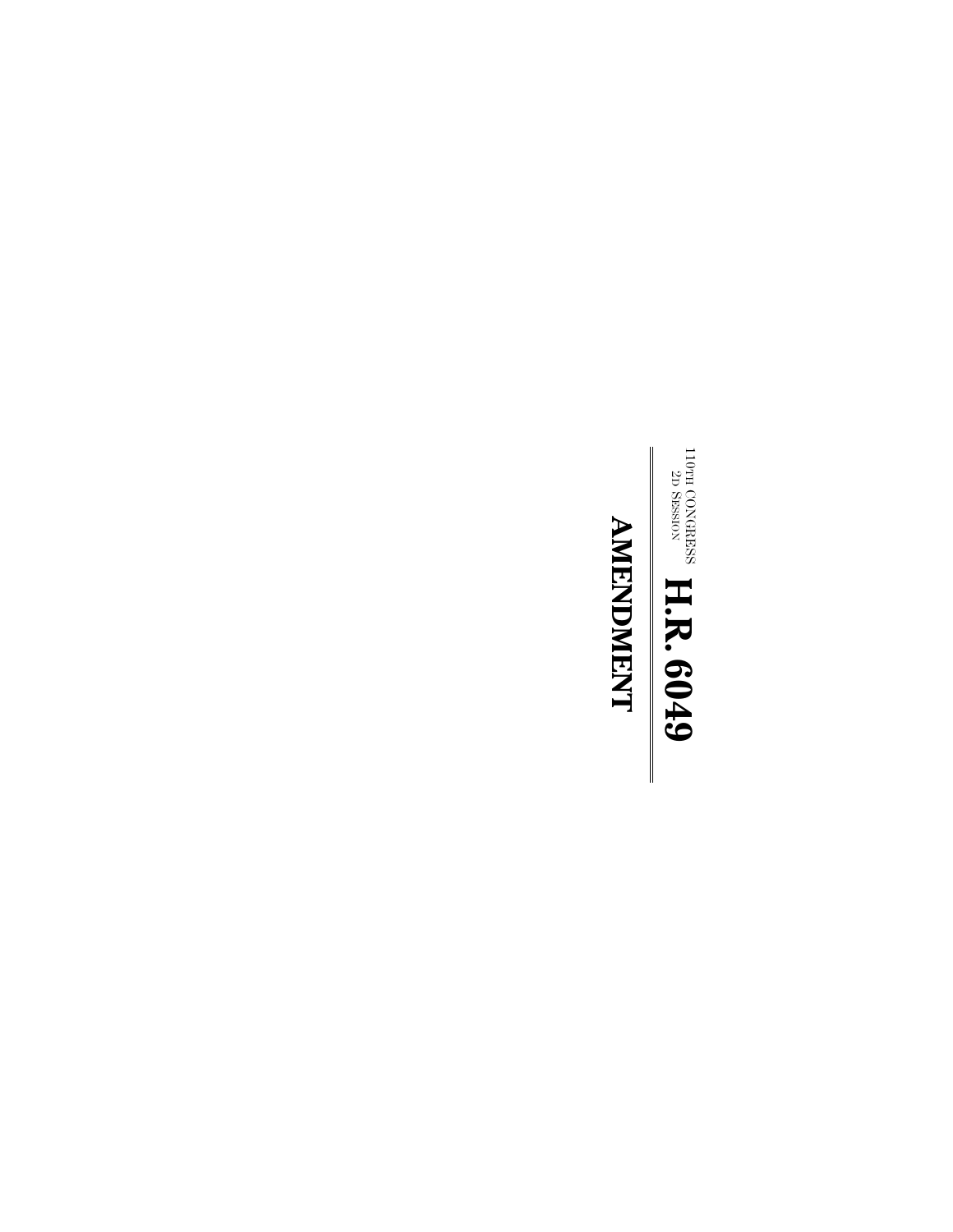110TH CONGRESS
2D SESSION

# H.R. 6049

# AMENDMENT